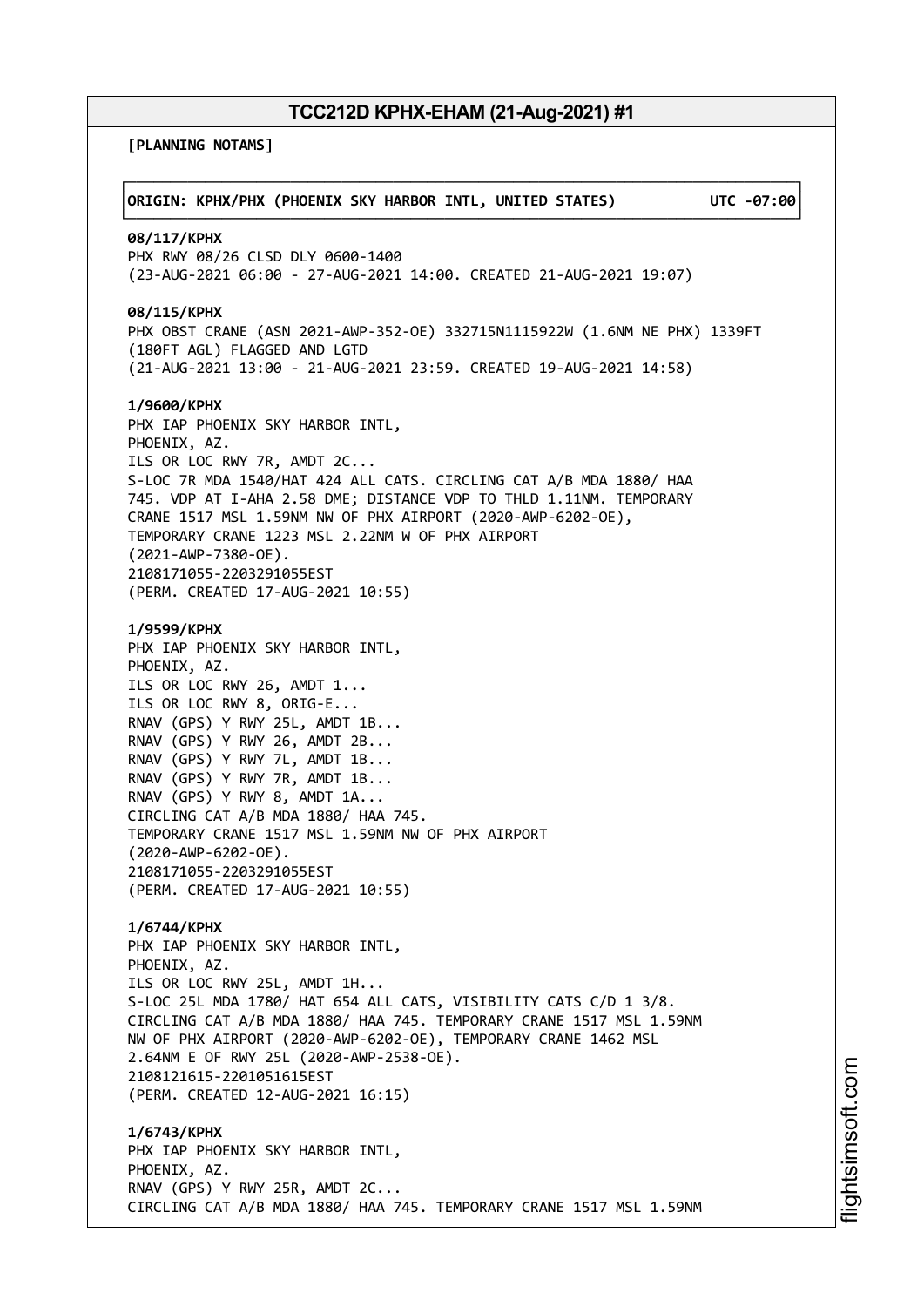# TCC212D KPHX-EHAM (21-Aug-2021) #1

**[PLANNING NOTAMS]**

**ORIGIN: KPHX/PHX (PHOENIX SKY HARBOR INTL, UNITED STATES) UTC -07:00**

**08/117/KPHX**
PHX RWY 08/26 CLSD DLY 0600-1400
(23-AUG-2021 06:00 - 27-AUG-2021 14:00. CREATED 21-AUG-2021 19:07)

**08/115/KPHX**
PHX OBST CRANE (ASN 2021-AWP-352-OE) 332715N1115922W (1.6NM NE PHX) 1339FT (180FT AGL) FLAGGED AND LGTD
(21-AUG-2021 13:00 - 21-AUG-2021 23:59. CREATED 19-AUG-2021 14:58)

**1/9600/KPHX**
PHX IAP PHOENIX SKY HARBOR INTL,
PHOENIX, AZ.
ILS OR LOC RWY 7R, AMDT 2C...
S-LOC 7R MDA 1540/HAT 424 ALL CATS. CIRCLING CAT A/B MDA 1880/ HAA 745. VDP AT I-AHA 2.58 DME; DISTANCE VDP TO THLD 1.11NM. TEMPORARY CRANE 1517 MSL 1.59NM NW OF PHX AIRPORT (2020-AWP-6202-OE), TEMPORARY CRANE 1223 MSL 2.22NM W OF PHX AIRPORT (2021-AWP-7380-OE).
2108171055-2203291055EST
(PERM. CREATED 17-AUG-2021 10:55)

**1/9599/KPHX**
PHX IAP PHOENIX SKY HARBOR INTL,
PHOENIX, AZ.
ILS OR LOC RWY 26, AMDT 1...
ILS OR LOC RWY 8, ORIG-E...
RNAV (GPS) Y RWY 25L, AMDT 1B...
RNAV (GPS) Y RWY 26, AMDT 2B...
RNAV (GPS) Y RWY 7L, AMDT 1B...
RNAV (GPS) Y RWY 7R, AMDT 1B...
RNAV (GPS) Y RWY 8, AMDT 1A...
CIRCLING CAT A/B MDA 1880/ HAA 745.
TEMPORARY CRANE 1517 MSL 1.59NM NW OF PHX AIRPORT (2020-AWP-6202-OE).
2108171055-2203291055EST
(PERM. CREATED 17-AUG-2021 10:55)

**1/6744/KPHX**
PHX IAP PHOENIX SKY HARBOR INTL,
PHOENIX, AZ.
ILS OR LOC RWY 25L, AMDT 1H...
S-LOC 25L MDA 1780/ HAT 654 ALL CATS, VISIBILITY CATS C/D 1 3/8. CIRCLING CAT A/B MDA 1880/ HAA 745. TEMPORARY CRANE 1517 MSL 1.59NM NW OF PHX AIRPORT (2020-AWP-6202-OE), TEMPORARY CRANE 1462 MSL 2.64NM E OF RWY 25L (2020-AWP-2538-OE).
2108121615-2201051615EST
(PERM. CREATED 12-AUG-2021 16:15)

**1/6743/KPHX**
PHX IAP PHOENIX SKY HARBOR INTL,
PHOENIX, AZ.
RNAV (GPS) Y RWY 25R, AMDT 2C...
CIRCLING CAT A/B MDA 1880/ HAA 745. TEMPORARY CRANE 1517 MSL 1.59NM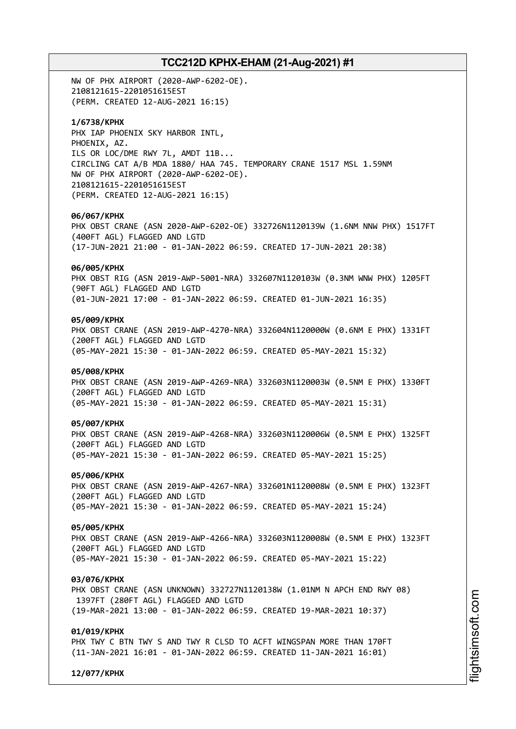NW OF PHX AIRPORT (2020-AWP-6202-OE).
2108121615-2201051615EST
(PERM. CREATED 12-AUG-2021 16:15)

**1/6738/KPHX**
PHX IAP PHOENIX SKY HARBOR INTL,
PHOENIX, AZ.
ILS OR LOC/DME RWY 7L, AMDT 11B...
CIRCLING CAT A/B MDA 1880/ HAA 745. TEMPORARY CRANE 1517 MSL 1.59NM
NW OF PHX AIRPORT (2020-AWP-6202-OE).
2108121615-2201051615EST
(PERM. CREATED 12-AUG-2021 16:15)

**06/067/KPHX**
PHX OBST CRANE (ASN 2020-AWP-6202-OE) 332726N1120139W (1.6NM NNW PHX) 1517FT
(400FT AGL) FLAGGED AND LGTD
(17-JUN-2021 21:00 - 01-JAN-2022 06:59. CREATED 17-JUN-2021 20:38)

**06/005/KPHX**
PHX OBST RIG (ASN 2019-AWP-5001-NRA) 332607N1120103W (0.3NM WNW PHX) 1205FT
(90FT AGL) FLAGGED AND LGTD
(01-JUN-2021 17:00 - 01-JAN-2022 06:59. CREATED 01-JUN-2021 16:35)

**05/009/KPHX**
PHX OBST CRANE (ASN 2019-AWP-4270-NRA) 332604N1120000W (0.6NM E PHX) 1331FT
(200FT AGL) FLAGGED AND LGTD
(05-MAY-2021 15:30 - 01-JAN-2022 06:59. CREATED 05-MAY-2021 15:32)

**05/008/KPHX**
PHX OBST CRANE (ASN 2019-AWP-4269-NRA) 332603N1120003W (0.5NM E PHX) 1330FT
(200FT AGL) FLAGGED AND LGTD
(05-MAY-2021 15:30 - 01-JAN-2022 06:59. CREATED 05-MAY-2021 15:31)

**05/007/KPHX**
PHX OBST CRANE (ASN 2019-AWP-4268-NRA) 332603N1120006W (0.5NM E PHX) 1325FT
(200FT AGL) FLAGGED AND LGTD
(05-MAY-2021 15:30 - 01-JAN-2022 06:59. CREATED 05-MAY-2021 15:25)

**05/006/KPHX**
PHX OBST CRANE (ASN 2019-AWP-4267-NRA) 332601N1120008W (0.5NM E PHX) 1323FT
(200FT AGL) FLAGGED AND LGTD
(05-MAY-2021 15:30 - 01-JAN-2022 06:59. CREATED 05-MAY-2021 15:24)

**05/005/KPHX**
PHX OBST CRANE (ASN 2019-AWP-4266-NRA) 332603N1120008W (0.5NM E PHX) 1323FT
(200FT AGL) FLAGGED AND LGTD
(05-MAY-2021 15:30 - 01-JAN-2022 06:59. CREATED 05-MAY-2021 15:22)

**03/076/KPHX**
PHX OBST CRANE (ASN UNKNOWN) 332727N1120138W (1.01NM N APCH END RWY 08)
1397FT (280FT AGL) FLAGGED AND LGTD
(19-MAR-2021 13:00 - 01-JAN-2022 06:59. CREATED 19-MAR-2021 10:37)

**01/019/KPHX**
PHX TWY C BTN TWY S AND TWY R CLSD TO ACFT WINGSPAN MORE THAN 170FT
(11-JAN-2021 16:01 - 01-JAN-2022 06:59. CREATED 11-JAN-2021 16:01)

**12/077/KPHX**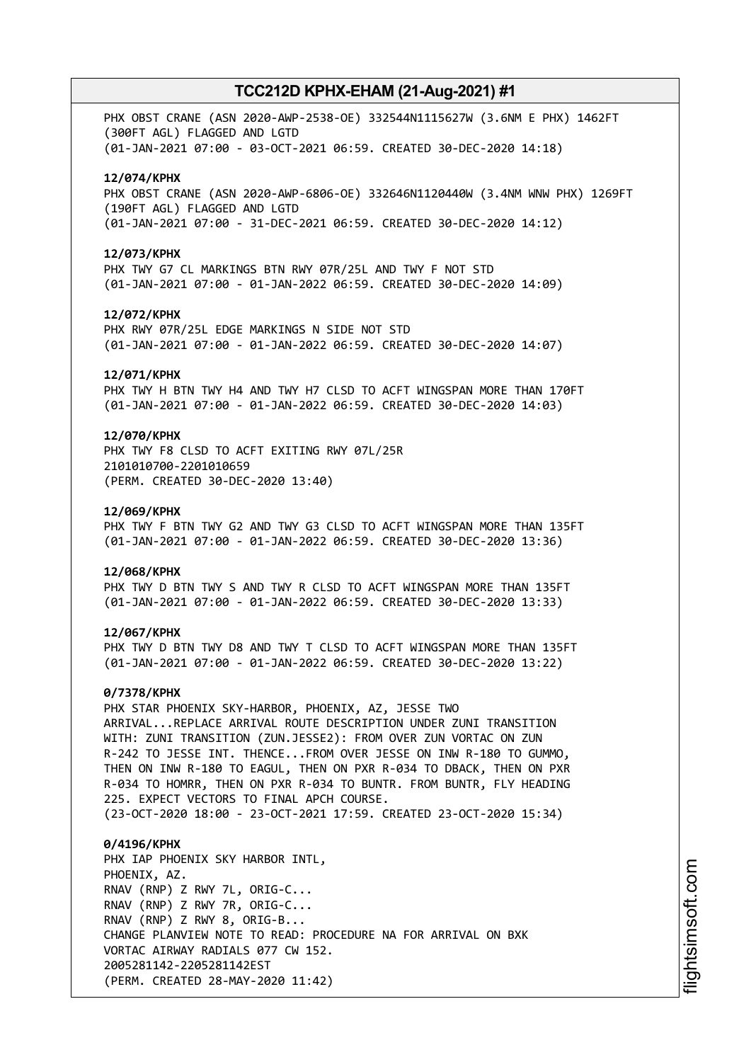PHX OBST CRANE (ASN 2020-AWP-2538-OE) 332544N1115627W (3.6NM E PHX) 1462FT (300FT AGL) FLAGGED AND LGTD
(01-JAN-2021 07:00 - 03-OCT-2021 06:59. CREATED 30-DEC-2020 14:18)

**12/074/KPHX**
PHX OBST CRANE (ASN 2020-AWP-6806-OE) 332646N1120440W (3.4NM WNW PHX) 1269FT (190FT AGL) FLAGGED AND LGTD
(01-JAN-2021 07:00 - 31-DEC-2021 06:59. CREATED 30-DEC-2020 14:12)

**12/073/KPHX**
PHX TWY G7 CL MARKINGS BTN RWY 07R/25L AND TWY F NOT STD
(01-JAN-2021 07:00 - 01-JAN-2022 06:59. CREATED 30-DEC-2020 14:09)

**12/072/KPHX**
PHX RWY 07R/25L EDGE MARKINGS N SIDE NOT STD
(01-JAN-2021 07:00 - 01-JAN-2022 06:59. CREATED 30-DEC-2020 14:07)

**12/071/KPHX**
PHX TWY H BTN TWY H4 AND TWY H7 CLSD TO ACFT WINGSPAN MORE THAN 170FT
(01-JAN-2021 07:00 - 01-JAN-2022 06:59. CREATED 30-DEC-2020 14:03)

**12/070/KPHX**
PHX TWY F8 CLSD TO ACFT EXITING RWY 07L/25R
2101010700-2201010659
(PERM. CREATED 30-DEC-2020 13:40)

**12/069/KPHX**
PHX TWY F BTN TWY G2 AND TWY G3 CLSD TO ACFT WINGSPAN MORE THAN 135FT
(01-JAN-2021 07:00 - 01-JAN-2022 06:59. CREATED 30-DEC-2020 13:36)

**12/068/KPHX**
PHX TWY D BTN TWY S AND TWY R CLSD TO ACFT WINGSPAN MORE THAN 135FT
(01-JAN-2021 07:00 - 01-JAN-2022 06:59. CREATED 30-DEC-2020 13:33)

**12/067/KPHX**
PHX TWY D BTN TWY D8 AND TWY T CLSD TO ACFT WINGSPAN MORE THAN 135FT
(01-JAN-2021 07:00 - 01-JAN-2022 06:59. CREATED 30-DEC-2020 13:22)

**0/7378/KPHX**
PHX STAR PHOENIX SKY-HARBOR, PHOENIX, AZ, JESSE TWO ARRIVAL...REPLACE ARRIVAL ROUTE DESCRIPTION UNDER ZUNI TRANSITION WITH: ZUNI TRANSITION (ZUN.JESSE2): FROM OVER ZUN VORTAC ON ZUN R-242 TO JESSE INT. THENCE...FROM OVER JESSE ON INW R-180 TO GUMMO, THEN ON INW R-180 TO EAGUL, THEN ON PXR R-034 TO DBACK, THEN ON PXR R-034 TO HOMRR, THEN ON PXR R-034 TO BUNTR. FROM BUNTR, FLY HEADING 225. EXPECT VECTORS TO FINAL APCH COURSE.
(23-OCT-2020 18:00 - 23-OCT-2021 17:59. CREATED 23-OCT-2020 15:34)

**0/4196/KPHX**
PHX IAP PHOENIX SKY HARBOR INTL,
PHOENIX, AZ.
RNAV (RNP) Z RWY 7L, ORIG-C...
RNAV (RNP) Z RWY 7R, ORIG-C...
RNAV (RNP) Z RWY 8, ORIG-B...
CHANGE PLANVIEW NOTE TO READ: PROCEDURE NA FOR ARRIVAL ON BXK VORTAC AIRWAY RADIALS 077 CW 152.
2005281142-2205281142EST
(PERM. CREATED 28-MAY-2020 11:42)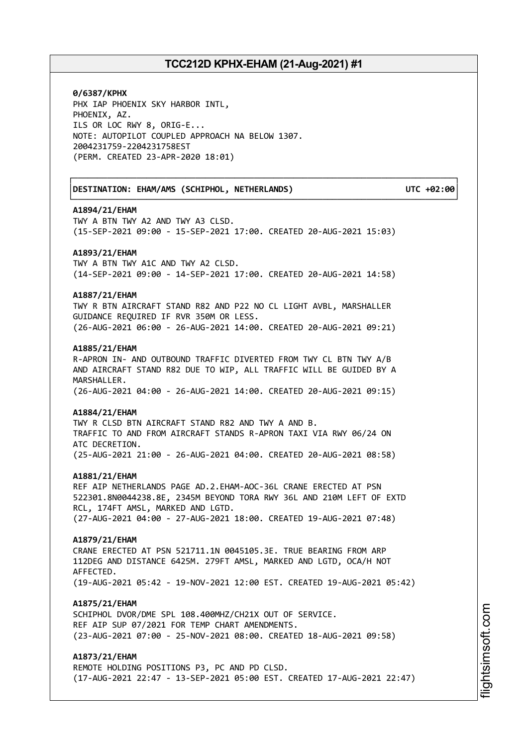**0/6387/KPHX**
PHX IAP PHOENIX SKY HARBOR INTL,
PHOENIX, AZ.
ILS OR LOC RWY 8, ORIG-E...
NOTE: AUTOPILOT COUPLED APPROACH NA BELOW 1307.
2004231759-2204231758EST
(PERM. CREATED 23-APR-2020 18:01)

**DESTINATION: EHAM/AMS (SCHIPHOL, NETHERLANDS) UTC +02:00**

**A1894/21/EHAM**
TWY A BTN TWY A2 AND TWY A3 CLSD.
(15-SEP-2021 09:00 - 15-SEP-2021 17:00. CREATED 20-AUG-2021 15:03)

**A1893/21/EHAM**
TWY A BTN TWY A1C AND TWY A2 CLSD.
(14-SEP-2021 09:00 - 14-SEP-2021 17:00. CREATED 20-AUG-2021 14:58)

**A1887/21/EHAM**
TWY R BTN AIRCRAFT STAND R82 AND P22 NO CL LIGHT AVBL, MARSHALLER
GUIDANCE REQUIRED IF RVR 350M OR LESS.
(26-AUG-2021 06:00 - 26-AUG-2021 14:00. CREATED 20-AUG-2021 09:21)

**A1885/21/EHAM**
R-APRON IN- AND OUTBOUND TRAFFIC DIVERTED FROM TWY CL BTN TWY A/B
AND AIRCRAFT STAND R82 DUE TO WIP, ALL TRAFFIC WILL BE GUIDED BY A
MARSHALLER.
(26-AUG-2021 04:00 - 26-AUG-2021 14:00. CREATED 20-AUG-2021 09:15)

**A1884/21/EHAM**
TWY R CLSD BTN AIRCRAFT STAND R82 AND TWY A AND B.
TRAFFIC TO AND FROM AIRCRAFT STANDS R-APRON TAXI VIA RWY 06/24 ON
ATC DECRETION.
(25-AUG-2021 21:00 - 26-AUG-2021 04:00. CREATED 20-AUG-2021 08:58)

**A1881/21/EHAM**
REF AIP NETHERLANDS PAGE AD.2.EHAM-AOC-36L CRANE ERECTED AT PSN
522301.8N0044238.8E, 2345M BEYOND TORA RWY 36L AND 210M LEFT OF EXTD
RCL, 174FT AMSL, MARKED AND LGTD.
(27-AUG-2021 04:00 - 27-AUG-2021 18:00. CREATED 19-AUG-2021 07:48)

**A1879/21/EHAM**
CRANE ERECTED AT PSN 521711.1N 0045105.3E. TRUE BEARING FROM ARP
112DEG AND DISTANCE 6425M. 279FT AMSL, MARKED AND LGTD, OCA/H NOT
AFFECTED.
(19-AUG-2021 05:42 - 19-NOV-2021 12:00 EST. CREATED 19-AUG-2021 05:42)

**A1875/21/EHAM**
SCHIPHOL DVOR/DME SPL 108.400MHZ/CH21X OUT OF SERVICE.
REF AIP SUP 07/2021 FOR TEMP CHART AMENDMENTS.
(23-AUG-2021 07:00 - 25-NOV-2021 08:00. CREATED 18-AUG-2021 09:58)

**A1873/21/EHAM**
REMOTE HOLDING POSITIONS P3, PC AND PD CLSD.
(17-AUG-2021 22:47 - 13-SEP-2021 05:00 EST. CREATED 17-AUG-2021 22:47)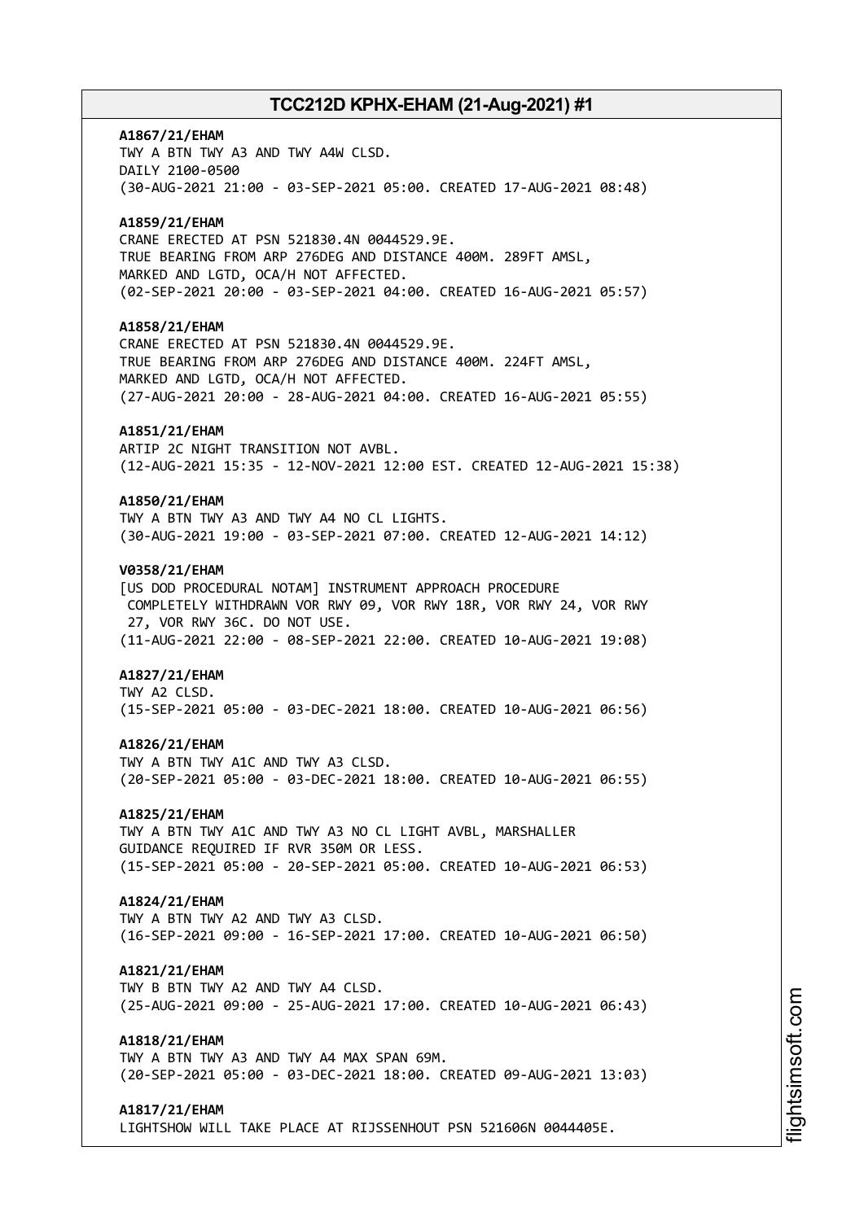**A1867/21/EHAM**
TWY A BTN TWY A3 AND TWY A4W CLSD.
DAILY 2100-0500
(30-AUG-2021 21:00 - 03-SEP-2021 05:00. CREATED 17-AUG-2021 08:48)

**A1859/21/EHAM**
CRANE ERECTED AT PSN 521830.4N 0044529.9E.
TRUE BEARING FROM ARP 276DEG AND DISTANCE 400M. 289FT AMSL,
MARKED AND LGTD, OCA/H NOT AFFECTED.
(02-SEP-2021 20:00 - 03-SEP-2021 04:00. CREATED 16-AUG-2021 05:57)

**A1858/21/EHAM**
CRANE ERECTED AT PSN 521830.4N 0044529.9E.
TRUE BEARING FROM ARP 276DEG AND DISTANCE 400M. 224FT AMSL,
MARKED AND LGTD, OCA/H NOT AFFECTED.
(27-AUG-2021 20:00 - 28-AUG-2021 04:00. CREATED 16-AUG-2021 05:55)

**A1851/21/EHAM**
ARTIP 2C NIGHT TRANSITION NOT AVBL.
(12-AUG-2021 15:35 - 12-NOV-2021 12:00 EST. CREATED 12-AUG-2021 15:38)

**A1850/21/EHAM**
TWY A BTN TWY A3 AND TWY A4 NO CL LIGHTS.
(30-AUG-2021 19:00 - 03-SEP-2021 07:00. CREATED 12-AUG-2021 14:12)

**V0358/21/EHAM**
[US DOD PROCEDURAL NOTAM] INSTRUMENT APPROACH PROCEDURE
COMPLETELY WITHDRAWN VOR RWY 09, VOR RWY 18R, VOR RWY 24, VOR RWY
27, VOR RWY 36C. DO NOT USE.
(11-AUG-2021 22:00 - 08-SEP-2021 22:00. CREATED 10-AUG-2021 19:08)

**A1827/21/EHAM**
TWY A2 CLSD.
(15-SEP-2021 05:00 - 03-DEC-2021 18:00. CREATED 10-AUG-2021 06:56)

**A1826/21/EHAM**
TWY A BTN TWY A1C AND TWY A3 CLSD.
(20-SEP-2021 05:00 - 03-DEC-2021 18:00. CREATED 10-AUG-2021 06:55)

**A1825/21/EHAM**
TWY A BTN TWY A1C AND TWY A3 NO CL LIGHT AVBL, MARSHALLER
GUIDANCE REQUIRED IF RVR 350M OR LESS.
(15-SEP-2021 05:00 - 20-SEP-2021 05:00. CREATED 10-AUG-2021 06:53)

**A1824/21/EHAM**
TWY A BTN TWY A2 AND TWY A3 CLSD.
(16-SEP-2021 09:00 - 16-SEP-2021 17:00. CREATED 10-AUG-2021 06:50)

**A1821/21/EHAM**
TWY B BTN TWY A2 AND TWY A4 CLSD.
(25-AUG-2021 09:00 - 25-AUG-2021 17:00. CREATED 10-AUG-2021 06:43)

**A1818/21/EHAM**
TWY A BTN TWY A3 AND TWY A4 MAX SPAN 69M.
(20-SEP-2021 05:00 - 03-DEC-2021 18:00. CREATED 09-AUG-2021 13:03)

**A1817/21/EHAM**
LIGHTSHOW WILL TAKE PLACE AT RIJSSENHOUT PSN 521606N 0044405E.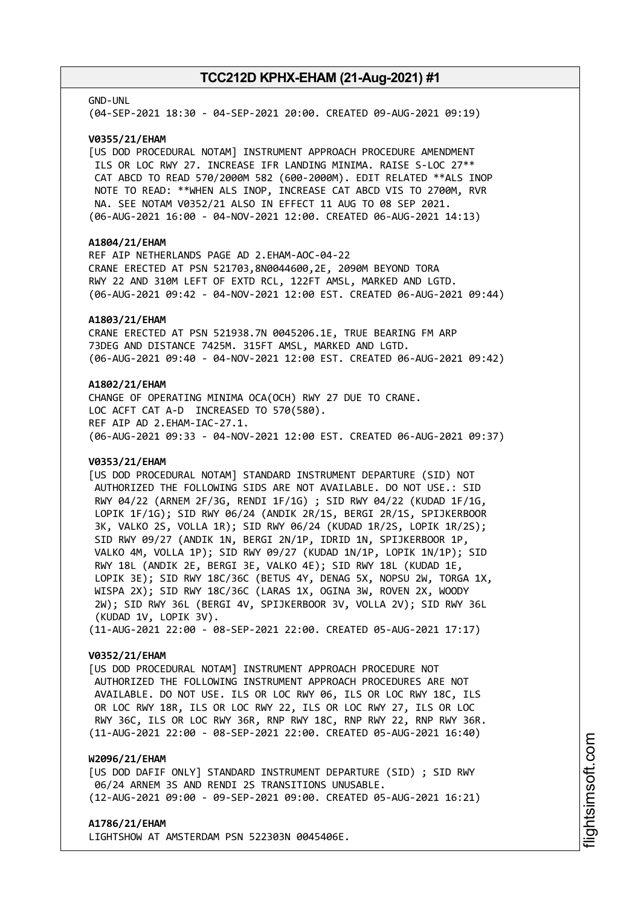GND-UNL
(04-SEP-2021 18:30 - 04-SEP-2021 20:00. CREATED 09-AUG-2021 09:19)

**V0355/21/EHAM**
[US DOD PROCEDURAL NOTAM] INSTRUMENT APPROACH PROCEDURE AMENDMENT
ILS OR LOC RWY 27. INCREASE IFR LANDING MINIMA. RAISE S-LOC 27**
CAT ABCD TO READ 570/2000M 582 (600-2000M). EDIT RELATED **ALS INOP
NOTE TO READ: **WHEN ALS INOP, INCREASE CAT ABCD VIS TO 2700M, RVR
NA. SEE NOTAM V0352/21 ALSO IN EFFECT 11 AUG TO 08 SEP 2021.
(06-AUG-2021 16:00 - 04-NOV-2021 12:00. CREATED 06-AUG-2021 14:13)

**A1804/21/EHAM**
REF AIP NETHERLANDS PAGE AD 2.EHAM-AOC-04-22
CRANE ERECTED AT PSN 521703,8N0044600,2E, 2090M BEYOND TORA
RWY 22 AND 310M LEFT OF EXTD RCL, 122FT AMSL, MARKED AND LGTD.
(06-AUG-2021 09:42 - 04-NOV-2021 12:00 EST. CREATED 06-AUG-2021 09:44)

**A1803/21/EHAM**
CRANE ERECTED AT PSN 521938.7N 0045206.1E, TRUE BEARING FM ARP
73DEG AND DISTANCE 7425M. 315FT AMSL, MARKED AND LGTD.
(06-AUG-2021 09:40 - 04-NOV-2021 12:00 EST. CREATED 06-AUG-2021 09:42)

**A1802/21/EHAM**
CHANGE OF OPERATING MINIMA OCA(OCH) RWY 27 DUE TO CRANE.
LOC ACFT CAT A-D INCREASED TO 570(580).
REF AIP AD 2.EHAM-IAC-27.1.
(06-AUG-2021 09:33 - 04-NOV-2021 12:00 EST. CREATED 06-AUG-2021 09:37)

**V0353/21/EHAM**
[US DOD PROCEDURAL NOTAM] STANDARD INSTRUMENT DEPARTURE (SID) NOT
AUTHORIZED THE FOLLOWING SIDS ARE NOT AVAILABLE. DO NOT USE.: SID
RWY 04/22 (ARNEM 2F/3G, RENDI 1F/1G) ; SID RWY 04/22 (KUDAD 1F/1G,
LOPIK 1F/1G); SID RWY 06/24 (ANDIK 2R/1S, BERGI 2R/1S, SPIJKERBOOR
3K, VALKO 2S, VOLLA 1R); SID RWY 06/24 (KUDAD 1R/2S, LOPIK 1R/2S);
SID RWY 09/27 (ANDIK 1N, BERGI 2N/1P, IDRID 1N, SPIJKERBOOR 1P,
VALKO 4M, VOLLA 1P); SID RWY 09/27 (KUDAD 1N/1P, LOPIK 1N/1P); SID
RWY 18L (ANDIK 2E, BERGI 3E, VALKO 4E); SID RWY 18L (KUDAD 1E,
LOPIK 3E); SID RWY 18C/36C (BETUS 4Y, DENAG 5X, NOPSU 2W, TORGA 1X,
WISPA 2X); SID RWY 18C/36C (LARAS 1X, OGINA 3W, ROVEN 2X, WOODY
2W); SID RWY 36L (BERGI 4V, SPIJKERBOOR 3V, VOLLA 2V); SID RWY 36L
(KUDAD 1V, LOPIK 3V).
(11-AUG-2021 22:00 - 08-SEP-2021 22:00. CREATED 05-AUG-2021 17:17)

**V0352/21/EHAM**
[US DOD PROCEDURAL NOTAM] INSTRUMENT APPROACH PROCEDURE NOT
AUTHORIZED THE FOLLOWING INSTRUMENT APPROACH PROCEDURES ARE NOT
AVAILABLE. DO NOT USE. ILS OR LOC RWY 06, ILS OR LOC RWY 18C, ILS
OR LOC RWY 18R, ILS OR LOC RWY 22, ILS OR LOC RWY 27, ILS OR LOC
RWY 36C, ILS OR LOC RWY 36R, RNP RWY 18C, RNP RWY 22, RNP RWY 36R.
(11-AUG-2021 22:00 - 08-SEP-2021 22:00. CREATED 05-AUG-2021 16:40)

**W2096/21/EHAM**
[US DOD DAFIF ONLY] STANDARD INSTRUMENT DEPARTURE (SID) ; SID RWY
06/24 ARNEM 3S AND RENDI 2S TRANSITIONS UNUSABLE.
(12-AUG-2021 09:00 - 09-SEP-2021 09:00. CREATED 05-AUG-2021 16:21)

**A1786/21/EHAM**
LIGHTSHOW AT AMSTERDAM PSN 522303N 0045406E.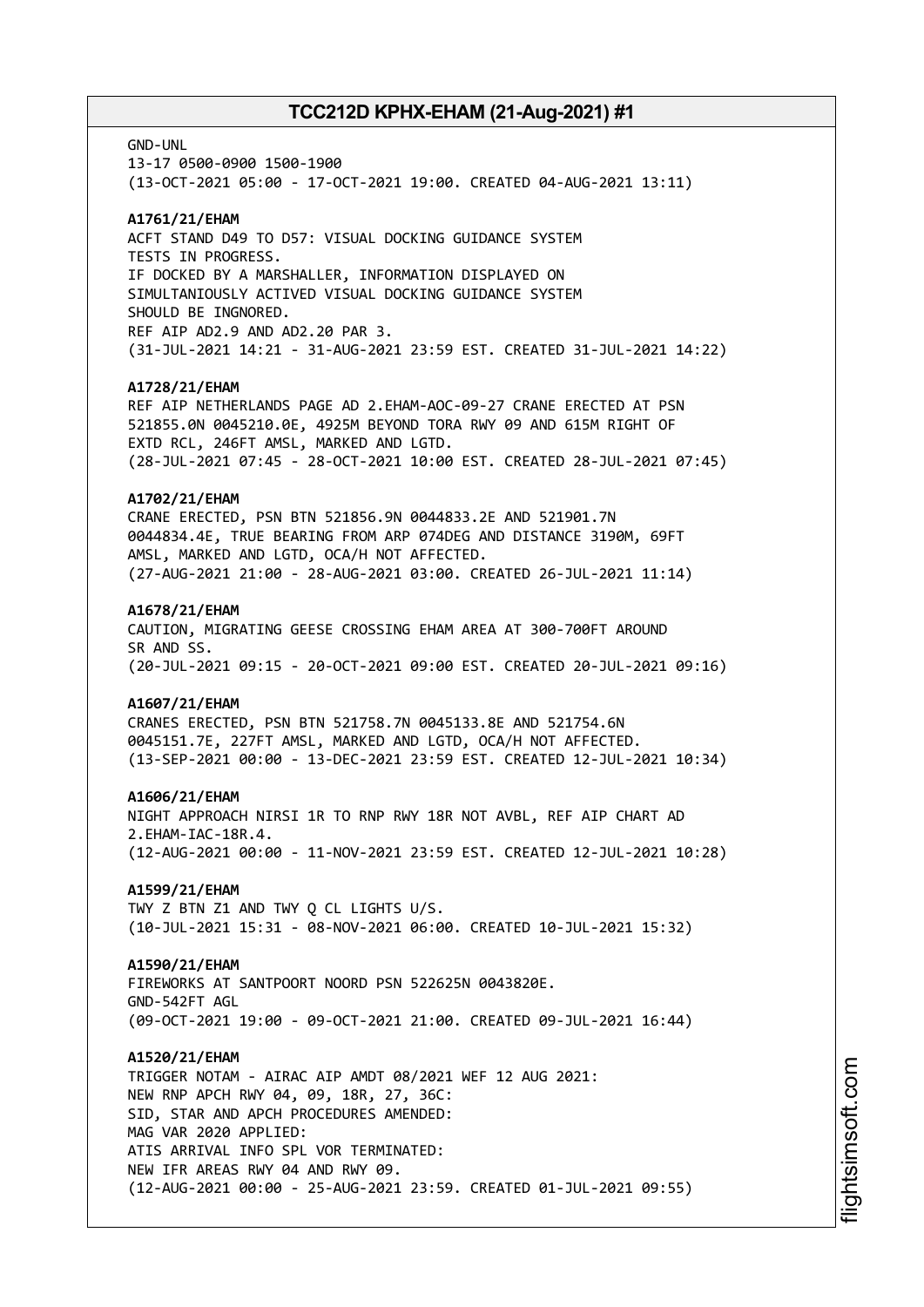GND-UNL
13-17 0500-0900 1500-1900
(13-OCT-2021 05:00 - 17-OCT-2021 19:00. CREATED 04-AUG-2021 13:11)

**A1761/21/EHAM**
ACFT STAND D49 TO D57: VISUAL DOCKING GUIDANCE SYSTEM
TESTS IN PROGRESS.
IF DOCKED BY A MARSHALLER, INFORMATION DISPLAYED ON
SIMULTANIOUSLY ACTIVED VISUAL DOCKING GUIDANCE SYSTEM
SHOULD BE INGNORED.
REF AIP AD2.9 AND AD2.20 PAR 3.
(31-JUL-2021 14:21 - 31-AUG-2021 23:59 EST. CREATED 31-JUL-2021 14:22)

**A1728/21/EHAM**
REF AIP NETHERLANDS PAGE AD 2.EHAM-AOC-09-27 CRANE ERECTED AT PSN
521855.0N 0045210.0E, 4925M BEYOND TORA RWY 09 AND 615M RIGHT OF
EXTD RCL, 246FT AMSL, MARKED AND LGTD.
(28-JUL-2021 07:45 - 28-OCT-2021 10:00 EST. CREATED 28-JUL-2021 07:45)

**A1702/21/EHAM**
CRANE ERECTED, PSN BTN 521856.9N 0044833.2E AND 521901.7N
0044834.4E, TRUE BEARING FROM ARP 074DEG AND DISTANCE 3190M, 69FT
AMSL, MARKED AND LGTD, OCA/H NOT AFFECTED.
(27-AUG-2021 21:00 - 28-AUG-2021 03:00. CREATED 26-JUL-2021 11:14)

**A1678/21/EHAM**
CAUTION, MIGRATING GEESE CROSSING EHAM AREA AT 300-700FT AROUND
SR AND SS.
(20-JUL-2021 09:15 - 20-OCT-2021 09:00 EST. CREATED 20-JUL-2021 09:16)

**A1607/21/EHAM**
CRANES ERECTED, PSN BTN 521758.7N 0045133.8E AND 521754.6N
0045151.7E, 227FT AMSL, MARKED AND LGTD, OCA/H NOT AFFECTED.
(13-SEP-2021 00:00 - 13-DEC-2021 23:59 EST. CREATED 12-JUL-2021 10:34)

**A1606/21/EHAM**
NIGHT APPROACH NIRSI 1R TO RNP RWY 18R NOT AVBL, REF AIP CHART AD
2.EHAM-IAC-18R.4.
(12-AUG-2021 00:00 - 11-NOV-2021 23:59 EST. CREATED 12-JUL-2021 10:28)

**A1599/21/EHAM**
TWY Z BTN Z1 AND TWY Q CL LIGHTS U/S.
(10-JUL-2021 15:31 - 08-NOV-2021 06:00. CREATED 10-JUL-2021 15:32)

**A1590/21/EHAM**
FIREWORKS AT SANTPOORT NOORD PSN 522625N 0043820E.
GND-542FT AGL
(09-OCT-2021 19:00 - 09-OCT-2021 21:00. CREATED 09-JUL-2021 16:44)

**A1520/21/EHAM**
TRIGGER NOTAM - AIRAC AIP AMDT 08/2021 WEF 12 AUG 2021:
NEW RNP APCH RWY 04, 09, 18R, 27, 36C:
SID, STAR AND APCH PROCEDURES AMENDED:
MAG VAR 2020 APPLIED:
ATIS ARRIVAL INFO SPL VOR TERMINATED:
NEW IFR AREAS RWY 04 AND RWY 09.
(12-AUG-2021 00:00 - 25-AUG-2021 23:59. CREATED 01-JUL-2021 09:55)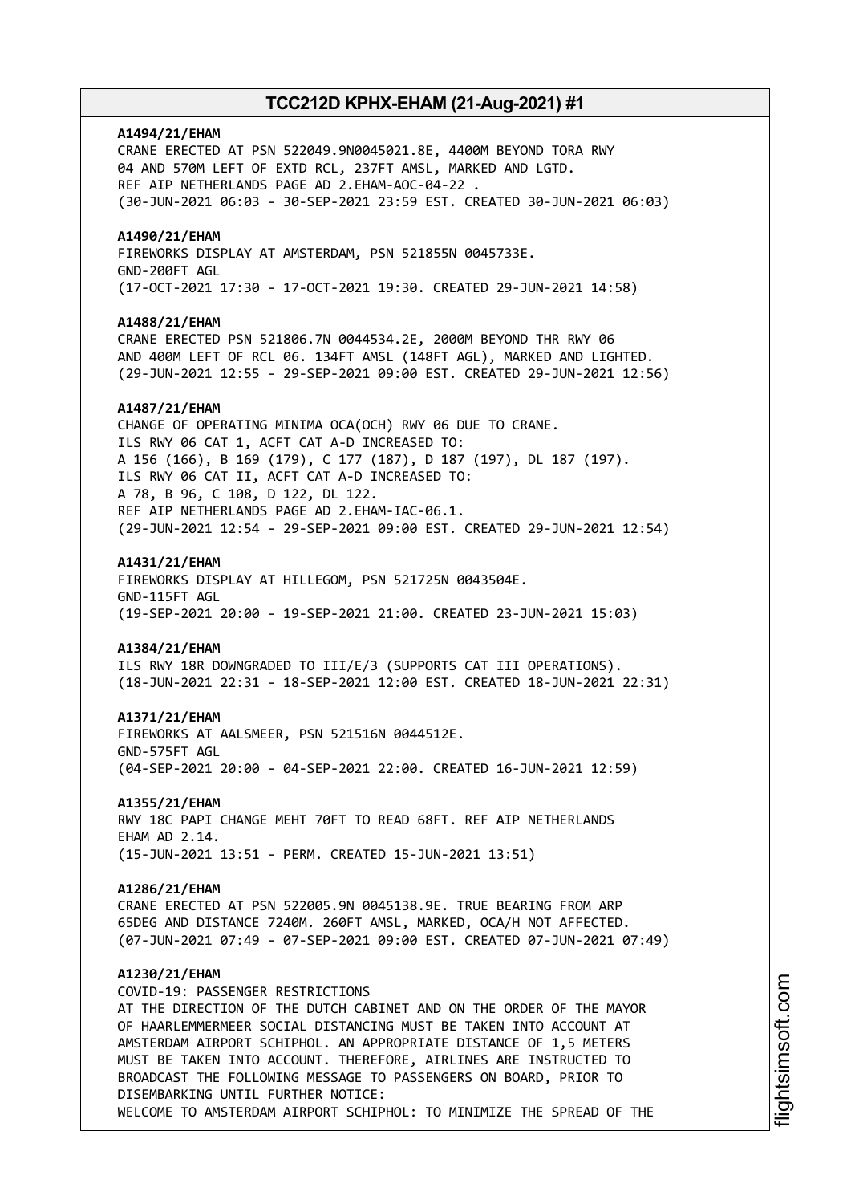**A1494/21/EHAM**
CRANE ERECTED AT PSN 522049.9N0045021.8E, 4400M BEYOND TORA RWY 04 AND 570M LEFT OF EXTD RCL, 237FT AMSL, MARKED AND LGTD.
REF AIP NETHERLANDS PAGE AD 2.EHAM-AOC-04-22 .
(30-JUN-2021 06:03 - 30-SEP-2021 23:59 EST. CREATED 30-JUN-2021 06:03)

**A1490/21/EHAM**
FIREWORKS DISPLAY AT AMSTERDAM, PSN 521855N 0045733E.
GND-200FT AGL
(17-OCT-2021 17:30 - 17-OCT-2021 19:30. CREATED 29-JUN-2021 14:58)

**A1488/21/EHAM**
CRANE ERECTED PSN 521806.7N 0044534.2E, 2000M BEYOND THR RWY 06 AND 400M LEFT OF RCL 06. 134FT AMSL (148FT AGL), MARKED AND LIGHTED.
(29-JUN-2021 12:55 - 29-SEP-2021 09:00 EST. CREATED 29-JUN-2021 12:56)

**A1487/21/EHAM**
CHANGE OF OPERATING MINIMA OCA(OCH) RWY 06 DUE TO CRANE.
ILS RWY 06 CAT 1, ACFT CAT A-D INCREASED TO:
A 156 (166), B 169 (179), C 177 (187), D 187 (197), DL 187 (197).
ILS RWY 06 CAT II, ACFT CAT A-D INCREASED TO:
A 78, B 96, C 108, D 122, DL 122.
REF AIP NETHERLANDS PAGE AD 2.EHAM-IAC-06.1.
(29-JUN-2021 12:54 - 29-SEP-2021 09:00 EST. CREATED 29-JUN-2021 12:54)

**A1431/21/EHAM**
FIREWORKS DISPLAY AT HILLEGOM, PSN 521725N 0043504E.
GND-115FT AGL
(19-SEP-2021 20:00 - 19-SEP-2021 21:00. CREATED 23-JUN-2021 15:03)

**A1384/21/EHAM**
ILS RWY 18R DOWNGRADED TO III/E/3 (SUPPORTS CAT III OPERATIONS).
(18-JUN-2021 22:31 - 18-SEP-2021 12:00 EST. CREATED 18-JUN-2021 22:31)

**A1371/21/EHAM**
FIREWORKS AT AALSMEER, PSN 521516N 0044512E.
GND-575FT AGL
(04-SEP-2021 20:00 - 04-SEP-2021 22:00. CREATED 16-JUN-2021 12:59)

**A1355/21/EHAM**
RWY 18C PAPI CHANGE MEHT 70FT TO READ 68FT. REF AIP NETHERLANDS EHAM AD 2.14.
(15-JUN-2021 13:51 - PERM. CREATED 15-JUN-2021 13:51)

**A1286/21/EHAM**
CRANE ERECTED AT PSN 522005.9N 0045138.9E. TRUE BEARING FROM ARP 65DEG AND DISTANCE 7240M. 260FT AMSL, MARKED, OCA/H NOT AFFECTED.
(07-JUN-2021 07:49 - 07-SEP-2021 09:00 EST. CREATED 07-JUN-2021 07:49)

**A1230/21/EHAM**
COVID-19: PASSENGER RESTRICTIONS
AT THE DIRECTION OF THE DUTCH CABINET AND ON THE ORDER OF THE MAYOR OF HAARLEMMERMEER SOCIAL DISTANCING MUST BE TAKEN INTO ACCOUNT AT AMSTERDAM AIRPORT SCHIPHOL. AN APPROPRIATE DISTANCE OF 1,5 METERS MUST BE TAKEN INTO ACCOUNT. THEREFORE, AIRLINES ARE INSTRUCTED TO BROADCAST THE FOLLOWING MESSAGE TO PASSENGERS ON BOARD, PRIOR TO DISEMBARKING UNTIL FURTHER NOTICE:
WELCOME TO AMSTERDAM AIRPORT SCHIPHOL: TO MINIMIZE THE SPREAD OF THE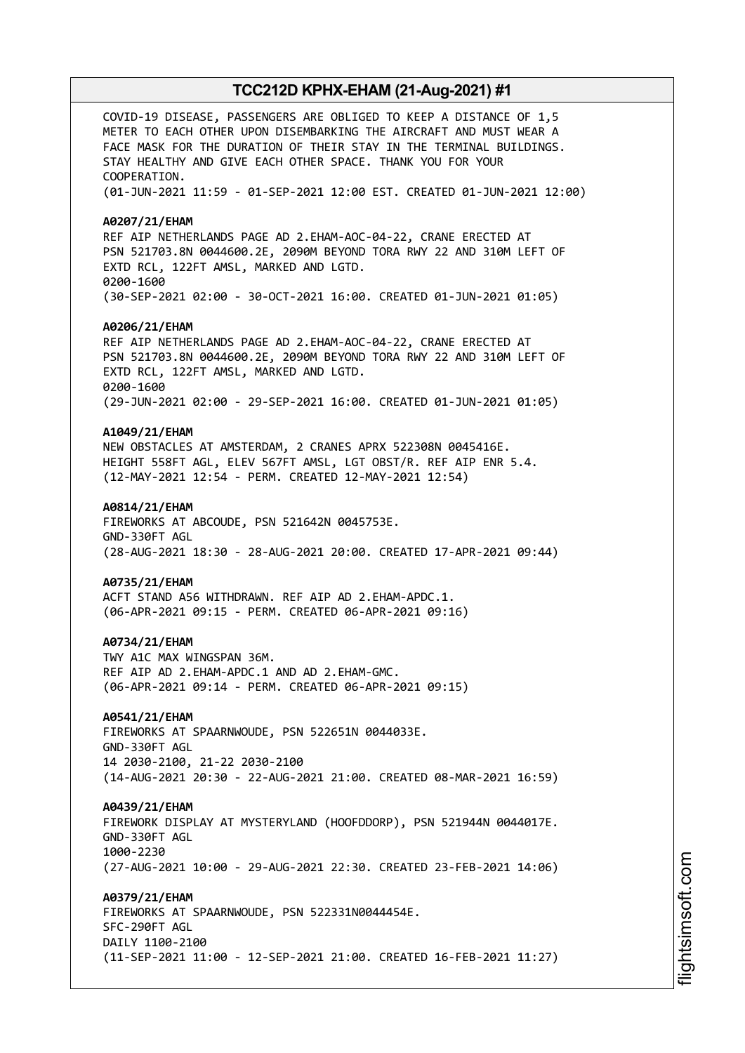COVID-19 DISEASE, PASSENGERS ARE OBLIGED TO KEEP A DISTANCE OF 1,5 METER TO EACH OTHER UPON DISEMBARKING THE AIRCRAFT AND MUST WEAR A FACE MASK FOR THE DURATION OF THEIR STAY IN THE TERMINAL BUILDINGS. STAY HEALTHY AND GIVE EACH OTHER SPACE. THANK YOU FOR YOUR COOPERATION.
(01-JUN-2021 11:59 - 01-SEP-2021 12:00 EST. CREATED 01-JUN-2021 12:00)

**A0207/21/EHAM**
REF AIP NETHERLANDS PAGE AD 2.EHAM-AOC-04-22, CRANE ERECTED AT PSN 521703.8N 0044600.2E, 2090M BEYOND TORA RWY 22 AND 310M LEFT OF EXTD RCL, 122FT AMSL, MARKED AND LGTD.
0200-1600
(30-SEP-2021 02:00 - 30-OCT-2021 16:00. CREATED 01-JUN-2021 01:05)

**A0206/21/EHAM**
REF AIP NETHERLANDS PAGE AD 2.EHAM-AOC-04-22, CRANE ERECTED AT PSN 521703.8N 0044600.2E, 2090M BEYOND TORA RWY 22 AND 310M LEFT OF EXTD RCL, 122FT AMSL, MARKED AND LGTD.
0200-1600
(29-JUN-2021 02:00 - 29-SEP-2021 16:00. CREATED 01-JUN-2021 01:05)

**A1049/21/EHAM**
NEW OBSTACLES AT AMSTERDAM, 2 CRANES APRX 522308N 0045416E.
HEIGHT 558FT AGL, ELEV 567FT AMSL, LGT OBST/R. REF AIP ENR 5.4.
(12-MAY-2021 12:54 - PERM. CREATED 12-MAY-2021 12:54)

**A0814/21/EHAM**
FIREWORKS AT ABCOUDE, PSN 521642N 0045753E.
GND-330FT AGL
(28-AUG-2021 18:30 - 28-AUG-2021 20:00. CREATED 17-APR-2021 09:44)

**A0735/21/EHAM**
ACFT STAND A56 WITHDRAWN. REF AIP AD 2.EHAM-APDC.1.
(06-APR-2021 09:15 - PERM. CREATED 06-APR-2021 09:16)

**A0734/21/EHAM**
TWY A1C MAX WINGSPAN 36M.
REF AIP AD 2.EHAM-APDC.1 AND AD 2.EHAM-GMC.
(06-APR-2021 09:14 - PERM. CREATED 06-APR-2021 09:15)

**A0541/21/EHAM**
FIREWORKS AT SPAARNWOUDE, PSN 522651N 0044033E.
GND-330FT AGL
14 2030-2100, 21-22 2030-2100
(14-AUG-2021 20:30 - 22-AUG-2021 21:00. CREATED 08-MAR-2021 16:59)

**A0439/21/EHAM**
FIREWORK DISPLAY AT MYSTERYLAND (HOOFDDORP), PSN 521944N 0044017E.
GND-330FT AGL
1000-2230
(27-AUG-2021 10:00 - 29-AUG-2021 22:30. CREATED 23-FEB-2021 14:06)

**A0379/21/EHAM**
FIREWORKS AT SPAARNWOUDE, PSN 522331N0044454E.
SFC-290FT AGL
DAILY 1100-2100
(11-SEP-2021 11:00 - 12-SEP-2021 21:00. CREATED 16-FEB-2021 11:27)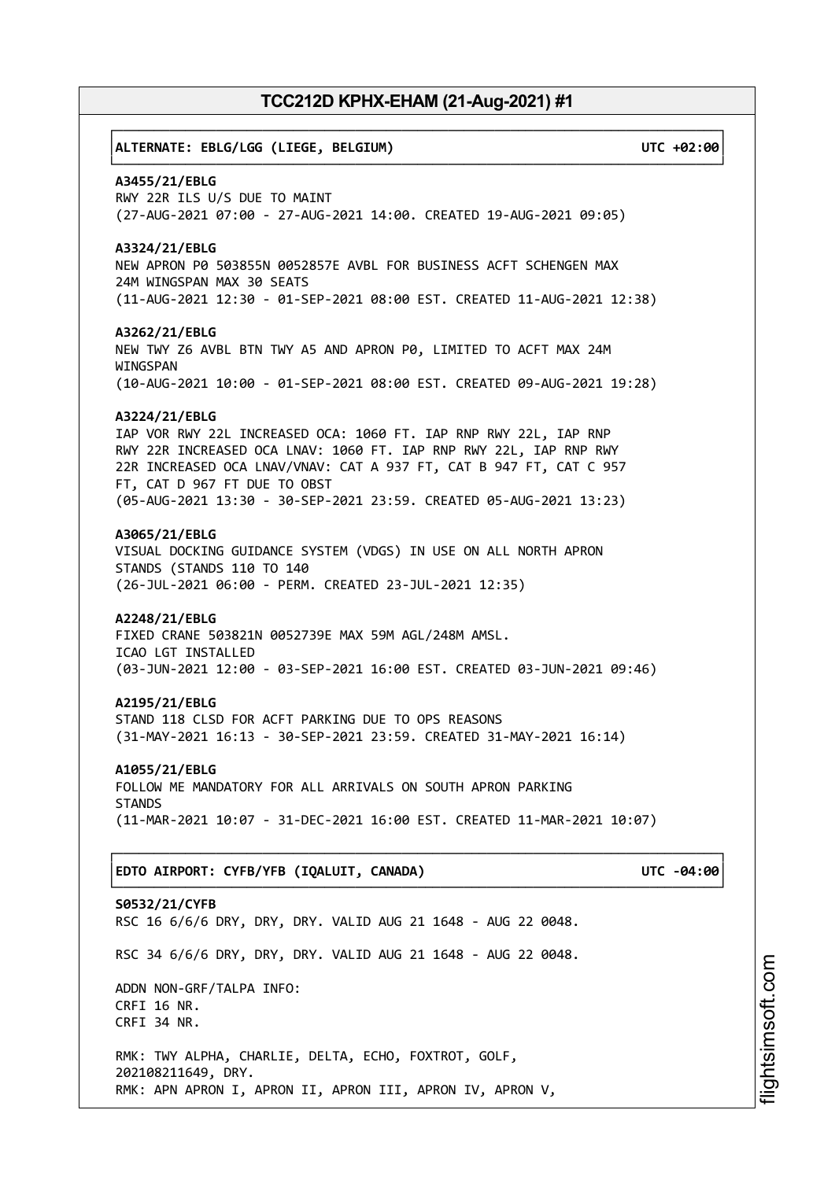**ALTERNATE: EBLG/LGG (LIEGE, BELGIUM) UTC +02:00**

**A3455/21/EBLG**
RWY 22R ILS U/S DUE TO MAINT
(27-AUG-2021 07:00 - 27-AUG-2021 14:00. CREATED 19-AUG-2021 09:05)

**A3324/21/EBLG**
NEW APRON P0 503855N 0052857E AVBL FOR BUSINESS ACFT SCHENGEN MAX
24M WINGSPAN MAX 30 SEATS
(11-AUG-2021 12:30 - 01-SEP-2021 08:00 EST. CREATED 11-AUG-2021 12:38)

**A3262/21/EBLG**
NEW TWY Z6 AVBL BTN TWY A5 AND APRON P0, LIMITED TO ACFT MAX 24M
WINGSPAN
(10-AUG-2021 10:00 - 01-SEP-2021 08:00 EST. CREATED 09-AUG-2021 19:28)

**A3224/21/EBLG**
IAP VOR RWY 22L INCREASED OCA: 1060 FT. IAP RNP RWY 22L, IAP RNP
RWY 22R INCREASED OCA LNAV: 1060 FT. IAP RNP RWY 22L, IAP RNP RWY
22R INCREASED OCA LNAV/VNAV: CAT A 937 FT, CAT B 947 FT, CAT C 957
FT, CAT D 967 FT DUE TO OBST
(05-AUG-2021 13:30 - 30-SEP-2021 23:59. CREATED 05-AUG-2021 13:23)

**A3065/21/EBLG**
VISUAL DOCKING GUIDANCE SYSTEM (VDGS) IN USE ON ALL NORTH APRON
STANDS (STANDS 110 TO 140
(26-JUL-2021 06:00 - PERM. CREATED 23-JUL-2021 12:35)

**A2248/21/EBLG**
FIXED CRANE 503821N 0052739E MAX 59M AGL/248M AMSL.
ICAO LGT INSTALLED
(03-JUN-2021 12:00 - 03-SEP-2021 16:00 EST. CREATED 03-JUN-2021 09:46)

**A2195/21/EBLG**
STAND 118 CLSD FOR ACFT PARKING DUE TO OPS REASONS
(31-MAY-2021 16:13 - 30-SEP-2021 23:59. CREATED 31-MAY-2021 16:14)

**A1055/21/EBLG**
FOLLOW ME MANDATORY FOR ALL ARRIVALS ON SOUTH APRON PARKING
STANDS
(11-MAR-2021 10:07 - 31-DEC-2021 16:00 EST. CREATED 11-MAR-2021 10:07)

**EDTO AIRPORT: CYFB/YFB (IQALUIT, CANADA) UTC -04:00**

**S0532/21/CYFB**
RSC 16 6/6/6 DRY, DRY, DRY. VALID AUG 21 1648 - AUG 22 0048.

RSC 34 6/6/6 DRY, DRY, DRY. VALID AUG 21 1648 - AUG 22 0048.

ADDN NON-GRF/TALPA INFO:
CRFI 16 NR.
CRFI 34 NR.

RMK: TWY ALPHA, CHARLIE, DELTA, ECHO, FOXTROT, GOLF,
202108211649, DRY.
RMK: APN APRON I, APRON II, APRON III, APRON IV, APRON V,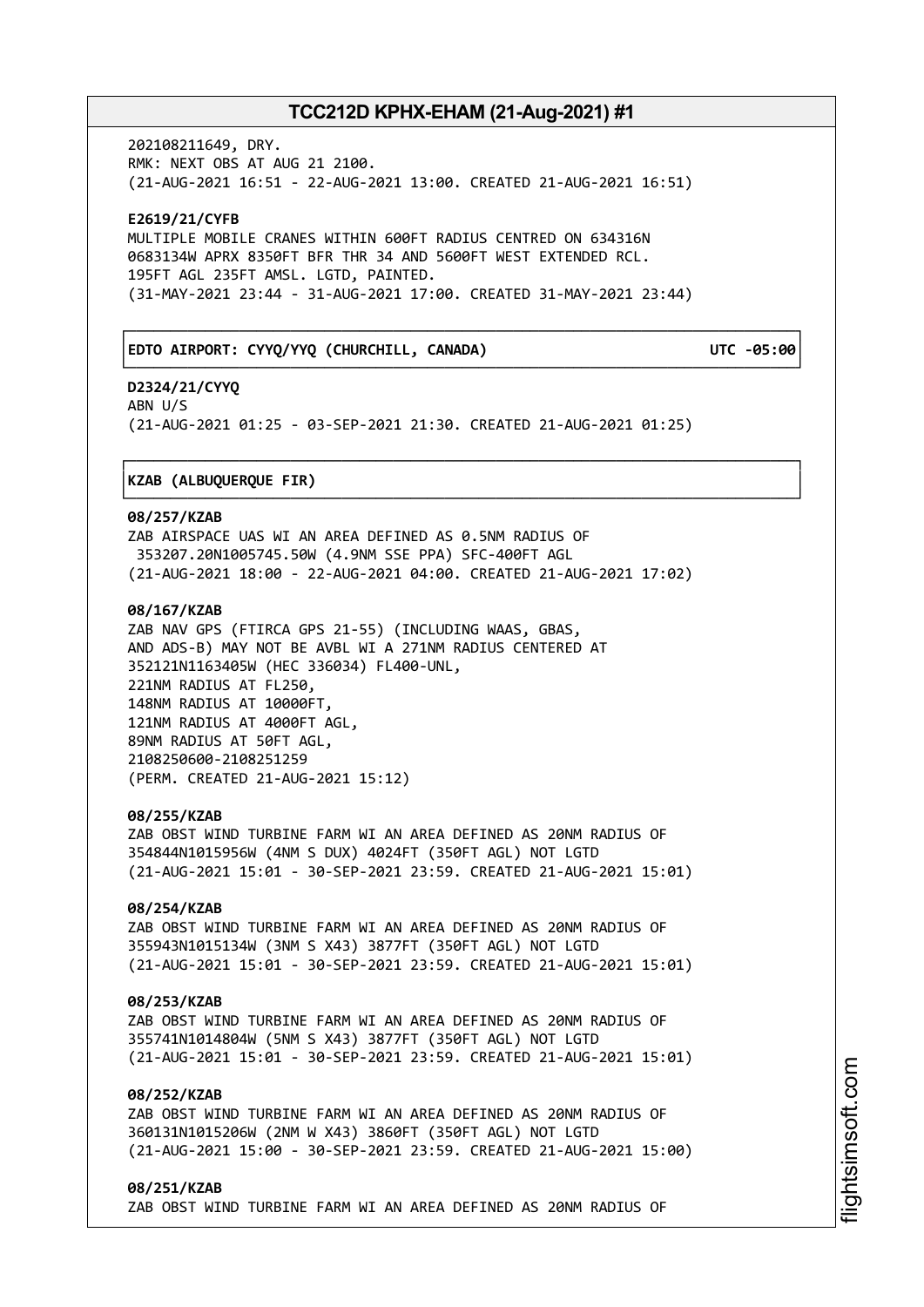202108211649, DRY.
RMK: NEXT OBS AT AUG 21 2100.
(21-AUG-2021 16:51 - 22-AUG-2021 13:00. CREATED 21-AUG-2021 16:51)

**E2619/21/CYFB**
MULTIPLE MOBILE CRANES WITHIN 600FT RADIUS CENTRED ON 634316N 0683134W APRX 8350FT BFR THR 34 AND 5600FT WEST EXTENDED RCL. 195FT AGL 235FT AMSL. LGTD, PAINTED.
(31-MAY-2021 23:44 - 31-AUG-2021 17:00. CREATED 31-MAY-2021 23:44)

**EDTO AIRPORT: CYYQ/YYQ (CHURCHILL, CANADA) UTC -05:00**

**D2324/21/CYYQ**
ABN U/S
(21-AUG-2021 01:25 - 03-SEP-2021 21:30. CREATED 21-AUG-2021 01:25)

**KZAB (ALBUQUERQUE FIR)**

**08/257/KZAB**
ZAB AIRSPACE UAS WI AN AREA DEFINED AS 0.5NM RADIUS OF 353207.20N1005745.50W (4.9NM SSE PPA) SFC-400FT AGL
(21-AUG-2021 18:00 - 22-AUG-2021 04:00. CREATED 21-AUG-2021 17:02)

**08/167/KZAB**
ZAB NAV GPS (FTIRCA GPS 21-55) (INCLUDING WAAS, GBAS, AND ADS-B) MAY NOT BE AVBL WI A 271NM RADIUS CENTERED AT 352121N1163405W (HEC 336034) FL400-UNL,
221NM RADIUS AT FL250,
148NM RADIUS AT 10000FT,
121NM RADIUS AT 4000FT AGL,
89NM RADIUS AT 50FT AGL,
2108250600-2108251259
(PERM. CREATED 21-AUG-2021 15:12)

**08/255/KZAB**
ZAB OBST WIND TURBINE FARM WI AN AREA DEFINED AS 20NM RADIUS OF 354844N1015956W (4NM S DUX) 4024FT (350FT AGL) NOT LGTD
(21-AUG-2021 15:01 - 30-SEP-2021 23:59. CREATED 21-AUG-2021 15:01)

**08/254/KZAB**
ZAB OBST WIND TURBINE FARM WI AN AREA DEFINED AS 20NM RADIUS OF 355943N1015134W (3NM S X43) 3877FT (350FT AGL) NOT LGTD
(21-AUG-2021 15:01 - 30-SEP-2021 23:59. CREATED 21-AUG-2021 15:01)

**08/253/KZAB**
ZAB OBST WIND TURBINE FARM WI AN AREA DEFINED AS 20NM RADIUS OF 355741N1014804W (5NM S X43) 3877FT (350FT AGL) NOT LGTD
(21-AUG-2021 15:01 - 30-SEP-2021 23:59. CREATED 21-AUG-2021 15:01)

**08/252/KZAB**
ZAB OBST WIND TURBINE FARM WI AN AREA DEFINED AS 20NM RADIUS OF 360131N1015206W (2NM W X43) 3860FT (350FT AGL) NOT LGTD
(21-AUG-2021 15:00 - 30-SEP-2021 23:59. CREATED 21-AUG-2021 15:00)

**08/251/KZAB**
ZAB OBST WIND TURBINE FARM WI AN AREA DEFINED AS 20NM RADIUS OF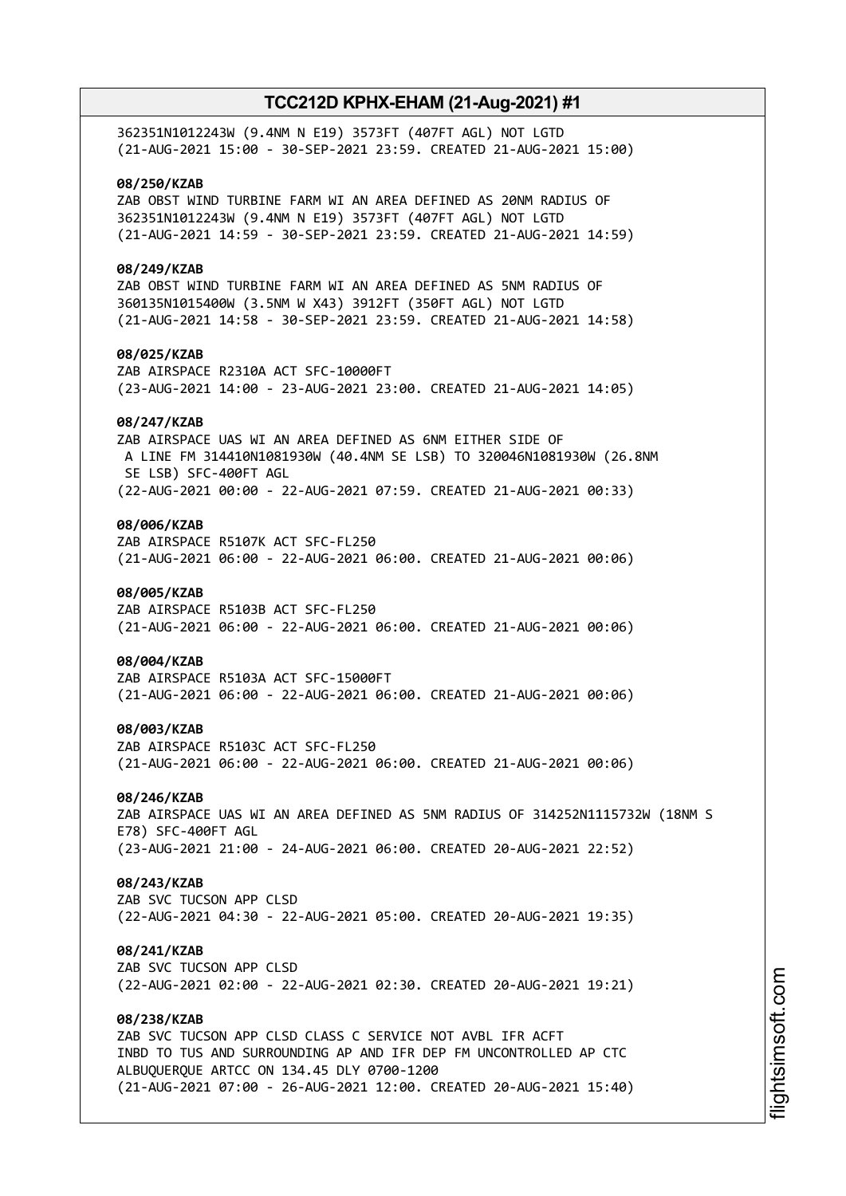362351N1012243W (9.4NM N E19) 3573FT (407FT AGL) NOT LGTD
(21-AUG-2021 15:00 - 30-SEP-2021 23:59. CREATED 21-AUG-2021 15:00)

**08/250/KZAB**
ZAB OBST WIND TURBINE FARM WI AN AREA DEFINED AS 20NM RADIUS OF
362351N1012243W (9.4NM N E19) 3573FT (407FT AGL) NOT LGTD
(21-AUG-2021 14:59 - 30-SEP-2021 23:59. CREATED 21-AUG-2021 14:59)

**08/249/KZAB**
ZAB OBST WIND TURBINE FARM WI AN AREA DEFINED AS 5NM RADIUS OF
360135N1015400W (3.5NM W X43) 3912FT (350FT AGL) NOT LGTD
(21-AUG-2021 14:58 - 30-SEP-2021 23:59. CREATED 21-AUG-2021 14:58)

**08/025/KZAB**
ZAB AIRSPACE R2310A ACT SFC-10000FT
(23-AUG-2021 14:00 - 23-AUG-2021 23:00. CREATED 21-AUG-2021 14:05)

**08/247/KZAB**
ZAB AIRSPACE UAS WI AN AREA DEFINED AS 6NM EITHER SIDE OF
A LINE FM 314410N1081930W (40.4NM SE LSB) TO 320046N1081930W (26.8NM
SE LSB) SFC-400FT AGL
(22-AUG-2021 00:00 - 22-AUG-2021 07:59. CREATED 21-AUG-2021 00:33)

**08/006/KZAB**
ZAB AIRSPACE R5107K ACT SFC-FL250
(21-AUG-2021 06:00 - 22-AUG-2021 06:00. CREATED 21-AUG-2021 00:06)

**08/005/KZAB**
ZAB AIRSPACE R5103B ACT SFC-FL250
(21-AUG-2021 06:00 - 22-AUG-2021 06:00. CREATED 21-AUG-2021 00:06)

**08/004/KZAB**
ZAB AIRSPACE R5103A ACT SFC-15000FT
(21-AUG-2021 06:00 - 22-AUG-2021 06:00. CREATED 21-AUG-2021 00:06)

**08/003/KZAB**
ZAB AIRSPACE R5103C ACT SFC-FL250
(21-AUG-2021 06:00 - 22-AUG-2021 06:00. CREATED 21-AUG-2021 00:06)

**08/246/KZAB**
ZAB AIRSPACE UAS WI AN AREA DEFINED AS 5NM RADIUS OF 314252N1115732W (18NM S
E78) SFC-400FT AGL
(23-AUG-2021 21:00 - 24-AUG-2021 06:00. CREATED 20-AUG-2021 22:52)

**08/243/KZAB**
ZAB SVC TUCSON APP CLSD
(22-AUG-2021 04:30 - 22-AUG-2021 05:00. CREATED 20-AUG-2021 19:35)

**08/241/KZAB**
ZAB SVC TUCSON APP CLSD
(22-AUG-2021 02:00 - 22-AUG-2021 02:30. CREATED 20-AUG-2021 19:21)

**08/238/KZAB**
ZAB SVC TUCSON APP CLSD CLASS C SERVICE NOT AVBL IFR ACFT
INBD TO TUS AND SURROUNDING AP AND IFR DEP FM UNCONTROLLED AP CTC
ALBUQUERQUE ARTCC ON 134.45 DLY 0700-1200
(21-AUG-2021 07:00 - 26-AUG-2021 12:00. CREATED 20-AUG-2021 15:40)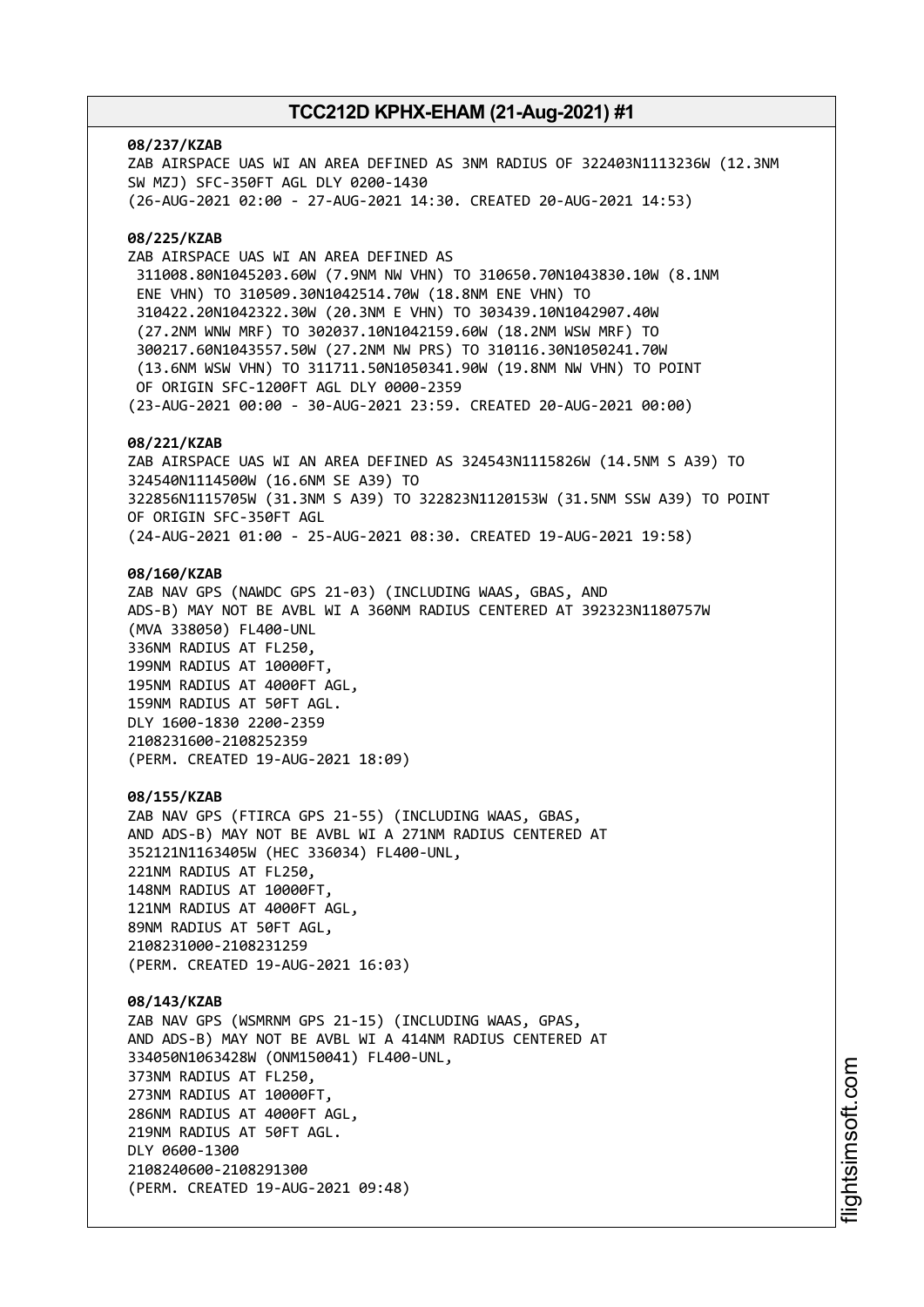**08/237/KZAB**
ZAB AIRSPACE UAS WI AN AREA DEFINED AS 3NM RADIUS OF 322403N1113236W (12.3NM SW MZJ) SFC-350FT AGL DLY 0200-1430
(26-AUG-2021 02:00 - 27-AUG-2021 14:30. CREATED 20-AUG-2021 14:53)

**08/225/KZAB**
ZAB AIRSPACE UAS WI AN AREA DEFINED AS
311008.80N1045203.60W (7.9NM NW VHN) TO 310650.70N1043830.10W (8.1NM ENE VHN) TO 310509.30N1042514.70W (18.8NM ENE VHN) TO 310422.20N1042322.30W (20.3NM E VHN) TO 303439.10N1042907.40W (27.2NM WNW MRF) TO 302037.10N1042159.60W (18.2NM WSW MRF) TO 300217.60N1043557.50W (27.2NM NW PRS) TO 310116.30N1050241.70W (13.6NM WSW VHN) TO 311711.50N1050341.90W (19.8NM NW VHN) TO POINT OF ORIGIN SFC-1200FT AGL DLY 0000-2359
(23-AUG-2021 00:00 - 30-AUG-2021 23:59. CREATED 20-AUG-2021 00:00)

**08/221/KZAB**
ZAB AIRSPACE UAS WI AN AREA DEFINED AS 324543N1115826W (14.5NM S A39) TO 324540N1114500W (16.6NM SE A39) TO
322856N1115705W (31.3NM S A39) TO 322823N1120153W (31.5NM SSW A39) TO POINT OF ORIGIN SFC-350FT AGL
(24-AUG-2021 01:00 - 25-AUG-2021 08:30. CREATED 19-AUG-2021 19:58)

**08/160/KZAB**
ZAB NAV GPS (NAWDC GPS 21-03) (INCLUDING WAAS, GBAS, AND ADS-B) MAY NOT BE AVBL WI A 360NM RADIUS CENTERED AT 392323N1180757W (MVA 338050) FL400-UNL
336NM RADIUS AT FL250,
199NM RADIUS AT 10000FT,
195NM RADIUS AT 4000FT AGL,
159NM RADIUS AT 50FT AGL.
DLY 1600-1830 2200-2359
2108231600-2108252359
(PERM. CREATED 19-AUG-2021 18:09)

**08/155/KZAB**
ZAB NAV GPS (FTIRCA GPS 21-55) (INCLUDING WAAS, GBAS, AND ADS-B) MAY NOT BE AVBL WI A 271NM RADIUS CENTERED AT 352121N1163405W (HEC 336034) FL400-UNL,
221NM RADIUS AT FL250,
148NM RADIUS AT 10000FT,
121NM RADIUS AT 4000FT AGL,
89NM RADIUS AT 50FT AGL,
2108231000-2108231259
(PERM. CREATED 19-AUG-2021 16:03)

**08/143/KZAB**
ZAB NAV GPS (WSMRNM GPS 21-15) (INCLUDING WAAS, GPAS, AND ADS-B) MAY NOT BE AVBL WI A 414NM RADIUS CENTERED AT 334050N1063428W (ONM150041) FL400-UNL,
373NM RADIUS AT FL250,
273NM RADIUS AT 10000FT,
286NM RADIUS AT 4000FT AGL,
219NM RADIUS AT 50FT AGL.
DLY 0600-1300
2108240600-2108291300
(PERM. CREATED 19-AUG-2021 09:48)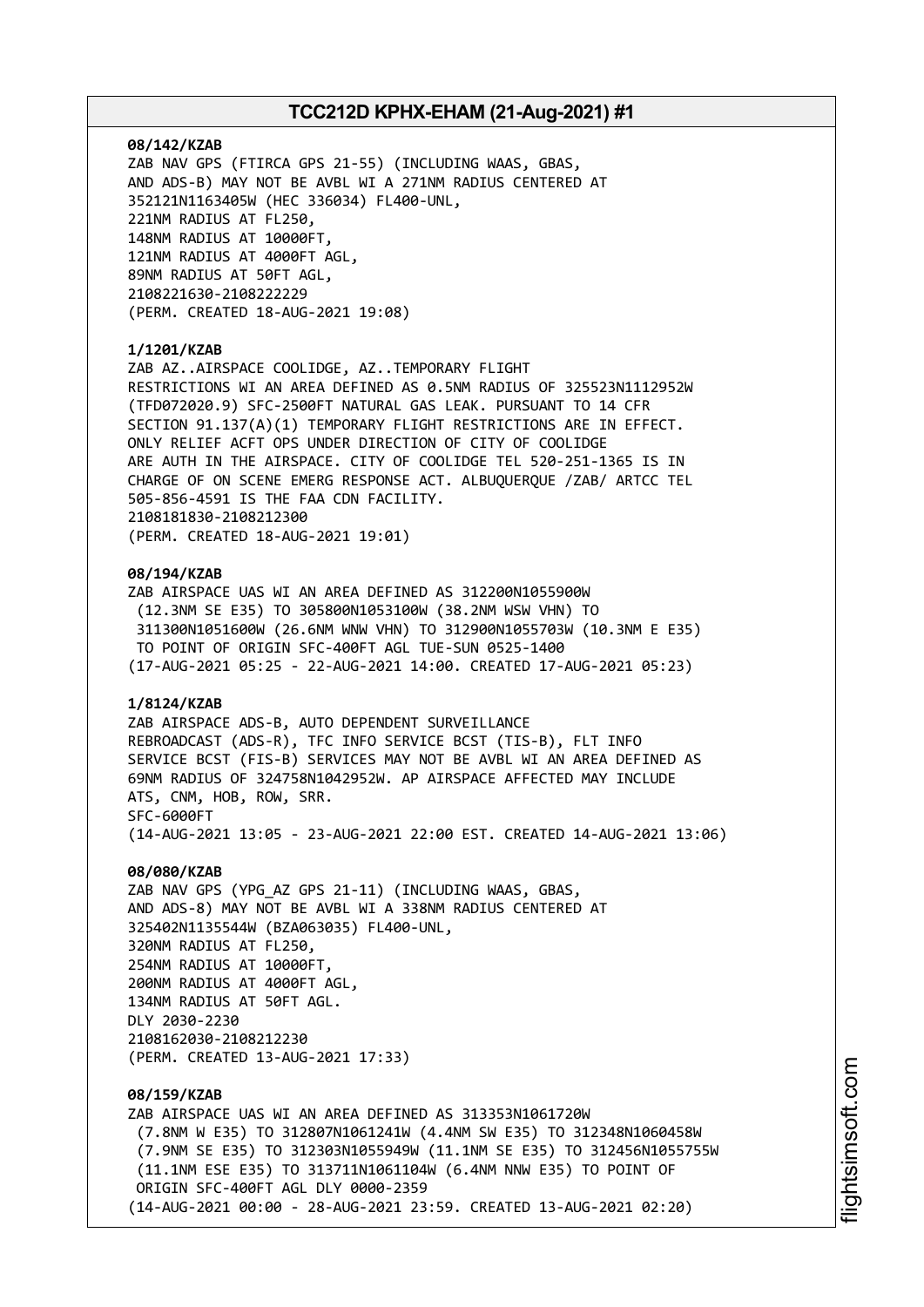**08/142/KZAB**
ZAB NAV GPS (FTIRCA GPS 21-55) (INCLUDING WAAS, GBAS, AND ADS-B) MAY NOT BE AVBL WI A 271NM RADIUS CENTERED AT 352121N1163405W (HEC 336034) FL400-UNL,
221NM RADIUS AT FL250,
148NM RADIUS AT 10000FT,
121NM RADIUS AT 4000FT AGL,
89NM RADIUS AT 50FT AGL,
2108221630-2108222229
(PERM. CREATED 18-AUG-2021 19:08)

**1/1201/KZAB**
ZAB AZ..AIRSPACE COOLIDGE, AZ..TEMPORARY FLIGHT RESTRICTIONS WI AN AREA DEFINED AS 0.5NM RADIUS OF 325523N1112952W (TFD072020.9) SFC-2500FT NATURAL GAS LEAK. PURSUANT TO 14 CFR SECTION 91.137(A)(1) TEMPORARY FLIGHT RESTRICTIONS ARE IN EFFECT. ONLY RELIEF ACFT OPS UNDER DIRECTION OF CITY OF COOLIDGE ARE AUTH IN THE AIRSPACE. CITY OF COOLIDGE TEL 520-251-1365 IS IN CHARGE OF ON SCENE EMERG RESPONSE ACT. ALBUQUERQUE /ZAB/ ARTCC TEL 505-856-4591 IS THE FAA CDN FACILITY.
2108181830-2108212300
(PERM. CREATED 18-AUG-2021 19:01)

**08/194/KZAB**
ZAB AIRSPACE UAS WI AN AREA DEFINED AS 312200N1055900W (12.3NM SE E35) TO 305800N1053100W (38.2NM WSW VHN) TO 311300N1051600W (26.6NM WNW VHN) TO 312900N1055703W (10.3NM E E35) TO POINT OF ORIGIN SFC-400FT AGL TUE-SUN 0525-1400
(17-AUG-2021 05:25 - 22-AUG-2021 14:00. CREATED 17-AUG-2021 05:23)

**1/8124/KZAB**
ZAB AIRSPACE ADS-B, AUTO DEPENDENT SURVEILLANCE REBROADCAST (ADS-R), TFC INFO SERVICE BCST (TIS-B), FLT INFO SERVICE BCST (FIS-B) SERVICES MAY NOT BE AVBL WI AN AREA DEFINED AS 69NM RADIUS OF 324758N1042952W. AP AIRSPACE AFFECTED MAY INCLUDE ATS, CNM, HOB, ROW, SRR.
SFC-6000FT
(14-AUG-2021 13:05 - 23-AUG-2021 22:00 EST. CREATED 14-AUG-2021 13:06)

**08/080/KZAB**
ZAB NAV GPS (YPG_AZ GPS 21-11) (INCLUDING WAAS, GBAS, AND ADS-8) MAY NOT BE AVBL WI A 338NM RADIUS CENTERED AT 325402N1135544W (BZA063035) FL400-UNL,
320NM RADIUS AT FL250,
254NM RADIUS AT 10000FT,
200NM RADIUS AT 4000FT AGL,
134NM RADIUS AT 50FT AGL.
DLY 2030-2230
2108162030-2108212230
(PERM. CREATED 13-AUG-2021 17:33)

**08/159/KZAB**
ZAB AIRSPACE UAS WI AN AREA DEFINED AS 313353N1061720W (7.8NM W E35) TO 312807N1061241W (4.4NM SW E35) TO 312348N1060458W (7.9NM SE E35) TO 312303N1055949W (11.1NM SE E35) TO 312456N1055755W (11.1NM ESE E35) TO 313711N1061104W (6.4NM NNW E35) TO POINT OF ORIGIN SFC-400FT AGL DLY 0000-2359
(14-AUG-2021 00:00 - 28-AUG-2021 23:59. CREATED 13-AUG-2021 02:20)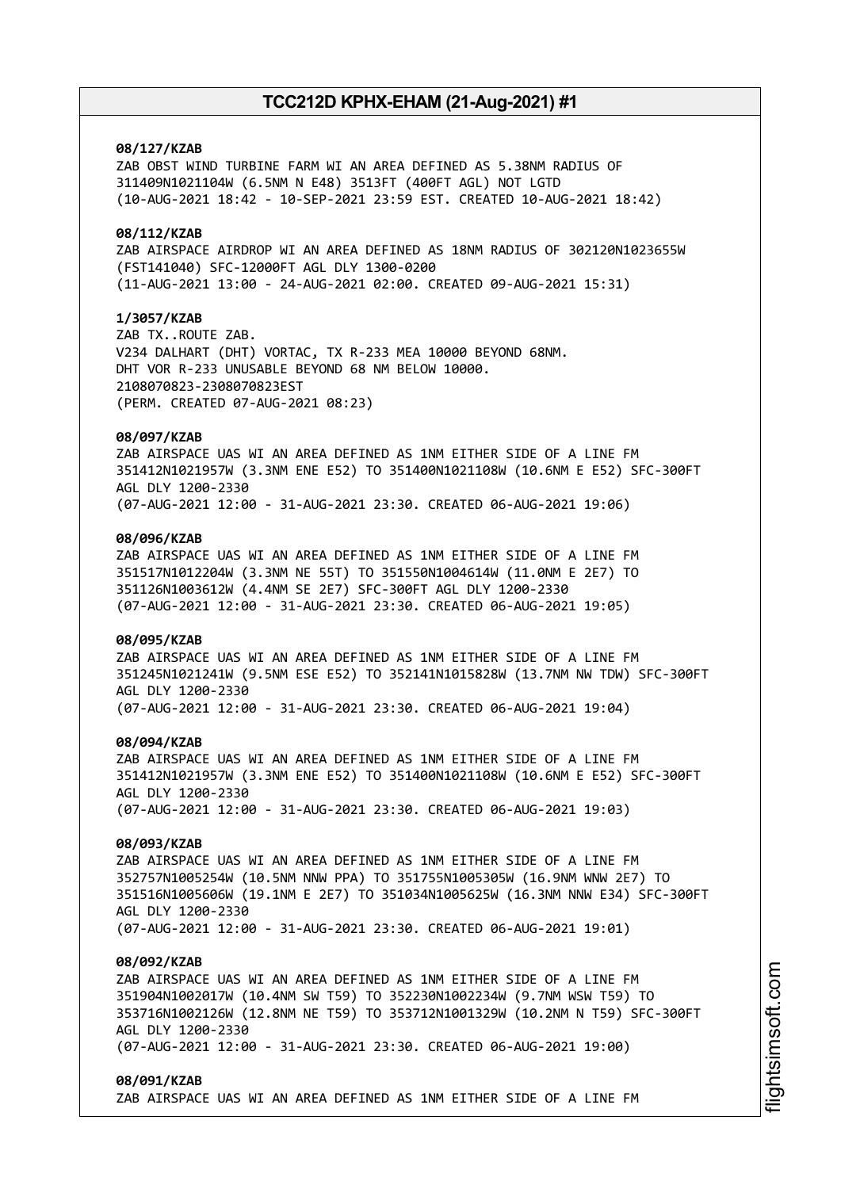**08/127/KZAB**
ZAB OBST WIND TURBINE FARM WI AN AREA DEFINED AS 5.38NM RADIUS OF 311409N1021104W (6.5NM N E48) 3513FT (400FT AGL) NOT LGTD
(10-AUG-2021 18:42 - 10-SEP-2021 23:59 EST. CREATED 10-AUG-2021 18:42)

**08/112/KZAB**
ZAB AIRSPACE AIRDROP WI AN AREA DEFINED AS 18NM RADIUS OF 302120N1023655W (FST141040) SFC-12000FT AGL DLY 1300-0200
(11-AUG-2021 13:00 - 24-AUG-2021 02:00. CREATED 09-AUG-2021 15:31)

**1/3057/KZAB**
ZAB TX..ROUTE ZAB.
V234 DALHART (DHT) VORTAC, TX R-233 MEA 10000 BEYOND 68NM.
DHT VOR R-233 UNUSABLE BEYOND 68 NM BELOW 10000.
2108070823-2308070823EST
(PERM. CREATED 07-AUG-2021 08:23)

**08/097/KZAB**
ZAB AIRSPACE UAS WI AN AREA DEFINED AS 1NM EITHER SIDE OF A LINE FM 351412N1021957W (3.3NM ENE E52) TO 351400N1021108W (10.6NM E E52) SFC-300FT AGL DLY 1200-2330
(07-AUG-2021 12:00 - 31-AUG-2021 23:30. CREATED 06-AUG-2021 19:06)

**08/096/KZAB**
ZAB AIRSPACE UAS WI AN AREA DEFINED AS 1NM EITHER SIDE OF A LINE FM 351517N1012204W (3.3NM NE 55T) TO 351550N1004614W (11.0NM E 2E7) TO 351126N1003612W (4.4NM SE 2E7) SFC-300FT AGL DLY 1200-2330
(07-AUG-2021 12:00 - 31-AUG-2021 23:30. CREATED 06-AUG-2021 19:05)

**08/095/KZAB**
ZAB AIRSPACE UAS WI AN AREA DEFINED AS 1NM EITHER SIDE OF A LINE FM 351245N1021241W (9.5NM ESE E52) TO 352141N1015828W (13.7NM NW TDW) SFC-300FT AGL DLY 1200-2330
(07-AUG-2021 12:00 - 31-AUG-2021 23:30. CREATED 06-AUG-2021 19:04)

**08/094/KZAB**
ZAB AIRSPACE UAS WI AN AREA DEFINED AS 1NM EITHER SIDE OF A LINE FM 351412N1021957W (3.3NM ENE E52) TO 351400N1021108W (10.6NM E E52) SFC-300FT AGL DLY 1200-2330
(07-AUG-2021 12:00 - 31-AUG-2021 23:30. CREATED 06-AUG-2021 19:03)

**08/093/KZAB**
ZAB AIRSPACE UAS WI AN AREA DEFINED AS 1NM EITHER SIDE OF A LINE FM 352757N1005254W (10.5NM NNW PPA) TO 351755N1005305W (16.9NM WNW 2E7) TO 351516N1005606W (19.1NM E 2E7) TO 351034N1005625W (16.3NM NNW E34) SFC-300FT AGL DLY 1200-2330
(07-AUG-2021 12:00 - 31-AUG-2021 23:30. CREATED 06-AUG-2021 19:01)

**08/092/KZAB**
ZAB AIRSPACE UAS WI AN AREA DEFINED AS 1NM EITHER SIDE OF A LINE FM 351904N1002017W (10.4NM SW T59) TO 352230N1002234W (9.7NM WSW T59) TO 353716N1002126W (12.8NM NE T59) TO 353712N1001329W (10.2NM N T59) SFC-300FT AGL DLY 1200-2330
(07-AUG-2021 12:00 - 31-AUG-2021 23:30. CREATED 06-AUG-2021 19:00)

**08/091/KZAB**
ZAB AIRSPACE UAS WI AN AREA DEFINED AS 1NM EITHER SIDE OF A LINE FM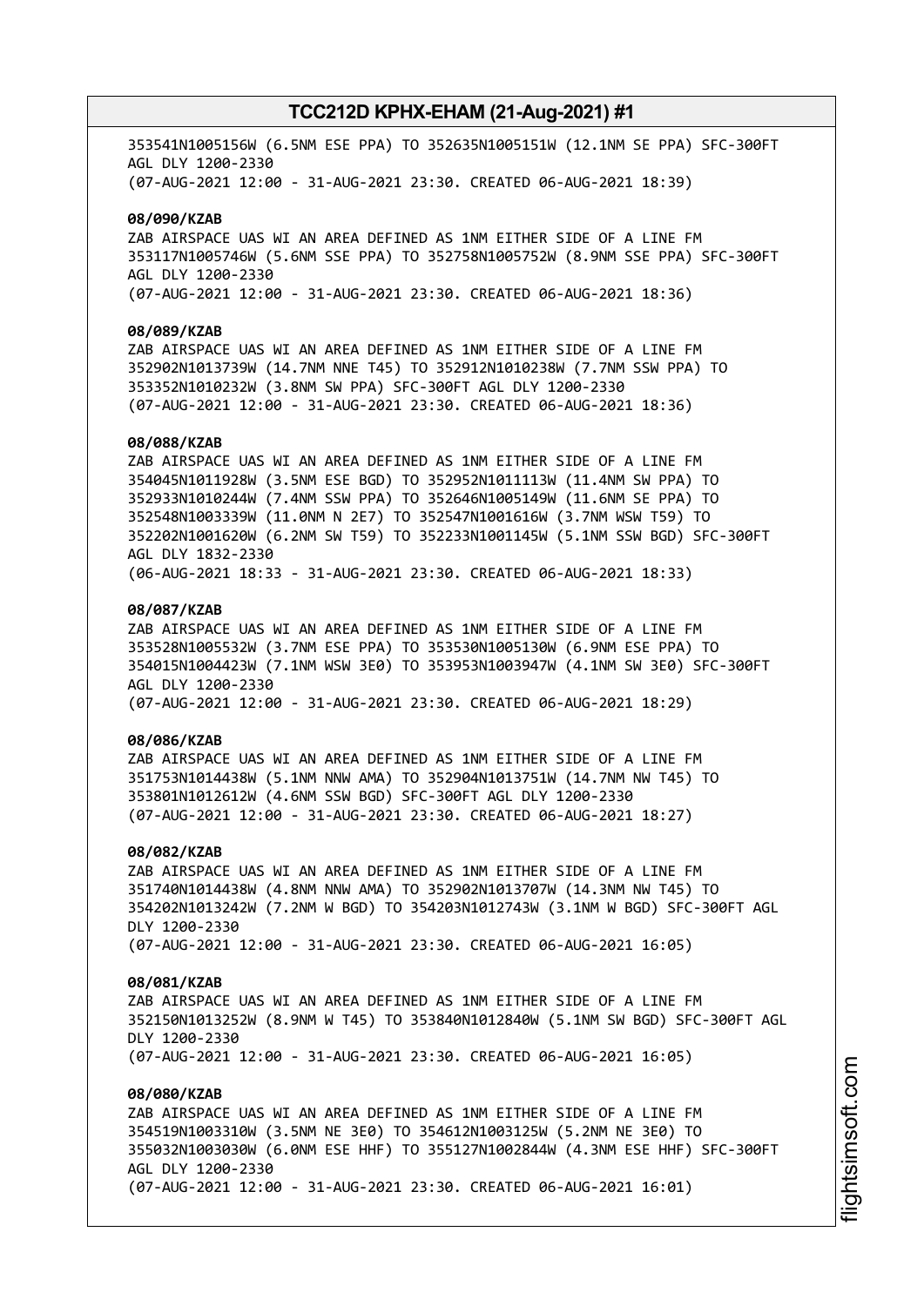353541N1005156W (6.5NM ESE PPA) TO 352635N1005151W (12.1NM SE PPA) SFC-300FT AGL DLY 1200-2330
(07-AUG-2021 12:00 - 31-AUG-2021 23:30. CREATED 06-AUG-2021 18:39)

**08/090/KZAB**
ZAB AIRSPACE UAS WI AN AREA DEFINED AS 1NM EITHER SIDE OF A LINE FM 353117N1005746W (5.6NM SSE PPA) TO 352758N1005752W (8.9NM SSE PPA) SFC-300FT AGL DLY 1200-2330
(07-AUG-2021 12:00 - 31-AUG-2021 23:30. CREATED 06-AUG-2021 18:36)

**08/089/KZAB**
ZAB AIRSPACE UAS WI AN AREA DEFINED AS 1NM EITHER SIDE OF A LINE FM 352902N1013739W (14.7NM NNE T45) TO 352912N1010238W (7.7NM SSW PPA) TO 353352N1010232W (3.8NM SW PPA) SFC-300FT AGL DLY 1200-2330
(07-AUG-2021 12:00 - 31-AUG-2021 23:30. CREATED 06-AUG-2021 18:36)

**08/088/KZAB**
ZAB AIRSPACE UAS WI AN AREA DEFINED AS 1NM EITHER SIDE OF A LINE FM 354045N1011928W (3.5NM ESE BGD) TO 352952N1011113W (11.4NM SW PPA) TO 352933N1010244W (7.4NM SSW PPA) TO 352646N1005149W (11.6NM SE PPA) TO 352548N1003339W (11.0NM N 2E7) TO 352547N1001616W (3.7NM WSW T59) TO 352202N1001620W (6.2NM SW T59) TO 352233N1001145W (5.1NM SSW BGD) SFC-300FT AGL DLY 1832-2330
(06-AUG-2021 18:33 - 31-AUG-2021 23:30. CREATED 06-AUG-2021 18:33)

**08/087/KZAB**
ZAB AIRSPACE UAS WI AN AREA DEFINED AS 1NM EITHER SIDE OF A LINE FM 353528N1005532W (3.7NM ESE PPA) TO 353530N1005130W (6.9NM ESE PPA) TO 354015N1004423W (7.1NM WSW 3E0) TO 353953N1003947W (4.1NM SW 3E0) SFC-300FT AGL DLY 1200-2330
(07-AUG-2021 12:00 - 31-AUG-2021 23:30. CREATED 06-AUG-2021 18:29)

**08/086/KZAB**
ZAB AIRSPACE UAS WI AN AREA DEFINED AS 1NM EITHER SIDE OF A LINE FM 351753N1014438W (5.1NM NNW AMA) TO 352904N1013751W (14.7NM NW T45) TO 353801N1012612W (4.6NM SSW BGD) SFC-300FT AGL DLY 1200-2330
(07-AUG-2021 12:00 - 31-AUG-2021 23:30. CREATED 06-AUG-2021 18:27)

**08/082/KZAB**
ZAB AIRSPACE UAS WI AN AREA DEFINED AS 1NM EITHER SIDE OF A LINE FM 351740N1014438W (4.8NM NNW AMA) TO 352902N1013707W (14.3NM NW T45) TO 354202N1013242W (7.2NM W BGD) TO 354203N1012743W (3.1NM W BGD) SFC-300FT AGL DLY 1200-2330
(07-AUG-2021 12:00 - 31-AUG-2021 23:30. CREATED 06-AUG-2021 16:05)

**08/081/KZAB**
ZAB AIRSPACE UAS WI AN AREA DEFINED AS 1NM EITHER SIDE OF A LINE FM 352150N1013252W (8.9NM W T45) TO 353840N1012840W (5.1NM SW BGD) SFC-300FT AGL DLY 1200-2330
(07-AUG-2021 12:00 - 31-AUG-2021 23:30. CREATED 06-AUG-2021 16:05)

**08/080/KZAB**
ZAB AIRSPACE UAS WI AN AREA DEFINED AS 1NM EITHER SIDE OF A LINE FM 354519N1003310W (3.5NM NE 3E0) TO 354612N1003125W (5.2NM NE 3E0) TO 355032N1003030W (6.0NM ESE HHF) TO 355127N1002844W (4.3NM ESE HHF) SFC-300FT AGL DLY 1200-2330
(07-AUG-2021 12:00 - 31-AUG-2021 23:30. CREATED 06-AUG-2021 16:01)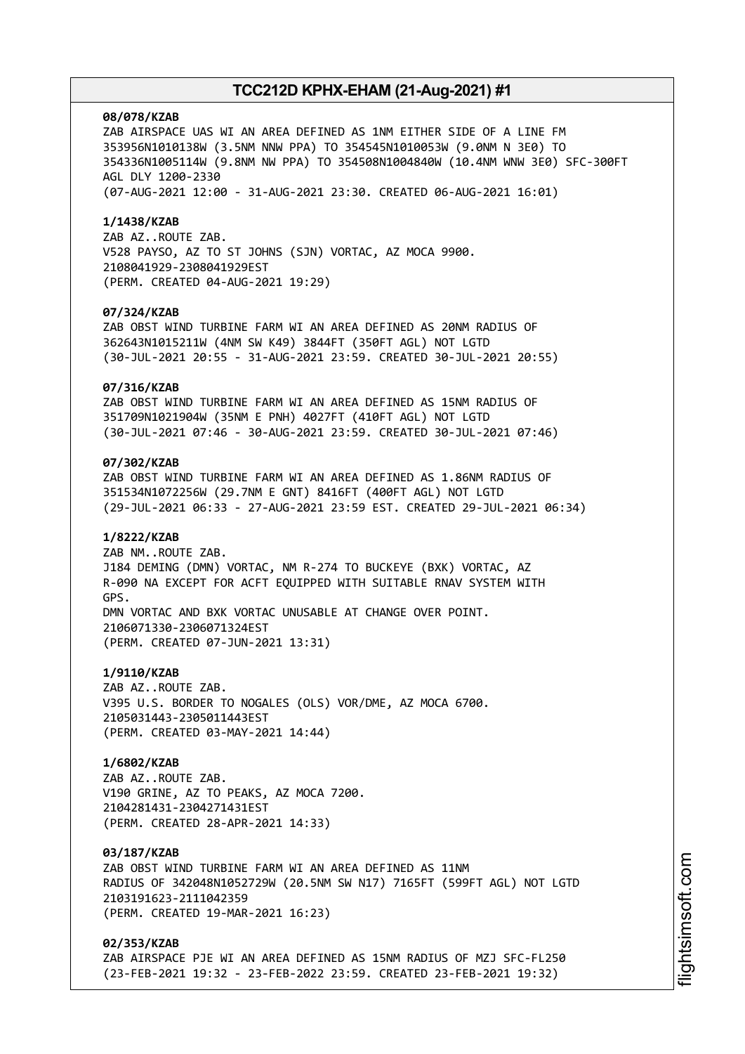**08/078/KZAB**
ZAB AIRSPACE UAS WI AN AREA DEFINED AS 1NM EITHER SIDE OF A LINE FM 353956N1010138W (3.5NM NNW PPA) TO 354545N1010053W (9.0NM N 3E0) TO 354336N1005114W (9.8NM NW PPA) TO 354508N1004840W (10.4NM WNW 3E0) SFC-300FT AGL DLY 1200-2330
(07-AUG-2021 12:00 - 31-AUG-2021 23:30. CREATED 06-AUG-2021 16:01)

**1/1438/KZAB**
ZAB AZ..ROUTE ZAB.
V528 PAYSO, AZ TO ST JOHNS (SJN) VORTAC, AZ MOCA 9900.
2108041929-2308041929EST
(PERM. CREATED 04-AUG-2021 19:29)

**07/324/KZAB**
ZAB OBST WIND TURBINE FARM WI AN AREA DEFINED AS 20NM RADIUS OF 362643N1015211W (4NM SW K49) 3844FT (350FT AGL) NOT LGTD
(30-JUL-2021 20:55 - 31-AUG-2021 23:59. CREATED 30-JUL-2021 20:55)

**07/316/KZAB**
ZAB OBST WIND TURBINE FARM WI AN AREA DEFINED AS 15NM RADIUS OF 351709N1021904W (35NM E PNH) 4027FT (410FT AGL) NOT LGTD
(30-JUL-2021 07:46 - 30-AUG-2021 23:59. CREATED 30-JUL-2021 07:46)

**07/302/KZAB**
ZAB OBST WIND TURBINE FARM WI AN AREA DEFINED AS 1.86NM RADIUS OF 351534N1072256W (29.7NM E GNT) 8416FT (400FT AGL) NOT LGTD
(29-JUL-2021 06:33 - 27-AUG-2021 23:59 EST. CREATED 29-JUL-2021 06:34)

**1/8222/KZAB**
ZAB NM..ROUTE ZAB.
J184 DEMING (DMN) VORTAC, NM R-274 TO BUCKEYE (BXK) VORTAC, AZ R-090 NA EXCEPT FOR ACFT EQUIPPED WITH SUITABLE RNAV SYSTEM WITH GPS.
DMN VORTAC AND BXK VORTAC UNUSABLE AT CHANGE OVER POINT.
2106071330-2306071324EST
(PERM. CREATED 07-JUN-2021 13:31)

**1/9110/KZAB**
ZAB AZ..ROUTE ZAB.
V395 U.S. BORDER TO NOGALES (OLS) VOR/DME, AZ MOCA 6700.
2105031443-2305011443EST
(PERM. CREATED 03-MAY-2021 14:44)

**1/6802/KZAB**
ZAB AZ..ROUTE ZAB.
V190 GRINE, AZ TO PEAKS, AZ MOCA 7200.
2104281431-2304271431EST
(PERM. CREATED 28-APR-2021 14:33)

**03/187/KZAB**
ZAB OBST WIND TURBINE FARM WI AN AREA DEFINED AS 11NM RADIUS OF 342048N1052729W (20.5NM SW N17) 7165FT (599FT AGL) NOT LGTD
2103191623-2111042359
(PERM. CREATED 19-MAR-2021 16:23)

**02/353/KZAB**
ZAB AIRSPACE PJE WI AN AREA DEFINED AS 15NM RADIUS OF MZJ SFC-FL250
(23-FEB-2021 19:32 - 23-FEB-2022 23:59. CREATED 23-FEB-2021 19:32)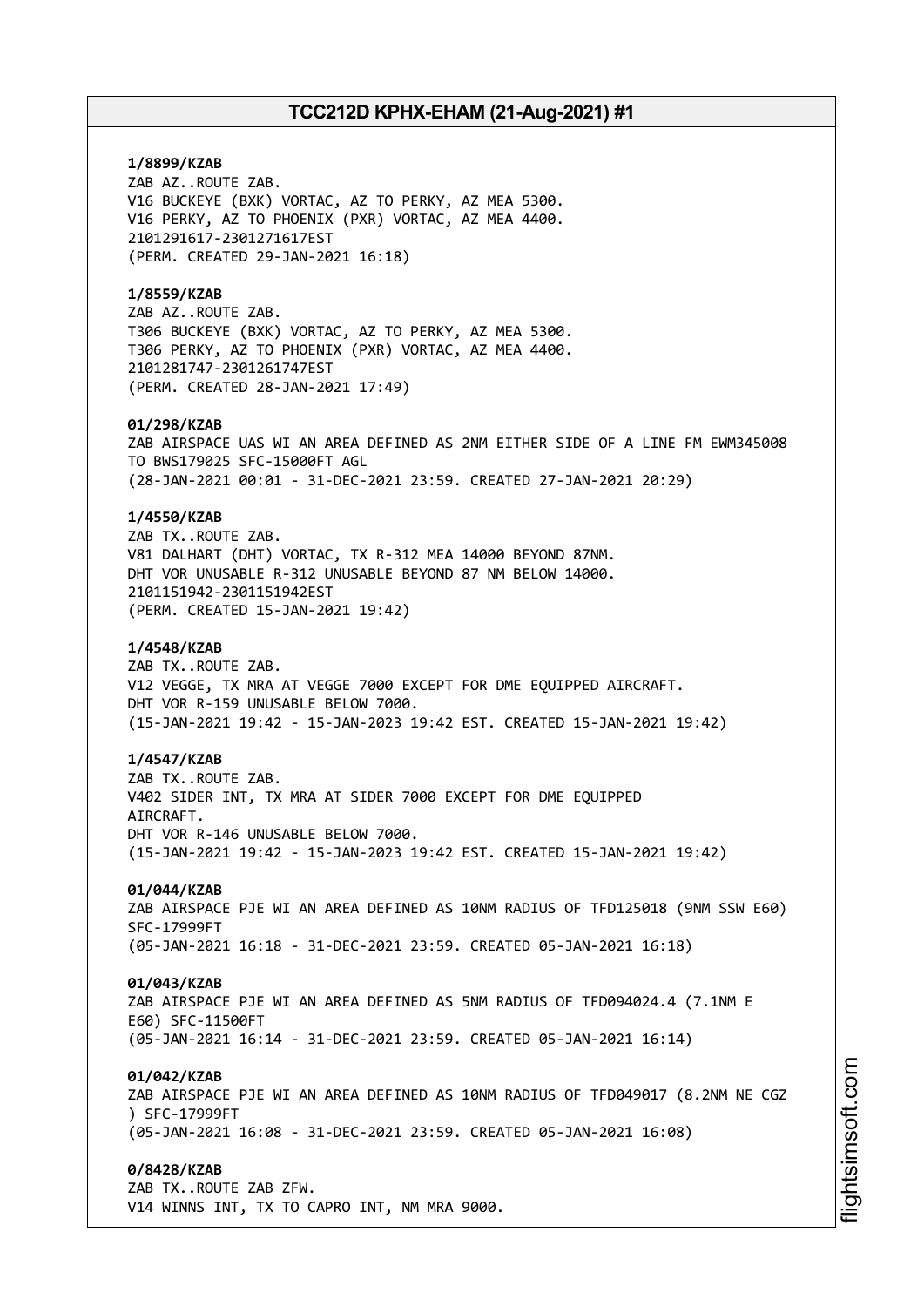**1/8899/KZAB**
ZAB AZ..ROUTE ZAB.
V16 BUCKEYE (BXK) VORTAC, AZ TO PERKY, AZ MEA 5300.
V16 PERKY, AZ TO PHOENIX (PXR) VORTAC, AZ MEA 4400.
2101291617-2301271617EST
(PERM. CREATED 29-JAN-2021 16:18)

**1/8559/KZAB**
ZAB AZ..ROUTE ZAB.
T306 BUCKEYE (BXK) VORTAC, AZ TO PERKY, AZ MEA 5300.
T306 PERKY, AZ TO PHOENIX (PXR) VORTAC, AZ MEA 4400.
2101281747-2301261747EST
(PERM. CREATED 28-JAN-2021 17:49)

**01/298/KZAB**
ZAB AIRSPACE UAS WI AN AREA DEFINED AS 2NM EITHER SIDE OF A LINE FM EWM345008 TO BWS179025 SFC-15000FT AGL
(28-JAN-2021 00:01 - 31-DEC-2021 23:59. CREATED 27-JAN-2021 20:29)

**1/4550/KZAB**
ZAB TX..ROUTE ZAB.
V81 DALHART (DHT) VORTAC, TX R-312 MEA 14000 BEYOND 87NM.
DHT VOR UNUSABLE R-312 UNUSABLE BEYOND 87 NM BELOW 14000.
2101151942-2301151942EST
(PERM. CREATED 15-JAN-2021 19:42)

**1/4548/KZAB**
ZAB TX..ROUTE ZAB.
V12 VEGGE, TX MRA AT VEGGE 7000 EXCEPT FOR DME EQUIPPED AIRCRAFT.
DHT VOR R-159 UNUSABLE BELOW 7000.
(15-JAN-2021 19:42 - 15-JAN-2023 19:42 EST. CREATED 15-JAN-2021 19:42)

**1/4547/KZAB**
ZAB TX..ROUTE ZAB.
V402 SIDER INT, TX MRA AT SIDER 7000 EXCEPT FOR DME EQUIPPED AIRCRAFT.
DHT VOR R-146 UNUSABLE BELOW 7000.
(15-JAN-2021 19:42 - 15-JAN-2023 19:42 EST. CREATED 15-JAN-2021 19:42)

**01/044/KZAB**
ZAB AIRSPACE PJE WI AN AREA DEFINED AS 10NM RADIUS OF TFD125018 (9NM SSW E60) SFC-17999FT
(05-JAN-2021 16:18 - 31-DEC-2021 23:59. CREATED 05-JAN-2021 16:18)

**01/043/KZAB**
ZAB AIRSPACE PJE WI AN AREA DEFINED AS 5NM RADIUS OF TFD094024.4 (7.1NM E E60) SFC-11500FT
(05-JAN-2021 16:14 - 31-DEC-2021 23:59. CREATED 05-JAN-2021 16:14)

**01/042/KZAB**
ZAB AIRSPACE PJE WI AN AREA DEFINED AS 10NM RADIUS OF TFD049017 (8.2NM NE CGZ ) SFC-17999FT
(05-JAN-2021 16:08 - 31-DEC-2021 23:59. CREATED 05-JAN-2021 16:08)

**0/8428/KZAB**
ZAB TX..ROUTE ZAB ZFW.
V14 WINNS INT, TX TO CAPRO INT, NM MRA 9000.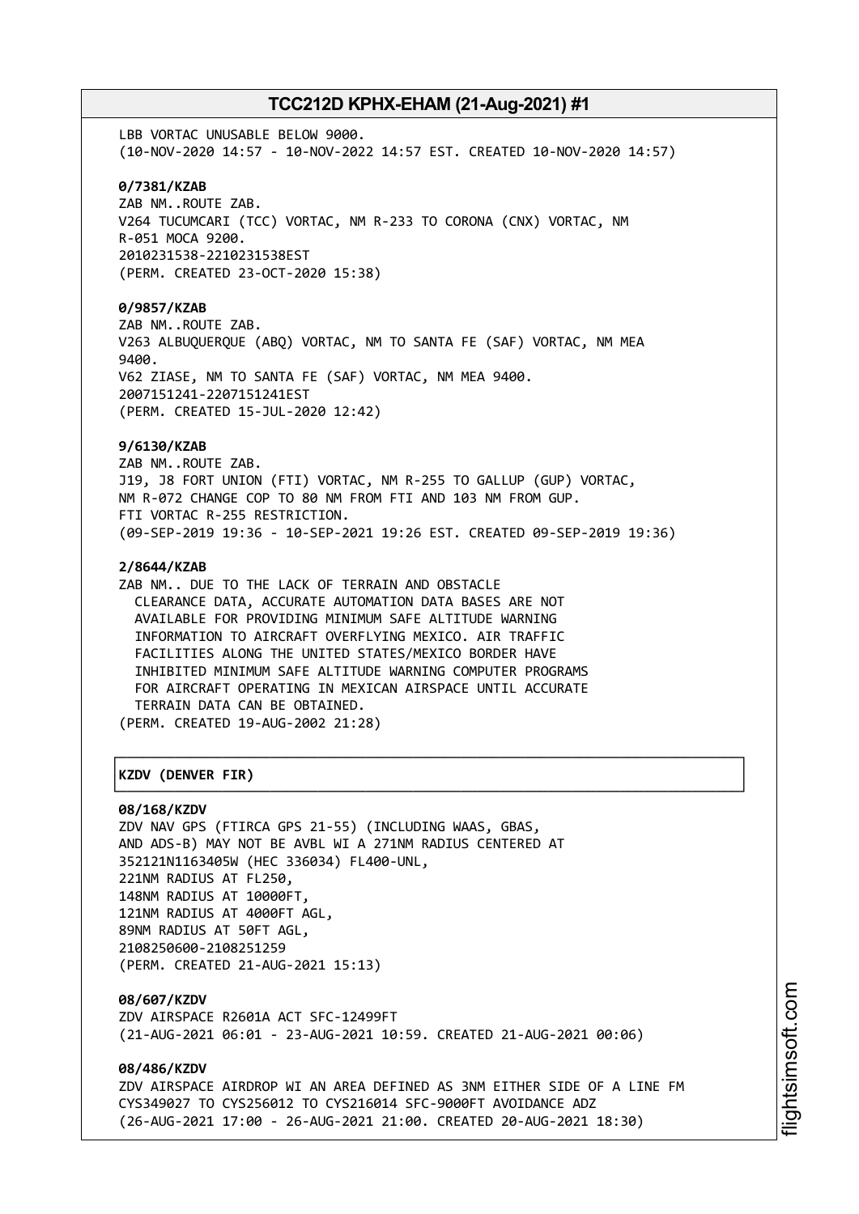LBB VORTAC UNUSABLE BELOW 9000.
(10-NOV-2020 14:57 - 10-NOV-2022 14:57 EST. CREATED 10-NOV-2020 14:57)

**0/7381/KZAB**
ZAB NM..ROUTE ZAB.
V264 TUCUMCARI (TCC) VORTAC, NM R-233 TO CORONA (CNX) VORTAC, NM
R-051 MOCA 9200.
2010231538-2210231538EST
(PERM. CREATED 23-OCT-2020 15:38)

**0/9857/KZAB**
ZAB NM..ROUTE ZAB.
V263 ALBUQUERQUE (ABQ) VORTAC, NM TO SANTA FE (SAF) VORTAC, NM MEA
9400.
V62 ZIASE, NM TO SANTA FE (SAF) VORTAC, NM MEA 9400.
2007151241-2207151241EST
(PERM. CREATED 15-JUL-2020 12:42)

**9/6130/KZAB**
ZAB NM..ROUTE ZAB.
J19, J8 FORT UNION (FTI) VORTAC, NM R-255 TO GALLUP (GUP) VORTAC,
NM R-072 CHANGE COP TO 80 NM FROM FTI AND 103 NM FROM GUP.
FTI VORTAC R-255 RESTRICTION.
(09-SEP-2019 19:36 - 10-SEP-2021 19:26 EST. CREATED 09-SEP-2019 19:36)

**2/8644/KZAB**
ZAB NM.. DUE TO THE LACK OF TERRAIN AND OBSTACLE
CLEARANCE DATA, ACCURATE AUTOMATION DATA BASES ARE NOT
AVAILABLE FOR PROVIDING MINIMUM SAFE ALTITUDE WARNING
INFORMATION TO AIRCRAFT OVERFLYING MEXICO. AIR TRAFFIC
FACILITIES ALONG THE UNITED STATES/MEXICO BORDER HAVE
INHIBITED MINIMUM SAFE ALTITUDE WARNING COMPUTER PROGRAMS
FOR AIRCRAFT OPERATING IN MEXICAN AIRSPACE UNTIL ACCURATE
TERRAIN DATA CAN BE OBTAINED.
(PERM. CREATED 19-AUG-2002 21:28)

## KZDV (DENVER FIR)

**08/168/KZDV**
ZDV NAV GPS (FTIRCA GPS 21-55) (INCLUDING WAAS, GBAS,
AND ADS-B) MAY NOT BE AVBL WI A 271NM RADIUS CENTERED AT
352121N1163405W (HEC 336034) FL400-UNL,
221NM RADIUS AT FL250,
148NM RADIUS AT 10000FT,
121NM RADIUS AT 4000FT AGL,
89NM RADIUS AT 50FT AGL,
2108250600-2108251259
(PERM. CREATED 21-AUG-2021 15:13)

**08/607/KZDV**
ZDV AIRSPACE R2601A ACT SFC-12499FT
(21-AUG-2021 06:01 - 23-AUG-2021 10:59. CREATED 21-AUG-2021 00:06)

**08/486/KZDV**
ZDV AIRSPACE AIRDROP WI AN AREA DEFINED AS 3NM EITHER SIDE OF A LINE FM
CYS349027 TO CYS256012 TO CYS216014 SFC-9000FT AVOIDANCE ADZ
(26-AUG-2021 17:00 - 26-AUG-2021 21:00. CREATED 20-AUG-2021 18:30)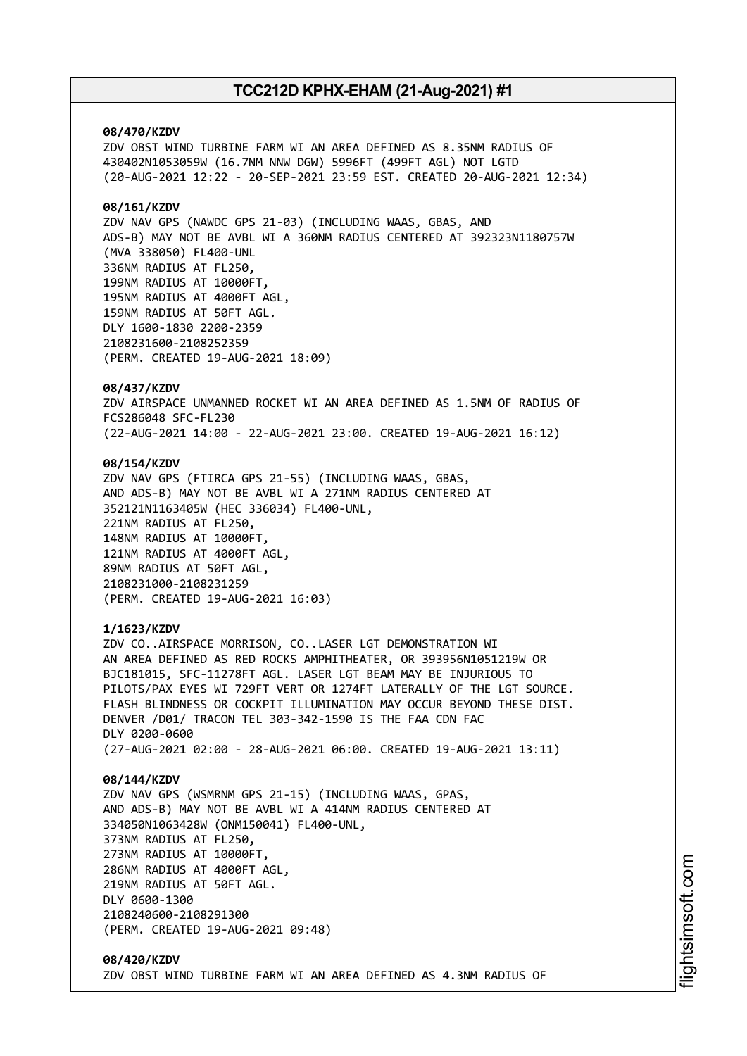**08/470/KZDV**
ZDV OBST WIND TURBINE FARM WI AN AREA DEFINED AS 8.35NM RADIUS OF 430402N1053059W (16.7NM NNW DGW) 5996FT (499FT AGL) NOT LGTD
(20-AUG-2021 12:22 - 20-SEP-2021 23:59 EST. CREATED 20-AUG-2021 12:34)

**08/161/KZDV**
ZDV NAV GPS (NAWDC GPS 21-03) (INCLUDING WAAS, GBAS, AND ADS-B) MAY NOT BE AVBL WI A 360NM RADIUS CENTERED AT 392323N1180757W (MVA 338050) FL400-UNL
336NM RADIUS AT FL250,
199NM RADIUS AT 10000FT,
195NM RADIUS AT 4000FT AGL,
159NM RADIUS AT 50FT AGL.
DLY 1600-1830 2200-2359
2108231600-2108252359
(PERM. CREATED 19-AUG-2021 18:09)

**08/437/KZDV**
ZDV AIRSPACE UNMANNED ROCKET WI AN AREA DEFINED AS 1.5NM OF RADIUS OF FCS286048 SFC-FL230
(22-AUG-2021 14:00 - 22-AUG-2021 23:00. CREATED 19-AUG-2021 16:12)

**08/154/KZDV**
ZDV NAV GPS (FTIRCA GPS 21-55) (INCLUDING WAAS, GBAS, AND ADS-B) MAY NOT BE AVBL WI A 271NM RADIUS CENTERED AT 352121N1163405W (HEC 336034) FL400-UNL,
221NM RADIUS AT FL250,
148NM RADIUS AT 10000FT,
121NM RADIUS AT 4000FT AGL,
89NM RADIUS AT 50FT AGL,
2108231000-2108231259
(PERM. CREATED 19-AUG-2021 16:03)

**1/1623/KZDV**
ZDV CO..AIRSPACE MORRISON, CO..LASER LGT DEMONSTRATION WI AN AREA DEFINED AS RED ROCKS AMPHITHEATER, OR 393956N1051219W OR BJC181015, SFC-11278FT AGL. LASER LGT BEAM MAY BE INJURIOUS TO PILOTS/PAX EYES WI 729FT VERT OR 1274FT LATERALLY OF THE LGT SOURCE. FLASH BLINDNESS OR COCKPIT ILLUMINATION MAY OCCUR BEYOND THESE DIST. DENVER /D01/ TRACON TEL 303-342-1590 IS THE FAA CDN FAC
DLY 0200-0600
(27-AUG-2021 02:00 - 28-AUG-2021 06:00. CREATED 19-AUG-2021 13:11)

**08/144/KZDV**
ZDV NAV GPS (WSMRNM GPS 21-15) (INCLUDING WAAS, GPAS, AND ADS-B) MAY NOT BE AVBL WI A 414NM RADIUS CENTERED AT 334050N1063428W (ONM150041) FL400-UNL,
373NM RADIUS AT FL250,
273NM RADIUS AT 10000FT,
286NM RADIUS AT 4000FT AGL,
219NM RADIUS AT 50FT AGL.
DLY 0600-1300
2108240600-2108291300
(PERM. CREATED 19-AUG-2021 09:48)

**08/420/KZDV**
ZDV OBST WIND TURBINE FARM WI AN AREA DEFINED AS 4.3NM RADIUS OF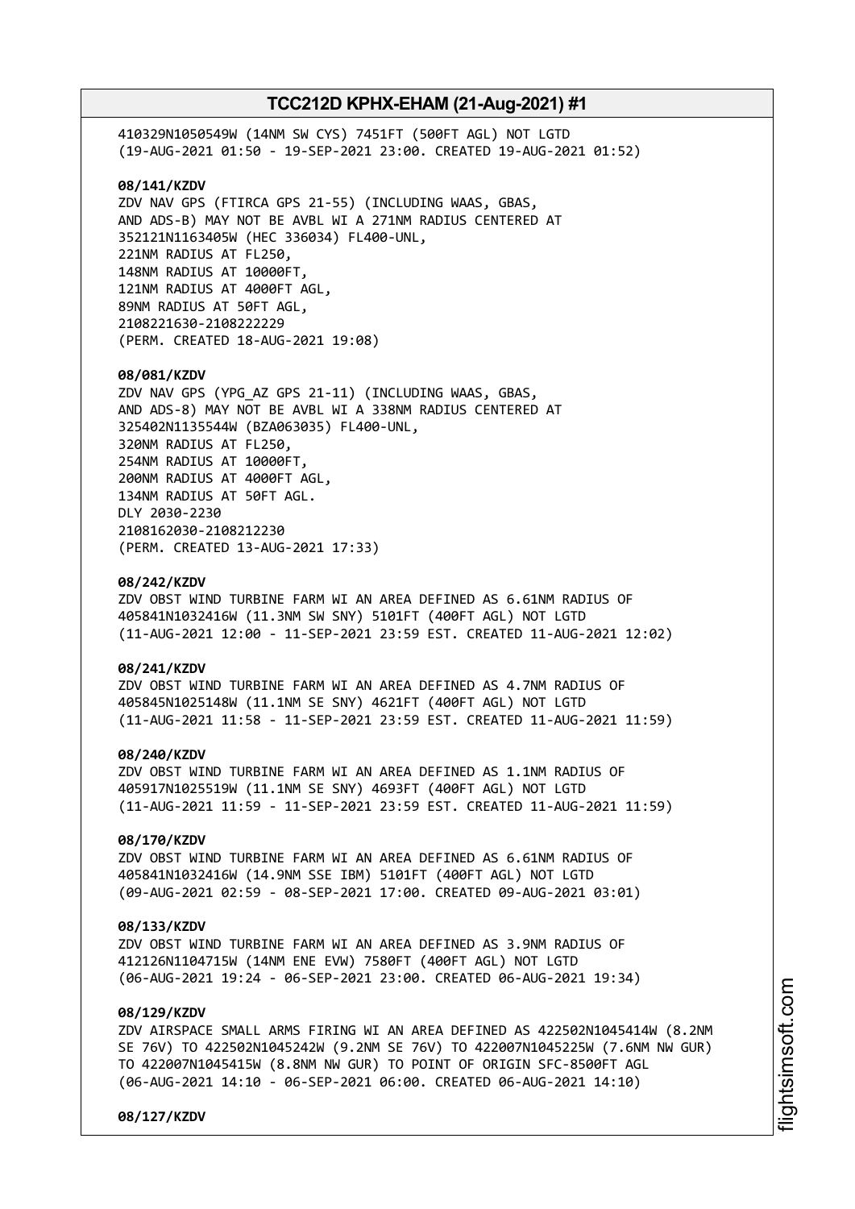410329N1050549W (14NM SW CYS) 7451FT (500FT AGL) NOT LGTD
(19-AUG-2021 01:50 - 19-SEP-2021 23:00. CREATED 19-AUG-2021 01:52)

**08/141/KZDV**
ZDV NAV GPS (FTIRCA GPS 21-55) (INCLUDING WAAS, GBAS,
AND ADS-B) MAY NOT BE AVBL WI A 271NM RADIUS CENTERED AT
352121N1163405W (HEC 336034) FL400-UNL,
221NM RADIUS AT FL250,
148NM RADIUS AT 10000FT,
121NM RADIUS AT 4000FT AGL,
89NM RADIUS AT 50FT AGL,
2108221630-2108222229
(PERM. CREATED 18-AUG-2021 19:08)

**08/081/KZDV**
ZDV NAV GPS (YPG_AZ GPS 21-11) (INCLUDING WAAS, GBAS,
AND ADS-8) MAY NOT BE AVBL WI A 338NM RADIUS CENTERED AT
325402N1135544W (BZA063035) FL400-UNL,
320NM RADIUS AT FL250,
254NM RADIUS AT 10000FT,
200NM RADIUS AT 4000FT AGL,
134NM RADIUS AT 50FT AGL.
DLY 2030-2230
2108162030-2108212230
(PERM. CREATED 13-AUG-2021 17:33)

**08/242/KZDV**
ZDV OBST WIND TURBINE FARM WI AN AREA DEFINED AS 6.61NM RADIUS OF
405841N1032416W (11.3NM SW SNY) 5101FT (400FT AGL) NOT LGTD
(11-AUG-2021 12:00 - 11-SEP-2021 23:59 EST. CREATED 11-AUG-2021 12:02)

**08/241/KZDV**
ZDV OBST WIND TURBINE FARM WI AN AREA DEFINED AS 4.7NM RADIUS OF
405845N1025148W (11.1NM SE SNY) 4621FT (400FT AGL) NOT LGTD
(11-AUG-2021 11:58 - 11-SEP-2021 23:59 EST. CREATED 11-AUG-2021 11:59)

**08/240/KZDV**
ZDV OBST WIND TURBINE FARM WI AN AREA DEFINED AS 1.1NM RADIUS OF
405917N1025519W (11.1NM SE SNY) 4693FT (400FT AGL) NOT LGTD
(11-AUG-2021 11:59 - 11-SEP-2021 23:59 EST. CREATED 11-AUG-2021 11:59)

**08/170/KZDV**
ZDV OBST WIND TURBINE FARM WI AN AREA DEFINED AS 6.61NM RADIUS OF
405841N1032416W (14.9NM SSE IBM) 5101FT (400FT AGL) NOT LGTD
(09-AUG-2021 02:59 - 08-SEP-2021 17:00. CREATED 09-AUG-2021 03:01)

**08/133/KZDV**
ZDV OBST WIND TURBINE FARM WI AN AREA DEFINED AS 3.9NM RADIUS OF
412126N1104715W (14NM ENE EVW) 7580FT (400FT AGL) NOT LGTD
(06-AUG-2021 19:24 - 06-SEP-2021 23:00. CREATED 06-AUG-2021 19:34)

**08/129/KZDV**
ZDV AIRSPACE SMALL ARMS FIRING WI AN AREA DEFINED AS 422502N1045414W (8.2NM
SE 76V) TO 422502N1045242W (9.2NM SE 76V) TO 422007N1045225W (7.6NM NW GUR)
TO 422007N1045415W (8.8NM NW GUR) TO POINT OF ORIGIN SFC-8500FT AGL
(06-AUG-2021 14:10 - 06-SEP-2021 06:00. CREATED 06-AUG-2021 14:10)

**08/127/KZDV**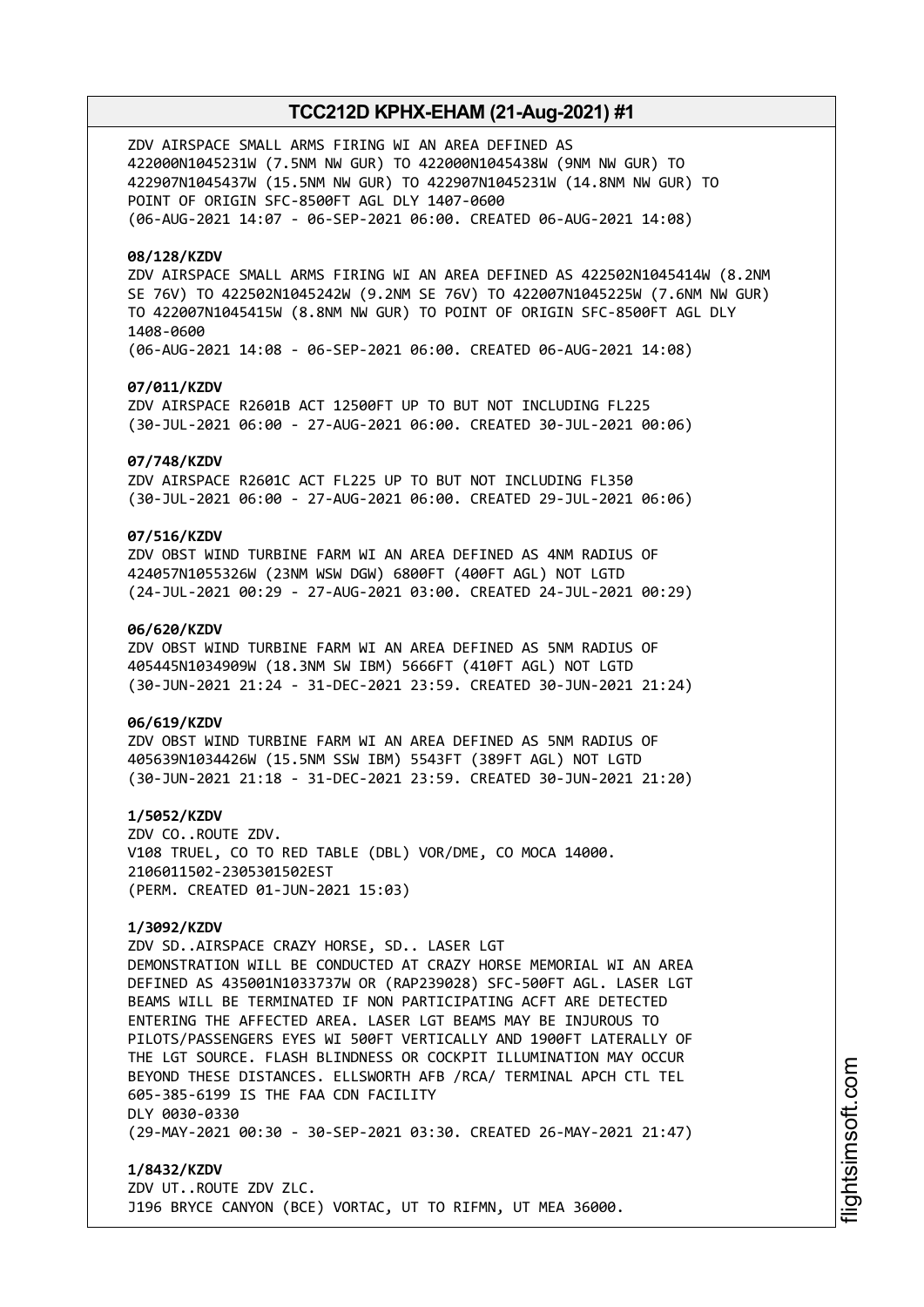ZDV AIRSPACE SMALL ARMS FIRING WI AN AREA DEFINED AS
422000N1045231W (7.5NM NW GUR) TO 422000N1045438W (9NM NW GUR) TO
422907N1045437W (15.5NM NW GUR) TO 422907N1045231W (14.8NM NW GUR) TO
POINT OF ORIGIN SFC-8500FT AGL DLY 1407-0600
(06-AUG-2021 14:07 - 06-SEP-2021 06:00. CREATED 06-AUG-2021 14:08)

**08/128/KZDV**
ZDV AIRSPACE SMALL ARMS FIRING WI AN AREA DEFINED AS 422502N1045414W (8.2NM SE 76V) TO 422502N1045242W (9.2NM SE 76V) TO 422007N1045225W (7.6NM NW GUR) TO 422007N1045415W (8.8NM NW GUR) TO POINT OF ORIGIN SFC-8500FT AGL DLY 1408-0600
(06-AUG-2021 14:08 - 06-SEP-2021 06:00. CREATED 06-AUG-2021 14:08)

**07/011/KZDV**
ZDV AIRSPACE R2601B ACT 12500FT UP TO BUT NOT INCLUDING FL225
(30-JUL-2021 06:00 - 27-AUG-2021 06:00. CREATED 30-JUL-2021 00:06)

**07/748/KZDV**
ZDV AIRSPACE R2601C ACT FL225 UP TO BUT NOT INCLUDING FL350
(30-JUL-2021 06:00 - 27-AUG-2021 06:00. CREATED 29-JUL-2021 06:06)

**07/516/KZDV**
ZDV OBST WIND TURBINE FARM WI AN AREA DEFINED AS 4NM RADIUS OF 424057N1055326W (23NM WSW DGW) 6800FT (400FT AGL) NOT LGTD
(24-JUL-2021 00:29 - 27-AUG-2021 03:00. CREATED 24-JUL-2021 00:29)

**06/620/KZDV**
ZDV OBST WIND TURBINE FARM WI AN AREA DEFINED AS 5NM RADIUS OF 405445N1034909W (18.3NM SW IBM) 5666FT (410FT AGL) NOT LGTD
(30-JUN-2021 21:24 - 31-DEC-2021 23:59. CREATED 30-JUN-2021 21:24)

**06/619/KZDV**
ZDV OBST WIND TURBINE FARM WI AN AREA DEFINED AS 5NM RADIUS OF 405639N1034426W (15.5NM SSW IBM) 5543FT (389FT AGL) NOT LGTD
(30-JUN-2021 21:18 - 31-DEC-2021 23:59. CREATED 30-JUN-2021 21:20)

**1/5052/KZDV**
ZDV CO..ROUTE ZDV.
V108 TRUEL, CO TO RED TABLE (DBL) VOR/DME, CO MOCA 14000.
2106011502-2305301502EST
(PERM. CREATED 01-JUN-2021 15:03)

**1/3092/KZDV**
ZDV SD..AIRSPACE CRAZY HORSE, SD.. LASER LGT
DEMONSTRATION WILL BE CONDUCTED AT CRAZY HORSE MEMORIAL WI AN AREA DEFINED AS 435001N1033737W OR (RAP239028) SFC-500FT AGL. LASER LGT BEAMS WILL BE TERMINATED IF NON PARTICIPATING ACFT ARE DETECTED ENTERING THE AFFECTED AREA. LASER LGT BEAMS MAY BE INJUROUS TO PILOTS/PASSENGERS EYES WI 500FT VERTICALLY AND 1900FT LATERALLY OF THE LGT SOURCE. FLASH BLINDNESS OR COCKPIT ILLUMINATION MAY OCCUR BEYOND THESE DISTANCES. ELLSWORTH AFB /RCA/ TERMINAL APCH CTL TEL 605-385-6199 IS THE FAA CDN FACILITY
DLY 0030-0330
(29-MAY-2021 00:30 - 30-SEP-2021 03:30. CREATED 26-MAY-2021 21:47)

**1/8432/KZDV**
ZDV UT..ROUTE ZDV ZLC.
J196 BRYCE CANYON (BCE) VORTAC, UT TO RIFMN, UT MEA 36000.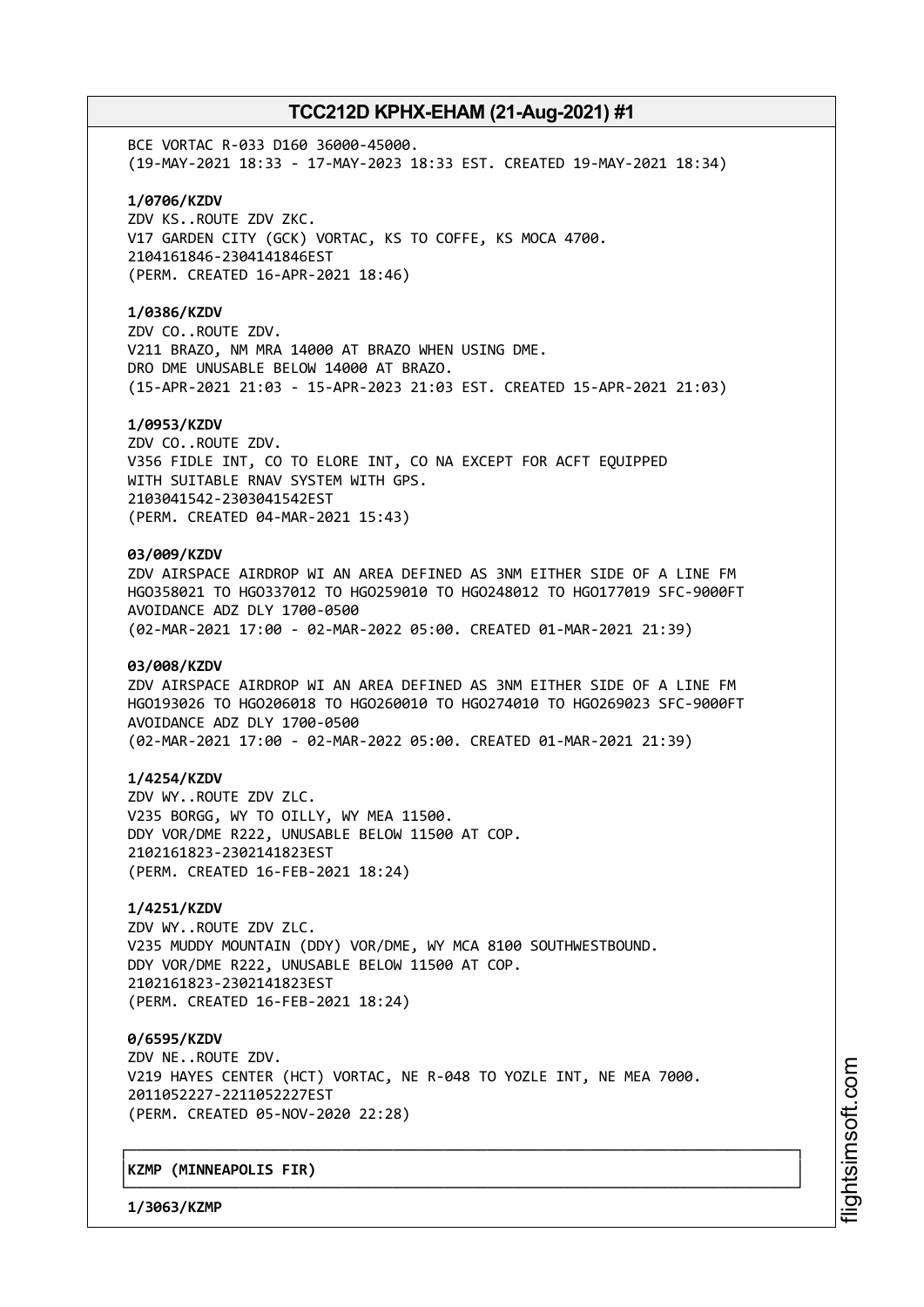BCE VORTAC R-033 D160 36000-45000.
(19-MAY-2021 18:33 - 17-MAY-2023 18:33 EST. CREATED 19-MAY-2021 18:34)

**1/0706/KZDV**
ZDV KS..ROUTE ZDV ZKC.
V17 GARDEN CITY (GCK) VORTAC, KS TO COFFE, KS MOCA 4700.
2104161846-2304141846EST
(PERM. CREATED 16-APR-2021 18:46)

**1/0386/KZDV**
ZDV CO..ROUTE ZDV.
V211 BRAZO, NM MRA 14000 AT BRAZO WHEN USING DME.
DRO DME UNUSABLE BELOW 14000 AT BRAZO.
(15-APR-2021 21:03 - 15-APR-2023 21:03 EST. CREATED 15-APR-2021 21:03)

**1/0953/KZDV**
ZDV CO..ROUTE ZDV.
V356 FIDLE INT, CO TO ELORE INT, CO NA EXCEPT FOR ACFT EQUIPPED
WITH SUITABLE RNAV SYSTEM WITH GPS.
2103041542-2303041542EST
(PERM. CREATED 04-MAR-2021 15:43)

**03/009/KZDV**
ZDV AIRSPACE AIRDROP WI AN AREA DEFINED AS 3NM EITHER SIDE OF A LINE FM
HGO358021 TO HGO337012 TO HGO259010 TO HGO248012 TO HGO177019 SFC-9000FT
AVOIDANCE ADZ DLY 1700-0500
(02-MAR-2021 17:00 - 02-MAR-2022 05:00. CREATED 01-MAR-2021 21:39)

**03/008/KZDV**
ZDV AIRSPACE AIRDROP WI AN AREA DEFINED AS 3NM EITHER SIDE OF A LINE FM
HGO193026 TO HGO206018 TO HGO260010 TO HGO274010 TO HGO269023 SFC-9000FT
AVOIDANCE ADZ DLY 1700-0500
(02-MAR-2021 17:00 - 02-MAR-2022 05:00. CREATED 01-MAR-2021 21:39)

**1/4254/KZDV**
ZDV WY..ROUTE ZDV ZLC.
V235 BORGG, WY TO OILLY, WY MEA 11500.
DDY VOR/DME R222, UNUSABLE BELOW 11500 AT COP.
2102161823-2302141823EST
(PERM. CREATED 16-FEB-2021 18:24)

**1/4251/KZDV**
ZDV WY..ROUTE ZDV ZLC.
V235 MUDDY MOUNTAIN (DDY) VOR/DME, WY MCA 8100 SOUTHWESTBOUND.
DDY VOR/DME R222, UNUSABLE BELOW 11500 AT COP.
2102161823-2302141823EST
(PERM. CREATED 16-FEB-2021 18:24)

**0/6595/KZDV**
ZDV NE..ROUTE ZDV.
V219 HAYES CENTER (HCT) VORTAC, NE R-048 TO YOZLE INT, NE MEA 7000.
2011052227-2211052227EST
(PERM. CREATED 05-NOV-2020 22:28)

## KZMP (MINNEAPOLIS FIR)

**1/3063/KZMP**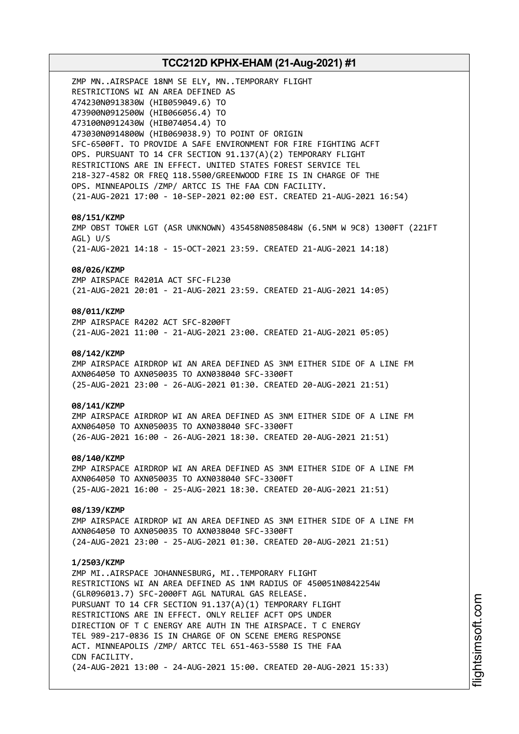ZMP MN..AIRSPACE 18NM SE ELY, MN..TEMPORARY FLIGHT
RESTRICTIONS WI AN AREA DEFINED AS
474230N0913830W (HIB059049.6) TO
473900N0912500W (HIB066056.4) TO
473100N0912430W (HIB074054.4) TO
473030N0914800W (HIB069038.9) TO POINT OF ORIGIN
SFC-6500FT. TO PROVIDE A SAFE ENVIRONMENT FOR FIRE FIGHTING ACFT
OPS. PURSUANT TO 14 CFR SECTION 91.137(A)(2) TEMPORARY FLIGHT
RESTRICTIONS ARE IN EFFECT. UNITED STATES FOREST SERVICE TEL
218-327-4582 OR FREQ 118.5500/GREENWOOD FIRE IS IN CHARGE OF THE
OPS. MINNEAPOLIS /ZMP/ ARTCC IS THE FAA CDN FACILITY.
(21-AUG-2021 17:00 - 10-SEP-2021 02:00 EST. CREATED 21-AUG-2021 16:54)

**08/151/KZMP**
ZMP OBST TOWER LGT (ASR UNKNOWN) 435458N0850848W (6.5NM W 9C8) 1300FT (221FT AGL) U/S
(21-AUG-2021 14:18 - 15-OCT-2021 23:59. CREATED 21-AUG-2021 14:18)

**08/026/KZMP**
ZMP AIRSPACE R4201A ACT SFC-FL230
(21-AUG-2021 20:01 - 21-AUG-2021 23:59. CREATED 21-AUG-2021 14:05)

**08/011/KZMP**
ZMP AIRSPACE R4202 ACT SFC-8200FT
(21-AUG-2021 11:00 - 21-AUG-2021 23:00. CREATED 21-AUG-2021 05:05)

**08/142/KZMP**
ZMP AIRSPACE AIRDROP WI AN AREA DEFINED AS 3NM EITHER SIDE OF A LINE FM
AXN064050 TO AXN050035 TO AXN038040 SFC-3300FT
(25-AUG-2021 23:00 - 26-AUG-2021 01:30. CREATED 20-AUG-2021 21:51)

**08/141/KZMP**
ZMP AIRSPACE AIRDROP WI AN AREA DEFINED AS 3NM EITHER SIDE OF A LINE FM
AXN064050 TO AXN050035 TO AXN038040 SFC-3300FT
(26-AUG-2021 16:00 - 26-AUG-2021 18:30. CREATED 20-AUG-2021 21:51)

**08/140/KZMP**
ZMP AIRSPACE AIRDROP WI AN AREA DEFINED AS 3NM EITHER SIDE OF A LINE FM
AXN064050 TO AXN050035 TO AXN038040 SFC-3300FT
(25-AUG-2021 16:00 - 25-AUG-2021 18:30. CREATED 20-AUG-2021 21:51)

**08/139/KZMP**
ZMP AIRSPACE AIRDROP WI AN AREA DEFINED AS 3NM EITHER SIDE OF A LINE FM
AXN064050 TO AXN050035 TO AXN038040 SFC-3300FT
(24-AUG-2021 23:00 - 25-AUG-2021 01:30. CREATED 20-AUG-2021 21:51)

**1/2503/KZMP**
ZMP MI..AIRSPACE JOHANNESBURG, MI..TEMPORARY FLIGHT
RESTRICTIONS WI AN AREA DEFINED AS 1NM RADIUS OF 450051N0842254W
(GLR096013.7) SFC-2000FT AGL NATURAL GAS RELEASE.
PURSUANT TO 14 CFR SECTION 91.137(A)(1) TEMPORARY FLIGHT
RESTRICTIONS ARE IN EFFECT. ONLY RELIEF ACFT OPS UNDER
DIRECTION OF T C ENERGY ARE AUTH IN THE AIRSPACE. T C ENERGY
TEL 989-217-0836 IS IN CHARGE OF ON SCENE EMERG RESPONSE
ACT. MINNEAPOLIS /ZMP/ ARTCC TEL 651-463-5580 IS THE FAA
CDN FACILITY.
(24-AUG-2021 13:00 - 24-AUG-2021 15:00. CREATED 20-AUG-2021 15:33)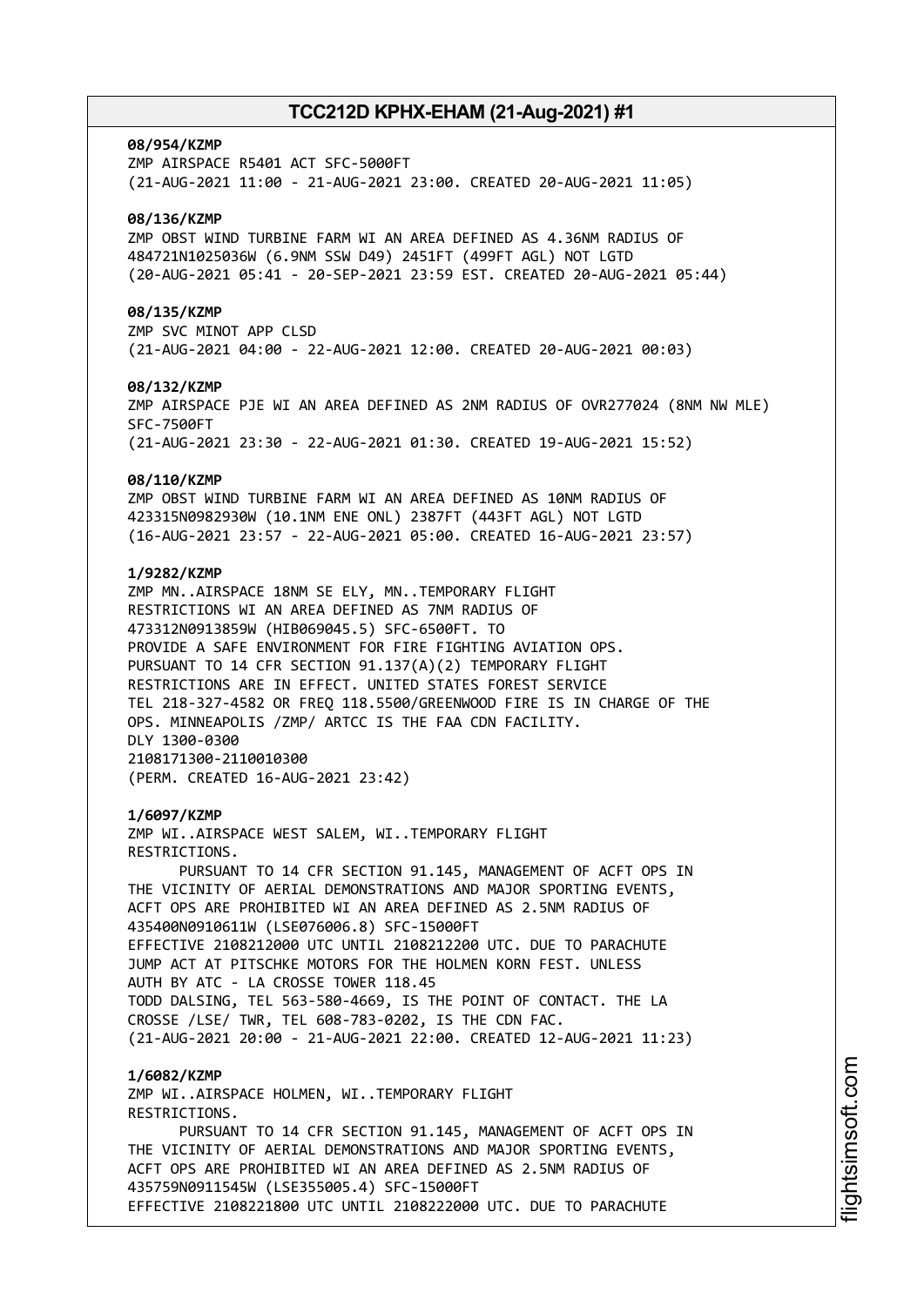**08/954/KZMP**
ZMP AIRSPACE R5401 ACT SFC-5000FT
(21-AUG-2021 11:00 - 21-AUG-2021 23:00. CREATED 20-AUG-2021 11:05)

**08/136/KZMP**
ZMP OBST WIND TURBINE FARM WI AN AREA DEFINED AS 4.36NM RADIUS OF 484721N1025036W (6.9NM SSW D49) 2451FT (499FT AGL) NOT LGTD
(20-AUG-2021 05:41 - 20-SEP-2021 23:59 EST. CREATED 20-AUG-2021 05:44)

**08/135/KZMP**
ZMP SVC MINOT APP CLSD
(21-AUG-2021 04:00 - 22-AUG-2021 12:00. CREATED 20-AUG-2021 00:03)

**08/132/KZMP**
ZMP AIRSPACE PJE WI AN AREA DEFINED AS 2NM RADIUS OF OVR277024 (8NM NW MLE) SFC-7500FT
(21-AUG-2021 23:30 - 22-AUG-2021 01:30. CREATED 19-AUG-2021 15:52)

**08/110/KZMP**
ZMP OBST WIND TURBINE FARM WI AN AREA DEFINED AS 10NM RADIUS OF 423315N0982930W (10.1NM ENE ONL) 2387FT (443FT AGL) NOT LGTD
(16-AUG-2021 23:57 - 22-AUG-2021 05:00. CREATED 16-AUG-2021 23:57)

**1/9282/KZMP**
ZMP MN..AIRSPACE 18NM SE ELY, MN..TEMPORARY FLIGHT RESTRICTIONS WI AN AREA DEFINED AS 7NM RADIUS OF 473312N0913859W (HIB069045.5) SFC-6500FT. TO PROVIDE A SAFE ENVIRONMENT FOR FIRE FIGHTING AVIATION OPS. PURSUANT TO 14 CFR SECTION 91.137(A)(2) TEMPORARY FLIGHT RESTRICTIONS ARE IN EFFECT. UNITED STATES FOREST SERVICE TEL 218-327-4582 OR FREQ 118.5500/GREENWOOD FIRE IS IN CHARGE OF THE OPS. MINNEAPOLIS /ZMP/ ARTCC IS THE FAA CDN FACILITY.
DLY 1300-0300
2108171300-2110010300
(PERM. CREATED 16-AUG-2021 23:42)

**1/6097/KZMP**
ZMP WI..AIRSPACE WEST SALEM, WI..TEMPORARY FLIGHT RESTRICTIONS.
PURSUANT TO 14 CFR SECTION 91.145, MANAGEMENT OF ACFT OPS IN THE VICINITY OF AERIAL DEMONSTRATIONS AND MAJOR SPORTING EVENTS, ACFT OPS ARE PROHIBITED WI AN AREA DEFINED AS 2.5NM RADIUS OF 435400N0910611W (LSE076006.8) SFC-15000FT
EFFECTIVE 2108212000 UTC UNTIL 2108212200 UTC. DUE TO PARACHUTE JUMP ACT AT PITSCHKE MOTORS FOR THE HOLMEN KORN FEST. UNLESS AUTH BY ATC - LA CROSSE TOWER 118.45
TODD DALSING, TEL 563-580-4669, IS THE POINT OF CONTACT. THE LA CROSSE /LSE/ TWR, TEL 608-783-0202, IS THE CDN FAC.
(21-AUG-2021 20:00 - 21-AUG-2021 22:00. CREATED 12-AUG-2021 11:23)

**1/6082/KZMP**
ZMP WI..AIRSPACE HOLMEN, WI..TEMPORARY FLIGHT RESTRICTIONS.
PURSUANT TO 14 CFR SECTION 91.145, MANAGEMENT OF ACFT OPS IN THE VICINITY OF AERIAL DEMONSTRATIONS AND MAJOR SPORTING EVENTS, ACFT OPS ARE PROHIBITED WI AN AREA DEFINED AS 2.5NM RADIUS OF 435759N0911545W (LSE355005.4) SFC-15000FT
EFFECTIVE 2108221800 UTC UNTIL 2108222000 UTC. DUE TO PARACHUTE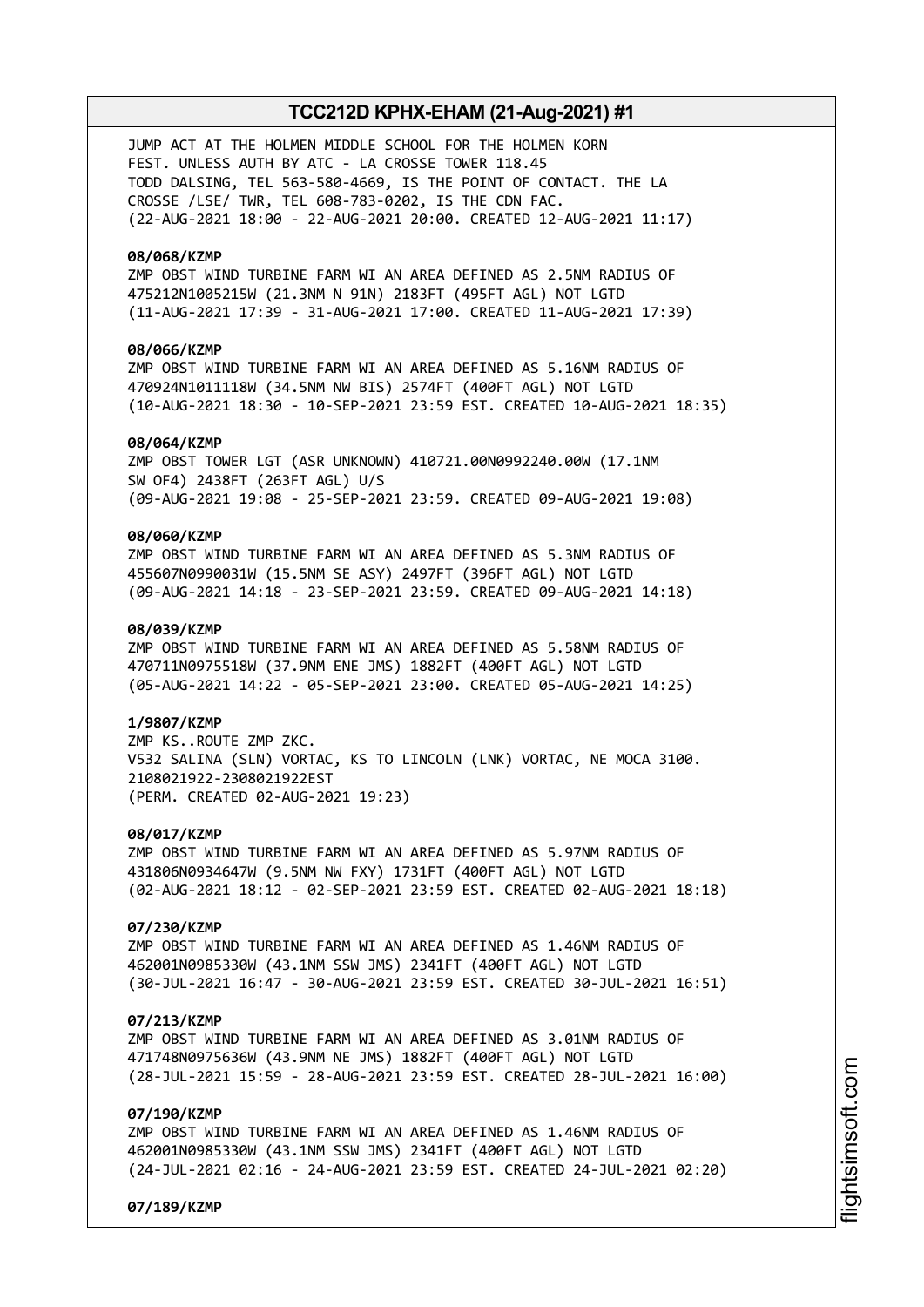JUMP ACT AT THE HOLMEN MIDDLE SCHOOL FOR THE HOLMEN KORN FEST. UNLESS AUTH BY ATC - LA CROSSE TOWER 118.45
TODD DALSING, TEL 563-580-4669, IS THE POINT OF CONTACT. THE LA CROSSE /LSE/ TWR, TEL 608-783-0202, IS THE CDN FAC.
(22-AUG-2021 18:00 - 22-AUG-2021 20:00. CREATED 12-AUG-2021 11:17)

**08/068/KZMP**
ZMP OBST WIND TURBINE FARM WI AN AREA DEFINED AS 2.5NM RADIUS OF 475212N1005215W (21.3NM N 91N) 2183FT (495FT AGL) NOT LGTD
(11-AUG-2021 17:39 - 31-AUG-2021 17:00. CREATED 11-AUG-2021 17:39)

**08/066/KZMP**
ZMP OBST WIND TURBINE FARM WI AN AREA DEFINED AS 5.16NM RADIUS OF 470924N1011118W (34.5NM NW BIS) 2574FT (400FT AGL) NOT LGTD
(10-AUG-2021 18:30 - 10-SEP-2021 23:59 EST. CREATED 10-AUG-2021 18:35)

**08/064/KZMP**
ZMP OBST TOWER LGT (ASR UNKNOWN) 410721.00N0992240.00W (17.1NM SW OF4) 2438FT (263FT AGL) U/S
(09-AUG-2021 19:08 - 25-SEP-2021 23:59. CREATED 09-AUG-2021 19:08)

**08/060/KZMP**
ZMP OBST WIND TURBINE FARM WI AN AREA DEFINED AS 5.3NM RADIUS OF 455607N0990031W (15.5NM SE ASY) 2497FT (396FT AGL) NOT LGTD
(09-AUG-2021 14:18 - 23-SEP-2021 23:59. CREATED 09-AUG-2021 14:18)

**08/039/KZMP**
ZMP OBST WIND TURBINE FARM WI AN AREA DEFINED AS 5.58NM RADIUS OF 470711N0975518W (37.9NM ENE JMS) 1882FT (400FT AGL) NOT LGTD
(05-AUG-2021 14:22 - 05-SEP-2021 23:00. CREATED 05-AUG-2021 14:25)

**1/9807/KZMP**
ZMP KS..ROUTE ZMP ZKC.
V532 SALINA (SLN) VORTAC, KS TO LINCOLN (LNK) VORTAC, NE MOCA 3100.
2108021922-2308021922EST
(PERM. CREATED 02-AUG-2021 19:23)

**08/017/KZMP**
ZMP OBST WIND TURBINE FARM WI AN AREA DEFINED AS 5.97NM RADIUS OF 431806N0934647W (9.5NM NW FXY) 1731FT (400FT AGL) NOT LGTD
(02-AUG-2021 18:12 - 02-SEP-2021 23:59 EST. CREATED 02-AUG-2021 18:18)

**07/230/KZMP**
ZMP OBST WIND TURBINE FARM WI AN AREA DEFINED AS 1.46NM RADIUS OF 462001N0985330W (43.1NM SSW JMS) 2341FT (400FT AGL) NOT LGTD
(30-JUL-2021 16:47 - 30-AUG-2021 23:59 EST. CREATED 30-JUL-2021 16:51)

**07/213/KZMP**
ZMP OBST WIND TURBINE FARM WI AN AREA DEFINED AS 3.01NM RADIUS OF 471748N0975636W (43.9NM NE JMS) 1882FT (400FT AGL) NOT LGTD
(28-JUL-2021 15:59 - 28-AUG-2021 23:59 EST. CREATED 28-JUL-2021 16:00)

**07/190/KZMP**
ZMP OBST WIND TURBINE FARM WI AN AREA DEFINED AS 1.46NM RADIUS OF 462001N0985330W (43.1NM SSW JMS) 2341FT (400FT AGL) NOT LGTD
(24-JUL-2021 02:16 - 24-AUG-2021 23:59 EST. CREATED 24-JUL-2021 02:20)

**07/189/KZMP**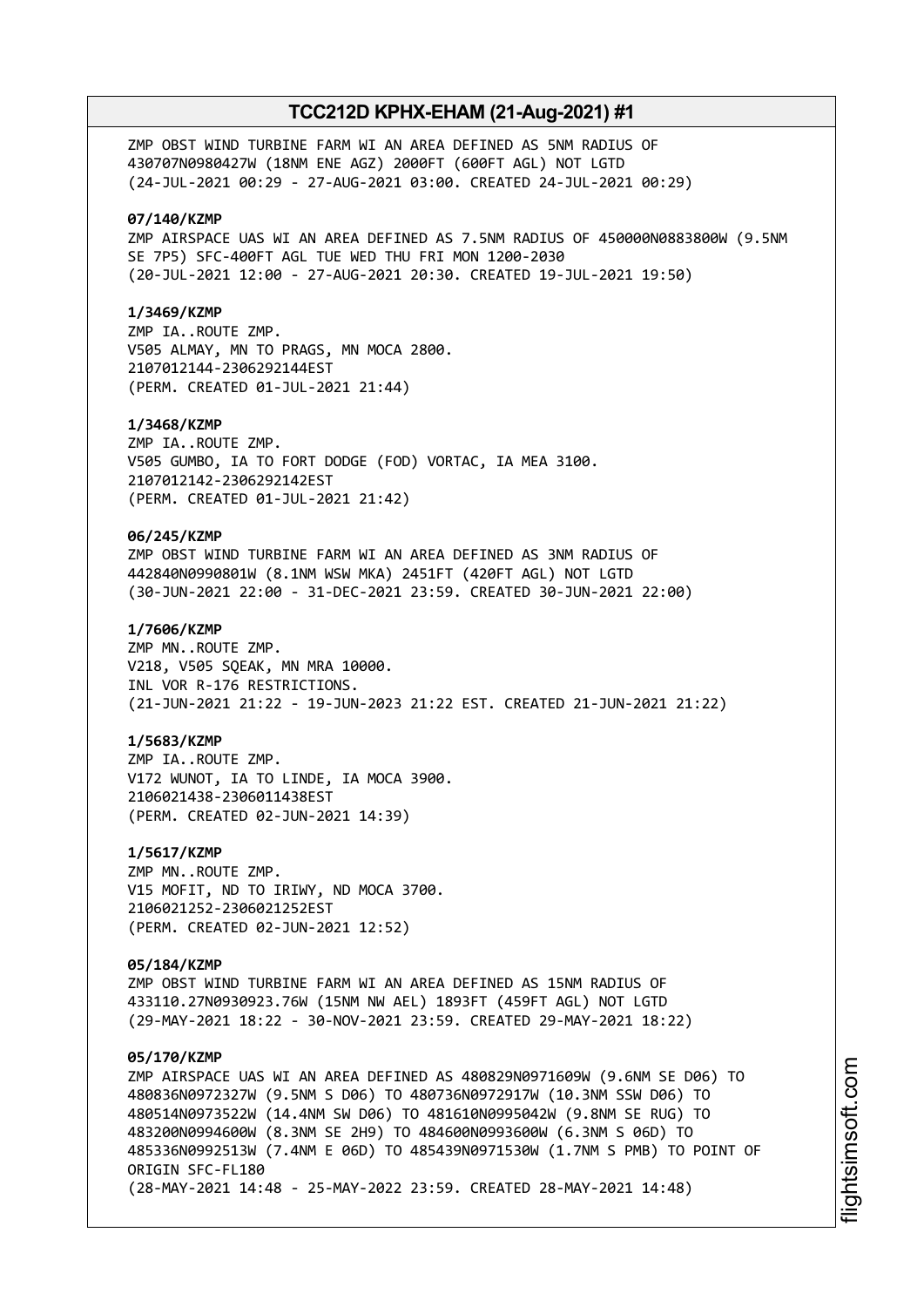ZMP OBST WIND TURBINE FARM WI AN AREA DEFINED AS 5NM RADIUS OF 430707N0980427W (18NM ENE AGZ) 2000FT (600FT AGL) NOT LGTD
(24-JUL-2021 00:29 - 27-AUG-2021 03:00. CREATED 24-JUL-2021 00:29)

**07/140/KZMP**
ZMP AIRSPACE UAS WI AN AREA DEFINED AS 7.5NM RADIUS OF 450000N0883800W (9.5NM SE 7P5) SFC-400FT AGL TUE WED THU FRI MON 1200-2030
(20-JUL-2021 12:00 - 27-AUG-2021 20:30. CREATED 19-JUL-2021 19:50)

**1/3469/KZMP**
ZMP IA..ROUTE ZMP.
V505 ALMAY, MN TO PRAGS, MN MOCA 2800.
2107012144-2306292144EST
(PERM. CREATED 01-JUL-2021 21:44)

**1/3468/KZMP**
ZMP IA..ROUTE ZMP.
V505 GUMBO, IA TO FORT DODGE (FOD) VORTAC, IA MEA 3100.
2107012142-2306292142EST
(PERM. CREATED 01-JUL-2021 21:42)

**06/245/KZMP**
ZMP OBST WIND TURBINE FARM WI AN AREA DEFINED AS 3NM RADIUS OF 442840N0990801W (8.1NM WSW MKA) 2451FT (420FT AGL) NOT LGTD
(30-JUN-2021 22:00 - 31-DEC-2021 23:59. CREATED 30-JUN-2021 22:00)

**1/7606/KZMP**
ZMP MN..ROUTE ZMP.
V218, V505 SQEAK, MN MRA 10000.
INL VOR R-176 RESTRICTIONS.
(21-JUN-2021 21:22 - 19-JUN-2023 21:22 EST. CREATED 21-JUN-2021 21:22)

**1/5683/KZMP**
ZMP IA..ROUTE ZMP.
V172 WUNOT, IA TO LINDE, IA MOCA 3900.
2106021438-2306011438EST
(PERM. CREATED 02-JUN-2021 14:39)

**1/5617/KZMP**
ZMP MN..ROUTE ZMP.
V15 MOFIT, ND TO IRIWY, ND MOCA 3700.
2106021252-2306021252EST
(PERM. CREATED 02-JUN-2021 12:52)

**05/184/KZMP**
ZMP OBST WIND TURBINE FARM WI AN AREA DEFINED AS 15NM RADIUS OF 433110.27N0930923.76W (15NM NW AEL) 1893FT (459FT AGL) NOT LGTD
(29-MAY-2021 18:22 - 30-NOV-2021 23:59. CREATED 29-MAY-2021 18:22)

**05/170/KZMP**
ZMP AIRSPACE UAS WI AN AREA DEFINED AS 480829N0971609W (9.6NM SE D06) TO 480836N0972327W (9.5NM S D06) TO 480736N0972917W (10.3NM SSW D06) TO 480514N0973522W (14.4NM SW D06) TO 481610N0995042W (9.8NM SE RUG) TO 483200N0994600W (8.3NM SE 2H9) TO 484600N0993600W (6.3NM S 06D) TO 485336N0992513W (7.4NM E 06D) TO 485439N0971530W (1.7NM S PMB) TO POINT OF ORIGIN SFC-FL180
(28-MAY-2021 14:48 - 25-MAY-2022 23:59. CREATED 28-MAY-2021 14:48)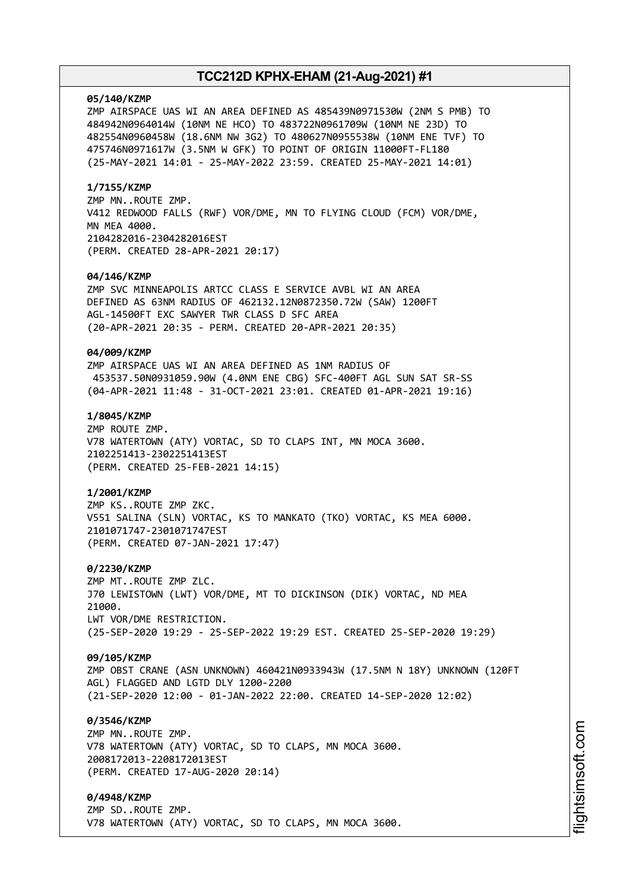**05/140/KZMP**
ZMP AIRSPACE UAS WI AN AREA DEFINED AS 485439N0971530W (2NM S PMB) TO 484942N0964014W (10NM NE HCO) TO 483722N0961709W (10NM NE 23D) TO 482554N0960458W (18.6NM NW 3G2) TO 480627N0955538W (10NM ENE TVF) TO 475746N0971617W (3.5NM W GFK) TO POINT OF ORIGIN 11000FT-FL180
(25-MAY-2021 14:01 - 25-MAY-2022 23:59. CREATED 25-MAY-2021 14:01)

**1/7155/KZMP**
ZMP MN..ROUTE ZMP.
V412 REDWOOD FALLS (RWF) VOR/DME, MN TO FLYING CLOUD (FCM) VOR/DME, MN MEA 4000.
2104282016-2304282016EST
(PERM. CREATED 28-APR-2021 20:17)

**04/146/KZMP**
ZMP SVC MINNEAPOLIS ARTCC CLASS E SERVICE AVBL WI AN AREA DEFINED AS 63NM RADIUS OF 462132.12N0872350.72W (SAW) 1200FT AGL-14500FT EXC SAWYER TWR CLASS D SFC AREA
(20-APR-2021 20:35 - PERM. CREATED 20-APR-2021 20:35)

**04/009/KZMP**
ZMP AIRSPACE UAS WI AN AREA DEFINED AS 1NM RADIUS OF 453537.50N0931059.90W (4.0NM ENE CBG) SFC-400FT AGL SUN SAT SR-SS
(04-APR-2021 11:48 - 31-OCT-2021 23:01. CREATED 01-APR-2021 19:16)

**1/8045/KZMP**
ZMP ROUTE ZMP.
V78 WATERTOWN (ATY) VORTAC, SD TO CLAPS INT, MN MOCA 3600.
2102251413-2302251413EST
(PERM. CREATED 25-FEB-2021 14:15)

**1/2001/KZMP**
ZMP KS..ROUTE ZMP ZKC.
V551 SALINA (SLN) VORTAC, KS TO MANKATO (TKO) VORTAC, KS MEA 6000.
2101071747-2301071747EST
(PERM. CREATED 07-JAN-2021 17:47)

**0/2230/KZMP**
ZMP MT..ROUTE ZMP ZLC.
J70 LEWISTOWN (LWT) VOR/DME, MT TO DICKINSON (DIK) VORTAC, ND MEA 21000.
LWT VOR/DME RESTRICTION.
(25-SEP-2020 19:29 - 25-SEP-2022 19:29 EST. CREATED 25-SEP-2020 19:29)

**09/105/KZMP**
ZMP OBST CRANE (ASN UNKNOWN) 460421N0933943W (17.5NM N 18Y) UNKNOWN (120FT AGL) FLAGGED AND LGTD DLY 1200-2200
(21-SEP-2020 12:00 - 01-JAN-2022 22:00. CREATED 14-SEP-2020 12:02)

**0/3546/KZMP**
ZMP MN..ROUTE ZMP.
V78 WATERTOWN (ATY) VORTAC, SD TO CLAPS, MN MOCA 3600.
2008172013-2208172013EST
(PERM. CREATED 17-AUG-2020 20:14)

**0/4948/KZMP**
ZMP SD..ROUTE ZMP.
V78 WATERTOWN (ATY) VORTAC, SD TO CLAPS, MN MOCA 3600.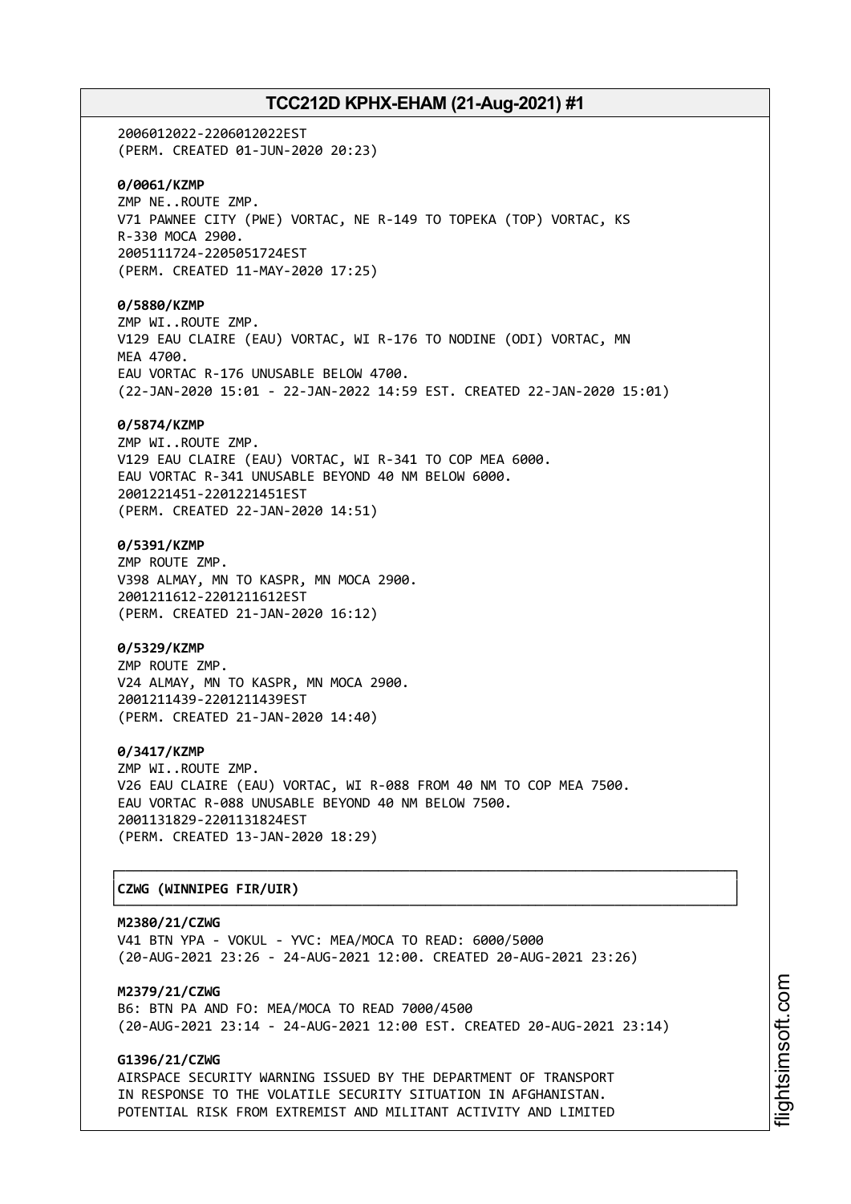2006012022-2206012022EST
(PERM. CREATED 01-JUN-2020 20:23)

**0/0061/KZMP**
ZMP NE..ROUTE ZMP.
V71 PAWNEE CITY (PWE) VORTAC, NE R-149 TO TOPEKA (TOP) VORTAC, KS
R-330 MOCA 2900.
2005111724-2205051724EST
(PERM. CREATED 11-MAY-2020 17:25)

**0/5880/KZMP**
ZMP WI..ROUTE ZMP.
V129 EAU CLAIRE (EAU) VORTAC, WI R-176 TO NODINE (ODI) VORTAC, MN
MEA 4700.
EAU VORTAC R-176 UNUSABLE BELOW 4700.
(22-JAN-2020 15:01 - 22-JAN-2022 14:59 EST. CREATED 22-JAN-2020 15:01)

**0/5874/KZMP**
ZMP WI..ROUTE ZMP.
V129 EAU CLAIRE (EAU) VORTAC, WI R-341 TO COP MEA 6000.
EAU VORTAC R-341 UNUSABLE BEYOND 40 NM BELOW 6000.
2001221451-2201221451EST
(PERM. CREATED 22-JAN-2020 14:51)

**0/5391/KZMP**
ZMP ROUTE ZMP.
V398 ALMAY, MN TO KASPR, MN MOCA 2900.
2001211612-2201211612EST
(PERM. CREATED 21-JAN-2020 16:12)

**0/5329/KZMP**
ZMP ROUTE ZMP.
V24 ALMAY, MN TO KASPR, MN MOCA 2900.
2001211439-2201211439EST
(PERM. CREATED 21-JAN-2020 14:40)

**0/3417/KZMP**
ZMP WI..ROUTE ZMP.
V26 EAU CLAIRE (EAU) VORTAC, WI R-088 FROM 40 NM TO COP MEA 7500.
EAU VORTAC R-088 UNUSABLE BEYOND 40 NM BELOW 7500.
2001131829-2201131824EST
(PERM. CREATED 13-JAN-2020 18:29)

**CZWG (WINNIPEG FIR/UIR)**

**M2380/21/CZWG**
V41 BTN YPA - VOKUL - YVC: MEA/MOCA TO READ: 6000/5000
(20-AUG-2021 23:26 - 24-AUG-2021 12:00. CREATED 20-AUG-2021 23:26)

**M2379/21/CZWG**
B6: BTN PA AND FO: MEA/MOCA TO READ 7000/4500
(20-AUG-2021 23:14 - 24-AUG-2021 12:00 EST. CREATED 20-AUG-2021 23:14)

**G1396/21/CZWG**
AIRSPACE SECURITY WARNING ISSUED BY THE DEPARTMENT OF TRANSPORT
IN RESPONSE TO THE VOLATILE SECURITY SITUATION IN AFGHANISTAN.
POTENTIAL RISK FROM EXTREMIST AND MILITANT ACTIVITY AND LIMITED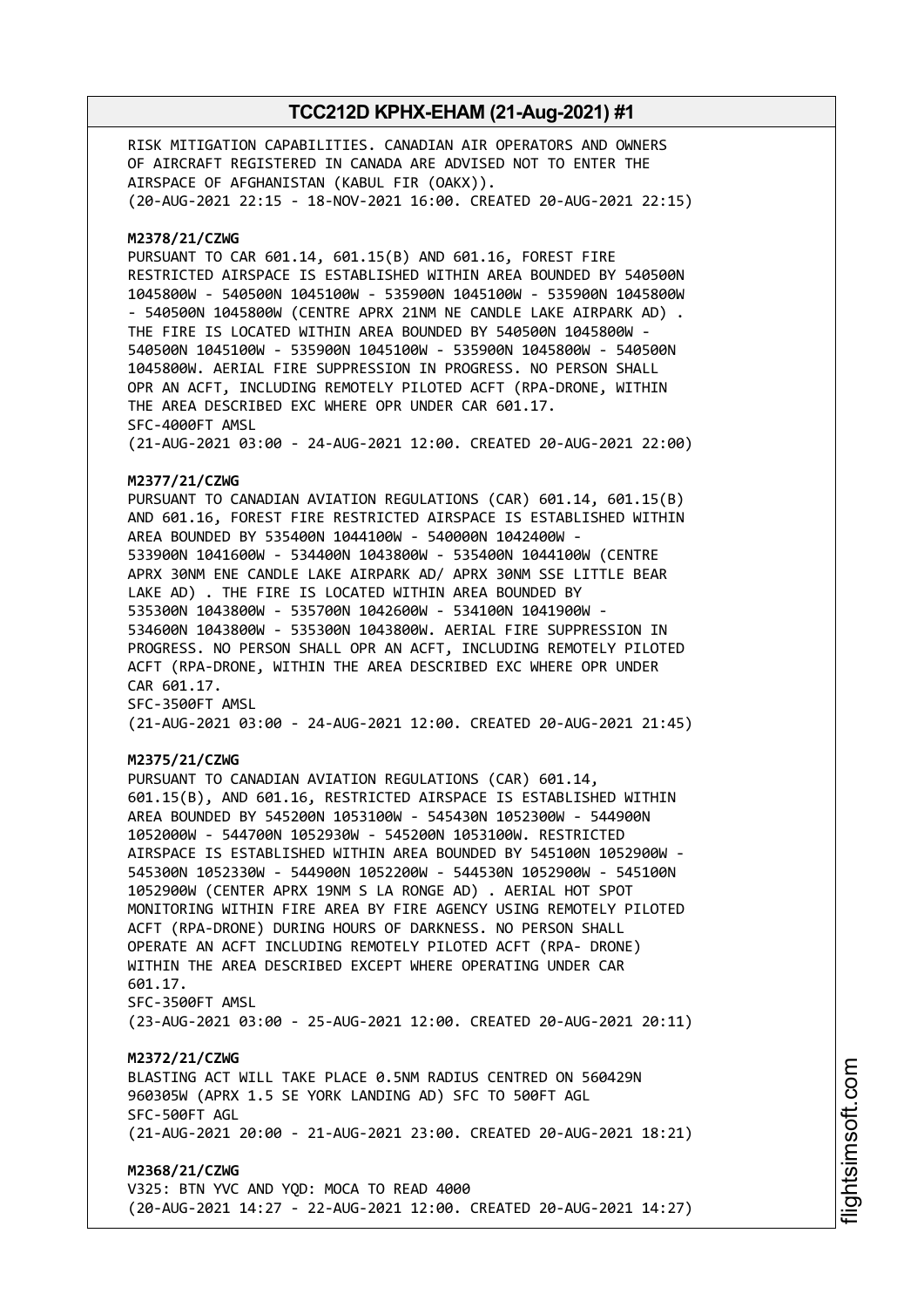RISK MITIGATION CAPABILITIES. CANADIAN AIR OPERATORS AND OWNERS OF AIRCRAFT REGISTERED IN CANADA ARE ADVISED NOT TO ENTER THE AIRSPACE OF AFGHANISTAN (KABUL FIR (OAKX)).
(20-AUG-2021 22:15 - 18-NOV-2021 16:00. CREATED 20-AUG-2021 22:15)

**M2378/21/CZWG**
PURSUANT TO CAR 601.14, 601.15(B) AND 601.16, FOREST FIRE RESTRICTED AIRSPACE IS ESTABLISHED WITHIN AREA BOUNDED BY 540500N 1045800W - 540500N 1045100W - 535900N 1045100W - 535900N 1045800W - 540500N 1045800W (CENTRE APRX 21NM NE CANDLE LAKE AIRPARK AD) . THE FIRE IS LOCATED WITHIN AREA BOUNDED BY 540500N 1045800W - 540500N 1045100W - 535900N 1045100W - 535900N 1045800W - 540500N 1045800W. AERIAL FIRE SUPPRESSION IN PROGRESS. NO PERSON SHALL OPR AN ACFT, INCLUDING REMOTELY PILOTED ACFT (RPA-DRONE, WITHIN THE AREA DESCRIBED EXC WHERE OPR UNDER CAR 601.17.
SFC-4000FT AMSL
(21-AUG-2021 03:00 - 24-AUG-2021 12:00. CREATED 20-AUG-2021 22:00)

**M2377/21/CZWG**
PURSUANT TO CANADIAN AVIATION REGULATIONS (CAR) 601.14, 601.15(B) AND 601.16, FOREST FIRE RESTRICTED AIRSPACE IS ESTABLISHED WITHIN AREA BOUNDED BY 535400N 1044100W - 540000N 1042400W - 533900N 1041600W - 534400N 1043800W - 535400N 1044100W (CENTRE APRX 30NM ENE CANDLE LAKE AIRPARK AD/ APRX 30NM SSE LITTLE BEAR LAKE AD) . THE FIRE IS LOCATED WITHIN AREA BOUNDED BY 535300N 1043800W - 535700N 1042600W - 534100N 1041900W - 534600N 1043800W - 535300N 1043800W. AERIAL FIRE SUPPRESSION IN PROGRESS. NO PERSON SHALL OPR AN ACFT, INCLUDING REMOTELY PILOTED ACFT (RPA-DRONE, WITHIN THE AREA DESCRIBED EXC WHERE OPR UNDER CAR 601.17.
SFC-3500FT AMSL
(21-AUG-2021 03:00 - 24-AUG-2021 12:00. CREATED 20-AUG-2021 21:45)

**M2375/21/CZWG**
PURSUANT TO CANADIAN AVIATION REGULATIONS (CAR) 601.14, 601.15(B), AND 601.16, RESTRICTED AIRSPACE IS ESTABLISHED WITHIN AREA BOUNDED BY 545200N 1053100W - 545430N 1052300W - 544900N 1052000W - 544700N 1052930W - 545200N 1053100W. RESTRICTED AIRSPACE IS ESTABLISHED WITHIN AREA BOUNDED BY 545100N 1052900W - 545300N 1052330W - 544900N 1052200W - 544530N 1052900W - 545100N 1052900W (CENTER APRX 19NM S LA RONGE AD) . AERIAL HOT SPOT MONITORING WITHIN FIRE AREA BY FIRE AGENCY USING REMOTELY PILOTED ACFT (RPA-DRONE) DURING HOURS OF DARKNESS. NO PERSON SHALL OPERATE AN ACFT INCLUDING REMOTELY PILOTED ACFT (RPA- DRONE) WITHIN THE AREA DESCRIBED EXCEPT WHERE OPERATING UNDER CAR 601.17.
SFC-3500FT AMSL
(23-AUG-2021 03:00 - 25-AUG-2021 12:00. CREATED 20-AUG-2021 20:11)

**M2372/21/CZWG**
BLASTING ACT WILL TAKE PLACE 0.5NM RADIUS CENTRED ON 560429N 960305W (APRX 1.5 SE YORK LANDING AD) SFC TO 500FT AGL
SFC-500FT AGL
(21-AUG-2021 20:00 - 21-AUG-2021 23:00. CREATED 20-AUG-2021 18:21)

**M2368/21/CZWG**
V325: BTN YVC AND YQD: MOCA TO READ 4000
(20-AUG-2021 14:27 - 22-AUG-2021 12:00. CREATED 20-AUG-2021 14:27)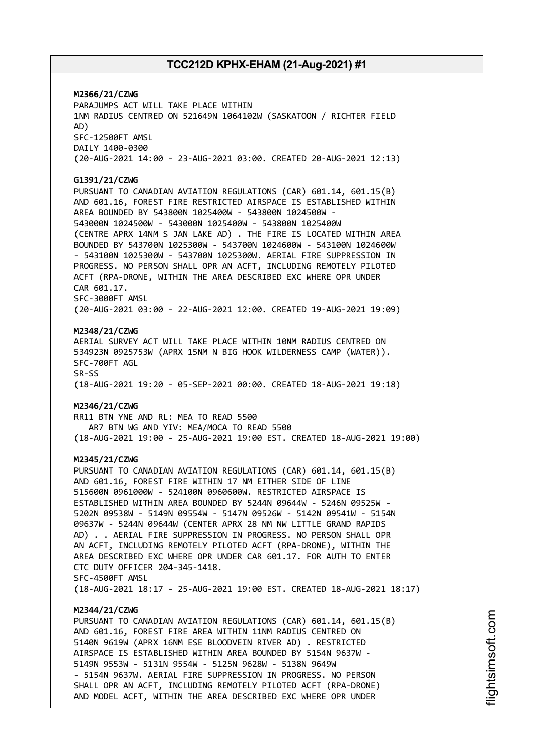**M2366/21/CZWG**
PARAJUMPS ACT WILL TAKE PLACE WITHIN
1NM RADIUS CENTRED ON 521649N 1064102W (SASKATOON / RICHTER FIELD
AD)
SFC-12500FT AMSL
DAILY 1400-0300
(20-AUG-2021 14:00 - 23-AUG-2021 03:00. CREATED 20-AUG-2021 12:13)

**G1391/21/CZWG**
PURSUANT TO CANADIAN AVIATION REGULATIONS (CAR) 601.14, 601.15(B)
AND 601.16, FOREST FIRE RESTRICTED AIRSPACE IS ESTABLISHED WITHIN
AREA BOUNDED BY 543800N 1025400W - 543800N 1024500W -
543000N 1024500W - 543000N 1025400W - 543800N 1025400W
(CENTRE APRX 14NM S JAN LAKE AD) . THE FIRE IS LOCATED WITHIN AREA
BOUNDED BY 543700N 1025300W - 543700N 1024600W - 543100N 1024600W
- 543100N 1025300W - 543700N 1025300W. AERIAL FIRE SUPPRESSION IN
PROGRESS. NO PERSON SHALL OPR AN ACFT, INCLUDING REMOTELY PILOTED
ACFT (RPA-DRONE, WITHIN THE AREA DESCRIBED EXC WHERE OPR UNDER
CAR 601.17.
SFC-3000FT AMSL
(20-AUG-2021 03:00 - 22-AUG-2021 12:00. CREATED 19-AUG-2021 19:09)

**M2348/21/CZWG**
AERIAL SURVEY ACT WILL TAKE PLACE WITHIN 10NM RADIUS CENTRED ON
534923N 0925753W (APRX 15NM N BIG HOOK WILDERNESS CAMP (WATER)).
SFC-700FT AGL
SR-SS
(18-AUG-2021 19:20 - 05-SEP-2021 00:00. CREATED 18-AUG-2021 19:18)

**M2346/21/CZWG**
RR11 BTN YNE AND RL: MEA TO READ 5500
AR7 BTN WG AND YIV: MEA/MOCA TO READ 5500
(18-AUG-2021 19:00 - 25-AUG-2021 19:00 EST. CREATED 18-AUG-2021 19:00)

**M2345/21/CZWG**
PURSUANT TO CANADIAN AVIATION REGULATIONS (CAR) 601.14, 601.15(B)
AND 601.16, FOREST FIRE WITHIN 17 NM EITHER SIDE OF LINE
515600N 0961000W - 524100N 0960600W. RESTRICTED AIRSPACE IS
ESTABLISHED WITHIN AREA BOUNDED BY 5244N 09644W - 5246N 09525W -
5202N 09538W - 5149N 09554W - 5147N 09526W - 5142N 09541W - 5154N
09637W - 5244N 09644W (CENTER APRX 28 NM NW LITTLE GRAND RAPIDS
AD) . . AERIAL FIRE SUPPRESSION IN PROGRESS. NO PERSON SHALL OPR
AN ACFT, INCLUDING REMOTELY PILOTED ACFT (RPA-DRONE), WITHIN THE
AREA DESCRIBED EXC WHERE OPR UNDER CAR 601.17. FOR AUTH TO ENTER
CTC DUTY OFFICER 204-345-1418.
SFC-4500FT AMSL
(18-AUG-2021 18:17 - 25-AUG-2021 19:00 EST. CREATED 18-AUG-2021 18:17)

**M2344/21/CZWG**
PURSUANT TO CANADIAN AVIATION REGULATIONS (CAR) 601.14, 601.15(B)
AND 601.16, FOREST FIRE AREA WITHIN 11NM RADIUS CENTRED ON
5140N 9619W (APRX 16NM ESE BLOODVEIN RIVER AD) . RESTRICTED
AIRSPACE IS ESTABLISHED WITHIN AREA BOUNDED BY 5154N 9637W -
5149N 9553W - 5131N 9554W - 5125N 9628W - 5138N 9649W
- 5154N 9637W. AERIAL FIRE SUPPRESSION IN PROGRESS. NO PERSON
SHALL OPR AN ACFT, INCLUDING REMOTELY PILOTED ACFT (RPA-DRONE)
AND MODEL ACFT, WITHIN THE AREA DESCRIBED EXC WHERE OPR UNDER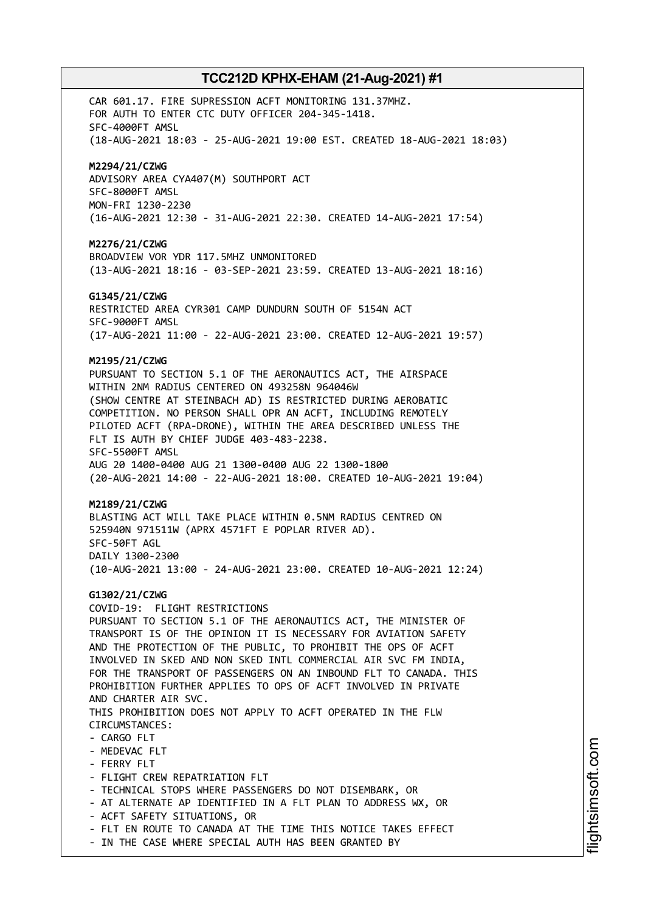CAR 601.17. FIRE SUPRESSION ACFT MONITORING 131.37MHZ.
FOR AUTH TO ENTER CTC DUTY OFFICER 204-345-1418.
SFC-4000FT AMSL
(18-AUG-2021 18:03 - 25-AUG-2021 19:00 EST. CREATED 18-AUG-2021 18:03)

**M2294/21/CZWG**
ADVISORY AREA CYA407(M) SOUTHPORT ACT
SFC-8000FT AMSL
MON-FRI 1230-2230
(16-AUG-2021 12:30 - 31-AUG-2021 22:30. CREATED 14-AUG-2021 17:54)

**M2276/21/CZWG**
BROADVIEW VOR YDR 117.5MHZ UNMONITORED
(13-AUG-2021 18:16 - 03-SEP-2021 23:59. CREATED 13-AUG-2021 18:16)

**G1345/21/CZWG**
RESTRICTED AREA CYR301 CAMP DUNDURN SOUTH OF 5154N ACT
SFC-9000FT AMSL
(17-AUG-2021 11:00 - 22-AUG-2021 23:00. CREATED 12-AUG-2021 19:57)

**M2195/21/CZWG**
PURSUANT TO SECTION 5.1 OF THE AERONAUTICS ACT, THE AIRSPACE
WITHIN 2NM RADIUS CENTERED ON 493258N 964046W
(SHOW CENTRE AT STEINBACH AD) IS RESTRICTED DURING AEROBATIC
COMPETITION. NO PERSON SHALL OPR AN ACFT, INCLUDING REMOTELY
PILOTED ACFT (RPA-DRONE), WITHIN THE AREA DESCRIBED UNLESS THE
FLT IS AUTH BY CHIEF JUDGE 403-483-2238.
SFC-5500FT AMSL
AUG 20 1400-0400 AUG 21 1300-0400 AUG 22 1300-1800
(20-AUG-2021 14:00 - 22-AUG-2021 18:00. CREATED 10-AUG-2021 19:04)

**M2189/21/CZWG**
BLASTING ACT WILL TAKE PLACE WITHIN 0.5NM RADIUS CENTRED ON
525940N 971511W (APRX 4571FT E POPLAR RIVER AD).
SFC-50FT AGL
DAILY 1300-2300
(10-AUG-2021 13:00 - 24-AUG-2021 23:00. CREATED 10-AUG-2021 12:24)

**G1302/21/CZWG**
COVID-19: FLIGHT RESTRICTIONS
PURSUANT TO SECTION 5.1 OF THE AERONAUTICS ACT, THE MINISTER OF
TRANSPORT IS OF THE OPINION IT IS NECESSARY FOR AVIATION SAFETY
AND THE PROTECTION OF THE PUBLIC, TO PROHIBIT THE OPS OF ACFT
INVOLVED IN SKED AND NON SKED INTL COMMERCIAL AIR SVC FM INDIA,
FOR THE TRANSPORT OF PASSENGERS ON AN INBOUND FLT TO CANADA. THIS
PROHIBITION FURTHER APPLIES TO OPS OF ACFT INVOLVED IN PRIVATE
AND CHARTER AIR SVC.
THIS PROHIBITION DOES NOT APPLY TO ACFT OPERATED IN THE FLW
CIRCUMSTANCES:
- CARGO FLT
- MEDEVAC FLT
- FERRY FLT
- FLIGHT CREW REPATRIATION FLT
- TECHNICAL STOPS WHERE PASSENGERS DO NOT DISEMBARK, OR
- AT ALTERNATE AP IDENTIFIED IN A FLT PLAN TO ADDRESS WX, OR
- ACFT SAFETY SITUATIONS, OR
- FLT EN ROUTE TO CANADA AT THE TIME THIS NOTICE TAKES EFFECT
- IN THE CASE WHERE SPECIAL AUTH HAS BEEN GRANTED BY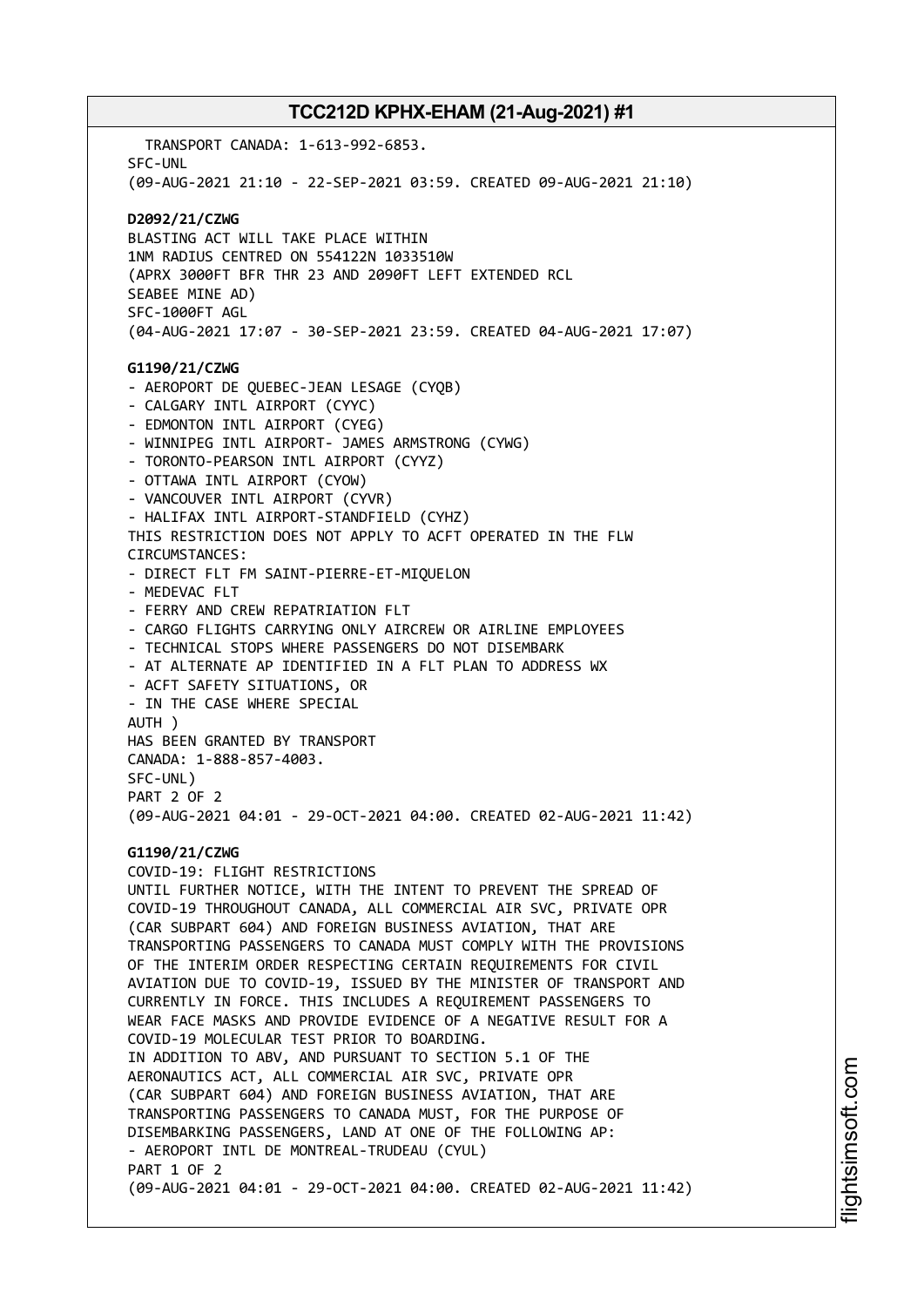TRANSPORT CANADA: 1-613-992-6853.
SFC-UNL
(09-AUG-2021 21:10 - 22-SEP-2021 03:59. CREATED 09-AUG-2021 21:10)

**D2092/21/CZWG**
BLASTING ACT WILL TAKE PLACE WITHIN
1NM RADIUS CENTRED ON 554122N 1033510W
(APRX 3000FT BFR THR 23 AND 2090FT LEFT EXTENDED RCL
SEABEE MINE AD)
SFC-1000FT AGL
(04-AUG-2021 17:07 - 30-SEP-2021 23:59. CREATED 04-AUG-2021 17:07)

**G1190/21/CZWG**
- AEROPORT DE QUEBEC-JEAN LESAGE (CYQB)
- CALGARY INTL AIRPORT (CYYC)
- EDMONTON INTL AIRPORT (CYEG)
- WINNIPEG INTL AIRPORT- JAMES ARMSTRONG (CYWG)
- TORONTO-PEARSON INTL AIRPORT (CYYZ)
- OTTAWA INTL AIRPORT (CYOW)
- VANCOUVER INTL AIRPORT (CYVR)
- HALIFAX INTL AIRPORT-STANDFIELD (CYHZ)

THIS RESTRICTION DOES NOT APPLY TO ACFT OPERATED IN THE FLW
CIRCUMSTANCES:
- DIRECT FLT FM SAINT-PIERRE-ET-MIQUELON
- MEDEVAC FLT
- FERRY AND CREW REPATRIATION FLT
- CARGO FLIGHTS CARRYING ONLY AIRCREW OR AIRLINE EMPLOYEES
- TECHNICAL STOPS WHERE PASSENGERS DO NOT DISEMBARK
- AT ALTERNATE AP IDENTIFIED IN A FLT PLAN TO ADDRESS WX
- ACFT SAFETY SITUATIONS, OR
- IN THE CASE WHERE SPECIAL
AUTH )
HAS BEEN GRANTED BY TRANSPORT
CANADA: 1-888-857-4003.
SFC-UNL)
PART 2 OF 2
(09-AUG-2021 04:01 - 29-OCT-2021 04:00. CREATED 02-AUG-2021 11:42)

**G1190/21/CZWG**
COVID-19: FLIGHT RESTRICTIONS
UNTIL FURTHER NOTICE, WITH THE INTENT TO PREVENT THE SPREAD OF
COVID-19 THROUGHOUT CANADA, ALL COMMERCIAL AIR SVC, PRIVATE OPR
(CAR SUBPART 604) AND FOREIGN BUSINESS AVIATION, THAT ARE
TRANSPORTING PASSENGERS TO CANADA MUST COMPLY WITH THE PROVISIONS
OF THE INTERIM ORDER RESPECTING CERTAIN REQUIREMENTS FOR CIVIL
AVIATION DUE TO COVID-19, ISSUED BY THE MINISTER OF TRANSPORT AND
CURRENTLY IN FORCE. THIS INCLUDES A REQUIREMENT PASSENGERS TO
WEAR FACE MASKS AND PROVIDE EVIDENCE OF A NEGATIVE RESULT FOR A
COVID-19 MOLECULAR TEST PRIOR TO BOARDING.
IN ADDITION TO ABV, AND PURSUANT TO SECTION 5.1 OF THE
AERONAUTICS ACT, ALL COMMERCIAL AIR SVC, PRIVATE OPR
(CAR SUBPART 604) AND FOREIGN BUSINESS AVIATION, THAT ARE
TRANSPORTING PASSENGERS TO CANADA MUST, FOR THE PURPOSE OF
DISEMBARKING PASSENGERS, LAND AT ONE OF THE FOLLOWING AP:
- AEROPORT INTL DE MONTREAL-TRUDEAU (CYUL)

PART 1 OF 2
(09-AUG-2021 04:01 - 29-OCT-2021 04:00. CREATED 02-AUG-2021 11:42)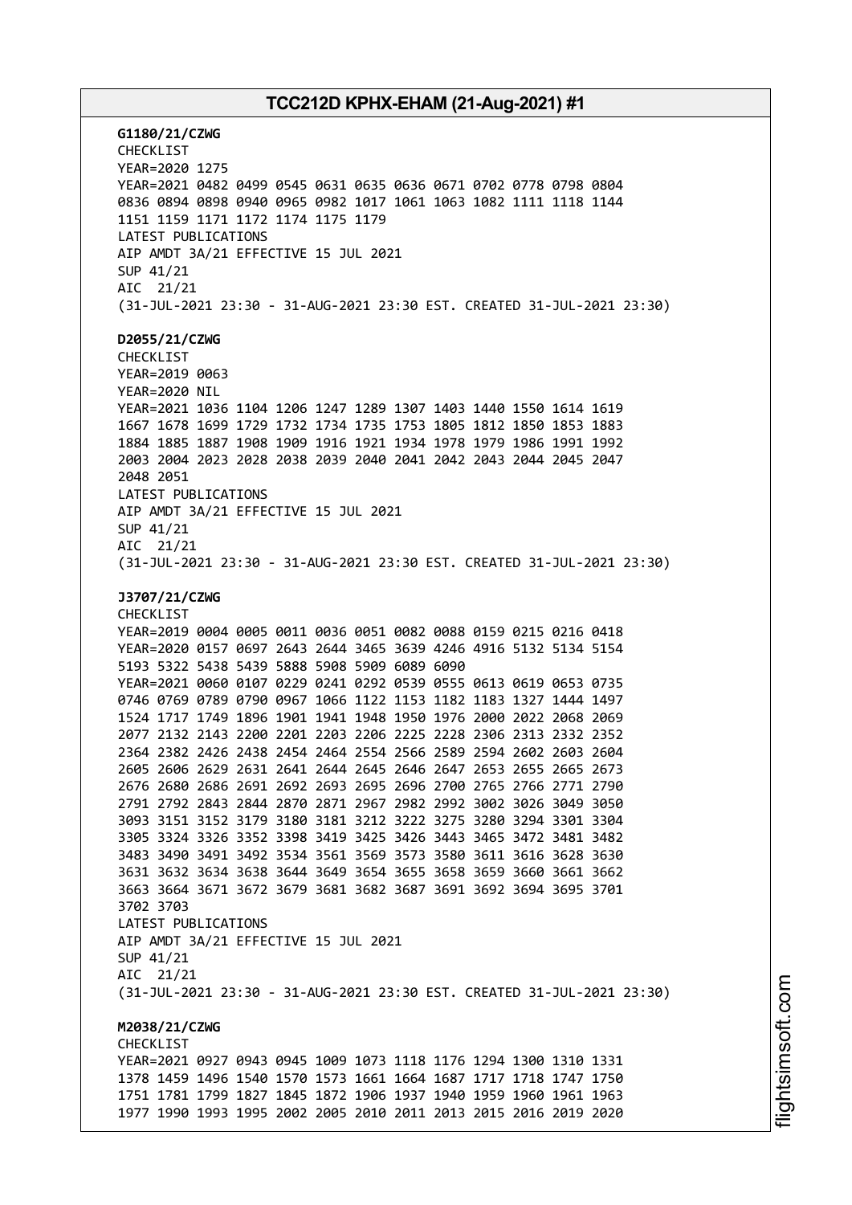**G1180/21/CZWG**
CHECKLIST
YEAR=2020 1275
YEAR=2021 0482 0499 0545 0631 0635 0636 0671 0702 0778 0798 0804
0836 0894 0898 0940 0965 0982 1017 1061 1063 1082 1111 1118 1144
1151 1159 1171 1172 1174 1175 1179
LATEST PUBLICATIONS
AIP AMDT 3A/21 EFFECTIVE 15 JUL 2021
SUP 41/21
AIC 21/21
(31-JUL-2021 23:30 - 31-AUG-2021 23:30 EST. CREATED 31-JUL-2021 23:30)

**D2055/21/CZWG**
CHECKLIST
YEAR=2019 0063
YEAR=2020 NIL
YEAR=2021 1036 1104 1206 1247 1289 1307 1403 1440 1550 1614 1619
1667 1678 1699 1729 1732 1734 1735 1753 1805 1812 1850 1853 1883
1884 1885 1887 1908 1909 1916 1921 1934 1978 1979 1986 1991 1992
2003 2004 2023 2028 2038 2039 2040 2041 2042 2043 2044 2045 2047
2048 2051
LATEST PUBLICATIONS
AIP AMDT 3A/21 EFFECTIVE 15 JUL 2021
SUP 41/21
AIC 21/21
(31-JUL-2021 23:30 - 31-AUG-2021 23:30 EST. CREATED 31-JUL-2021 23:30)

**J3707/21/CZWG**
CHECKLIST
YEAR=2019 0004 0005 0011 0036 0051 0082 0088 0159 0215 0216 0418
YEAR=2020 0157 0697 2643 2644 3465 3639 4246 4916 5132 5134 5154
5193 5322 5438 5439 5888 5908 5909 6089 6090
YEAR=2021 0060 0107 0229 0241 0292 0539 0555 0613 0619 0653 0735
0746 0769 0789 0790 0967 1066 1122 1153 1182 1183 1327 1444 1497
1524 1717 1749 1896 1901 1941 1948 1950 1976 2000 2022 2068 2069
2077 2132 2143 2200 2201 2203 2206 2225 2228 2306 2313 2332 2352
2364 2382 2426 2438 2454 2464 2554 2566 2589 2594 2602 2603 2604
2605 2606 2629 2631 2641 2644 2645 2646 2647 2653 2655 2665 2673
2676 2680 2686 2691 2692 2693 2695 2696 2700 2765 2766 2771 2790
2791 2792 2843 2844 2870 2871 2967 2982 2992 3002 3026 3049 3050
3093 3151 3152 3179 3180 3181 3212 3222 3275 3280 3294 3301 3304
3305 3324 3326 3352 3398 3419 3425 3426 3443 3465 3472 3481 3482
3483 3490 3491 3492 3534 3561 3569 3573 3580 3611 3616 3628 3630
3631 3632 3634 3638 3644 3649 3654 3655 3658 3659 3660 3661 3662
3663 3664 3671 3672 3679 3681 3682 3687 3691 3692 3694 3695 3701
3702 3703
LATEST PUBLICATIONS
AIP AMDT 3A/21 EFFECTIVE 15 JUL 2021
SUP 41/21
AIC 21/21
(31-JUL-2021 23:30 - 31-AUG-2021 23:30 EST. CREATED 31-JUL-2021 23:30)

**M2038/21/CZWG**
CHECKLIST
YEAR=2021 0927 0943 0945 1009 1073 1118 1176 1294 1300 1310 1331
1378 1459 1496 1540 1570 1573 1661 1664 1687 1717 1718 1747 1750
1751 1781 1799 1827 1845 1872 1906 1937 1940 1959 1960 1961 1963
1977 1990 1993 1995 2002 2005 2010 2011 2013 2015 2016 2019 2020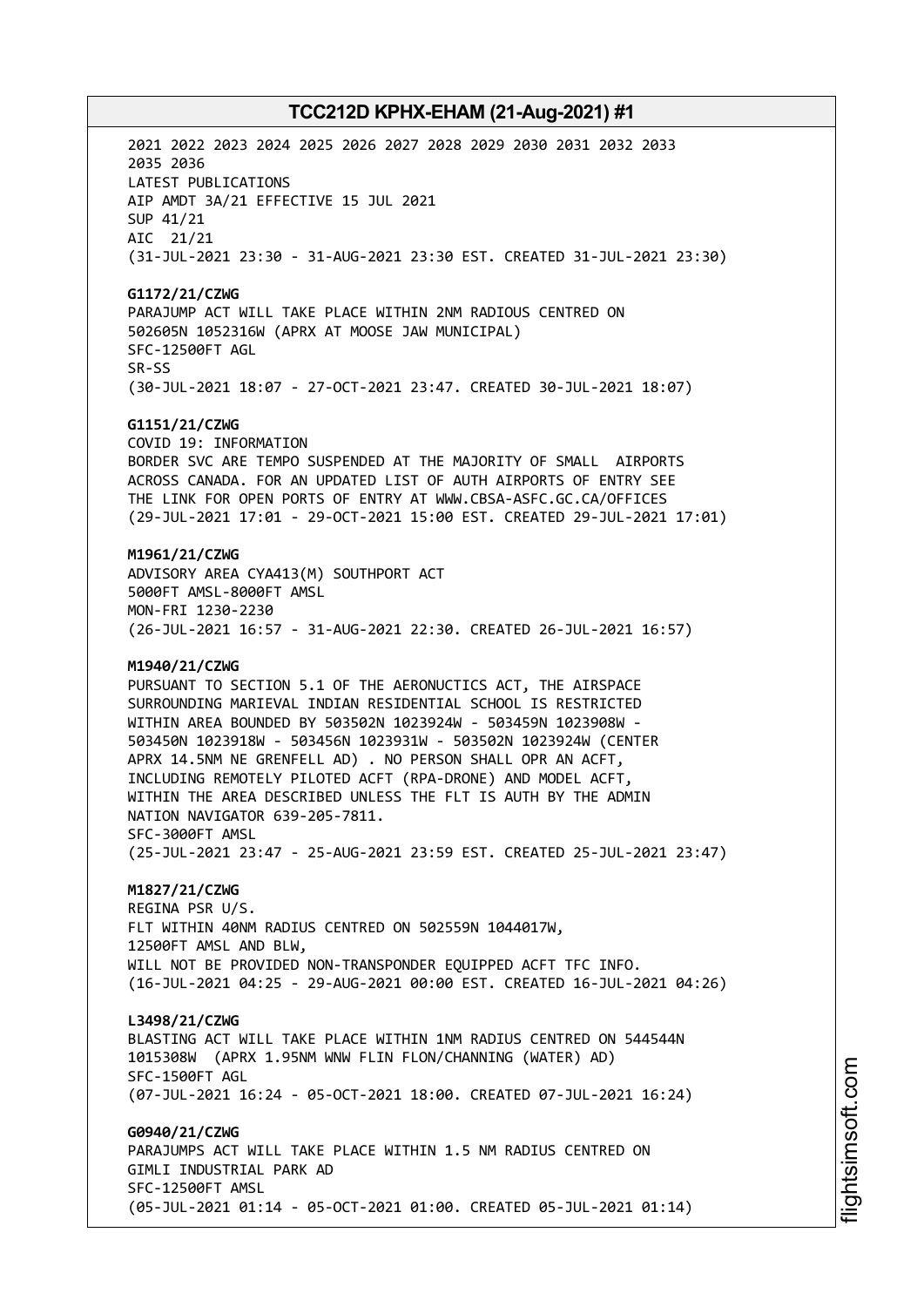2021 2022 2023 2024 2025 2026 2027 2028 2029 2030 2031 2032 2033
2035 2036
LATEST PUBLICATIONS
AIP AMDT 3A/21 EFFECTIVE 15 JUL 2021
SUP 41/21
AIC 21/21
(31-JUL-2021 23:30 - 31-AUG-2021 23:30 EST. CREATED 31-JUL-2021 23:30)

**G1172/21/CZWG**
PARAJUMP ACT WILL TAKE PLACE WITHIN 2NM RADIOUS CENTRED ON
502605N 1052316W (APRX AT MOOSE JAW MUNICIPAL)
SFC-12500FT AGL
SR-SS
(30-JUL-2021 18:07 - 27-OCT-2021 23:47. CREATED 30-JUL-2021 18:07)

**G1151/21/CZWG**
COVID 19: INFORMATION
BORDER SVC ARE TEMPO SUSPENDED AT THE MAJORITY OF SMALL AIRPORTS
ACROSS CANADA. FOR AN UPDATED LIST OF AUTH AIRPORTS OF ENTRY SEE
THE LINK FOR OPEN PORTS OF ENTRY AT WWW.CBSA-ASFC.GC.CA/OFFICES
(29-JUL-2021 17:01 - 29-OCT-2021 15:00 EST. CREATED 29-JUL-2021 17:01)

**M1961/21/CZWG**
ADVISORY AREA CYA413(M) SOUTHPORT ACT
5000FT AMSL-8000FT AMSL
MON-FRI 1230-2230
(26-JUL-2021 16:57 - 31-AUG-2021 22:30. CREATED 26-JUL-2021 16:57)

**M1940/21/CZWG**
PURSUANT TO SECTION 5.1 OF THE AERONUCTICS ACT, THE AIRSPACE
SURROUNDING MARIEVAL INDIAN RESIDENTIAL SCHOOL IS RESTRICTED
WITHIN AREA BOUNDED BY 503502N 1023924W - 503459N 1023908W -
503450N 1023918W - 503456N 1023931W - 503502N 1023924W (CENTER
APRX 14.5NM NE GRENFELL AD) . NO PERSON SHALL OPR AN ACFT,
INCLUDING REMOTELY PILOTED ACFT (RPA-DRONE) AND MODEL ACFT,
WITHIN THE AREA DESCRIBED UNLESS THE FLT IS AUTH BY THE ADMIN
NATION NAVIGATOR 639-205-7811.
SFC-3000FT AMSL
(25-JUL-2021 23:47 - 25-AUG-2021 23:59 EST. CREATED 25-JUL-2021 23:47)

**M1827/21/CZWG**
REGINA PSR U/S.
FLT WITHIN 40NM RADIUS CENTRED ON 502559N 1044017W,
12500FT AMSL AND BLW,
WILL NOT BE PROVIDED NON-TRANSPONDER EQUIPPED ACFT TFC INFO.
(16-JUL-2021 04:25 - 29-AUG-2021 00:00 EST. CREATED 16-JUL-2021 04:26)

**L3498/21/CZWG**
BLASTING ACT WILL TAKE PLACE WITHIN 1NM RADIUS CENTRED ON 544544N
1015308W (APRX 1.95NM WNW FLIN FLON/CHANNING (WATER) AD)
SFC-1500FT AGL
(07-JUL-2021 16:24 - 05-OCT-2021 18:00. CREATED 07-JUL-2021 16:24)

**G0940/21/CZWG**
PARAJUMPS ACT WILL TAKE PLACE WITHIN 1.5 NM RADIUS CENTRED ON
GIMLI INDUSTRIAL PARK AD
SFC-12500FT AMSL
(05-JUL-2021 01:14 - 05-OCT-2021 01:00. CREATED 05-JUL-2021 01:14)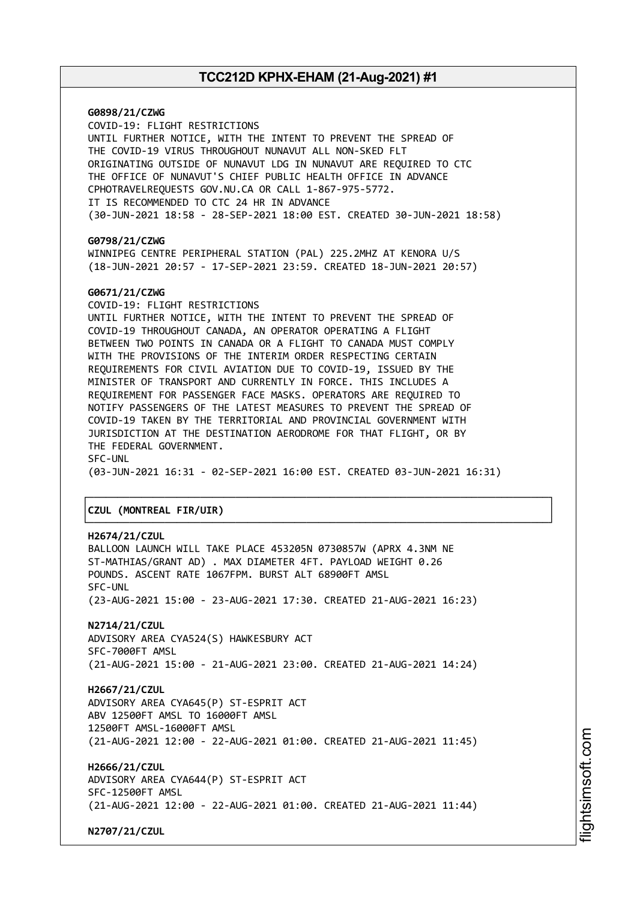**G0898/21/CZWG**
COVID-19: FLIGHT RESTRICTIONS
UNTIL FURTHER NOTICE, WITH THE INTENT TO PREVENT THE SPREAD OF
THE COVID-19 VIRUS THROUGHOUT NUNAVUT ALL NON-SKED FLT
ORIGINATING OUTSIDE OF NUNAVUT LDG IN NUNAVUT ARE REQUIRED TO CTC
THE OFFICE OF NUNAVUT'S CHIEF PUBLIC HEALTH OFFICE IN ADVANCE
CPHOTRAVELREQUESTS GOV.NU.CA OR CALL 1-867-975-5772.
IT IS RECOMMENDED TO CTC 24 HR IN ADVANCE
(30-JUN-2021 18:58 - 28-SEP-2021 18:00 EST. CREATED 30-JUN-2021 18:58)

**G0798/21/CZWG**
WINNIPEG CENTRE PERIPHERAL STATION (PAL) 225.2MHZ AT KENORA U/S
(18-JUN-2021 20:57 - 17-SEP-2021 23:59. CREATED 18-JUN-2021 20:57)

**G0671/21/CZWG**
COVID-19: FLIGHT RESTRICTIONS
UNTIL FURTHER NOTICE, WITH THE INTENT TO PREVENT THE SPREAD OF
COVID-19 THROUGHOUT CANADA, AN OPERATOR OPERATING A FLIGHT
BETWEEN TWO POINTS IN CANADA OR A FLIGHT TO CANADA MUST COMPLY
WITH THE PROVISIONS OF THE INTERIM ORDER RESPECTING CERTAIN
REQUIREMENTS FOR CIVIL AVIATION DUE TO COVID-19, ISSUED BY THE
MINISTER OF TRANSPORT AND CURRENTLY IN FORCE. THIS INCLUDES A
REQUIREMENT FOR PASSENGER FACE MASKS. OPERATORS ARE REQUIRED TO
NOTIFY PASSENGERS OF THE LATEST MEASURES TO PREVENT THE SPREAD OF
COVID-19 TAKEN BY THE TERRITORIAL AND PROVINCIAL GOVERNMENT WITH
JURISDICTION AT THE DESTINATION AERODROME FOR THAT FLIGHT, OR BY
THE FEDERAL GOVERNMENT.
SFC-UNL
(03-JUN-2021 16:31 - 02-SEP-2021 16:00 EST. CREATED 03-JUN-2021 16:31)

## CZUL (MONTREAL FIR/UIR)

**H2674/21/CZUL**
BALLOON LAUNCH WILL TAKE PLACE 453205N 0730857W (APRX 4.3NM NE
ST-MATHIAS/GRANT AD) . MAX DIAMETER 4FT. PAYLOAD WEIGHT 0.26
POUNDS. ASCENT RATE 1067FPM. BURST ALT 68900FT AMSL
SFC-UNL
(23-AUG-2021 15:00 - 23-AUG-2021 17:30. CREATED 21-AUG-2021 16:23)

**N2714/21/CZUL**
ADVISORY AREA CYA524(S) HAWKESBURY ACT
SFC-7000FT AMSL
(21-AUG-2021 15:00 - 21-AUG-2021 23:00. CREATED 21-AUG-2021 14:24)

**H2667/21/CZUL**
ADVISORY AREA CYA645(P) ST-ESPRIT ACT
ABV 12500FT AMSL TO 16000FT AMSL
12500FT AMSL-16000FT AMSL
(21-AUG-2021 12:00 - 22-AUG-2021 01:00. CREATED 21-AUG-2021 11:45)

**H2666/21/CZUL**
ADVISORY AREA CYA644(P) ST-ESPRIT ACT
SFC-12500FT AMSL
(21-AUG-2021 12:00 - 22-AUG-2021 01:00. CREATED 21-AUG-2021 11:44)

**N2707/21/CZUL**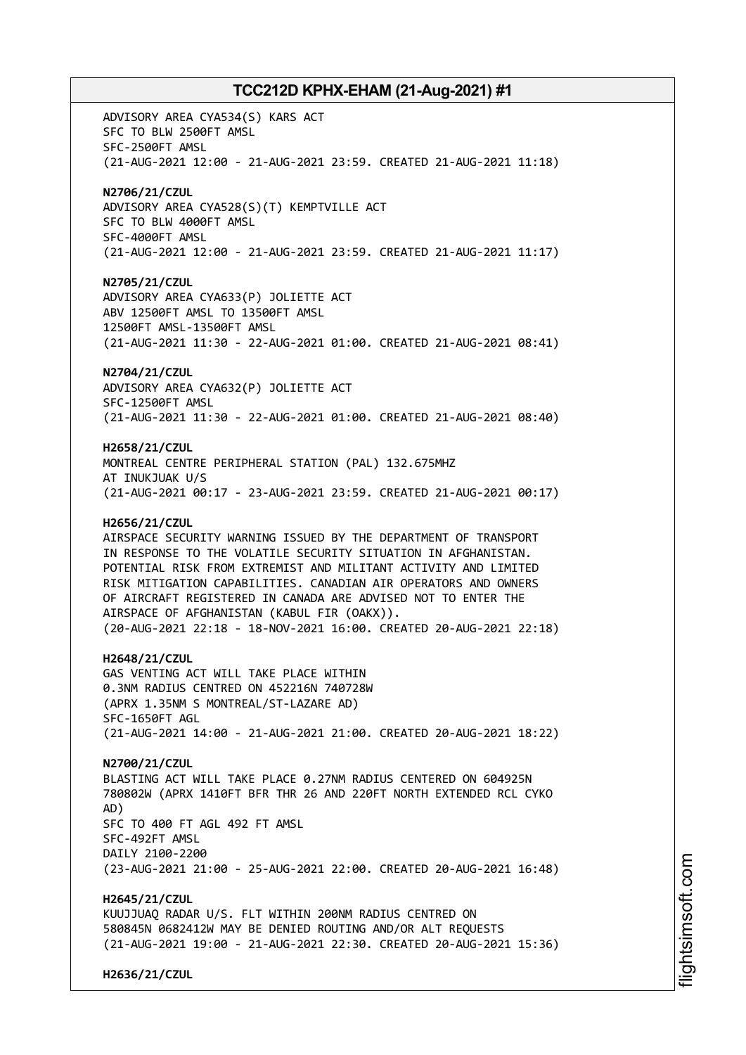ADVISORY AREA CYA534(S) KARS ACT
SFC TO BLW 2500FT AMSL
SFC-2500FT AMSL
(21-AUG-2021 12:00 - 21-AUG-2021 23:59. CREATED 21-AUG-2021 11:18)

**N2706/21/CZUL**
ADVISORY AREA CYA528(S)(T) KEMPTVILLE ACT
SFC TO BLW 4000FT AMSL
SFC-4000FT AMSL
(21-AUG-2021 12:00 - 21-AUG-2021 23:59. CREATED 21-AUG-2021 11:17)

**N2705/21/CZUL**
ADVISORY AREA CYA633(P) JOLIETTE ACT
ABV 12500FT AMSL TO 13500FT AMSL
12500FT AMSL-13500FT AMSL
(21-AUG-2021 11:30 - 22-AUG-2021 01:00. CREATED 21-AUG-2021 08:41)

**N2704/21/CZUL**
ADVISORY AREA CYA632(P) JOLIETTE ACT
SFC-12500FT AMSL
(21-AUG-2021 11:30 - 22-AUG-2021 01:00. CREATED 21-AUG-2021 08:40)

**H2658/21/CZUL**
MONTREAL CENTRE PERIPHERAL STATION (PAL) 132.675MHZ
AT INUKJUAK U/S
(21-AUG-2021 00:17 - 23-AUG-2021 23:59. CREATED 21-AUG-2021 00:17)

**H2656/21/CZUL**
AIRSPACE SECURITY WARNING ISSUED BY THE DEPARTMENT OF TRANSPORT
IN RESPONSE TO THE VOLATILE SECURITY SITUATION IN AFGHANISTAN.
POTENTIAL RISK FROM EXTREMIST AND MILITANT ACTIVITY AND LIMITED
RISK MITIGATION CAPABILITIES. CANADIAN AIR OPERATORS AND OWNERS
OF AIRCRAFT REGISTERED IN CANADA ARE ADVISED NOT TO ENTER THE
AIRSPACE OF AFGHANISTAN (KABUL FIR (OAKX)).
(20-AUG-2021 22:18 - 18-NOV-2021 16:00. CREATED 20-AUG-2021 22:18)

**H2648/21/CZUL**
GAS VENTING ACT WILL TAKE PLACE WITHIN
0.3NM RADIUS CENTRED ON 452216N 740728W
(APRX 1.35NM S MONTREAL/ST-LAZARE AD)
SFC-1650FT AGL
(21-AUG-2021 14:00 - 21-AUG-2021 21:00. CREATED 20-AUG-2021 18:22)

**N2700/21/CZUL**
BLASTING ACT WILL TAKE PLACE 0.27NM RADIUS CENTERED ON 604925N
780802W (APRX 1410FT BFR THR 26 AND 220FT NORTH EXTENDED RCL CYKO
AD)
SFC TO 400 FT AGL 492 FT AMSL
SFC-492FT AMSL
DAILY 2100-2200
(23-AUG-2021 21:00 - 25-AUG-2021 22:00. CREATED 20-AUG-2021 16:48)

**H2645/21/CZUL**
KUUJJUAQ RADAR U/S. FLT WITHIN 200NM RADIUS CENTRED ON
580845N 0682412W MAY BE DENIED ROUTING AND/OR ALT REQUESTS
(21-AUG-2021 19:00 - 21-AUG-2021 22:30. CREATED 20-AUG-2021 15:36)

**H2636/21/CZUL**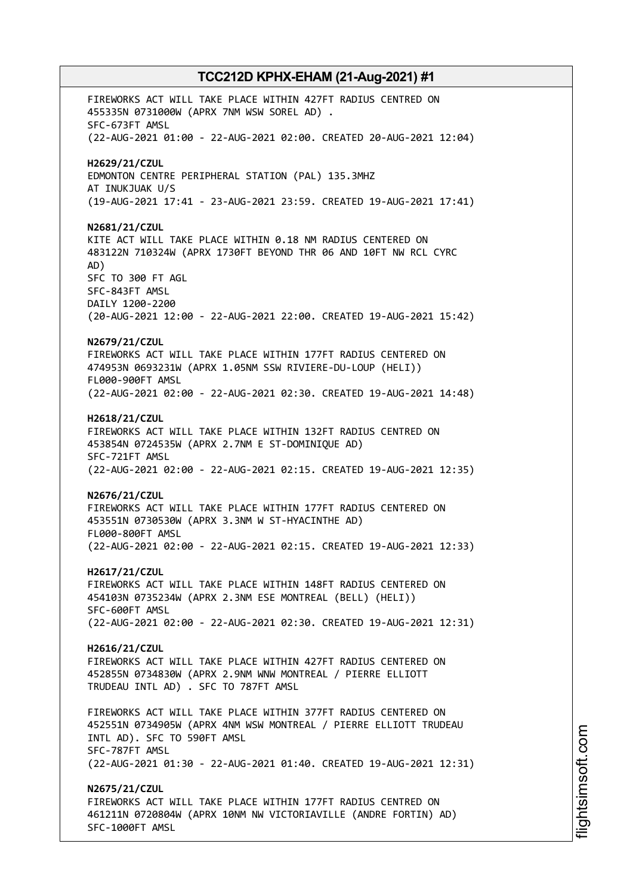FIREWORKS ACT WILL TAKE PLACE WITHIN 427FT RADIUS CENTRED ON 455335N 0731000W (APRX 7NM WSW SOREL AD) .
SFC-673FT AMSL
(22-AUG-2021 01:00 - 22-AUG-2021 02:00. CREATED 20-AUG-2021 12:04)

**H2629/21/CZUL**
EDMONTON CENTRE PERIPHERAL STATION (PAL) 135.3MHZ
AT INUKJUAK U/S
(19-AUG-2021 17:41 - 23-AUG-2021 23:59. CREATED 19-AUG-2021 17:41)

**N2681/21/CZUL**
KITE ACT WILL TAKE PLACE WITHIN 0.18 NM RADIUS CENTERED ON 483122N 710324W (APRX 1730FT BEYOND THR 06 AND 10FT NW RCL CYRC AD)
SFC TO 300 FT AGL
SFC-843FT AMSL
DAILY 1200-2200
(20-AUG-2021 12:00 - 22-AUG-2021 22:00. CREATED 19-AUG-2021 15:42)

**N2679/21/CZUL**
FIREWORKS ACT WILL TAKE PLACE WITHIN 177FT RADIUS CENTERED ON 474953N 0693231W (APRX 1.05NM SSW RIVIERE-DU-LOUP (HELI))
FL000-900FT AMSL
(22-AUG-2021 02:00 - 22-AUG-2021 02:30. CREATED 19-AUG-2021 14:48)

**H2618/21/CZUL**
FIREWORKS ACT WILL TAKE PLACE WITHIN 132FT RADIUS CENTRED ON 453854N 0724535W (APRX 2.7NM E ST-DOMINIQUE AD)
SFC-721FT AMSL
(22-AUG-2021 02:00 - 22-AUG-2021 02:15. CREATED 19-AUG-2021 12:35)

**N2676/21/CZUL**
FIREWORKS ACT WILL TAKE PLACE WITHIN 177FT RADIUS CENTERED ON 453551N 0730530W (APRX 3.3NM W ST-HYACINTHE AD)
FL000-800FT AMSL
(22-AUG-2021 02:00 - 22-AUG-2021 02:15. CREATED 19-AUG-2021 12:33)

**H2617/21/CZUL**
FIREWORKS ACT WILL TAKE PLACE WITHIN 148FT RADIUS CENTERED ON 454103N 0735234W (APRX 2.3NM ESE MONTREAL (BELL) (HELI))
SFC-600FT AMSL
(22-AUG-2021 02:00 - 22-AUG-2021 02:30. CREATED 19-AUG-2021 12:31)

**H2616/21/CZUL**
FIREWORKS ACT WILL TAKE PLACE WITHIN 427FT RADIUS CENTERED ON 452855N 0734830W (APRX 2.9NM WNW MONTREAL / PIERRE ELLIOTT TRUDEAU INTL AD) . SFC TO 787FT AMSL

FIREWORKS ACT WILL TAKE PLACE WITHIN 377FT RADIUS CENTERED ON 452551N 0734905W (APRX 4NM WSW MONTREAL / PIERRE ELLIOTT TRUDEAU INTL AD). SFC TO 590FT AMSL
SFC-787FT AMSL
(22-AUG-2021 01:30 - 22-AUG-2021 01:40. CREATED 19-AUG-2021 12:31)

**N2675/21/CZUL**
FIREWORKS ACT WILL TAKE PLACE WITHIN 177FT RADIUS CENTRED ON 461211N 0720804W (APRX 10NM NW VICTORIAVILLE (ANDRE FORTIN) AD)
SFC-1000FT AMSL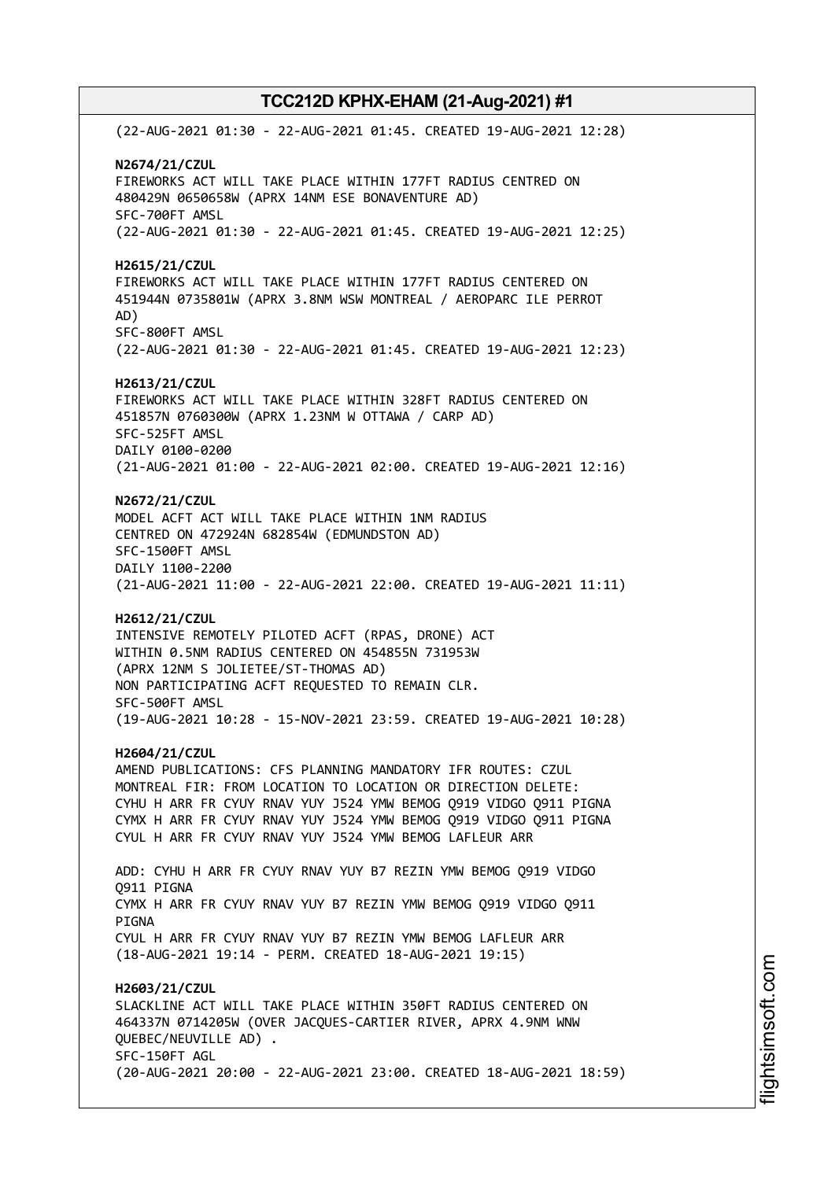(22-AUG-2021 01:30 - 22-AUG-2021 01:45. CREATED 19-AUG-2021 12:28)

**N2674/21/CZUL**
FIREWORKS ACT WILL TAKE PLACE WITHIN 177FT RADIUS CENTRED ON 480429N 0650658W (APRX 14NM ESE BONAVENTURE AD)
SFC-700FT AMSL
(22-AUG-2021 01:30 - 22-AUG-2021 01:45. CREATED 19-AUG-2021 12:25)

**H2615/21/CZUL**
FIREWORKS ACT WILL TAKE PLACE WITHIN 177FT RADIUS CENTERED ON 451944N 0735801W (APRX 3.8NM WSW MONTREAL / AEROPARC ILE PERROT AD)
SFC-800FT AMSL
(22-AUG-2021 01:30 - 22-AUG-2021 01:45. CREATED 19-AUG-2021 12:23)

**H2613/21/CZUL**
FIREWORKS ACT WILL TAKE PLACE WITHIN 328FT RADIUS CENTERED ON 451857N 0760300W (APRX 1.23NM W OTTAWA / CARP AD)
SFC-525FT AMSL
DAILY 0100-0200
(21-AUG-2021 01:00 - 22-AUG-2021 02:00. CREATED 19-AUG-2021 12:16)

**N2672/21/CZUL**
MODEL ACFT ACT WILL TAKE PLACE WITHIN 1NM RADIUS CENTRED ON 472924N 682854W (EDMUNDSTON AD)
SFC-1500FT AMSL
DAILY 1100-2200
(21-AUG-2021 11:00 - 22-AUG-2021 22:00. CREATED 19-AUG-2021 11:11)

**H2612/21/CZUL**
INTENSIVE REMOTELY PILOTED ACFT (RPAS, DRONE) ACT WITHIN 0.5NM RADIUS CENTERED ON 454855N 731953W (APRX 12NM S JOLIETEE/ST-THOMAS AD)
NON PARTICIPATING ACFT REQUESTED TO REMAIN CLR.
SFC-500FT AMSL
(19-AUG-2021 10:28 - 15-NOV-2021 23:59. CREATED 19-AUG-2021 10:28)

**H2604/21/CZUL**
AMEND PUBLICATIONS: CFS PLANNING MANDATORY IFR ROUTES: CZUL MONTREAL FIR: FROM LOCATION TO LOCATION OR DIRECTION DELETE:
CYHU H ARR FR CYUY RNAV YUY J524 YMW BEMOG Q919 VIDGO Q911 PIGNA
CYMX H ARR FR CYUY RNAV YUY J524 YMW BEMOG Q919 VIDGO Q911 PIGNA
CYUL H ARR FR CYUY RNAV YUY J524 YMW BEMOG LAFLEUR ARR

ADD: CYHU H ARR FR CYUY RNAV YUY B7 REZIN YMW BEMOG Q919 VIDGO Q911 PIGNA
CYMX H ARR FR CYUY RNAV YUY B7 REZIN YMW BEMOG Q919 VIDGO Q911 PIGNA
CYUL H ARR FR CYUY RNAV YUY B7 REZIN YMW BEMOG LAFLEUR ARR
(18-AUG-2021 19:14 - PERM. CREATED 18-AUG-2021 19:15)

**H2603/21/CZUL**
SLACKLINE ACT WILL TAKE PLACE WITHIN 350FT RADIUS CENTERED ON 464337N 0714205W (OVER JACQUES-CARTIER RIVER, APRX 4.9NM WNW QUEBEC/NEUVILLE AD) .
SFC-150FT AGL
(20-AUG-2021 20:00 - 22-AUG-2021 23:00. CREATED 18-AUG-2021 18:59)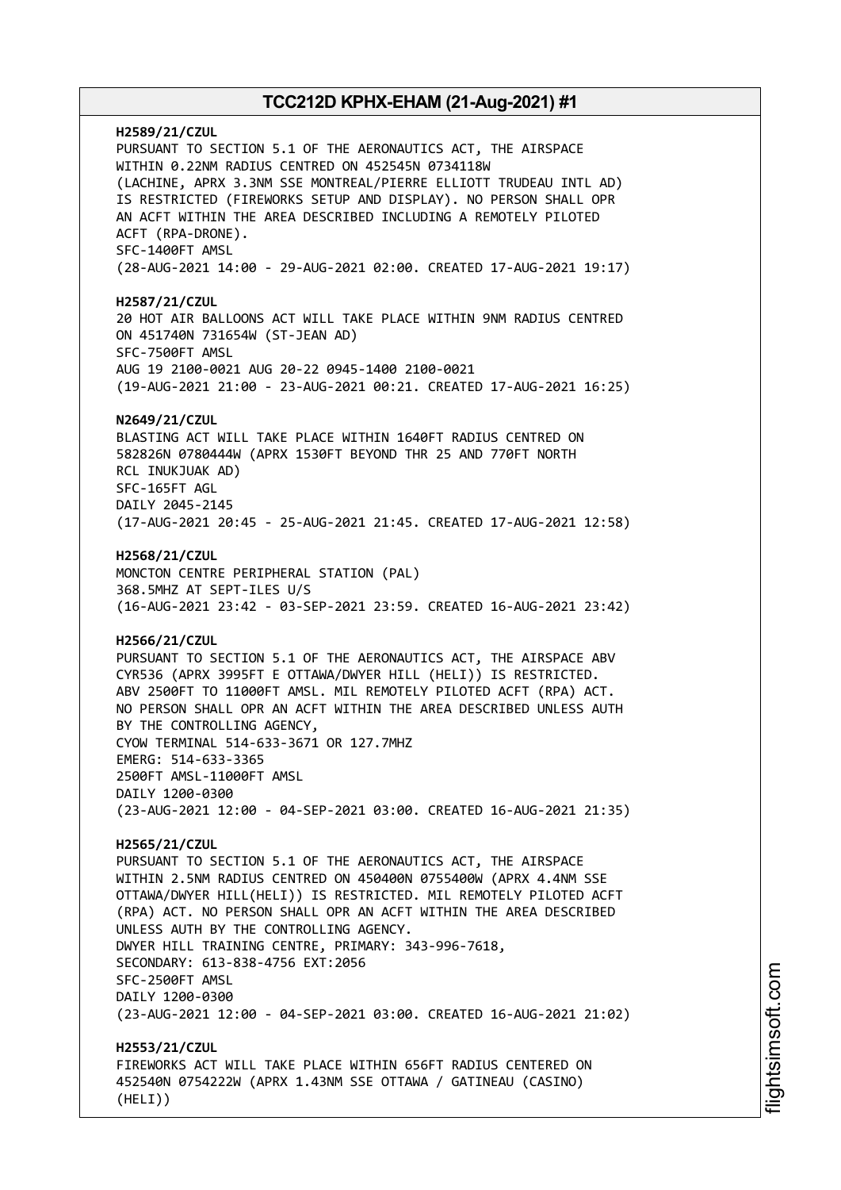**H2589/21/CZUL**
PURSUANT TO SECTION 5.1 OF THE AERONAUTICS ACT, THE AIRSPACE WITHIN 0.22NM RADIUS CENTRED ON 452545N 0734118W (LACHINE, APRX 3.3NM SSE MONTREAL/PIERRE ELLIOTT TRUDEAU INTL AD) IS RESTRICTED (FIREWORKS SETUP AND DISPLAY). NO PERSON SHALL OPR AN ACFT WITHIN THE AREA DESCRIBED INCLUDING A REMOTELY PILOTED ACFT (RPA-DRONE).
SFC-1400FT AMSL
(28-AUG-2021 14:00 - 29-AUG-2021 02:00. CREATED 17-AUG-2021 19:17)

**H2587/21/CZUL**
20 HOT AIR BALLOONS ACT WILL TAKE PLACE WITHIN 9NM RADIUS CENTRED ON 451740N 731654W (ST-JEAN AD)
SFC-7500FT AMSL
AUG 19 2100-0021 AUG 20-22 0945-1400 2100-0021
(19-AUG-2021 21:00 - 23-AUG-2021 00:21. CREATED 17-AUG-2021 16:25)

**N2649/21/CZUL**
BLASTING ACT WILL TAKE PLACE WITHIN 1640FT RADIUS CENTRED ON 582826N 0780444W (APRX 1530FT BEYOND THR 25 AND 770FT NORTH RCL INUKJUAK AD)
SFC-165FT AGL
DAILY 2045-2145
(17-AUG-2021 20:45 - 25-AUG-2021 21:45. CREATED 17-AUG-2021 12:58)

**H2568/21/CZUL**
MONCTON CENTRE PERIPHERAL STATION (PAL)
368.5MHZ AT SEPT-ILES U/S
(16-AUG-2021 23:42 - 03-SEP-2021 23:59. CREATED 16-AUG-2021 23:42)

**H2566/21/CZUL**
PURSUANT TO SECTION 5.1 OF THE AERONAUTICS ACT, THE AIRSPACE ABV CYR536 (APRX 3995FT E OTTAWA/DWYER HILL (HELI)) IS RESTRICTED. ABV 2500FT TO 11000FT AMSL. MIL REMOTELY PILOTED ACFT (RPA) ACT. NO PERSON SHALL OPR AN ACFT WITHIN THE AREA DESCRIBED UNLESS AUTH BY THE CONTROLLING AGENCY,
CYOW TERMINAL 514-633-3671 OR 127.7MHZ
EMERG: 514-633-3365
2500FT AMSL-11000FT AMSL
DAILY 1200-0300
(23-AUG-2021 12:00 - 04-SEP-2021 03:00. CREATED 16-AUG-2021 21:35)

**H2565/21/CZUL**
PURSUANT TO SECTION 5.1 OF THE AERONAUTICS ACT, THE AIRSPACE WITHIN 2.5NM RADIUS CENTRED ON 450400N 0755400W (APRX 4.4NM SSE OTTAWA/DWYER HILL(HELI)) IS RESTRICTED. MIL REMOTELY PILOTED ACFT (RPA) ACT. NO PERSON SHALL OPR AN ACFT WITHIN THE AREA DESCRIBED UNLESS AUTH BY THE CONTROLLING AGENCY.
DWYER HILL TRAINING CENTRE, PRIMARY: 343-996-7618,
SECONDARY: 613-838-4756 EXT:2056
SFC-2500FT AMSL
DAILY 1200-0300
(23-AUG-2021 12:00 - 04-SEP-2021 03:00. CREATED 16-AUG-2021 21:02)

**H2553/21/CZUL**
FIREWORKS ACT WILL TAKE PLACE WITHIN 656FT RADIUS CENTERED ON 452540N 0754222W (APRX 1.43NM SSE OTTAWA / GATINEAU (CASINO) (HELI))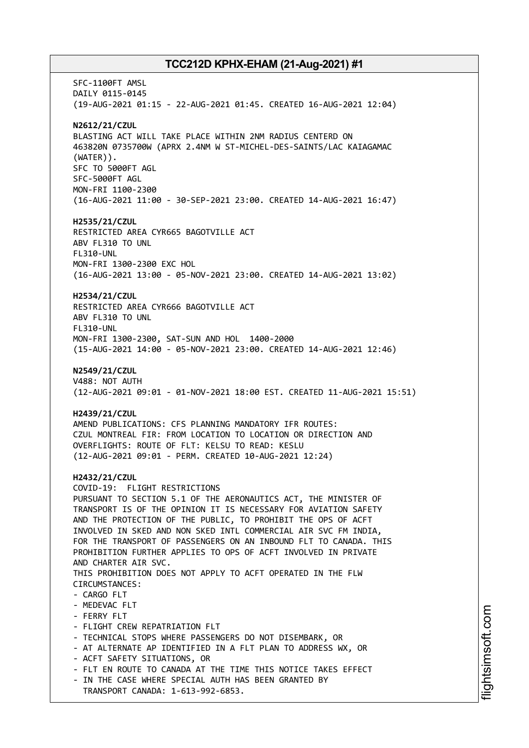SFC-1100FT AMSL
DAILY 0115-0145
(19-AUG-2021 01:15 - 22-AUG-2021 01:45. CREATED 16-AUG-2021 12:04)

**N2612/21/CZUL**
BLASTING ACT WILL TAKE PLACE WITHIN 2NM RADIUS CENTERD ON
463820N 0735700W (APRX 2.4NM W ST-MICHEL-DES-SAINTS/LAC KAIAGAMAC
(WATER)).
SFC TO 5000FT AGL
SFC-5000FT AGL
MON-FRI 1100-2300
(16-AUG-2021 11:00 - 30-SEP-2021 23:00. CREATED 14-AUG-2021 16:47)

**H2535/21/CZUL**
RESTRICTED AREA CYR665 BAGOTVILLE ACT
ABV FL310 TO UNL
FL310-UNL
MON-FRI 1300-2300 EXC HOL
(16-AUG-2021 13:00 - 05-NOV-2021 23:00. CREATED 14-AUG-2021 13:02)

**H2534/21/CZUL**
RESTRICTED AREA CYR666 BAGOTVILLE ACT
ABV FL310 TO UNL
FL310-UNL
MON-FRI 1300-2300, SAT-SUN AND HOL 1400-2000
(15-AUG-2021 14:00 - 05-NOV-2021 23:00. CREATED 14-AUG-2021 12:46)

**N2549/21/CZUL**
V488: NOT AUTH
(12-AUG-2021 09:01 - 01-NOV-2021 18:00 EST. CREATED 11-AUG-2021 15:51)

**H2439/21/CZUL**
AMEND PUBLICATIONS: CFS PLANNING MANDATORY IFR ROUTES:
CZUL MONTREAL FIR: FROM LOCATION TO LOCATION OR DIRECTION AND
OVERFLIGHTS: ROUTE OF FLT: KELSU TO READ: KESLU
(12-AUG-2021 09:01 - PERM. CREATED 10-AUG-2021 12:24)

**H2432/21/CZUL**
COVID-19: FLIGHT RESTRICTIONS
PURSUANT TO SECTION 5.1 OF THE AERONAUTICS ACT, THE MINISTER OF
TRANSPORT IS OF THE OPINION IT IS NECESSARY FOR AVIATION SAFETY
AND THE PROTECTION OF THE PUBLIC, TO PROHIBIT THE OPS OF ACFT
INVOLVED IN SKED AND NON SKED INTL COMMERCIAL AIR SVC FM INDIA,
FOR THE TRANSPORT OF PASSENGERS ON AN INBOUND FLT TO CANADA. THIS
PROHIBITION FURTHER APPLIES TO OPS OF ACFT INVOLVED IN PRIVATE
AND CHARTER AIR SVC.
THIS PROHIBITION DOES NOT APPLY TO ACFT OPERATED IN THE FLW
CIRCUMSTANCES:
- CARGO FLT
- MEDEVAC FLT
- FERRY FLT
- FLIGHT CREW REPATRIATION FLT
- TECHNICAL STOPS WHERE PASSENGERS DO NOT DISEMBARK, OR
- AT ALTERNATE AP IDENTIFIED IN A FLT PLAN TO ADDRESS WX, OR
- ACFT SAFETY SITUATIONS, OR
- FLT EN ROUTE TO CANADA AT THE TIME THIS NOTICE TAKES EFFECT
- IN THE CASE WHERE SPECIAL AUTH HAS BEEN GRANTED BY
  TRANSPORT CANADA: 1-613-992-6853.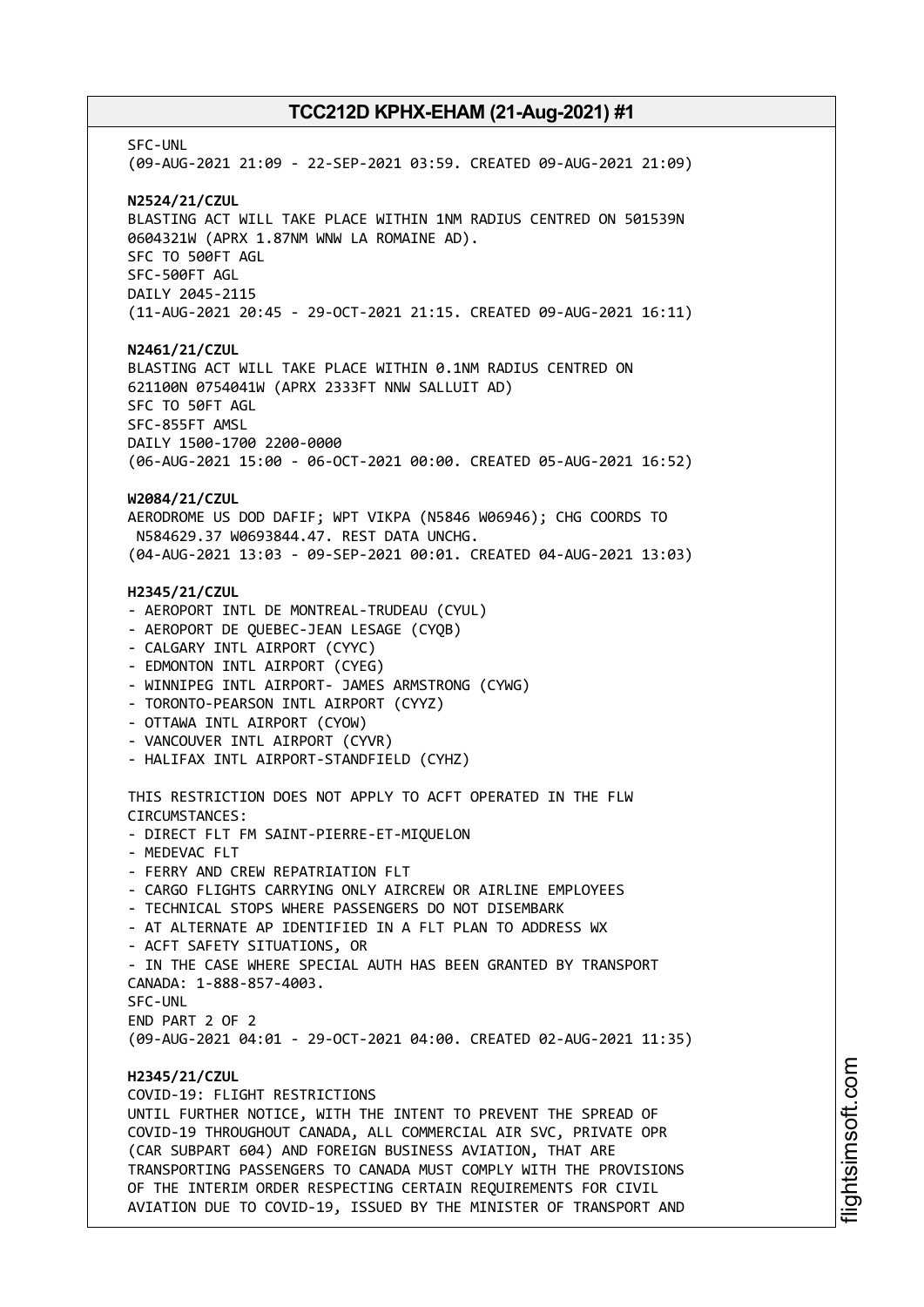SFC-UNL
(09-AUG-2021 21:09 - 22-SEP-2021 03:59. CREATED 09-AUG-2021 21:09)

**N2524/21/CZUL**
BLASTING ACT WILL TAKE PLACE WITHIN 1NM RADIUS CENTRED ON 501539N 0604321W (APRX 1.87NM WNW LA ROMAINE AD).
SFC TO 500FT AGL
SFC-500FT AGL
DAILY 2045-2115
(11-AUG-2021 20:45 - 29-OCT-2021 21:15. CREATED 09-AUG-2021 16:11)

**N2461/21/CZUL**
BLASTING ACT WILL TAKE PLACE WITHIN 0.1NM RADIUS CENTRED ON 621100N 0754041W (APRX 2333FT NNW SALLUIT AD)
SFC TO 50FT AGL
SFC-855FT AMSL
DAILY 1500-1700 2200-0000
(06-AUG-2021 15:00 - 06-OCT-2021 00:00. CREATED 05-AUG-2021 16:52)

**W2084/21/CZUL**
AERODROME US DOD DAFIF; WPT VIKPA (N5846 W06946); CHG COORDS TO N584629.37 W0693844.47. REST DATA UNCHG.
(04-AUG-2021 13:03 - 09-SEP-2021 00:01. CREATED 04-AUG-2021 13:03)

**H2345/21/CZUL**
- AEROPORT INTL DE MONTREAL-TRUDEAU (CYUL)
- AEROPORT DE QUEBEC-JEAN LESAGE (CYQB)
- CALGARY INTL AIRPORT (CYYC)
- EDMONTON INTL AIRPORT (CYEG)
- WINNIPEG INTL AIRPORT- JAMES ARMSTRONG (CYWG)
- TORONTO-PEARSON INTL AIRPORT (CYYZ)
- OTTAWA INTL AIRPORT (CYOW)
- VANCOUVER INTL AIRPORT (CYVR)
- HALIFAX INTL AIRPORT-STANDFIELD (CYHZ)

THIS RESTRICTION DOES NOT APPLY TO ACFT OPERATED IN THE FLW CIRCUMSTANCES:
- DIRECT FLT FM SAINT-PIERRE-ET-MIQUELON
- MEDEVAC FLT
- FERRY AND CREW REPATRIATION FLT
- CARGO FLIGHTS CARRYING ONLY AIRCREW OR AIRLINE EMPLOYEES
- TECHNICAL STOPS WHERE PASSENGERS DO NOT DISEMBARK
- AT ALTERNATE AP IDENTIFIED IN A FLT PLAN TO ADDRESS WX
- ACFT SAFETY SITUATIONS, OR
- IN THE CASE WHERE SPECIAL AUTH HAS BEEN GRANTED BY TRANSPORT CANADA: 1-888-857-4003.
SFC-UNL
END PART 2 OF 2
(09-AUG-2021 04:01 - 29-OCT-2021 04:00. CREATED 02-AUG-2021 11:35)

**H2345/21/CZUL**
COVID-19: FLIGHT RESTRICTIONS
UNTIL FURTHER NOTICE, WITH THE INTENT TO PREVENT THE SPREAD OF COVID-19 THROUGHOUT CANADA, ALL COMMERCIAL AIR SVC, PRIVATE OPR (CAR SUBPART 604) AND FOREIGN BUSINESS AVIATION, THAT ARE TRANSPORTING PASSENGERS TO CANADA MUST COMPLY WITH THE PROVISIONS OF THE INTERIM ORDER RESPECTING CERTAIN REQUIREMENTS FOR CIVIL AVIATION DUE TO COVID-19, ISSUED BY THE MINISTER OF TRANSPORT AND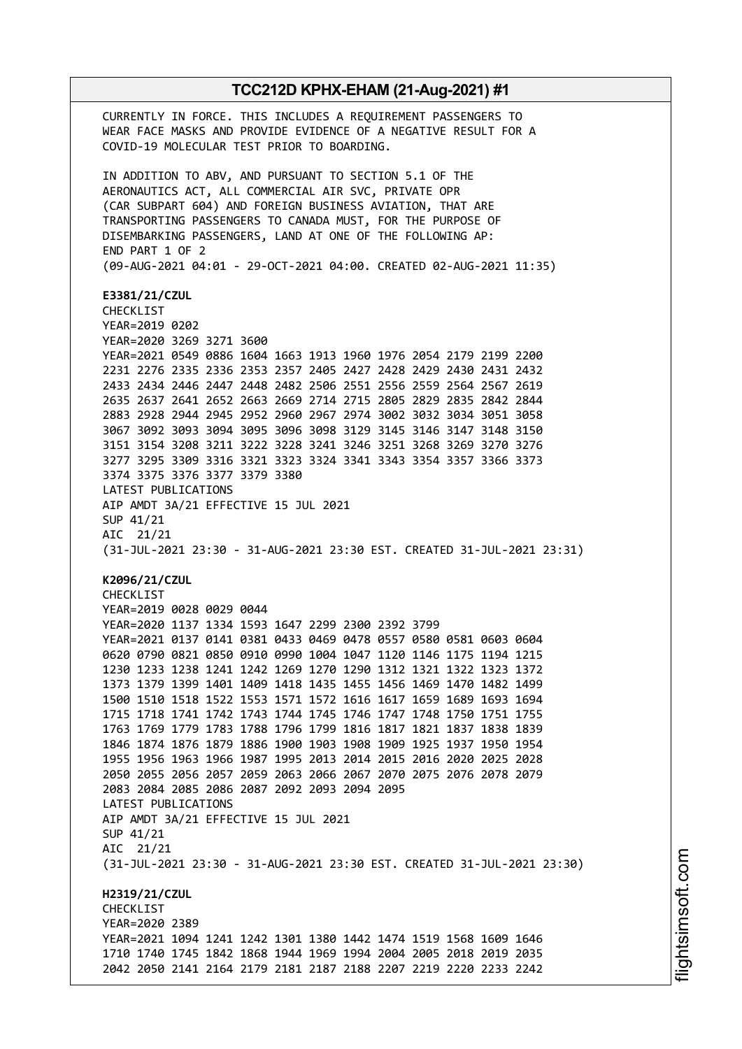CURRENTLY IN FORCE. THIS INCLUDES A REQUIREMENT PASSENGERS TO WEAR FACE MASKS AND PROVIDE EVIDENCE OF A NEGATIVE RESULT FOR A COVID-19 MOLECULAR TEST PRIOR TO BOARDING.

IN ADDITION TO ABV, AND PURSUANT TO SECTION 5.1 OF THE AERONAUTICS ACT, ALL COMMERCIAL AIR SVC, PRIVATE OPR (CAR SUBPART 604) AND FOREIGN BUSINESS AVIATION, THAT ARE TRANSPORTING PASSENGERS TO CANADA MUST, FOR THE PURPOSE OF DISEMBARKING PASSENGERS, LAND AT ONE OF THE FOLLOWING AP:
END PART 1 OF 2
(09-AUG-2021 04:01 - 29-OCT-2021 04:00. CREATED 02-AUG-2021 11:35)

**E3381/21/CZUL**
CHECKLIST
YEAR=2019 0202
YEAR=2020 3269 3271 3600
YEAR=2021 0549 0886 1604 1663 1913 1960 1976 2054 2179 2199 2200 2231 2276 2335 2336 2353 2357 2405 2427 2428 2429 2430 2431 2432 2433 2434 2446 2447 2448 2482 2506 2551 2556 2559 2564 2567 2619 2635 2637 2641 2652 2663 2669 2714 2715 2805 2829 2835 2842 2844 2883 2928 2944 2945 2952 2960 2967 2974 3002 3032 3034 3051 3058 3067 3092 3093 3094 3095 3096 3098 3129 3145 3146 3147 3148 3150 3151 3154 3208 3211 3222 3228 3241 3246 3251 3268 3269 3270 3276 3277 3295 3309 3316 3321 3323 3324 3341 3343 3354 3357 3366 3373 3374 3375 3376 3377 3379 3380
LATEST PUBLICATIONS
AIP AMDT 3A/21 EFFECTIVE 15 JUL 2021
SUP 41/21
AIC 21/21
(31-JUL-2021 23:30 - 31-AUG-2021 23:30 EST. CREATED 31-JUL-2021 23:31)

**K2096/21/CZUL**
CHECKLIST
YEAR=2019 0028 0029 0044
YEAR=2020 1137 1334 1593 1647 2299 2300 2392 3799
YEAR=2021 0137 0141 0381 0433 0469 0478 0557 0580 0581 0603 0604 0620 0790 0821 0850 0910 0990 1004 1047 1120 1146 1175 1194 1215 1230 1233 1238 1241 1242 1269 1270 1290 1312 1321 1322 1323 1372 1373 1379 1399 1401 1409 1418 1435 1455 1456 1469 1470 1482 1499 1500 1510 1518 1522 1553 1571 1572 1616 1617 1659 1689 1693 1694 1715 1718 1741 1742 1743 1744 1745 1746 1747 1748 1750 1751 1755 1763 1769 1779 1783 1788 1796 1799 1816 1817 1821 1837 1838 1839 1846 1874 1876 1879 1886 1900 1903 1908 1909 1925 1937 1950 1954 1955 1956 1963 1966 1987 1995 2013 2014 2015 2016 2020 2025 2028 2050 2055 2056 2057 2059 2063 2066 2067 2070 2075 2076 2078 2079 2083 2084 2085 2086 2087 2092 2093 2094 2095
LATEST PUBLICATIONS
AIP AMDT 3A/21 EFFECTIVE 15 JUL 2021
SUP 41/21
AIC 21/21
(31-JUL-2021 23:30 - 31-AUG-2021 23:30 EST. CREATED 31-JUL-2021 23:30)

**H2319/21/CZUL**
CHECKLIST
YEAR=2020 2389
YEAR=2021 1094 1241 1242 1301 1380 1442 1474 1519 1568 1609 1646 1710 1740 1745 1842 1868 1944 1969 1994 2004 2005 2018 2019 2035 2042 2050 2141 2164 2179 2181 2187 2188 2207 2219 2220 2233 2242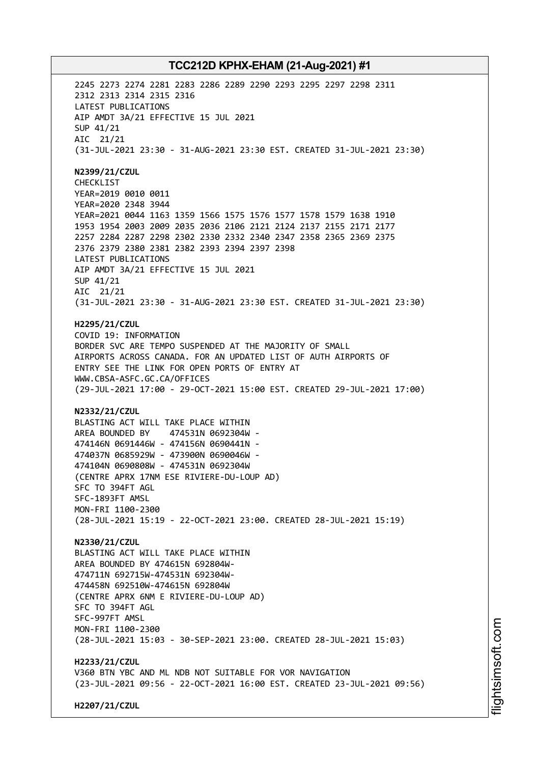2245 2273 2274 2281 2283 2286 2289 2290 2293 2295 2297 2298 2311
2312 2313 2314 2315 2316
LATEST PUBLICATIONS
AIP AMDT 3A/21 EFFECTIVE 15 JUL 2021
SUP 41/21
AIC 21/21
(31-JUL-2021 23:30 - 31-AUG-2021 23:30 EST. CREATED 31-JUL-2021 23:30)

**N2399/21/CZUL**
CHECKLIST
YEAR=2019 0010 0011
YEAR=2020 2348 3944
YEAR=2021 0044 1163 1359 1566 1575 1576 1577 1578 1579 1638 1910
1953 1954 2003 2009 2035 2036 2106 2121 2124 2137 2155 2171 2177
2257 2284 2287 2298 2302 2330 2332 2340 2347 2358 2365 2369 2375
2376 2379 2380 2381 2382 2393 2394 2397 2398
LATEST PUBLICATIONS
AIP AMDT 3A/21 EFFECTIVE 15 JUL 2021
SUP 41/21
AIC 21/21
(31-JUL-2021 23:30 - 31-AUG-2021 23:30 EST. CREATED 31-JUL-2021 23:30)

**H2295/21/CZUL**
COVID 19: INFORMATION
BORDER SVC ARE TEMPO SUSPENDED AT THE MAJORITY OF SMALL
AIRPORTS ACROSS CANADA. FOR AN UPDATED LIST OF AUTH AIRPORTS OF
ENTRY SEE THE LINK FOR OPEN PORTS OF ENTRY AT
WWW.CBSA-ASFC.GC.CA/OFFICES
(29-JUL-2021 17:00 - 29-OCT-2021 15:00 EST. CREATED 29-JUL-2021 17:00)

**N2332/21/CZUL**
BLASTING ACT WILL TAKE PLACE WITHIN
AREA BOUNDED BY 474531N 0692304W -
474146N 0691446W - 474156N 0690441N -
474037N 0685929W - 473900N 0690046W -
474104N 0690808W - 474531N 0692304W
(CENTRE APRX 17NM ESE RIVIERE-DU-LOUP AD)
SFC TO 394FT AGL
SFC-1893FT AMSL
MON-FRI 1100-2300
(28-JUL-2021 15:19 - 22-OCT-2021 23:00. CREATED 28-JUL-2021 15:19)

**N2330/21/CZUL**
BLASTING ACT WILL TAKE PLACE WITHIN
AREA BOUNDED BY 474615N 692804W-
474711N 692715W-474531N 692304W-
474458N 692510W-474615N 692804W
(CENTRE APRX 6NM E RIVIERE-DU-LOUP AD)
SFC TO 394FT AGL
SFC-997FT AMSL
MON-FRI 1100-2300
(28-JUL-2021 15:03 - 30-SEP-2021 23:00. CREATED 28-JUL-2021 15:03)

**H2233/21/CZUL**
V360 BTN YBC AND ML NDB NOT SUITABLE FOR VOR NAVIGATION
(23-JUL-2021 09:56 - 22-OCT-2021 16:00 EST. CREATED 23-JUL-2021 09:56)

**H2207/21/CZUL**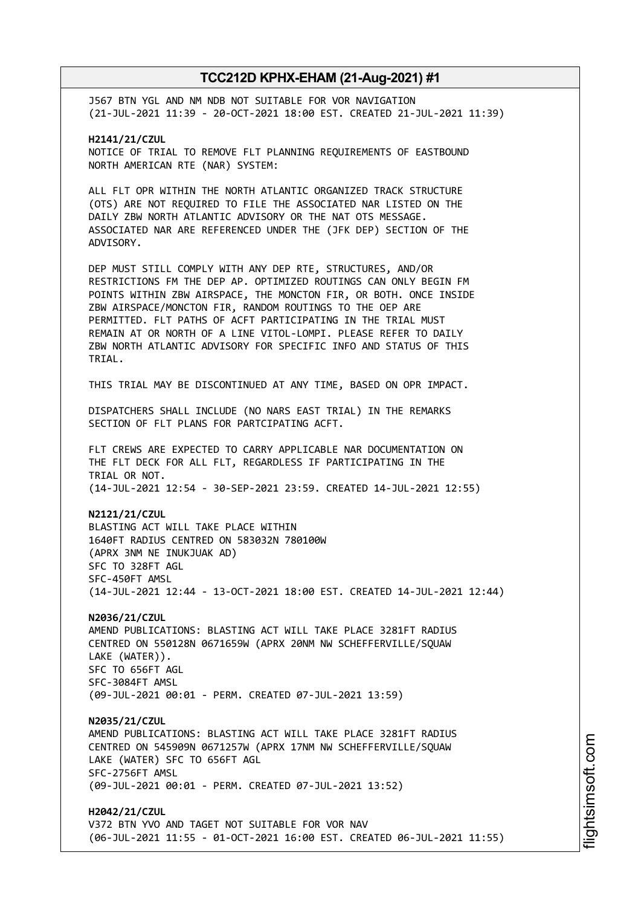J567 BTN YGL AND NM NDB NOT SUITABLE FOR VOR NAVIGATION
(21-JUL-2021 11:39 - 20-OCT-2021 18:00 EST. CREATED 21-JUL-2021 11:39)

**H2141/21/CZUL**
NOTICE OF TRIAL TO REMOVE FLT PLANNING REQUIREMENTS OF EASTBOUND NORTH AMERICAN RTE (NAR) SYSTEM:

ALL FLT OPR WITHIN THE NORTH ATLANTIC ORGANIZED TRACK STRUCTURE (OTS) ARE NOT REQUIRED TO FILE THE ASSOCIATED NAR LISTED ON THE DAILY ZBW NORTH ATLANTIC ADVISORY OR THE NAT OTS MESSAGE. ASSOCIATED NAR ARE REFERENCED UNDER THE (JFK DEP) SECTION OF THE ADVISORY.

DEP MUST STILL COMPLY WITH ANY DEP RTE, STRUCTURES, AND/OR RESTRICTIONS FM THE DEP AP. OPTIMIZED ROUTINGS CAN ONLY BEGIN FM POINTS WITHIN ZBW AIRSPACE, THE MONCTON FIR, OR BOTH. ONCE INSIDE ZBW AIRSPACE/MONCTON FIR, RANDOM ROUTINGS TO THE OEP ARE PERMITTED. FLT PATHS OF ACFT PARTICIPATING IN THE TRIAL MUST REMAIN AT OR NORTH OF A LINE VITOL-LOMPI. PLEASE REFER TO DAILY ZBW NORTH ATLANTIC ADVISORY FOR SPECIFIC INFO AND STATUS OF THIS TRIAL.

THIS TRIAL MAY BE DISCONTINUED AT ANY TIME, BASED ON OPR IMPACT.

DISPATCHERS SHALL INCLUDE (NO NARS EAST TRIAL) IN THE REMARKS SECTION OF FLT PLANS FOR PARTCIPATING ACFT.

FLT CREWS ARE EXPECTED TO CARRY APPLICABLE NAR DOCUMENTATION ON THE FLT DECK FOR ALL FLT, REGARDLESS IF PARTICIPATING IN THE TRIAL OR NOT.
(14-JUL-2021 12:54 - 30-SEP-2021 23:59. CREATED 14-JUL-2021 12:55)

**N2121/21/CZUL**
BLASTING ACT WILL TAKE PLACE WITHIN
1640FT RADIUS CENTRED ON 583032N 780100W
(APRX 3NM NE INUKJUAK AD)
SFC TO 328FT AGL
SFC-450FT AMSL
(14-JUL-2021 12:44 - 13-OCT-2021 18:00 EST. CREATED 14-JUL-2021 12:44)

**N2036/21/CZUL**
AMEND PUBLICATIONS: BLASTING ACT WILL TAKE PLACE 3281FT RADIUS CENTRED ON 550128N 0671659W (APRX 20NM NW SCHEFFERVILLE/SQUAW LAKE (WATER)).
SFC TO 656FT AGL
SFC-3084FT AMSL
(09-JUL-2021 00:01 - PERM. CREATED 07-JUL-2021 13:59)

**N2035/21/CZUL**
AMEND PUBLICATIONS: BLASTING ACT WILL TAKE PLACE 3281FT RADIUS CENTRED ON 545909N 0671257W (APRX 17NM NW SCHEFFERVILLE/SQUAW LAKE (WATER) SFC TO 656FT AGL
SFC-2756FT AMSL
(09-JUL-2021 00:01 - PERM. CREATED 07-JUL-2021 13:52)

**H2042/21/CZUL**
V372 BTN YVO AND TAGET NOT SUITABLE FOR VOR NAV
(06-JUL-2021 11:55 - 01-OCT-2021 16:00 EST. CREATED 06-JUL-2021 11:55)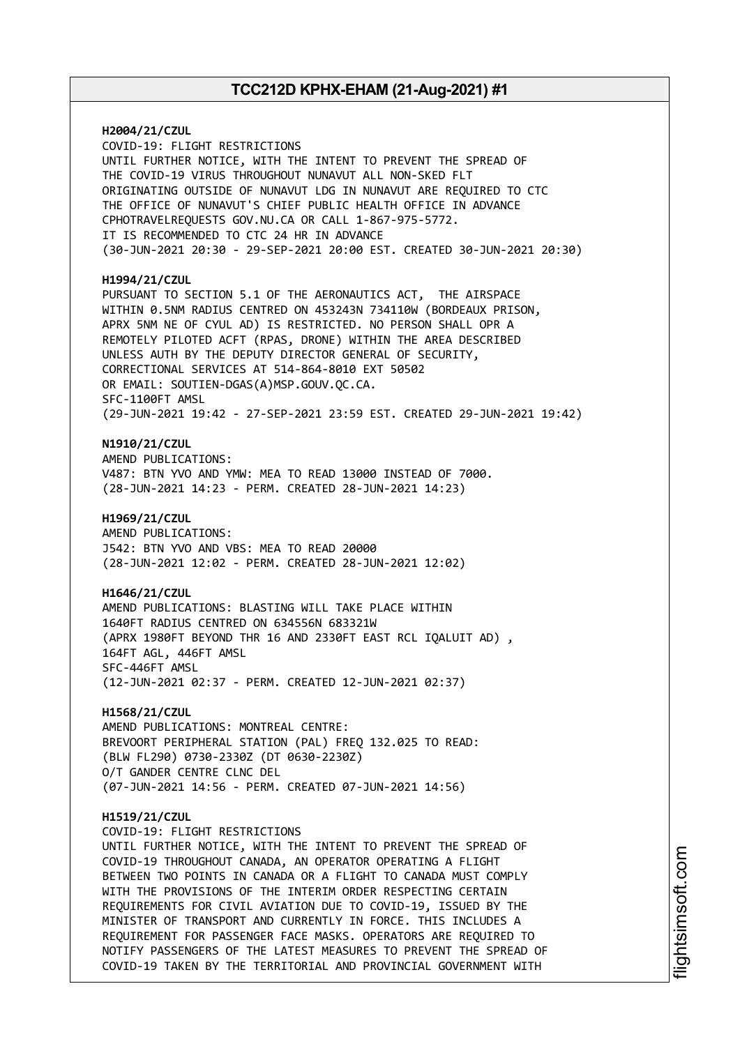**H2004/21/CZUL**
COVID-19: FLIGHT RESTRICTIONS
UNTIL FURTHER NOTICE, WITH THE INTENT TO PREVENT THE SPREAD OF
THE COVID-19 VIRUS THROUGHOUT NUNAVUT ALL NON-SKED FLT
ORIGINATING OUTSIDE OF NUNAVUT LDG IN NUNAVUT ARE REQUIRED TO CTC
THE OFFICE OF NUNAVUT'S CHIEF PUBLIC HEALTH OFFICE IN ADVANCE
CPHOTRAVELREQUESTS GOV.NU.CA OR CALL 1-867-975-5772.
IT IS RECOMMENDED TO CTC 24 HR IN ADVANCE
(30-JUN-2021 20:30 - 29-SEP-2021 20:00 EST. CREATED 30-JUN-2021 20:30)

**H1994/21/CZUL**
PURSUANT TO SECTION 5.1 OF THE AERONAUTICS ACT, THE AIRSPACE
WITHIN 0.5NM RADIUS CENTRED ON 453243N 734110W (BORDEAUX PRISON,
APRX 5NM NE OF CYUL AD) IS RESTRICTED. NO PERSON SHALL OPR A
REMOTELY PILOTED ACFT (RPAS, DRONE) WITHIN THE AREA DESCRIBED
UNLESS AUTH BY THE DEPUTY DIRECTOR GENERAL OF SECURITY,
CORRECTIONAL SERVICES AT 514-864-8010 EXT 50502
OR EMAIL: SOUTIEN-DGAS(A)MSP.GOUV.QC.CA.
SFC-1100FT AMSL
(29-JUN-2021 19:42 - 27-SEP-2021 23:59 EST. CREATED 29-JUN-2021 19:42)

**N1910/21/CZUL**
AMEND PUBLICATIONS:
V487: BTN YVO AND YMW: MEA TO READ 13000 INSTEAD OF 7000.
(28-JUN-2021 14:23 - PERM. CREATED 28-JUN-2021 14:23)

**H1969/21/CZUL**
AMEND PUBLICATIONS:
J542: BTN YVO AND VBS: MEA TO READ 20000
(28-JUN-2021 12:02 - PERM. CREATED 28-JUN-2021 12:02)

**H1646/21/CZUL**
AMEND PUBLICATIONS: BLASTING WILL TAKE PLACE WITHIN
1640FT RADIUS CENTRED ON 634556N 683321W
(APRX 1980FT BEYOND THR 16 AND 2330FT EAST RCL IQALUIT AD) ,
164FT AGL, 446FT AMSL
SFC-446FT AMSL
(12-JUN-2021 02:37 - PERM. CREATED 12-JUN-2021 02:37)

**H1568/21/CZUL**
AMEND PUBLICATIONS: MONTREAL CENTRE:
BREVOORT PERIPHERAL STATION (PAL) FREQ 132.025 TO READ:
(BLW FL290) 0730-2330Z (DT 0630-2230Z)
O/T GANDER CENTRE CLNC DEL
(07-JUN-2021 14:56 - PERM. CREATED 07-JUN-2021 14:56)

**H1519/21/CZUL**
COVID-19: FLIGHT RESTRICTIONS
UNTIL FURTHER NOTICE, WITH THE INTENT TO PREVENT THE SPREAD OF
COVID-19 THROUGHOUT CANADA, AN OPERATOR OPERATING A FLIGHT
BETWEEN TWO POINTS IN CANADA OR A FLIGHT TO CANADA MUST COMPLY
WITH THE PROVISIONS OF THE INTERIM ORDER RESPECTING CERTAIN
REQUIREMENTS FOR CIVIL AVIATION DUE TO COVID-19, ISSUED BY THE
MINISTER OF TRANSPORT AND CURRENTLY IN FORCE. THIS INCLUDES A
REQUIREMENT FOR PASSENGER FACE MASKS. OPERATORS ARE REQUIRED TO
NOTIFY PASSENGERS OF THE LATEST MEASURES TO PREVENT THE SPREAD OF
COVID-19 TAKEN BY THE TERRITORIAL AND PROVINCIAL GOVERNMENT WITH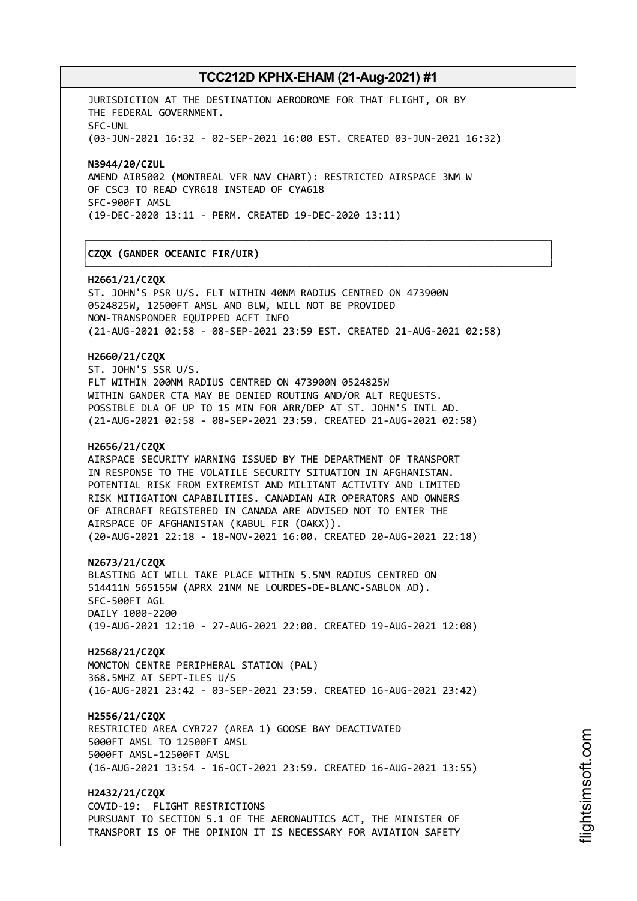JURISDICTION AT THE DESTINATION AERODROME FOR THAT FLIGHT, OR BY THE FEDERAL GOVERNMENT.
SFC-UNL
(03-JUN-2021 16:32 - 02-SEP-2021 16:00 EST. CREATED 03-JUN-2021 16:32)

**N3944/20/CZUL**
AMEND AIR5002 (MONTREAL VFR NAV CHART): RESTRICTED AIRSPACE 3NM W OF CSC3 TO READ CYR618 INSTEAD OF CYA618
SFC-900FT AMSL
(19-DEC-2020 13:11 - PERM. CREATED 19-DEC-2020 13:11)

## CZQX (GANDER OCEANIC FIR/UIR)

**H2661/21/CZQX**
ST. JOHN'S PSR U/S. FLT WITHIN 40NM RADIUS CENTRED ON 473900N 0524825W, 12500FT AMSL AND BLW, WILL NOT BE PROVIDED NON-TRANSPONDER EQUIPPED ACFT INFO
(21-AUG-2021 02:58 - 08-SEP-2021 23:59 EST. CREATED 21-AUG-2021 02:58)

**H2660/21/CZQX**
ST. JOHN'S SSR U/S.
FLT WITHIN 200NM RADIUS CENTRED ON 473900N 0524825W WITHIN GANDER CTA MAY BE DENIED ROUTING AND/OR ALT REQUESTS. POSSIBLE DLA OF UP TO 15 MIN FOR ARR/DEP AT ST. JOHN'S INTL AD.
(21-AUG-2021 02:58 - 08-SEP-2021 23:59. CREATED 21-AUG-2021 02:58)

**H2656/21/CZQX**
AIRSPACE SECURITY WARNING ISSUED BY THE DEPARTMENT OF TRANSPORT IN RESPONSE TO THE VOLATILE SECURITY SITUATION IN AFGHANISTAN. POTENTIAL RISK FROM EXTREMIST AND MILITANT ACTIVITY AND LIMITED RISK MITIGATION CAPABILITIES. CANADIAN AIR OPERATORS AND OWNERS OF AIRCRAFT REGISTERED IN CANADA ARE ADVISED NOT TO ENTER THE AIRSPACE OF AFGHANISTAN (KABUL FIR (OAKX)).
(20-AUG-2021 22:18 - 18-NOV-2021 16:00. CREATED 20-AUG-2021 22:18)

**N2673/21/CZQX**
BLASTING ACT WILL TAKE PLACE WITHIN 5.5NM RADIUS CENTRED ON 514411N 565155W (APRX 21NM NE LOURDES-DE-BLANC-SABLON AD).
SFC-500FT AGL
DAILY 1000-2200
(19-AUG-2021 12:10 - 27-AUG-2021 22:00. CREATED 19-AUG-2021 12:08)

**H2568/21/CZQX**
MONCTON CENTRE PERIPHERAL STATION (PAL)
368.5MHZ AT SEPT-ILES U/S
(16-AUG-2021 23:42 - 03-SEP-2021 23:59. CREATED 16-AUG-2021 23:42)

**H2556/21/CZQX**
RESTRICTED AREA CYR727 (AREA 1) GOOSE BAY DEACTIVATED
5000FT AMSL TO 12500FT AMSL
5000FT AMSL-12500FT AMSL
(16-AUG-2021 13:54 - 16-OCT-2021 23:59. CREATED 16-AUG-2021 13:55)

**H2432/21/CZQX**
COVID-19: FLIGHT RESTRICTIONS
PURSUANT TO SECTION 5.1 OF THE AERONAUTICS ACT, THE MINISTER OF TRANSPORT IS OF THE OPINION IT IS NECESSARY FOR AVIATION SAFETY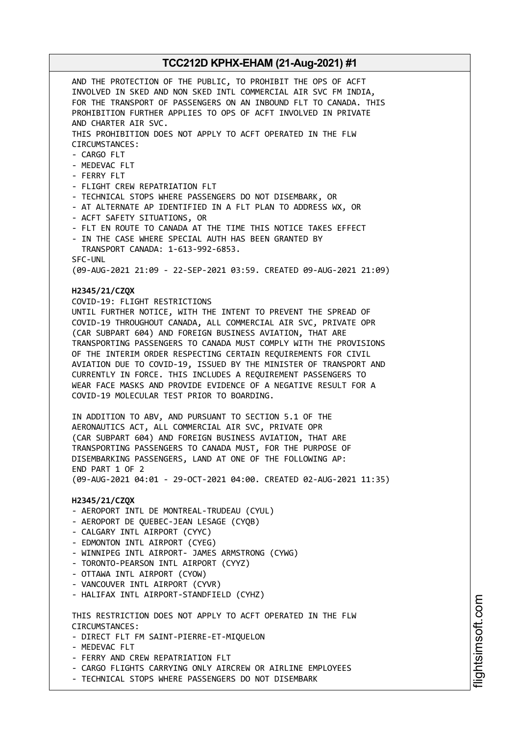AND THE PROTECTION OF THE PUBLIC, TO PROHIBIT THE OPS OF ACFT INVOLVED IN SKED AND NON SKED INTL COMMERCIAL AIR SVC FM INDIA, FOR THE TRANSPORT OF PASSENGERS ON AN INBOUND FLT TO CANADA. THIS PROHIBITION FURTHER APPLIES TO OPS OF ACFT INVOLVED IN PRIVATE AND CHARTER AIR SVC.
THIS PROHIBITION DOES NOT APPLY TO ACFT OPERATED IN THE FLW CIRCUMSTANCES:
- CARGO FLT
- MEDEVAC FLT
- FERRY FLT
- FLIGHT CREW REPATRIATION FLT
- TECHNICAL STOPS WHERE PASSENGERS DO NOT DISEMBARK, OR
- AT ALTERNATE AP IDENTIFIED IN A FLT PLAN TO ADDRESS WX, OR
- ACFT SAFETY SITUATIONS, OR
- FLT EN ROUTE TO CANADA AT THE TIME THIS NOTICE TAKES EFFECT
- IN THE CASE WHERE SPECIAL AUTH HAS BEEN GRANTED BY TRANSPORT CANADA: 1-613-992-6853.

SFC-UNL
(09-AUG-2021 21:09 - 22-SEP-2021 03:59. CREATED 09-AUG-2021 21:09)

**H2345/21/CZQX**
COVID-19: FLIGHT RESTRICTIONS
UNTIL FURTHER NOTICE, WITH THE INTENT TO PREVENT THE SPREAD OF COVID-19 THROUGHOUT CANADA, ALL COMMERCIAL AIR SVC, PRIVATE OPR (CAR SUBPART 604) AND FOREIGN BUSINESS AVIATION, THAT ARE TRANSPORTING PASSENGERS TO CANADA MUST COMPLY WITH THE PROVISIONS OF THE INTERIM ORDER RESPECTING CERTAIN REQUIREMENTS FOR CIVIL AVIATION DUE TO COVID-19, ISSUED BY THE MINISTER OF TRANSPORT AND CURRENTLY IN FORCE. THIS INCLUDES A REQUIREMENT PASSENGERS TO WEAR FACE MASKS AND PROVIDE EVIDENCE OF A NEGATIVE RESULT FOR A COVID-19 MOLECULAR TEST PRIOR TO BOARDING.

IN ADDITION TO ABV, AND PURSUANT TO SECTION 5.1 OF THE AERONAUTICS ACT, ALL COMMERCIAL AIR SVC, PRIVATE OPR (CAR SUBPART 604) AND FOREIGN BUSINESS AVIATION, THAT ARE TRANSPORTING PASSENGERS TO CANADA MUST, FOR THE PURPOSE OF DISEMBARKING PASSENGERS, LAND AT ONE OF THE FOLLOWING AP:
END PART 1 OF 2
(09-AUG-2021 04:01 - 29-OCT-2021 04:00. CREATED 02-AUG-2021 11:35)

**H2345/21/CZQX**
- AEROPORT INTL DE MONTREAL-TRUDEAU (CYUL)
- AEROPORT DE QUEBEC-JEAN LESAGE (CYQB)
- CALGARY INTL AIRPORT (CYYC)
- EDMONTON INTL AIRPORT (CYEG)
- WINNIPEG INTL AIRPORT- JAMES ARMSTRONG (CYWG)
- TORONTO-PEARSON INTL AIRPORT (CYYZ)
- OTTAWA INTL AIRPORT (CYOW)
- VANCOUVER INTL AIRPORT (CYVR)
- HALIFAX INTL AIRPORT-STANDFIELD (CYHZ)

THIS RESTRICTION DOES NOT APPLY TO ACFT OPERATED IN THE FLW CIRCUMSTANCES:
- DIRECT FLT FM SAINT-PIERRE-ET-MIQUELON
- MEDEVAC FLT
- FERRY AND CREW REPATRIATION FLT
- CARGO FLIGHTS CARRYING ONLY AIRCREW OR AIRLINE EMPLOYEES
- TECHNICAL STOPS WHERE PASSENGERS DO NOT DISEMBARK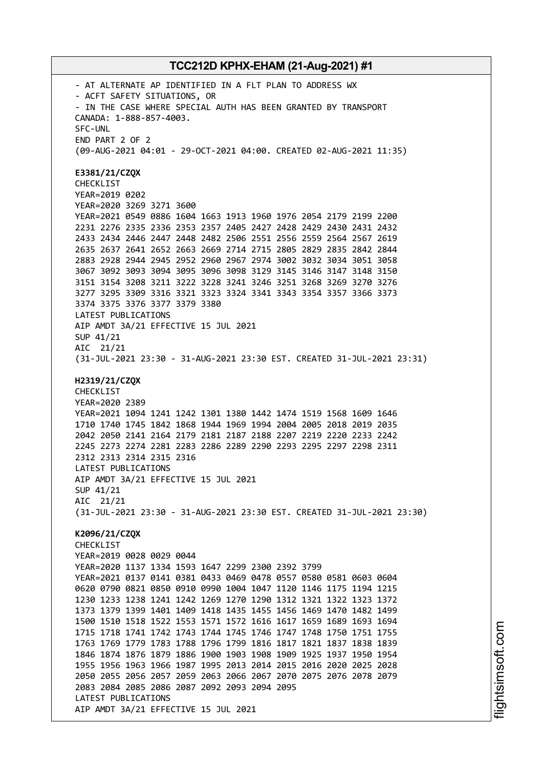- AT ALTERNATE AP IDENTIFIED IN A FLT PLAN TO ADDRESS WX
- ACFT SAFETY SITUATIONS, OR
- IN THE CASE WHERE SPECIAL AUTH HAS BEEN GRANTED BY TRANSPORT
CANADA: 1-888-857-4003.
SFC-UNL
END PART 2 OF 2
(09-AUG-2021 04:01 - 29-OCT-2021 04:00. CREATED 02-AUG-2021 11:35)

**E3381/21/CZQX**
CHECKLIST
YEAR=2019 0202
YEAR=2020 3269 3271 3600
YEAR=2021 0549 0886 1604 1663 1913 1960 1976 2054 2179 2199 2200
2231 2276 2335 2336 2353 2357 2405 2427 2428 2429 2430 2431 2432
2433 2434 2446 2447 2448 2482 2506 2551 2556 2559 2564 2567 2619
2635 2637 2641 2652 2663 2669 2714 2715 2805 2829 2835 2842 2844
2883 2928 2944 2945 2952 2960 2967 2974 3002 3032 3034 3051 3058
3067 3092 3093 3094 3095 3096 3098 3129 3145 3146 3147 3148 3150
3151 3154 3208 3211 3222 3228 3241 3246 3251 3268 3269 3270 3276
3277 3295 3309 3316 3321 3323 3324 3341 3343 3354 3357 3366 3373
3374 3375 3376 3377 3379 3380
LATEST PUBLICATIONS
AIP AMDT 3A/21 EFFECTIVE 15 JUL 2021
SUP 41/21
AIC 21/21
(31-JUL-2021 23:30 - 31-AUG-2021 23:30 EST. CREATED 31-JUL-2021 23:31)

**H2319/21/CZQX**
CHECKLIST
YEAR=2020 2389
YEAR=2021 1094 1241 1242 1301 1380 1442 1474 1519 1568 1609 1646
1710 1740 1745 1842 1868 1944 1969 1994 2004 2005 2018 2019 2035
2042 2050 2141 2164 2179 2181 2187 2188 2207 2219 2220 2233 2242
2245 2273 2274 2281 2283 2286 2289 2290 2293 2295 2297 2298 2311
2312 2313 2314 2315 2316
LATEST PUBLICATIONS
AIP AMDT 3A/21 EFFECTIVE 15 JUL 2021
SUP 41/21
AIC 21/21
(31-JUL-2021 23:30 - 31-AUG-2021 23:30 EST. CREATED 31-JUL-2021 23:30)

**K2096/21/CZQX**
CHECKLIST
YEAR=2019 0028 0029 0044
YEAR=2020 1137 1334 1593 1647 2299 2300 2392 3799
YEAR=2021 0137 0141 0381 0433 0469 0478 0557 0580 0581 0603 0604
0620 0790 0821 0850 0910 0990 1004 1047 1120 1146 1175 1194 1215
1230 1233 1238 1241 1242 1269 1270 1290 1312 1321 1322 1323 1372
1373 1379 1399 1401 1409 1418 1435 1455 1456 1469 1470 1482 1499
1500 1510 1518 1522 1553 1571 1572 1616 1617 1659 1689 1693 1694
1715 1718 1741 1742 1743 1744 1745 1746 1747 1748 1750 1751 1755
1763 1769 1779 1783 1788 1796 1799 1816 1817 1821 1837 1838 1839
1846 1874 1876 1879 1886 1900 1903 1908 1909 1925 1937 1950 1954
1955 1956 1963 1966 1987 1995 2013 2014 2015 2016 2020 2025 2028
2050 2055 2056 2057 2059 2063 2066 2067 2070 2075 2076 2078 2079
2083 2084 2085 2086 2087 2092 2093 2094 2095
LATEST PUBLICATIONS
AIP AMDT 3A/21 EFFECTIVE 15 JUL 2021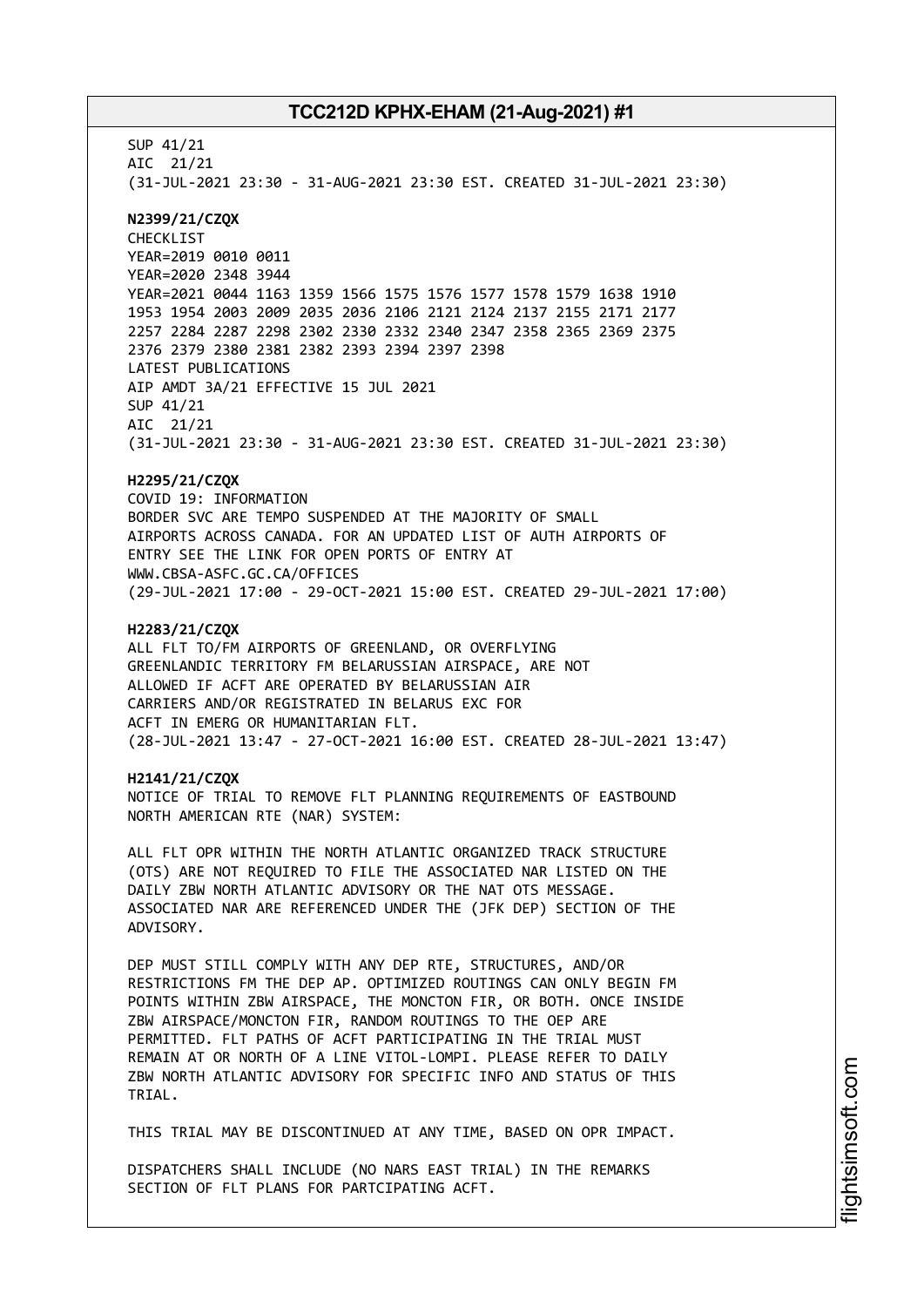SUP 41/21
AIC 21/21
(31-JUL-2021 23:30 - 31-AUG-2021 23:30 EST. CREATED 31-JUL-2021 23:30)

**N2399/21/CZQX**
CHECKLIST
YEAR=2019 0010 0011
YEAR=2020 2348 3944
YEAR=2021 0044 1163 1359 1566 1575 1576 1577 1578 1579 1638 1910
1953 1954 2003 2009 2035 2036 2106 2121 2124 2137 2155 2171 2177
2257 2284 2287 2298 2302 2330 2332 2340 2347 2358 2365 2369 2375
2376 2379 2380 2381 2382 2393 2394 2397 2398
LATEST PUBLICATIONS
AIP AMDT 3A/21 EFFECTIVE 15 JUL 2021
SUP 41/21
AIC 21/21
(31-JUL-2021 23:30 - 31-AUG-2021 23:30 EST. CREATED 31-JUL-2021 23:30)

**H2295/21/CZQX**
COVID 19: INFORMATION
BORDER SVC ARE TEMPO SUSPENDED AT THE MAJORITY OF SMALL
AIRPORTS ACROSS CANADA. FOR AN UPDATED LIST OF AUTH AIRPORTS OF
ENTRY SEE THE LINK FOR OPEN PORTS OF ENTRY AT
WWW.CBSA-ASFC.GC.CA/OFFICES
(29-JUL-2021 17:00 - 29-OCT-2021 15:00 EST. CREATED 29-JUL-2021 17:00)

**H2283/21/CZQX**
ALL FLT TO/FM AIRPORTS OF GREENLAND, OR OVERFLYING
GREENLANDIC TERRITORY FM BELARUSSIAN AIRSPACE, ARE NOT
ALLOWED IF ACFT ARE OPERATED BY BELARUSSIAN AIR
CARRIERS AND/OR REGISTRATED IN BELARUS EXC FOR
ACFT IN EMERG OR HUMANITARIAN FLT.
(28-JUL-2021 13:47 - 27-OCT-2021 16:00 EST. CREATED 28-JUL-2021 13:47)

**H2141/21/CZQX**
NOTICE OF TRIAL TO REMOVE FLT PLANNING REQUIREMENTS OF EASTBOUND
NORTH AMERICAN RTE (NAR) SYSTEM:

ALL FLT OPR WITHIN THE NORTH ATLANTIC ORGANIZED TRACK STRUCTURE
(OTS) ARE NOT REQUIRED TO FILE THE ASSOCIATED NAR LISTED ON THE
DAILY ZBW NORTH ATLANTIC ADVISORY OR THE NAT OTS MESSAGE.
ASSOCIATED NAR ARE REFERENCED UNDER THE (JFK DEP) SECTION OF THE
ADVISORY.

DEP MUST STILL COMPLY WITH ANY DEP RTE, STRUCTURES, AND/OR
RESTRICTIONS FM THE DEP AP. OPTIMIZED ROUTINGS CAN ONLY BEGIN FM
POINTS WITHIN ZBW AIRSPACE, THE MONCTON FIR, OR BOTH. ONCE INSIDE
ZBW AIRSPACE/MONCTON FIR, RANDOM ROUTINGS TO THE OEP ARE
PERMITTED. FLT PATHS OF ACFT PARTICIPATING IN THE TRIAL MUST
REMAIN AT OR NORTH OF A LINE VITOL-LOMPI. PLEASE REFER TO DAILY
ZBW NORTH ATLANTIC ADVISORY FOR SPECIFIC INFO AND STATUS OF THIS
TRIAL.

THIS TRIAL MAY BE DISCONTINUED AT ANY TIME, BASED ON OPR IMPACT.

DISPATCHERS SHALL INCLUDE (NO NARS EAST TRIAL) IN THE REMARKS
SECTION OF FLT PLANS FOR PARTCIPATING ACFT.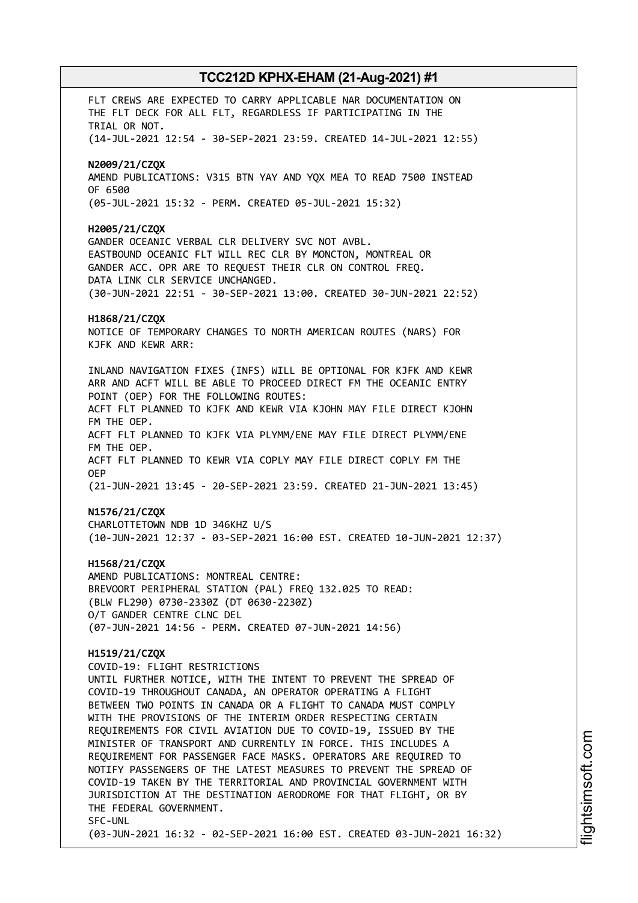FLT CREWS ARE EXPECTED TO CARRY APPLICABLE NAR DOCUMENTATION ON THE FLT DECK FOR ALL FLT, REGARDLESS IF PARTICIPATING IN THE TRIAL OR NOT.
(14-JUL-2021 12:54 - 30-SEP-2021 23:59. CREATED 14-JUL-2021 12:55)

**N2009/21/CZQX**
AMEND PUBLICATIONS: V315 BTN YAY AND YQX MEA TO READ 7500 INSTEAD OF 6500
(05-JUL-2021 15:32 - PERM. CREATED 05-JUL-2021 15:32)

**H2005/21/CZQX**
GANDER OCEANIC VERBAL CLR DELIVERY SVC NOT AVBL.
EASTBOUND OCEANIC FLT WILL REC CLR BY MONCTON, MONTREAL OR GANDER ACC. OPR ARE TO REQUEST THEIR CLR ON CONTROL FREQ.
DATA LINK CLR SERVICE UNCHANGED.
(30-JUN-2021 22:51 - 30-SEP-2021 13:00. CREATED 30-JUN-2021 22:52)

**H1868/21/CZQX**
NOTICE OF TEMPORARY CHANGES TO NORTH AMERICAN ROUTES (NARS) FOR KJFK AND KEWR ARR:

INLAND NAVIGATION FIXES (INFS) WILL BE OPTIONAL FOR KJFK AND KEWR ARR AND ACFT WILL BE ABLE TO PROCEED DIRECT FM THE OCEANIC ENTRY POINT (OEP) FOR THE FOLLOWING ROUTES:
ACFT FLT PLANNED TO KJFK AND KEWR VIA KJOHN MAY FILE DIRECT KJOHN FM THE OEP.
ACFT FLT PLANNED TO KJFK VIA PLYMM/ENE MAY FILE DIRECT PLYMM/ENE FM THE OEP.
ACFT FLT PLANNED TO KEWR VIA COPLY MAY FILE DIRECT COPLY FM THE OEP
(21-JUN-2021 13:45 - 20-SEP-2021 23:59. CREATED 21-JUN-2021 13:45)

**N1576/21/CZQX**
CHARLOTTETOWN NDB 1D 346KHZ U/S
(10-JUN-2021 12:37 - 03-SEP-2021 16:00 EST. CREATED 10-JUN-2021 12:37)

**H1568/21/CZQX**
AMEND PUBLICATIONS: MONTREAL CENTRE:
BREVOORT PERIPHERAL STATION (PAL) FREQ 132.025 TO READ:
(BLW FL290) 0730-2330Z (DT 0630-2230Z)
O/T GANDER CENTRE CLNC DEL
(07-JUN-2021 14:56 - PERM. CREATED 07-JUN-2021 14:56)

**H1519/21/CZQX**
COVID-19: FLIGHT RESTRICTIONS
UNTIL FURTHER NOTICE, WITH THE INTENT TO PREVENT THE SPREAD OF COVID-19 THROUGHOUT CANADA, AN OPERATOR OPERATING A FLIGHT BETWEEN TWO POINTS IN CANADA OR A FLIGHT TO CANADA MUST COMPLY WITH THE PROVISIONS OF THE INTERIM ORDER RESPECTING CERTAIN REQUIREMENTS FOR CIVIL AVIATION DUE TO COVID-19, ISSUED BY THE MINISTER OF TRANSPORT AND CURRENTLY IN FORCE. THIS INCLUDES A REQUIREMENT FOR PASSENGER FACE MASKS. OPERATORS ARE REQUIRED TO NOTIFY PASSENGERS OF THE LATEST MEASURES TO PREVENT THE SPREAD OF COVID-19 TAKEN BY THE TERRITORIAL AND PROVINCIAL GOVERNMENT WITH JURISDICTION AT THE DESTINATION AERODROME FOR THAT FLIGHT, OR BY THE FEDERAL GOVERNMENT.
SFC-UNL
(03-JUN-2021 16:32 - 02-SEP-2021 16:00 EST. CREATED 03-JUN-2021 16:32)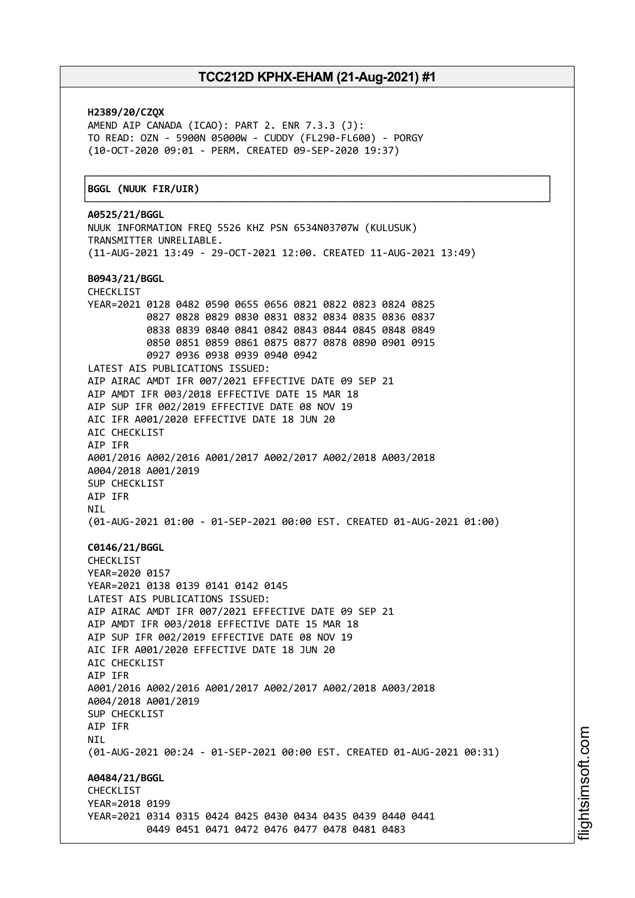**H2389/20/CZQX**
AMEND AIP CANADA (ICAO): PART 2. ENR 7.3.3 (J):
TO READ: OZN - 5900N 05000W - CUDDY (FL290-FL600) - PORGY
(10-OCT-2020 09:01 - PERM. CREATED 09-SEP-2020 19:37)

**BGGL (NUUK FIR/UIR)**

**A0525/21/BGGL**
NUUK INFORMATION FREQ 5526 KHZ PSN 6534N03707W (KULUSUK)
TRANSMITTER UNRELIABLE.
(11-AUG-2021 13:49 - 29-OCT-2021 12:00. CREATED 11-AUG-2021 13:49)

**B0943/21/BGGL**
CHECKLIST
YEAR=2021 0128 0482 0590 0655 0656 0821 0822 0823 0824 0825
0827 0828 0829 0830 0831 0832 0834 0835 0836 0837
0838 0839 0840 0841 0842 0843 0844 0845 0848 0849
0850 0851 0859 0861 0875 0877 0878 0890 0901 0915
0927 0936 0938 0939 0940 0942
LATEST AIS PUBLICATIONS ISSUED:
AIP AIRAC AMDT IFR 007/2021 EFFECTIVE DATE 09 SEP 21
AIP AMDT IFR 003/2018 EFFECTIVE DATE 15 MAR 18
AIP SUP IFR 002/2019 EFFECTIVE DATE 08 NOV 19
AIC IFR A001/2020 EFFECTIVE DATE 18 JUN 20
AIC CHECKLIST
AIP IFR
A001/2016 A002/2016 A001/2017 A002/2017 A002/2018 A003/2018
A004/2018 A001/2019
SUP CHECKLIST
AIP IFR
NIL
(01-AUG-2021 01:00 - 01-SEP-2021 00:00 EST. CREATED 01-AUG-2021 01:00)

**C0146/21/BGGL**
CHECKLIST
YEAR=2020 0157
YEAR=2021 0138 0139 0141 0142 0145
LATEST AIS PUBLICATIONS ISSUED:
AIP AIRAC AMDT IFR 007/2021 EFFECTIVE DATE 09 SEP 21
AIP AMDT IFR 003/2018 EFFECTIVE DATE 15 MAR 18
AIP SUP IFR 002/2019 EFFECTIVE DATE 08 NOV 19
AIC IFR A001/2020 EFFECTIVE DATE 18 JUN 20
AIC CHECKLIST
AIP IFR
A001/2016 A002/2016 A001/2017 A002/2017 A002/2018 A003/2018
A004/2018 A001/2019
SUP CHECKLIST
AIP IFR
NIL
(01-AUG-2021 00:24 - 01-SEP-2021 00:00 EST. CREATED 01-AUG-2021 00:31)

**A0484/21/BGGL**
CHECKLIST
YEAR=2018 0199
YEAR=2021 0314 0315 0424 0425 0430 0434 0435 0439 0440 0441
0449 0451 0471 0472 0476 0477 0478 0481 0483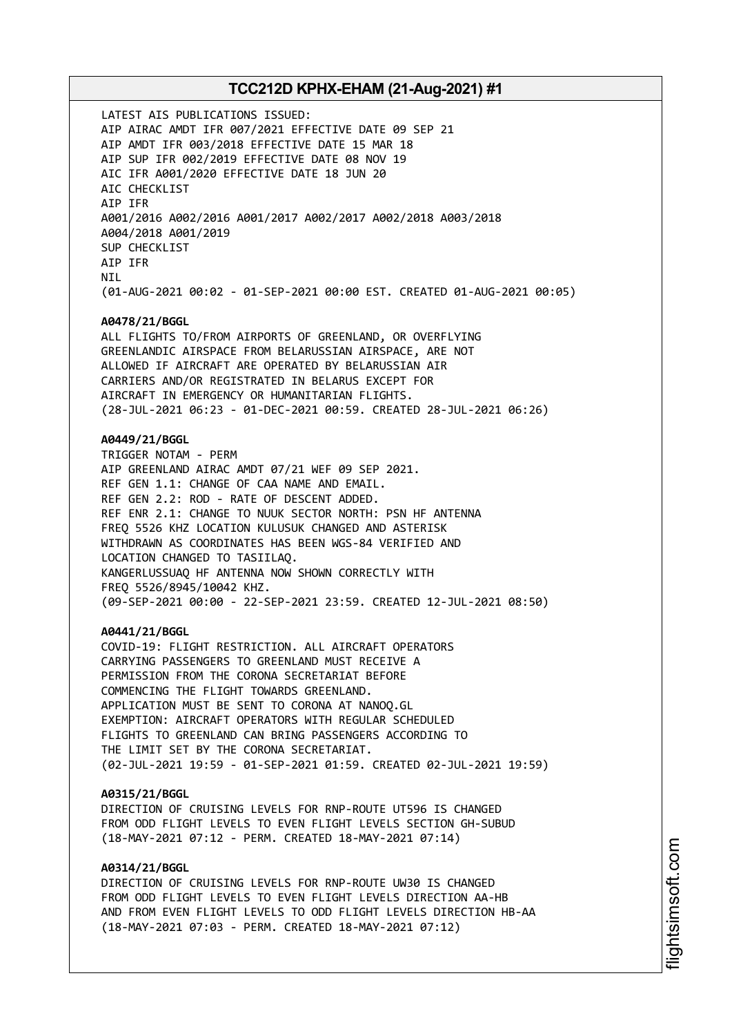LATEST AIS PUBLICATIONS ISSUED:
AIP AIRAC AMDT IFR 007/2021 EFFECTIVE DATE 09 SEP 21
AIP AMDT IFR 003/2018 EFFECTIVE DATE 15 MAR 18
AIP SUP IFR 002/2019 EFFECTIVE DATE 08 NOV 19
AIC IFR A001/2020 EFFECTIVE DATE 18 JUN 20
AIC CHECKLIST
AIP IFR
A001/2016 A002/2016 A001/2017 A002/2017 A002/2018 A003/2018
A004/2018 A001/2019
SUP CHECKLIST
AIP IFR
NIL
(01-AUG-2021 00:02 - 01-SEP-2021 00:00 EST. CREATED 01-AUG-2021 00:05)

**A0478/21/BGGL**
ALL FLIGHTS TO/FROM AIRPORTS OF GREENLAND, OR OVERFLYING
GREENLANDIC AIRSPACE FROM BELARUSSIAN AIRSPACE, ARE NOT
ALLOWED IF AIRCRAFT ARE OPERATED BY BELARUSSIAN AIR
CARRIERS AND/OR REGISTRATED IN BELARUS EXCEPT FOR
AIRCRAFT IN EMERGENCY OR HUMANITARIAN FLIGHTS.
(28-JUL-2021 06:23 - 01-DEC-2021 00:59. CREATED 28-JUL-2021 06:26)

**A0449/21/BGGL**
TRIGGER NOTAM - PERM
AIP GREENLAND AIRAC AMDT 07/21 WEF 09 SEP 2021.
REF GEN 1.1: CHANGE OF CAA NAME AND EMAIL.
REF GEN 2.2: ROD - RATE OF DESCENT ADDED.
REF ENR 2.1: CHANGE TO NUUK SECTOR NORTH: PSN HF ANTENNA
FREQ 5526 KHZ LOCATION KULUSUK CHANGED AND ASTERISK
WITHDRAWN AS COORDINATES HAS BEEN WGS-84 VERIFIED AND
LOCATION CHANGED TO TASIILAQ.
KANGERLUSSUAQ HF ANTENNA NOW SHOWN CORRECTLY WITH
FREQ 5526/8945/10042 KHZ.
(09-SEP-2021 00:00 - 22-SEP-2021 23:59. CREATED 12-JUL-2021 08:50)

**A0441/21/BGGL**
COVID-19: FLIGHT RESTRICTION. ALL AIRCRAFT OPERATORS
CARRYING PASSENGERS TO GREENLAND MUST RECEIVE A
PERMISSION FROM THE CORONA SECRETARIAT BEFORE
COMMENCING THE FLIGHT TOWARDS GREENLAND.
APPLICATION MUST BE SENT TO CORONA AT NANOQ.GL
EXEMPTION: AIRCRAFT OPERATORS WITH REGULAR SCHEDULED
FLIGHTS TO GREENLAND CAN BRING PASSENGERS ACCORDING TO
THE LIMIT SET BY THE CORONA SECRETARIAT.
(02-JUL-2021 19:59 - 01-SEP-2021 01:59. CREATED 02-JUL-2021 19:59)

**A0315/21/BGGL**
DIRECTION OF CRUISING LEVELS FOR RNP-ROUTE UT596 IS CHANGED
FROM ODD FLIGHT LEVELS TO EVEN FLIGHT LEVELS SECTION GH-SUBUD
(18-MAY-2021 07:12 - PERM. CREATED 18-MAY-2021 07:14)

**A0314/21/BGGL**
DIRECTION OF CRUISING LEVELS FOR RNP-ROUTE UW30 IS CHANGED
FROM ODD FLIGHT LEVELS TO EVEN FLIGHT LEVELS DIRECTION AA-HB
AND FROM EVEN FLIGHT LEVELS TO ODD FLIGHT LEVELS DIRECTION HB-AA
(18-MAY-2021 07:03 - PERM. CREATED 18-MAY-2021 07:12)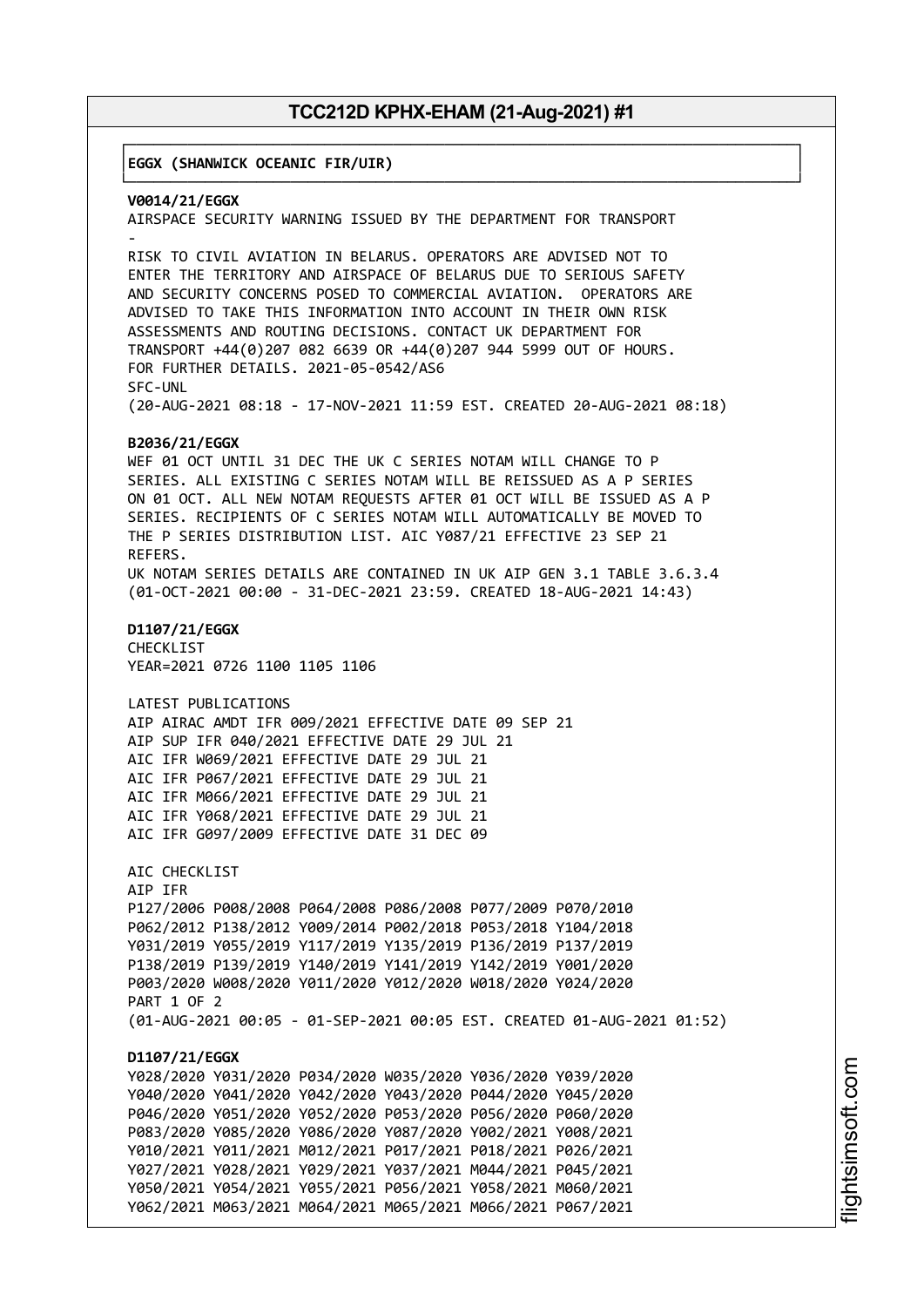**EGGX (SHANWICK OCEANIC FIR/UIR)**

**V0014/21/EGGX**
AIRSPACE SECURITY WARNING ISSUED BY THE DEPARTMENT FOR TRANSPORT
-
RISK TO CIVIL AVIATION IN BELARUS. OPERATORS ARE ADVISED NOT TO ENTER THE TERRITORY AND AIRSPACE OF BELARUS DUE TO SERIOUS SAFETY AND SECURITY CONCERNS POSED TO COMMERCIAL AVIATION. OPERATORS ARE ADVISED TO TAKE THIS INFORMATION INTO ACCOUNT IN THEIR OWN RISK ASSESSMENTS AND ROUTING DECISIONS. CONTACT UK DEPARTMENT FOR TRANSPORT +44(0)207 082 6639 OR +44(0)207 944 5999 OUT OF HOURS. FOR FURTHER DETAILS. 2021-05-0542/AS6
SFC-UNL
(20-AUG-2021 08:18 - 17-NOV-2021 11:59 EST. CREATED 20-AUG-2021 08:18)

**B2036/21/EGGX**
WEF 01 OCT UNTIL 31 DEC THE UK C SERIES NOTAM WILL CHANGE TO P SERIES. ALL EXISTING C SERIES NOTAM WILL BE REISSUED AS A P SERIES ON 01 OCT. ALL NEW NOTAM REQUESTS AFTER 01 OCT WILL BE ISSUED AS A P SERIES. RECIPIENTS OF C SERIES NOTAM WILL AUTOMATICALLY BE MOVED TO THE P SERIES DISTRIBUTION LIST. AIC Y087/21 EFFECTIVE 23 SEP 21 REFERS.
UK NOTAM SERIES DETAILS ARE CONTAINED IN UK AIP GEN 3.1 TABLE 3.6.3.4
(01-OCT-2021 00:00 - 31-DEC-2021 23:59. CREATED 18-AUG-2021 14:43)

**D1107/21/EGGX**
CHECKLIST
YEAR=2021 0726 1100 1105 1106

LATEST PUBLICATIONS
AIP AIRAC AMDT IFR 009/2021 EFFECTIVE DATE 09 SEP 21
AIP SUP IFR 040/2021 EFFECTIVE DATE 29 JUL 21
AIC IFR W069/2021 EFFECTIVE DATE 29 JUL 21
AIC IFR P067/2021 EFFECTIVE DATE 29 JUL 21
AIC IFR M066/2021 EFFECTIVE DATE 29 JUL 21
AIC IFR Y068/2021 EFFECTIVE DATE 29 JUL 21
AIC IFR G097/2009 EFFECTIVE DATE 31 DEC 09

AIC CHECKLIST
AIP IFR
P127/2006 P008/2008 P064/2008 P086/2008 P077/2009 P070/2010
P062/2012 P138/2012 Y009/2014 P002/2018 P053/2018 Y104/2018
Y031/2019 Y055/2019 Y117/2019 Y135/2019 P136/2019 P137/2019
P138/2019 P139/2019 Y140/2019 Y141/2019 Y142/2019 Y001/2020
P003/2020 W008/2020 Y011/2020 Y012/2020 W018/2020 Y024/2020
PART 1 OF 2
(01-AUG-2021 00:05 - 01-SEP-2021 00:05 EST. CREATED 01-AUG-2021 01:52)

**D1107/21/EGGX**
Y028/2020 Y031/2020 P034/2020 W035/2020 Y036/2020 Y039/2020
Y040/2020 Y041/2020 Y042/2020 Y043/2020 P044/2020 Y045/2020
P046/2020 Y051/2020 Y052/2020 P053/2020 P056/2020 P060/2020
P083/2020 Y085/2020 Y086/2020 Y087/2020 Y002/2021 Y008/2021
Y010/2021 Y011/2021 M012/2021 P017/2021 P018/2021 P026/2021
Y027/2021 Y028/2021 Y029/2021 Y037/2021 M044/2021 P045/2021
Y050/2021 Y054/2021 Y055/2021 P056/2021 Y058/2021 M060/2021
Y062/2021 M063/2021 M064/2021 M065/2021 M066/2021 P067/2021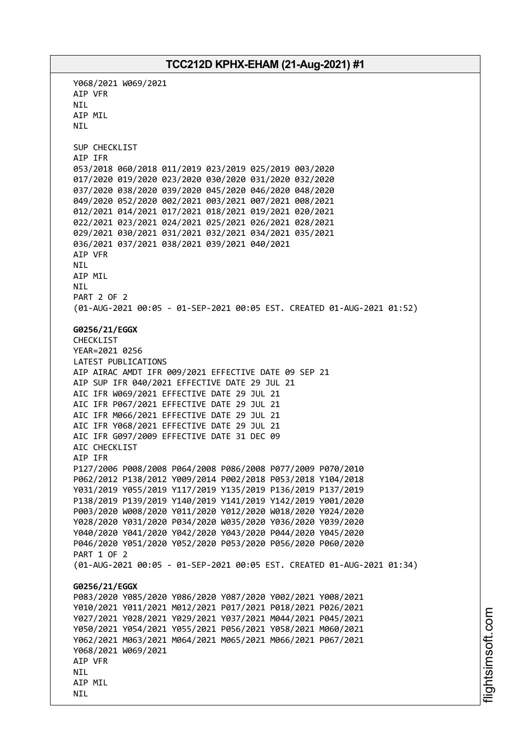Y068/2021 W069/2021
AIP VFR
NIL
AIP MIL
NIL

SUP CHECKLIST
AIP IFR
053/2018 060/2018 011/2019 023/2019 025/2019 003/2020
017/2020 019/2020 023/2020 030/2020 031/2020 032/2020
037/2020 038/2020 039/2020 045/2020 046/2020 048/2020
049/2020 052/2020 002/2021 003/2021 007/2021 008/2021
012/2021 014/2021 017/2021 018/2021 019/2021 020/2021
022/2021 023/2021 024/2021 025/2021 026/2021 028/2021
029/2021 030/2021 031/2021 032/2021 034/2021 035/2021
036/2021 037/2021 038/2021 039/2021 040/2021
AIP VFR
NIL
AIP MIL
NIL
PART 2 OF 2
(01-AUG-2021 00:05 - 01-SEP-2021 00:05 EST. CREATED 01-AUG-2021 01:52)

**G0256/21/EGGX**
CHECKLIST
YEAR=2021 0256
LATEST PUBLICATIONS
AIP AIRAC AMDT IFR 009/2021 EFFECTIVE DATE 09 SEP 21
AIP SUP IFR 040/2021 EFFECTIVE DATE 29 JUL 21
AIC IFR W069/2021 EFFECTIVE DATE 29 JUL 21
AIC IFR P067/2021 EFFECTIVE DATE 29 JUL 21
AIC IFR M066/2021 EFFECTIVE DATE 29 JUL 21
AIC IFR Y068/2021 EFFECTIVE DATE 29 JUL 21
AIC IFR G097/2009 EFFECTIVE DATE 31 DEC 09
AIC CHECKLIST
AIP IFR
P127/2006 P008/2008 P064/2008 P086/2008 P077/2009 P070/2010
P062/2012 P138/2012 Y009/2014 P002/2018 P053/2018 Y104/2018
Y031/2019 Y055/2019 Y117/2019 Y135/2019 P136/2019 P137/2019
P138/2019 P139/2019 Y140/2019 Y141/2019 Y142/2019 Y001/2020
P003/2020 W008/2020 Y011/2020 Y012/2020 W018/2020 Y024/2020
Y028/2020 Y031/2020 P034/2020 W035/2020 Y036/2020 Y039/2020
Y040/2020 Y041/2020 Y042/2020 Y043/2020 P044/2020 Y045/2020
P046/2020 Y051/2020 Y052/2020 P053/2020 P056/2020 P060/2020
PART 1 OF 2
(01-AUG-2021 00:05 - 01-SEP-2021 00:05 EST. CREATED 01-AUG-2021 01:34)

**G0256/21/EGGX**
P083/2020 Y085/2020 Y086/2020 Y087/2020 Y002/2021 Y008/2021
Y010/2021 Y011/2021 M012/2021 P017/2021 P018/2021 P026/2021
Y027/2021 Y028/2021 Y029/2021 Y037/2021 M044/2021 P045/2021
Y050/2021 Y054/2021 Y055/2021 P056/2021 Y058/2021 M060/2021
Y062/2021 M063/2021 M064/2021 M065/2021 M066/2021 P067/2021
Y068/2021 W069/2021
AIP VFR
NIL
AIP MIL
NIL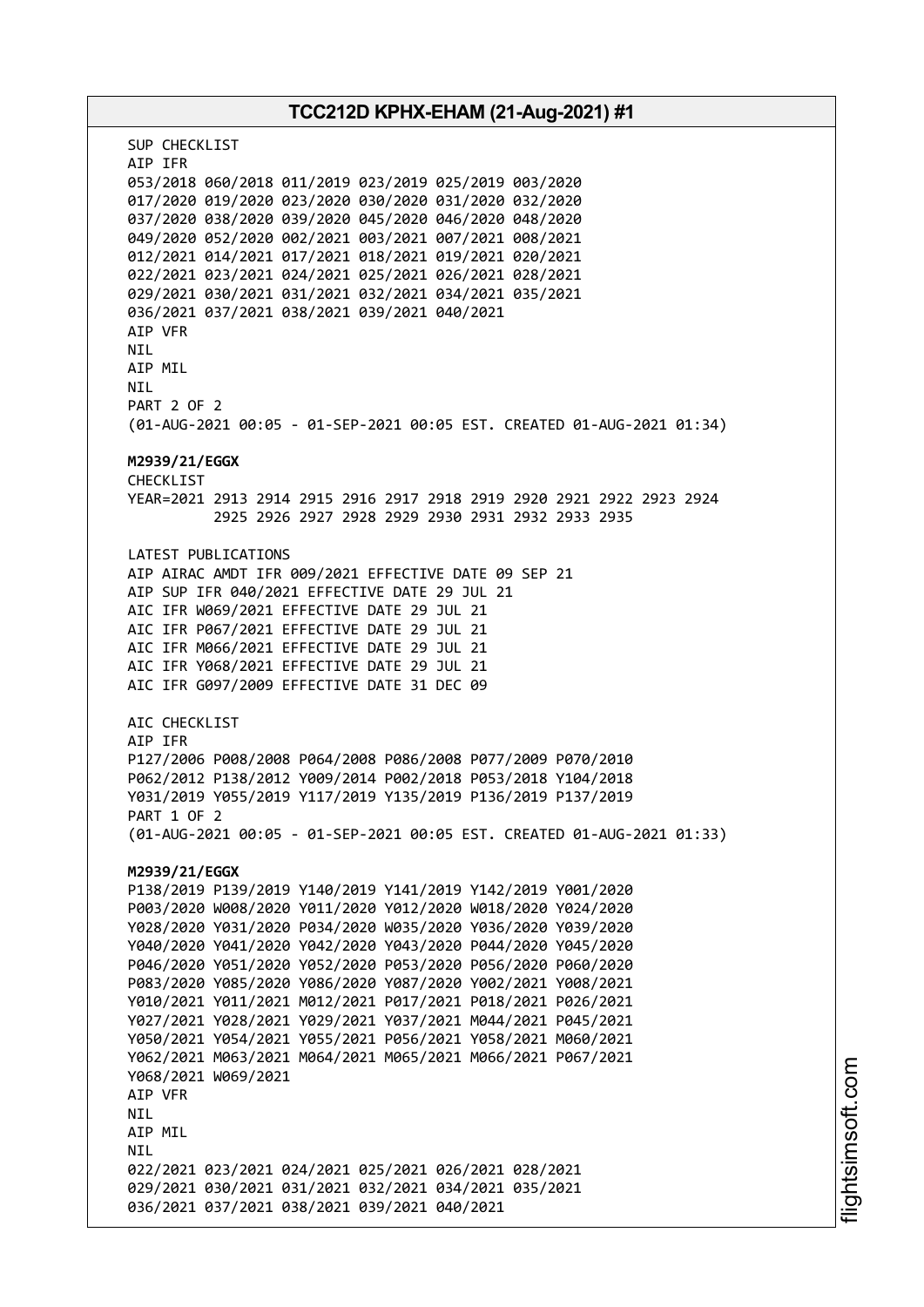SUP CHECKLIST
AIP IFR
053/2018 060/2018 011/2019 023/2019 025/2019 003/2020
017/2020 019/2020 023/2020 030/2020 031/2020 032/2020
037/2020 038/2020 039/2020 045/2020 046/2020 048/2020
049/2020 052/2020 002/2021 003/2021 007/2021 008/2021
012/2021 014/2021 017/2021 018/2021 019/2021 020/2021
022/2021 023/2021 024/2021 025/2021 026/2021 028/2021
029/2021 030/2021 031/2021 032/2021 034/2021 035/2021
036/2021 037/2021 038/2021 039/2021 040/2021
AIP VFR
NIL
AIP MIL
NIL
PART 2 OF 2
(01-AUG-2021 00:05 - 01-SEP-2021 00:05 EST. CREATED 01-AUG-2021 01:34)

**M2939/21/EGGX**
CHECKLIST
YEAR=2021 2913 2914 2915 2916 2917 2918 2919 2920 2921 2922 2923 2924
2925 2926 2927 2928 2929 2930 2931 2932 2933 2935

LATEST PUBLICATIONS
AIP AIRAC AMDT IFR 009/2021 EFFECTIVE DATE 09 SEP 21
AIP SUP IFR 040/2021 EFFECTIVE DATE 29 JUL 21
AIC IFR W069/2021 EFFECTIVE DATE 29 JUL 21
AIC IFR P067/2021 EFFECTIVE DATE 29 JUL 21
AIC IFR M066/2021 EFFECTIVE DATE 29 JUL 21
AIC IFR Y068/2021 EFFECTIVE DATE 29 JUL 21
AIC IFR G097/2009 EFFECTIVE DATE 31 DEC 09

AIC CHECKLIST
AIP IFR
P127/2006 P008/2008 P064/2008 P086/2008 P077/2009 P070/2010
P062/2012 P138/2012 Y009/2014 P002/2018 P053/2018 Y104/2018
Y031/2019 Y055/2019 Y117/2019 Y135/2019 P136/2019 P137/2019
PART 1 OF 2
(01-AUG-2021 00:05 - 01-SEP-2021 00:05 EST. CREATED 01-AUG-2021 01:33)

**M2939/21/EGGX**
P138/2019 P139/2019 Y140/2019 Y141/2019 Y142/2019 Y001/2020
P003/2020 W008/2020 Y011/2020 Y012/2020 W018/2020 Y024/2020
Y028/2020 Y031/2020 P034/2020 W035/2020 Y036/2020 Y039/2020
Y040/2020 Y041/2020 Y042/2020 Y043/2020 P044/2020 Y045/2020
P046/2020 Y051/2020 Y052/2020 P053/2020 P056/2020 P060/2020
P083/2020 Y085/2020 Y086/2020 Y087/2020 Y002/2021 Y008/2021
Y010/2021 Y011/2021 M012/2021 P017/2021 P018/2021 P026/2021
Y027/2021 Y028/2021 Y029/2021 Y037/2021 M044/2021 P045/2021
Y050/2021 Y054/2021 Y055/2021 P056/2021 Y058/2021 M060/2021
Y062/2021 M063/2021 M064/2021 M065/2021 M066/2021 P067/2021
Y068/2021 W069/2021
AIP VFR
NIL
AIP MIL
NIL
022/2021 023/2021 024/2021 025/2021 026/2021 028/2021
029/2021 030/2021 031/2021 032/2021 034/2021 035/2021
036/2021 037/2021 038/2021 039/2021 040/2021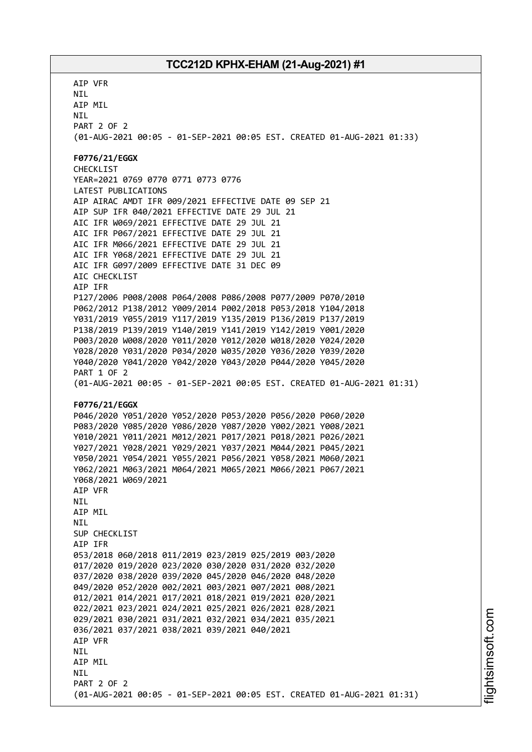AIP VFR
NIL
AIP MIL
NIL
PART 2 OF 2
(01-AUG-2021 00:05 - 01-SEP-2021 00:05 EST. CREATED 01-AUG-2021 01:33)

**F0776/21/EGGX**
CHECKLIST
YEAR=2021 0769 0770 0771 0773 0776
LATEST PUBLICATIONS
AIP AIRAC AMDT IFR 009/2021 EFFECTIVE DATE 09 SEP 21
AIP SUP IFR 040/2021 EFFECTIVE DATE 29 JUL 21
AIC IFR W069/2021 EFFECTIVE DATE 29 JUL 21
AIC IFR P067/2021 EFFECTIVE DATE 29 JUL 21
AIC IFR M066/2021 EFFECTIVE DATE 29 JUL 21
AIC IFR Y068/2021 EFFECTIVE DATE 29 JUL 21
AIC IFR G097/2009 EFFECTIVE DATE 31 DEC 09
AIC CHECKLIST
AIP IFR
P127/2006 P008/2008 P064/2008 P086/2008 P077/2009 P070/2010
P062/2012 P138/2012 Y009/2014 P002/2018 P053/2018 Y104/2018
Y031/2019 Y055/2019 Y117/2019 Y135/2019 P136/2019 P137/2019
P138/2019 P139/2019 Y140/2019 Y141/2019 Y142/2019 Y001/2020
P003/2020 W008/2020 Y011/2020 Y012/2020 W018/2020 Y024/2020
Y028/2020 Y031/2020 P034/2020 W035/2020 Y036/2020 Y039/2020
Y040/2020 Y041/2020 Y042/2020 Y043/2020 P044/2020 Y045/2020
PART 1 OF 2
(01-AUG-2021 00:05 - 01-SEP-2021 00:05 EST. CREATED 01-AUG-2021 01:31)

**F0776/21/EGGX**
P046/2020 Y051/2020 Y052/2020 P053/2020 P056/2020 P060/2020
P083/2020 Y085/2020 Y086/2020 Y087/2020 Y002/2021 Y008/2021
Y010/2021 Y011/2021 M012/2021 P017/2021 P018/2021 P026/2021
Y027/2021 Y028/2021 Y029/2021 Y037/2021 M044/2021 P045/2021
Y050/2021 Y054/2021 Y055/2021 P056/2021 Y058/2021 M060/2021
Y062/2021 M063/2021 M064/2021 M065/2021 M066/2021 P067/2021
Y068/2021 W069/2021
AIP VFR
NIL
AIP MIL
NIL
SUP CHECKLIST
AIP IFR
053/2018 060/2018 011/2019 023/2019 025/2019 003/2020
017/2020 019/2020 023/2020 030/2020 031/2020 032/2020
037/2020 038/2020 039/2020 045/2020 046/2020 048/2020
049/2020 052/2020 002/2021 003/2021 007/2021 008/2021
012/2021 014/2021 017/2021 018/2021 019/2021 020/2021
022/2021 023/2021 024/2021 025/2021 026/2021 028/2021
029/2021 030/2021 031/2021 032/2021 034/2021 035/2021
036/2021 037/2021 038/2021 039/2021 040/2021
AIP VFR
NIL
AIP MIL
NIL
PART 2 OF 2
(01-AUG-2021 00:05 - 01-SEP-2021 00:05 EST. CREATED 01-AUG-2021 01:31)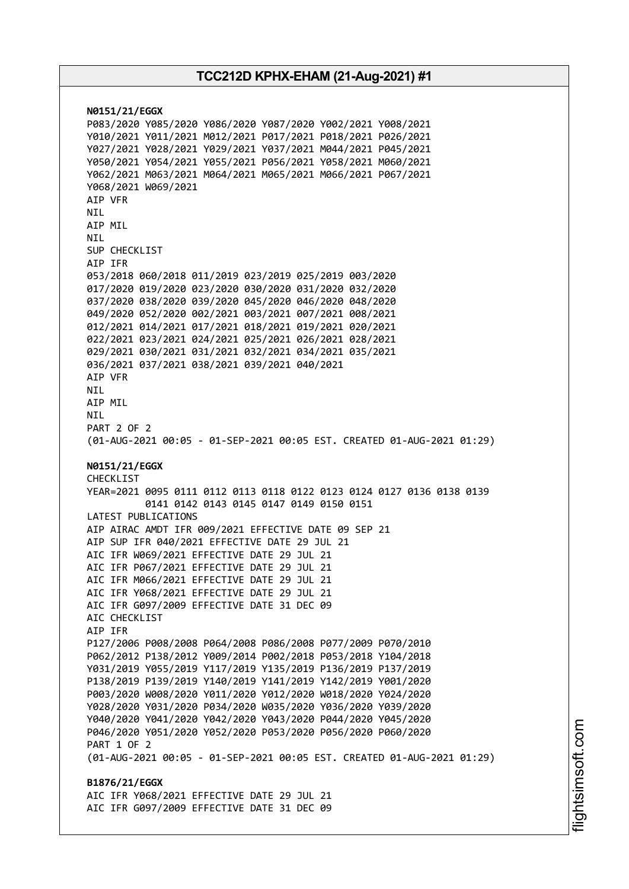**N0151/21/EGGX**
P083/2020 Y085/2020 Y086/2020 Y087/2020 Y002/2021 Y008/2021
Y010/2021 Y011/2021 M012/2021 P017/2021 P018/2021 P026/2021
Y027/2021 Y028/2021 Y029/2021 Y037/2021 M044/2021 P045/2021
Y050/2021 Y054/2021 Y055/2021 P056/2021 Y058/2021 M060/2021
Y062/2021 M063/2021 M064/2021 M065/2021 M066/2021 P067/2021
Y068/2021 W069/2021
AIP VFR
NIL
AIP MIL
NIL
SUP CHECKLIST
AIP IFR
053/2018 060/2018 011/2019 023/2019 025/2019 003/2020
017/2020 019/2020 023/2020 030/2020 031/2020 032/2020
037/2020 038/2020 039/2020 045/2020 046/2020 048/2020
049/2020 052/2020 002/2021 003/2021 007/2021 008/2021
012/2021 014/2021 017/2021 018/2021 019/2021 020/2021
022/2021 023/2021 024/2021 025/2021 026/2021 028/2021
029/2021 030/2021 031/2021 032/2021 034/2021 035/2021
036/2021 037/2021 038/2021 039/2021 040/2021
AIP VFR
NIL
AIP MIL
NIL
PART 2 OF 2
(01-AUG-2021 00:05 - 01-SEP-2021 00:05 EST. CREATED 01-AUG-2021 01:29)

**N0151/21/EGGX**
CHECKLIST
YEAR=2021 0095 0111 0112 0113 0118 0122 0123 0124 0127 0136 0138 0139
0141 0142 0143 0145 0147 0149 0150 0151
LATEST PUBLICATIONS
AIP AIRAC AMDT IFR 009/2021 EFFECTIVE DATE 09 SEP 21
AIP SUP IFR 040/2021 EFFECTIVE DATE 29 JUL 21
AIC IFR W069/2021 EFFECTIVE DATE 29 JUL 21
AIC IFR P067/2021 EFFECTIVE DATE 29 JUL 21
AIC IFR M066/2021 EFFECTIVE DATE 29 JUL 21
AIC IFR Y068/2021 EFFECTIVE DATE 29 JUL 21
AIC IFR G097/2009 EFFECTIVE DATE 31 DEC 09
AIC CHECKLIST
AIP IFR
P127/2006 P008/2008 P064/2008 P086/2008 P077/2009 P070/2010
P062/2012 P138/2012 Y009/2014 P002/2018 P053/2018 Y104/2018
Y031/2019 Y055/2019 Y117/2019 Y135/2019 P136/2019 P137/2019
P138/2019 P139/2019 Y140/2019 Y141/2019 Y142/2019 Y001/2020
P003/2020 W008/2020 Y011/2020 Y012/2020 W018/2020 Y024/2020
Y028/2020 Y031/2020 P034/2020 W035/2020 Y036/2020 Y039/2020
Y040/2020 Y041/2020 Y042/2020 Y043/2020 P044/2020 Y045/2020
P046/2020 Y051/2020 Y052/2020 P053/2020 P056/2020 P060/2020
PART 1 OF 2
(01-AUG-2021 00:05 - 01-SEP-2021 00:05 EST. CREATED 01-AUG-2021 01:29)

**B1876/21/EGGX**
AIC IFR Y068/2021 EFFECTIVE DATE 29 JUL 21
AIC IFR G097/2009 EFFECTIVE DATE 31 DEC 09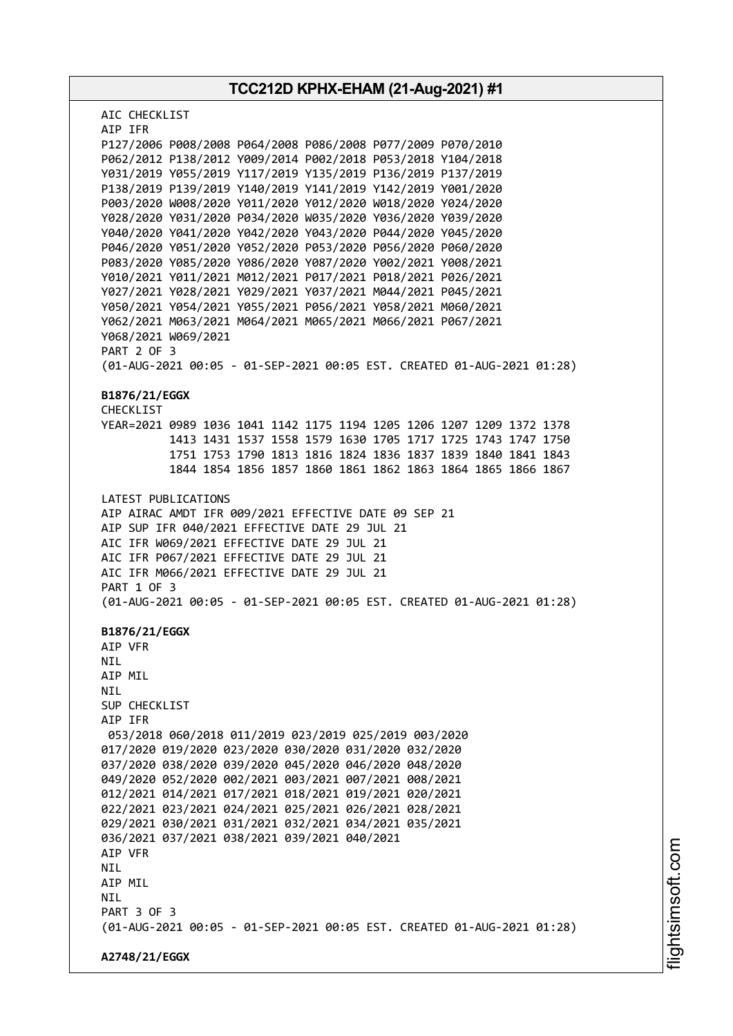AIC CHECKLIST
AIP IFR
P127/2006 P008/2008 P064/2008 P086/2008 P077/2009 P070/2010
P062/2012 P138/2012 Y009/2014 P002/2018 P053/2018 Y104/2018
Y031/2019 Y055/2019 Y117/2019 Y135/2019 P136/2019 P137/2019
P138/2019 P139/2019 Y140/2019 Y141/2019 Y142/2019 Y001/2020
P003/2020 W008/2020 Y011/2020 Y012/2020 W018/2020 Y024/2020
Y028/2020 Y031/2020 P034/2020 W035/2020 Y036/2020 Y039/2020
Y040/2020 Y041/2020 Y042/2020 Y043/2020 P044/2020 Y045/2020
P046/2020 Y051/2020 Y052/2020 P053/2020 P056/2020 P060/2020
P083/2020 Y085/2020 Y086/2020 Y087/2020 Y002/2021 Y008/2021
Y010/2021 Y011/2021 M012/2021 P017/2021 P018/2021 P026/2021
Y027/2021 Y028/2021 Y029/2021 Y037/2021 M044/2021 P045/2021
Y050/2021 Y054/2021 Y055/2021 P056/2021 Y058/2021 M060/2021
Y062/2021 M063/2021 M064/2021 M065/2021 M066/2021 P067/2021
Y068/2021 W069/2021
PART 2 OF 3
(01-AUG-2021 00:05 - 01-SEP-2021 00:05 EST. CREATED 01-AUG-2021 01:28)

**B1876/21/EGGX**
CHECKLIST
YEAR=2021 0989 1036 1041 1142 1175 1194 1205 1206 1207 1209 1372 1378
1413 1431 1537 1558 1579 1630 1705 1717 1725 1743 1747 1750
1751 1753 1790 1813 1816 1824 1836 1837 1839 1840 1841 1843
1844 1854 1856 1857 1860 1861 1862 1863 1864 1865 1866 1867

LATEST PUBLICATIONS
AIP AIRAC AMDT IFR 009/2021 EFFECTIVE DATE 09 SEP 21
AIP SUP IFR 040/2021 EFFECTIVE DATE 29 JUL 21
AIC IFR W069/2021 EFFECTIVE DATE 29 JUL 21
AIC IFR P067/2021 EFFECTIVE DATE 29 JUL 21
AIC IFR M066/2021 EFFECTIVE DATE 29 JUL 21
PART 1 OF 3
(01-AUG-2021 00:05 - 01-SEP-2021 00:05 EST. CREATED 01-AUG-2021 01:28)

**B1876/21/EGGX**
AIP VFR
NIL
AIP MIL
NIL
SUP CHECKLIST
AIP IFR
053/2018 060/2018 011/2019 023/2019 025/2019 003/2020
017/2020 019/2020 023/2020 030/2020 031/2020 032/2020
037/2020 038/2020 039/2020 045/2020 046/2020 048/2020
049/2020 052/2020 002/2021 003/2021 007/2021 008/2021
012/2021 014/2021 017/2021 018/2021 019/2021 020/2021
022/2021 023/2021 024/2021 025/2021 026/2021 028/2021
029/2021 030/2021 031/2021 032/2021 034/2021 035/2021
036/2021 037/2021 038/2021 039/2021 040/2021
AIP VFR
NIL
AIP MIL
NIL
PART 3 OF 3
(01-AUG-2021 00:05 - 01-SEP-2021 00:05 EST. CREATED 01-AUG-2021 01:28)

**A2748/21/EGGX**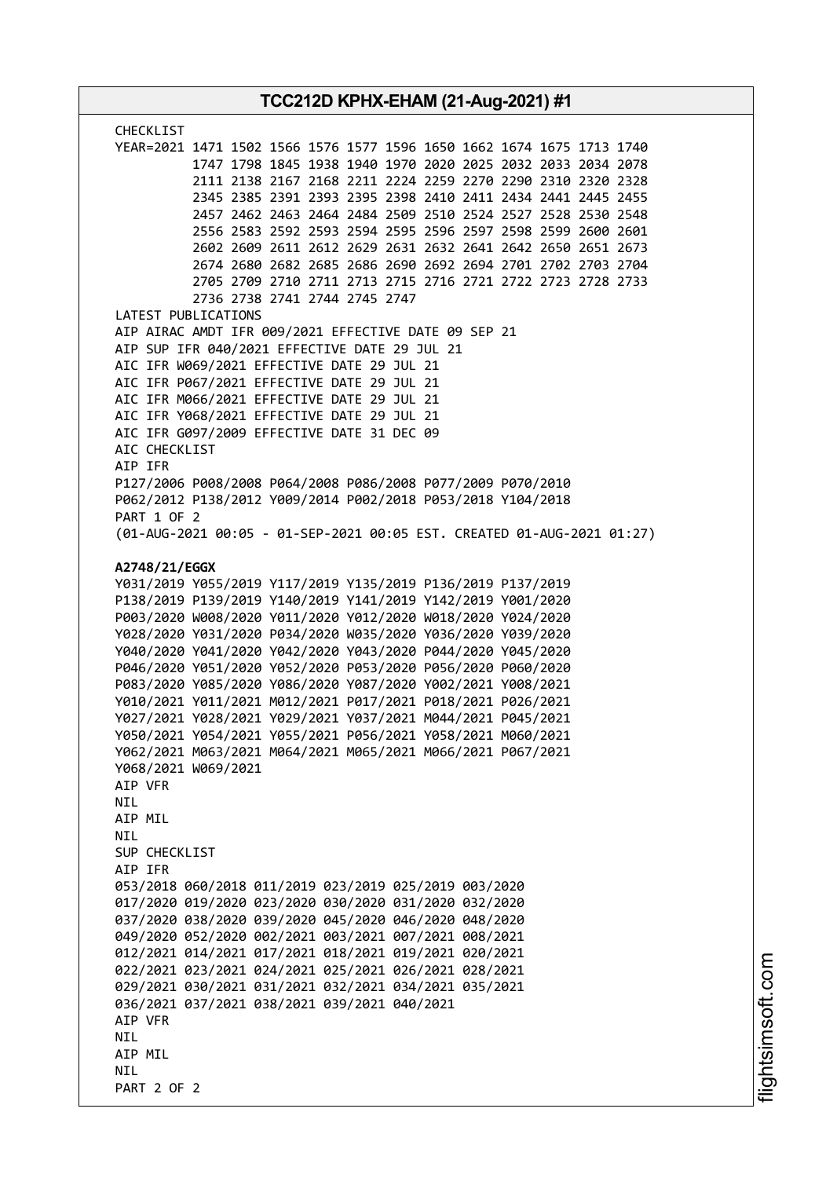CHECKLIST
YEAR=2021 1471 1502 1566 1576 1577 1596 1650 1662 1674 1675 1713 1740
1747 1798 1845 1938 1940 1970 2020 2025 2032 2033 2034 2078
2111 2138 2167 2168 2211 2224 2259 2270 2290 2310 2320 2328
2345 2385 2391 2393 2395 2398 2410 2411 2434 2441 2445 2455
2457 2462 2463 2464 2484 2509 2510 2524 2527 2528 2530 2548
2556 2583 2592 2593 2594 2595 2596 2597 2598 2599 2600 2601
2602 2609 2611 2612 2629 2631 2632 2641 2642 2650 2651 2673
2674 2680 2682 2685 2686 2690 2692 2694 2701 2702 2703 2704
2705 2709 2710 2711 2713 2715 2716 2721 2722 2723 2728 2733
2736 2738 2741 2744 2745 2747
LATEST PUBLICATIONS
AIP AIRAC AMDT IFR 009/2021 EFFECTIVE DATE 09 SEP 21
AIP SUP IFR 040/2021 EFFECTIVE DATE 29 JUL 21
AIC IFR W069/2021 EFFECTIVE DATE 29 JUL 21
AIC IFR P067/2021 EFFECTIVE DATE 29 JUL 21
AIC IFR M066/2021 EFFECTIVE DATE 29 JUL 21
AIC IFR Y068/2021 EFFECTIVE DATE 29 JUL 21
AIC IFR G097/2009 EFFECTIVE DATE 31 DEC 09
AIC CHECKLIST
AIP IFR
P127/2006 P008/2008 P064/2008 P086/2008 P077/2009 P070/2010
P062/2012 P138/2012 Y009/2014 P002/2018 P053/2018 Y104/2018
PART 1 OF 2
(01-AUG-2021 00:05 - 01-SEP-2021 00:05 EST. CREATED 01-AUG-2021 01:27)

**A2748/21/EGGX**
Y031/2019 Y055/2019 Y117/2019 Y135/2019 P136/2019 P137/2019
P138/2019 P139/2019 Y140/2019 Y141/2019 Y142/2019 Y001/2020
P003/2020 W008/2020 Y011/2020 Y012/2020 W018/2020 Y024/2020
Y028/2020 Y031/2020 P034/2020 W035/2020 Y036/2020 Y039/2020
Y040/2020 Y041/2020 Y042/2020 Y043/2020 P044/2020 Y045/2020
P046/2020 Y051/2020 Y052/2020 P053/2020 P056/2020 P060/2020
P083/2020 Y085/2020 Y086/2020 Y087/2020 Y002/2021 Y008/2021
Y010/2021 Y011/2021 M012/2021 P017/2021 P018/2021 P026/2021
Y027/2021 Y028/2021 Y029/2021 Y037/2021 M044/2021 P045/2021
Y050/2021 Y054/2021 Y055/2021 P056/2021 Y058/2021 M060/2021
Y062/2021 M063/2021 M064/2021 M065/2021 M066/2021 P067/2021
Y068/2021 W069/2021
AIP VFR
NIL
AIP MIL
NIL
SUP CHECKLIST
AIP IFR
053/2018 060/2018 011/2019 023/2019 025/2019 003/2020
017/2020 019/2020 023/2020 030/2020 031/2020 032/2020
037/2020 038/2020 039/2020 045/2020 046/2020 048/2020
049/2020 052/2020 002/2021 003/2021 007/2021 008/2021
012/2021 014/2021 017/2021 018/2021 019/2021 020/2021
022/2021 023/2021 024/2021 025/2021 026/2021 028/2021
029/2021 030/2021 031/2021 032/2021 034/2021 035/2021
036/2021 037/2021 038/2021 039/2021 040/2021
AIP VFR
NIL
AIP MIL
NIL
PART 2 OF 2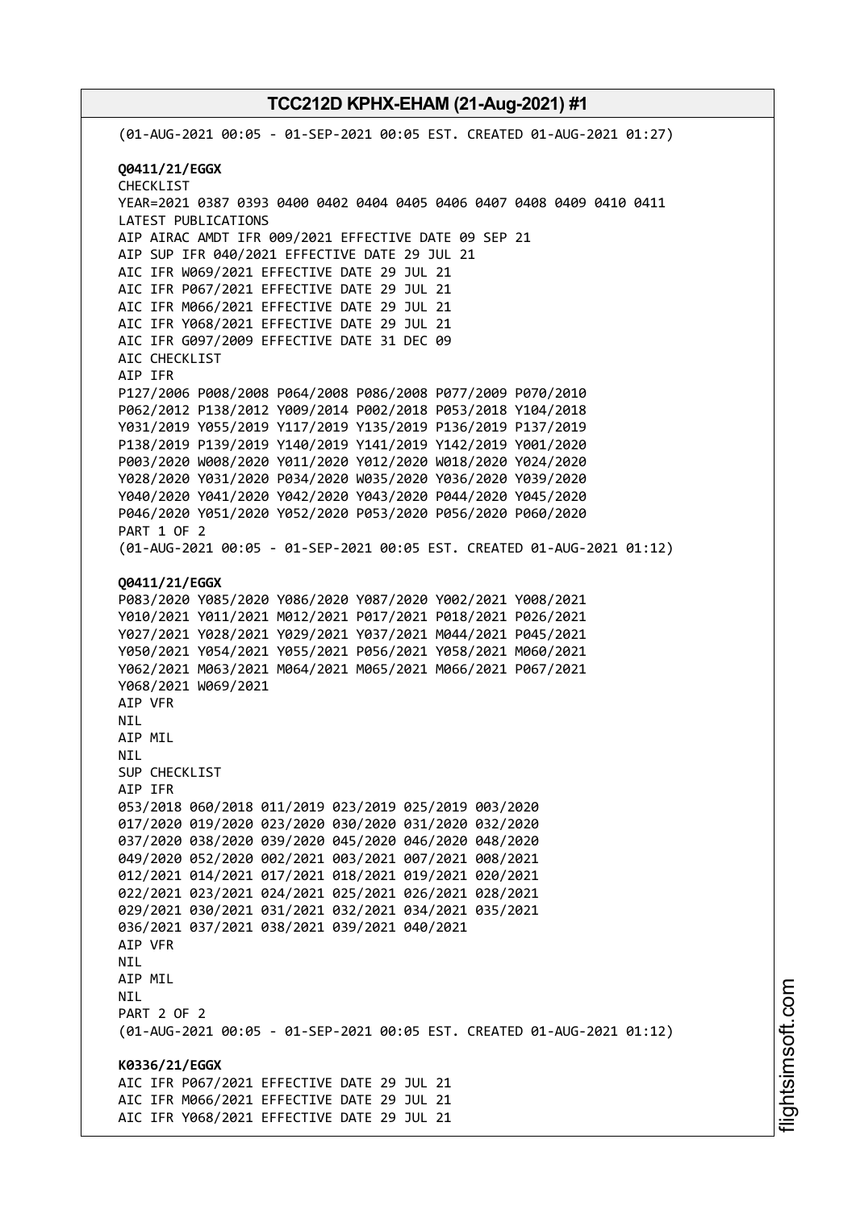(01-AUG-2021 00:05 - 01-SEP-2021 00:05 EST. CREATED 01-AUG-2021 01:27)

**Q0411/21/EGGX**
CHECKLIST
YEAR=2021 0387 0393 0400 0402 0404 0405 0406 0407 0408 0409 0410 0411
LATEST PUBLICATIONS
AIP AIRAC AMDT IFR 009/2021 EFFECTIVE DATE 09 SEP 21
AIP SUP IFR 040/2021 EFFECTIVE DATE 29 JUL 21
AIC IFR W069/2021 EFFECTIVE DATE 29 JUL 21
AIC IFR P067/2021 EFFECTIVE DATE 29 JUL 21
AIC IFR M066/2021 EFFECTIVE DATE 29 JUL 21
AIC IFR Y068/2021 EFFECTIVE DATE 29 JUL 21
AIC IFR G097/2009 EFFECTIVE DATE 31 DEC 09
AIC CHECKLIST
AIP IFR
P127/2006 P008/2008 P064/2008 P086/2008 P077/2009 P070/2010
P062/2012 P138/2012 Y009/2014 P002/2018 P053/2018 Y104/2018
Y031/2019 Y055/2019 Y117/2019 Y135/2019 P136/2019 P137/2019
P138/2019 P139/2019 Y140/2019 Y141/2019 Y142/2019 Y001/2020
P003/2020 W008/2020 Y011/2020 Y012/2020 W018/2020 Y024/2020
Y028/2020 Y031/2020 P034/2020 W035/2020 Y036/2020 Y039/2020
Y040/2020 Y041/2020 Y042/2020 Y043/2020 P044/2020 Y045/2020
P046/2020 Y051/2020 Y052/2020 P053/2020 P056/2020 P060/2020
PART 1 OF 2
(01-AUG-2021 00:05 - 01-SEP-2021 00:05 EST. CREATED 01-AUG-2021 01:12)

**Q0411/21/EGGX**
P083/2020 Y085/2020 Y086/2020 Y087/2020 Y002/2021 Y008/2021
Y010/2021 Y011/2021 M012/2021 P017/2021 P018/2021 P026/2021
Y027/2021 Y028/2021 Y029/2021 Y037/2021 M044/2021 P045/2021
Y050/2021 Y054/2021 Y055/2021 P056/2021 Y058/2021 M060/2021
Y062/2021 M063/2021 M064/2021 M065/2021 M066/2021 P067/2021
Y068/2021 W069/2021
AIP VFR
NIL
AIP MIL
NIL
SUP CHECKLIST
AIP IFR
053/2018 060/2018 011/2019 023/2019 025/2019 003/2020
017/2020 019/2020 023/2020 030/2020 031/2020 032/2020
037/2020 038/2020 039/2020 045/2020 046/2020 048/2020
049/2020 052/2020 002/2021 003/2021 007/2021 008/2021
012/2021 014/2021 017/2021 018/2021 019/2021 020/2021
022/2021 023/2021 024/2021 025/2021 026/2021 028/2021
029/2021 030/2021 031/2021 032/2021 034/2021 035/2021
036/2021 037/2021 038/2021 039/2021 040/2021
AIP VFR
NIL
AIP MIL
NIL
PART 2 OF 2
(01-AUG-2021 00:05 - 01-SEP-2021 00:05 EST. CREATED 01-AUG-2021 01:12)

**K0336/21/EGGX**
AIC IFR P067/2021 EFFECTIVE DATE 29 JUL 21
AIC IFR M066/2021 EFFECTIVE DATE 29 JUL 21
AIC IFR Y068/2021 EFFECTIVE DATE 29 JUL 21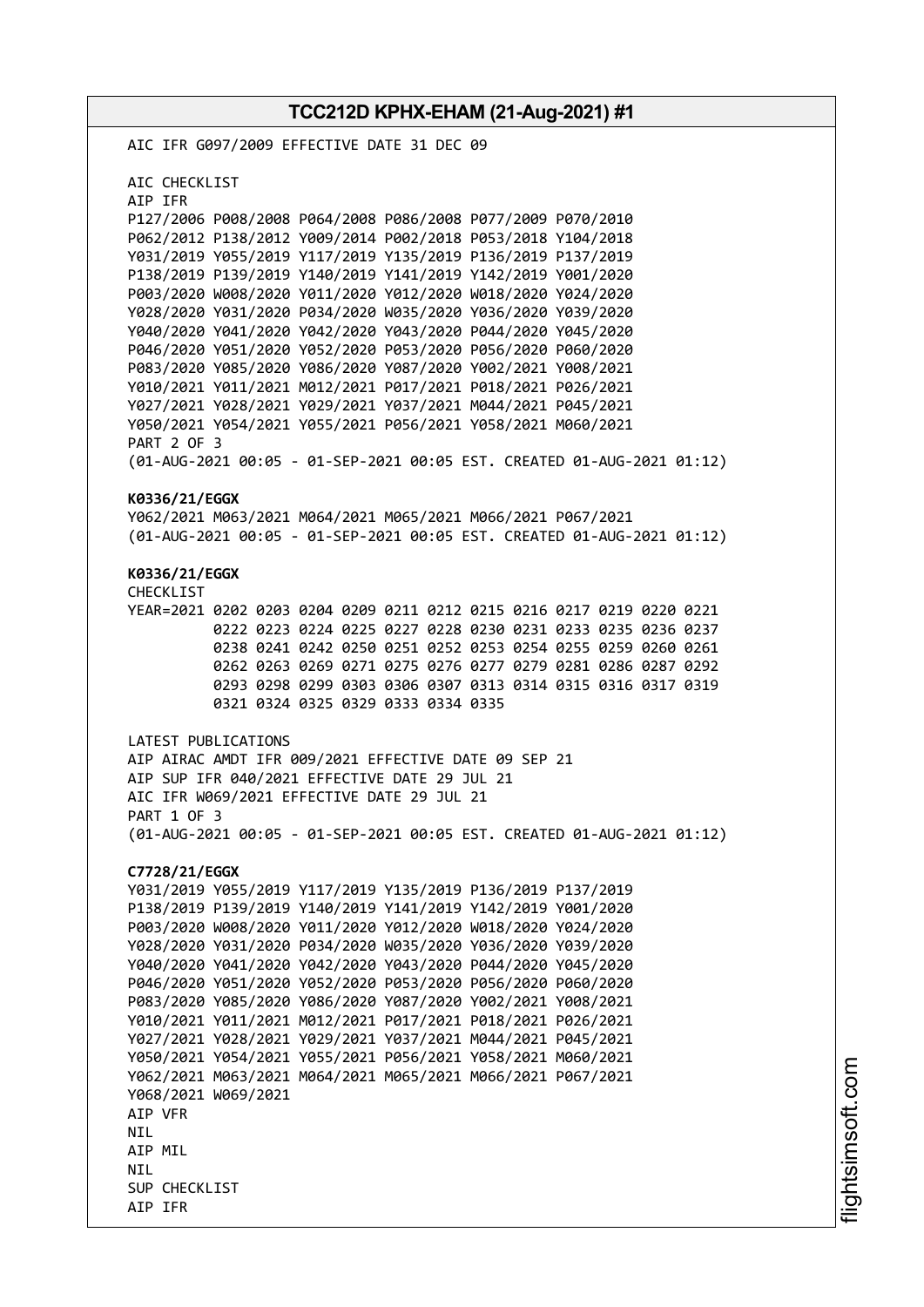AIC IFR G097/2009 EFFECTIVE DATE 31 DEC 09

AIC CHECKLIST
AIP IFR
P127/2006 P008/2008 P064/2008 P086/2008 P077/2009 P070/2010
P062/2012 P138/2012 Y009/2014 P002/2018 P053/2018 Y104/2018
Y031/2019 Y055/2019 Y117/2019 Y135/2019 P136/2019 P137/2019
P138/2019 P139/2019 Y140/2019 Y141/2019 Y142/2019 Y001/2020
P003/2020 W008/2020 Y011/2020 Y012/2020 W018/2020 Y024/2020
Y028/2020 Y031/2020 P034/2020 W035/2020 Y036/2020 Y039/2020
Y040/2020 Y041/2020 Y042/2020 Y043/2020 P044/2020 Y045/2020
P046/2020 Y051/2020 Y052/2020 P053/2020 P056/2020 P060/2020
P083/2020 Y085/2020 Y086/2020 Y087/2020 Y002/2021 Y008/2021
Y010/2021 Y011/2021 M012/2021 P017/2021 P018/2021 P026/2021
Y027/2021 Y028/2021 Y029/2021 Y037/2021 M044/2021 P045/2021
Y050/2021 Y054/2021 Y055/2021 P056/2021 Y058/2021 M060/2021
PART 2 OF 3
(01-AUG-2021 00:05 - 01-SEP-2021 00:05 EST. CREATED 01-AUG-2021 01:12)

**K0336/21/EGGX**
Y062/2021 M063/2021 M064/2021 M065/2021 M066/2021 P067/2021
(01-AUG-2021 00:05 - 01-SEP-2021 00:05 EST. CREATED 01-AUG-2021 01:12)

**K0336/21/EGGX**
CHECKLIST
YEAR=2021 0202 0203 0204 0209 0211 0212 0215 0216 0217 0219 0220 0221
0222 0223 0224 0225 0227 0228 0230 0231 0233 0235 0236 0237
0238 0241 0242 0250 0251 0252 0253 0254 0255 0259 0260 0261
0262 0263 0269 0271 0275 0276 0277 0279 0281 0286 0287 0292
0293 0298 0299 0303 0306 0307 0313 0314 0315 0316 0317 0319
0321 0324 0325 0329 0333 0334 0335

LATEST PUBLICATIONS
AIP AIRAC AMDT IFR 009/2021 EFFECTIVE DATE 09 SEP 21
AIP SUP IFR 040/2021 EFFECTIVE DATE 29 JUL 21
AIC IFR W069/2021 EFFECTIVE DATE 29 JUL 21
PART 1 OF 3
(01-AUG-2021 00:05 - 01-SEP-2021 00:05 EST. CREATED 01-AUG-2021 01:12)

**C7728/21/EGGX**
Y031/2019 Y055/2019 Y117/2019 Y135/2019 P136/2019 P137/2019
P138/2019 P139/2019 Y140/2019 Y141/2019 Y142/2019 Y001/2020
P003/2020 W008/2020 Y011/2020 Y012/2020 W018/2020 Y024/2020
Y028/2020 Y031/2020 P034/2020 W035/2020 Y036/2020 Y039/2020
Y040/2020 Y041/2020 Y042/2020 Y043/2020 P044/2020 Y045/2020
P046/2020 Y051/2020 Y052/2020 P053/2020 P056/2020 P060/2020
P083/2020 Y085/2020 Y086/2020 Y087/2020 Y002/2021 Y008/2021
Y010/2021 Y011/2021 M012/2021 P017/2021 P018/2021 P026/2021
Y027/2021 Y028/2021 Y029/2021 Y037/2021 M044/2021 P045/2021
Y050/2021 Y054/2021 Y055/2021 P056/2021 Y058/2021 M060/2021
Y062/2021 M063/2021 M064/2021 M065/2021 M066/2021 P067/2021
Y068/2021 W069/2021
AIP VFR
NIL
AIP MIL
NIL
SUP CHECKLIST
AIP IFR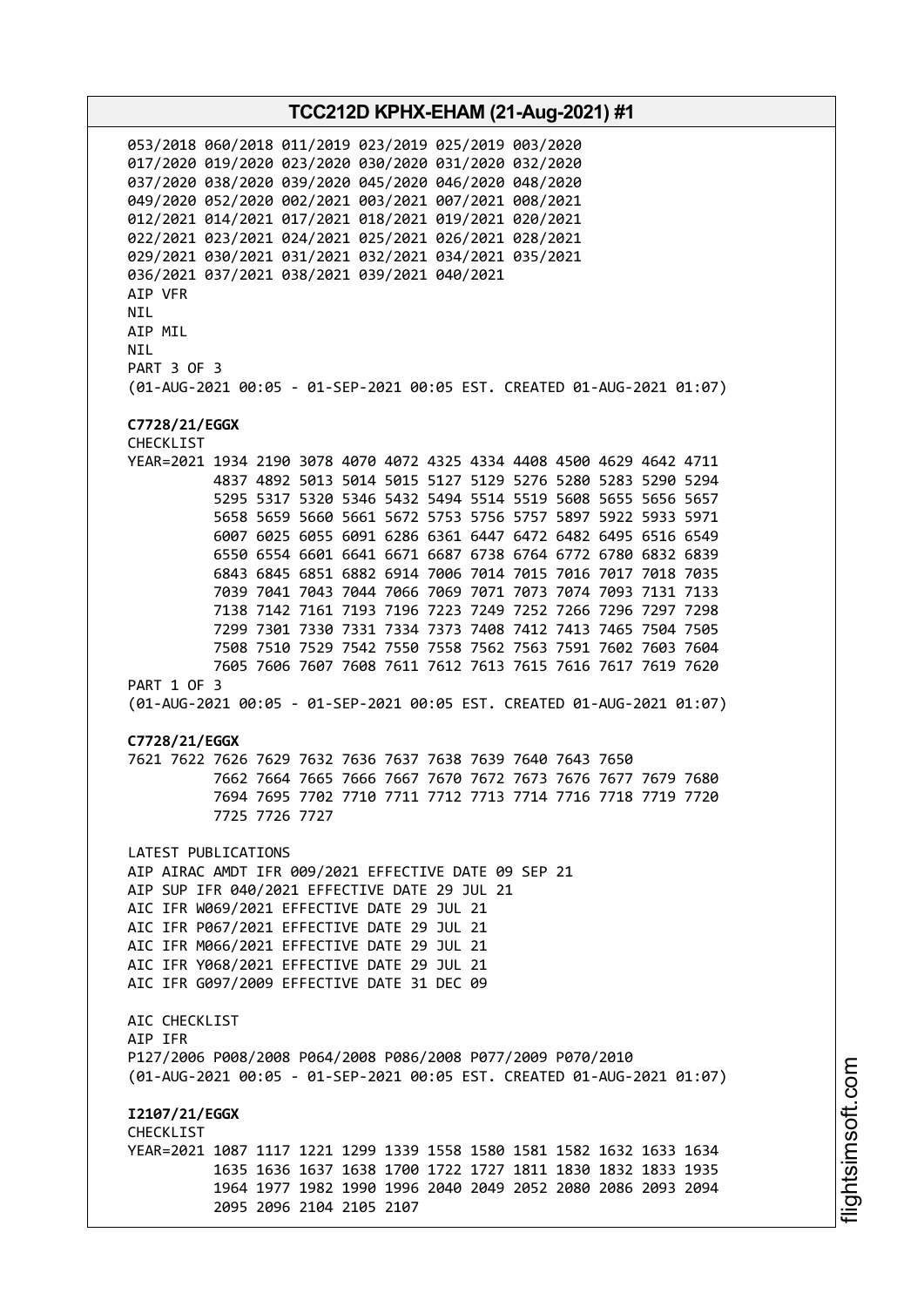053/2018 060/2018 011/2019 023/2019 025/2019 003/2020
017/2020 019/2020 023/2020 030/2020 031/2020 032/2020
037/2020 038/2020 039/2020 045/2020 046/2020 048/2020
049/2020 052/2020 002/2021 003/2021 007/2021 008/2021
012/2021 014/2021 017/2021 018/2021 019/2021 020/2021
022/2021 023/2021 024/2021 025/2021 026/2021 028/2021
029/2021 030/2021 031/2021 032/2021 034/2021 035/2021
036/2021 037/2021 038/2021 039/2021 040/2021
AIP VFR
NIL
AIP MIL
NIL
PART 3 OF 3
(01-AUG-2021 00:05 - 01-SEP-2021 00:05 EST. CREATED 01-AUG-2021 01:07)

**C7728/21/EGGX**
CHECKLIST
YEAR=2021 1934 2190 3078 4070 4072 4325 4334 4408 4500 4629 4642 4711
4837 4892 5013 5014 5015 5127 5129 5276 5280 5283 5290 5294
5295 5317 5320 5346 5432 5494 5514 5519 5608 5655 5656 5657
5658 5659 5660 5661 5672 5753 5756 5757 5897 5922 5933 5971
6007 6025 6055 6091 6286 6361 6447 6472 6482 6495 6516 6549
6550 6554 6601 6641 6671 6687 6738 6764 6772 6780 6832 6839
6843 6845 6851 6882 6914 7006 7014 7015 7016 7017 7018 7035
7039 7041 7043 7044 7066 7069 7071 7073 7074 7093 7131 7133
7138 7142 7161 7193 7196 7223 7249 7252 7266 7296 7297 7298
7299 7301 7330 7331 7334 7373 7408 7412 7413 7465 7504 7505
7508 7510 7529 7542 7550 7558 7562 7563 7591 7602 7603 7604
7605 7606 7607 7608 7611 7612 7613 7615 7616 7617 7619 7620
PART 1 OF 3
(01-AUG-2021 00:05 - 01-SEP-2021 00:05 EST. CREATED 01-AUG-2021 01:07)

**C7728/21/EGGX**
7621 7622 7626 7629 7632 7636 7637 7638 7639 7640 7643 7650
7662 7664 7665 7666 7667 7670 7672 7673 7676 7677 7679 7680
7694 7695 7702 7710 7711 7712 7713 7714 7716 7718 7719 7720
7725 7726 7727

LATEST PUBLICATIONS
AIP AIRAC AMDT IFR 009/2021 EFFECTIVE DATE 09 SEP 21
AIP SUP IFR 040/2021 EFFECTIVE DATE 29 JUL 21
AIC IFR W069/2021 EFFECTIVE DATE 29 JUL 21
AIC IFR P067/2021 EFFECTIVE DATE 29 JUL 21
AIC IFR M066/2021 EFFECTIVE DATE 29 JUL 21
AIC IFR Y068/2021 EFFECTIVE DATE 29 JUL 21
AIC IFR G097/2009 EFFECTIVE DATE 31 DEC 09

AIC CHECKLIST
AIP IFR
P127/2006 P008/2008 P064/2008 P086/2008 P077/2009 P070/2010
(01-AUG-2021 00:05 - 01-SEP-2021 00:05 EST. CREATED 01-AUG-2021 01:07)

**I2107/21/EGGX**
CHECKLIST
YEAR=2021 1087 1117 1221 1299 1339 1558 1580 1581 1582 1632 1633 1634
1635 1636 1637 1638 1700 1722 1727 1811 1830 1832 1833 1935
1964 1977 1982 1990 1996 2040 2049 2052 2080 2086 2093 2094
2095 2096 2104 2105 2107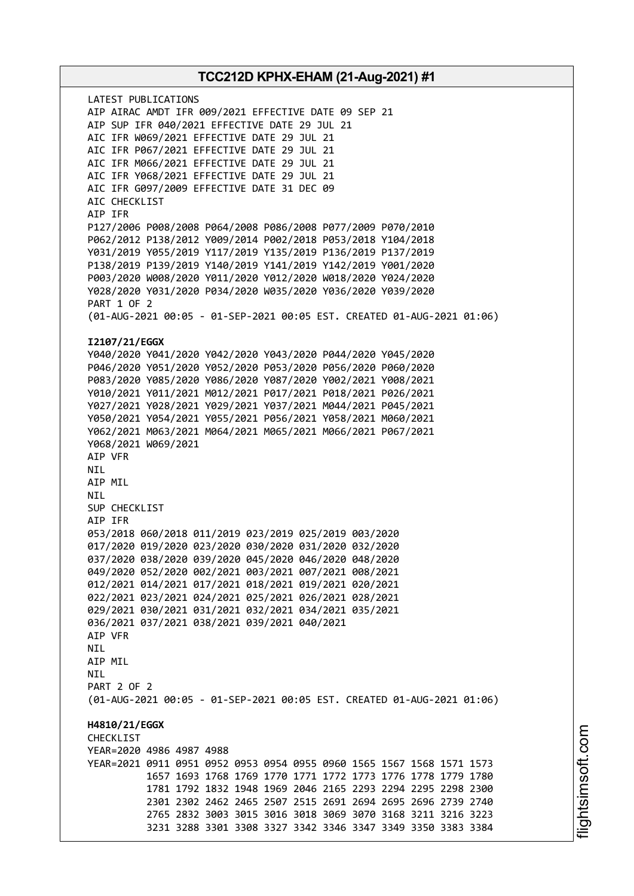LATEST PUBLICATIONS
AIP AIRAC AMDT IFR 009/2021 EFFECTIVE DATE 09 SEP 21
AIP SUP IFR 040/2021 EFFECTIVE DATE 29 JUL 21
AIC IFR W069/2021 EFFECTIVE DATE 29 JUL 21
AIC IFR P067/2021 EFFECTIVE DATE 29 JUL 21
AIC IFR M066/2021 EFFECTIVE DATE 29 JUL 21
AIC IFR Y068/2021 EFFECTIVE DATE 29 JUL 21
AIC IFR G097/2009 EFFECTIVE DATE 31 DEC 09
AIC CHECKLIST
AIP IFR
P127/2006 P008/2008 P064/2008 P086/2008 P077/2009 P070/2010
P062/2012 P138/2012 Y009/2014 P002/2018 P053/2018 Y104/2018
Y031/2019 Y055/2019 Y117/2019 Y135/2019 P136/2019 P137/2019
P138/2019 P139/2019 Y140/2019 Y141/2019 Y142/2019 Y001/2020
P003/2020 W008/2020 Y011/2020 Y012/2020 W018/2020 Y024/2020
Y028/2020 Y031/2020 P034/2020 W035/2020 Y036/2020 Y039/2020
PART 1 OF 2
(01-AUG-2021 00:05 - 01-SEP-2021 00:05 EST. CREATED 01-AUG-2021 01:06)

**I2107/21/EGGX**
Y040/2020 Y041/2020 Y042/2020 Y043/2020 P044/2020 Y045/2020
P046/2020 Y051/2020 Y052/2020 P053/2020 P056/2020 P060/2020
P083/2020 Y085/2020 Y086/2020 Y087/2020 Y002/2021 Y008/2021
Y010/2021 Y011/2021 M012/2021 P017/2021 P018/2021 P026/2021
Y027/2021 Y028/2021 Y029/2021 Y037/2021 M044/2021 P045/2021
Y050/2021 Y054/2021 Y055/2021 P056/2021 Y058/2021 M060/2021
Y062/2021 M063/2021 M064/2021 M065/2021 M066/2021 P067/2021
Y068/2021 W069/2021
AIP VFR
NIL
AIP MIL
NIL
SUP CHECKLIST
AIP IFR
053/2018 060/2018 011/2019 023/2019 025/2019 003/2020
017/2020 019/2020 023/2020 030/2020 031/2020 032/2020
037/2020 038/2020 039/2020 045/2020 046/2020 048/2020
049/2020 052/2020 002/2021 003/2021 007/2021 008/2021
012/2021 014/2021 017/2021 018/2021 019/2021 020/2021
022/2021 023/2021 024/2021 025/2021 026/2021 028/2021
029/2021 030/2021 031/2021 032/2021 034/2021 035/2021
036/2021 037/2021 038/2021 039/2021 040/2021
AIP VFR
NIL
AIP MIL
NIL
PART 2 OF 2
(01-AUG-2021 00:05 - 01-SEP-2021 00:05 EST. CREATED 01-AUG-2021 01:06)

**H4810/21/EGGX**
CHECKLIST
YEAR=2020 4986 4987 4988
YEAR=2021 0911 0951 0952 0953 0954 0955 0960 1565 1567 1568 1571 1573
1657 1693 1768 1769 1770 1771 1772 1773 1776 1778 1779 1780
1781 1792 1832 1948 1969 2046 2165 2293 2294 2295 2298 2300
2301 2302 2462 2465 2507 2515 2691 2694 2695 2696 2739 2740
2765 2832 3003 3015 3016 3018 3069 3070 3168 3211 3216 3223
3231 3288 3301 3308 3327 3342 3346 3347 3349 3350 3383 3384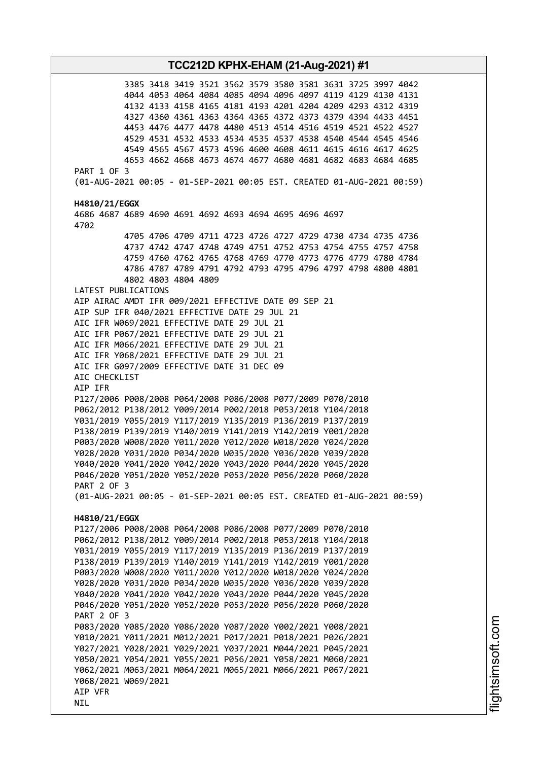3385 3418 3419 3521 3562 3579 3580 3581 3631 3725 3997 4042
4044 4053 4064 4084 4085 4094 4096 4097 4119 4129 4130 4131
4132 4133 4158 4165 4181 4193 4201 4204 4209 4293 4312 4319
4327 4360 4361 4363 4364 4365 4372 4373 4379 4394 4433 4451
4453 4476 4477 4478 4480 4513 4514 4516 4519 4521 4522 4527
4529 4531 4532 4533 4534 4535 4537 4538 4540 4544 4545 4546
4549 4565 4567 4573 4596 4600 4608 4611 4615 4616 4617 4625
4653 4662 4668 4673 4674 4677 4680 4681 4682 4683 4684 4685
PART 1 OF 3
(01-AUG-2021 00:05 - 01-SEP-2021 00:05 EST. CREATED 01-AUG-2021 00:59)

**H4810/21/EGGX**
4686 4687 4689 4690 4691 4692 4693 4694 4695 4696 4697
4702
4705 4706 4709 4711 4723 4726 4727 4729 4730 4734 4735 4736
4737 4742 4747 4748 4749 4751 4752 4753 4754 4755 4757 4758
4759 4760 4762 4765 4768 4769 4770 4773 4776 4779 4780 4784
4786 4787 4789 4791 4792 4793 4795 4796 4797 4798 4800 4801
4802 4803 4804 4809
LATEST PUBLICATIONS
AIP AIRAC AMDT IFR 009/2021 EFFECTIVE DATE 09 SEP 21
AIP SUP IFR 040/2021 EFFECTIVE DATE 29 JUL 21
AIC IFR W069/2021 EFFECTIVE DATE 29 JUL 21
AIC IFR P067/2021 EFFECTIVE DATE 29 JUL 21
AIC IFR M066/2021 EFFECTIVE DATE 29 JUL 21
AIC IFR Y068/2021 EFFECTIVE DATE 29 JUL 21
AIC IFR G097/2009 EFFECTIVE DATE 31 DEC 09
AIC CHECKLIST
AIP IFR
P127/2006 P008/2008 P064/2008 P086/2008 P077/2009 P070/2010
P062/2012 P138/2012 Y009/2014 P002/2018 P053/2018 Y104/2018
Y031/2019 Y055/2019 Y117/2019 Y135/2019 P136/2019 P137/2019
P138/2019 P139/2019 Y140/2019 Y141/2019 Y142/2019 Y001/2020
P003/2020 W008/2020 Y011/2020 Y012/2020 W018/2020 Y024/2020
Y028/2020 Y031/2020 P034/2020 W035/2020 Y036/2020 Y039/2020
Y040/2020 Y041/2020 Y042/2020 Y043/2020 P044/2020 Y045/2020
P046/2020 Y051/2020 Y052/2020 P053/2020 P056/2020 P060/2020
PART 2 OF 3
(01-AUG-2021 00:05 - 01-SEP-2021 00:05 EST. CREATED 01-AUG-2021 00:59)

**H4810/21/EGGX**
P127/2006 P008/2008 P064/2008 P086/2008 P077/2009 P070/2010
P062/2012 P138/2012 Y009/2014 P002/2018 P053/2018 Y104/2018
Y031/2019 Y055/2019 Y117/2019 Y135/2019 P136/2019 P137/2019
P138/2019 P139/2019 Y140/2019 Y141/2019 Y142/2019 Y001/2020
P003/2020 W008/2020 Y011/2020 Y012/2020 W018/2020 Y024/2020
Y028/2020 Y031/2020 P034/2020 W035/2020 Y036/2020 Y039/2020
Y040/2020 Y041/2020 Y042/2020 Y043/2020 P044/2020 Y045/2020
P046/2020 Y051/2020 Y052/2020 P053/2020 P056/2020 P060/2020
PART 2 OF 3
P083/2020 Y085/2020 Y086/2020 Y087/2020 Y002/2021 Y008/2021
Y010/2021 Y011/2021 M012/2021 P017/2021 P018/2021 P026/2021
Y027/2021 Y028/2021 Y029/2021 Y037/2021 M044/2021 P045/2021
Y050/2021 Y054/2021 Y055/2021 P056/2021 Y058/2021 M060/2021
Y062/2021 M063/2021 M064/2021 M065/2021 M066/2021 P067/2021
Y068/2021 W069/2021
AIP VFR
NIL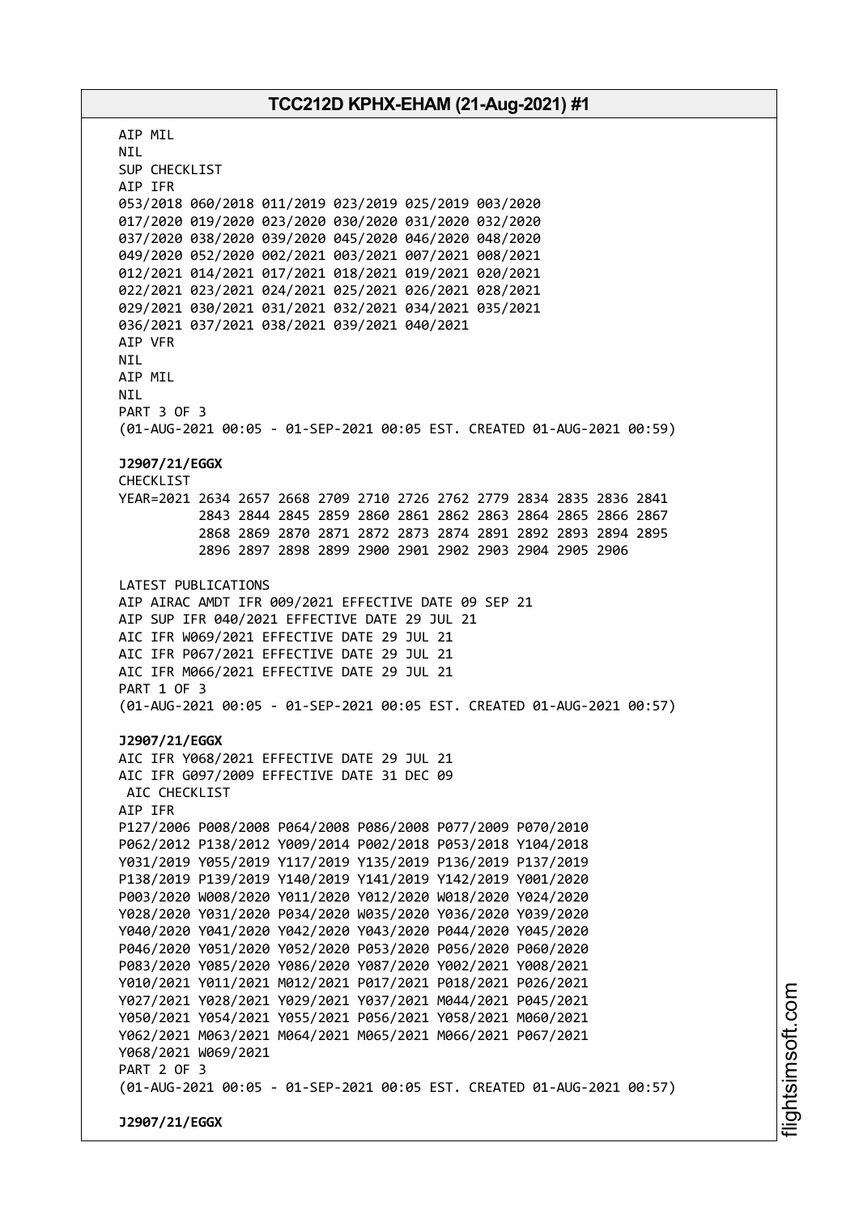AIP MIL
NIL
SUP CHECKLIST
AIP IFR
053/2018 060/2018 011/2019 023/2019 025/2019 003/2020
017/2020 019/2020 023/2020 030/2020 031/2020 032/2020
037/2020 038/2020 039/2020 045/2020 046/2020 048/2020
049/2020 052/2020 002/2021 003/2021 007/2021 008/2021
012/2021 014/2021 017/2021 018/2021 019/2021 020/2021
022/2021 023/2021 024/2021 025/2021 026/2021 028/2021
029/2021 030/2021 031/2021 032/2021 034/2021 035/2021
036/2021 037/2021 038/2021 039/2021 040/2021
AIP VFR
NIL
AIP MIL
NIL
PART 3 OF 3
(01-AUG-2021 00:05 - 01-SEP-2021 00:05 EST. CREATED 01-AUG-2021 00:59)

**J2907/21/EGGX**
CHECKLIST
YEAR=2021 2634 2657 2668 2709 2710 2726 2762 2779 2834 2835 2836 2841
2843 2844 2845 2859 2860 2861 2862 2863 2864 2865 2866 2867
2868 2869 2870 2871 2872 2873 2874 2891 2892 2893 2894 2895
2896 2897 2898 2899 2900 2901 2902 2903 2904 2905 2906

LATEST PUBLICATIONS
AIP AIRAC AMDT IFR 009/2021 EFFECTIVE DATE 09 SEP 21
AIP SUP IFR 040/2021 EFFECTIVE DATE 29 JUL 21
AIC IFR W069/2021 EFFECTIVE DATE 29 JUL 21
AIC IFR P067/2021 EFFECTIVE DATE 29 JUL 21
AIC IFR M066/2021 EFFECTIVE DATE 29 JUL 21
PART 1 OF 3
(01-AUG-2021 00:05 - 01-SEP-2021 00:05 EST. CREATED 01-AUG-2021 00:57)

**J2907/21/EGGX**
AIC IFR Y068/2021 EFFECTIVE DATE 29 JUL 21
AIC IFR G097/2009 EFFECTIVE DATE 31 DEC 09
AIC CHECKLIST
AIP IFR
P127/2006 P008/2008 P064/2008 P086/2008 P077/2009 P070/2010
P062/2012 P138/2012 Y009/2014 P002/2018 P053/2018 Y104/2018
Y031/2019 Y055/2019 Y117/2019 Y135/2019 P136/2019 P137/2019
P138/2019 P139/2019 Y140/2019 Y141/2019 Y142/2019 Y001/2020
P003/2020 W008/2020 Y011/2020 Y012/2020 W018/2020 Y024/2020
Y028/2020 Y031/2020 P034/2020 W035/2020 Y036/2020 Y039/2020
Y040/2020 Y041/2020 Y042/2020 Y043/2020 P044/2020 Y045/2020
P046/2020 Y051/2020 Y052/2020 P053/2020 P056/2020 P060/2020
P083/2020 Y085/2020 Y086/2020 Y087/2020 Y002/2021 Y008/2021
Y010/2021 Y011/2021 M012/2021 P017/2021 P018/2021 P026/2021
Y027/2021 Y028/2021 Y029/2021 Y037/2021 M044/2021 P045/2021
Y050/2021 Y054/2021 Y055/2021 P056/2021 Y058/2021 M060/2021
Y062/2021 M063/2021 M064/2021 M065/2021 M066/2021 P067/2021
Y068/2021 W069/2021
PART 2 OF 3
(01-AUG-2021 00:05 - 01-SEP-2021 00:05 EST. CREATED 01-AUG-2021 00:57)

**J2907/21/EGGX**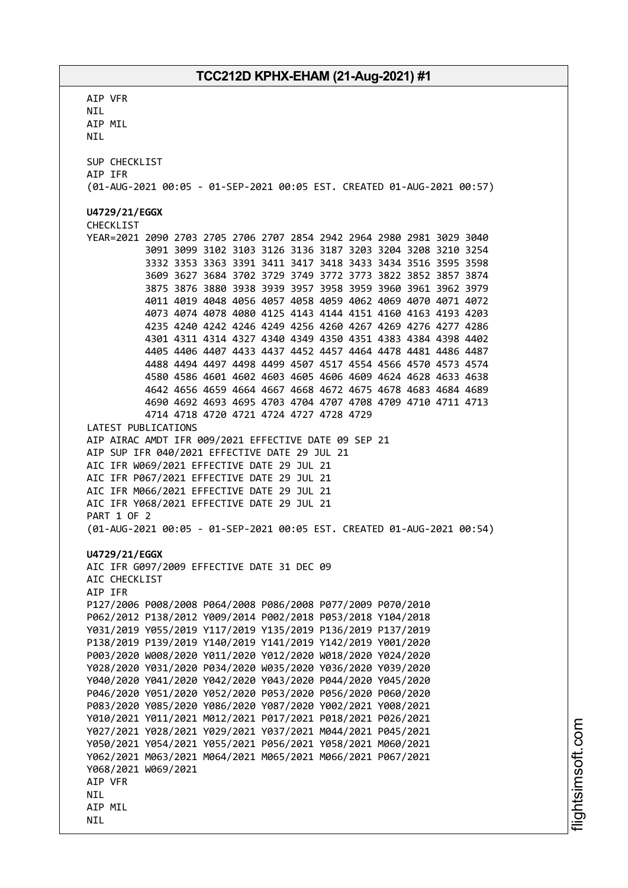AIP VFR
NIL
AIP MIL
NIL

SUP CHECKLIST
AIP IFR
(01-AUG-2021 00:05 - 01-SEP-2021 00:05 EST. CREATED 01-AUG-2021 00:57)

**U4729/21/EGGX**
CHECKLIST
YEAR=2021 2090 2703 2705 2706 2707 2854 2942 2964 2980 2981 3029 3040
3091 3099 3102 3103 3126 3136 3187 3203 3204 3208 3210 3254
3332 3353 3363 3391 3411 3417 3418 3433 3434 3516 3595 3598
3609 3627 3684 3702 3729 3749 3772 3773 3822 3852 3857 3874
3875 3876 3880 3938 3939 3957 3958 3959 3960 3961 3962 3979
4011 4019 4048 4056 4057 4058 4059 4062 4069 4070 4071 4072
4073 4074 4078 4080 4125 4143 4144 4151 4160 4163 4193 4203
4235 4240 4242 4246 4249 4256 4260 4267 4269 4276 4277 4286
4301 4311 4314 4327 4340 4349 4350 4351 4383 4384 4398 4402
4405 4406 4407 4433 4437 4452 4457 4464 4478 4481 4486 4487
4488 4494 4497 4498 4499 4507 4517 4554 4566 4570 4573 4574
4580 4586 4601 4602 4603 4605 4606 4609 4624 4628 4633 4638
4642 4656 4659 4664 4667 4668 4672 4675 4678 4683 4684 4689
4690 4692 4693 4695 4703 4704 4707 4708 4709 4710 4711 4713
4714 4718 4720 4721 4724 4727 4728 4729
LATEST PUBLICATIONS
AIP AIRAC AMDT IFR 009/2021 EFFECTIVE DATE 09 SEP 21
AIP SUP IFR 040/2021 EFFECTIVE DATE 29 JUL 21
AIC IFR W069/2021 EFFECTIVE DATE 29 JUL 21
AIC IFR P067/2021 EFFECTIVE DATE 29 JUL 21
AIC IFR M066/2021 EFFECTIVE DATE 29 JUL 21
AIC IFR Y068/2021 EFFECTIVE DATE 29 JUL 21
PART 1 OF 2
(01-AUG-2021 00:05 - 01-SEP-2021 00:05 EST. CREATED 01-AUG-2021 00:54)

**U4729/21/EGGX**
AIC IFR G097/2009 EFFECTIVE DATE 31 DEC 09
AIC CHECKLIST
AIP IFR
P127/2006 P008/2008 P064/2008 P086/2008 P077/2009 P070/2010
P062/2012 P138/2012 Y009/2014 P002/2018 P053/2018 Y104/2018
Y031/2019 Y055/2019 Y117/2019 Y135/2019 P136/2019 P137/2019
P138/2019 P139/2019 Y140/2019 Y141/2019 Y142/2019 Y001/2020
P003/2020 W008/2020 Y011/2020 Y012/2020 W018/2020 Y024/2020
Y028/2020 Y031/2020 P034/2020 W035/2020 Y036/2020 Y039/2020
Y040/2020 Y041/2020 Y042/2020 Y043/2020 P044/2020 Y045/2020
P046/2020 Y051/2020 Y052/2020 P053/2020 P056/2020 P060/2020
P083/2020 Y085/2020 Y086/2020 Y087/2020 Y002/2021 Y008/2021
Y010/2021 Y011/2021 M012/2021 P017/2021 P018/2021 P026/2021
Y027/2021 Y028/2021 Y029/2021 Y037/2021 M044/2021 P045/2021
Y050/2021 Y054/2021 Y055/2021 P056/2021 Y058/2021 M060/2021
Y062/2021 M063/2021 M064/2021 M065/2021 M066/2021 P067/2021
Y068/2021 W069/2021
AIP VFR
NIL
AIP MIL
NIL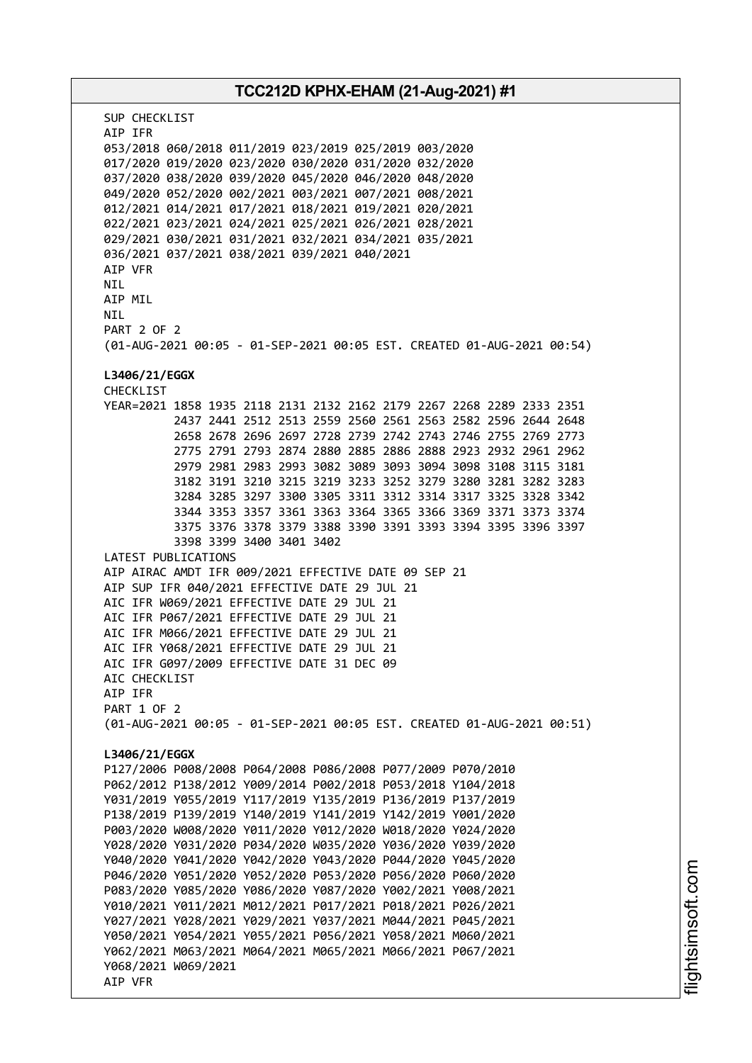SUP CHECKLIST
AIP IFR
053/2018 060/2018 011/2019 023/2019 025/2019 003/2020
017/2020 019/2020 023/2020 030/2020 031/2020 032/2020
037/2020 038/2020 039/2020 045/2020 046/2020 048/2020
049/2020 052/2020 002/2021 003/2021 007/2021 008/2021
012/2021 014/2021 017/2021 018/2021 019/2021 020/2021
022/2021 023/2021 024/2021 025/2021 026/2021 028/2021
029/2021 030/2021 031/2021 032/2021 034/2021 035/2021
036/2021 037/2021 038/2021 039/2021 040/2021
AIP VFR
NIL
AIP MIL
NIL
PART 2 OF 2
(01-AUG-2021 00:05 - 01-SEP-2021 00:05 EST. CREATED 01-AUG-2021 00:54)

**L3406/21/EGGX**
CHECKLIST
YEAR=2021 1858 1935 2118 2131 2132 2162 2179 2267 2268 2289 2333 2351
2437 2441 2512 2513 2559 2560 2561 2563 2582 2596 2644 2648
2658 2678 2696 2697 2728 2739 2742 2743 2746 2755 2769 2773
2775 2791 2793 2874 2880 2885 2886 2888 2923 2932 2961 2962
2979 2981 2983 2993 3082 3089 3093 3094 3098 3108 3115 3181
3182 3191 3210 3215 3219 3233 3252 3279 3280 3281 3282 3283
3284 3285 3297 3300 3305 3311 3312 3314 3317 3325 3328 3342
3344 3353 3357 3361 3363 3364 3365 3366 3369 3371 3373 3374
3375 3376 3378 3379 3388 3390 3391 3393 3394 3395 3396 3397
3398 3399 3400 3401 3402
LATEST PUBLICATIONS
AIP AIRAC AMDT IFR 009/2021 EFFECTIVE DATE 09 SEP 21
AIP SUP IFR 040/2021 EFFECTIVE DATE 29 JUL 21
AIC IFR W069/2021 EFFECTIVE DATE 29 JUL 21
AIC IFR P067/2021 EFFECTIVE DATE 29 JUL 21
AIC IFR M066/2021 EFFECTIVE DATE 29 JUL 21
AIC IFR Y068/2021 EFFECTIVE DATE 29 JUL 21
AIC IFR G097/2009 EFFECTIVE DATE 31 DEC 09
AIC CHECKLIST
AIP IFR
PART 1 OF 2
(01-AUG-2021 00:05 - 01-SEP-2021 00:05 EST. CREATED 01-AUG-2021 00:51)

**L3406/21/EGGX**
P127/2006 P008/2008 P064/2008 P086/2008 P077/2009 P070/2010
P062/2012 P138/2012 Y009/2014 P002/2018 P053/2018 Y104/2018
Y031/2019 Y055/2019 Y117/2019 Y135/2019 P136/2019 P137/2019
P138/2019 P139/2019 Y140/2019 Y141/2019 Y142/2019 Y001/2020
P003/2020 W008/2020 Y011/2020 Y012/2020 W018/2020 Y024/2020
Y028/2020 Y031/2020 P034/2020 W035/2020 Y036/2020 Y039/2020
Y040/2020 Y041/2020 Y042/2020 Y043/2020 P044/2020 Y045/2020
P046/2020 Y051/2020 Y052/2020 P053/2020 P056/2020 P060/2020
P083/2020 Y085/2020 Y086/2020 Y087/2020 Y002/2021 Y008/2021
Y010/2021 Y011/2021 M012/2021 P017/2021 P018/2021 P026/2021
Y027/2021 Y028/2021 Y029/2021 Y037/2021 M044/2021 P045/2021
Y050/2021 Y054/2021 Y055/2021 P056/2021 Y058/2021 M060/2021
Y062/2021 M063/2021 M064/2021 M065/2021 M066/2021 P067/2021
Y068/2021 W069/2021
AIP VFR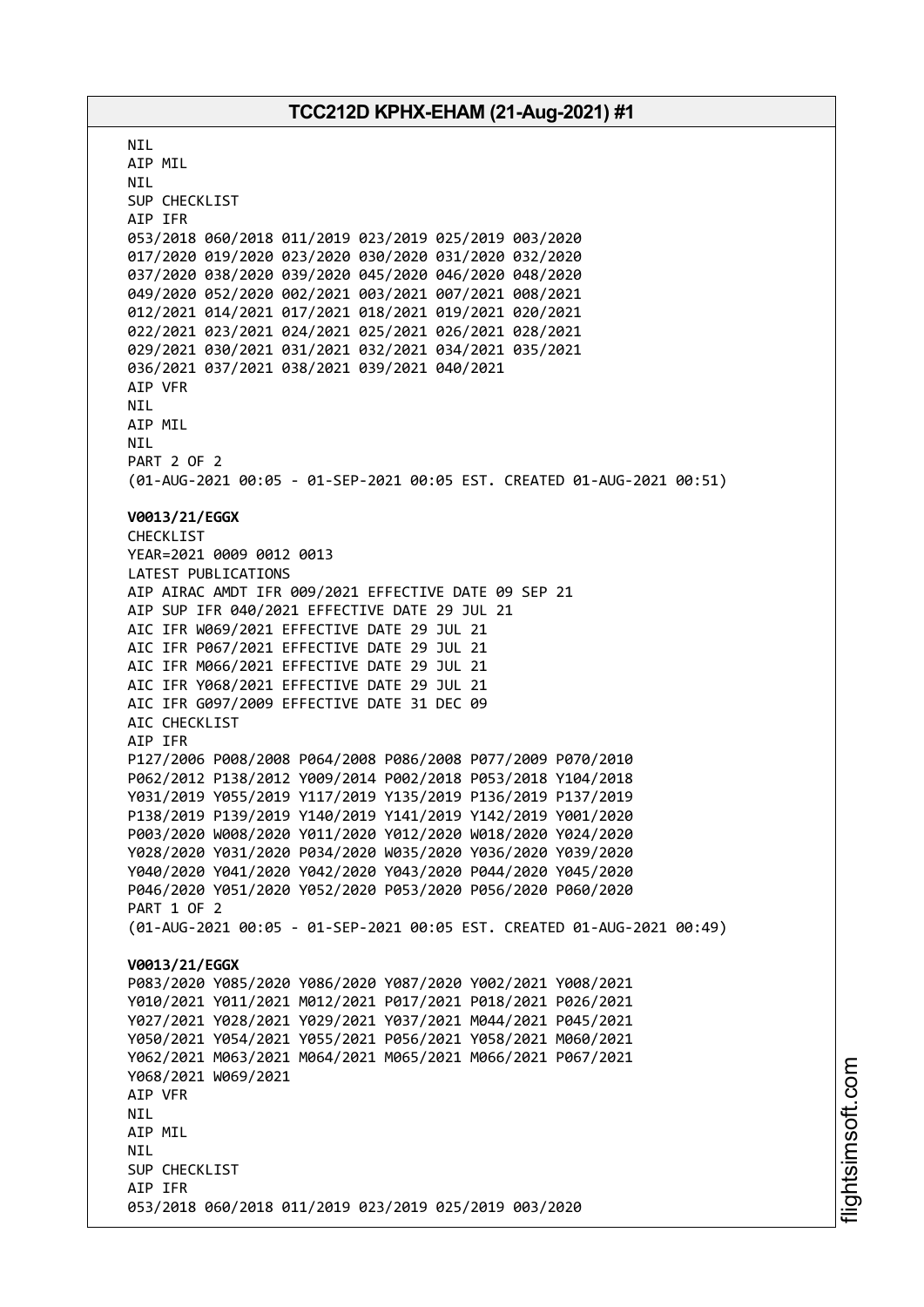NIL
AIP MIL
NIL
SUP CHECKLIST
AIP IFR
053/2018 060/2018 011/2019 023/2019 025/2019 003/2020
017/2020 019/2020 023/2020 030/2020 031/2020 032/2020
037/2020 038/2020 039/2020 045/2020 046/2020 048/2020
049/2020 052/2020 002/2021 003/2021 007/2021 008/2021
012/2021 014/2021 017/2021 018/2021 019/2021 020/2021
022/2021 023/2021 024/2021 025/2021 026/2021 028/2021
029/2021 030/2021 031/2021 032/2021 034/2021 035/2021
036/2021 037/2021 038/2021 039/2021 040/2021
AIP VFR
NIL
AIP MIL
NIL
PART 2 OF 2
(01-AUG-2021 00:05 - 01-SEP-2021 00:05 EST. CREATED 01-AUG-2021 00:51)

**V0013/21/EGGX**
CHECKLIST
YEAR=2021 0009 0012 0013
LATEST PUBLICATIONS
AIP AIRAC AMDT IFR 009/2021 EFFECTIVE DATE 09 SEP 21
AIP SUP IFR 040/2021 EFFECTIVE DATE 29 JUL 21
AIC IFR W069/2021 EFFECTIVE DATE 29 JUL 21
AIC IFR P067/2021 EFFECTIVE DATE 29 JUL 21
AIC IFR M066/2021 EFFECTIVE DATE 29 JUL 21
AIC IFR Y068/2021 EFFECTIVE DATE 29 JUL 21
AIC IFR G097/2009 EFFECTIVE DATE 31 DEC 09
AIC CHECKLIST
AIP IFR
P127/2006 P008/2008 P064/2008 P086/2008 P077/2009 P070/2010
P062/2012 P138/2012 Y009/2014 P002/2018 P053/2018 Y104/2018
Y031/2019 Y055/2019 Y117/2019 Y135/2019 P136/2019 P137/2019
P138/2019 P139/2019 Y140/2019 Y141/2019 Y142/2019 Y001/2020
P003/2020 W008/2020 Y011/2020 Y012/2020 W018/2020 Y024/2020
Y028/2020 Y031/2020 P034/2020 W035/2020 Y036/2020 Y039/2020
Y040/2020 Y041/2020 Y042/2020 Y043/2020 P044/2020 Y045/2020
P046/2020 Y051/2020 Y052/2020 P053/2020 P056/2020 P060/2020
PART 1 OF 2
(01-AUG-2021 00:05 - 01-SEP-2021 00:05 EST. CREATED 01-AUG-2021 00:49)

**V0013/21/EGGX**
P083/2020 Y085/2020 Y086/2020 Y087/2020 Y002/2021 Y008/2021
Y010/2021 Y011/2021 M012/2021 P017/2021 P018/2021 P026/2021
Y027/2021 Y028/2021 Y029/2021 Y037/2021 M044/2021 P045/2021
Y050/2021 Y054/2021 Y055/2021 P056/2021 Y058/2021 M060/2021
Y062/2021 M063/2021 M064/2021 M065/2021 M066/2021 P067/2021
Y068/2021 W069/2021
AIP VFR
NIL
AIP MIL
NIL
SUP CHECKLIST
AIP IFR
053/2018 060/2018 011/2019 023/2019 025/2019 003/2020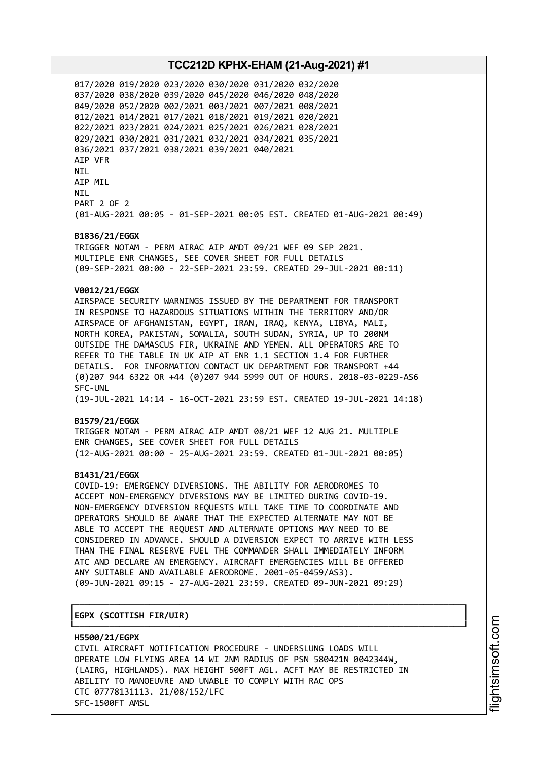017/2020 019/2020 023/2020 030/2020 031/2020 032/2020
037/2020 038/2020 039/2020 045/2020 046/2020 048/2020
049/2020 052/2020 002/2021 003/2021 007/2021 008/2021
012/2021 014/2021 017/2021 018/2021 019/2021 020/2021
022/2021 023/2021 024/2021 025/2021 026/2021 028/2021
029/2021 030/2021 031/2021 032/2021 034/2021 035/2021
036/2021 037/2021 038/2021 039/2021 040/2021
AIP VFR
NIL
AIP MIL
NIL
PART 2 OF 2
(01-AUG-2021 00:05 - 01-SEP-2021 00:05 EST. CREATED 01-AUG-2021 00:49)

**B1836/21/EGGX**
TRIGGER NOTAM - PERM AIRAC AIP AMDT 09/21 WEF 09 SEP 2021.
MULTIPLE ENR CHANGES, SEE COVER SHEET FOR FULL DETAILS
(09-SEP-2021 00:00 - 22-SEP-2021 23:59. CREATED 29-JUL-2021 00:11)

**V0012/21/EGGX**
AIRSPACE SECURITY WARNINGS ISSUED BY THE DEPARTMENT FOR TRANSPORT
IN RESPONSE TO HAZARDOUS SITUATIONS WITHIN THE TERRITORY AND/OR
AIRSPACE OF AFGHANISTAN, EGYPT, IRAN, IRAQ, KENYA, LIBYA, MALI,
NORTH KOREA, PAKISTAN, SOMALIA, SOUTH SUDAN, SYRIA, UP TO 200NM
OUTSIDE THE DAMASCUS FIR, UKRAINE AND YEMEN. ALL OPERATORS ARE TO
REFER TO THE TABLE IN UK AIP AT ENR 1.1 SECTION 1.4 FOR FURTHER
DETAILS. FOR INFORMATION CONTACT UK DEPARTMENT FOR TRANSPORT +44
(0)207 944 6322 OR +44 (0)207 944 5999 OUT OF HOURS. 2018-03-0229-AS6
SFC-UNL
(19-JUL-2021 14:14 - 16-OCT-2021 23:59 EST. CREATED 19-JUL-2021 14:18)

**B1579/21/EGGX**
TRIGGER NOTAM - PERM AIRAC AIP AMDT 08/21 WEF 12 AUG 21. MULTIPLE
ENR CHANGES, SEE COVER SHEET FOR FULL DETAILS
(12-AUG-2021 00:00 - 25-AUG-2021 23:59. CREATED 01-JUL-2021 00:05)

**B1431/21/EGGX**
COVID-19: EMERGENCY DIVERSIONS. THE ABILITY FOR AERODROMES TO
ACCEPT NON-EMERGENCY DIVERSIONS MAY BE LIMITED DURING COVID-19.
NON-EMERGENCY DIVERSION REQUESTS WILL TAKE TIME TO COORDINATE AND
OPERATORS SHOULD BE AWARE THAT THE EXPECTED ALTERNATE MAY NOT BE
ABLE TO ACCEPT THE REQUEST AND ALTERNATE OPTIONS MAY NEED TO BE
CONSIDERED IN ADVANCE. SHOULD A DIVERSION EXPECT TO ARRIVE WITH LESS
THAN THE FINAL RESERVE FUEL THE COMMANDER SHALL IMMEDIATELY INFORM
ATC AND DECLARE AN EMERGENCY. AIRCRAFT EMERGENCIES WILL BE OFFERED
ANY SUITABLE AND AVAILABLE AERODROME. 2001-05-0459/AS3).
(09-JUN-2021 09:15 - 27-AUG-2021 23:59. CREATED 09-JUN-2021 09:29)

## EGPX (SCOTTISH FIR/UIR)

**H5500/21/EGPX**
CIVIL AIRCRAFT NOTIFICATION PROCEDURE - UNDERSLUNG LOADS WILL
OPERATE LOW FLYING AREA 14 WI 2NM RADIUS OF PSN 580421N 0042344W,
(LAIRG, HIGHLANDS). MAX HEIGHT 500FT AGL. ACFT MAY BE RESTRICTED IN
ABILITY TO MANOEUVRE AND UNABLE TO COMPLY WITH RAC OPS
CTC 07778131113. 21/08/152/LFC
SFC-1500FT AMSL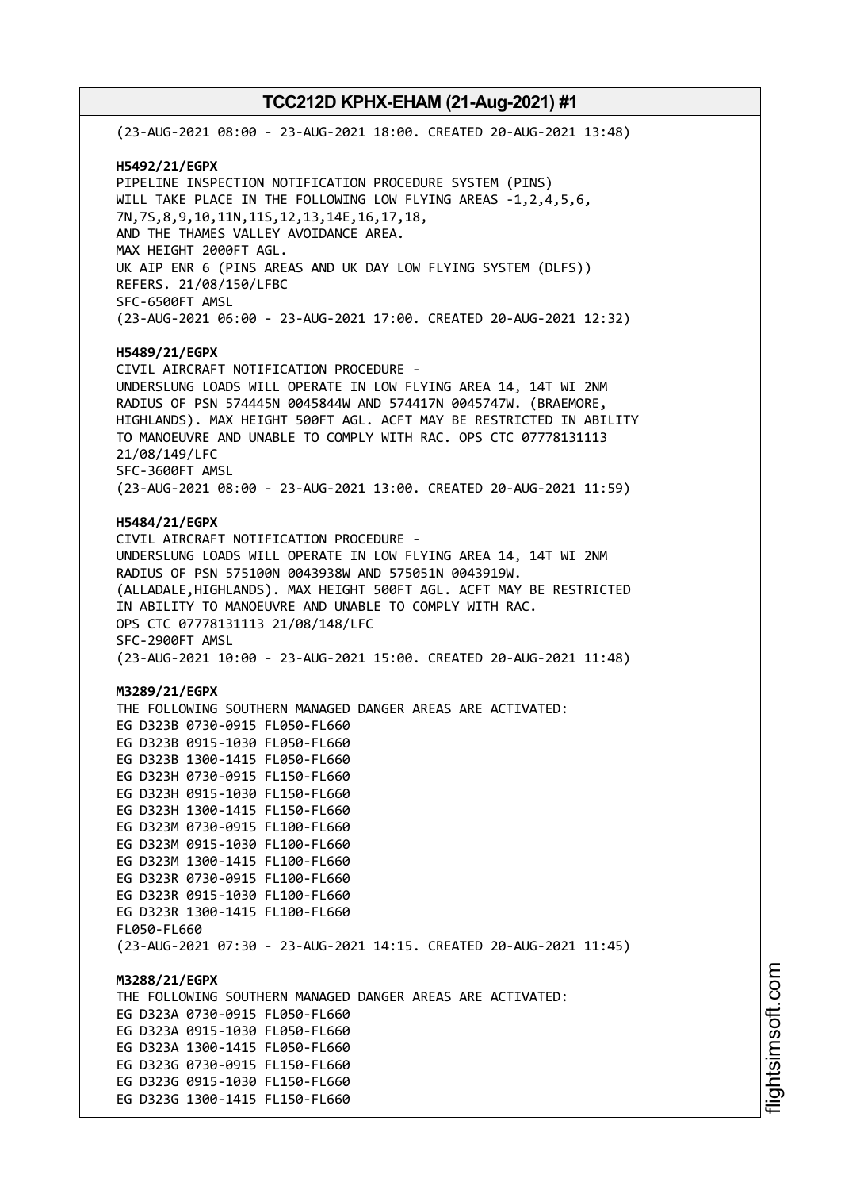(23-AUG-2021 08:00 - 23-AUG-2021 18:00. CREATED 20-AUG-2021 13:48)

**H5492/21/EGPX**
PIPELINE INSPECTION NOTIFICATION PROCEDURE SYSTEM (PINS)
WILL TAKE PLACE IN THE FOLLOWING LOW FLYING AREAS -1,2,4,5,6,
7N,7S,8,9,10,11N,11S,12,13,14E,16,17,18,
AND THE THAMES VALLEY AVOIDANCE AREA.
MAX HEIGHT 2000FT AGL.
UK AIP ENR 6 (PINS AREAS AND UK DAY LOW FLYING SYSTEM (DLFS))
REFERS. 21/08/150/LFBC
SFC-6500FT AMSL
(23-AUG-2021 06:00 - 23-AUG-2021 17:00. CREATED 20-AUG-2021 12:32)

**H5489/21/EGPX**
CIVIL AIRCRAFT NOTIFICATION PROCEDURE -
UNDERSLUNG LOADS WILL OPERATE IN LOW FLYING AREA 14, 14T WI 2NM
RADIUS OF PSN 574445N 0045844W AND 574417N 0045747W. (BRAEMORE,
HIGHLANDS). MAX HEIGHT 500FT AGL. ACFT MAY BE RESTRICTED IN ABILITY
TO MANOEUVRE AND UNABLE TO COMPLY WITH RAC. OPS CTC 07778131113
21/08/149/LFC
SFC-3600FT AMSL
(23-AUG-2021 08:00 - 23-AUG-2021 13:00. CREATED 20-AUG-2021 11:59)

**H5484/21/EGPX**
CIVIL AIRCRAFT NOTIFICATION PROCEDURE -
UNDERSLUNG LOADS WILL OPERATE IN LOW FLYING AREA 14, 14T WI 2NM
RADIUS OF PSN 575100N 0043938W AND 575051N 0043919W.
(ALLADALE,HIGHLANDS). MAX HEIGHT 500FT AGL. ACFT MAY BE RESTRICTED
IN ABILITY TO MANOEUVRE AND UNABLE TO COMPLY WITH RAC.
OPS CTC 07778131113 21/08/148/LFC
SFC-2900FT AMSL
(23-AUG-2021 10:00 - 23-AUG-2021 15:00. CREATED 20-AUG-2021 11:48)

**M3289/21/EGPX**
THE FOLLOWING SOUTHERN MANAGED DANGER AREAS ARE ACTIVATED:
EG D323B 0730-0915 FL050-FL660
EG D323B 0915-1030 FL050-FL660
EG D323B 1300-1415 FL050-FL660
EG D323H 0730-0915 FL150-FL660
EG D323H 0915-1030 FL150-FL660
EG D323H 1300-1415 FL150-FL660
EG D323M 0730-0915 FL100-FL660
EG D323M 0915-1030 FL100-FL660
EG D323M 1300-1415 FL100-FL660
EG D323R 0730-0915 FL100-FL660
EG D323R 0915-1030 FL100-FL660
EG D323R 1300-1415 FL100-FL660
FL050-FL660
(23-AUG-2021 07:30 - 23-AUG-2021 14:15. CREATED 20-AUG-2021 11:45)

**M3288/21/EGPX**
THE FOLLOWING SOUTHERN MANAGED DANGER AREAS ARE ACTIVATED:
EG D323A 0730-0915 FL050-FL660
EG D323A 0915-1030 FL050-FL660
EG D323A 1300-1415 FL050-FL660
EG D323G 0730-0915 FL150-FL660
EG D323G 0915-1030 FL150-FL660
EG D323G 1300-1415 FL150-FL660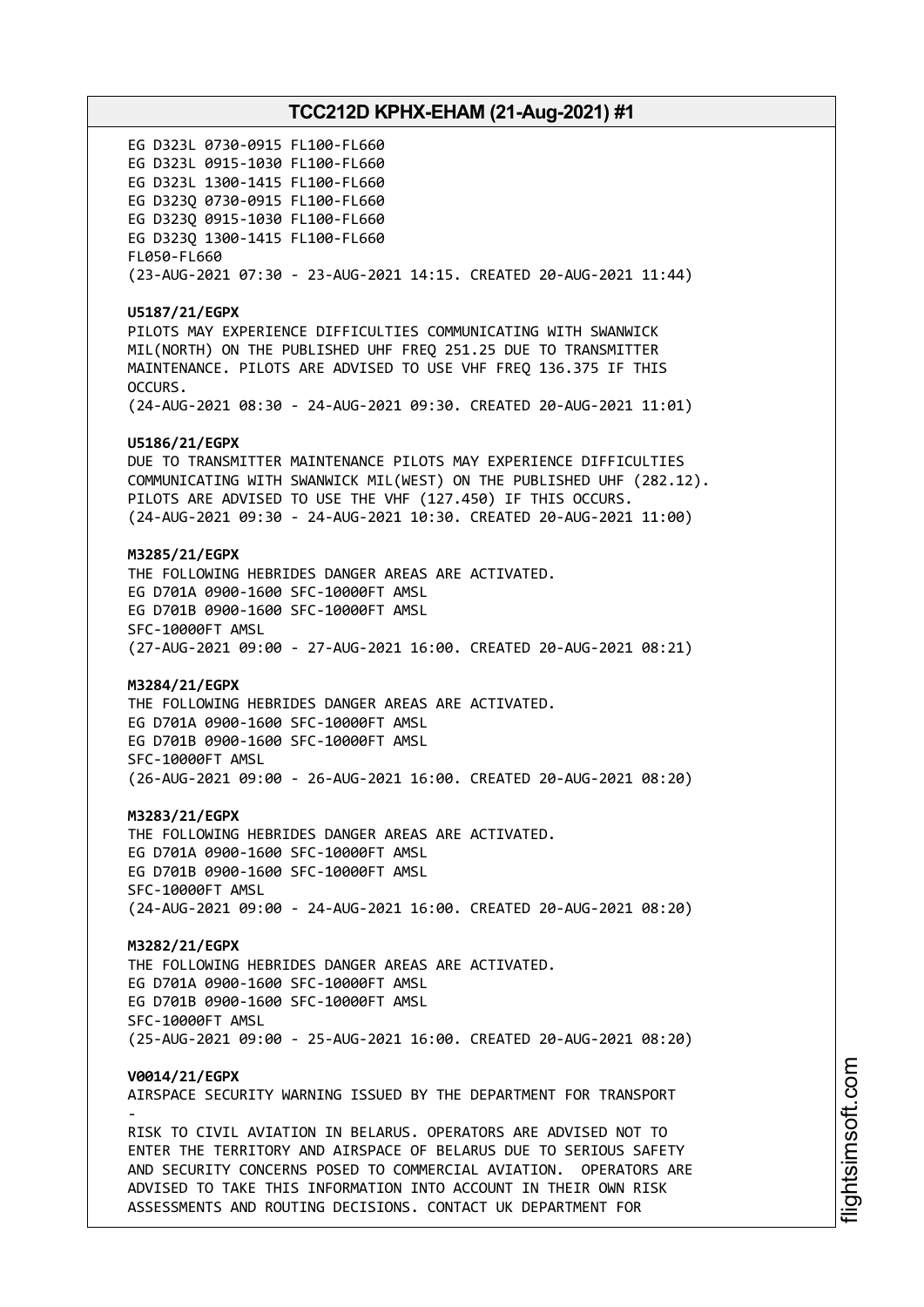EG D323L 0730-0915 FL100-FL660
EG D323L 0915-1030 FL100-FL660
EG D323L 1300-1415 FL100-FL660
EG D323Q 0730-0915 FL100-FL660
EG D323Q 0915-1030 FL100-FL660
EG D323Q 1300-1415 FL100-FL660
FL050-FL660
(23-AUG-2021 07:30 - 23-AUG-2021 14:15. CREATED 20-AUG-2021 11:44)

**U5187/21/EGPX**
PILOTS MAY EXPERIENCE DIFFICULTIES COMMUNICATING WITH SWANWICK MIL(NORTH) ON THE PUBLISHED UHF FREQ 251.25 DUE TO TRANSMITTER MAINTENANCE. PILOTS ARE ADVISED TO USE VHF FREQ 136.375 IF THIS OCCURS.
(24-AUG-2021 08:30 - 24-AUG-2021 09:30. CREATED 20-AUG-2021 11:01)

**U5186/21/EGPX**
DUE TO TRANSMITTER MAINTENANCE PILOTS MAY EXPERIENCE DIFFICULTIES COMMUNICATING WITH SWANWICK MIL(WEST) ON THE PUBLISHED UHF (282.12). PILOTS ARE ADVISED TO USE THE VHF (127.450) IF THIS OCCURS.
(24-AUG-2021 09:30 - 24-AUG-2021 10:30. CREATED 20-AUG-2021 11:00)

**M3285/21/EGPX**
THE FOLLOWING HEBRIDES DANGER AREAS ARE ACTIVATED.
EG D701A 0900-1600 SFC-10000FT AMSL
EG D701B 0900-1600 SFC-10000FT AMSL
SFC-10000FT AMSL
(27-AUG-2021 09:00 - 27-AUG-2021 16:00. CREATED 20-AUG-2021 08:21)

**M3284/21/EGPX**
THE FOLLOWING HEBRIDES DANGER AREAS ARE ACTIVATED.
EG D701A 0900-1600 SFC-10000FT AMSL
EG D701B 0900-1600 SFC-10000FT AMSL
SFC-10000FT AMSL
(26-AUG-2021 09:00 - 26-AUG-2021 16:00. CREATED 20-AUG-2021 08:20)

**M3283/21/EGPX**
THE FOLLOWING HEBRIDES DANGER AREAS ARE ACTIVATED.
EG D701A 0900-1600 SFC-10000FT AMSL
EG D701B 0900-1600 SFC-10000FT AMSL
SFC-10000FT AMSL
(24-AUG-2021 09:00 - 24-AUG-2021 16:00. CREATED 20-AUG-2021 08:20)

**M3282/21/EGPX**
THE FOLLOWING HEBRIDES DANGER AREAS ARE ACTIVATED.
EG D701A 0900-1600 SFC-10000FT AMSL
EG D701B 0900-1600 SFC-10000FT AMSL
SFC-10000FT AMSL
(25-AUG-2021 09:00 - 25-AUG-2021 16:00. CREATED 20-AUG-2021 08:20)

**V0014/21/EGPX**
AIRSPACE SECURITY WARNING ISSUED BY THE DEPARTMENT FOR TRANSPORT
-
RISK TO CIVIL AVIATION IN BELARUS. OPERATORS ARE ADVISED NOT TO ENTER THE TERRITORY AND AIRSPACE OF BELARUS DUE TO SERIOUS SAFETY AND SECURITY CONCERNS POSED TO COMMERCIAL AVIATION. OPERATORS ARE ADVISED TO TAKE THIS INFORMATION INTO ACCOUNT IN THEIR OWN RISK ASSESSMENTS AND ROUTING DECISIONS. CONTACT UK DEPARTMENT FOR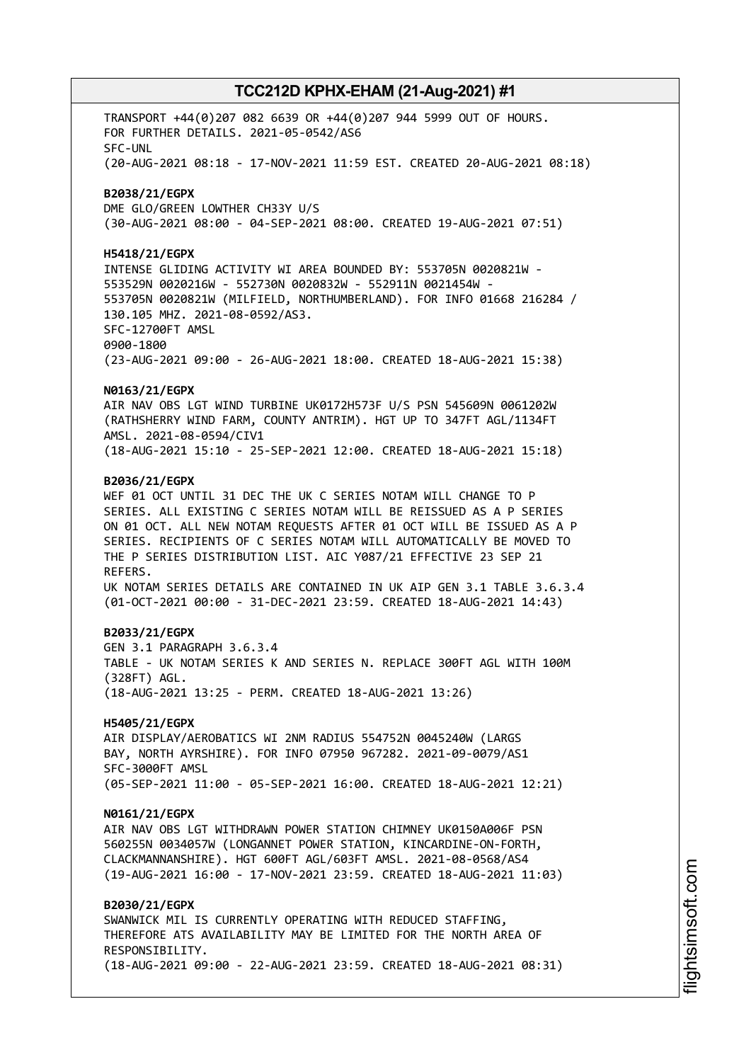TRANSPORT +44(0)207 082 6639 OR +44(0)207 944 5999 OUT OF HOURS.
FOR FURTHER DETAILS. 2021-05-0542/AS6
SFC-UNL
(20-AUG-2021 08:18 - 17-NOV-2021 11:59 EST. CREATED 20-AUG-2021 08:18)

**B2038/21/EGPX**
DME GLO/GREEN LOWTHER CH33Y U/S
(30-AUG-2021 08:00 - 04-SEP-2021 08:00. CREATED 19-AUG-2021 07:51)

**H5418/21/EGPX**
INTENSE GLIDING ACTIVITY WI AREA BOUNDED BY: 553705N 0020821W -
553529N 0020216W - 552730N 0020832W - 552911N 0021454W -
553705N 0020821W (MILFIELD, NORTHUMBERLAND). FOR INFO 01668 216284 /
130.105 MHZ. 2021-08-0592/AS3.
SFC-12700FT AMSL
0900-1800
(23-AUG-2021 09:00 - 26-AUG-2021 18:00. CREATED 18-AUG-2021 15:38)

**N0163/21/EGPX**
AIR NAV OBS LGT WIND TURBINE UK0172H573F U/S PSN 545609N 0061202W
(RATHSHERRY WIND FARM, COUNTY ANTRIM). HGT UP TO 347FT AGL/1134FT
AMSL. 2021-08-0594/CIV1
(18-AUG-2021 15:10 - 25-SEP-2021 12:00. CREATED 18-AUG-2021 15:18)

**B2036/21/EGPX**
WEF 01 OCT UNTIL 31 DEC THE UK C SERIES NOTAM WILL CHANGE TO P
SERIES. ALL EXISTING C SERIES NOTAM WILL BE REISSUED AS A P SERIES
ON 01 OCT. ALL NEW NOTAM REQUESTS AFTER 01 OCT WILL BE ISSUED AS A P
SERIES. RECIPIENTS OF C SERIES NOTAM WILL AUTOMATICALLY BE MOVED TO
THE P SERIES DISTRIBUTION LIST. AIC Y087/21 EFFECTIVE 23 SEP 21
REFERS.
UK NOTAM SERIES DETAILS ARE CONTAINED IN UK AIP GEN 3.1 TABLE 3.6.3.4
(01-OCT-2021 00:00 - 31-DEC-2021 23:59. CREATED 18-AUG-2021 14:43)

**B2033/21/EGPX**
GEN 3.1 PARAGRAPH 3.6.3.4
TABLE - UK NOTAM SERIES K AND SERIES N. REPLACE 300FT AGL WITH 100M
(328FT) AGL.
(18-AUG-2021 13:25 - PERM. CREATED 18-AUG-2021 13:26)

**H5405/21/EGPX**
AIR DISPLAY/AEROBATICS WI 2NM RADIUS 554752N 0045240W (LARGS
BAY, NORTH AYRSHIRE). FOR INFO 07950 967282. 2021-09-0079/AS1
SFC-3000FT AMSL
(05-SEP-2021 11:00 - 05-SEP-2021 16:00. CREATED 18-AUG-2021 12:21)

**N0161/21/EGPX**
AIR NAV OBS LGT WITHDRAWN POWER STATION CHIMNEY UK0150A006F PSN
560255N 0034057W (LONGANNET POWER STATION, KINCARDINE-ON-FORTH,
CLACKMANNANSHIRE). HGT 600FT AGL/603FT AMSL. 2021-08-0568/AS4
(19-AUG-2021 16:00 - 17-NOV-2021 23:59. CREATED 18-AUG-2021 11:03)

**B2030/21/EGPX**
SWANWICK MIL IS CURRENTLY OPERATING WITH REDUCED STAFFING,
THEREFORE ATS AVAILABILITY MAY BE LIMITED FOR THE NORTH AREA OF
RESPONSIBILITY.
(18-AUG-2021 09:00 - 22-AUG-2021 23:59. CREATED 18-AUG-2021 08:31)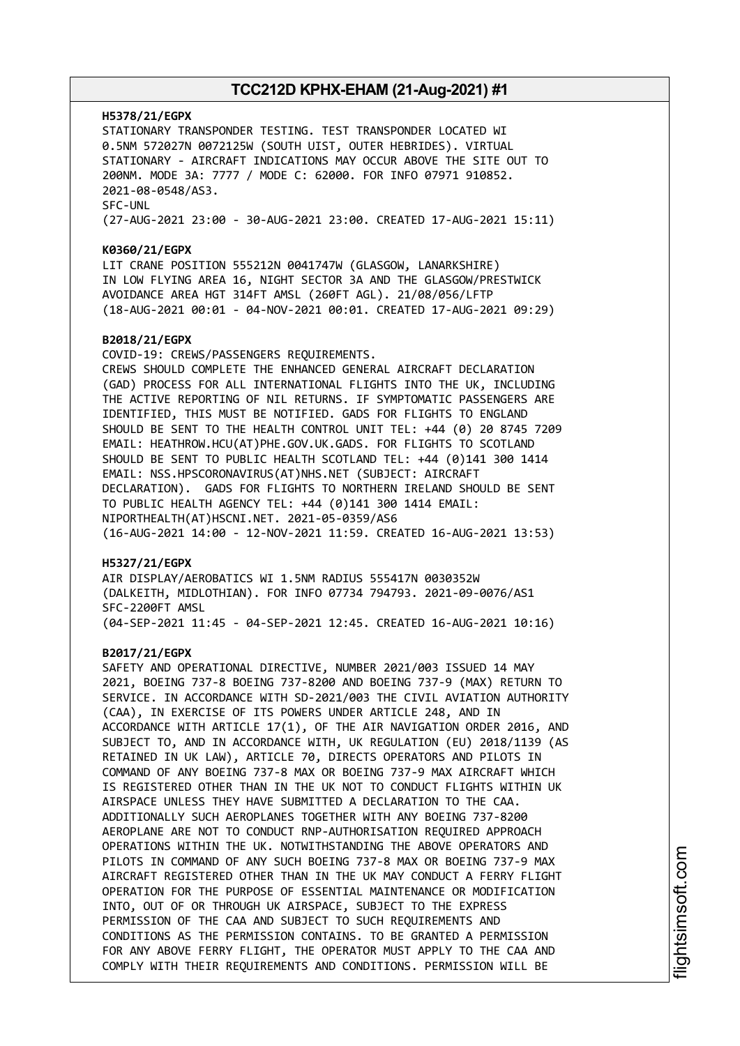**H5378/21/EGPX**
STATIONARY TRANSPONDER TESTING. TEST TRANSPONDER LOCATED WI 0.5NM 572027N 0072125W (SOUTH UIST, OUTER HEBRIDES). VIRTUAL STATIONARY - AIRCRAFT INDICATIONS MAY OCCUR ABOVE THE SITE OUT TO 200NM. MODE 3A: 7777 / MODE C: 62000. FOR INFO 07971 910852. 2021-08-0548/AS3.
SFC-UNL
(27-AUG-2021 23:00 - 30-AUG-2021 23:00. CREATED 17-AUG-2021 15:11)

**K0360/21/EGPX**
LIT CRANE POSITION 555212N 0041747W (GLASGOW, LANARKSHIRE) IN LOW FLYING AREA 16, NIGHT SECTOR 3A AND THE GLASGOW/PRESTWICK AVOIDANCE AREA HGT 314FT AMSL (260FT AGL). 21/08/056/LFTP
(18-AUG-2021 00:01 - 04-NOV-2021 00:01. CREATED 17-AUG-2021 09:29)

**B2018/21/EGPX**
COVID-19: CREWS/PASSENGERS REQUIREMENTS.
CREWS SHOULD COMPLETE THE ENHANCED GENERAL AIRCRAFT DECLARATION (GAD) PROCESS FOR ALL INTERNATIONAL FLIGHTS INTO THE UK, INCLUDING THE ACTIVE REPORTING OF NIL RETURNS. IF SYMPTOMATIC PASSENGERS ARE IDENTIFIED, THIS MUST BE NOTIFIED. GADS FOR FLIGHTS TO ENGLAND SHOULD BE SENT TO THE HEALTH CONTROL UNIT TEL: +44 (0) 20 8745 7209 EMAIL: HEATHROW.HCU(AT)PHE.GOV.UK.GADS. FOR FLIGHTS TO SCOTLAND SHOULD BE SENT TO PUBLIC HEALTH SCOTLAND TEL: +44 (0)141 300 1414 EMAIL: NSS.HPSCORONAVIRUS(AT)NHS.NET (SUBJECT: AIRCRAFT DECLARATION). GADS FOR FLIGHTS TO NORTHERN IRELAND SHOULD BE SENT TO PUBLIC HEALTH AGENCY TEL: +44 (0)141 300 1414 EMAIL: NIPORTHEALTH(AT)HSCNI.NET. 2021-05-0359/AS6
(16-AUG-2021 14:00 - 12-NOV-2021 11:59. CREATED 16-AUG-2021 13:53)

**H5327/21/EGPX**
AIR DISPLAY/AEROBATICS WI 1.5NM RADIUS 555417N 0030352W (DALKEITH, MIDLOTHIAN). FOR INFO 07734 794793. 2021-09-0076/AS1
SFC-2200FT AMSL
(04-SEP-2021 11:45 - 04-SEP-2021 12:45. CREATED 16-AUG-2021 10:16)

**B2017/21/EGPX**
SAFETY AND OPERATIONAL DIRECTIVE, NUMBER 2021/003 ISSUED 14 MAY 2021, BOEING 737-8 BOEING 737-8200 AND BOEING 737-9 (MAX) RETURN TO SERVICE. IN ACCORDANCE WITH SD-2021/003 THE CIVIL AVIATION AUTHORITY (CAA), IN EXERCISE OF ITS POWERS UNDER ARTICLE 248, AND IN ACCORDANCE WITH ARTICLE 17(1), OF THE AIR NAVIGATION ORDER 2016, AND SUBJECT TO, AND IN ACCORDANCE WITH, UK REGULATION (EU) 2018/1139 (AS RETAINED IN UK LAW), ARTICLE 70, DIRECTS OPERATORS AND PILOTS IN COMMAND OF ANY BOEING 737-8 MAX OR BOEING 737-9 MAX AIRCRAFT WHICH IS REGISTERED OTHER THAN IN THE UK NOT TO CONDUCT FLIGHTS WITHIN UK AIRSPACE UNLESS THEY HAVE SUBMITTED A DECLARATION TO THE CAA. ADDITIONALLY SUCH AEROPLANES TOGETHER WITH ANY BOEING 737-8200 AEROPLANE ARE NOT TO CONDUCT RNP-AUTHORISATION REQUIRED APPROACH OPERATIONS WITHIN THE UK. NOTWITHSTANDING THE ABOVE OPERATORS AND PILOTS IN COMMAND OF ANY SUCH BOEING 737-8 MAX OR BOEING 737-9 MAX AIRCRAFT REGISTERED OTHER THAN IN THE UK MAY CONDUCT A FERRY FLIGHT OPERATION FOR THE PURPOSE OF ESSENTIAL MAINTENANCE OR MODIFICATION INTO, OUT OF OR THROUGH UK AIRSPACE, SUBJECT TO THE EXPRESS PERMISSION OF THE CAA AND SUBJECT TO SUCH REQUIREMENTS AND CONDITIONS AS THE PERMISSION CONTAINS. TO BE GRANTED A PERMISSION FOR ANY ABOVE FERRY FLIGHT, THE OPERATOR MUST APPLY TO THE CAA AND COMPLY WITH THEIR REQUIREMENTS AND CONDITIONS. PERMISSION WILL BE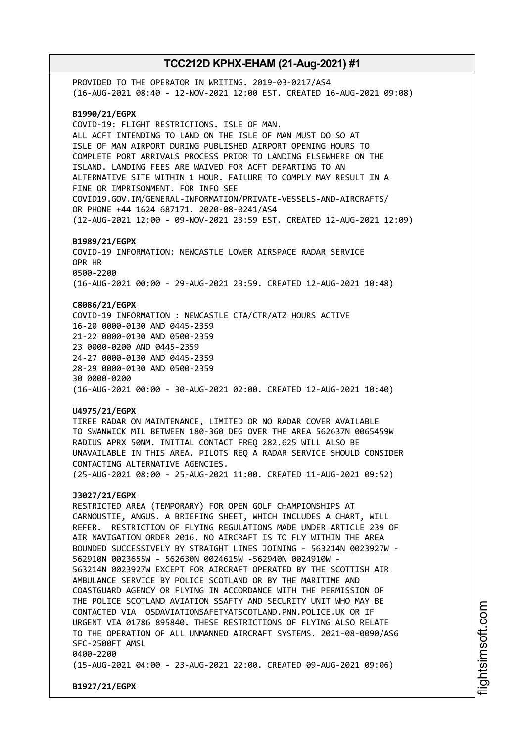PROVIDED TO THE OPERATOR IN WRITING. 2019-03-0217/AS4
(16-AUG-2021 08:40 - 12-NOV-2021 12:00 EST. CREATED 16-AUG-2021 09:08)

**B1990/21/EGPX**
COVID-19: FLIGHT RESTRICTIONS. ISLE OF MAN.
ALL ACFT INTENDING TO LAND ON THE ISLE OF MAN MUST DO SO AT
ISLE OF MAN AIRPORT DURING PUBLISHED AIRPORT OPENING HOURS TO
COMPLETE PORT ARRIVALS PROCESS PRIOR TO LANDING ELSEWHERE ON THE
ISLAND. LANDING FEES ARE WAIVED FOR ACFT DEPARTING TO AN
ALTERNATIVE SITE WITHIN 1 HOUR. FAILURE TO COMPLY MAY RESULT IN A
FINE OR IMPRISONMENT. FOR INFO SEE
COVID19.GOV.IM/GENERAL-INFORMATION/PRIVATE-VESSELS-AND-AIRCRAFTS/
OR PHONE +44 1624 687171. 2020-08-0241/AS4
(12-AUG-2021 12:00 - 09-NOV-2021 23:59 EST. CREATED 12-AUG-2021 12:09)

**B1989/21/EGPX**
COVID-19 INFORMATION: NEWCASTLE LOWER AIRSPACE RADAR SERVICE
OPR HR
0500-2200
(16-AUG-2021 00:00 - 29-AUG-2021 23:59. CREATED 12-AUG-2021 10:48)

**C8086/21/EGPX**
COVID-19 INFORMATION : NEWCASTLE CTA/CTR/ATZ HOURS ACTIVE
16-20 0000-0130 AND 0445-2359
21-22 0000-0130 AND 0500-2359
23 0000-0200 AND 0445-2359
24-27 0000-0130 AND 0445-2359
28-29 0000-0130 AND 0500-2359
30 0000-0200
(16-AUG-2021 00:00 - 30-AUG-2021 02:00. CREATED 12-AUG-2021 10:40)

**U4975/21/EGPX**
TIREE RADAR ON MAINTENANCE, LIMITED OR NO RADAR COVER AVAILABLE
TO SWANWICK MIL BETWEEN 180-360 DEG OVER THE AREA 562637N 0065459W
RADIUS APRX 50NM. INITIAL CONTACT FREQ 282.625 WILL ALSO BE
UNAVAILABLE IN THIS AREA. PILOTS REQ A RADAR SERVICE SHOULD CONSIDER
CONTACTING ALTERNATIVE AGENCIES.
(25-AUG-2021 08:00 - 25-AUG-2021 11:00. CREATED 11-AUG-2021 09:52)

**J3027/21/EGPX**
RESTRICTED AREA (TEMPORARY) FOR OPEN GOLF CHAMPIONSHIPS AT
CARNOUSTIE, ANGUS. A BRIEFING SHEET, WHICH INCLUDES A CHART, WILL
REFER. RESTRICTION OF FLYING REGULATIONS MADE UNDER ARTICLE 239 OF
AIR NAVIGATION ORDER 2016. NO AIRCRAFT IS TO FLY WITHIN THE AREA
BOUNDED SUCCESSIVELY BY STRAIGHT LINES JOINING - 563214N 0023927W -
562910N 0023655W - 562630N 0024615W -562940N 0024910W -
563214N 0023927W EXCEPT FOR AIRCRAFT OPERATED BY THE SCOTTISH AIR
AMBULANCE SERVICE BY POLICE SCOTLAND OR BY THE MARITIME AND
COASTGUARD AGENCY OR FLYING IN ACCORDANCE WITH THE PERMISSION OF
THE POLICE SCOTLAND AVIATION SSAFTY AND SECURITY UNIT WHO MAY BE
CONTACTED VIA OSDAVIATIONSAFETYATSCOTLAND.PNN.POLICE.UK OR IF
URGENT VIA 01786 895840. THESE RESTRICTIONS OF FLYING ALSO RELATE
TO THE OPERATION OF ALL UNMANNED AIRCRAFT SYSTEMS. 2021-08-0090/AS6
SFC-2500FT AMSL
0400-2200
(15-AUG-2021 04:00 - 23-AUG-2021 22:00. CREATED 09-AUG-2021 09:06)

**B1927/21/EGPX**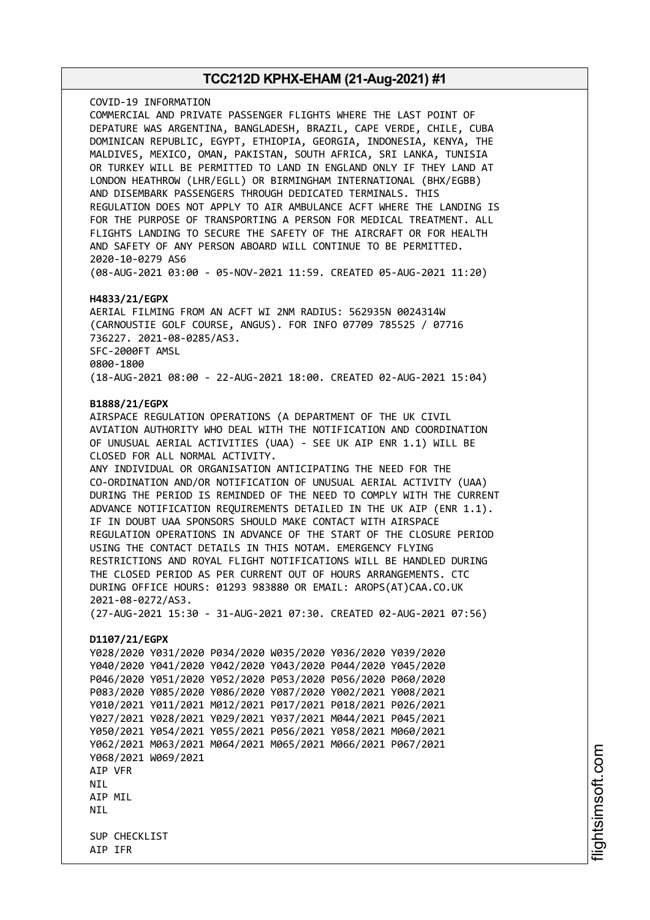COVID-19 INFORMATION
COMMERCIAL AND PRIVATE PASSENGER FLIGHTS WHERE THE LAST POINT OF DEPATURE WAS ARGENTINA, BANGLADESH, BRAZIL, CAPE VERDE, CHILE, CUBA DOMINICAN REPUBLIC, EGYPT, ETHIOPIA, GEORGIA, INDONESIA, KENYA, THE MALDIVES, MEXICO, OMAN, PAKISTAN, SOUTH AFRICA, SRI LANKA, TUNISIA OR TURKEY WILL BE PERMITTED TO LAND IN ENGLAND ONLY IF THEY LAND AT LONDON HEATHROW (LHR/EGLL) OR BIRMINGHAM INTERNATIONAL (BHX/EGBB) AND DISEMBARK PASSENGERS THROUGH DEDICATED TERMINALS. THIS REGULATION DOES NOT APPLY TO AIR AMBULANCE ACFT WHERE THE LANDING IS FOR THE PURPOSE OF TRANSPORTING A PERSON FOR MEDICAL TREATMENT. ALL FLIGHTS LANDING TO SECURE THE SAFETY OF THE AIRCRAFT OR FOR HEALTH AND SAFETY OF ANY PERSON ABOARD WILL CONTINUE TO BE PERMITTED.
2020-10-0279 AS6
(08-AUG-2021 03:00 - 05-NOV-2021 11:59. CREATED 05-AUG-2021 11:20)

**H4833/21/EGPX**
AERIAL FILMING FROM AN ACFT WI 2NM RADIUS: 562935N 0024314W (CARNOUSTIE GOLF COURSE, ANGUS). FOR INFO 07709 785525 / 07716 736227. 2021-08-0285/AS3.
SFC-2000FT AMSL
0800-1800
(18-AUG-2021 08:00 - 22-AUG-2021 18:00. CREATED 02-AUG-2021 15:04)

**B1888/21/EGPX**
AIRSPACE REGULATION OPERATIONS (A DEPARTMENT OF THE UK CIVIL AVIATION AUTHORITY WHO DEAL WITH THE NOTIFICATION AND COORDINATION OF UNUSUAL AERIAL ACTIVITIES (UAA) - SEE UK AIP ENR 1.1) WILL BE CLOSED FOR ALL NORMAL ACTIVITY.
ANY INDIVIDUAL OR ORGANISATION ANTICIPATING THE NEED FOR THE CO-ORDINATION AND/OR NOTIFICATION OF UNUSUAL AERIAL ACTIVITY (UAA) DURING THE PERIOD IS REMINDED OF THE NEED TO COMPLY WITH THE CURRENT ADVANCE NOTIFICATION REQUIREMENTS DETAILED IN THE UK AIP (ENR 1.1). IF IN DOUBT UAA SPONSORS SHOULD MAKE CONTACT WITH AIRSPACE REGULATION OPERATIONS IN ADVANCE OF THE START OF THE CLOSURE PERIOD USING THE CONTACT DETAILS IN THIS NOTAM. EMERGENCY FLYING RESTRICTIONS AND ROYAL FLIGHT NOTIFICATIONS WILL BE HANDLED DURING THE CLOSED PERIOD AS PER CURRENT OUT OF HOURS ARRANGEMENTS. CTC DURING OFFICE HOURS: 01293 983880 OR EMAIL: AROPS(AT)CAA.CO.UK
2021-08-0272/AS3.
(27-AUG-2021 15:30 - 31-AUG-2021 07:30. CREATED 02-AUG-2021 07:56)

**D1107/21/EGPX**
Y028/2020 Y031/2020 P034/2020 W035/2020 Y036/2020 Y039/2020
Y040/2020 Y041/2020 Y042/2020 Y043/2020 P044/2020 Y045/2020
P046/2020 Y051/2020 Y052/2020 P053/2020 P056/2020 P060/2020
P083/2020 Y085/2020 Y086/2020 Y087/2020 Y002/2021 Y008/2021
Y010/2021 Y011/2021 M012/2021 P017/2021 P018/2021 P026/2021
Y027/2021 Y028/2021 Y029/2021 Y037/2021 M044/2021 P045/2021
Y050/2021 Y054/2021 Y055/2021 P056/2021 Y058/2021 M060/2021
Y062/2021 M063/2021 M064/2021 M065/2021 M066/2021 P067/2021
Y068/2021 W069/2021
AIP VFR
NIL
AIP MIL
NIL

SUP CHECKLIST
AIP IFR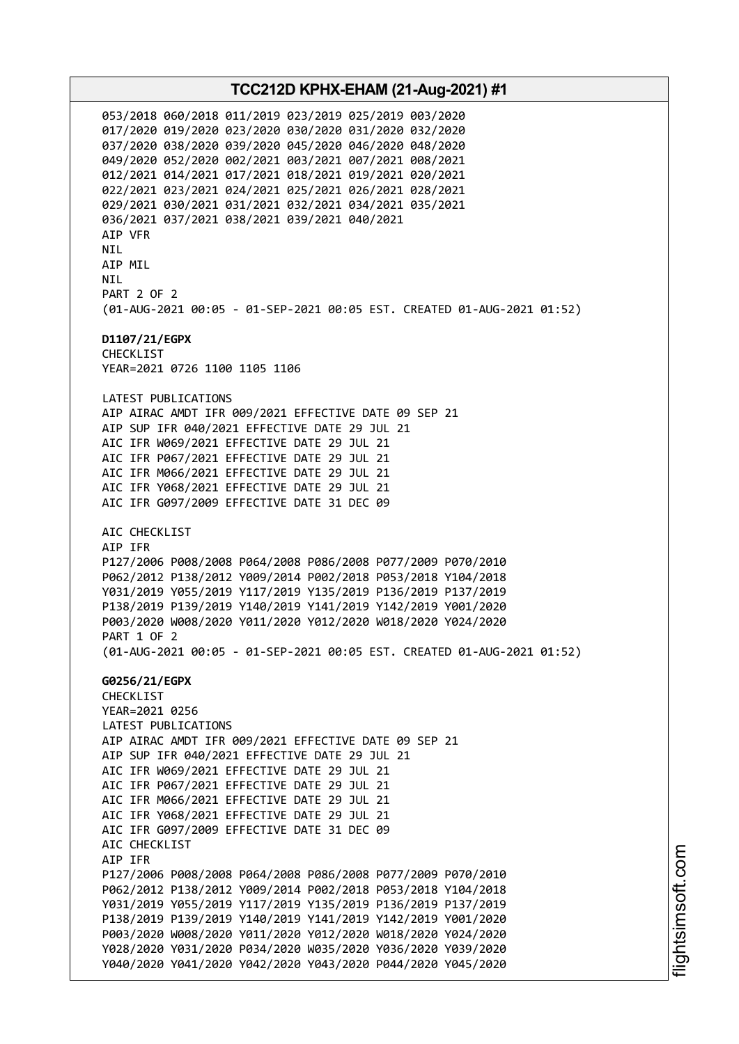053/2018 060/2018 011/2019 023/2019 025/2019 003/2020
017/2020 019/2020 023/2020 030/2020 031/2020 032/2020
037/2020 038/2020 039/2020 045/2020 046/2020 048/2020
049/2020 052/2020 002/2021 003/2021 007/2021 008/2021
012/2021 014/2021 017/2021 018/2021 019/2021 020/2021
022/2021 023/2021 024/2021 025/2021 026/2021 028/2021
029/2021 030/2021 031/2021 032/2021 034/2021 035/2021
036/2021 037/2021 038/2021 039/2021 040/2021
AIP VFR
NIL
AIP MIL
NIL
PART 2 OF 2
(01-AUG-2021 00:05 - 01-SEP-2021 00:05 EST. CREATED 01-AUG-2021 01:52)

**D1107/21/EGPX**
CHECKLIST
YEAR=2021 0726 1100 1105 1106

LATEST PUBLICATIONS
AIP AIRAC AMDT IFR 009/2021 EFFECTIVE DATE 09 SEP 21
AIP SUP IFR 040/2021 EFFECTIVE DATE 29 JUL 21
AIC IFR W069/2021 EFFECTIVE DATE 29 JUL 21
AIC IFR P067/2021 EFFECTIVE DATE 29 JUL 21
AIC IFR M066/2021 EFFECTIVE DATE 29 JUL 21
AIC IFR Y068/2021 EFFECTIVE DATE 29 JUL 21
AIC IFR G097/2009 EFFECTIVE DATE 31 DEC 09

AIC CHECKLIST
AIP IFR
P127/2006 P008/2008 P064/2008 P086/2008 P077/2009 P070/2010
P062/2012 P138/2012 Y009/2014 P002/2018 P053/2018 Y104/2018
Y031/2019 Y055/2019 Y117/2019 Y135/2019 P136/2019 P137/2019
P138/2019 P139/2019 Y140/2019 Y141/2019 Y142/2019 Y001/2020
P003/2020 W008/2020 Y011/2020 Y012/2020 W018/2020 Y024/2020
PART 1 OF 2
(01-AUG-2021 00:05 - 01-SEP-2021 00:05 EST. CREATED 01-AUG-2021 01:52)

**G0256/21/EGPX**
CHECKLIST
YEAR=2021 0256
LATEST PUBLICATIONS
AIP AIRAC AMDT IFR 009/2021 EFFECTIVE DATE 09 SEP 21
AIP SUP IFR 040/2021 EFFECTIVE DATE 29 JUL 21
AIC IFR W069/2021 EFFECTIVE DATE 29 JUL 21
AIC IFR P067/2021 EFFECTIVE DATE 29 JUL 21
AIC IFR M066/2021 EFFECTIVE DATE 29 JUL 21
AIC IFR Y068/2021 EFFECTIVE DATE 29 JUL 21
AIC IFR G097/2009 EFFECTIVE DATE 31 DEC 09
AIC CHECKLIST
AIP IFR
P127/2006 P008/2008 P064/2008 P086/2008 P077/2009 P070/2010
P062/2012 P138/2012 Y009/2014 P002/2018 P053/2018 Y104/2018
Y031/2019 Y055/2019 Y117/2019 Y135/2019 P136/2019 P137/2019
P138/2019 P139/2019 Y140/2019 Y141/2019 Y142/2019 Y001/2020
P003/2020 W008/2020 Y011/2020 Y012/2020 W018/2020 Y024/2020
Y028/2020 Y031/2020 P034/2020 W035/2020 Y036/2020 Y039/2020
Y040/2020 Y041/2020 Y042/2020 Y043/2020 P044/2020 Y045/2020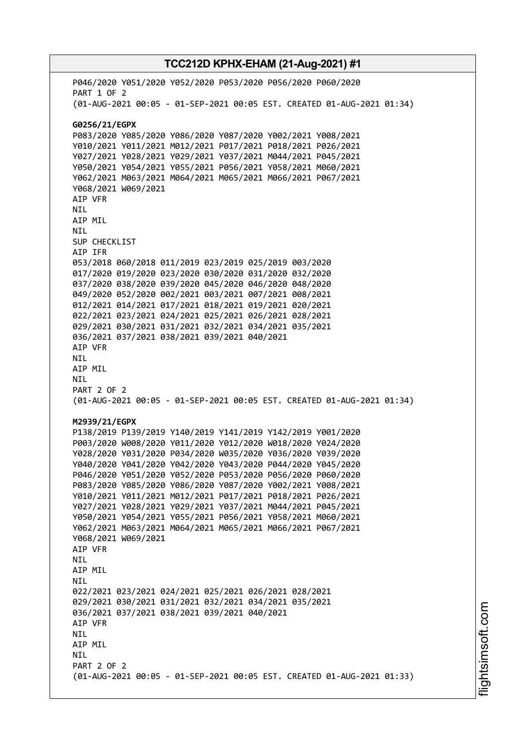P046/2020 Y051/2020 Y052/2020 P053/2020 P056/2020 P060/2020
PART 1 OF 2
(01-AUG-2021 00:05 - 01-SEP-2021 00:05 EST. CREATED 01-AUG-2021 01:34)

**G0256/21/EGPX**
P083/2020 Y085/2020 Y086/2020 Y087/2020 Y002/2021 Y008/2021
Y010/2021 Y011/2021 M012/2021 P017/2021 P018/2021 P026/2021
Y027/2021 Y028/2021 Y029/2021 Y037/2021 M044/2021 P045/2021
Y050/2021 Y054/2021 Y055/2021 P056/2021 Y058/2021 M060/2021
Y062/2021 M063/2021 M064/2021 M065/2021 M066/2021 P067/2021
Y068/2021 W069/2021
AIP VFR
NIL
AIP MIL
NIL
SUP CHECKLIST
AIP IFR
053/2018 060/2018 011/2019 023/2019 025/2019 003/2020
017/2020 019/2020 023/2020 030/2020 031/2020 032/2020
037/2020 038/2020 039/2020 045/2020 046/2020 048/2020
049/2020 052/2020 002/2021 003/2021 007/2021 008/2021
012/2021 014/2021 017/2021 018/2021 019/2021 020/2021
022/2021 023/2021 024/2021 025/2021 026/2021 028/2021
029/2021 030/2021 031/2021 032/2021 034/2021 035/2021
036/2021 037/2021 038/2021 039/2021 040/2021
AIP VFR
NIL
AIP MIL
NIL
PART 2 OF 2
(01-AUG-2021 00:05 - 01-SEP-2021 00:05 EST. CREATED 01-AUG-2021 01:34)

**M2939/21/EGPX**
P138/2019 P139/2019 Y140/2019 Y141/2019 Y142/2019 Y001/2020
P003/2020 W008/2020 Y011/2020 Y012/2020 W018/2020 Y024/2020
Y028/2020 Y031/2020 P034/2020 W035/2020 Y036/2020 Y039/2020
Y040/2020 Y041/2020 Y042/2020 Y043/2020 P044/2020 Y045/2020
P046/2020 Y051/2020 Y052/2020 P053/2020 P056/2020 P060/2020
P083/2020 Y085/2020 Y086/2020 Y087/2020 Y002/2021 Y008/2021
Y010/2021 Y011/2021 M012/2021 P017/2021 P018/2021 P026/2021
Y027/2021 Y028/2021 Y029/2021 Y037/2021 M044/2021 P045/2021
Y050/2021 Y054/2021 Y055/2021 P056/2021 Y058/2021 M060/2021
Y062/2021 M063/2021 M064/2021 M065/2021 M066/2021 P067/2021
Y068/2021 W069/2021
AIP VFR
NIL
AIP MIL
NIL
022/2021 023/2021 024/2021 025/2021 026/2021 028/2021
029/2021 030/2021 031/2021 032/2021 034/2021 035/2021
036/2021 037/2021 038/2021 039/2021 040/2021
AIP VFR
NIL
AIP MIL
NIL
PART 2 OF 2
(01-AUG-2021 00:05 - 01-SEP-2021 00:05 EST. CREATED 01-AUG-2021 01:33)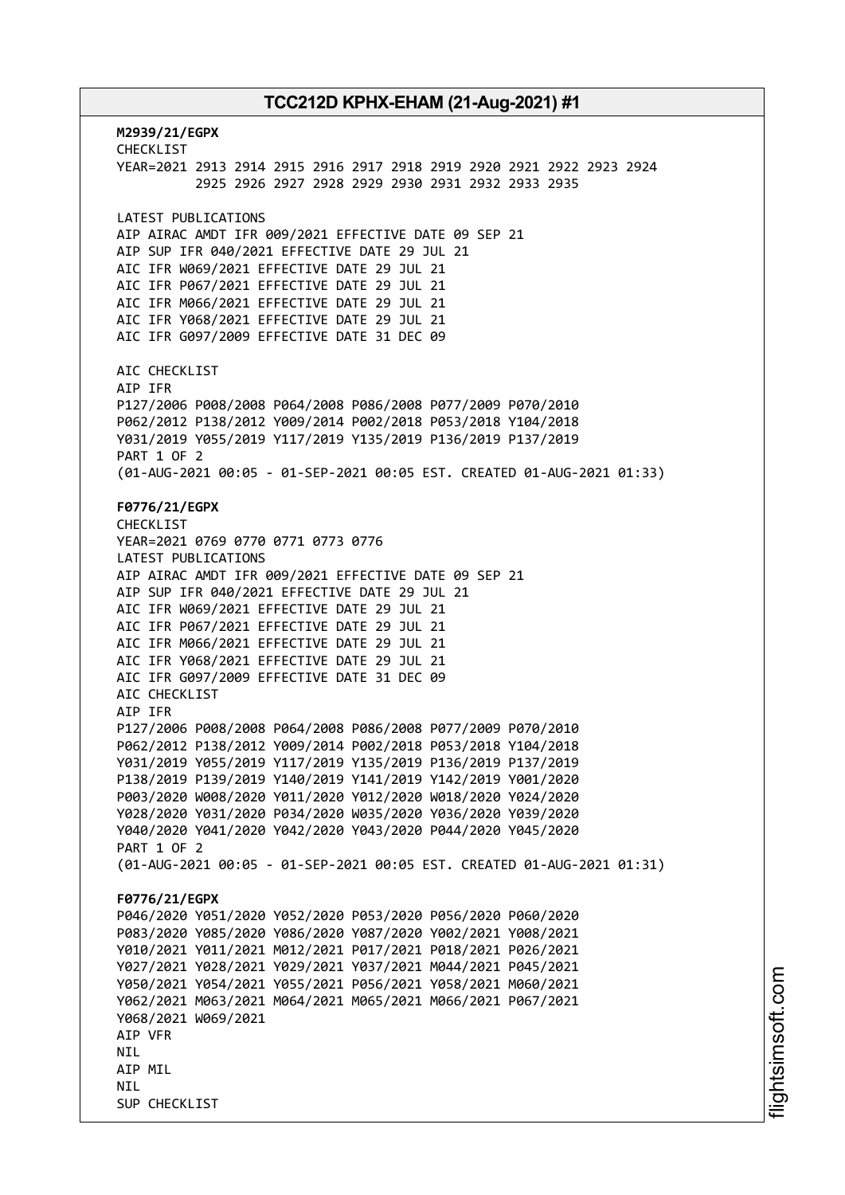**M2939/21/EGPX**
CHECKLIST
YEAR=2021 2913 2914 2915 2916 2917 2918 2919 2920 2921 2922 2923 2924
2925 2926 2927 2928 2929 2930 2931 2932 2933 2935

LATEST PUBLICATIONS
AIP AIRAC AMDT IFR 009/2021 EFFECTIVE DATE 09 SEP 21
AIP SUP IFR 040/2021 EFFECTIVE DATE 29 JUL 21
AIC IFR W069/2021 EFFECTIVE DATE 29 JUL 21
AIC IFR P067/2021 EFFECTIVE DATE 29 JUL 21
AIC IFR M066/2021 EFFECTIVE DATE 29 JUL 21
AIC IFR Y068/2021 EFFECTIVE DATE 29 JUL 21
AIC IFR G097/2009 EFFECTIVE DATE 31 DEC 09

AIC CHECKLIST
AIP IFR
P127/2006 P008/2008 P064/2008 P086/2008 P077/2009 P070/2010
P062/2012 P138/2012 Y009/2014 P002/2018 P053/2018 Y104/2018
Y031/2019 Y055/2019 Y117/2019 Y135/2019 P136/2019 P137/2019
PART 1 OF 2
(01-AUG-2021 00:05 - 01-SEP-2021 00:05 EST. CREATED 01-AUG-2021 01:33)

**F0776/21/EGPX**
CHECKLIST
YEAR=2021 0769 0770 0771 0773 0776
LATEST PUBLICATIONS
AIP AIRAC AMDT IFR 009/2021 EFFECTIVE DATE 09 SEP 21
AIP SUP IFR 040/2021 EFFECTIVE DATE 29 JUL 21
AIC IFR W069/2021 EFFECTIVE DATE 29 JUL 21
AIC IFR P067/2021 EFFECTIVE DATE 29 JUL 21
AIC IFR M066/2021 EFFECTIVE DATE 29 JUL 21
AIC IFR Y068/2021 EFFECTIVE DATE 29 JUL 21
AIC IFR G097/2009 EFFECTIVE DATE 31 DEC 09
AIC CHECKLIST
AIP IFR
P127/2006 P008/2008 P064/2008 P086/2008 P077/2009 P070/2010
P062/2012 P138/2012 Y009/2014 P002/2018 P053/2018 Y104/2018
Y031/2019 Y055/2019 Y117/2019 Y135/2019 P136/2019 P137/2019
P138/2019 P139/2019 Y140/2019 Y141/2019 Y142/2019 Y001/2020
P003/2020 W008/2020 Y011/2020 Y012/2020 W018/2020 Y024/2020
Y028/2020 Y031/2020 P034/2020 W035/2020 Y036/2020 Y039/2020
Y040/2020 Y041/2020 Y042/2020 Y043/2020 P044/2020 Y045/2020
PART 1 OF 2
(01-AUG-2021 00:05 - 01-SEP-2021 00:05 EST. CREATED 01-AUG-2021 01:31)

**F0776/21/EGPX**
P046/2020 Y051/2020 Y052/2020 P053/2020 P056/2020 P060/2020
P083/2020 Y085/2020 Y086/2020 Y087/2020 Y002/2021 Y008/2021
Y010/2021 Y011/2021 M012/2021 P017/2021 P018/2021 P026/2021
Y027/2021 Y028/2021 Y029/2021 Y037/2021 M044/2021 P045/2021
Y050/2021 Y054/2021 Y055/2021 P056/2021 Y058/2021 M060/2021
Y062/2021 M063/2021 M064/2021 M065/2021 M066/2021 P067/2021
Y068/2021 W069/2021
AIP VFR
NIL
AIP MIL
NIL
SUP CHECKLIST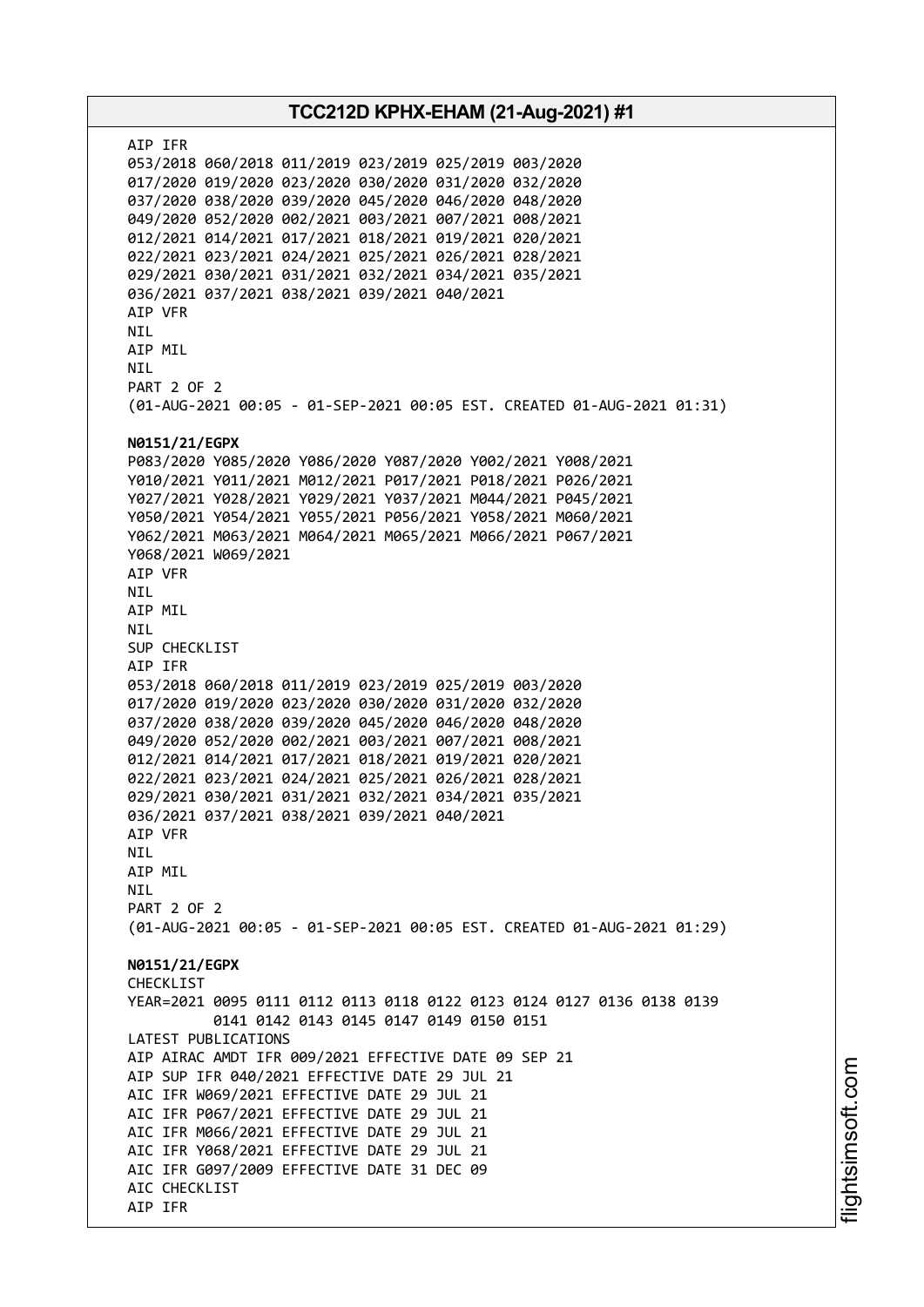AIP IFR
053/2018 060/2018 011/2019 023/2019 025/2019 003/2020
017/2020 019/2020 023/2020 030/2020 031/2020 032/2020
037/2020 038/2020 039/2020 045/2020 046/2020 048/2020
049/2020 052/2020 002/2021 003/2021 007/2021 008/2021
012/2021 014/2021 017/2021 018/2021 019/2021 020/2021
022/2021 023/2021 024/2021 025/2021 026/2021 028/2021
029/2021 030/2021 031/2021 032/2021 034/2021 035/2021
036/2021 037/2021 038/2021 039/2021 040/2021
AIP VFR
NIL
AIP MIL
NIL
PART 2 OF 2
(01-AUG-2021 00:05 - 01-SEP-2021 00:05 EST. CREATED 01-AUG-2021 01:31)

**N0151/21/EGPX**
P083/2020 Y085/2020 Y086/2020 Y087/2020 Y002/2021 Y008/2021
Y010/2021 Y011/2021 M012/2021 P017/2021 P018/2021 P026/2021
Y027/2021 Y028/2021 Y029/2021 Y037/2021 M044/2021 P045/2021
Y050/2021 Y054/2021 Y055/2021 P056/2021 Y058/2021 M060/2021
Y062/2021 M063/2021 M064/2021 M065/2021 M066/2021 P067/2021
Y068/2021 W069/2021
AIP VFR
NIL
AIP MIL
NIL
SUP CHECKLIST
AIP IFR
053/2018 060/2018 011/2019 023/2019 025/2019 003/2020
017/2020 019/2020 023/2020 030/2020 031/2020 032/2020
037/2020 038/2020 039/2020 045/2020 046/2020 048/2020
049/2020 052/2020 002/2021 003/2021 007/2021 008/2021
012/2021 014/2021 017/2021 018/2021 019/2021 020/2021
022/2021 023/2021 024/2021 025/2021 026/2021 028/2021
029/2021 030/2021 031/2021 032/2021 034/2021 035/2021
036/2021 037/2021 038/2021 039/2021 040/2021
AIP VFR
NIL
AIP MIL
NIL
PART 2 OF 2
(01-AUG-2021 00:05 - 01-SEP-2021 00:05 EST. CREATED 01-AUG-2021 01:29)

**N0151/21/EGPX**
CHECKLIST
YEAR=2021 0095 0111 0112 0113 0118 0122 0123 0124 0127 0136 0138 0139
0141 0142 0143 0145 0147 0149 0150 0151
LATEST PUBLICATIONS
AIP AIRAC AMDT IFR 009/2021 EFFECTIVE DATE 09 SEP 21
AIP SUP IFR 040/2021 EFFECTIVE DATE 29 JUL 21
AIC IFR W069/2021 EFFECTIVE DATE 29 JUL 21
AIC IFR P067/2021 EFFECTIVE DATE 29 JUL 21
AIC IFR M066/2021 EFFECTIVE DATE 29 JUL 21
AIC IFR Y068/2021 EFFECTIVE DATE 29 JUL 21
AIC IFR G097/2009 EFFECTIVE DATE 31 DEC 09
AIC CHECKLIST
AIP IFR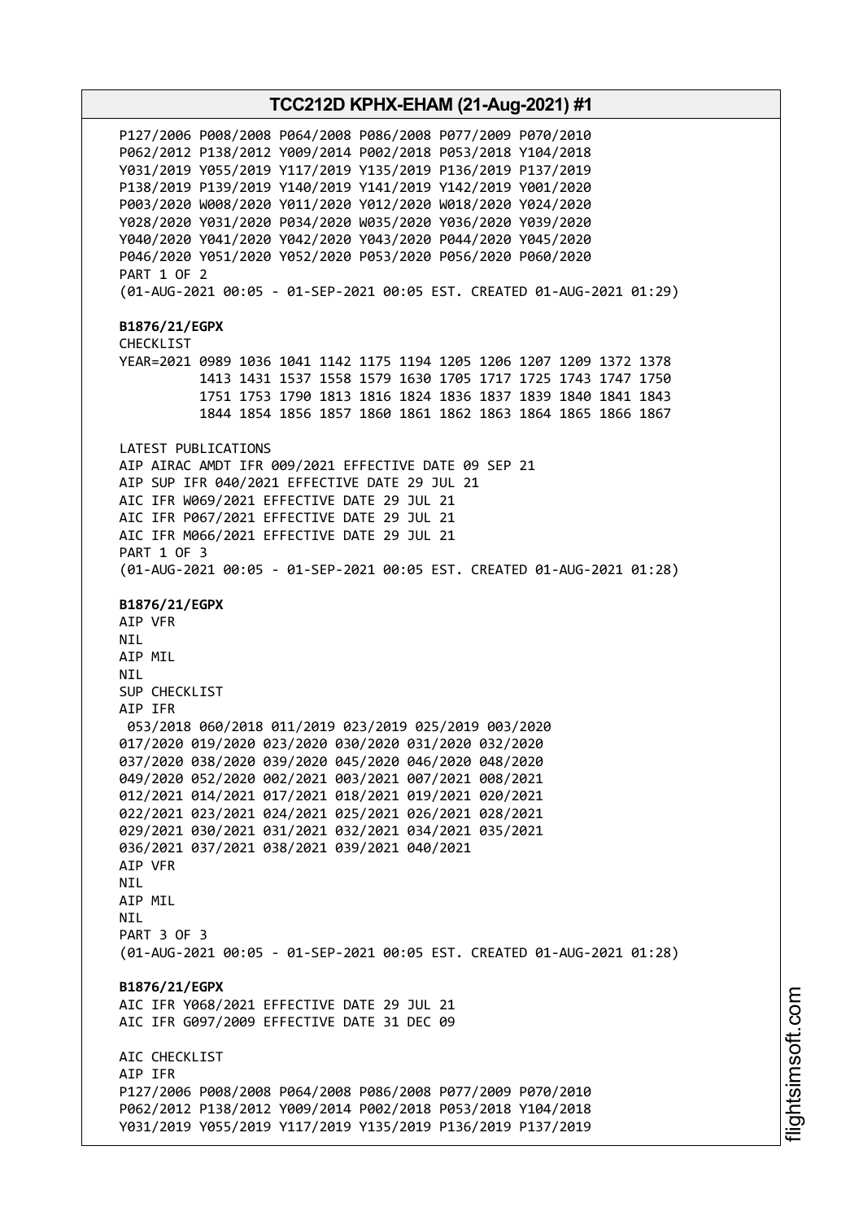P127/2006 P008/2008 P064/2008 P086/2008 P077/2009 P070/2010
P062/2012 P138/2012 Y009/2014 P002/2018 P053/2018 Y104/2018
Y031/2019 Y055/2019 Y117/2019 Y135/2019 P136/2019 P137/2019
P138/2019 P139/2019 Y140/2019 Y141/2019 Y142/2019 Y001/2020
P003/2020 W008/2020 Y011/2020 Y012/2020 W018/2020 Y024/2020
Y028/2020 Y031/2020 P034/2020 W035/2020 Y036/2020 Y039/2020
Y040/2020 Y041/2020 Y042/2020 Y043/2020 P044/2020 Y045/2020
P046/2020 Y051/2020 Y052/2020 P053/2020 P056/2020 P060/2020
PART 1 OF 2
(01-AUG-2021 00:05 - 01-SEP-2021 00:05 EST. CREATED 01-AUG-2021 01:29)

**B1876/21/EGPX**
CHECKLIST
YEAR=2021 0989 1036 1041 1142 1175 1194 1205 1206 1207 1209 1372 1378
1413 1431 1537 1558 1579 1630 1705 1717 1725 1743 1747 1750
1751 1753 1790 1813 1816 1824 1836 1837 1839 1840 1841 1843
1844 1854 1856 1857 1860 1861 1862 1863 1864 1865 1866 1867

LATEST PUBLICATIONS
AIP AIRAC AMDT IFR 009/2021 EFFECTIVE DATE 09 SEP 21
AIP SUP IFR 040/2021 EFFECTIVE DATE 29 JUL 21
AIC IFR W069/2021 EFFECTIVE DATE 29 JUL 21
AIC IFR P067/2021 EFFECTIVE DATE 29 JUL 21
AIC IFR M066/2021 EFFECTIVE DATE 29 JUL 21
PART 1 OF 3
(01-AUG-2021 00:05 - 01-SEP-2021 00:05 EST. CREATED 01-AUG-2021 01:28)

**B1876/21/EGPX**
AIP VFR
NIL
AIP MIL
NIL
SUP CHECKLIST
AIP IFR
053/2018 060/2018 011/2019 023/2019 025/2019 003/2020
017/2020 019/2020 023/2020 030/2020 031/2020 032/2020
037/2020 038/2020 039/2020 045/2020 046/2020 048/2020
049/2020 052/2020 002/2021 003/2021 007/2021 008/2021
012/2021 014/2021 017/2021 018/2021 019/2021 020/2021
022/2021 023/2021 024/2021 025/2021 026/2021 028/2021
029/2021 030/2021 031/2021 032/2021 034/2021 035/2021
036/2021 037/2021 038/2021 039/2021 040/2021
AIP VFR
NIL
AIP MIL
NIL
PART 3 OF 3
(01-AUG-2021 00:05 - 01-SEP-2021 00:05 EST. CREATED 01-AUG-2021 01:28)

**B1876/21/EGPX**
AIC IFR Y068/2021 EFFECTIVE DATE 29 JUL 21
AIC IFR G097/2009 EFFECTIVE DATE 31 DEC 09

AIC CHECKLIST
AIP IFR
P127/2006 P008/2008 P064/2008 P086/2008 P077/2009 P070/2010
P062/2012 P138/2012 Y009/2014 P002/2018 P053/2018 Y104/2018
Y031/2019 Y055/2019 Y117/2019 Y135/2019 P136/2019 P137/2019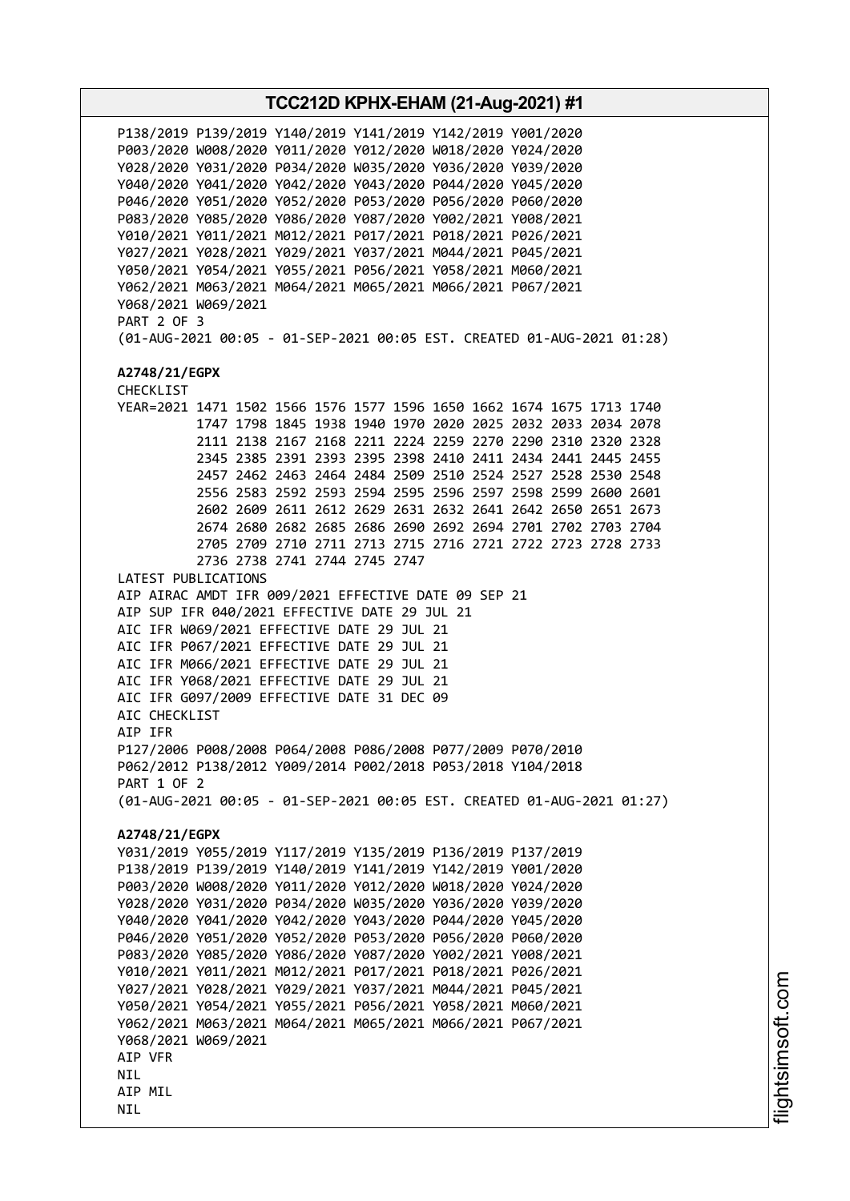P138/2019 P139/2019 Y140/2019 Y141/2019 Y142/2019 Y001/2020
P003/2020 W008/2020 Y011/2020 Y012/2020 W018/2020 Y024/2020
Y028/2020 Y031/2020 P034/2020 W035/2020 Y036/2020 Y039/2020
Y040/2020 Y041/2020 Y042/2020 Y043/2020 P044/2020 Y045/2020
P046/2020 Y051/2020 Y052/2020 P053/2020 P056/2020 P060/2020
P083/2020 Y085/2020 Y086/2020 Y087/2020 Y002/2021 Y008/2021
Y010/2021 Y011/2021 M012/2021 P017/2021 P018/2021 P026/2021
Y027/2021 Y028/2021 Y029/2021 Y037/2021 M044/2021 P045/2021
Y050/2021 Y054/2021 Y055/2021 P056/2021 Y058/2021 M060/2021
Y062/2021 M063/2021 M064/2021 M065/2021 M066/2021 P067/2021
Y068/2021 W069/2021
PART 2 OF 3
(01-AUG-2021 00:05 - 01-SEP-2021 00:05 EST. CREATED 01-AUG-2021 01:28)

**A2748/21/EGPX**
CHECKLIST
YEAR=2021 1471 1502 1566 1576 1577 1596 1650 1662 1674 1675 1713 1740
1747 1798 1845 1938 1940 1970 2020 2025 2032 2033 2034 2078
2111 2138 2167 2168 2211 2224 2259 2270 2290 2310 2320 2328
2345 2385 2391 2393 2395 2398 2410 2411 2434 2441 2445 2455
2457 2462 2463 2464 2484 2509 2510 2524 2527 2528 2530 2548
2556 2583 2592 2593 2594 2595 2596 2597 2598 2599 2600 2601
2602 2609 2611 2612 2629 2631 2632 2641 2642 2650 2651 2673
2674 2680 2682 2685 2686 2690 2692 2694 2701 2702 2703 2704
2705 2709 2710 2711 2713 2715 2716 2721 2722 2723 2728 2733
2736 2738 2741 2744 2745 2747
LATEST PUBLICATIONS
AIP AIRAC AMDT IFR 009/2021 EFFECTIVE DATE 09 SEP 21
AIP SUP IFR 040/2021 EFFECTIVE DATE 29 JUL 21
AIC IFR W069/2021 EFFECTIVE DATE 29 JUL 21
AIC IFR P067/2021 EFFECTIVE DATE 29 JUL 21
AIC IFR M066/2021 EFFECTIVE DATE 29 JUL 21
AIC IFR Y068/2021 EFFECTIVE DATE 29 JUL 21
AIC IFR G097/2009 EFFECTIVE DATE 31 DEC 09
AIC CHECKLIST
AIP IFR
P127/2006 P008/2008 P064/2008 P086/2008 P077/2009 P070/2010
P062/2012 P138/2012 Y009/2014 P002/2018 P053/2018 Y104/2018
PART 1 OF 2
(01-AUG-2021 00:05 - 01-SEP-2021 00:05 EST. CREATED 01-AUG-2021 01:27)

**A2748/21/EGPX**
Y031/2019 Y055/2019 Y117/2019 Y135/2019 P136/2019 P137/2019
P138/2019 P139/2019 Y140/2019 Y141/2019 Y142/2019 Y001/2020
P003/2020 W008/2020 Y011/2020 Y012/2020 W018/2020 Y024/2020
Y028/2020 Y031/2020 P034/2020 W035/2020 Y036/2020 Y039/2020
Y040/2020 Y041/2020 Y042/2020 Y043/2020 P044/2020 Y045/2020
P046/2020 Y051/2020 Y052/2020 P053/2020 P056/2020 P060/2020
P083/2020 Y085/2020 Y086/2020 Y087/2020 Y002/2021 Y008/2021
Y010/2021 Y011/2021 M012/2021 P017/2021 P018/2021 P026/2021
Y027/2021 Y028/2021 Y029/2021 Y037/2021 M044/2021 P045/2021
Y050/2021 Y054/2021 Y055/2021 P056/2021 Y058/2021 M060/2021
Y062/2021 M063/2021 M064/2021 M065/2021 M066/2021 P067/2021
Y068/2021 W069/2021
AIP VFR
NIL
AIP MIL
NIL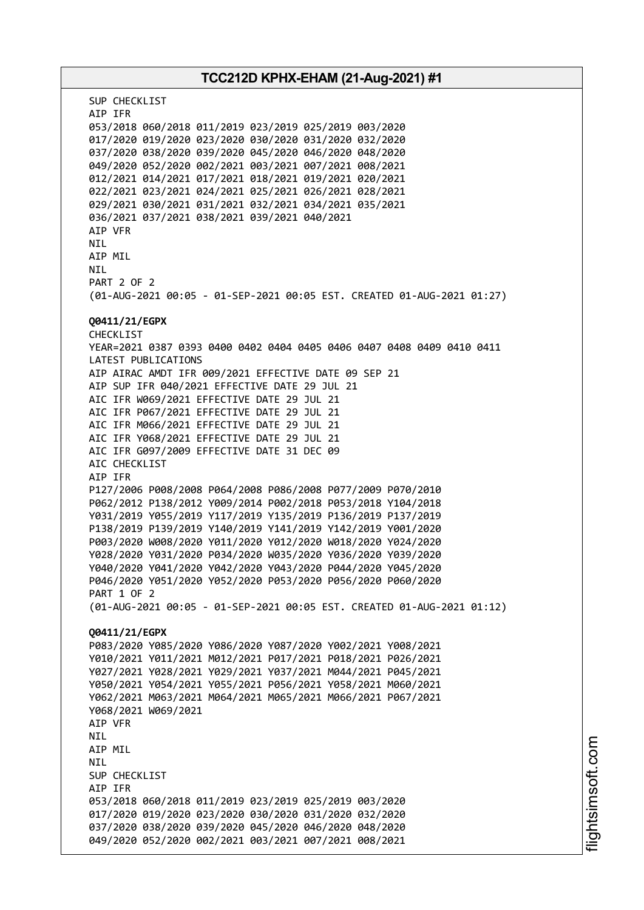SUP CHECKLIST
AIP IFR
053/2018 060/2018 011/2019 023/2019 025/2019 003/2020
017/2020 019/2020 023/2020 030/2020 031/2020 032/2020
037/2020 038/2020 039/2020 045/2020 046/2020 048/2020
049/2020 052/2020 002/2021 003/2021 007/2021 008/2021
012/2021 014/2021 017/2021 018/2021 019/2021 020/2021
022/2021 023/2021 024/2021 025/2021 026/2021 028/2021
029/2021 030/2021 031/2021 032/2021 034/2021 035/2021
036/2021 037/2021 038/2021 039/2021 040/2021
AIP VFR
NIL
AIP MIL
NIL
PART 2 OF 2
(01-AUG-2021 00:05 - 01-SEP-2021 00:05 EST. CREATED 01-AUG-2021 01:27)

**Q0411/21/EGPX**
CHECKLIST
YEAR=2021 0387 0393 0400 0402 0404 0405 0406 0407 0408 0409 0410 0411
LATEST PUBLICATIONS
AIP AIRAC AMDT IFR 009/2021 EFFECTIVE DATE 09 SEP 21
AIP SUP IFR 040/2021 EFFECTIVE DATE 29 JUL 21
AIC IFR W069/2021 EFFECTIVE DATE 29 JUL 21
AIC IFR P067/2021 EFFECTIVE DATE 29 JUL 21
AIC IFR M066/2021 EFFECTIVE DATE 29 JUL 21
AIC IFR Y068/2021 EFFECTIVE DATE 29 JUL 21
AIC IFR G097/2009 EFFECTIVE DATE 31 DEC 09
AIC CHECKLIST
AIP IFR
P127/2006 P008/2008 P064/2008 P086/2008 P077/2009 P070/2010
P062/2012 P138/2012 Y009/2014 P002/2018 P053/2018 Y104/2018
Y031/2019 Y055/2019 Y117/2019 Y135/2019 P136/2019 P137/2019
P138/2019 P139/2019 Y140/2019 Y141/2019 Y142/2019 Y001/2020
P003/2020 W008/2020 Y011/2020 Y012/2020 W018/2020 Y024/2020
Y028/2020 Y031/2020 P034/2020 W035/2020 Y036/2020 Y039/2020
Y040/2020 Y041/2020 Y042/2020 Y043/2020 P044/2020 Y045/2020
P046/2020 Y051/2020 Y052/2020 P053/2020 P056/2020 P060/2020
PART 1 OF 2
(01-AUG-2021 00:05 - 01-SEP-2021 00:05 EST. CREATED 01-AUG-2021 01:12)

**Q0411/21/EGPX**
P083/2020 Y085/2020 Y086/2020 Y087/2020 Y002/2021 Y008/2021
Y010/2021 Y011/2021 M012/2021 P017/2021 P018/2021 P026/2021
Y027/2021 Y028/2021 Y029/2021 Y037/2021 M044/2021 P045/2021
Y050/2021 Y054/2021 Y055/2021 P056/2021 Y058/2021 M060/2021
Y062/2021 M063/2021 M064/2021 M065/2021 M066/2021 P067/2021
Y068/2021 W069/2021
AIP VFR
NIL
AIP MIL
NIL
SUP CHECKLIST
AIP IFR
053/2018 060/2018 011/2019 023/2019 025/2019 003/2020
017/2020 019/2020 023/2020 030/2020 031/2020 032/2020
037/2020 038/2020 039/2020 045/2020 046/2020 048/2020
049/2020 052/2020 002/2021 003/2021 007/2021 008/2021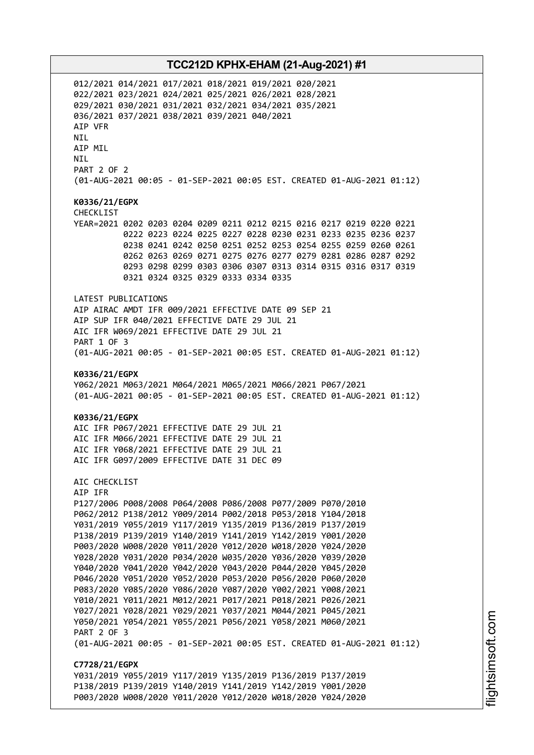012/2021 014/2021 017/2021 018/2021 019/2021 020/2021
022/2021 023/2021 024/2021 025/2021 026/2021 028/2021
029/2021 030/2021 031/2021 032/2021 034/2021 035/2021
036/2021 037/2021 038/2021 039/2021 040/2021
AIP VFR
NIL
AIP MIL
NIL
PART 2 OF 2
(01-AUG-2021 00:05 - 01-SEP-2021 00:05 EST. CREATED 01-AUG-2021 01:12)

**K0336/21/EGPX**
CHECKLIST
YEAR=2021 0202 0203 0204 0209 0211 0212 0215 0216 0217 0219 0220 0221
0222 0223 0224 0225 0227 0228 0230 0231 0233 0235 0236 0237
0238 0241 0242 0250 0251 0252 0253 0254 0255 0259 0260 0261
0262 0263 0269 0271 0275 0276 0277 0279 0281 0286 0287 0292
0293 0298 0299 0303 0306 0307 0313 0314 0315 0316 0317 0319
0321 0324 0325 0329 0333 0334 0335

LATEST PUBLICATIONS
AIP AIRAC AMDT IFR 009/2021 EFFECTIVE DATE 09 SEP 21
AIP SUP IFR 040/2021 EFFECTIVE DATE 29 JUL 21
AIC IFR W069/2021 EFFECTIVE DATE 29 JUL 21
PART 1 OF 3
(01-AUG-2021 00:05 - 01-SEP-2021 00:05 EST. CREATED 01-AUG-2021 01:12)

**K0336/21/EGPX**
Y062/2021 M063/2021 M064/2021 M065/2021 M066/2021 P067/2021
(01-AUG-2021 00:05 - 01-SEP-2021 00:05 EST. CREATED 01-AUG-2021 01:12)

**K0336/21/EGPX**
AIC IFR P067/2021 EFFECTIVE DATE 29 JUL 21
AIC IFR M066/2021 EFFECTIVE DATE 29 JUL 21
AIC IFR Y068/2021 EFFECTIVE DATE 29 JUL 21
AIC IFR G097/2009 EFFECTIVE DATE 31 DEC 09

AIC CHECKLIST
AIP IFR
P127/2006 P008/2008 P064/2008 P086/2008 P077/2009 P070/2010
P062/2012 P138/2012 Y009/2014 P002/2018 P053/2018 Y104/2018
Y031/2019 Y055/2019 Y117/2019 Y135/2019 P136/2019 P137/2019
P138/2019 P139/2019 Y140/2019 Y141/2019 Y142/2019 Y001/2020
P003/2020 W008/2020 Y011/2020 Y012/2020 W018/2020 Y024/2020
Y028/2020 Y031/2020 P034/2020 W035/2020 Y036/2020 Y039/2020
Y040/2020 Y041/2020 Y042/2020 Y043/2020 P044/2020 Y045/2020
P046/2020 Y051/2020 Y052/2020 P053/2020 P056/2020 P060/2020
P083/2020 Y085/2020 Y086/2020 Y087/2020 Y002/2021 Y008/2021
Y010/2021 Y011/2021 M012/2021 P017/2021 P018/2021 P026/2021
Y027/2021 Y028/2021 Y029/2021 Y037/2021 M044/2021 P045/2021
Y050/2021 Y054/2021 Y055/2021 P056/2021 Y058/2021 M060/2021
PART 2 OF 3
(01-AUG-2021 00:05 - 01-SEP-2021 00:05 EST. CREATED 01-AUG-2021 01:12)

**C7728/21/EGPX**
Y031/2019 Y055/2019 Y117/2019 Y135/2019 P136/2019 P137/2019
P138/2019 P139/2019 Y140/2019 Y141/2019 Y142/2019 Y001/2020
P003/2020 W008/2020 Y011/2020 Y012/2020 W018/2020 Y024/2020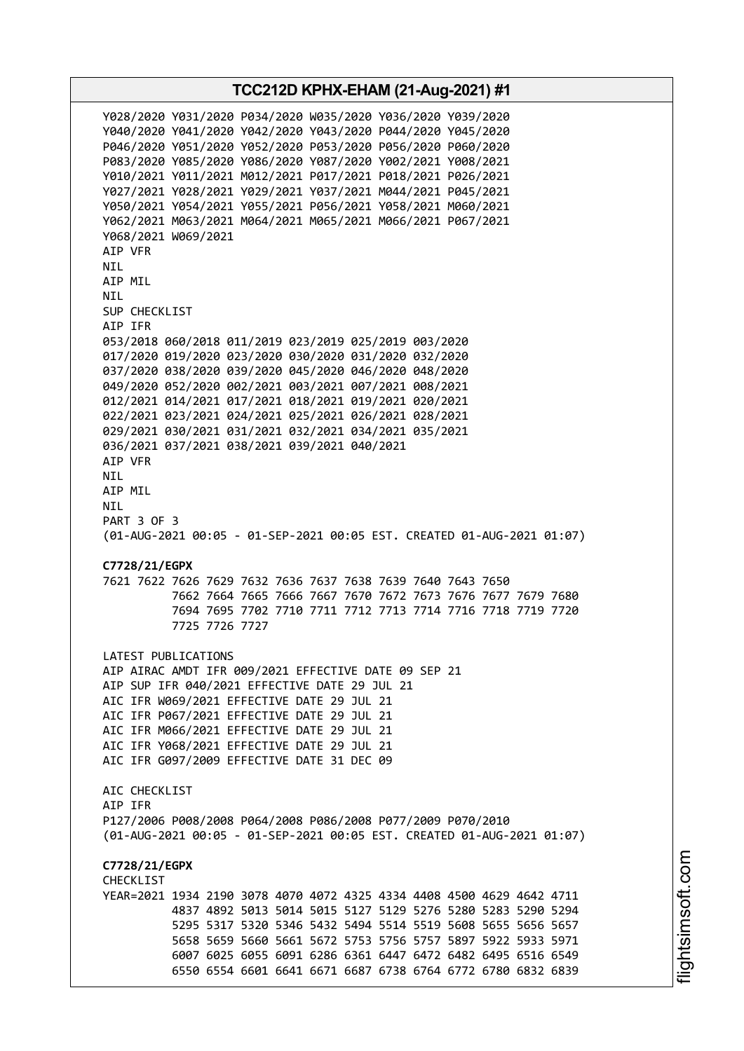Y028/2020 Y031/2020 P034/2020 W035/2020 Y036/2020 Y039/2020
Y040/2020 Y041/2020 Y042/2020 Y043/2020 P044/2020 Y045/2020
P046/2020 Y051/2020 Y052/2020 P053/2020 P056/2020 P060/2020
P083/2020 Y085/2020 Y086/2020 Y087/2020 Y002/2021 Y008/2021
Y010/2021 Y011/2021 M012/2021 P017/2021 P018/2021 P026/2021
Y027/2021 Y028/2021 Y029/2021 Y037/2021 M044/2021 P045/2021
Y050/2021 Y054/2021 Y055/2021 P056/2021 Y058/2021 M060/2021
Y062/2021 M063/2021 M064/2021 M065/2021 M066/2021 P067/2021
Y068/2021 W069/2021
AIP VFR
NIL
AIP MIL
NIL
SUP CHECKLIST
AIP IFR
053/2018 060/2018 011/2019 023/2019 025/2019 003/2020
017/2020 019/2020 023/2020 030/2020 031/2020 032/2020
037/2020 038/2020 039/2020 045/2020 046/2020 048/2020
049/2020 052/2020 002/2021 003/2021 007/2021 008/2021
012/2021 014/2021 017/2021 018/2021 019/2021 020/2021
022/2021 023/2021 024/2021 025/2021 026/2021 028/2021
029/2021 030/2021 031/2021 032/2021 034/2021 035/2021
036/2021 037/2021 038/2021 039/2021 040/2021
AIP VFR
NIL
AIP MIL
NIL
PART 3 OF 3
(01-AUG-2021 00:05 - 01-SEP-2021 00:05 EST. CREATED 01-AUG-2021 01:07)

**C7728/21/EGPX**
7621 7622 7626 7629 7632 7636 7637 7638 7639 7640 7643 7650
7662 7664 7665 7666 7667 7670 7672 7673 7676 7677 7679 7680
7694 7695 7702 7710 7711 7712 7713 7714 7716 7718 7719 7720
7725 7726 7727

LATEST PUBLICATIONS
AIP AIRAC AMDT IFR 009/2021 EFFECTIVE DATE 09 SEP 21
AIP SUP IFR 040/2021 EFFECTIVE DATE 29 JUL 21
AIC IFR W069/2021 EFFECTIVE DATE 29 JUL 21
AIC IFR P067/2021 EFFECTIVE DATE 29 JUL 21
AIC IFR M066/2021 EFFECTIVE DATE 29 JUL 21
AIC IFR Y068/2021 EFFECTIVE DATE 29 JUL 21
AIC IFR G097/2009 EFFECTIVE DATE 31 DEC 09

AIC CHECKLIST
AIP IFR
P127/2006 P008/2008 P064/2008 P086/2008 P077/2009 P070/2010
(01-AUG-2021 00:05 - 01-SEP-2021 00:05 EST. CREATED 01-AUG-2021 01:07)

**C7728/21/EGPX**
CHECKLIST
YEAR=2021 1934 2190 3078 4070 4072 4325 4334 4408 4500 4629 4642 4711
4837 4892 5013 5014 5015 5127 5129 5276 5280 5283 5290 5294
5295 5317 5320 5346 5432 5494 5514 5519 5608 5655 5656 5657
5658 5659 5660 5661 5672 5753 5756 5757 5897 5922 5933 5971
6007 6025 6055 6091 6286 6361 6447 6472 6482 6495 6516 6549
6550 6554 6601 6641 6671 6687 6738 6764 6772 6780 6832 6839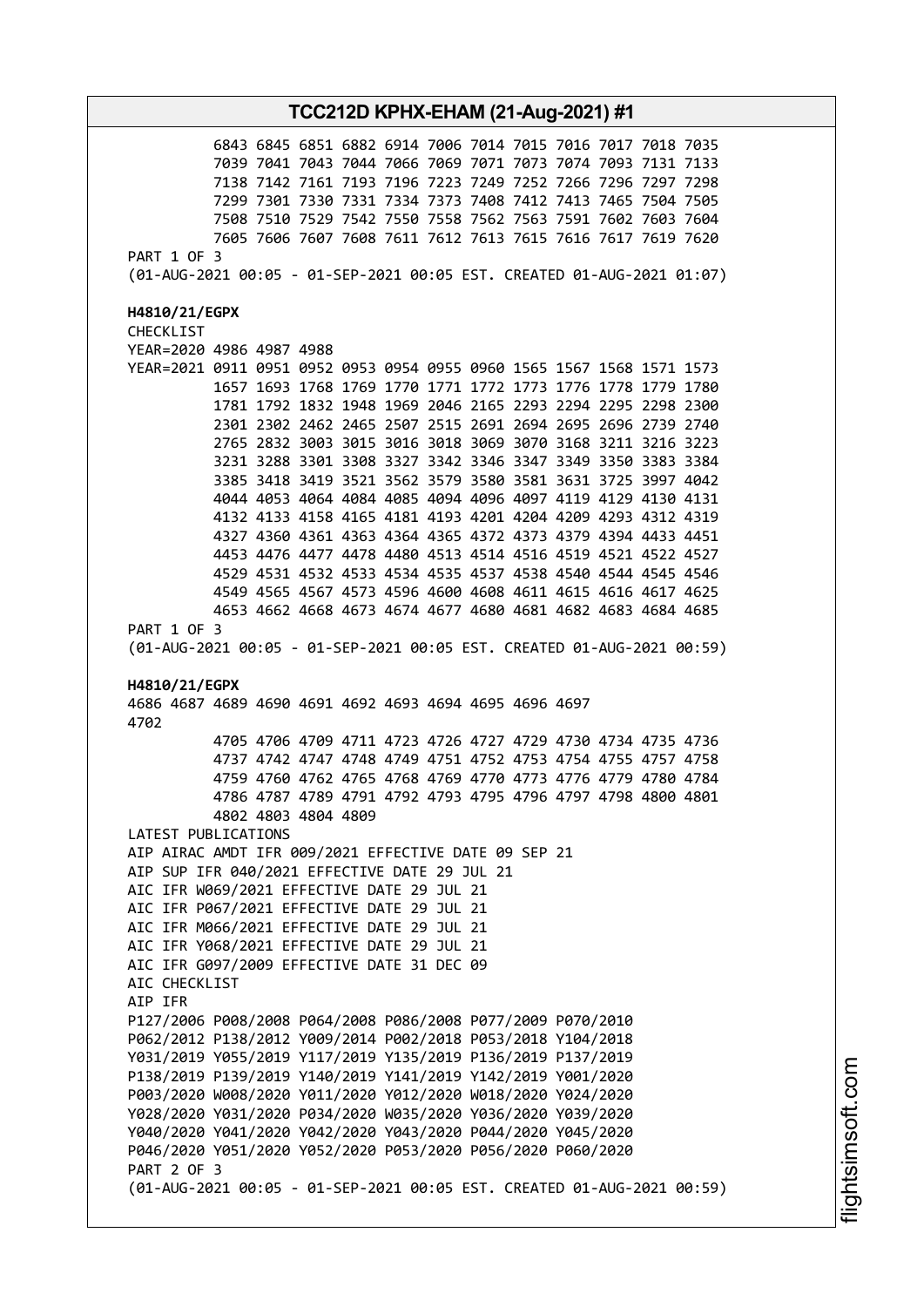6843 6845 6851 6882 6914 7006 7014 7015 7016 7017 7018 7035
7039 7041 7043 7044 7066 7069 7071 7073 7074 7093 7131 7133
7138 7142 7161 7193 7196 7223 7249 7252 7266 7296 7297 7298
7299 7301 7330 7331 7334 7373 7408 7412 7413 7465 7504 7505
7508 7510 7529 7542 7550 7558 7562 7563 7591 7602 7603 7604
7605 7606 7607 7608 7611 7612 7613 7615 7616 7617 7619 7620
PART 1 OF 3
(01-AUG-2021 00:05 - 01-SEP-2021 00:05 EST. CREATED 01-AUG-2021 01:07)

**H4810/21/EGPX**
CHECKLIST
YEAR=2020 4986 4987 4988
YEAR=2021 0911 0951 0952 0953 0954 0955 0960 1565 1567 1568 1571 1573
1657 1693 1768 1769 1770 1771 1772 1773 1776 1778 1779 1780
1781 1792 1832 1948 1969 2046 2165 2293 2294 2295 2298 2300
2301 2302 2462 2465 2507 2515 2691 2694 2695 2696 2739 2740
2765 2832 3003 3015 3016 3018 3069 3070 3168 3211 3216 3223
3231 3288 3301 3308 3327 3342 3346 3347 3349 3350 3383 3384
3385 3418 3419 3521 3562 3579 3580 3581 3631 3725 3997 4042
4044 4053 4064 4084 4085 4094 4096 4097 4119 4129 4130 4131
4132 4133 4158 4165 4181 4193 4201 4204 4209 4293 4312 4319
4327 4360 4361 4363 4364 4365 4372 4373 4379 4394 4433 4451
4453 4476 4477 4478 4480 4513 4514 4516 4519 4521 4522 4527
4529 4531 4532 4533 4534 4535 4537 4538 4540 4544 4545 4546
4549 4565 4567 4573 4596 4600 4608 4611 4615 4616 4617 4625
4653 4662 4668 4673 4674 4677 4680 4681 4682 4683 4684 4685
PART 1 OF 3
(01-AUG-2021 00:05 - 01-SEP-2021 00:05 EST. CREATED 01-AUG-2021 00:59)

**H4810/21/EGPX**
4686 4687 4689 4690 4691 4692 4693 4694 4695 4696 4697
4702
4705 4706 4709 4711 4723 4726 4727 4729 4730 4734 4735 4736
4737 4742 4747 4748 4749 4751 4752 4753 4754 4755 4757 4758
4759 4760 4762 4765 4768 4769 4770 4773 4776 4779 4780 4784
4786 4787 4789 4791 4792 4793 4795 4796 4797 4798 4800 4801
4802 4803 4804 4809
LATEST PUBLICATIONS
AIP AIRAC AMDT IFR 009/2021 EFFECTIVE DATE 09 SEP 21
AIP SUP IFR 040/2021 EFFECTIVE DATE 29 JUL 21
AIC IFR W069/2021 EFFECTIVE DATE 29 JUL 21
AIC IFR P067/2021 EFFECTIVE DATE 29 JUL 21
AIC IFR M066/2021 EFFECTIVE DATE 29 JUL 21
AIC IFR Y068/2021 EFFECTIVE DATE 29 JUL 21
AIC IFR G097/2009 EFFECTIVE DATE 31 DEC 09
AIC CHECKLIST
AIP IFR
P127/2006 P008/2008 P064/2008 P086/2008 P077/2009 P070/2010
P062/2012 P138/2012 Y009/2014 P002/2018 P053/2018 Y104/2018
Y031/2019 Y055/2019 Y117/2019 Y135/2019 P136/2019 P137/2019
P138/2019 P139/2019 Y140/2019 Y141/2019 Y142/2019 Y001/2020
P003/2020 W008/2020 Y011/2020 Y012/2020 W018/2020 Y024/2020
Y028/2020 Y031/2020 P034/2020 W035/2020 Y036/2020 Y039/2020
Y040/2020 Y041/2020 Y042/2020 Y043/2020 P044/2020 Y045/2020
P046/2020 Y051/2020 Y052/2020 P053/2020 P056/2020 P060/2020
PART 2 OF 3
(01-AUG-2021 00:05 - 01-SEP-2021 00:05 EST. CREATED 01-AUG-2021 00:59)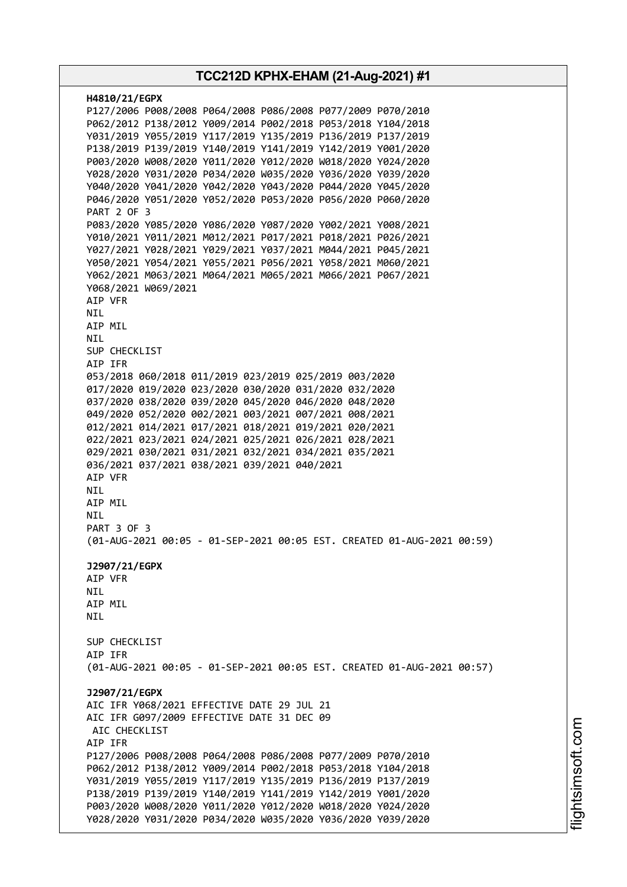**H4810/21/EGPX**
P127/2006 P008/2008 P064/2008 P086/2008 P077/2009 P070/2010
P062/2012 P138/2012 Y009/2014 P002/2018 P053/2018 Y104/2018
Y031/2019 Y055/2019 Y117/2019 Y135/2019 P136/2019 P137/2019
P138/2019 P139/2019 Y140/2019 Y141/2019 Y142/2019 Y001/2020
P003/2020 W008/2020 Y011/2020 Y012/2020 W018/2020 Y024/2020
Y028/2020 Y031/2020 P034/2020 W035/2020 Y036/2020 Y039/2020
Y040/2020 Y041/2020 Y042/2020 Y043/2020 P044/2020 Y045/2020
P046/2020 Y051/2020 Y052/2020 P053/2020 P056/2020 P060/2020
PART 2 OF 3
P083/2020 Y085/2020 Y086/2020 Y087/2020 Y002/2021 Y008/2021
Y010/2021 Y011/2021 M012/2021 P017/2021 P018/2021 P026/2021
Y027/2021 Y028/2021 Y029/2021 Y037/2021 M044/2021 P045/2021
Y050/2021 Y054/2021 Y055/2021 P056/2021 Y058/2021 M060/2021
Y062/2021 M063/2021 M064/2021 M065/2021 M066/2021 P067/2021
Y068/2021 W069/2021
AIP VFR
NIL
AIP MIL
NIL
SUP CHECKLIST
AIP IFR
053/2018 060/2018 011/2019 023/2019 025/2019 003/2020
017/2020 019/2020 023/2020 030/2020 031/2020 032/2020
037/2020 038/2020 039/2020 045/2020 046/2020 048/2020
049/2020 052/2020 002/2021 003/2021 007/2021 008/2021
012/2021 014/2021 017/2021 018/2021 019/2021 020/2021
022/2021 023/2021 024/2021 025/2021 026/2021 028/2021
029/2021 030/2021 031/2021 032/2021 034/2021 035/2021
036/2021 037/2021 038/2021 039/2021 040/2021
AIP VFR
NIL
AIP MIL
NIL
PART 3 OF 3
(01-AUG-2021 00:05 - 01-SEP-2021 00:05 EST. CREATED 01-AUG-2021 00:59)

**J2907/21/EGPX**
AIP VFR
NIL
AIP MIL
NIL

SUP CHECKLIST
AIP IFR
(01-AUG-2021 00:05 - 01-SEP-2021 00:05 EST. CREATED 01-AUG-2021 00:57)

**J2907/21/EGPX**
AIC IFR Y068/2021 EFFECTIVE DATE 29 JUL 21
AIC IFR G097/2009 EFFECTIVE DATE 31 DEC 09
AIC CHECKLIST
AIP IFR
P127/2006 P008/2008 P064/2008 P086/2008 P077/2009 P070/2010
P062/2012 P138/2012 Y009/2014 P002/2018 P053/2018 Y104/2018
Y031/2019 Y055/2019 Y117/2019 Y135/2019 P136/2019 P137/2019
P138/2019 P139/2019 Y140/2019 Y141/2019 Y142/2019 Y001/2020
P003/2020 W008/2020 Y011/2020 Y012/2020 W018/2020 Y024/2020
Y028/2020 Y031/2020 P034/2020 W035/2020 Y036/2020 Y039/2020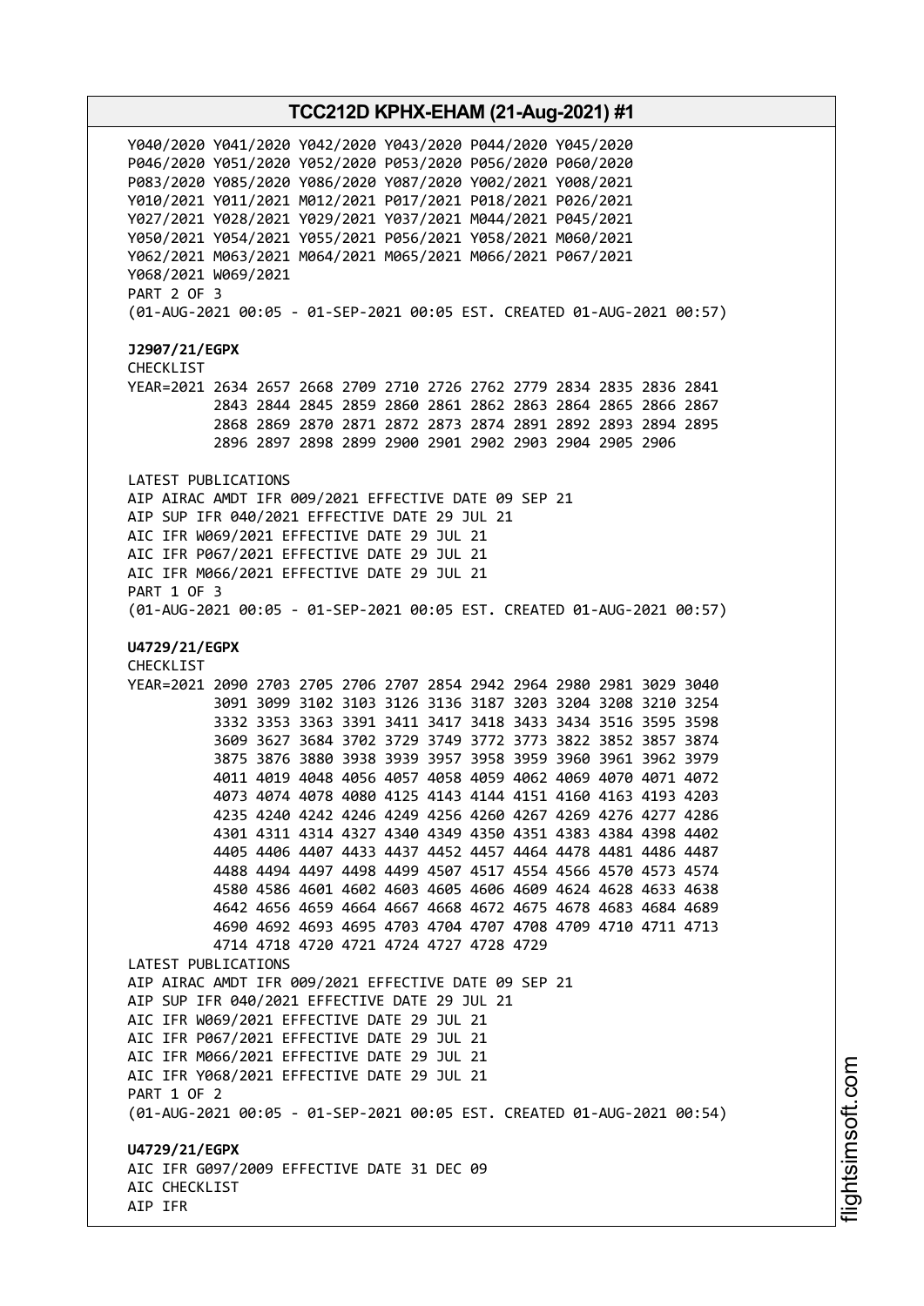Y040/2020 Y041/2020 Y042/2020 Y043/2020 P044/2020 Y045/2020
P046/2020 Y051/2020 Y052/2020 P053/2020 P056/2020 P060/2020
P083/2020 Y085/2020 Y086/2020 Y087/2020 Y002/2021 Y008/2021
Y010/2021 Y011/2021 M012/2021 P017/2021 P018/2021 P026/2021
Y027/2021 Y028/2021 Y029/2021 Y037/2021 M044/2021 P045/2021
Y050/2021 Y054/2021 Y055/2021 P056/2021 Y058/2021 M060/2021
Y062/2021 M063/2021 M064/2021 M065/2021 M066/2021 P067/2021
Y068/2021 W069/2021
PART 2 OF 3
(01-AUG-2021 00:05 - 01-SEP-2021 00:05 EST. CREATED 01-AUG-2021 00:57)

**J2907/21/EGPX**
CHECKLIST
YEAR=2021 2634 2657 2668 2709 2710 2726 2762 2779 2834 2835 2836 2841
2843 2844 2845 2859 2860 2861 2862 2863 2864 2865 2866 2867
2868 2869 2870 2871 2872 2873 2874 2891 2892 2893 2894 2895
2896 2897 2898 2899 2900 2901 2902 2903 2904 2905 2906

LATEST PUBLICATIONS
AIP AIRAC AMDT IFR 009/2021 EFFECTIVE DATE 09 SEP 21
AIP SUP IFR 040/2021 EFFECTIVE DATE 29 JUL 21
AIC IFR W069/2021 EFFECTIVE DATE 29 JUL 21
AIC IFR P067/2021 EFFECTIVE DATE 29 JUL 21
AIC IFR M066/2021 EFFECTIVE DATE 29 JUL 21
PART 1 OF 3
(01-AUG-2021 00:05 - 01-SEP-2021 00:05 EST. CREATED 01-AUG-2021 00:57)

**U4729/21/EGPX**
CHECKLIST
YEAR=2021 2090 2703 2705 2706 2707 2854 2942 2964 2980 2981 3029 3040
3091 3099 3102 3103 3126 3136 3187 3203 3204 3208 3210 3254
3332 3353 3363 3391 3411 3417 3418 3433 3434 3516 3595 3598
3609 3627 3684 3702 3729 3749 3772 3773 3822 3852 3857 3874
3875 3876 3880 3938 3939 3957 3958 3959 3960 3961 3962 3979
4011 4019 4048 4056 4057 4058 4059 4062 4069 4070 4071 4072
4073 4074 4078 4080 4125 4143 4144 4151 4160 4163 4193 4203
4235 4240 4242 4246 4249 4256 4260 4267 4269 4276 4277 4286
4301 4311 4314 4327 4340 4349 4350 4351 4383 4384 4398 4402
4405 4406 4407 4433 4437 4452 4457 4464 4478 4481 4486 4487
4488 4494 4497 4498 4499 4507 4517 4554 4566 4570 4573 4574
4580 4586 4601 4602 4603 4605 4606 4609 4624 4628 4633 4638
4642 4656 4659 4664 4667 4668 4672 4675 4678 4683 4684 4689
4690 4692 4693 4695 4703 4704 4707 4708 4709 4710 4711 4713
4714 4718 4720 4721 4724 4727 4728 4729
LATEST PUBLICATIONS
AIP AIRAC AMDT IFR 009/2021 EFFECTIVE DATE 09 SEP 21
AIP SUP IFR 040/2021 EFFECTIVE DATE 29 JUL 21
AIC IFR W069/2021 EFFECTIVE DATE 29 JUL 21
AIC IFR P067/2021 EFFECTIVE DATE 29 JUL 21
AIC IFR M066/2021 EFFECTIVE DATE 29 JUL 21
AIC IFR Y068/2021 EFFECTIVE DATE 29 JUL 21
PART 1 OF 2
(01-AUG-2021 00:05 - 01-SEP-2021 00:05 EST. CREATED 01-AUG-2021 00:54)

**U4729/21/EGPX**
AIC IFR G097/2009 EFFECTIVE DATE 31 DEC 09
AIC CHECKLIST
AIP IFR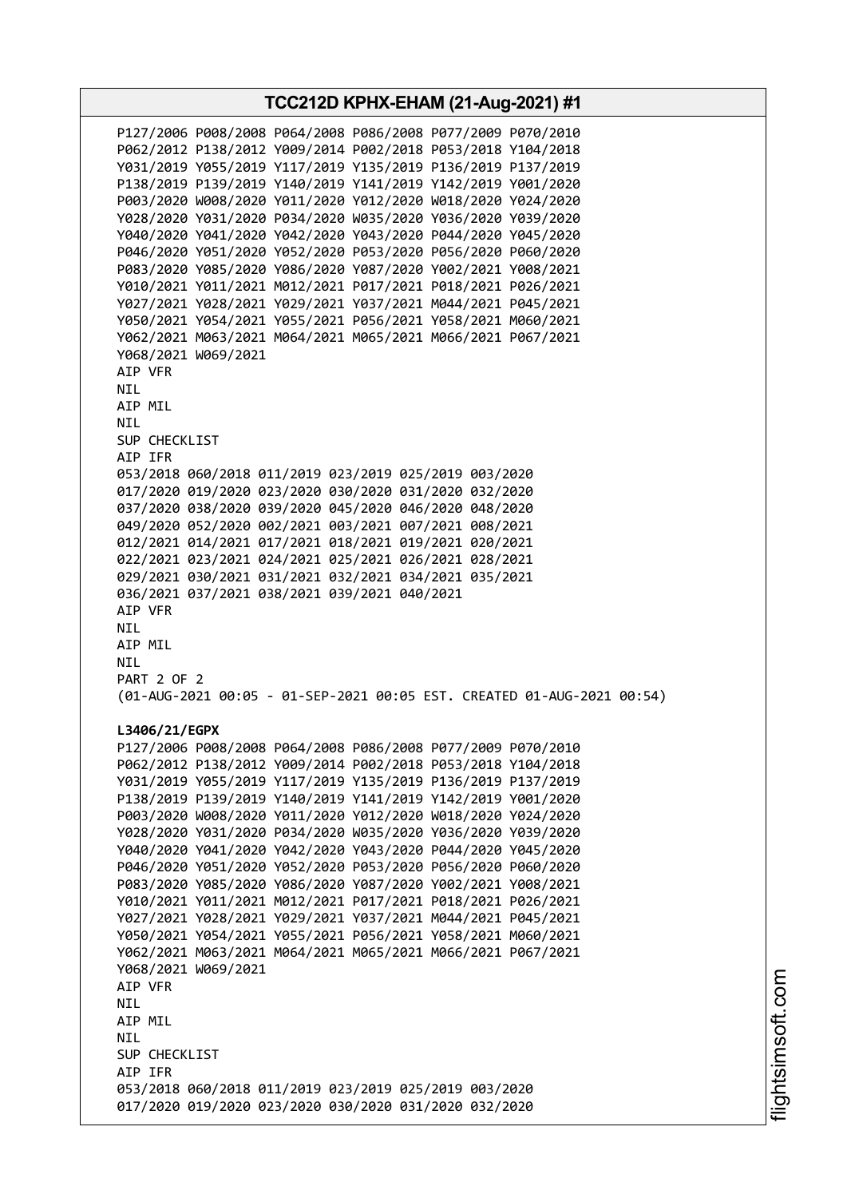P127/2006 P008/2008 P064/2008 P086/2008 P077/2009 P070/2010
P062/2012 P138/2012 Y009/2014 P002/2018 P053/2018 Y104/2018
Y031/2019 Y055/2019 Y117/2019 Y135/2019 P136/2019 P137/2019
P138/2019 P139/2019 Y140/2019 Y141/2019 Y142/2019 Y001/2020
P003/2020 W008/2020 Y011/2020 Y012/2020 W018/2020 Y024/2020
Y028/2020 Y031/2020 P034/2020 W035/2020 Y036/2020 Y039/2020
Y040/2020 Y041/2020 Y042/2020 Y043/2020 P044/2020 Y045/2020
P046/2020 Y051/2020 Y052/2020 P053/2020 P056/2020 P060/2020
P083/2020 Y085/2020 Y086/2020 Y087/2020 Y002/2021 Y008/2021
Y010/2021 Y011/2021 M012/2021 P017/2021 P018/2021 P026/2021
Y027/2021 Y028/2021 Y029/2021 Y037/2021 M044/2021 P045/2021
Y050/2021 Y054/2021 Y055/2021 P056/2021 Y058/2021 M060/2021
Y062/2021 M063/2021 M064/2021 M065/2021 M066/2021 P067/2021
Y068/2021 W069/2021
AIP VFR
NIL
AIP MIL
NIL
SUP CHECKLIST
AIP IFR
053/2018 060/2018 011/2019 023/2019 025/2019 003/2020
017/2020 019/2020 023/2020 030/2020 031/2020 032/2020
037/2020 038/2020 039/2020 045/2020 046/2020 048/2020
049/2020 052/2020 002/2021 003/2021 007/2021 008/2021
012/2021 014/2021 017/2021 018/2021 019/2021 020/2021
022/2021 023/2021 024/2021 025/2021 026/2021 028/2021
029/2021 030/2021 031/2021 032/2021 034/2021 035/2021
036/2021 037/2021 038/2021 039/2021 040/2021
AIP VFR
NIL
AIP MIL
NIL
PART 2 OF 2
(01-AUG-2021 00:05 - 01-SEP-2021 00:05 EST. CREATED 01-AUG-2021 00:54)

**L3406/21/EGPX**
P127/2006 P008/2008 P064/2008 P086/2008 P077/2009 P070/2010
P062/2012 P138/2012 Y009/2014 P002/2018 P053/2018 Y104/2018
Y031/2019 Y055/2019 Y117/2019 Y135/2019 P136/2019 P137/2019
P138/2019 P139/2019 Y140/2019 Y141/2019 Y142/2019 Y001/2020
P003/2020 W008/2020 Y011/2020 Y012/2020 W018/2020 Y024/2020
Y028/2020 Y031/2020 P034/2020 W035/2020 Y036/2020 Y039/2020
Y040/2020 Y041/2020 Y042/2020 Y043/2020 P044/2020 Y045/2020
P046/2020 Y051/2020 Y052/2020 P053/2020 P056/2020 P060/2020
P083/2020 Y085/2020 Y086/2020 Y087/2020 Y002/2021 Y008/2021
Y010/2021 Y011/2021 M012/2021 P017/2021 P018/2021 P026/2021
Y027/2021 Y028/2021 Y029/2021 Y037/2021 M044/2021 P045/2021
Y050/2021 Y054/2021 Y055/2021 P056/2021 Y058/2021 M060/2021
Y062/2021 M063/2021 M064/2021 M065/2021 M066/2021 P067/2021
Y068/2021 W069/2021
AIP VFR
NIL
AIP MIL
NIL
SUP CHECKLIST
AIP IFR
053/2018 060/2018 011/2019 023/2019 025/2019 003/2020
017/2020 019/2020 023/2020 030/2020 031/2020 032/2020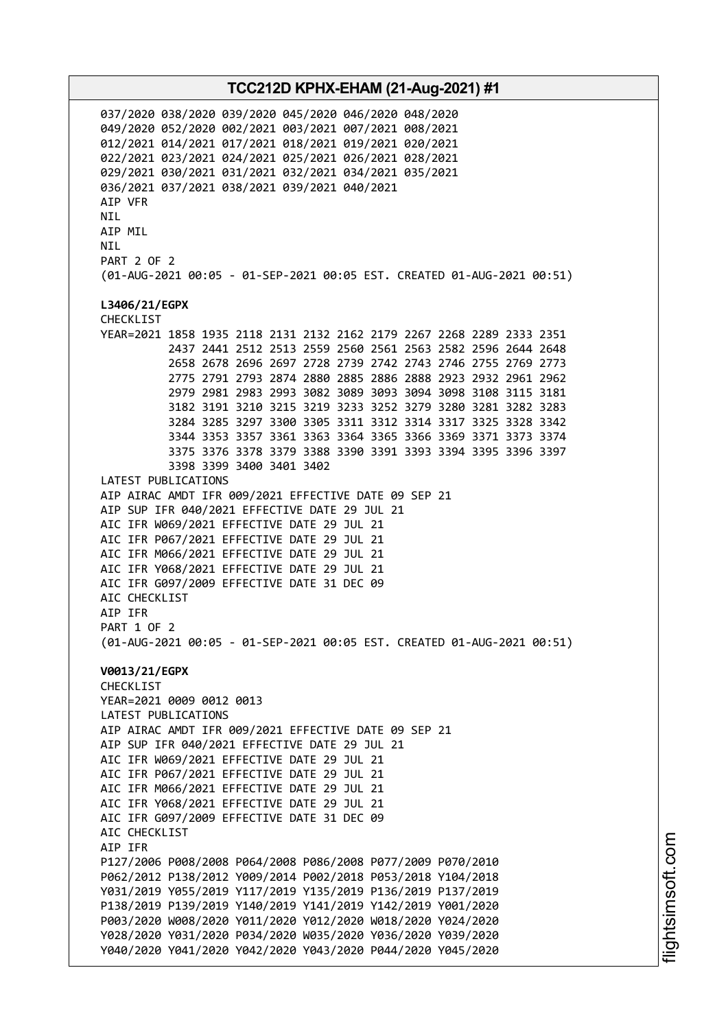037/2020 038/2020 039/2020 045/2020 046/2020 048/2020
049/2020 052/2020 002/2021 003/2021 007/2021 008/2021
012/2021 014/2021 017/2021 018/2021 019/2021 020/2021
022/2021 023/2021 024/2021 025/2021 026/2021 028/2021
029/2021 030/2021 031/2021 032/2021 034/2021 035/2021
036/2021 037/2021 038/2021 039/2021 040/2021
AIP VFR
NIL
AIP MIL
NIL
PART 2 OF 2
(01-AUG-2021 00:05 - 01-SEP-2021 00:05 EST. CREATED 01-AUG-2021 00:51)

**L3406/21/EGPX**
CHECKLIST
YEAR=2021 1858 1935 2118 2131 2132 2162 2179 2267 2268 2289 2333 2351
2437 2441 2512 2513 2559 2560 2561 2563 2582 2596 2644 2648
2658 2678 2696 2697 2728 2739 2742 2743 2746 2755 2769 2773
2775 2791 2793 2874 2880 2885 2886 2888 2923 2932 2961 2962
2979 2981 2983 2993 3082 3089 3093 3094 3098 3108 3115 3181
3182 3191 3210 3215 3219 3233 3252 3279 3280 3281 3282 3283
3284 3285 3297 3300 3305 3311 3312 3314 3317 3325 3328 3342
3344 3353 3357 3361 3363 3364 3365 3366 3369 3371 3373 3374
3375 3376 3378 3379 3388 3390 3391 3393 3394 3395 3396 3397
3398 3399 3400 3401 3402
LATEST PUBLICATIONS
AIP AIRAC AMDT IFR 009/2021 EFFECTIVE DATE 09 SEP 21
AIP SUP IFR 040/2021 EFFECTIVE DATE 29 JUL 21
AIC IFR W069/2021 EFFECTIVE DATE 29 JUL 21
AIC IFR P067/2021 EFFECTIVE DATE 29 JUL 21
AIC IFR M066/2021 EFFECTIVE DATE 29 JUL 21
AIC IFR Y068/2021 EFFECTIVE DATE 29 JUL 21
AIC IFR G097/2009 EFFECTIVE DATE 31 DEC 09
AIC CHECKLIST
AIP IFR
PART 1 OF 2
(01-AUG-2021 00:05 - 01-SEP-2021 00:05 EST. CREATED 01-AUG-2021 00:51)

**V0013/21/EGPX**
CHECKLIST
YEAR=2021 0009 0012 0013
LATEST PUBLICATIONS
AIP AIRAC AMDT IFR 009/2021 EFFECTIVE DATE 09 SEP 21
AIP SUP IFR 040/2021 EFFECTIVE DATE 29 JUL 21
AIC IFR W069/2021 EFFECTIVE DATE 29 JUL 21
AIC IFR P067/2021 EFFECTIVE DATE 29 JUL 21
AIC IFR M066/2021 EFFECTIVE DATE 29 JUL 21
AIC IFR Y068/2021 EFFECTIVE DATE 29 JUL 21
AIC IFR G097/2009 EFFECTIVE DATE 31 DEC 09
AIC CHECKLIST
AIP IFR
P127/2006 P008/2008 P064/2008 P086/2008 P077/2009 P070/2010
P062/2012 P138/2012 Y009/2014 P002/2018 P053/2018 Y104/2018
Y031/2019 Y055/2019 Y117/2019 Y135/2019 P136/2019 P137/2019
P138/2019 P139/2019 Y140/2019 Y141/2019 Y142/2019 Y001/2020
P003/2020 W008/2020 Y011/2020 Y012/2020 W018/2020 Y024/2020
Y028/2020 Y031/2020 P034/2020 W035/2020 Y036/2020 Y039/2020
Y040/2020 Y041/2020 Y042/2020 Y043/2020 P044/2020 Y045/2020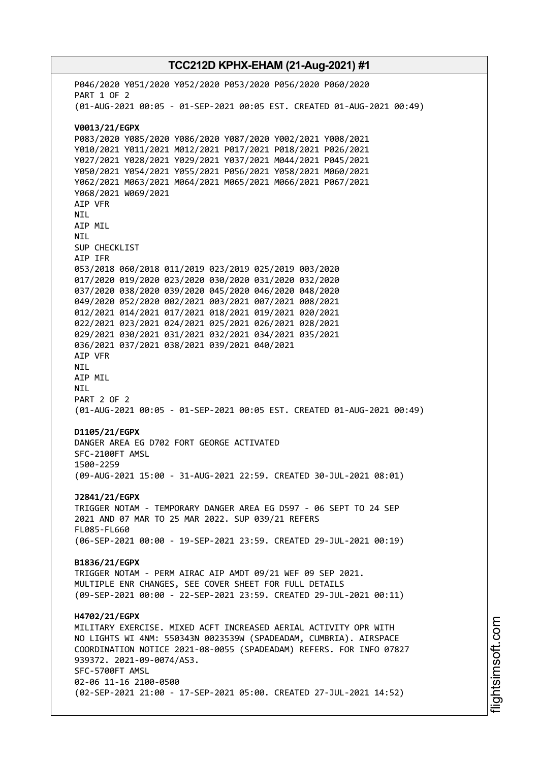P046/2020 Y051/2020 Y052/2020 P053/2020 P056/2020 P060/2020
PART 1 OF 2
(01-AUG-2021 00:05 - 01-SEP-2021 00:05 EST. CREATED 01-AUG-2021 00:49)

**V0013/21/EGPX**
P083/2020 Y085/2020 Y086/2020 Y087/2020 Y002/2021 Y008/2021
Y010/2021 Y011/2021 M012/2021 P017/2021 P018/2021 P026/2021
Y027/2021 Y028/2021 Y029/2021 Y037/2021 M044/2021 P045/2021
Y050/2021 Y054/2021 Y055/2021 P056/2021 Y058/2021 M060/2021
Y062/2021 M063/2021 M064/2021 M065/2021 M066/2021 P067/2021
Y068/2021 W069/2021
AIP VFR
NIL
AIP MIL
NIL
SUP CHECKLIST
AIP IFR
053/2018 060/2018 011/2019 023/2019 025/2019 003/2020
017/2020 019/2020 023/2020 030/2020 031/2020 032/2020
037/2020 038/2020 039/2020 045/2020 046/2020 048/2020
049/2020 052/2020 002/2021 003/2021 007/2021 008/2021
012/2021 014/2021 017/2021 018/2021 019/2021 020/2021
022/2021 023/2021 024/2021 025/2021 026/2021 028/2021
029/2021 030/2021 031/2021 032/2021 034/2021 035/2021
036/2021 037/2021 038/2021 039/2021 040/2021
AIP VFR
NIL
AIP MIL
NIL
PART 2 OF 2
(01-AUG-2021 00:05 - 01-SEP-2021 00:05 EST. CREATED 01-AUG-2021 00:49)

**D1105/21/EGPX**
DANGER AREA EG D702 FORT GEORGE ACTIVATED
SFC-2100FT AMSL
1500-2259
(09-AUG-2021 15:00 - 31-AUG-2021 22:59. CREATED 30-JUL-2021 08:01)

**J2841/21/EGPX**
TRIGGER NOTAM - TEMPORARY DANGER AREA EG D597 - 06 SEPT TO 24 SEP
2021 AND 07 MAR TO 25 MAR 2022. SUP 039/21 REFERS
FL085-FL660
(06-SEP-2021 00:00 - 19-SEP-2021 23:59. CREATED 29-JUL-2021 00:19)

**B1836/21/EGPX**
TRIGGER NOTAM - PERM AIRAC AIP AMDT 09/21 WEF 09 SEP 2021.
MULTIPLE ENR CHANGES, SEE COVER SHEET FOR FULL DETAILS
(09-SEP-2021 00:00 - 22-SEP-2021 23:59. CREATED 29-JUL-2021 00:11)

**H4702/21/EGPX**
MILITARY EXERCISE. MIXED ACFT INCREASED AERIAL ACTIVITY OPR WITH
NO LIGHTS WI 4NM: 550343N 0023539W (SPADEADAM, CUMBRIA). AIRSPACE
COORDINATION NOTICE 2021-08-0055 (SPADEADAM) REFERS. FOR INFO 07827
939372. 2021-09-0074/AS3.
SFC-5700FT AMSL
02-06 11-16 2100-0500
(02-SEP-2021 21:00 - 17-SEP-2021 05:00. CREATED 27-JUL-2021 14:52)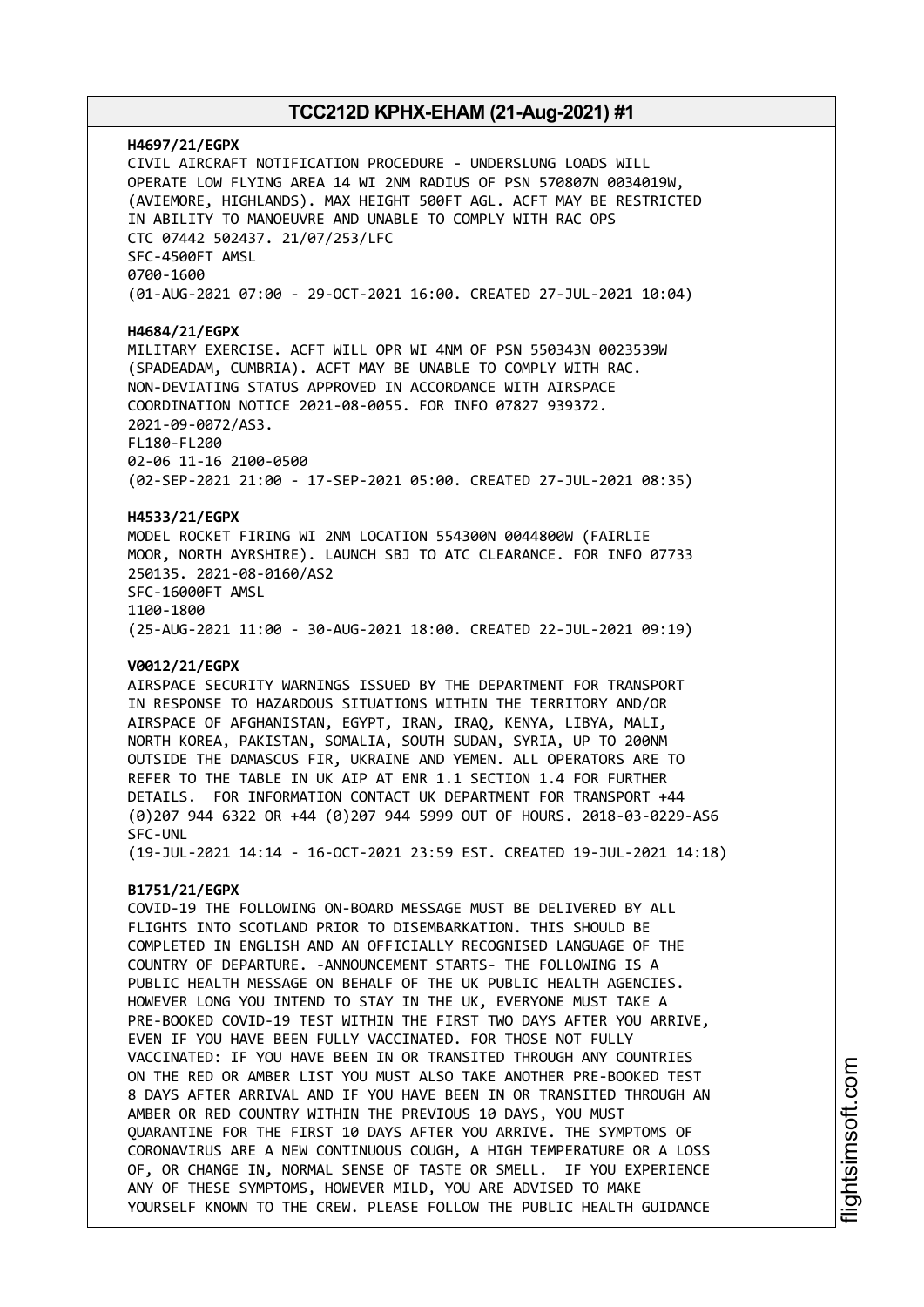**H4697/21/EGPX**
CIVIL AIRCRAFT NOTIFICATION PROCEDURE - UNDERSLUNG LOADS WILL OPERATE LOW FLYING AREA 14 WI 2NM RADIUS OF PSN 570807N 0034019W, (AVIEMORE, HIGHLANDS). MAX HEIGHT 500FT AGL. ACFT MAY BE RESTRICTED IN ABILITY TO MANOEUVRE AND UNABLE TO COMPLY WITH RAC OPS CTC 07442 502437. 21/07/253/LFC
SFC-4500FT AMSL
0700-1600
(01-AUG-2021 07:00 - 29-OCT-2021 16:00. CREATED 27-JUL-2021 10:04)

**H4684/21/EGPX**
MILITARY EXERCISE. ACFT WILL OPR WI 4NM OF PSN 550343N 0023539W (SPADEADAM, CUMBRIA). ACFT MAY BE UNABLE TO COMPLY WITH RAC. NON-DEVIATING STATUS APPROVED IN ACCORDANCE WITH AIRSPACE COORDINATION NOTICE 2021-08-0055. FOR INFO 07827 939372. 2021-09-0072/AS3.
FL180-FL200
02-06 11-16 2100-0500
(02-SEP-2021 21:00 - 17-SEP-2021 05:00. CREATED 27-JUL-2021 08:35)

**H4533/21/EGPX**
MODEL ROCKET FIRING WI 2NM LOCATION 554300N 0044800W (FAIRLIE MOOR, NORTH AYRSHIRE). LAUNCH SBJ TO ATC CLEARANCE. FOR INFO 07733 250135. 2021-08-0160/AS2
SFC-16000FT AMSL
1100-1800
(25-AUG-2021 11:00 - 30-AUG-2021 18:00. CREATED 22-JUL-2021 09:19)

**V0012/21/EGPX**
AIRSPACE SECURITY WARNINGS ISSUED BY THE DEPARTMENT FOR TRANSPORT IN RESPONSE TO HAZARDOUS SITUATIONS WITHIN THE TERRITORY AND/OR AIRSPACE OF AFGHANISTAN, EGYPT, IRAN, IRAQ, KENYA, LIBYA, MALI, NORTH KOREA, PAKISTAN, SOMALIA, SOUTH SUDAN, SYRIA, UP TO 200NM OUTSIDE THE DAMASCUS FIR, UKRAINE AND YEMEN. ALL OPERATORS ARE TO REFER TO THE TABLE IN UK AIP AT ENR 1.1 SECTION 1.4 FOR FURTHER DETAILS. FOR INFORMATION CONTACT UK DEPARTMENT FOR TRANSPORT +44 (0)207 944 6322 OR +44 (0)207 944 5999 OUT OF HOURS. 2018-03-0229-AS6
SFC-UNL
(19-JUL-2021 14:14 - 16-OCT-2021 23:59 EST. CREATED 19-JUL-2021 14:18)

**B1751/21/EGPX**
COVID-19 THE FOLLOWING ON-BOARD MESSAGE MUST BE DELIVERED BY ALL FLIGHTS INTO SCOTLAND PRIOR TO DISEMBARKATION. THIS SHOULD BE COMPLETED IN ENGLISH AND AN OFFICIALLY RECOGNISED LANGUAGE OF THE COUNTRY OF DEPARTURE. -ANNOUNCEMENT STARTS- THE FOLLOWING IS A PUBLIC HEALTH MESSAGE ON BEHALF OF THE UK PUBLIC HEALTH AGENCIES. HOWEVER LONG YOU INTEND TO STAY IN THE UK, EVERYONE MUST TAKE A PRE-BOOKED COVID-19 TEST WITHIN THE FIRST TWO DAYS AFTER YOU ARRIVE, EVEN IF YOU HAVE BEEN FULLY VACCINATED. FOR THOSE NOT FULLY VACCINATED: IF YOU HAVE BEEN IN OR TRANSITED THROUGH ANY COUNTRIES ON THE RED OR AMBER LIST YOU MUST ALSO TAKE ANOTHER PRE-BOOKED TEST 8 DAYS AFTER ARRIVAL AND IF YOU HAVE BEEN IN OR TRANSITED THROUGH AN AMBER OR RED COUNTRY WITHIN THE PREVIOUS 10 DAYS, YOU MUST QUARANTINE FOR THE FIRST 10 DAYS AFTER YOU ARRIVE. THE SYMPTOMS OF CORONAVIRUS ARE A NEW CONTINUOUS COUGH, A HIGH TEMPERATURE OR A LOSS OF, OR CHANGE IN, NORMAL SENSE OF TASTE OR SMELL. IF YOU EXPERIENCE ANY OF THESE SYMPTOMS, HOWEVER MILD, YOU ARE ADVISED TO MAKE YOURSELF KNOWN TO THE CREW. PLEASE FOLLOW THE PUBLIC HEALTH GUIDANCE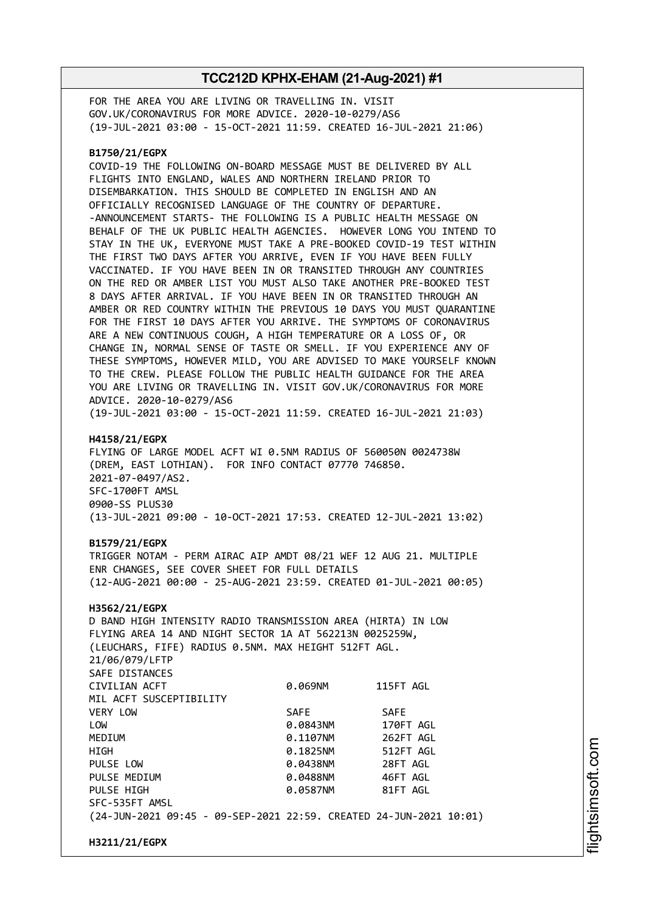FOR THE AREA YOU ARE LIVING OR TRAVELLING IN. VISIT GOV.UK/CORONAVIRUS FOR MORE ADVICE. 2020-10-0279/AS6
(19-JUL-2021 03:00 - 15-OCT-2021 11:59. CREATED 16-JUL-2021 21:06)

**B1750/21/EGPX**
COVID-19 THE FOLLOWING ON-BOARD MESSAGE MUST BE DELIVERED BY ALL FLIGHTS INTO ENGLAND, WALES AND NORTHERN IRELAND PRIOR TO DISEMBARKATION. THIS SHOULD BE COMPLETED IN ENGLISH AND AN OFFICIALLY RECOGNISED LANGUAGE OF THE COUNTRY OF DEPARTURE. -ANNOUNCEMENT STARTS- THE FOLLOWING IS A PUBLIC HEALTH MESSAGE ON BEHALF OF THE UK PUBLIC HEALTH AGENCIES. HOWEVER LONG YOU INTEND TO STAY IN THE UK, EVERYONE MUST TAKE A PRE-BOOKED COVID-19 TEST WITHIN THE FIRST TWO DAYS AFTER YOU ARRIVE, EVEN IF YOU HAVE BEEN FULLY VACCINATED. IF YOU HAVE BEEN IN OR TRANSITED THROUGH ANY COUNTRIES ON THE RED OR AMBER LIST YOU MUST ALSO TAKE ANOTHER PRE-BOOKED TEST 8 DAYS AFTER ARRIVAL. IF YOU HAVE BEEN IN OR TRANSITED THROUGH AN AMBER OR RED COUNTRY WITHIN THE PREVIOUS 10 DAYS YOU MUST QUARANTINE FOR THE FIRST 10 DAYS AFTER YOU ARRIVE. THE SYMPTOMS OF CORONAVIRUS ARE A NEW CONTINUOUS COUGH, A HIGH TEMPERATURE OR A LOSS OF, OR CHANGE IN, NORMAL SENSE OF TASTE OR SMELL. IF YOU EXPERIENCE ANY OF THESE SYMPTOMS, HOWEVER MILD, YOU ARE ADVISED TO MAKE YOURSELF KNOWN TO THE CREW. PLEASE FOLLOW THE PUBLIC HEALTH GUIDANCE FOR THE AREA YOU ARE LIVING OR TRAVELLING IN. VISIT GOV.UK/CORONAVIRUS FOR MORE ADVICE. 2020-10-0279/AS6
(19-JUL-2021 03:00 - 15-OCT-2021 11:59. CREATED 16-JUL-2021 21:03)

**H4158/21/EGPX**
FLYING OF LARGE MODEL ACFT WI 0.5NM RADIUS OF 560050N 0024738W (DREM, EAST LOTHIAN). FOR INFO CONTACT 07770 746850.
2021-07-0497/AS2.
SFC-1700FT AMSL
0900-SS PLUS30
(13-JUL-2021 09:00 - 10-OCT-2021 17:53. CREATED 12-JUL-2021 13:02)

**B1579/21/EGPX**
TRIGGER NOTAM - PERM AIRAC AIP AMDT 08/21 WEF 12 AUG 21. MULTIPLE ENR CHANGES, SEE COVER SHEET FOR FULL DETAILS
(12-AUG-2021 00:00 - 25-AUG-2021 23:59. CREATED 01-JUL-2021 00:05)

**H3562/21/EGPX**
D BAND HIGH INTENSITY RADIO TRANSMISSION AREA (HIRTA) IN LOW FLYING AREA 14 AND NIGHT SECTOR 1A AT 562213N 0025259W, (LEUCHARS, FIFE) RADIUS 0.5NM. MAX HEIGHT 512FT AGL.
21/06/079/LFTP
SAFE DISTANCES

| | | |
|---|---|---|
| CIVILIAN ACFT | 0.069NM | 115FT AGL |
| MIL ACFT SUSCEPTIBILITY | | |
| VERY LOW | SAFE | SAFE |
| LOW | 0.0843NM | 170FT AGL |
| MEDIUM | 0.1107NM | 262FT AGL |
| HIGH | 0.1825NM | 512FT AGL |
| PULSE LOW | 0.0438NM | 28FT AGL |
| PULSE MEDIUM | 0.0488NM | 46FT AGL |
| PULSE HIGH | 0.0587NM | 81FT AGL |

SFC-535FT AMSL
(24-JUN-2021 09:45 - 09-SEP-2021 22:59. CREATED 24-JUN-2021 10:01)

**H3211/21/EGPX**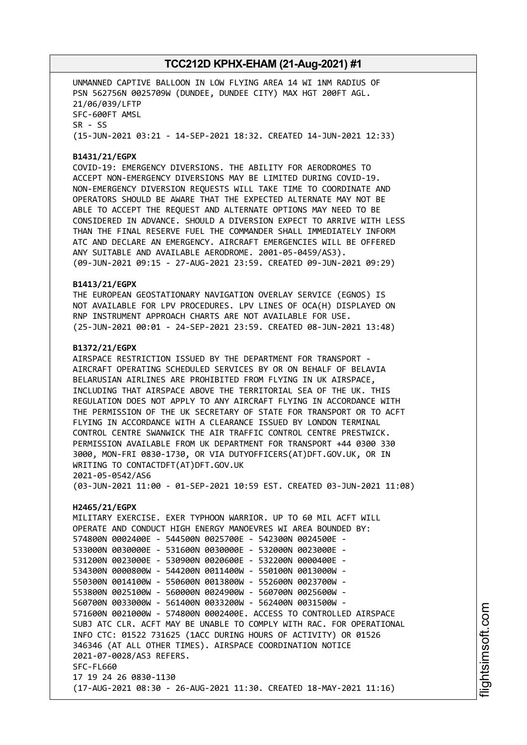UNMANNED CAPTIVE BALLOON IN LOW FLYING AREA 14 WI 1NM RADIUS OF PSN 562756N 0025709W (DUNDEE, DUNDEE CITY) MAX HGT 200FT AGL.
21/06/039/LFTP
SFC-600FT AMSL
SR - SS
(15-JUN-2021 03:21 - 14-SEP-2021 18:32. CREATED 14-JUN-2021 12:33)

**B1431/21/EGPX**
COVID-19: EMERGENCY DIVERSIONS. THE ABILITY FOR AERODROMES TO ACCEPT NON-EMERGENCY DIVERSIONS MAY BE LIMITED DURING COVID-19. NON-EMERGENCY DIVERSION REQUESTS WILL TAKE TIME TO COORDINATE AND OPERATORS SHOULD BE AWARE THAT THE EXPECTED ALTERNATE MAY NOT BE ABLE TO ACCEPT THE REQUEST AND ALTERNATE OPTIONS MAY NEED TO BE CONSIDERED IN ADVANCE. SHOULD A DIVERSION EXPECT TO ARRIVE WITH LESS THAN THE FINAL RESERVE FUEL THE COMMANDER SHALL IMMEDIATELY INFORM ATC AND DECLARE AN EMERGENCY. AIRCRAFT EMERGENCIES WILL BE OFFERED ANY SUITABLE AND AVAILABLE AERODROME. 2001-05-0459/AS3).
(09-JUN-2021 09:15 - 27-AUG-2021 23:59. CREATED 09-JUN-2021 09:29)

**B1413/21/EGPX**
THE EUROPEAN GEOSTATIONARY NAVIGATION OVERLAY SERVICE (EGNOS) IS NOT AVAILABLE FOR LPV PROCEDURES. LPV LINES OF OCA(H) DISPLAYED ON RNP INSTRUMENT APPROACH CHARTS ARE NOT AVAILABLE FOR USE.
(25-JUN-2021 00:01 - 24-SEP-2021 23:59. CREATED 08-JUN-2021 13:48)

**B1372/21/EGPX**
AIRSPACE RESTRICTION ISSUED BY THE DEPARTMENT FOR TRANSPORT - AIRCRAFT OPERATING SCHEDULED SERVICES BY OR ON BEHALF OF BELAVIA BELARUSIAN AIRLINES ARE PROHIBITED FROM FLYING IN UK AIRSPACE, INCLUDING THAT AIRSPACE ABOVE THE TERRITORIAL SEA OF THE UK. THIS REGULATION DOES NOT APPLY TO ANY AIRCRAFT FLYING IN ACCORDANCE WITH THE PERMISSION OF THE UK SECRETARY OF STATE FOR TRANSPORT OR TO ACFT FLYING IN ACCORDANCE WITH A CLEARANCE ISSUED BY LONDON TERMINAL CONTROL CENTRE SWANWICK THE AIR TRAFFIC CONTROL CENTRE PRESTWICK. PERMISSION AVAILABLE FROM UK DEPARTMENT FOR TRANSPORT +44 0300 330 3000, MON-FRI 0830-1730, OR VIA DUTYOFFICERS(AT)DFT.GOV.UK, OR IN WRITING TO CONTACTDFT(AT)DFT.GOV.UK
2021-05-0542/AS6
(03-JUN-2021 11:00 - 01-SEP-2021 10:59 EST. CREATED 03-JUN-2021 11:08)

**H2465/21/EGPX**
MILITARY EXERCISE. EXER TYPHOON WARRIOR. UP TO 60 MIL ACFT WILL OPERATE AND CONDUCT HIGH ENERGY MANOEVRES WI AREA BOUNDED BY:
574800N 0002400E - 544500N 0025700E - 542300N 0024500E -
533000N 0030000E - 531600N 0030000E - 532000N 0023000E -
531200N 0023000E - 530900N 0020600E - 532200N 0000400E -
534300N 0000800W - 544200N 0011400W - 550100N 0013000W -
550300N 0014100W - 550600N 0013800W - 552600N 0023700W -
553800N 0025100W - 560000N 0024900W - 560700N 0025600W -
560700N 0033000W - 561400N 0033200W - 562400N 0031500W -
571600N 0021000W - 574800N 0002400E. ACCESS TO CONTROLLED AIRSPACE SUBJ ATC CLR. ACFT MAY BE UNABLE TO COMPLY WITH RAC. FOR OPERATIONAL INFO CTC: 01522 731625 (1ACC DURING HOURS OF ACTIVITY) OR 01526 346346 (AT ALL OTHER TIMES). AIRSPACE COORDINATION NOTICE 2021-07-0028/AS3 REFERS.
SFC-FL660
17 19 24 26 0830-1130
(17-AUG-2021 08:30 - 26-AUG-2021 11:30. CREATED 18-MAY-2021 11:16)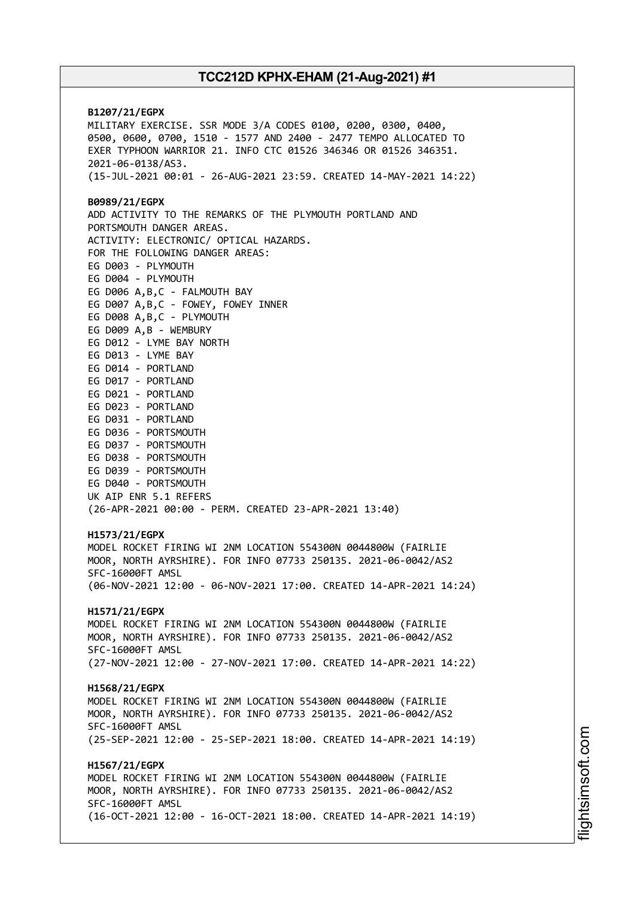**B1207/21/EGPX**
MILITARY EXERCISE. SSR MODE 3/A CODES 0100, 0200, 0300, 0400, 0500, 0600, 0700, 1510 - 1577 AND 2400 - 2477 TEMPO ALLOCATED TO EXER TYPHOON WARRIOR 21. INFO CTC 01526 346346 OR 01526 346351. 2021-06-0138/AS3.
(15-JUL-2021 00:01 - 26-AUG-2021 23:59. CREATED 14-MAY-2021 14:22)

**B0989/21/EGPX**
ADD ACTIVITY TO THE REMARKS OF THE PLYMOUTH PORTLAND AND PORTSMOUTH DANGER AREAS.
ACTIVITY: ELECTRONIC/ OPTICAL HAZARDS.
FOR THE FOLLOWING DANGER AREAS:
EG D003 - PLYMOUTH
EG D004 - PLYMOUTH
EG D006 A,B,C - FALMOUTH BAY
EG D007 A,B,C - FOWEY, FOWEY INNER
EG D008 A,B,C - PLYMOUTH
EG D009 A,B - WEMBURY
EG D012 - LYME BAY NORTH
EG D013 - LYME BAY
EG D014 - PORTLAND
EG D017 - PORTLAND
EG D021 - PORTLAND
EG D023 - PORTLAND
EG D031 - PORTLAND
EG D036 - PORTSMOUTH
EG D037 - PORTSMOUTH
EG D038 - PORTSMOUTH
EG D039 - PORTSMOUTH
EG D040 - PORTSMOUTH
UK AIP ENR 5.1 REFERS
(26-APR-2021 00:00 - PERM. CREATED 23-APR-2021 13:40)

**H1573/21/EGPX**
MODEL ROCKET FIRING WI 2NM LOCATION 554300N 0044800W (FAIRLIE MOOR, NORTH AYRSHIRE). FOR INFO 07733 250135. 2021-06-0042/AS2
SFC-16000FT AMSL
(06-NOV-2021 12:00 - 06-NOV-2021 17:00. CREATED 14-APR-2021 14:24)

**H1571/21/EGPX**
MODEL ROCKET FIRING WI 2NM LOCATION 554300N 0044800W (FAIRLIE MOOR, NORTH AYRSHIRE). FOR INFO 07733 250135. 2021-06-0042/AS2
SFC-16000FT AMSL
(27-NOV-2021 12:00 - 27-NOV-2021 17:00. CREATED 14-APR-2021 14:22)

**H1568/21/EGPX**
MODEL ROCKET FIRING WI 2NM LOCATION 554300N 0044800W (FAIRLIE MOOR, NORTH AYRSHIRE). FOR INFO 07733 250135. 2021-06-0042/AS2
SFC-16000FT AMSL
(25-SEP-2021 12:00 - 25-SEP-2021 18:00. CREATED 14-APR-2021 14:19)

**H1567/21/EGPX**
MODEL ROCKET FIRING WI 2NM LOCATION 554300N 0044800W (FAIRLIE MOOR, NORTH AYRSHIRE). FOR INFO 07733 250135. 2021-06-0042/AS2
SFC-16000FT AMSL
(16-OCT-2021 12:00 - 16-OCT-2021 18:00. CREATED 14-APR-2021 14:19)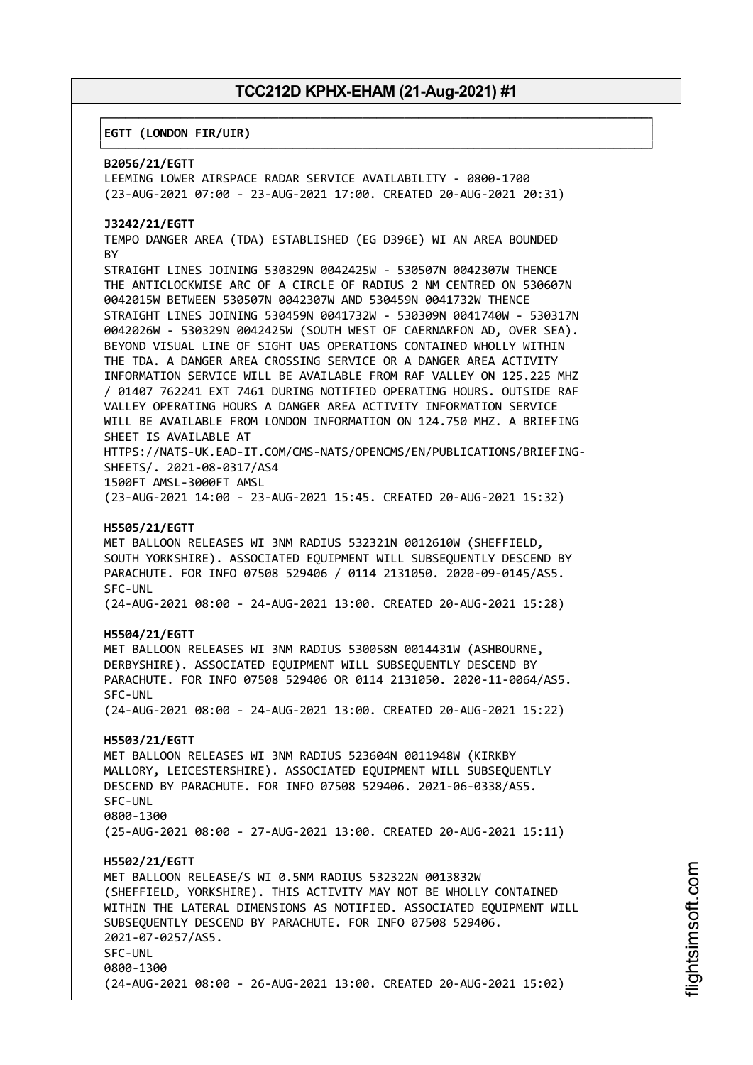**EGTT (LONDON FIR/UIR)**

**B2056/21/EGTT**
LEEMING LOWER AIRSPACE RADAR SERVICE AVAILABILITY - 0800-1700
(23-AUG-2021 07:00 - 23-AUG-2021 17:00. CREATED 20-AUG-2021 20:31)

**J3242/21/EGTT**
TEMPO DANGER AREA (TDA) ESTABLISHED (EG D396E) WI AN AREA BOUNDED BY
STRAIGHT LINES JOINING 530329N 0042425W - 530507N 0042307W THENCE THE ANTICLOCKWISE ARC OF A CIRCLE OF RADIUS 2 NM CENTRED ON 530607N 0042015W BETWEEN 530507N 0042307W AND 530459N 0041732W THENCE STRAIGHT LINES JOINING 530459N 0041732W - 530309N 0041740W - 530317N 0042026W - 530329N 0042425W (SOUTH WEST OF CAERNARFON AD, OVER SEA). BEYOND VISUAL LINE OF SIGHT UAS OPERATIONS CONTAINED WHOLLY WITHIN THE TDA. A DANGER AREA CROSSING SERVICE OR A DANGER AREA ACTIVITY INFORMATION SERVICE WILL BE AVAILABLE FROM RAF VALLEY ON 125.225 MHZ / 01407 762241 EXT 7461 DURING NOTIFIED OPERATING HOURS. OUTSIDE RAF VALLEY OPERATING HOURS A DANGER AREA ACTIVITY INFORMATION SERVICE WILL BE AVAILABLE FROM LONDON INFORMATION ON 124.750 MHZ. A BRIEFING SHEET IS AVAILABLE AT
HTTPS://NATS-UK.EAD-IT.COM/CMS-NATS/OPENCMS/EN/PUBLICATIONS/BRIEFING-SHEETS/. 2021-08-0317/AS4
1500FT AMSL-3000FT AMSL
(23-AUG-2021 14:00 - 23-AUG-2021 15:45. CREATED 20-AUG-2021 15:32)

**H5505/21/EGTT**
MET BALLOON RELEASES WI 3NM RADIUS 532321N 0012610W (SHEFFIELD, SOUTH YORKSHIRE). ASSOCIATED EQUIPMENT WILL SUBSEQUENTLY DESCEND BY PARACHUTE. FOR INFO 07508 529406 / 0114 2131050. 2020-09-0145/AS5.
SFC-UNL
(24-AUG-2021 08:00 - 24-AUG-2021 13:00. CREATED 20-AUG-2021 15:28)

**H5504/21/EGTT**
MET BALLOON RELEASES WI 3NM RADIUS 530058N 0014431W (ASHBOURNE, DERBYSHIRE). ASSOCIATED EQUIPMENT WILL SUBSEQUENTLY DESCEND BY PARACHUTE. FOR INFO 07508 529406 OR 0114 2131050. 2020-11-0064/AS5.
SFC-UNL
(24-AUG-2021 08:00 - 24-AUG-2021 13:00. CREATED 20-AUG-2021 15:22)

**H5503/21/EGTT**
MET BALLOON RELEASES WI 3NM RADIUS 523604N 0011948W (KIRKBY MALLORY, LEICESTERSHIRE). ASSOCIATED EQUIPMENT WILL SUBSEQUENTLY DESCEND BY PARACHUTE. FOR INFO 07508 529406. 2021-06-0338/AS5.
SFC-UNL
0800-1300
(25-AUG-2021 08:00 - 27-AUG-2021 13:00. CREATED 20-AUG-2021 15:11)

**H5502/21/EGTT**
MET BALLOON RELEASE/S WI 0.5NM RADIUS 532322N 0013832W (SHEFFIELD, YORKSHIRE). THIS ACTIVITY MAY NOT BE WHOLLY CONTAINED WITHIN THE LATERAL DIMENSIONS AS NOTIFIED. ASSOCIATED EQUIPMENT WILL SUBSEQUENTLY DESCEND BY PARACHUTE. FOR INFO 07508 529406.
2021-07-0257/AS5.
SFC-UNL
0800-1300
(24-AUG-2021 08:00 - 26-AUG-2021 13:00. CREATED 20-AUG-2021 15:02)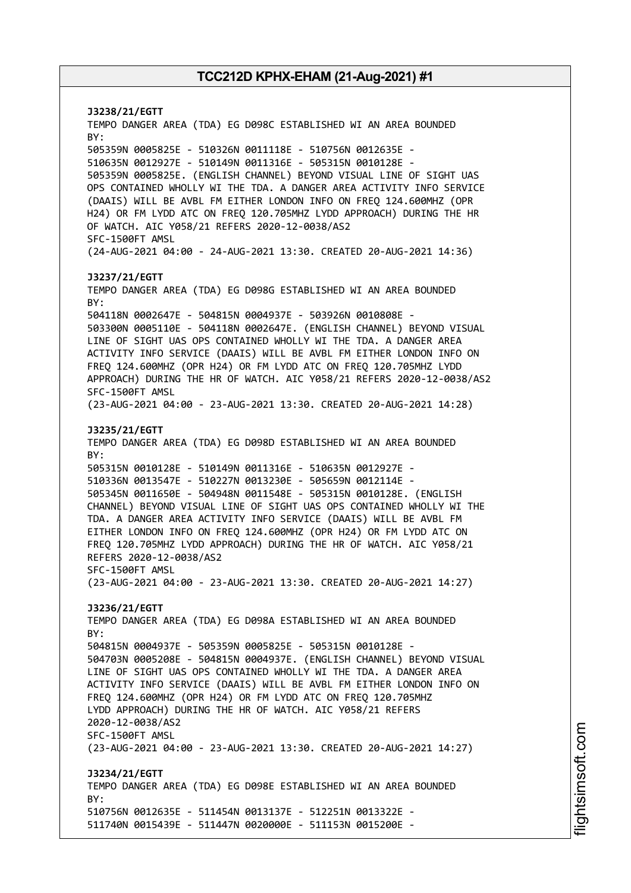**J3238/21/EGTT**
TEMPO DANGER AREA (TDA) EG D098C ESTABLISHED WI AN AREA BOUNDED BY:
505359N 0005825E - 510326N 0011118E - 510756N 0012635E -
510635N 0012927E - 510149N 0011316E - 505315N 0010128E -
505359N 0005825E. (ENGLISH CHANNEL) BEYOND VISUAL LINE OF SIGHT UAS OPS CONTAINED WHOLLY WI THE TDA. A DANGER AREA ACTIVITY INFO SERVICE (DAAIS) WILL BE AVBL FM EITHER LONDON INFO ON FREQ 124.600MHZ (OPR H24) OR FM LYDD ATC ON FREQ 120.705MHZ LYDD APPROACH) DURING THE HR OF WATCH. AIC Y058/21 REFERS 2020-12-0038/AS2
SFC-1500FT AMSL
(24-AUG-2021 04:00 - 24-AUG-2021 13:30. CREATED 20-AUG-2021 14:36)

**J3237/21/EGTT**
TEMPO DANGER AREA (TDA) EG D098G ESTABLISHED WI AN AREA BOUNDED BY:
504118N 0002647E - 504815N 0004937E - 503926N 0010808E -
503300N 0005110E - 504118N 0002647E. (ENGLISH CHANNEL) BEYOND VISUAL LINE OF SIGHT UAS OPS CONTAINED WHOLLY WI THE TDA. A DANGER AREA ACTIVITY INFO SERVICE (DAAIS) WILL BE AVBL FM EITHER LONDON INFO ON FREQ 124.600MHZ (OPR H24) OR FM LYDD ATC ON FREQ 120.705MHZ LYDD APPROACH) DURING THE HR OF WATCH. AIC Y058/21 REFERS 2020-12-0038/AS2
SFC-1500FT AMSL
(23-AUG-2021 04:00 - 23-AUG-2021 13:30. CREATED 20-AUG-2021 14:28)

**J3235/21/EGTT**
TEMPO DANGER AREA (TDA) EG D098D ESTABLISHED WI AN AREA BOUNDED BY:
505315N 0010128E - 510149N 0011316E - 510635N 0012927E -
510336N 0013547E - 510227N 0013230E - 505659N 0012114E -
505345N 0011650E - 504948N 0011548E - 505315N 0010128E. (ENGLISH CHANNEL) BEYOND VISUAL LINE OF SIGHT UAS OPS CONTAINED WHOLLY WI THE TDA. A DANGER AREA ACTIVITY INFO SERVICE (DAAIS) WILL BE AVBL FM EITHER LONDON INFO ON FREQ 124.600MHZ (OPR H24) OR FM LYDD ATC ON FREQ 120.705MHZ LYDD APPROACH) DURING THE HR OF WATCH. AIC Y058/21 REFERS 2020-12-0038/AS2
SFC-1500FT AMSL
(23-AUG-2021 04:00 - 23-AUG-2021 13:30. CREATED 20-AUG-2021 14:27)

**J3236/21/EGTT**
TEMPO DANGER AREA (TDA) EG D098A ESTABLISHED WI AN AREA BOUNDED BY:
504815N 0004937E - 505359N 0005825E - 505315N 0010128E -
504703N 0005208E - 504815N 0004937E. (ENGLISH CHANNEL) BEYOND VISUAL LINE OF SIGHT UAS OPS CONTAINED WHOLLY WI THE TDA. A DANGER AREA ACTIVITY INFO SERVICE (DAAIS) WILL BE AVBL FM EITHER LONDON INFO ON FREQ 124.600MHZ (OPR H24) OR FM LYDD ATC ON FREQ 120.705MHZ LYDD APPROACH) DURING THE HR OF WATCH. AIC Y058/21 REFERS 2020-12-0038/AS2
SFC-1500FT AMSL
(23-AUG-2021 04:00 - 23-AUG-2021 13:30. CREATED 20-AUG-2021 14:27)

**J3234/21/EGTT**
TEMPO DANGER AREA (TDA) EG D098E ESTABLISHED WI AN AREA BOUNDED BY:
510756N 0012635E - 511454N 0013137E - 512251N 0013322E -
511740N 0015439E - 511447N 0020000E - 511153N 0015200E -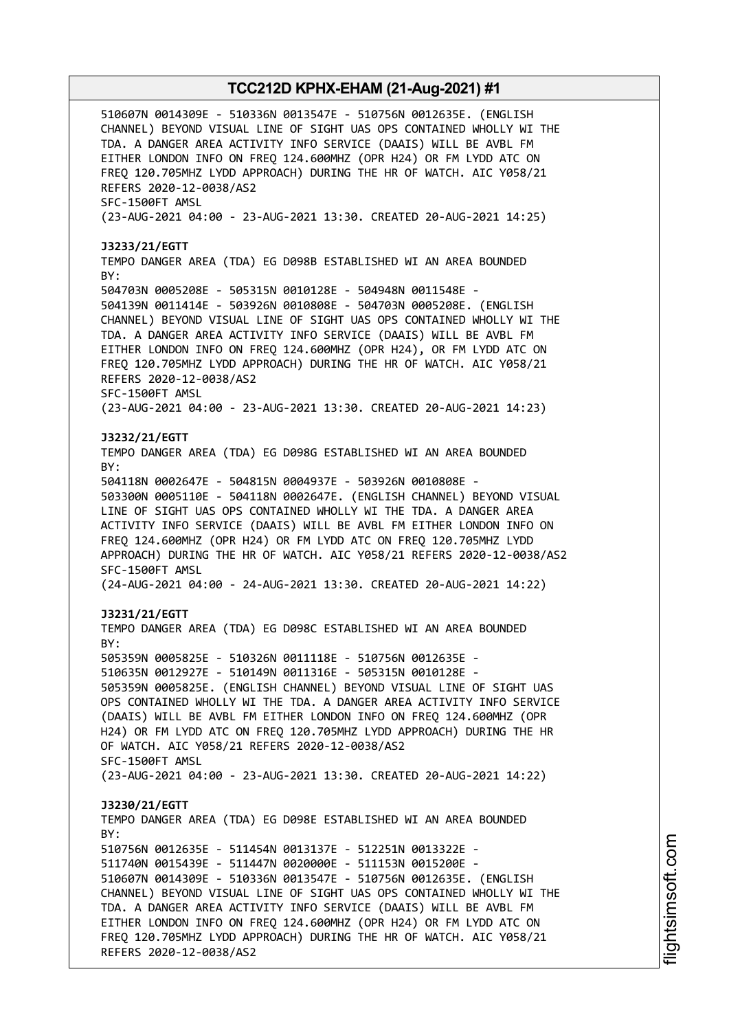510607N 0014309E - 510336N 0013547E - 510756N 0012635E. (ENGLISH CHANNEL) BEYOND VISUAL LINE OF SIGHT UAS OPS CONTAINED WHOLLY WI THE TDA. A DANGER AREA ACTIVITY INFO SERVICE (DAAIS) WILL BE AVBL FM EITHER LONDON INFO ON FREQ 124.600MHZ (OPR H24) OR FM LYDD ATC ON FREQ 120.705MHZ LYDD APPROACH) DURING THE HR OF WATCH. AIC Y058/21 REFERS 2020-12-0038/AS2
SFC-1500FT AMSL
(23-AUG-2021 04:00 - 23-AUG-2021 13:30. CREATED 20-AUG-2021 14:25)

**J3233/21/EGTT**
TEMPO DANGER AREA (TDA) EG D098B ESTABLISHED WI AN AREA BOUNDED BY:
504703N 0005208E - 505315N 0010128E - 504948N 0011548E - 504139N 0011414E - 503926N 0010808E - 504703N 0005208E. (ENGLISH CHANNEL) BEYOND VISUAL LINE OF SIGHT UAS OPS CONTAINED WHOLLY WI THE TDA. A DANGER AREA ACTIVITY INFO SERVICE (DAAIS) WILL BE AVBL FM EITHER LONDON INFO ON FREQ 124.600MHZ (OPR H24), OR FM LYDD ATC ON FREQ 120.705MHZ LYDD APPROACH) DURING THE HR OF WATCH. AIC Y058/21 REFERS 2020-12-0038/AS2
SFC-1500FT AMSL
(23-AUG-2021 04:00 - 23-AUG-2021 13:30. CREATED 20-AUG-2021 14:23)

**J3232/21/EGTT**
TEMPO DANGER AREA (TDA) EG D098G ESTABLISHED WI AN AREA BOUNDED BY:
504118N 0002647E - 504815N 0004937E - 503926N 0010808E - 503300N 0005110E - 504118N 0002647E. (ENGLISH CHANNEL) BEYOND VISUAL LINE OF SIGHT UAS OPS CONTAINED WHOLLY WI THE TDA. A DANGER AREA ACTIVITY INFO SERVICE (DAAIS) WILL BE AVBL FM EITHER LONDON INFO ON FREQ 124.600MHZ (OPR H24) OR FM LYDD ATC ON FREQ 120.705MHZ LYDD APPROACH) DURING THE HR OF WATCH. AIC Y058/21 REFERS 2020-12-0038/AS2
SFC-1500FT AMSL
(24-AUG-2021 04:00 - 24-AUG-2021 13:30. CREATED 20-AUG-2021 14:22)

**J3231/21/EGTT**
TEMPO DANGER AREA (TDA) EG D098C ESTABLISHED WI AN AREA BOUNDED BY:
505359N 0005825E - 510326N 0011118E - 510756N 0012635E - 510635N 0012927E - 510149N 0011316E - 505315N 0010128E - 505359N 0005825E. (ENGLISH CHANNEL) BEYOND VISUAL LINE OF SIGHT UAS OPS CONTAINED WHOLLY WI THE TDA. A DANGER AREA ACTIVITY INFO SERVICE (DAAIS) WILL BE AVBL FM EITHER LONDON INFO ON FREQ 124.600MHZ (OPR H24) OR FM LYDD ATC ON FREQ 120.705MHZ LYDD APPROACH) DURING THE HR OF WATCH. AIC Y058/21 REFERS 2020-12-0038/AS2
SFC-1500FT AMSL
(23-AUG-2021 04:00 - 23-AUG-2021 13:30. CREATED 20-AUG-2021 14:22)

**J3230/21/EGTT**
TEMPO DANGER AREA (TDA) EG D098E ESTABLISHED WI AN AREA BOUNDED BY:
510756N 0012635E - 511454N 0013137E - 512251N 0013322E - 511740N 0015439E - 511447N 0020000E - 511153N 0015200E - 510607N 0014309E - 510336N 0013547E - 510756N 0012635E. (ENGLISH CHANNEL) BEYOND VISUAL LINE OF SIGHT UAS OPS CONTAINED WHOLLY WI THE TDA. A DANGER AREA ACTIVITY INFO SERVICE (DAAIS) WILL BE AVBL FM EITHER LONDON INFO ON FREQ 124.600MHZ (OPR H24) OR FM LYDD ATC ON FREQ 120.705MHZ LYDD APPROACH) DURING THE HR OF WATCH. AIC Y058/21 REFERS 2020-12-0038/AS2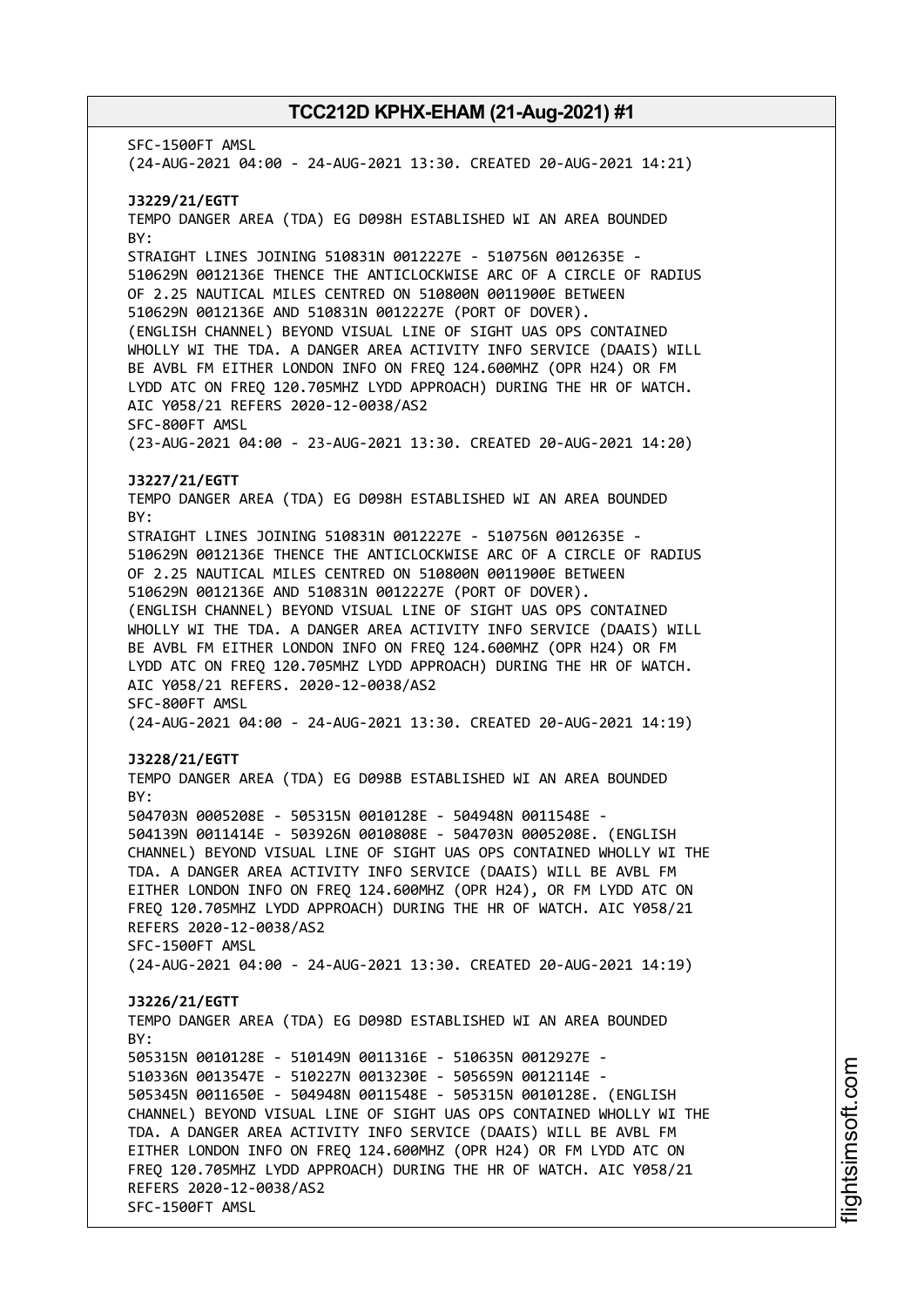SFC-1500FT AMSL
(24-AUG-2021 04:00 - 24-AUG-2021 13:30. CREATED 20-AUG-2021 14:21)

**J3229/21/EGTT**
TEMPO DANGER AREA (TDA) EG D098H ESTABLISHED WI AN AREA BOUNDED BY:
STRAIGHT LINES JOINING 510831N 0012227E - 510756N 0012635E - 510629N 0012136E THENCE THE ANTICLOCKWISE ARC OF A CIRCLE OF RADIUS OF 2.25 NAUTICAL MILES CENTRED ON 510800N 0011900E BETWEEN 510629N 0012136E AND 510831N 0012227E (PORT OF DOVER).
(ENGLISH CHANNEL) BEYOND VISUAL LINE OF SIGHT UAS OPS CONTAINED WHOLLY WI THE TDA. A DANGER AREA ACTIVITY INFO SERVICE (DAAIS) WILL BE AVBL FM EITHER LONDON INFO ON FREQ 124.600MHZ (OPR H24) OR FM LYDD ATC ON FREQ 120.705MHZ LYDD APPROACH) DURING THE HR OF WATCH.
AIC Y058/21 REFERS 2020-12-0038/AS2
SFC-800FT AMSL
(23-AUG-2021 04:00 - 23-AUG-2021 13:30. CREATED 20-AUG-2021 14:20)

**J3227/21/EGTT**
TEMPO DANGER AREA (TDA) EG D098H ESTABLISHED WI AN AREA BOUNDED BY:
STRAIGHT LINES JOINING 510831N 0012227E - 510756N 0012635E - 510629N 0012136E THENCE THE ANTICLOCKWISE ARC OF A CIRCLE OF RADIUS OF 2.25 NAUTICAL MILES CENTRED ON 510800N 0011900E BETWEEN 510629N 0012136E AND 510831N 0012227E (PORT OF DOVER).
(ENGLISH CHANNEL) BEYOND VISUAL LINE OF SIGHT UAS OPS CONTAINED WHOLLY WI THE TDA. A DANGER AREA ACTIVITY INFO SERVICE (DAAIS) WILL BE AVBL FM EITHER LONDON INFO ON FREQ 124.600MHZ (OPR H24) OR FM LYDD ATC ON FREQ 120.705MHZ LYDD APPROACH) DURING THE HR OF WATCH.
AIC Y058/21 REFERS. 2020-12-0038/AS2
SFC-800FT AMSL
(24-AUG-2021 04:00 - 24-AUG-2021 13:30. CREATED 20-AUG-2021 14:19)

**J3228/21/EGTT**
TEMPO DANGER AREA (TDA) EG D098B ESTABLISHED WI AN AREA BOUNDED BY:
504703N 0005208E - 505315N 0010128E - 504948N 0011548E - 504139N 0011414E - 503926N 0010808E - 504703N 0005208E. (ENGLISH CHANNEL) BEYOND VISUAL LINE OF SIGHT UAS OPS CONTAINED WHOLLY WI THE TDA. A DANGER AREA ACTIVITY INFO SERVICE (DAAIS) WILL BE AVBL FM EITHER LONDON INFO ON FREQ 124.600MHZ (OPR H24), OR FM LYDD ATC ON FREQ 120.705MHZ LYDD APPROACH) DURING THE HR OF WATCH. AIC Y058/21 REFERS 2020-12-0038/AS2
SFC-1500FT AMSL
(24-AUG-2021 04:00 - 24-AUG-2021 13:30. CREATED 20-AUG-2021 14:19)

**J3226/21/EGTT**
TEMPO DANGER AREA (TDA) EG D098D ESTABLISHED WI AN AREA BOUNDED BY:
505315N 0010128E - 510149N 0011316E - 510635N 0012927E - 510336N 0013547E - 510227N 0013230E - 505659N 0012114E - 505345N 0011650E - 504948N 0011548E - 505315N 0010128E. (ENGLISH CHANNEL) BEYOND VISUAL LINE OF SIGHT UAS OPS CONTAINED WHOLLY WI THE TDA. A DANGER AREA ACTIVITY INFO SERVICE (DAAIS) WILL BE AVBL FM EITHER LONDON INFO ON FREQ 124.600MHZ (OPR H24) OR FM LYDD ATC ON FREQ 120.705MHZ LYDD APPROACH) DURING THE HR OF WATCH. AIC Y058/21 REFERS 2020-12-0038/AS2
SFC-1500FT AMSL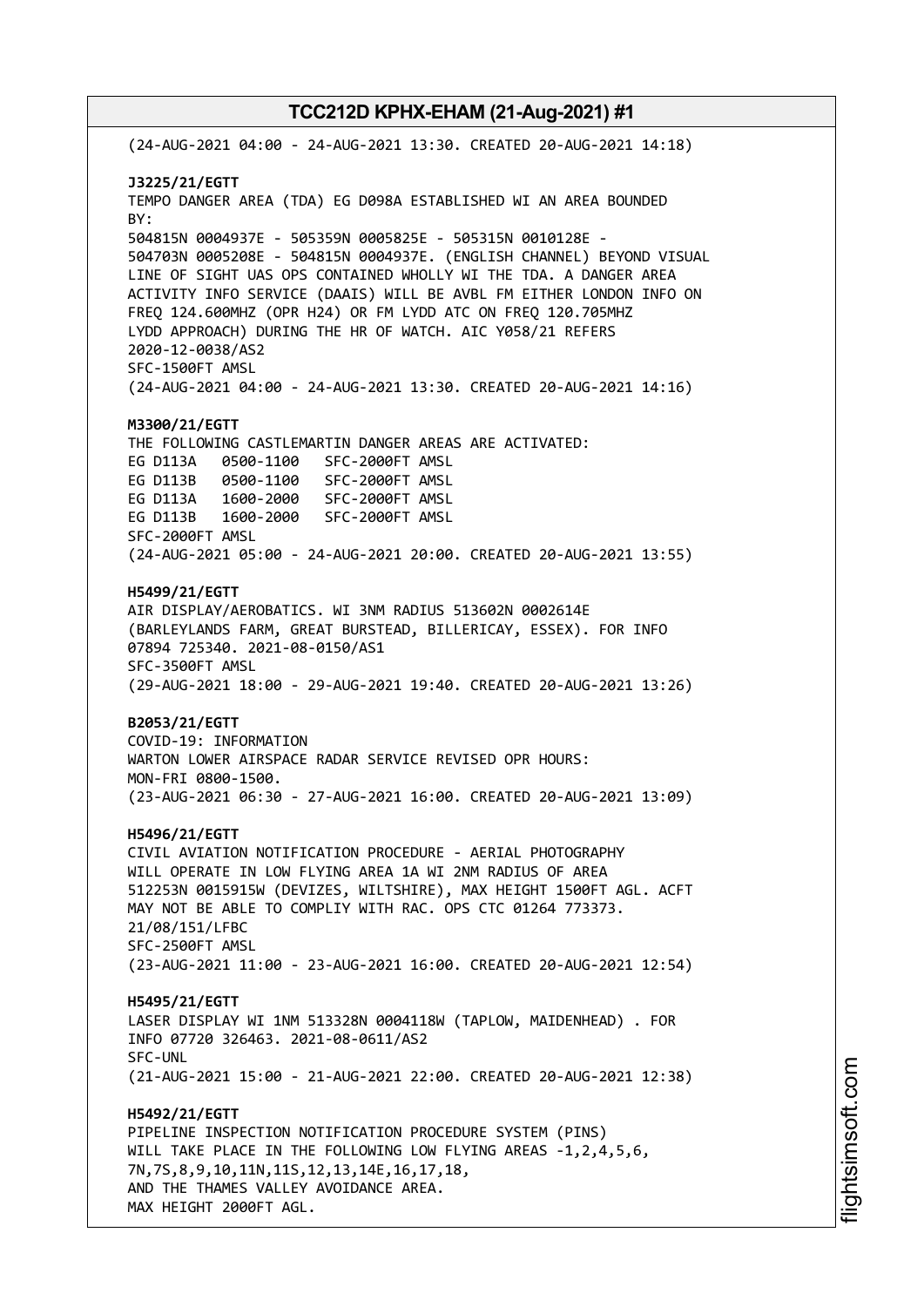(24-AUG-2021 04:00 - 24-AUG-2021 13:30. CREATED 20-AUG-2021 14:18)

**J3225/21/EGTT**
TEMPO DANGER AREA (TDA) EG D098A ESTABLISHED WI AN AREA BOUNDED BY:
504815N 0004937E - 505359N 0005825E - 505315N 0010128E - 504703N 0005208E - 504815N 0004937E. (ENGLISH CHANNEL) BEYOND VISUAL LINE OF SIGHT UAS OPS CONTAINED WHOLLY WI THE TDA. A DANGER AREA ACTIVITY INFO SERVICE (DAAIS) WILL BE AVBL FM EITHER LONDON INFO ON FREQ 124.600MHZ (OPR H24) OR FM LYDD ATC ON FREQ 120.705MHZ LYDD APPROACH) DURING THE HR OF WATCH. AIC Y058/21 REFERS
2020-12-0038/AS2
SFC-1500FT AMSL
(24-AUG-2021 04:00 - 24-AUG-2021 13:30. CREATED 20-AUG-2021 14:16)

**M3300/21/EGTT**
THE FOLLOWING CASTLEMARTIN DANGER AREAS ARE ACTIVATED:
EG D113A 0500-1100 SFC-2000FT AMSL
EG D113B 0500-1100 SFC-2000FT AMSL
EG D113A 1600-2000 SFC-2000FT AMSL
EG D113B 1600-2000 SFC-2000FT AMSL
SFC-2000FT AMSL
(24-AUG-2021 05:00 - 24-AUG-2021 20:00. CREATED 20-AUG-2021 13:55)

**H5499/21/EGTT**
AIR DISPLAY/AEROBATICS. WI 3NM RADIUS 513602N 0002614E (BARLEYLANDS FARM, GREAT BURSTEAD, BILLERICAY, ESSEX). FOR INFO 07894 725340. 2021-08-0150/AS1
SFC-3500FT AMSL
(29-AUG-2021 18:00 - 29-AUG-2021 19:40. CREATED 20-AUG-2021 13:26)

**B2053/21/EGTT**
COVID-19: INFORMATION
WARTON LOWER AIRSPACE RADAR SERVICE REVISED OPR HOURS:
MON-FRI 0800-1500.
(23-AUG-2021 06:30 - 27-AUG-2021 16:00. CREATED 20-AUG-2021 13:09)

**H5496/21/EGTT**
CIVIL AVIATION NOTIFICATION PROCEDURE - AERIAL PHOTOGRAPHY WILL OPERATE IN LOW FLYING AREA 1A WI 2NM RADIUS OF AREA 512253N 0015915W (DEVIZES, WILTSHIRE), MAX HEIGHT 1500FT AGL. ACFT MAY NOT BE ABLE TO COMPLIY WITH RAC. OPS CTC 01264 773373.
21/08/151/LFBC
SFC-2500FT AMSL
(23-AUG-2021 11:00 - 23-AUG-2021 16:00. CREATED 20-AUG-2021 12:54)

**H5495/21/EGTT**
LASER DISPLAY WI 1NM 513328N 0004118W (TAPLOW, MAIDENHEAD) . FOR INFO 07720 326463. 2021-08-0611/AS2
SFC-UNL
(21-AUG-2021 15:00 - 21-AUG-2021 22:00. CREATED 20-AUG-2021 12:38)

**H5492/21/EGTT**
PIPELINE INSPECTION NOTIFICATION PROCEDURE SYSTEM (PINS) WILL TAKE PLACE IN THE FOLLOWING LOW FLYING AREAS -1,2,4,5,6, 7N,7S,8,9,10,11N,11S,12,13,14E,16,17,18, AND THE THAMES VALLEY AVOIDANCE AREA.
MAX HEIGHT 2000FT AGL.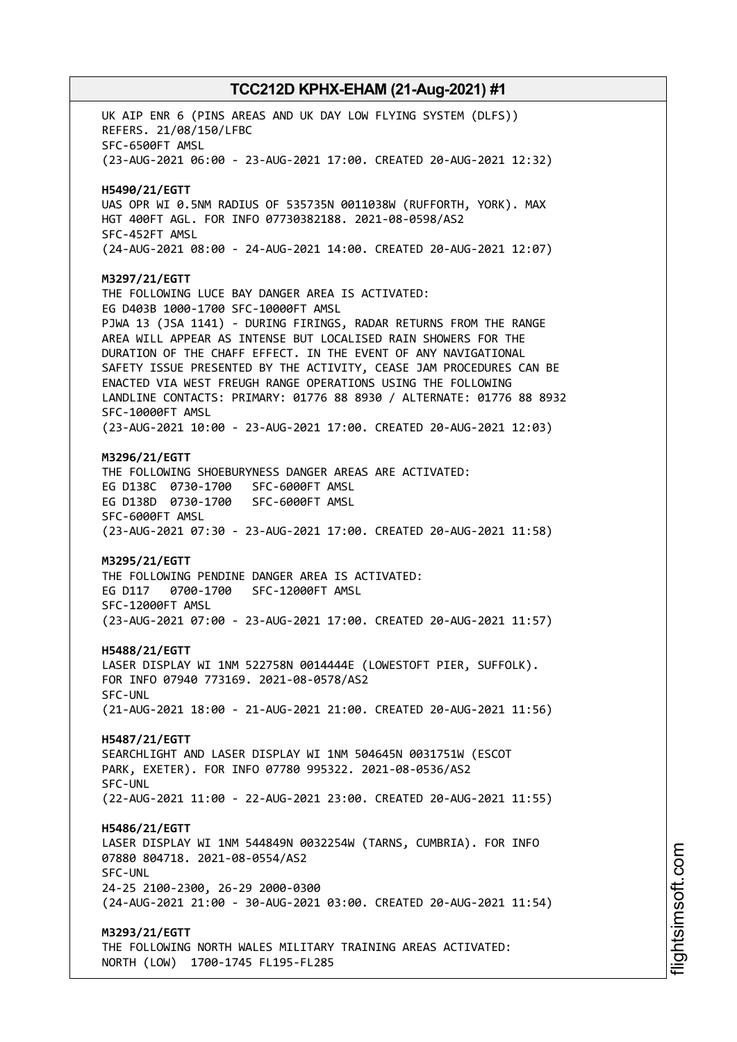UK AIP ENR 6 (PINS AREAS AND UK DAY LOW FLYING SYSTEM (DLFS)) REFERS. 21/08/150/LFBC
SFC-6500FT AMSL
(23-AUG-2021 06:00 - 23-AUG-2021 17:00. CREATED 20-AUG-2021 12:32)

**H5490/21/EGTT**
UAS OPR WI 0.5NM RADIUS OF 535735N 0011038W (RUFFORTH, YORK). MAX HGT 400FT AGL. FOR INFO 07730382188. 2021-08-0598/AS2
SFC-452FT AMSL
(24-AUG-2021 08:00 - 24-AUG-2021 14:00. CREATED 20-AUG-2021 12:07)

**M3297/21/EGTT**
THE FOLLOWING LUCE BAY DANGER AREA IS ACTIVATED:
EG D403B 1000-1700 SFC-10000FT AMSL
PJWA 13 (JSA 1141) - DURING FIRINGS, RADAR RETURNS FROM THE RANGE AREA WILL APPEAR AS INTENSE BUT LOCALISED RAIN SHOWERS FOR THE DURATION OF THE CHAFF EFFECT. IN THE EVENT OF ANY NAVIGATIONAL SAFETY ISSUE PRESENTED BY THE ACTIVITY, CEASE JAM PROCEDURES CAN BE ENACTED VIA WEST FREUGH RANGE OPERATIONS USING THE FOLLOWING LANDLINE CONTACTS: PRIMARY: 01776 88 8930 / ALTERNATE: 01776 88 8932
SFC-10000FT AMSL
(23-AUG-2021 10:00 - 23-AUG-2021 17:00. CREATED 20-AUG-2021 12:03)

**M3296/21/EGTT**
THE FOLLOWING SHOEBURYNESS DANGER AREAS ARE ACTIVATED:
EG D138C 0730-1700 SFC-6000FT AMSL
EG D138D 0730-1700 SFC-6000FT AMSL
SFC-6000FT AMSL
(23-AUG-2021 07:30 - 23-AUG-2021 17:00. CREATED 20-AUG-2021 11:58)

**M3295/21/EGTT**
THE FOLLOWING PENDINE DANGER AREA IS ACTIVATED:
EG D117 0700-1700 SFC-12000FT AMSL
SFC-12000FT AMSL
(23-AUG-2021 07:00 - 23-AUG-2021 17:00. CREATED 20-AUG-2021 11:57)

**H5488/21/EGTT**
LASER DISPLAY WI 1NM 522758N 0014444E (LOWESTOFT PIER, SUFFOLK). FOR INFO 07940 773169. 2021-08-0578/AS2
SFC-UNL
(21-AUG-2021 18:00 - 21-AUG-2021 21:00. CREATED 20-AUG-2021 11:56)

**H5487/21/EGTT**
SEARCHLIGHT AND LASER DISPLAY WI 1NM 504645N 0031751W (ESCOT PARK, EXETER). FOR INFO 07780 995322. 2021-08-0536/AS2
SFC-UNL
(22-AUG-2021 11:00 - 22-AUG-2021 23:00. CREATED 20-AUG-2021 11:55)

**H5486/21/EGTT**
LASER DISPLAY WI 1NM 544849N 0032254W (TARNS, CUMBRIA). FOR INFO 07880 804718. 2021-08-0554/AS2
SFC-UNL
24-25 2100-2300, 26-29 2000-0300
(24-AUG-2021 21:00 - 30-AUG-2021 03:00. CREATED 20-AUG-2021 11:54)

**M3293/21/EGTT**
THE FOLLOWING NORTH WALES MILITARY TRAINING AREAS ACTIVATED:
NORTH (LOW) 1700-1745 FL195-FL285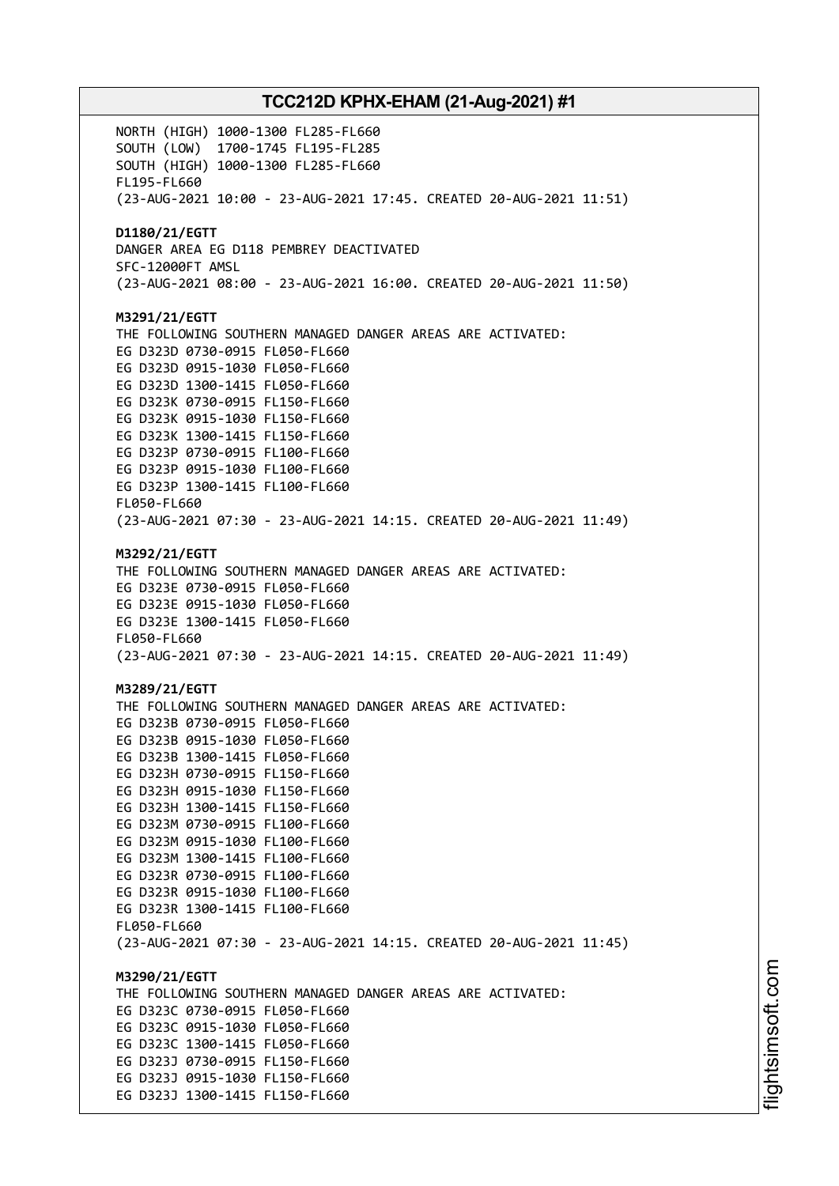NORTH (HIGH) 1000-1300 FL285-FL660
SOUTH (LOW) 1700-1745 FL195-FL285
SOUTH (HIGH) 1000-1300 FL285-FL660
FL195-FL660
(23-AUG-2021 10:00 - 23-AUG-2021 17:45. CREATED 20-AUG-2021 11:51)

**D1180/21/EGTT**
DANGER AREA EG D118 PEMBREY DEACTIVATED
SFC-12000FT AMSL
(23-AUG-2021 08:00 - 23-AUG-2021 16:00. CREATED 20-AUG-2021 11:50)

**M3291/21/EGTT**
THE FOLLOWING SOUTHERN MANAGED DANGER AREAS ARE ACTIVATED:
EG D323D 0730-0915 FL050-FL660
EG D323D 0915-1030 FL050-FL660
EG D323D 1300-1415 FL050-FL660
EG D323K 0730-0915 FL150-FL660
EG D323K 0915-1030 FL150-FL660
EG D323K 1300-1415 FL150-FL660
EG D323P 0730-0915 FL100-FL660
EG D323P 0915-1030 FL100-FL660
EG D323P 1300-1415 FL100-FL660
FL050-FL660
(23-AUG-2021 07:30 - 23-AUG-2021 14:15. CREATED 20-AUG-2021 11:49)

**M3292/21/EGTT**
THE FOLLOWING SOUTHERN MANAGED DANGER AREAS ARE ACTIVATED:
EG D323E 0730-0915 FL050-FL660
EG D323E 0915-1030 FL050-FL660
EG D323E 1300-1415 FL050-FL660
FL050-FL660
(23-AUG-2021 07:30 - 23-AUG-2021 14:15. CREATED 20-AUG-2021 11:49)

**M3289/21/EGTT**
THE FOLLOWING SOUTHERN MANAGED DANGER AREAS ARE ACTIVATED:
EG D323B 0730-0915 FL050-FL660
EG D323B 0915-1030 FL050-FL660
EG D323B 1300-1415 FL050-FL660
EG D323H 0730-0915 FL150-FL660
EG D323H 0915-1030 FL150-FL660
EG D323H 1300-1415 FL150-FL660
EG D323M 0730-0915 FL100-FL660
EG D323M 0915-1030 FL100-FL660
EG D323M 1300-1415 FL100-FL660
EG D323R 0730-0915 FL100-FL660
EG D323R 0915-1030 FL100-FL660
EG D323R 1300-1415 FL100-FL660
FL050-FL660
(23-AUG-2021 07:30 - 23-AUG-2021 14:15. CREATED 20-AUG-2021 11:45)

**M3290/21/EGTT**
THE FOLLOWING SOUTHERN MANAGED DANGER AREAS ARE ACTIVATED:
EG D323C 0730-0915 FL050-FL660
EG D323C 0915-1030 FL050-FL660
EG D323C 1300-1415 FL050-FL660
EG D323J 0730-0915 FL150-FL660
EG D323J 0915-1030 FL150-FL660
EG D323J 1300-1415 FL150-FL660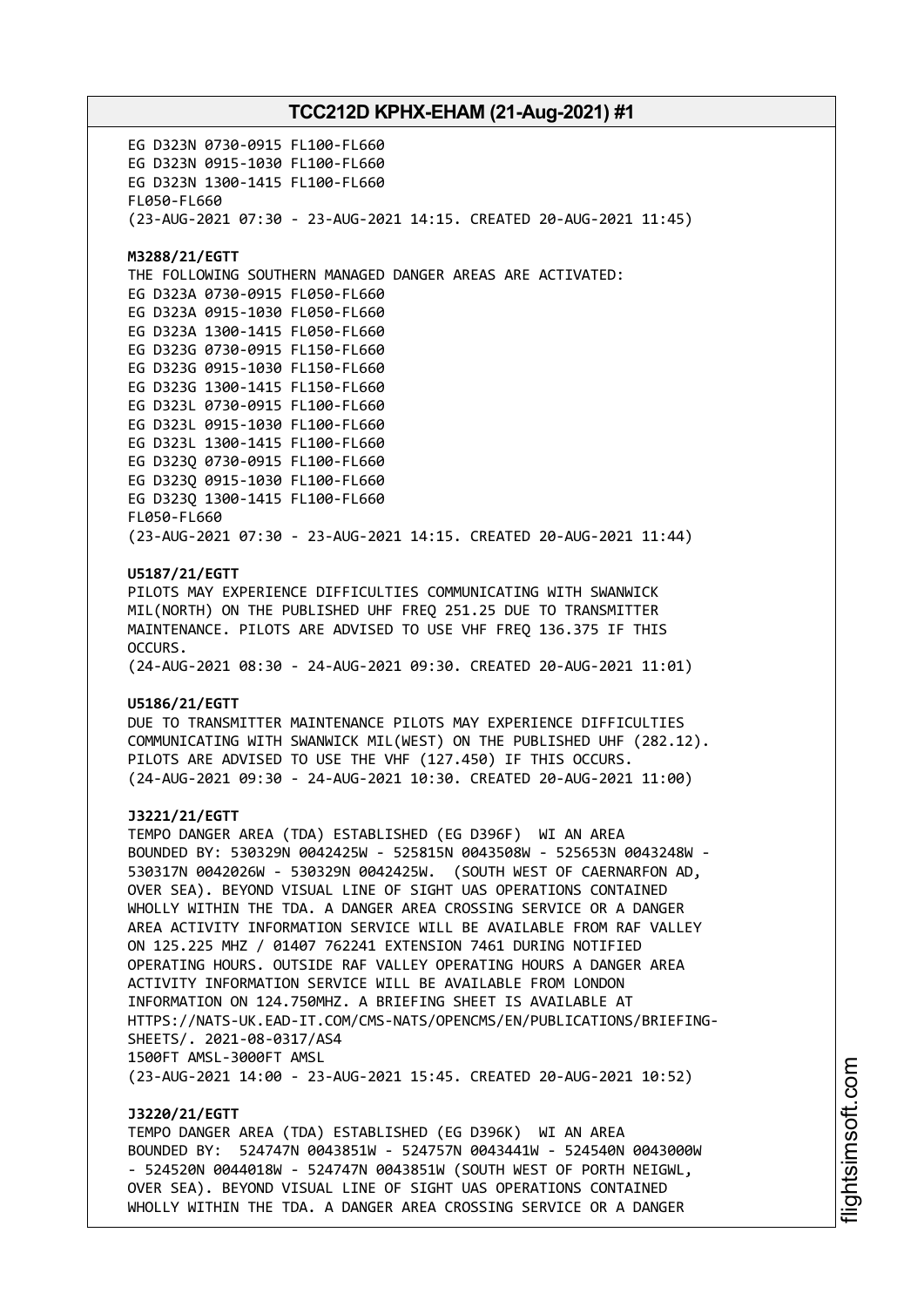EG D323N 0730-0915 FL100-FL660
EG D323N 0915-1030 FL100-FL660
EG D323N 1300-1415 FL100-FL660
FL050-FL660
(23-AUG-2021 07:30 - 23-AUG-2021 14:15. CREATED 20-AUG-2021 11:45)

**M3288/21/EGTT**
THE FOLLOWING SOUTHERN MANAGED DANGER AREAS ARE ACTIVATED:
EG D323A 0730-0915 FL050-FL660
EG D323A 0915-1030 FL050-FL660
EG D323A 1300-1415 FL050-FL660
EG D323G 0730-0915 FL150-FL660
EG D323G 0915-1030 FL150-FL660
EG D323G 1300-1415 FL150-FL660
EG D323L 0730-0915 FL100-FL660
EG D323L 0915-1030 FL100-FL660
EG D323L 1300-1415 FL100-FL660
EG D323Q 0730-0915 FL100-FL660
EG D323Q 0915-1030 FL100-FL660
EG D323Q 1300-1415 FL100-FL660
FL050-FL660
(23-AUG-2021 07:30 - 23-AUG-2021 14:15. CREATED 20-AUG-2021 11:44)

**U5187/21/EGTT**
PILOTS MAY EXPERIENCE DIFFICULTIES COMMUNICATING WITH SWANWICK MIL(NORTH) ON THE PUBLISHED UHF FREQ 251.25 DUE TO TRANSMITTER MAINTENANCE. PILOTS ARE ADVISED TO USE VHF FREQ 136.375 IF THIS OCCURS.
(24-AUG-2021 08:30 - 24-AUG-2021 09:30. CREATED 20-AUG-2021 11:01)

**U5186/21/EGTT**
DUE TO TRANSMITTER MAINTENANCE PILOTS MAY EXPERIENCE DIFFICULTIES COMMUNICATING WITH SWANWICK MIL(WEST) ON THE PUBLISHED UHF (282.12). PILOTS ARE ADVISED TO USE THE VHF (127.450) IF THIS OCCURS.
(24-AUG-2021 09:30 - 24-AUG-2021 10:30. CREATED 20-AUG-2021 11:00)

**J3221/21/EGTT**
TEMPO DANGER AREA (TDA) ESTABLISHED (EG D396F) WI AN AREA BOUNDED BY: 530329N 0042425W - 525815N 0043508W - 525653N 0043248W - 530317N 0042026W - 530329N 0042425W. (SOUTH WEST OF CAERNARFON AD, OVER SEA). BEYOND VISUAL LINE OF SIGHT UAS OPERATIONS CONTAINED WHOLLY WITHIN THE TDA. A DANGER AREA CROSSING SERVICE OR A DANGER AREA ACTIVITY INFORMATION SERVICE WILL BE AVAILABLE FROM RAF VALLEY ON 125.225 MHZ / 01407 762241 EXTENSION 7461 DURING NOTIFIED OPERATING HOURS. OUTSIDE RAF VALLEY OPERATING HOURS A DANGER AREA ACTIVITY INFORMATION SERVICE WILL BE AVAILABLE FROM LONDON INFORMATION ON 124.750MHZ. A BRIEFING SHEET IS AVAILABLE AT HTTPS://NATS-UK.EAD-IT.COM/CMS-NATS/OPENCMS/EN/PUBLICATIONS/BRIEFING-SHEETS/. 2021-08-0317/AS4
1500FT AMSL-3000FT AMSL
(23-AUG-2021 14:00 - 23-AUG-2021 15:45. CREATED 20-AUG-2021 10:52)

**J3220/21/EGTT**
TEMPO DANGER AREA (TDA) ESTABLISHED (EG D396K) WI AN AREA BOUNDED BY: 524747N 0043851W - 524757N 0043441W - 524540N 0043000W - 524520N 0044018W - 524747N 0043851W (SOUTH WEST OF PORTH NEIGWL, OVER SEA). BEYOND VISUAL LINE OF SIGHT UAS OPERATIONS CONTAINED WHOLLY WITHIN THE TDA. A DANGER AREA CROSSING SERVICE OR A DANGER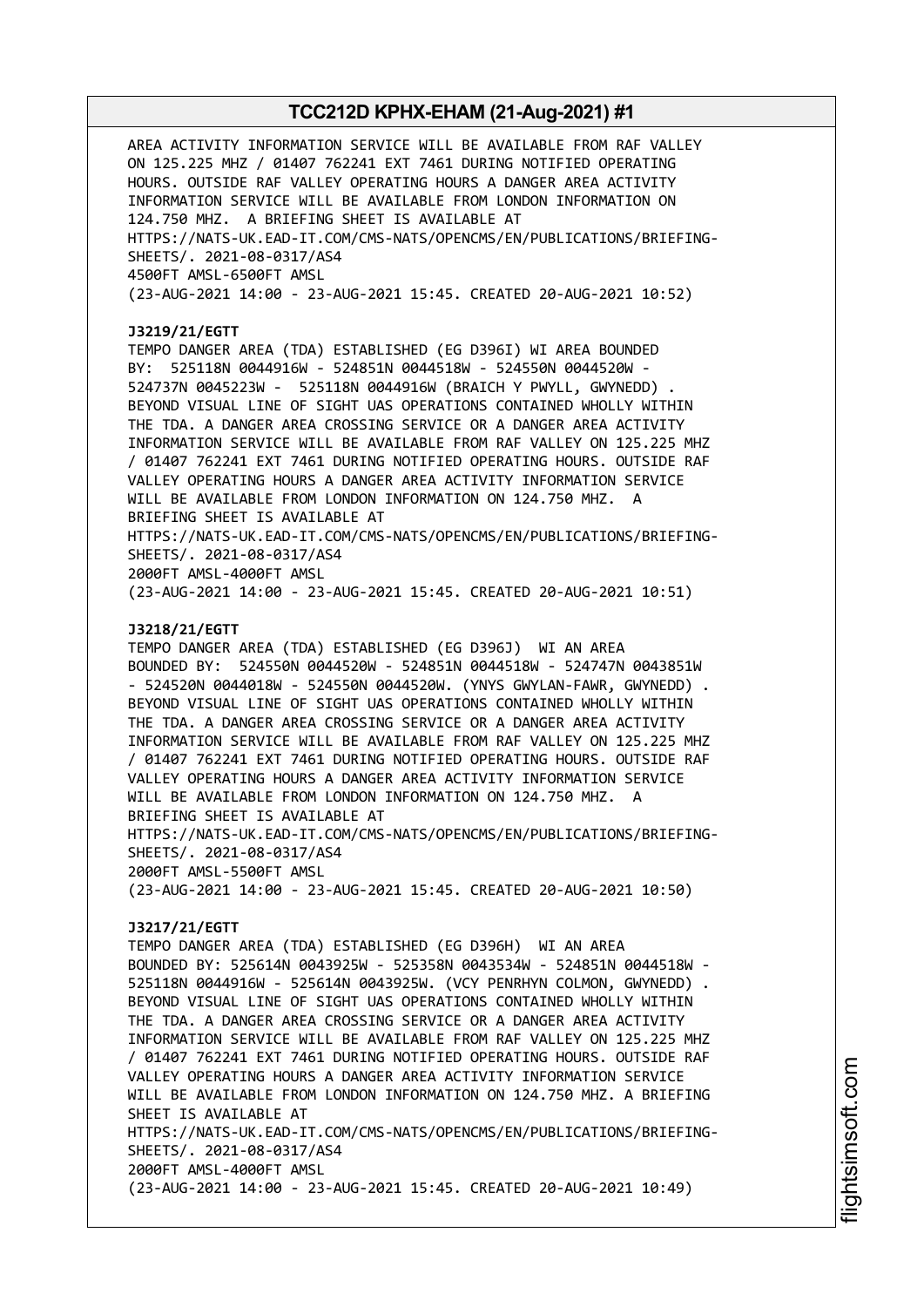AREA ACTIVITY INFORMATION SERVICE WILL BE AVAILABLE FROM RAF VALLEY ON 125.225 MHZ / 01407 762241 EXT 7461 DURING NOTIFIED OPERATING HOURS. OUTSIDE RAF VALLEY OPERATING HOURS A DANGER AREA ACTIVITY INFORMATION SERVICE WILL BE AVAILABLE FROM LONDON INFORMATION ON 124.750 MHZ. A BRIEFING SHEET IS AVAILABLE AT HTTPS://NATS-UK.EAD-IT.COM/CMS-NATS/OPENCMS/EN/PUBLICATIONS/BRIEFING-SHEETS/. 2021-08-0317/AS4
4500FT AMSL-6500FT AMSL
(23-AUG-2021 14:00 - 23-AUG-2021 15:45. CREATED 20-AUG-2021 10:52)

**J3219/21/EGTT**
TEMPO DANGER AREA (TDA) ESTABLISHED (EG D396I) WI AREA BOUNDED BY: 525118N 0044916W - 524851N 0044518W - 524550N 0044520W - 524737N 0045223W - 525118N 0044916W (BRAICH Y PWYLL, GWYNEDD) . BEYOND VISUAL LINE OF SIGHT UAS OPERATIONS CONTAINED WHOLLY WITHIN THE TDA. A DANGER AREA CROSSING SERVICE OR A DANGER AREA ACTIVITY INFORMATION SERVICE WILL BE AVAILABLE FROM RAF VALLEY ON 125.225 MHZ / 01407 762241 EXT 7461 DURING NOTIFIED OPERATING HOURS. OUTSIDE RAF VALLEY OPERATING HOURS A DANGER AREA ACTIVITY INFORMATION SERVICE WILL BE AVAILABLE FROM LONDON INFORMATION ON 124.750 MHZ. A BRIEFING SHEET IS AVAILABLE AT HTTPS://NATS-UK.EAD-IT.COM/CMS-NATS/OPENCMS/EN/PUBLICATIONS/BRIEFING-SHEETS/. 2021-08-0317/AS4
2000FT AMSL-4000FT AMSL
(23-AUG-2021 14:00 - 23-AUG-2021 15:45. CREATED 20-AUG-2021 10:51)

**J3218/21/EGTT**
TEMPO DANGER AREA (TDA) ESTABLISHED (EG D396J) WI AN AREA BOUNDED BY: 524550N 0044520W - 524851N 0044518W - 524747N 0043851W - 524520N 0044018W - 524550N 0044520W. (YNYS GWYLAN-FAWR, GWYNEDD) . BEYOND VISUAL LINE OF SIGHT UAS OPERATIONS CONTAINED WHOLLY WITHIN THE TDA. A DANGER AREA CROSSING SERVICE OR A DANGER AREA ACTIVITY INFORMATION SERVICE WILL BE AVAILABLE FROM RAF VALLEY ON 125.225 MHZ / 01407 762241 EXT 7461 DURING NOTIFIED OPERATING HOURS. OUTSIDE RAF VALLEY OPERATING HOURS A DANGER AREA ACTIVITY INFORMATION SERVICE WILL BE AVAILABLE FROM LONDON INFORMATION ON 124.750 MHZ. A BRIEFING SHEET IS AVAILABLE AT HTTPS://NATS-UK.EAD-IT.COM/CMS-NATS/OPENCMS/EN/PUBLICATIONS/BRIEFING-SHEETS/. 2021-08-0317/AS4
2000FT AMSL-5500FT AMSL
(23-AUG-2021 14:00 - 23-AUG-2021 15:45. CREATED 20-AUG-2021 10:50)

**J3217/21/EGTT**
TEMPO DANGER AREA (TDA) ESTABLISHED (EG D396H) WI AN AREA BOUNDED BY: 525614N 0043925W - 525358N 0043534W - 524851N 0044518W - 525118N 0044916W - 525614N 0043925W. (VCY PENRHYN COLMON, GWYNEDD) . BEYOND VISUAL LINE OF SIGHT UAS OPERATIONS CONTAINED WHOLLY WITHIN THE TDA. A DANGER AREA CROSSING SERVICE OR A DANGER AREA ACTIVITY INFORMATION SERVICE WILL BE AVAILABLE FROM RAF VALLEY ON 125.225 MHZ / 01407 762241 EXT 7461 DURING NOTIFIED OPERATING HOURS. OUTSIDE RAF VALLEY OPERATING HOURS A DANGER AREA ACTIVITY INFORMATION SERVICE WILL BE AVAILABLE FROM LONDON INFORMATION ON 124.750 MHZ. A BRIEFING SHEET IS AVAILABLE AT HTTPS://NATS-UK.EAD-IT.COM/CMS-NATS/OPENCMS/EN/PUBLICATIONS/BRIEFING-SHEETS/. 2021-08-0317/AS4
2000FT AMSL-4000FT AMSL
(23-AUG-2021 14:00 - 23-AUG-2021 15:45. CREATED 20-AUG-2021 10:49)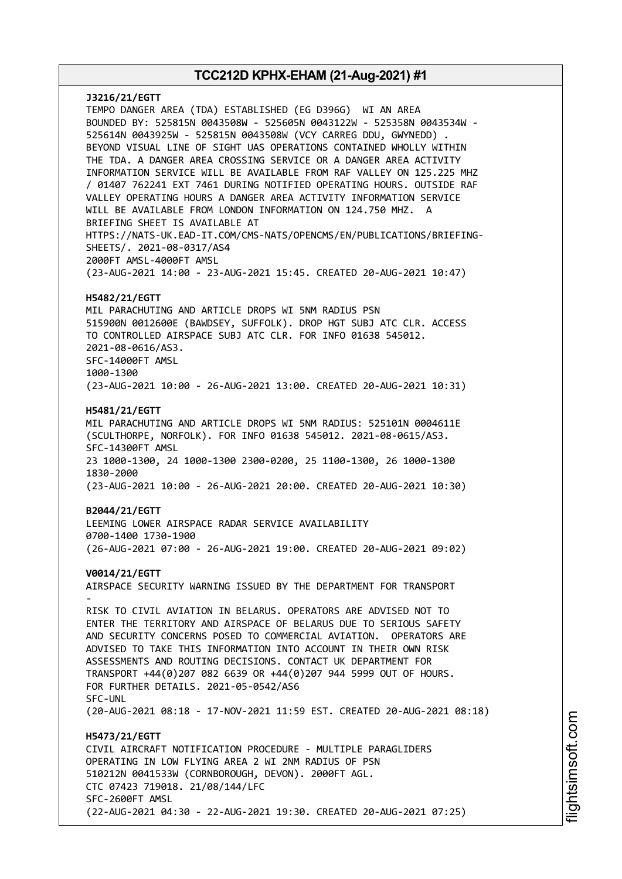**J3216/21/EGTT**
TEMPO DANGER AREA (TDA) ESTABLISHED (EG D396G) WI AN AREA BOUNDED BY: 525815N 0043508W - 525605N 0043122W - 525358N 0043534W - 525614N 0043925W - 525815N 0043508W (VCY CARREG DDU, GWYNEDD) . BEYOND VISUAL LINE OF SIGHT UAS OPERATIONS CONTAINED WHOLLY WITHIN THE TDA. A DANGER AREA CROSSING SERVICE OR A DANGER AREA ACTIVITY INFORMATION SERVICE WILL BE AVAILABLE FROM RAF VALLEY ON 125.225 MHZ / 01407 762241 EXT 7461 DURING NOTIFIED OPERATING HOURS. OUTSIDE RAF VALLEY OPERATING HOURS A DANGER AREA ACTIVITY INFORMATION SERVICE WILL BE AVAILABLE FROM LONDON INFORMATION ON 124.750 MHZ. A BRIEFING SHEET IS AVAILABLE AT HTTPS://NATS-UK.EAD-IT.COM/CMS-NATS/OPENCMS/EN/PUBLICATIONS/BRIEFING-SHEETS/. 2021-08-0317/AS4
2000FT AMSL-4000FT AMSL
(23-AUG-2021 14:00 - 23-AUG-2021 15:45. CREATED 20-AUG-2021 10:47)

**H5482/21/EGTT**
MIL PARACHUTING AND ARTICLE DROPS WI 5NM RADIUS PSN 515900N 0012600E (BAWDSEY, SUFFOLK). DROP HGT SUBJ ATC CLR. ACCESS TO CONTROLLED AIRSPACE SUBJ ATC CLR. FOR INFO 01638 545012. 2021-08-0616/AS3.
SFC-14000FT AMSL
1000-1300
(23-AUG-2021 10:00 - 26-AUG-2021 13:00. CREATED 20-AUG-2021 10:31)

**H5481/21/EGTT**
MIL PARACHUTING AND ARTICLE DROPS WI 5NM RADIUS: 525101N 0004611E (SCULTHORPE, NORFOLK). FOR INFO 01638 545012. 2021-08-0615/AS3.
SFC-14300FT AMSL
23 1000-1300, 24 1000-1300 2300-0200, 25 1100-1300, 26 1000-1300 1830-2000
(23-AUG-2021 10:00 - 26-AUG-2021 20:00. CREATED 20-AUG-2021 10:30)

**B2044/21/EGTT**
LEEMING LOWER AIRSPACE RADAR SERVICE AVAILABILITY
0700-1400 1730-1900
(26-AUG-2021 07:00 - 26-AUG-2021 19:00. CREATED 20-AUG-2021 09:02)

**V0014/21/EGTT**
AIRSPACE SECURITY WARNING ISSUED BY THE DEPARTMENT FOR TRANSPORT
-
RISK TO CIVIL AVIATION IN BELARUS. OPERATORS ARE ADVISED NOT TO ENTER THE TERRITORY AND AIRSPACE OF BELARUS DUE TO SERIOUS SAFETY AND SECURITY CONCERNS POSED TO COMMERCIAL AVIATION. OPERATORS ARE ADVISED TO TAKE THIS INFORMATION INTO ACCOUNT IN THEIR OWN RISK ASSESSMENTS AND ROUTING DECISIONS. CONTACT UK DEPARTMENT FOR TRANSPORT +44(0)207 082 6639 OR +44(0)207 944 5999 OUT OF HOURS. FOR FURTHER DETAILS. 2021-05-0542/AS6
SFC-UNL
(20-AUG-2021 08:18 - 17-NOV-2021 11:59 EST. CREATED 20-AUG-2021 08:18)

**H5473/21/EGTT**
CIVIL AIRCRAFT NOTIFICATION PROCEDURE - MULTIPLE PARAGLIDERS OPERATING IN LOW FLYING AREA 2 WI 2NM RADIUS OF PSN 510212N 0041533W (CORNBOROUGH, DEVON). 2000FT AGL.
CTC 07423 719018. 21/08/144/LFC
SFC-2600FT AMSL
(22-AUG-2021 04:30 - 22-AUG-2021 19:30. CREATED 20-AUG-2021 07:25)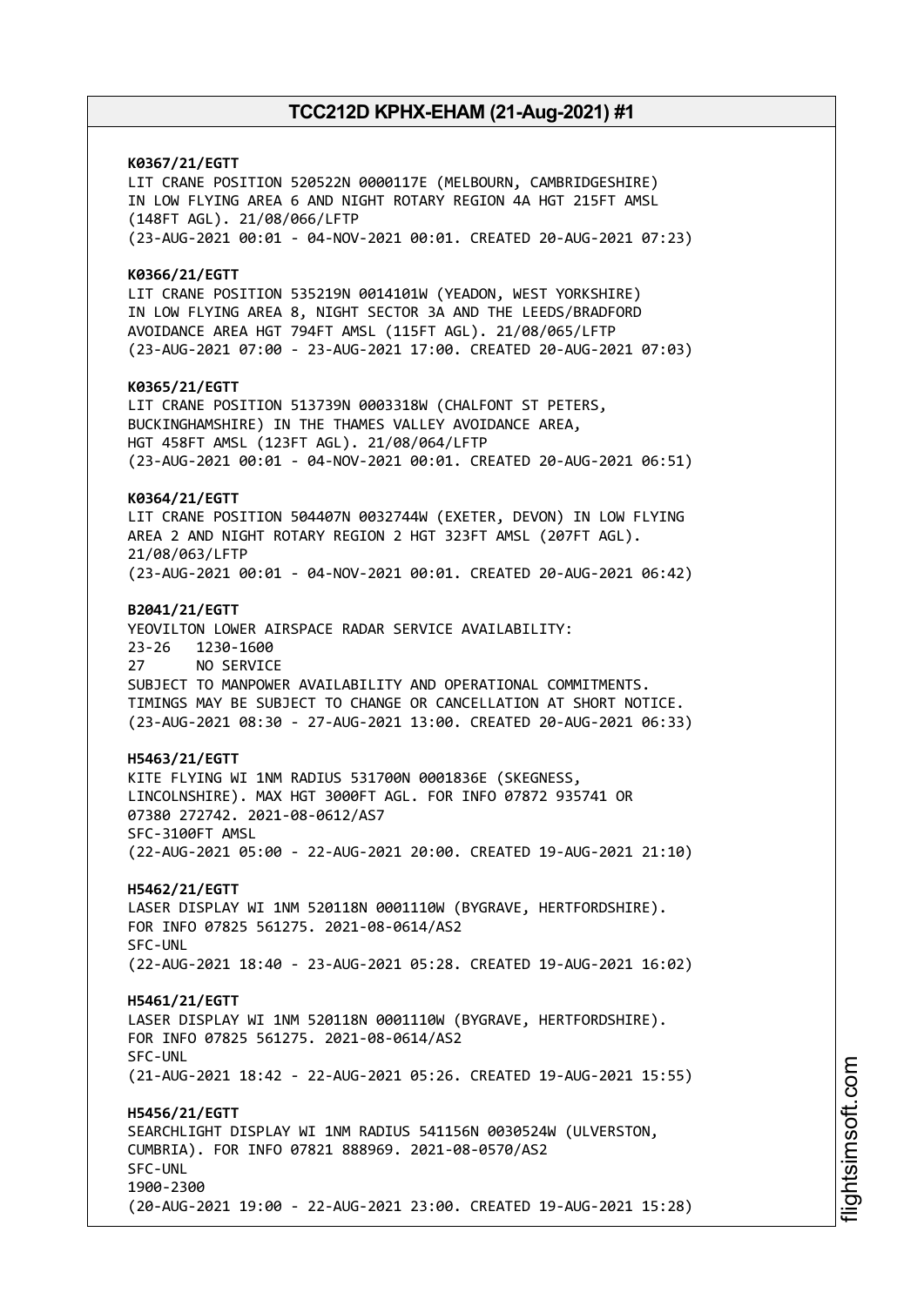**K0367/21/EGTT**
LIT CRANE POSITION 520522N 0000117E (MELBOURN, CAMBRIDGESHIRE) IN LOW FLYING AREA 6 AND NIGHT ROTARY REGION 4A HGT 215FT AMSL (148FT AGL). 21/08/066/LFTP
(23-AUG-2021 00:01 - 04-NOV-2021 00:01. CREATED 20-AUG-2021 07:23)

**K0366/21/EGTT**
LIT CRANE POSITION 535219N 0014101W (YEADON, WEST YORKSHIRE) IN LOW FLYING AREA 8, NIGHT SECTOR 3A AND THE LEEDS/BRADFORD AVOIDANCE AREA HGT 794FT AMSL (115FT AGL). 21/08/065/LFTP
(23-AUG-2021 07:00 - 23-AUG-2021 17:00. CREATED 20-AUG-2021 07:03)

**K0365/21/EGTT**
LIT CRANE POSITION 513739N 0003318W (CHALFONT ST PETERS, BUCKINGHAMSHIRE) IN THE THAMES VALLEY AVOIDANCE AREA, HGT 458FT AMSL (123FT AGL). 21/08/064/LFTP
(23-AUG-2021 00:01 - 04-NOV-2021 00:01. CREATED 20-AUG-2021 06:51)

**K0364/21/EGTT**
LIT CRANE POSITION 504407N 0032744W (EXETER, DEVON) IN LOW FLYING AREA 2 AND NIGHT ROTARY REGION 2 HGT 323FT AMSL (207FT AGL). 21/08/063/LFTP
(23-AUG-2021 00:01 - 04-NOV-2021 00:01. CREATED 20-AUG-2021 06:42)

**B2041/21/EGTT**
YEOVILTON LOWER AIRSPACE RADAR SERVICE AVAILABILITY:
23-26   1230-1600
27      NO SERVICE
SUBJECT TO MANPOWER AVAILABILITY AND OPERATIONAL COMMITMENTS. TIMINGS MAY BE SUBJECT TO CHANGE OR CANCELLATION AT SHORT NOTICE.
(23-AUG-2021 08:30 - 27-AUG-2021 13:00. CREATED 20-AUG-2021 06:33)

**H5463/21/EGTT**
KITE FLYING WI 1NM RADIUS 531700N 0001836E (SKEGNESS, LINCOLNSHIRE). MAX HGT 3000FT AGL. FOR INFO 07872 935741 OR 07380 272742. 2021-08-0612/AS7
SFC-3100FT AMSL
(22-AUG-2021 05:00 - 22-AUG-2021 20:00. CREATED 19-AUG-2021 21:10)

**H5462/21/EGTT**
LASER DISPLAY WI 1NM 520118N 0001110W (BYGRAVE, HERTFORDSHIRE). FOR INFO 07825 561275. 2021-08-0614/AS2
SFC-UNL
(22-AUG-2021 18:40 - 23-AUG-2021 05:28. CREATED 19-AUG-2021 16:02)

**H5461/21/EGTT**
LASER DISPLAY WI 1NM 520118N 0001110W (BYGRAVE, HERTFORDSHIRE). FOR INFO 07825 561275. 2021-08-0614/AS2
SFC-UNL
(21-AUG-2021 18:42 - 22-AUG-2021 05:26. CREATED 19-AUG-2021 15:55)

**H5456/21/EGTT**
SEARCHLIGHT DISPLAY WI 1NM RADIUS 541156N 0030524W (ULVERSTON, CUMBRIA). FOR INFO 07821 888969. 2021-08-0570/AS2
SFC-UNL
1900-2300
(20-AUG-2021 19:00 - 22-AUG-2021 23:00. CREATED 19-AUG-2021 15:28)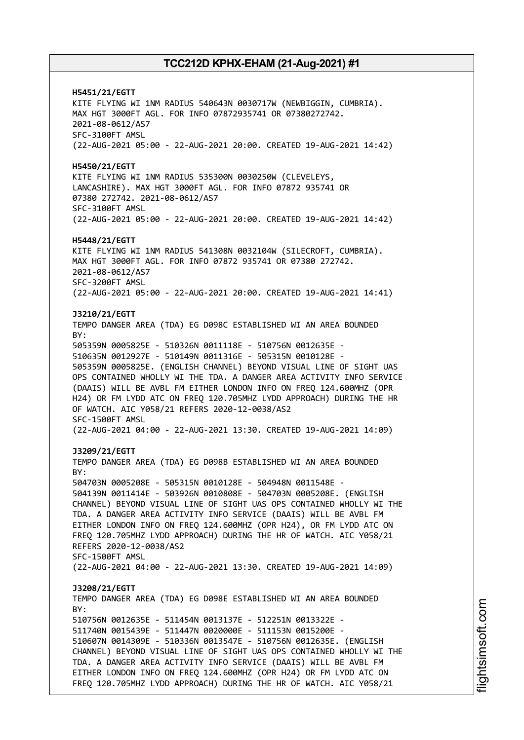**H5451/21/EGTT**
KITE FLYING WI 1NM RADIUS 540643N 0030717W (NEWBIGGIN, CUMBRIA).
MAX HGT 3000FT AGL. FOR INFO 07872935741 OR 07380272742.
2021-08-0612/AS7
SFC-3100FT AMSL
(22-AUG-2021 05:00 - 22-AUG-2021 20:00. CREATED 19-AUG-2021 14:42)

**H5450/21/EGTT**
KITE FLYING WI 1NM RADIUS 535300N 0030250W (CLEVELEYS,
LANCASHIRE). MAX HGT 3000FT AGL. FOR INFO 07872 935741 OR
07380 272742. 2021-08-0612/AS7
SFC-3100FT AMSL
(22-AUG-2021 05:00 - 22-AUG-2021 20:00. CREATED 19-AUG-2021 14:42)

**H5448/21/EGTT**
KITE FLYING WI 1NM RADIUS 541308N 0032104W (SILECROFT, CUMBRIA).
MAX HGT 3000FT AGL. FOR INFO 07872 935741 OR 07380 272742.
2021-08-0612/AS7
SFC-3200FT AMSL
(22-AUG-2021 05:00 - 22-AUG-2021 20:00. CREATED 19-AUG-2021 14:41)

**J3210/21/EGTT**
TEMPO DANGER AREA (TDA) EG D098C ESTABLISHED WI AN AREA BOUNDED
BY:
505359N 0005825E - 510326N 0011118E - 510756N 0012635E -
510635N 0012927E - 510149N 0011316E - 505315N 0010128E -
505359N 0005825E. (ENGLISH CHANNEL) BEYOND VISUAL LINE OF SIGHT UAS
OPS CONTAINED WHOLLY WI THE TDA. A DANGER AREA ACTIVITY INFO SERVICE
(DAAIS) WILL BE AVBL FM EITHER LONDON INFO ON FREQ 124.600MHZ (OPR
H24) OR FM LYDD ATC ON FREQ 120.705MHZ LYDD APPROACH) DURING THE HR
OF WATCH. AIC Y058/21 REFERS 2020-12-0038/AS2
SFC-1500FT AMSL
(22-AUG-2021 04:00 - 22-AUG-2021 13:30. CREATED 19-AUG-2021 14:09)

**J3209/21/EGTT**
TEMPO DANGER AREA (TDA) EG D098B ESTABLISHED WI AN AREA BOUNDED
BY:
504703N 0005208E - 505315N 0010128E - 504948N 0011548E -
504139N 0011414E - 503926N 0010808E - 504703N 0005208E. (ENGLISH
CHANNEL) BEYOND VISUAL LINE OF SIGHT UAS OPS CONTAINED WHOLLY WI THE
TDA. A DANGER AREA ACTIVITY INFO SERVICE (DAAIS) WILL BE AVBL FM
EITHER LONDON INFO ON FREQ 124.600MHZ (OPR H24), OR FM LYDD ATC ON
FREQ 120.705MHZ LYDD APPROACH) DURING THE HR OF WATCH. AIC Y058/21
REFERS 2020-12-0038/AS2
SFC-1500FT AMSL
(22-AUG-2021 04:00 - 22-AUG-2021 13:30. CREATED 19-AUG-2021 14:09)

**J3208/21/EGTT**
TEMPO DANGER AREA (TDA) EG D098E ESTABLISHED WI AN AREA BOUNDED
BY:
510756N 0012635E - 511454N 0013137E - 512251N 0013322E -
511740N 0015439E - 511447N 0020000E - 511153N 0015200E -
510607N 0014309E - 510336N 0013547E - 510756N 0012635E. (ENGLISH
CHANNEL) BEYOND VISUAL LINE OF SIGHT UAS OPS CONTAINED WHOLLY WI THE
TDA. A DANGER AREA ACTIVITY INFO SERVICE (DAAIS) WILL BE AVBL FM
EITHER LONDON INFO ON FREQ 124.600MHZ (OPR H24) OR FM LYDD ATC ON
FREQ 120.705MHZ LYDD APPROACH) DURING THE HR OF WATCH. AIC Y058/21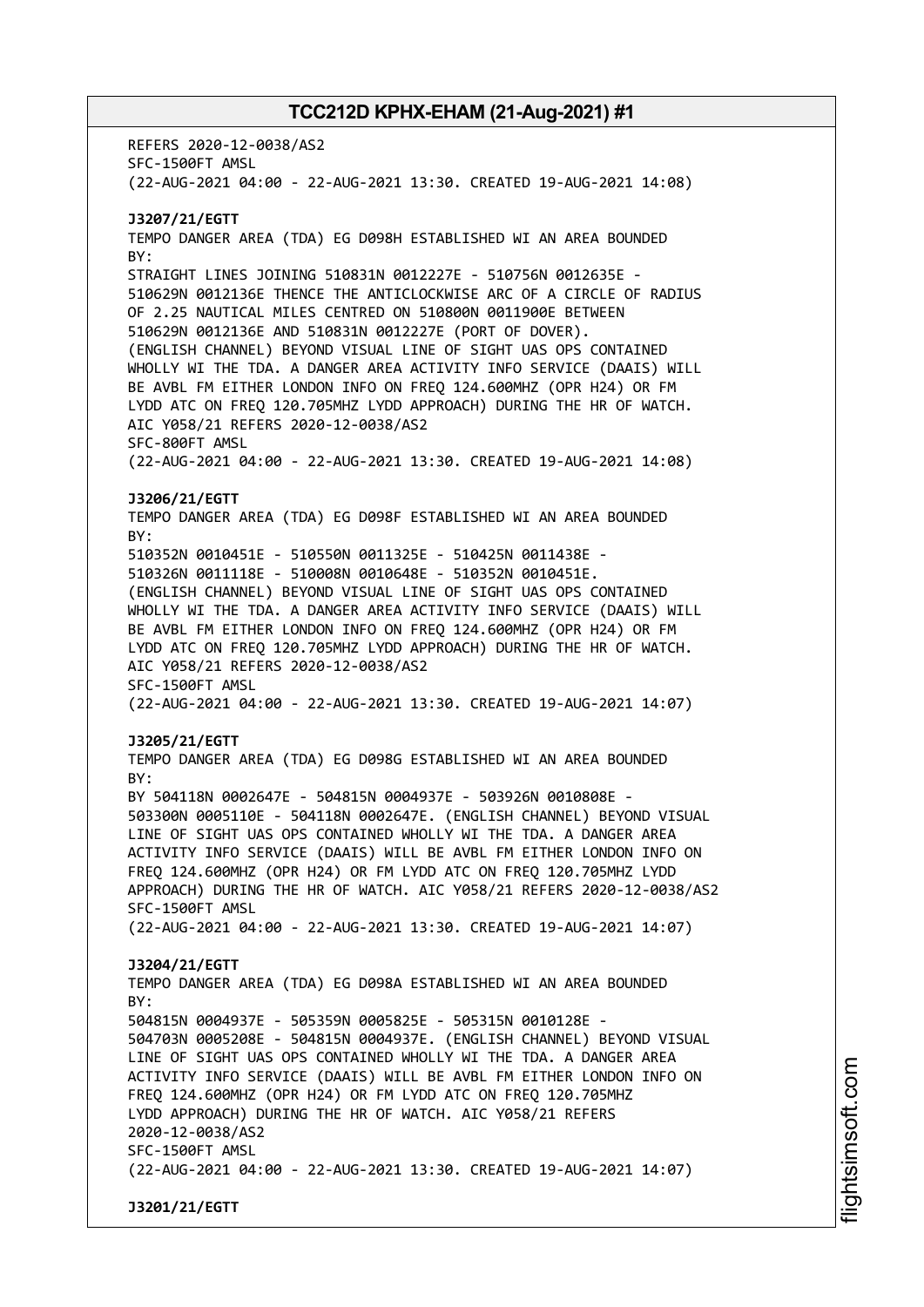REFERS 2020-12-0038/AS2
SFC-1500FT AMSL
(22-AUG-2021 04:00 - 22-AUG-2021 13:30. CREATED 19-AUG-2021 14:08)

**J3207/21/EGTT**
TEMPO DANGER AREA (TDA) EG D098H ESTABLISHED WI AN AREA BOUNDED BY:
STRAIGHT LINES JOINING 510831N 0012227E - 510756N 0012635E - 510629N 0012136E THENCE THE ANTICLOCKWISE ARC OF A CIRCLE OF RADIUS OF 2.25 NAUTICAL MILES CENTRED ON 510800N 0011900E BETWEEN 510629N 0012136E AND 510831N 0012227E (PORT OF DOVER).
(ENGLISH CHANNEL) BEYOND VISUAL LINE OF SIGHT UAS OPS CONTAINED WHOLLY WI THE TDA. A DANGER AREA ACTIVITY INFO SERVICE (DAAIS) WILL BE AVBL FM EITHER LONDON INFO ON FREQ 124.600MHZ (OPR H24) OR FM LYDD ATC ON FREQ 120.705MHZ LYDD APPROACH) DURING THE HR OF WATCH.
AIC Y058/21 REFERS 2020-12-0038/AS2
SFC-800FT AMSL
(22-AUG-2021 04:00 - 22-AUG-2021 13:30. CREATED 19-AUG-2021 14:08)

**J3206/21/EGTT**
TEMPO DANGER AREA (TDA) EG D098F ESTABLISHED WI AN AREA BOUNDED BY:
510352N 0010451E - 510550N 0011325E - 510425N 0011438E - 510326N 0011118E - 510008N 0010648E - 510352N 0010451E.
(ENGLISH CHANNEL) BEYOND VISUAL LINE OF SIGHT UAS OPS CONTAINED WHOLLY WI THE TDA. A DANGER AREA ACTIVITY INFO SERVICE (DAAIS) WILL BE AVBL FM EITHER LONDON INFO ON FREQ 124.600MHZ (OPR H24) OR FM LYDD ATC ON FREQ 120.705MHZ LYDD APPROACH) DURING THE HR OF WATCH.
AIC Y058/21 REFERS 2020-12-0038/AS2
SFC-1500FT AMSL
(22-AUG-2021 04:00 - 22-AUG-2021 13:30. CREATED 19-AUG-2021 14:07)

**J3205/21/EGTT**
TEMPO DANGER AREA (TDA) EG D098G ESTABLISHED WI AN AREA BOUNDED BY:
BY 504118N 0002647E - 504815N 0004937E - 503926N 0010808E - 503300N 0005110E - 504118N 0002647E. (ENGLISH CHANNEL) BEYOND VISUAL LINE OF SIGHT UAS OPS CONTAINED WHOLLY WI THE TDA. A DANGER AREA ACTIVITY INFO SERVICE (DAAIS) WILL BE AVBL FM EITHER LONDON INFO ON FREQ 124.600MHZ (OPR H24) OR FM LYDD ATC ON FREQ 120.705MHZ LYDD APPROACH) DURING THE HR OF WATCH. AIC Y058/21 REFERS 2020-12-0038/AS2
SFC-1500FT AMSL
(22-AUG-2021 04:00 - 22-AUG-2021 13:30. CREATED 19-AUG-2021 14:07)

**J3204/21/EGTT**
TEMPO DANGER AREA (TDA) EG D098A ESTABLISHED WI AN AREA BOUNDED BY:
504815N 0004937E - 505359N 0005825E - 505315N 0010128E - 504703N 0005208E - 504815N 0004937E. (ENGLISH CHANNEL) BEYOND VISUAL LINE OF SIGHT UAS OPS CONTAINED WHOLLY WI THE TDA. A DANGER AREA ACTIVITY INFO SERVICE (DAAIS) WILL BE AVBL FM EITHER LONDON INFO ON FREQ 124.600MHZ (OPR H24) OR FM LYDD ATC ON FREQ 120.705MHZ LYDD APPROACH) DURING THE HR OF WATCH. AIC Y058/21 REFERS 2020-12-0038/AS2
SFC-1500FT AMSL
(22-AUG-2021 04:00 - 22-AUG-2021 13:30. CREATED 19-AUG-2021 14:07)

**J3201/21/EGTT**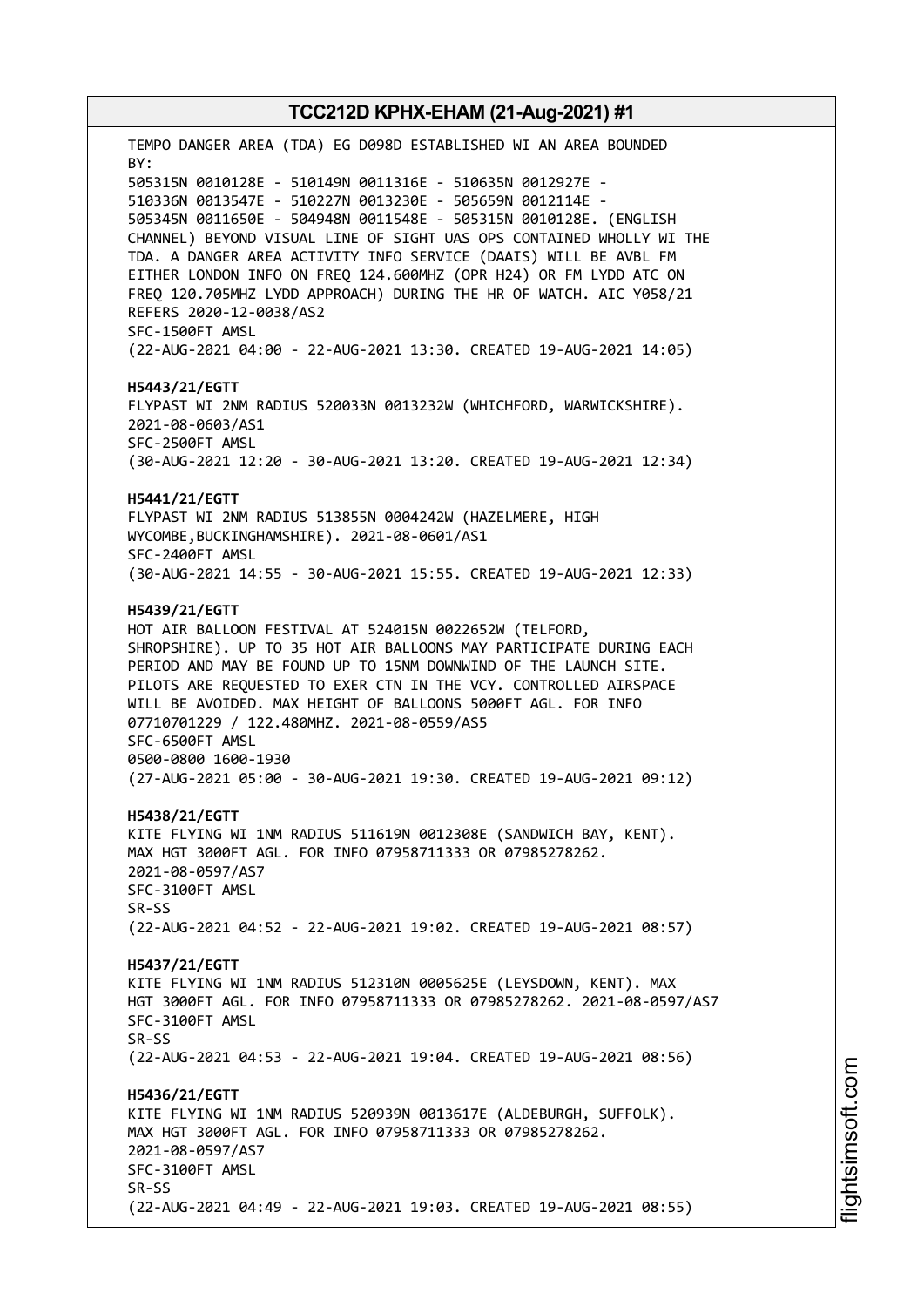TEMPO DANGER AREA (TDA) EG D098D ESTABLISHED WI AN AREA BOUNDED BY:
505315N 0010128E - 510149N 0011316E - 510635N 0012927E - 510336N 0013547E - 510227N 0013230E - 505659N 0012114E - 505345N 0011650E - 504948N 0011548E - 505315N 0010128E. (ENGLISH CHANNEL) BEYOND VISUAL LINE OF SIGHT UAS OPS CONTAINED WHOLLY WI THE TDA. A DANGER AREA ACTIVITY INFO SERVICE (DAAIS) WILL BE AVBL FM EITHER LONDON INFO ON FREQ 124.600MHZ (OPR H24) OR FM LYDD ATC ON FREQ 120.705MHZ LYDD APPROACH) DURING THE HR OF WATCH. AIC Y058/21 REFERS 2020-12-0038/AS2
SFC-1500FT AMSL
(22-AUG-2021 04:00 - 22-AUG-2021 13:30. CREATED 19-AUG-2021 14:05)

**H5443/21/EGTT**
FLYPAST WI 2NM RADIUS 520033N 0013232W (WHICHFORD, WARWICKSHIRE). 2021-08-0603/AS1
SFC-2500FT AMSL
(30-AUG-2021 12:20 - 30-AUG-2021 13:20. CREATED 19-AUG-2021 12:34)

**H5441/21/EGTT**
FLYPAST WI 2NM RADIUS 513855N 0004242W (HAZELMERE, HIGH WYCOMBE,BUCKINGHAMSHIRE). 2021-08-0601/AS1
SFC-2400FT AMSL
(30-AUG-2021 14:55 - 30-AUG-2021 15:55. CREATED 19-AUG-2021 12:33)

**H5439/21/EGTT**
HOT AIR BALLOON FESTIVAL AT 524015N 0022652W (TELFORD, SHROPSHIRE). UP TO 35 HOT AIR BALLOONS MAY PARTICIPATE DURING EACH PERIOD AND MAY BE FOUND UP TO 15NM DOWNWIND OF THE LAUNCH SITE. PILOTS ARE REQUESTED TO EXER CTN IN THE VCY. CONTROLLED AIRSPACE WILL BE AVOIDED. MAX HEIGHT OF BALLOONS 5000FT AGL. FOR INFO 07710701229 / 122.480MHZ. 2021-08-0559/AS5
SFC-6500FT AMSL
0500-0800 1600-1930
(27-AUG-2021 05:00 - 30-AUG-2021 19:30. CREATED 19-AUG-2021 09:12)

**H5438/21/EGTT**
KITE FLYING WI 1NM RADIUS 511619N 0012308E (SANDWICH BAY, KENT). MAX HGT 3000FT AGL. FOR INFO 07958711333 OR 07985278262. 2021-08-0597/AS7
SFC-3100FT AMSL
SR-SS
(22-AUG-2021 04:52 - 22-AUG-2021 19:02. CREATED 19-AUG-2021 08:57)

**H5437/21/EGTT**
KITE FLYING WI 1NM RADIUS 512310N 0005625E (LEYSDOWN, KENT). MAX HGT 3000FT AGL. FOR INFO 07958711333 OR 07985278262. 2021-08-0597/AS7
SFC-3100FT AMSL
SR-SS
(22-AUG-2021 04:53 - 22-AUG-2021 19:04. CREATED 19-AUG-2021 08:56)

**H5436/21/EGTT**
KITE FLYING WI 1NM RADIUS 520939N 0013617E (ALDEBURGH, SUFFOLK). MAX HGT 3000FT AGL. FOR INFO 07958711333 OR 07985278262. 2021-08-0597/AS7
SFC-3100FT AMSL
SR-SS
(22-AUG-2021 04:49 - 22-AUG-2021 19:03. CREATED 19-AUG-2021 08:55)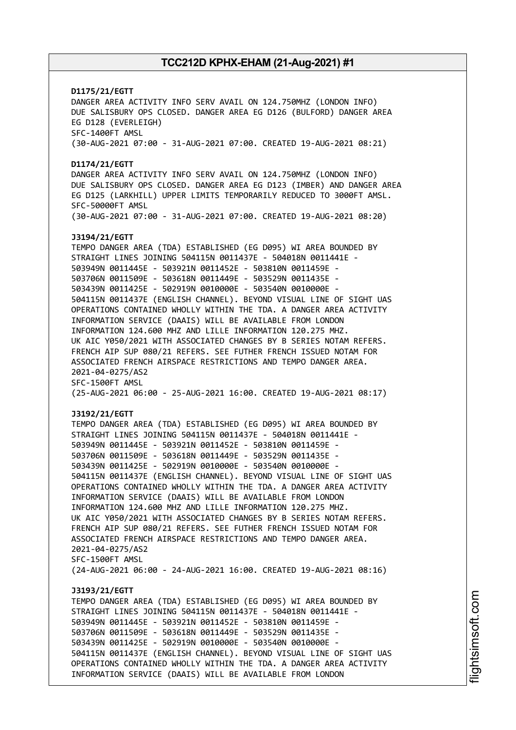**D1175/21/EGTT**
DANGER AREA ACTIVITY INFO SERV AVAIL ON 124.750MHZ (LONDON INFO)
DUE SALISBURY OPS CLOSED. DANGER AREA EG D126 (BULFORD) DANGER AREA
EG D128 (EVERLEIGH)
SFC-1400FT AMSL
(30-AUG-2021 07:00 - 31-AUG-2021 07:00. CREATED 19-AUG-2021 08:21)

**D1174/21/EGTT**
DANGER AREA ACTIVITY INFO SERV AVAIL ON 124.750MHZ (LONDON INFO)
DUE SALISBURY OPS CLOSED. DANGER AREA EG D123 (IMBER) AND DANGER AREA
EG D125 (LARKHILL) UPPER LIMITS TEMPORARILY REDUCED TO 3000FT AMSL.
SFC-50000FT AMSL
(30-AUG-2021 07:00 - 31-AUG-2021 07:00. CREATED 19-AUG-2021 08:20)

**J3194/21/EGTT**
TEMPO DANGER AREA (TDA) ESTABLISHED (EG D095) WI AREA BOUNDED BY
STRAIGHT LINES JOINING 504115N 0011437E - 504018N 0011441E -
503949N 0011445E - 503921N 0011452E - 503810N 0011459E -
503706N 0011509E - 503618N 0011449E - 503529N 0011435E -
503439N 0011425E - 502919N 0010000E - 503540N 0010000E -
504115N 0011437E (ENGLISH CHANNEL). BEYOND VISUAL LINE OF SIGHT UAS
OPERATIONS CONTAINED WHOLLY WITHIN THE TDA. A DANGER AREA ACTIVITY
INFORMATION SERVICE (DAAIS) WILL BE AVAILABLE FROM LONDON
INFORMATION 124.600 MHZ AND LILLE INFORMATION 120.275 MHZ.
UK AIC Y050/2021 WITH ASSOCIATED CHANGES BY B SERIES NOTAM REFERS.
FRENCH AIP SUP 080/21 REFERS. SEE FUTHER FRENCH ISSUED NOTAM FOR
ASSOCIATED FRENCH AIRSPACE RESTRICTIONS AND TEMPO DANGER AREA.
2021-04-0275/AS2
SFC-1500FT AMSL
(25-AUG-2021 06:00 - 25-AUG-2021 16:00. CREATED 19-AUG-2021 08:17)

**J3192/21/EGTT**
TEMPO DANGER AREA (TDA) ESTABLISHED (EG D095) WI AREA BOUNDED BY
STRAIGHT LINES JOINING 504115N 0011437E - 504018N 0011441E -
503949N 0011445E - 503921N 0011452E - 503810N 0011459E -
503706N 0011509E - 503618N 0011449E - 503529N 0011435E -
503439N 0011425E - 502919N 0010000E - 503540N 0010000E -
504115N 0011437E (ENGLISH CHANNEL). BEYOND VISUAL LINE OF SIGHT UAS
OPERATIONS CONTAINED WHOLLY WITHIN THE TDA. A DANGER AREA ACTIVITY
INFORMATION SERVICE (DAAIS) WILL BE AVAILABLE FROM LONDON
INFORMATION 124.600 MHZ AND LILLE INFORMATION 120.275 MHZ.
UK AIC Y050/2021 WITH ASSOCIATED CHANGES BY B SERIES NOTAM REFERS.
FRENCH AIP SUP 080/21 REFERS. SEE FUTHER FRENCH ISSUED NOTAM FOR
ASSOCIATED FRENCH AIRSPACE RESTRICTIONS AND TEMPO DANGER AREA.
2021-04-0275/AS2
SFC-1500FT AMSL
(24-AUG-2021 06:00 - 24-AUG-2021 16:00. CREATED 19-AUG-2021 08:16)

**J3193/21/EGTT**
TEMPO DANGER AREA (TDA) ESTABLISHED (EG D095) WI AREA BOUNDED BY
STRAIGHT LINES JOINING 504115N 0011437E - 504018N 0011441E -
503949N 0011445E - 503921N 0011452E - 503810N 0011459E -
503706N 0011509E - 503618N 0011449E - 503529N 0011435E -
503439N 0011425E - 502919N 0010000E - 503540N 0010000E -
504115N 0011437E (ENGLISH CHANNEL). BEYOND VISUAL LINE OF SIGHT UAS
OPERATIONS CONTAINED WHOLLY WITHIN THE TDA. A DANGER AREA ACTIVITY
INFORMATION SERVICE (DAAIS) WILL BE AVAILABLE FROM LONDON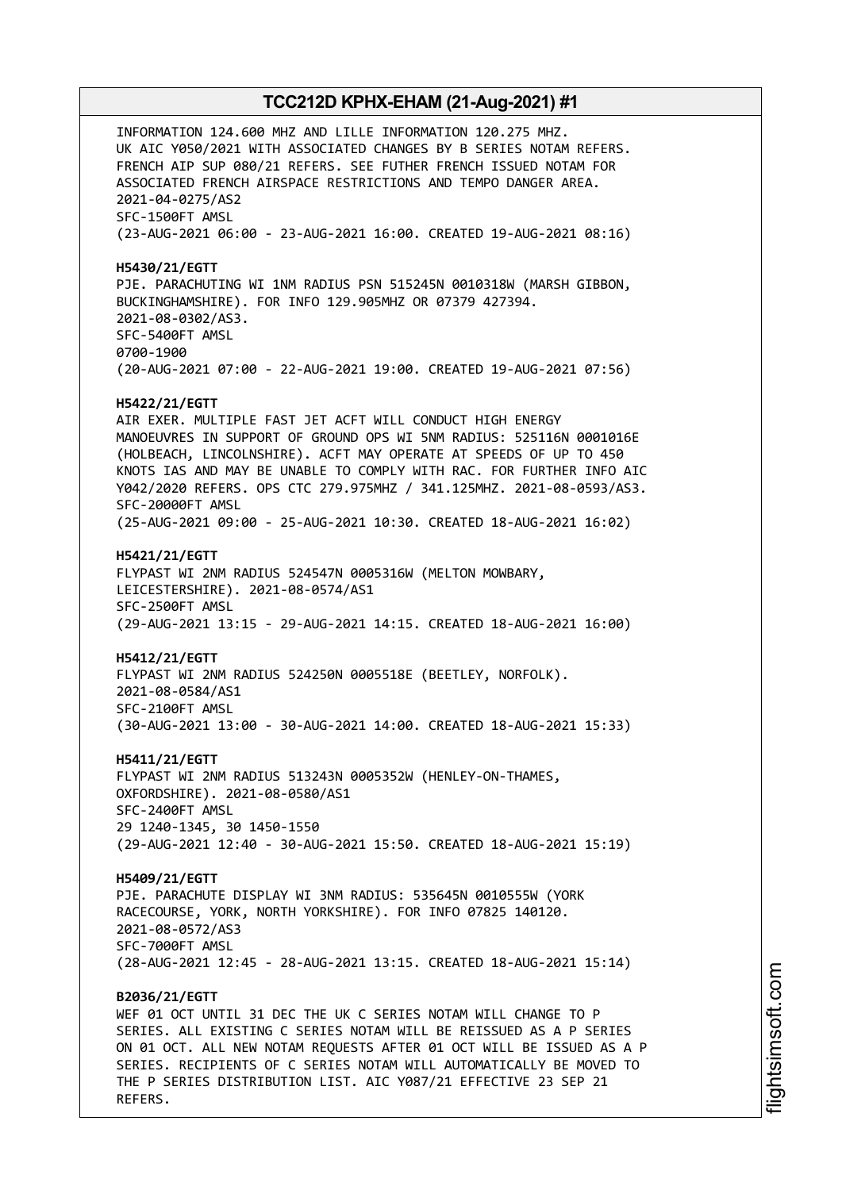INFORMATION 124.600 MHZ AND LILLE INFORMATION 120.275 MHZ.
UK AIC Y050/2021 WITH ASSOCIATED CHANGES BY B SERIES NOTAM REFERS.
FRENCH AIP SUP 080/21 REFERS. SEE FUTHER FRENCH ISSUED NOTAM FOR
ASSOCIATED FRENCH AIRSPACE RESTRICTIONS AND TEMPO DANGER AREA.
2021-04-0275/AS2
SFC-1500FT AMSL
(23-AUG-2021 06:00 - 23-AUG-2021 16:00. CREATED 19-AUG-2021 08:16)

**H5430/21/EGTT**
PJE. PARACHUTING WI 1NM RADIUS PSN 515245N 0010318W (MARSH GIBBON,
BUCKINGHAMSHIRE). FOR INFO 129.905MHZ OR 07379 427394.
2021-08-0302/AS3.
SFC-5400FT AMSL
0700-1900
(20-AUG-2021 07:00 - 22-AUG-2021 19:00. CREATED 19-AUG-2021 07:56)

**H5422/21/EGTT**
AIR EXER. MULTIPLE FAST JET ACFT WILL CONDUCT HIGH ENERGY
MANOEUVRES IN SUPPORT OF GROUND OPS WI 5NM RADIUS: 525116N 0001016E
(HOLBEACH, LINCOLNSHIRE). ACFT MAY OPERATE AT SPEEDS OF UP TO 450
KNOTS IAS AND MAY BE UNABLE TO COMPLY WITH RAC. FOR FURTHER INFO AIC
Y042/2020 REFERS. OPS CTC 279.975MHZ / 341.125MHZ. 2021-08-0593/AS3.
SFC-20000FT AMSL
(25-AUG-2021 09:00 - 25-AUG-2021 10:30. CREATED 18-AUG-2021 16:02)

**H5421/21/EGTT**
FLYPAST WI 2NM RADIUS 524547N 0005316W (MELTON MOWBARY,
LEICESTERSHIRE). 2021-08-0574/AS1
SFC-2500FT AMSL
(29-AUG-2021 13:15 - 29-AUG-2021 14:15. CREATED 18-AUG-2021 16:00)

**H5412/21/EGTT**
FLYPAST WI 2NM RADIUS 524250N 0005518E (BEETLEY, NORFOLK).
2021-08-0584/AS1
SFC-2100FT AMSL
(30-AUG-2021 13:00 - 30-AUG-2021 14:00. CREATED 18-AUG-2021 15:33)

**H5411/21/EGTT**
FLYPAST WI 2NM RADIUS 513243N 0005352W (HENLEY-ON-THAMES,
OXFORDSHIRE). 2021-08-0580/AS1
SFC-2400FT AMSL
29 1240-1345, 30 1450-1550
(29-AUG-2021 12:40 - 30-AUG-2021 15:50. CREATED 18-AUG-2021 15:19)

**H5409/21/EGTT**
PJE. PARACHUTE DISPLAY WI 3NM RADIUS: 535645N 0010555W (YORK
RACECOURSE, YORK, NORTH YORKSHIRE). FOR INFO 07825 140120.
2021-08-0572/AS3
SFC-7000FT AMSL
(28-AUG-2021 12:45 - 28-AUG-2021 13:15. CREATED 18-AUG-2021 15:14)

**B2036/21/EGTT**
WEF 01 OCT UNTIL 31 DEC THE UK C SERIES NOTAM WILL CHANGE TO P
SERIES. ALL EXISTING C SERIES NOTAM WILL BE REISSUED AS A P SERIES
ON 01 OCT. ALL NEW NOTAM REQUESTS AFTER 01 OCT WILL BE ISSUED AS A P
SERIES. RECIPIENTS OF C SERIES NOTAM WILL AUTOMATICALLY BE MOVED TO
THE P SERIES DISTRIBUTION LIST. AIC Y087/21 EFFECTIVE 23 SEP 21
REFERS.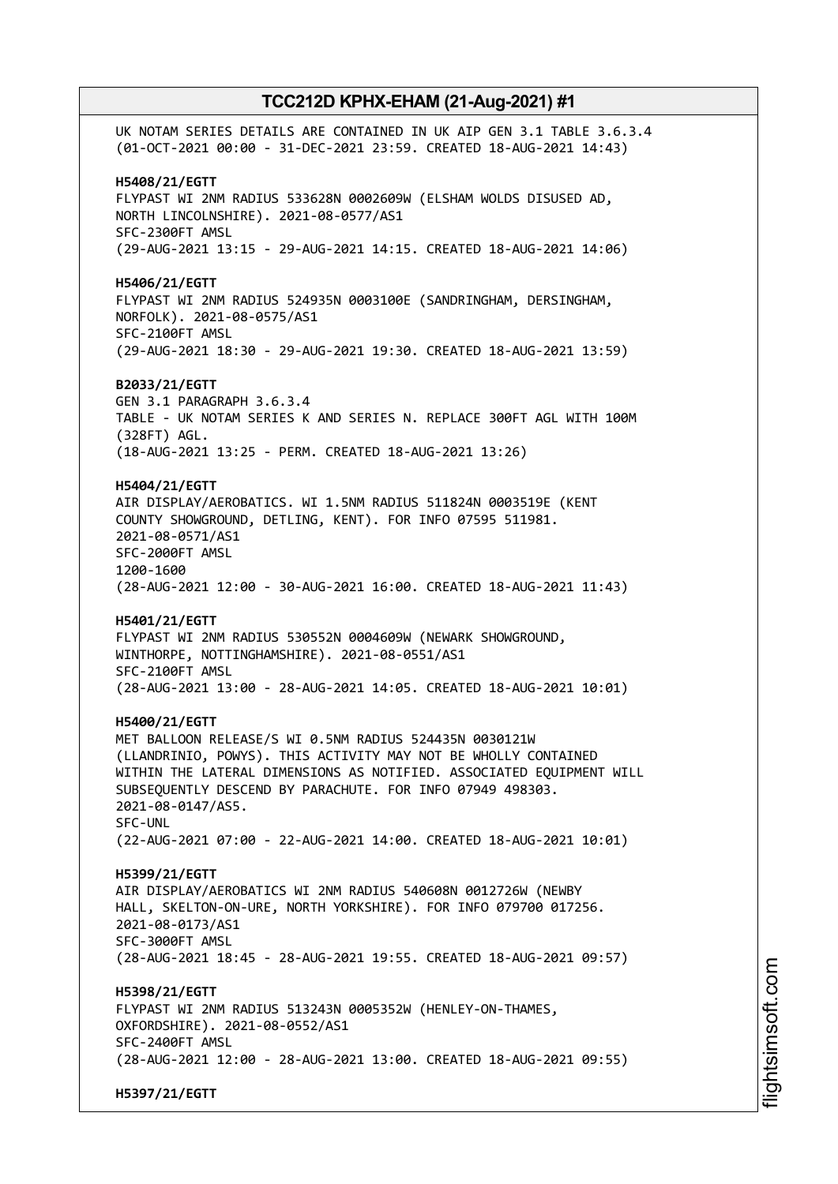UK NOTAM SERIES DETAILS ARE CONTAINED IN UK AIP GEN 3.1 TABLE 3.6.3.4
(01-OCT-2021 00:00 - 31-DEC-2021 23:59. CREATED 18-AUG-2021 14:43)

**H5408/21/EGTT**
FLYPAST WI 2NM RADIUS 533628N 0002609W (ELSHAM WOLDS DISUSED AD, NORTH LINCOLNSHIRE). 2021-08-0577/AS1
SFC-2300FT AMSL
(29-AUG-2021 13:15 - 29-AUG-2021 14:15. CREATED 18-AUG-2021 14:06)

**H5406/21/EGTT**
FLYPAST WI 2NM RADIUS 524935N 0003100E (SANDRINGHAM, DERSINGHAM, NORFOLK). 2021-08-0575/AS1
SFC-2100FT AMSL
(29-AUG-2021 18:30 - 29-AUG-2021 19:30. CREATED 18-AUG-2021 13:59)

**B2033/21/EGTT**
GEN 3.1 PARAGRAPH 3.6.3.4
TABLE - UK NOTAM SERIES K AND SERIES N. REPLACE 300FT AGL WITH 100M (328FT) AGL.
(18-AUG-2021 13:25 - PERM. CREATED 18-AUG-2021 13:26)

**H5404/21/EGTT**
AIR DISPLAY/AEROBATICS. WI 1.5NM RADIUS 511824N 0003519E (KENT COUNTY SHOWGROUND, DETLING, KENT). FOR INFO 07595 511981.
2021-08-0571/AS1
SFC-2000FT AMSL
1200-1600
(28-AUG-2021 12:00 - 30-AUG-2021 16:00. CREATED 18-AUG-2021 11:43)

**H5401/21/EGTT**
FLYPAST WI 2NM RADIUS 530552N 0004609W (NEWARK SHOWGROUND, WINTHORPE, NOTTINGHAMSHIRE). 2021-08-0551/AS1
SFC-2100FT AMSL
(28-AUG-2021 13:00 - 28-AUG-2021 14:05. CREATED 18-AUG-2021 10:01)

**H5400/21/EGTT**
MET BALLOON RELEASE/S WI 0.5NM RADIUS 524435N 0030121W (LLANDRINIO, POWYS). THIS ACTIVITY MAY NOT BE WHOLLY CONTAINED WITHIN THE LATERAL DIMENSIONS AS NOTIFIED. ASSOCIATED EQUIPMENT WILL SUBSEQUENTLY DESCEND BY PARACHUTE. FOR INFO 07949 498303.
2021-08-0147/AS5.
SFC-UNL
(22-AUG-2021 07:00 - 22-AUG-2021 14:00. CREATED 18-AUG-2021 10:01)

**H5399/21/EGTT**
AIR DISPLAY/AEROBATICS WI 2NM RADIUS 540608N 0012726W (NEWBY HALL, SKELTON-ON-URE, NORTH YORKSHIRE). FOR INFO 079700 017256.
2021-08-0173/AS1
SFC-3000FT AMSL
(28-AUG-2021 18:45 - 28-AUG-2021 19:55. CREATED 18-AUG-2021 09:57)

**H5398/21/EGTT**
FLYPAST WI 2NM RADIUS 513243N 0005352W (HENLEY-ON-THAMES, OXFORDSHIRE). 2021-08-0552/AS1
SFC-2400FT AMSL
(28-AUG-2021 12:00 - 28-AUG-2021 13:00. CREATED 18-AUG-2021 09:55)

**H5397/21/EGTT**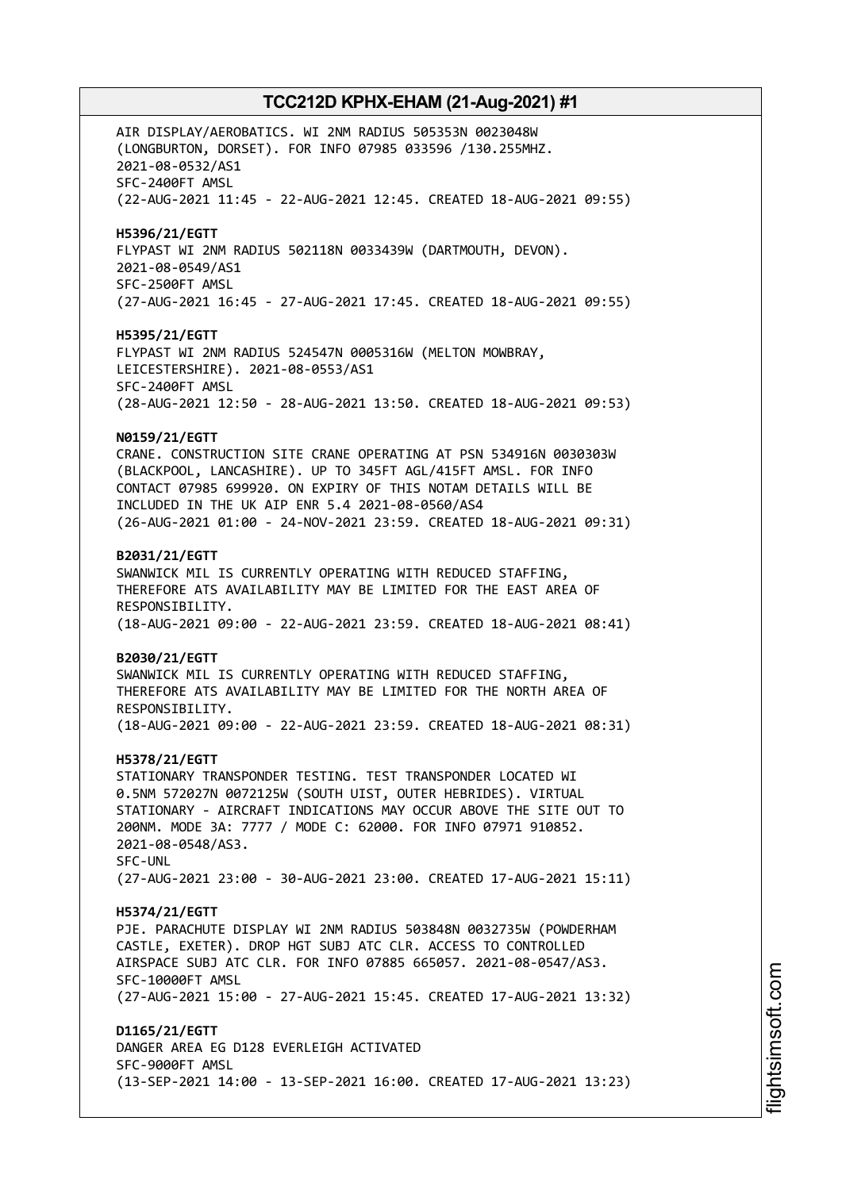AIR DISPLAY/AEROBATICS. WI 2NM RADIUS 505353N 0023048W (LONGBURTON, DORSET). FOR INFO 07985 033596 /130.255MHZ. 2021-08-0532/AS1
SFC-2400FT AMSL
(22-AUG-2021 11:45 - 22-AUG-2021 12:45. CREATED 18-AUG-2021 09:55)

**H5396/21/EGTT**
FLYPAST WI 2NM RADIUS 502118N 0033439W (DARTMOUTH, DEVON). 2021-08-0549/AS1
SFC-2500FT AMSL
(27-AUG-2021 16:45 - 27-AUG-2021 17:45. CREATED 18-AUG-2021 09:55)

**H5395/21/EGTT**
FLYPAST WI 2NM RADIUS 524547N 0005316W (MELTON MOWBRAY, LEICESTERSHIRE). 2021-08-0553/AS1
SFC-2400FT AMSL
(28-AUG-2021 12:50 - 28-AUG-2021 13:50. CREATED 18-AUG-2021 09:53)

**N0159/21/EGTT**
CRANE. CONSTRUCTION SITE CRANE OPERATING AT PSN 534916N 0030303W (BLACKPOOL, LANCASHIRE). UP TO 345FT AGL/415FT AMSL. FOR INFO CONTACT 07985 699920. ON EXPIRY OF THIS NOTAM DETAILS WILL BE INCLUDED IN THE UK AIP ENR 5.4 2021-08-0560/AS4
(26-AUG-2021 01:00 - 24-NOV-2021 23:59. CREATED 18-AUG-2021 09:31)

**B2031/21/EGTT**
SWANWICK MIL IS CURRENTLY OPERATING WITH REDUCED STAFFING, THEREFORE ATS AVAILABILITY MAY BE LIMITED FOR THE EAST AREA OF RESPONSIBILITY.
(18-AUG-2021 09:00 - 22-AUG-2021 23:59. CREATED 18-AUG-2021 08:41)

**B2030/21/EGTT**
SWANWICK MIL IS CURRENTLY OPERATING WITH REDUCED STAFFING, THEREFORE ATS AVAILABILITY MAY BE LIMITED FOR THE NORTH AREA OF RESPONSIBILITY.
(18-AUG-2021 09:00 - 22-AUG-2021 23:59. CREATED 18-AUG-2021 08:31)

**H5378/21/EGTT**
STATIONARY TRANSPONDER TESTING. TEST TRANSPONDER LOCATED WI 0.5NM 572027N 0072125W (SOUTH UIST, OUTER HEBRIDES). VIRTUAL STATIONARY - AIRCRAFT INDICATIONS MAY OCCUR ABOVE THE SITE OUT TO 200NM. MODE 3A: 7777 / MODE C: 62000. FOR INFO 07971 910852. 2021-08-0548/AS3.
SFC-UNL
(27-AUG-2021 23:00 - 30-AUG-2021 23:00. CREATED 17-AUG-2021 15:11)

**H5374/21/EGTT**
PJE. PARACHUTE DISPLAY WI 2NM RADIUS 503848N 0032735W (POWDERHAM CASTLE, EXETER). DROP HGT SUBJ ATC CLR. ACCESS TO CONTROLLED AIRSPACE SUBJ ATC CLR. FOR INFO 07885 665057. 2021-08-0547/AS3.
SFC-10000FT AMSL
(27-AUG-2021 15:00 - 27-AUG-2021 15:45. CREATED 17-AUG-2021 13:32)

**D1165/21/EGTT**
DANGER AREA EG D128 EVERLEIGH ACTIVATED
SFC-9000FT AMSL
(13-SEP-2021 14:00 - 13-SEP-2021 16:00. CREATED 17-AUG-2021 13:23)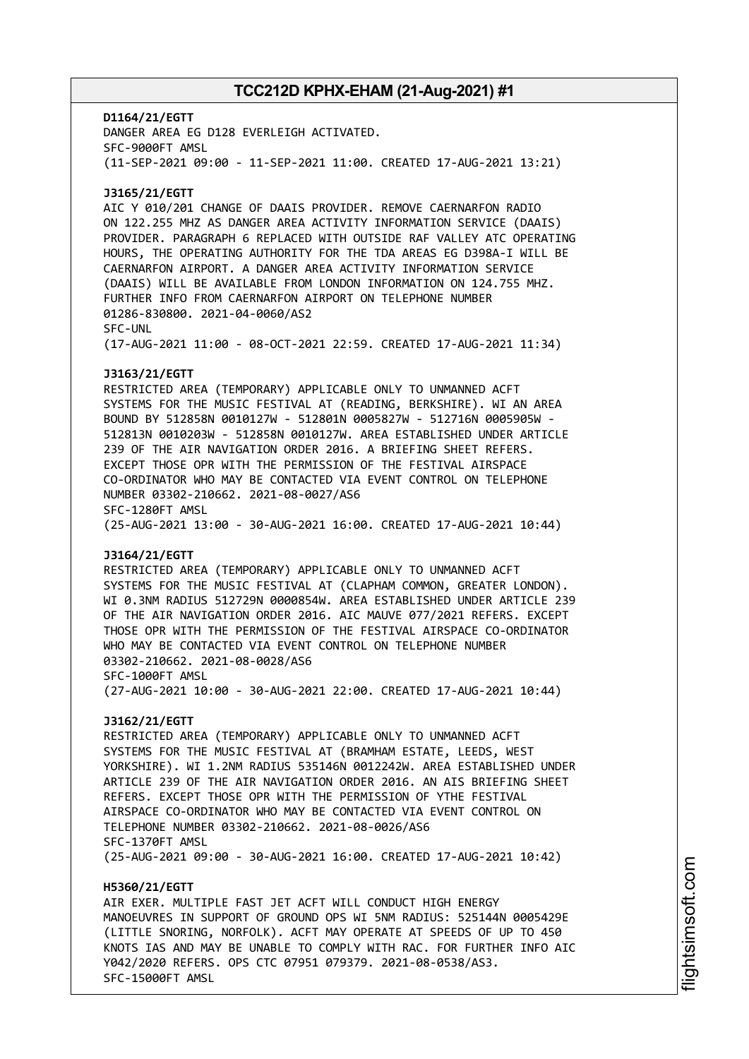**D1164/21/EGTT**
DANGER AREA EG D128 EVERLEIGH ACTIVATED.
SFC-9000FT AMSL
(11-SEP-2021 09:00 - 11-SEP-2021 11:00. CREATED 17-AUG-2021 13:21)

**J3165/21/EGTT**
AIC Y 010/201 CHANGE OF DAAIS PROVIDER. REMOVE CAERNARFON RADIO ON 122.255 MHZ AS DANGER AREA ACTIVITY INFORMATION SERVICE (DAAIS) PROVIDER. PARAGRAPH 6 REPLACED WITH OUTSIDE RAF VALLEY ATC OPERATING HOURS, THE OPERATING AUTHORITY FOR THE TDA AREAS EG D398A-I WILL BE CAERNARFON AIRPORT. A DANGER AREA ACTIVITY INFORMATION SERVICE (DAAIS) WILL BE AVAILABLE FROM LONDON INFORMATION ON 124.755 MHZ. FURTHER INFO FROM CAERNARFON AIRPORT ON TELEPHONE NUMBER 01286-830800. 2021-04-0060/AS2
SFC-UNL
(17-AUG-2021 11:00 - 08-OCT-2021 22:59. CREATED 17-AUG-2021 11:34)

**J3163/21/EGTT**
RESTRICTED AREA (TEMPORARY) APPLICABLE ONLY TO UNMANNED ACFT SYSTEMS FOR THE MUSIC FESTIVAL AT (READING, BERKSHIRE). WI AN AREA BOUND BY 512858N 0010127W - 512801N 0005827W - 512716N 0005905W - 512813N 0010203W - 512858N 0010127W. AREA ESTABLISHED UNDER ARTICLE 239 OF THE AIR NAVIGATION ORDER 2016. A BRIEFING SHEET REFERS. EXCEPT THOSE OPR WITH THE PERMISSION OF THE FESTIVAL AIRSPACE CO-ORDINATOR WHO MAY BE CONTACTED VIA EVENT CONTROL ON TELEPHONE NUMBER 03302-210662. 2021-08-0027/AS6
SFC-1280FT AMSL
(25-AUG-2021 13:00 - 30-AUG-2021 16:00. CREATED 17-AUG-2021 10:44)

**J3164/21/EGTT**
RESTRICTED AREA (TEMPORARY) APPLICABLE ONLY TO UNMANNED ACFT SYSTEMS FOR THE MUSIC FESTIVAL AT (CLAPHAM COMMON, GREATER LONDON). WI 0.3NM RADIUS 512729N 0000854W. AREA ESTABLISHED UNDER ARTICLE 239 OF THE AIR NAVIGATION ORDER 2016. AIC MAUVE 077/2021 REFERS. EXCEPT THOSE OPR WITH THE PERMISSION OF THE FESTIVAL AIRSPACE CO-ORDINATOR WHO MAY BE CONTACTED VIA EVENT CONTROL ON TELEPHONE NUMBER 03302-210662. 2021-08-0028/AS6
SFC-1000FT AMSL
(27-AUG-2021 10:00 - 30-AUG-2021 22:00. CREATED 17-AUG-2021 10:44)

**J3162/21/EGTT**
RESTRICTED AREA (TEMPORARY) APPLICABLE ONLY TO UNMANNED ACFT SYSTEMS FOR THE MUSIC FESTIVAL AT (BRAMHAM ESTATE, LEEDS, WEST YORKSHIRE). WI 1.2NM RADIUS 535146N 0012242W. AREA ESTABLISHED UNDER ARTICLE 239 OF THE AIR NAVIGATION ORDER 2016. AN AIS BRIEFING SHEET REFERS. EXCEPT THOSE OPR WITH THE PERMISSION OF YTHE FESTIVAL AIRSPACE CO-ORDINATOR WHO MAY BE CONTACTED VIA EVENT CONTROL ON TELEPHONE NUMBER 03302-210662. 2021-08-0026/AS6
SFC-1370FT AMSL
(25-AUG-2021 09:00 - 30-AUG-2021 16:00. CREATED 17-AUG-2021 10:42)

**H5360/21/EGTT**
AIR EXER. MULTIPLE FAST JET ACFT WILL CONDUCT HIGH ENERGY MANOEUVRES IN SUPPORT OF GROUND OPS WI 5NM RADIUS: 525144N 0005429E (LITTLE SNORING, NORFOLK). ACFT MAY OPERATE AT SPEEDS OF UP TO 450 KNOTS IAS AND MAY BE UNABLE TO COMPLY WITH RAC. FOR FURTHER INFO AIC Y042/2020 REFERS. OPS CTC 07951 079379. 2021-08-0538/AS3.
SFC-15000FT AMSL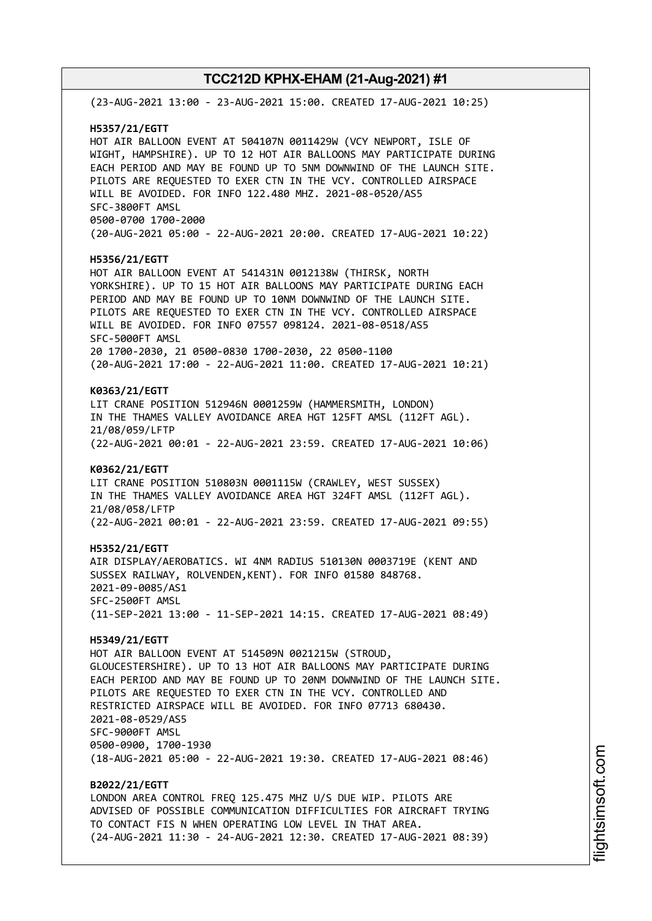(23-AUG-2021 13:00 - 23-AUG-2021 15:00. CREATED 17-AUG-2021 10:25)

**H5357/21/EGTT**
HOT AIR BALLOON EVENT AT 504107N 0011429W (VCY NEWPORT, ISLE OF WIGHT, HAMPSHIRE). UP TO 12 HOT AIR BALLOONS MAY PARTICIPATE DURING EACH PERIOD AND MAY BE FOUND UP TO 5NM DOWNWIND OF THE LAUNCH SITE. PILOTS ARE REQUESTED TO EXER CTN IN THE VCY. CONTROLLED AIRSPACE WILL BE AVOIDED. FOR INFO 122.480 MHZ. 2021-08-0520/AS5
SFC-3800FT AMSL
0500-0700 1700-2000
(20-AUG-2021 05:00 - 22-AUG-2021 20:00. CREATED 17-AUG-2021 10:22)

**H5356/21/EGTT**
HOT AIR BALLOON EVENT AT 541431N 0012138W (THIRSK, NORTH YORKSHIRE). UP TO 15 HOT AIR BALLOONS MAY PARTICIPATE DURING EACH PERIOD AND MAY BE FOUND UP TO 10NM DOWNWIND OF THE LAUNCH SITE. PILOTS ARE REQUESTED TO EXER CTN IN THE VCY. CONTROLLED AIRSPACE WILL BE AVOIDED. FOR INFO 07557 098124. 2021-08-0518/AS5
SFC-5000FT AMSL
20 1700-2030, 21 0500-0830 1700-2030, 22 0500-1100
(20-AUG-2021 17:00 - 22-AUG-2021 11:00. CREATED 17-AUG-2021 10:21)

**K0363/21/EGTT**
LIT CRANE POSITION 512946N 0001259W (HAMMERSMITH, LONDON) IN THE THAMES VALLEY AVOIDANCE AREA HGT 125FT AMSL (112FT AGL). 21/08/059/LFTP
(22-AUG-2021 00:01 - 22-AUG-2021 23:59. CREATED 17-AUG-2021 10:06)

**K0362/21/EGTT**
LIT CRANE POSITION 510803N 0001115W (CRAWLEY, WEST SUSSEX) IN THE THAMES VALLEY AVOIDANCE AREA HGT 324FT AMSL (112FT AGL). 21/08/058/LFTP
(22-AUG-2021 00:01 - 22-AUG-2021 23:59. CREATED 17-AUG-2021 09:55)

**H5352/21/EGTT**
AIR DISPLAY/AEROBATICS. WI 4NM RADIUS 510130N 0003719E (KENT AND SUSSEX RAILWAY, ROLVENDEN,KENT). FOR INFO 01580 848768. 2021-09-0085/AS1
SFC-2500FT AMSL
(11-SEP-2021 13:00 - 11-SEP-2021 14:15. CREATED 17-AUG-2021 08:49)

**H5349/21/EGTT**
HOT AIR BALLOON EVENT AT 514509N 0021215W (STROUD, GLOUCESTERSHIRE). UP TO 13 HOT AIR BALLOONS MAY PARTICIPATE DURING EACH PERIOD AND MAY BE FOUND UP TO 20NM DOWNWIND OF THE LAUNCH SITE. PILOTS ARE REQUESTED TO EXER CTN IN THE VCY. CONTROLLED AND RESTRICTED AIRSPACE WILL BE AVOIDED. FOR INFO 07713 680430. 2021-08-0529/AS5
SFC-9000FT AMSL
0500-0900, 1700-1930
(18-AUG-2021 05:00 - 22-AUG-2021 19:30. CREATED 17-AUG-2021 08:46)

**B2022/21/EGTT**
LONDON AREA CONTROL FREQ 125.475 MHZ U/S DUE WIP. PILOTS ARE ADVISED OF POSSIBLE COMMUNICATION DIFFICULTIES FOR AIRCRAFT TRYING TO CONTACT FIS N WHEN OPERATING LOW LEVEL IN THAT AREA.
(24-AUG-2021 11:30 - 24-AUG-2021 12:30. CREATED 17-AUG-2021 08:39)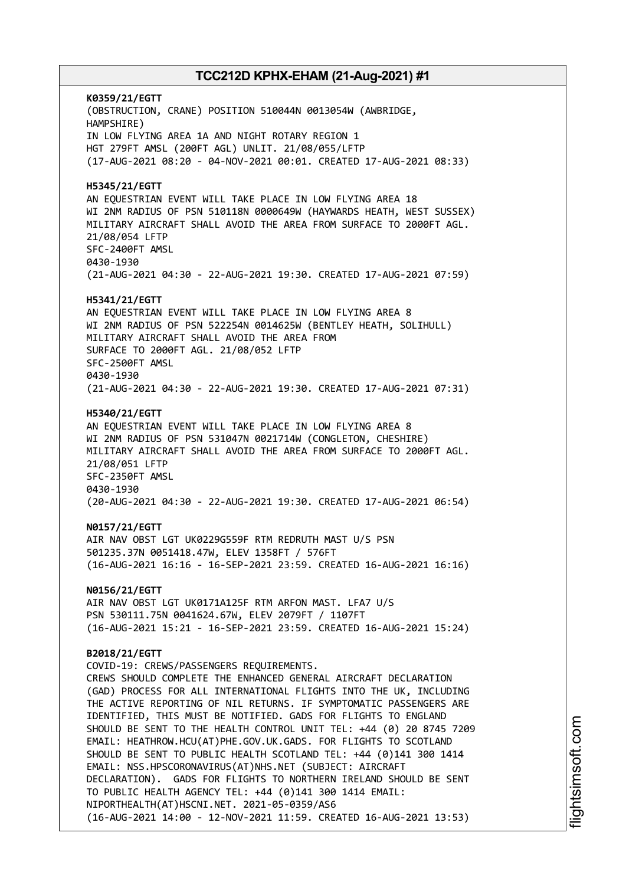**K0359/21/EGTT**
(OBSTRUCTION, CRANE) POSITION 510044N 0013054W (AWBRIDGE, HAMPSHIRE)
IN LOW FLYING AREA 1A AND NIGHT ROTARY REGION 1
HGT 279FT AMSL (200FT AGL) UNLIT. 21/08/055/LFTP
(17-AUG-2021 08:20 - 04-NOV-2021 00:01. CREATED 17-AUG-2021 08:33)

**H5345/21/EGTT**
AN EQUESTRIAN EVENT WILL TAKE PLACE IN LOW FLYING AREA 18
WI 2NM RADIUS OF PSN 510118N 0000649W (HAYWARDS HEATH, WEST SUSSEX)
MILITARY AIRCRAFT SHALL AVOID THE AREA FROM SURFACE TO 2000FT AGL.
21/08/054 LFTP
SFC-2400FT AMSL
0430-1930
(21-AUG-2021 04:30 - 22-AUG-2021 19:30. CREATED 17-AUG-2021 07:59)

**H5341/21/EGTT**
AN EQUESTRIAN EVENT WILL TAKE PLACE IN LOW FLYING AREA 8
WI 2NM RADIUS OF PSN 522254N 0014625W (BENTLEY HEATH, SOLIHULL)
MILITARY AIRCRAFT SHALL AVOID THE AREA FROM
SURFACE TO 2000FT AGL. 21/08/052 LFTP
SFC-2500FT AMSL
0430-1930
(21-AUG-2021 04:30 - 22-AUG-2021 19:30. CREATED 17-AUG-2021 07:31)

**H5340/21/EGTT**
AN EQUESTRIAN EVENT WILL TAKE PLACE IN LOW FLYING AREA 8
WI 2NM RADIUS OF PSN 531047N 0021714W (CONGLETON, CHESHIRE)
MILITARY AIRCRAFT SHALL AVOID THE AREA FROM SURFACE TO 2000FT AGL.
21/08/051 LFTP
SFC-2350FT AMSL
0430-1930
(20-AUG-2021 04:30 - 22-AUG-2021 19:30. CREATED 17-AUG-2021 06:54)

**N0157/21/EGTT**
AIR NAV OBST LGT UK0229G559F RTM REDRUTH MAST U/S PSN
501235.37N 0051418.47W, ELEV 1358FT / 576FT
(16-AUG-2021 16:16 - 16-SEP-2021 23:59. CREATED 16-AUG-2021 16:16)

**N0156/21/EGTT**
AIR NAV OBST LGT UK0171A125F RTM ARFON MAST. LFA7 U/S
PSN 530111.75N 0041624.67W, ELEV 2079FT / 1107FT
(16-AUG-2021 15:21 - 16-SEP-2021 23:59. CREATED 16-AUG-2021 15:24)

**B2018/21/EGTT**
COVID-19: CREWS/PASSENGERS REQUIREMENTS.
CREWS SHOULD COMPLETE THE ENHANCED GENERAL AIRCRAFT DECLARATION (GAD) PROCESS FOR ALL INTERNATIONAL FLIGHTS INTO THE UK, INCLUDING THE ACTIVE REPORTING OF NIL RETURNS. IF SYMPTOMATIC PASSENGERS ARE IDENTIFIED, THIS MUST BE NOTIFIED. GADS FOR FLIGHTS TO ENGLAND SHOULD BE SENT TO THE HEALTH CONTROL UNIT TEL: +44 (0) 20 8745 7209 EMAIL: HEATHROW.HCU(AT)PHE.GOV.UK.GADS. FOR FLIGHTS TO SCOTLAND SHOULD BE SENT TO PUBLIC HEALTH SCOTLAND TEL: +44 (0)141 300 1414 EMAIL: NSS.HPSCORONAVIRUS(AT)NHS.NET (SUBJECT: AIRCRAFT DECLARATION). GADS FOR FLIGHTS TO NORTHERN IRELAND SHOULD BE SENT TO PUBLIC HEALTH AGENCY TEL: +44 (0)141 300 1414 EMAIL: NIPORTHEALTH(AT)HSCNI.NET. 2021-05-0359/AS6
(16-AUG-2021 14:00 - 12-NOV-2021 11:59. CREATED 16-AUG-2021 13:53)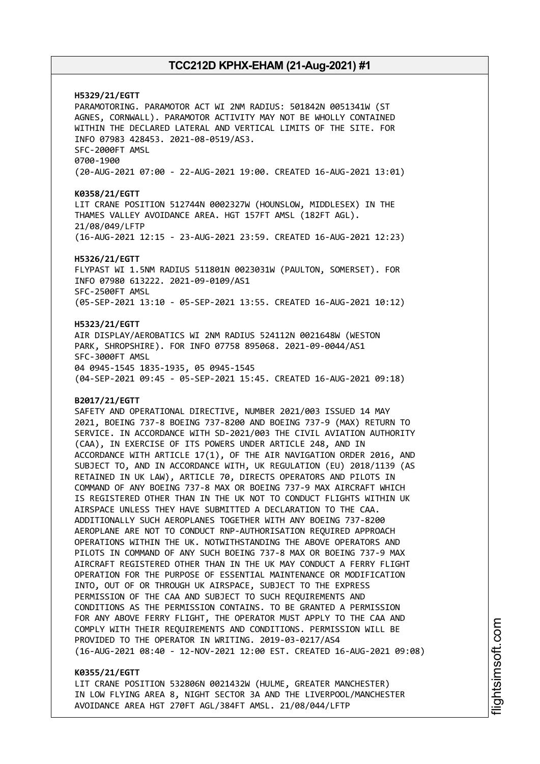**H5329/21/EGTT**
PARAMOTORING. PARAMOTOR ACT WI 2NM RADIUS: 501842N 0051341W (ST AGNES, CORNWALL). PARAMOTOR ACTIVITY MAY NOT BE WHOLLY CONTAINED WITHIN THE DECLARED LATERAL AND VERTICAL LIMITS OF THE SITE. FOR INFO 07983 428453. 2021-08-0519/AS3.
SFC-2000FT AMSL
0700-1900
(20-AUG-2021 07:00 - 22-AUG-2021 19:00. CREATED 16-AUG-2021 13:01)

**K0358/21/EGTT**
LIT CRANE POSITION 512744N 0002327W (HOUNSLOW, MIDDLESEX) IN THE THAMES VALLEY AVOIDANCE AREA. HGT 157FT AMSL (182FT AGL). 21/08/049/LFTP
(16-AUG-2021 12:15 - 23-AUG-2021 23:59. CREATED 16-AUG-2021 12:23)

**H5326/21/EGTT**
FLYPAST WI 1.5NM RADIUS 511801N 0023031W (PAULTON, SOMERSET). FOR INFO 07980 613222. 2021-09-0109/AS1
SFC-2500FT AMSL
(05-SEP-2021 13:10 - 05-SEP-2021 13:55. CREATED 16-AUG-2021 10:12)

**H5323/21/EGTT**
AIR DISPLAY/AEROBATICS WI 2NM RADIUS 524112N 0021648W (WESTON PARK, SHROPSHIRE). FOR INFO 07758 895068. 2021-09-0044/AS1
SFC-3000FT AMSL
04 0945-1545 1835-1935, 05 0945-1545
(04-SEP-2021 09:45 - 05-SEP-2021 15:45. CREATED 16-AUG-2021 09:18)

**B2017/21/EGTT**
SAFETY AND OPERATIONAL DIRECTIVE, NUMBER 2021/003 ISSUED 14 MAY 2021, BOEING 737-8 BOEING 737-8200 AND BOEING 737-9 (MAX) RETURN TO SERVICE. IN ACCORDANCE WITH SD-2021/003 THE CIVIL AVIATION AUTHORITY (CAA), IN EXERCISE OF ITS POWERS UNDER ARTICLE 248, AND IN ACCORDANCE WITH ARTICLE 17(1), OF THE AIR NAVIGATION ORDER 2016, AND SUBJECT TO, AND IN ACCORDANCE WITH, UK REGULATION (EU) 2018/1139 (AS RETAINED IN UK LAW), ARTICLE 70, DIRECTS OPERATORS AND PILOTS IN COMMAND OF ANY BOEING 737-8 MAX OR BOEING 737-9 MAX AIRCRAFT WHICH IS REGISTERED OTHER THAN IN THE UK NOT TO CONDUCT FLIGHTS WITHIN UK AIRSPACE UNLESS THEY HAVE SUBMITTED A DECLARATION TO THE CAA. ADDITIONALLY SUCH AEROPLANES TOGETHER WITH ANY BOEING 737-8200 AEROPLANE ARE NOT TO CONDUCT RNP-AUTHORISATION REQUIRED APPROACH OPERATIONS WITHIN THE UK. NOTWITHSTANDING THE ABOVE OPERATORS AND PILOTS IN COMMAND OF ANY SUCH BOEING 737-8 MAX OR BOEING 737-9 MAX AIRCRAFT REGISTERED OTHER THAN IN THE UK MAY CONDUCT A FERRY FLIGHT OPERATION FOR THE PURPOSE OF ESSENTIAL MAINTENANCE OR MODIFICATION INTO, OUT OF OR THROUGH UK AIRSPACE, SUBJECT TO THE EXPRESS PERMISSION OF THE CAA AND SUBJECT TO SUCH REQUIREMENTS AND CONDITIONS AS THE PERMISSION CONTAINS. TO BE GRANTED A PERMISSION FOR ANY ABOVE FERRY FLIGHT, THE OPERATOR MUST APPLY TO THE CAA AND COMPLY WITH THEIR REQUIREMENTS AND CONDITIONS. PERMISSION WILL BE PROVIDED TO THE OPERATOR IN WRITING. 2019-03-0217/AS4
(16-AUG-2021 08:40 - 12-NOV-2021 12:00 EST. CREATED 16-AUG-2021 09:08)

**K0355/21/EGTT**
LIT CRANE POSITION 532806N 0021432W (HULME, GREATER MANCHESTER) IN LOW FLYING AREA 8, NIGHT SECTOR 3A AND THE LIVERPOOL/MANCHESTER AVOIDANCE AREA HGT 270FT AGL/384FT AMSL. 21/08/044/LFTP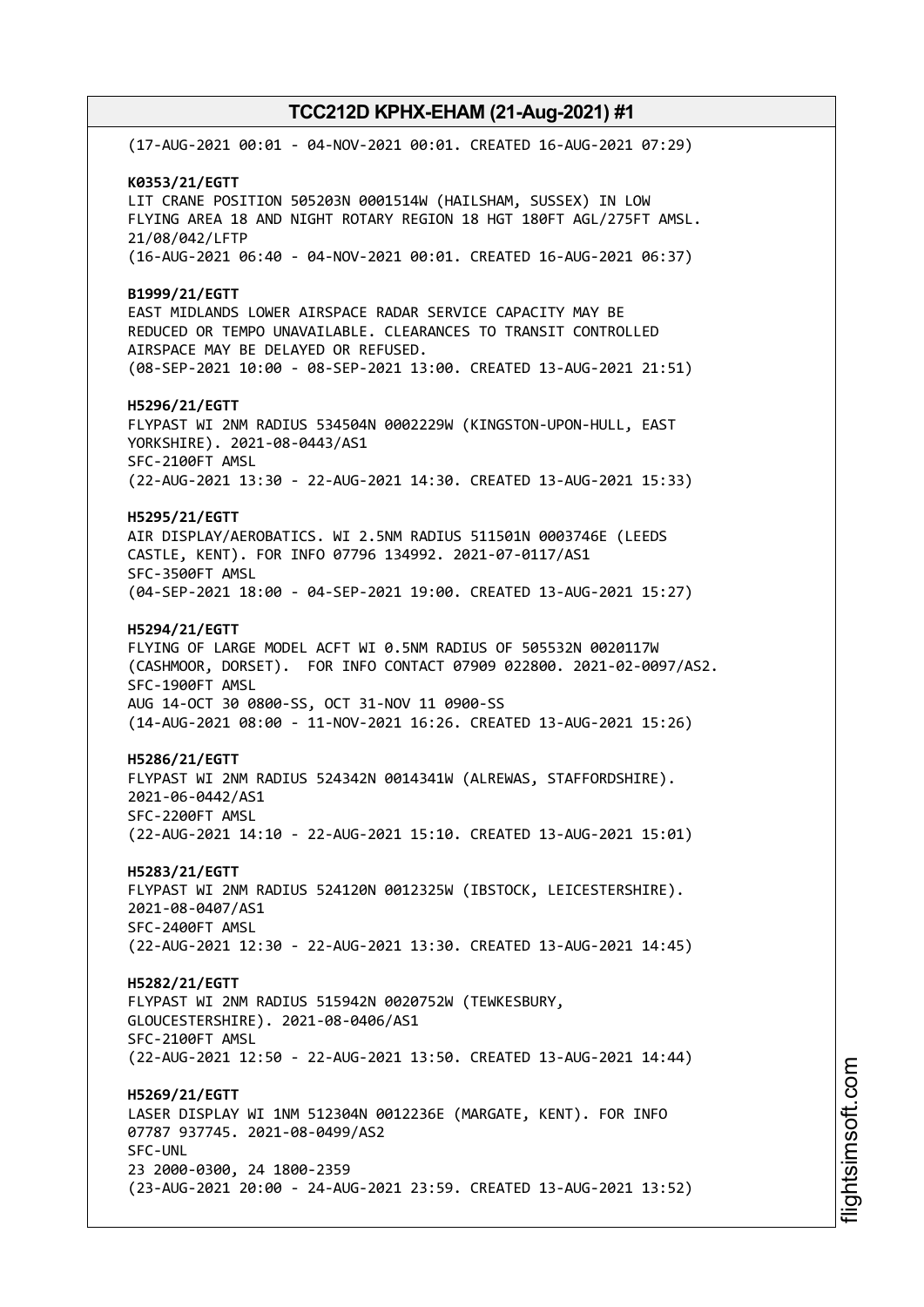(17-AUG-2021 00:01 - 04-NOV-2021 00:01. CREATED 16-AUG-2021 07:29)

**K0353/21/EGTT**
LIT CRANE POSITION 505203N 0001514W (HAILSHAM, SUSSEX) IN LOW FLYING AREA 18 AND NIGHT ROTARY REGION 18 HGT 180FT AGL/275FT AMSL. 21/08/042/LFTP
(16-AUG-2021 06:40 - 04-NOV-2021 00:01. CREATED 16-AUG-2021 06:37)

**B1999/21/EGTT**
EAST MIDLANDS LOWER AIRSPACE RADAR SERVICE CAPACITY MAY BE REDUCED OR TEMPO UNAVAILABLE. CLEARANCES TO TRANSIT CONTROLLED AIRSPACE MAY BE DELAYED OR REFUSED.
(08-SEP-2021 10:00 - 08-SEP-2021 13:00. CREATED 13-AUG-2021 21:51)

**H5296/21/EGTT**
FLYPAST WI 2NM RADIUS 534504N 0002229W (KINGSTON-UPON-HULL, EAST YORKSHIRE). 2021-08-0443/AS1
SFC-2100FT AMSL
(22-AUG-2021 13:30 - 22-AUG-2021 14:30. CREATED 13-AUG-2021 15:33)

**H5295/21/EGTT**
AIR DISPLAY/AEROBATICS. WI 2.5NM RADIUS 511501N 0003746E (LEEDS CASTLE, KENT). FOR INFO 07796 134992. 2021-07-0117/AS1
SFC-3500FT AMSL
(04-SEP-2021 18:00 - 04-SEP-2021 19:00. CREATED 13-AUG-2021 15:27)

**H5294/21/EGTT**
FLYING OF LARGE MODEL ACFT WI 0.5NM RADIUS OF 505532N 0020117W (CASHMOOR, DORSET). FOR INFO CONTACT 07909 022800. 2021-02-0097/AS2.
SFC-1900FT AMSL
AUG 14-OCT 30 0800-SS, OCT 31-NOV 11 0900-SS
(14-AUG-2021 08:00 - 11-NOV-2021 16:26. CREATED 13-AUG-2021 15:26)

**H5286/21/EGTT**
FLYPAST WI 2NM RADIUS 524342N 0014341W (ALREWAS, STAFFORDSHIRE). 2021-06-0442/AS1
SFC-2200FT AMSL
(22-AUG-2021 14:10 - 22-AUG-2021 15:10. CREATED 13-AUG-2021 15:01)

**H5283/21/EGTT**
FLYPAST WI 2NM RADIUS 524120N 0012325W (IBSTOCK, LEICESTERSHIRE). 2021-08-0407/AS1
SFC-2400FT AMSL
(22-AUG-2021 12:30 - 22-AUG-2021 13:30. CREATED 13-AUG-2021 14:45)

**H5282/21/EGTT**
FLYPAST WI 2NM RADIUS 515942N 0020752W (TEWKESBURY, GLOUCESTERSHIRE). 2021-08-0406/AS1
SFC-2100FT AMSL
(22-AUG-2021 12:50 - 22-AUG-2021 13:50. CREATED 13-AUG-2021 14:44)

**H5269/21/EGTT**
LASER DISPLAY WI 1NM 512304N 0012236E (MARGATE, KENT). FOR INFO 07787 937745. 2021-08-0499/AS2
SFC-UNL
23 2000-0300, 24 1800-2359
(23-AUG-2021 20:00 - 24-AUG-2021 23:59. CREATED 13-AUG-2021 13:52)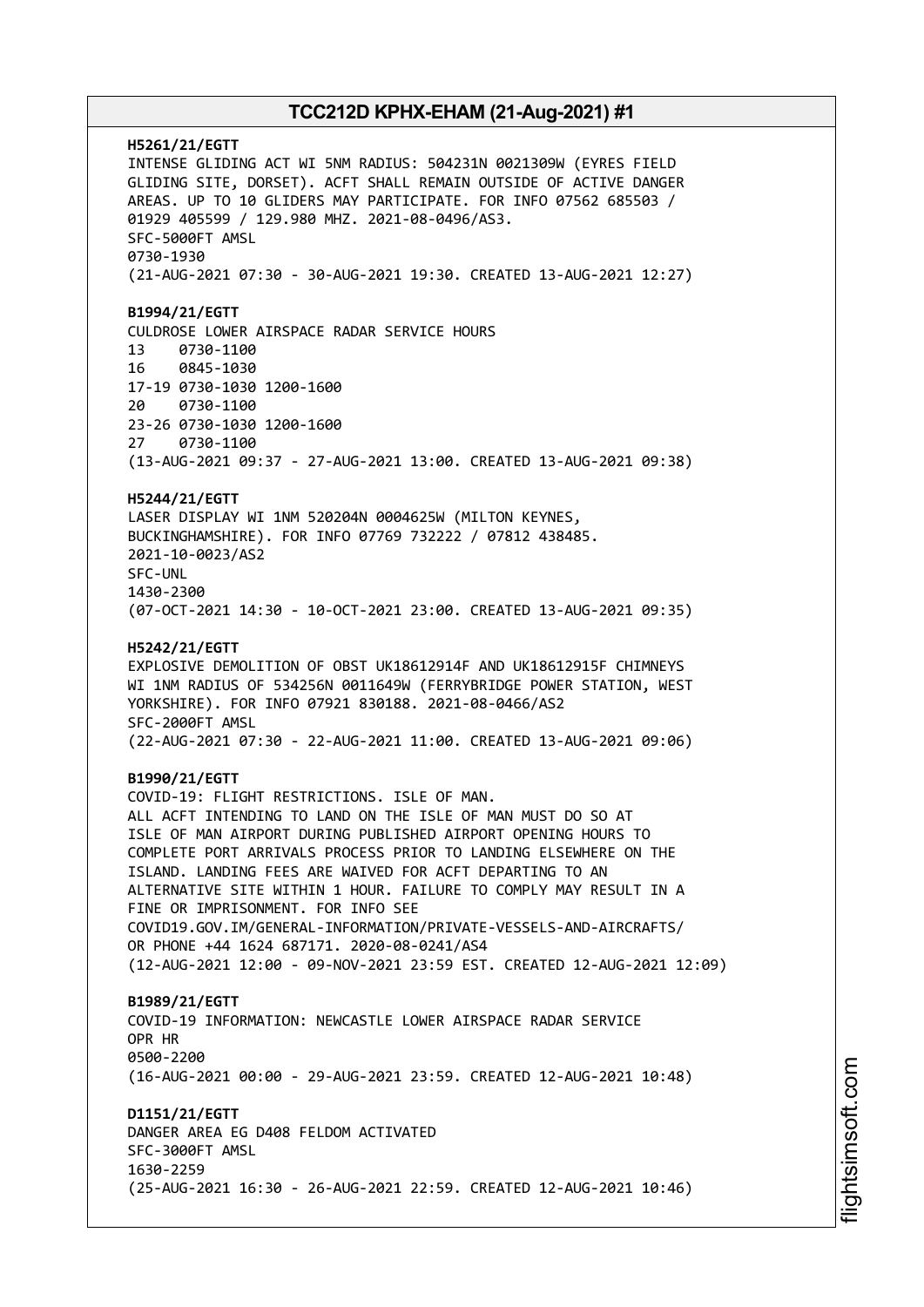**H5261/21/EGTT**
INTENSE GLIDING ACT WI 5NM RADIUS: 504231N 0021309W (EYRES FIELD GLIDING SITE, DORSET). ACFT SHALL REMAIN OUTSIDE OF ACTIVE DANGER AREAS. UP TO 10 GLIDERS MAY PARTICIPATE. FOR INFO 07562 685503 / 01929 405599 / 129.980 MHZ. 2021-08-0496/AS3.
SFC-5000FT AMSL
0730-1930
(21-AUG-2021 07:30 - 30-AUG-2021 19:30. CREATED 13-AUG-2021 12:27)

**B1994/21/EGTT**
CULDROSE LOWER AIRSPACE RADAR SERVICE HOURS
13 0730-1100
16 0845-1030
17-19 0730-1030 1200-1600
20 0730-1100
23-26 0730-1030 1200-1600
27 0730-1100
(13-AUG-2021 09:37 - 27-AUG-2021 13:00. CREATED 13-AUG-2021 09:38)

**H5244/21/EGTT**
LASER DISPLAY WI 1NM 520204N 0004625W (MILTON KEYNES, BUCKINGHAMSHIRE). FOR INFO 07769 732222 / 07812 438485.
2021-10-0023/AS2
SFC-UNL
1430-2300
(07-OCT-2021 14:30 - 10-OCT-2021 23:00. CREATED 13-AUG-2021 09:35)

**H5242/21/EGTT**
EXPLOSIVE DEMOLITION OF OBST UK18612914F AND UK18612915F CHIMNEYS WI 1NM RADIUS OF 534256N 0011649W (FERRYBRIDGE POWER STATION, WEST YORKSHIRE). FOR INFO 07921 830188. 2021-08-0466/AS2
SFC-2000FT AMSL
(22-AUG-2021 07:30 - 22-AUG-2021 11:00. CREATED 13-AUG-2021 09:06)

**B1990/21/EGTT**
COVID-19: FLIGHT RESTRICTIONS. ISLE OF MAN.
ALL ACFT INTENDING TO LAND ON THE ISLE OF MAN MUST DO SO AT ISLE OF MAN AIRPORT DURING PUBLISHED AIRPORT OPENING HOURS TO COMPLETE PORT ARRIVALS PROCESS PRIOR TO LANDING ELSEWHERE ON THE ISLAND. LANDING FEES ARE WAIVED FOR ACFT DEPARTING TO AN ALTERNATIVE SITE WITHIN 1 HOUR. FAILURE TO COMPLY MAY RESULT IN A FINE OR IMPRISONMENT. FOR INFO SEE COVID19.GOV.IM/GENERAL-INFORMATION/PRIVATE-VESSELS-AND-AIRCRAFTS/ OR PHONE +44 1624 687171. 2020-08-0241/AS4
(12-AUG-2021 12:00 - 09-NOV-2021 23:59 EST. CREATED 12-AUG-2021 12:09)

**B1989/21/EGTT**
COVID-19 INFORMATION: NEWCASTLE LOWER AIRSPACE RADAR SERVICE OPR HR
0500-2200
(16-AUG-2021 00:00 - 29-AUG-2021 23:59. CREATED 12-AUG-2021 10:48)

**D1151/21/EGTT**
DANGER AREA EG D408 FELDOM ACTIVATED
SFC-3000FT AMSL
1630-2259
(25-AUG-2021 16:30 - 26-AUG-2021 22:59. CREATED 12-AUG-2021 10:46)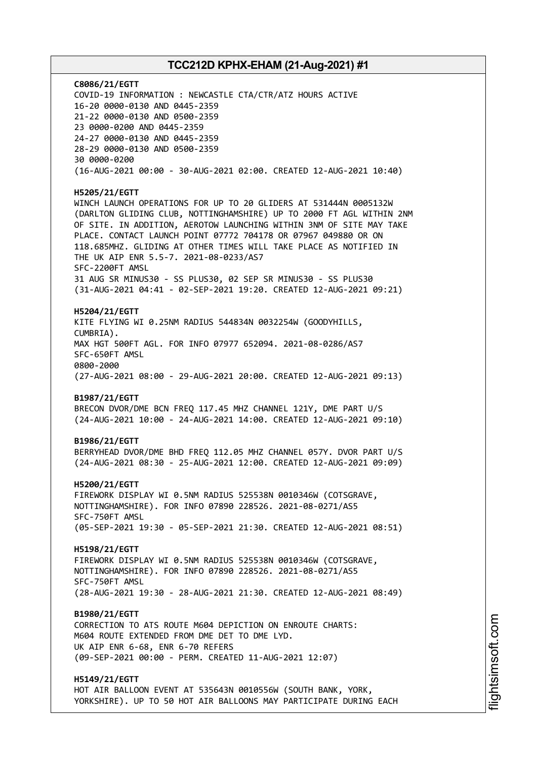**C8086/21/EGTT**
COVID-19 INFORMATION : NEWCASTLE CTA/CTR/ATZ HOURS ACTIVE
16-20 0000-0130 AND 0445-2359
21-22 0000-0130 AND 0500-2359
23 0000-0200 AND 0445-2359
24-27 0000-0130 AND 0445-2359
28-29 0000-0130 AND 0500-2359
30 0000-0200
(16-AUG-2021 00:00 - 30-AUG-2021 02:00. CREATED 12-AUG-2021 10:40)

**H5205/21/EGTT**
WINCH LAUNCH OPERATIONS FOR UP TO 20 GLIDERS AT 531444N 0005132W (DARLTON GLIDING CLUB, NOTTINGHAMSHIRE) UP TO 2000 FT AGL WITHIN 2NM OF SITE. IN ADDITION, AEROTOW LAUNCHING WITHIN 3NM OF SITE MAY TAKE PLACE. CONTACT LAUNCH POINT 07772 704178 OR 07967 049880 OR ON 118.685MHZ. GLIDING AT OTHER TIMES WILL TAKE PLACE AS NOTIFIED IN THE UK AIP ENR 5.5-7. 2021-08-0233/AS7
SFC-2200FT AMSL
31 AUG SR MINUS30 - SS PLUS30, 02 SEP SR MINUS30 - SS PLUS30
(31-AUG-2021 04:41 - 02-SEP-2021 19:20. CREATED 12-AUG-2021 09:21)

**H5204/21/EGTT**
KITE FLYING WI 0.25NM RADIUS 544834N 0032254W (GOODYHILLS, CUMBRIA).
MAX HGT 500FT AGL. FOR INFO 07977 652094. 2021-08-0286/AS7
SFC-650FT AMSL
0800-2000
(27-AUG-2021 08:00 - 29-AUG-2021 20:00. CREATED 12-AUG-2021 09:13)

**B1987/21/EGTT**
BRECON DVOR/DME BCN FREQ 117.45 MHZ CHANNEL 121Y, DME PART U/S
(24-AUG-2021 10:00 - 24-AUG-2021 14:00. CREATED 12-AUG-2021 09:10)

**B1986/21/EGTT**
BERRYHEAD DVOR/DME BHD FREQ 112.05 MHZ CHANNEL 057Y. DVOR PART U/S
(24-AUG-2021 08:30 - 25-AUG-2021 12:00. CREATED 12-AUG-2021 09:09)

**H5200/21/EGTT**
FIREWORK DISPLAY WI 0.5NM RADIUS 525538N 0010346W (COTSGRAVE, NOTTINGHAMSHIRE). FOR INFO 07890 228526. 2021-08-0271/AS5
SFC-750FT AMSL
(05-SEP-2021 19:30 - 05-SEP-2021 21:30. CREATED 12-AUG-2021 08:51)

**H5198/21/EGTT**
FIREWORK DISPLAY WI 0.5NM RADIUS 525538N 0010346W (COTSGRAVE, NOTTINGHAMSHIRE). FOR INFO 07890 228526. 2021-08-0271/AS5
SFC-750FT AMSL
(28-AUG-2021 19:30 - 28-AUG-2021 21:30. CREATED 12-AUG-2021 08:49)

**B1980/21/EGTT**
CORRECTION TO ATS ROUTE M604 DEPICTION ON ENROUTE CHARTS:
M604 ROUTE EXTENDED FROM DME DET TO DME LYD.
UK AIP ENR 6-68, ENR 6-70 REFERS
(09-SEP-2021 00:00 - PERM. CREATED 11-AUG-2021 12:07)

**H5149/21/EGTT**
HOT AIR BALLOON EVENT AT 535643N 0010556W (SOUTH BANK, YORK, YORKSHIRE). UP TO 50 HOT AIR BALLOONS MAY PARTICIPATE DURING EACH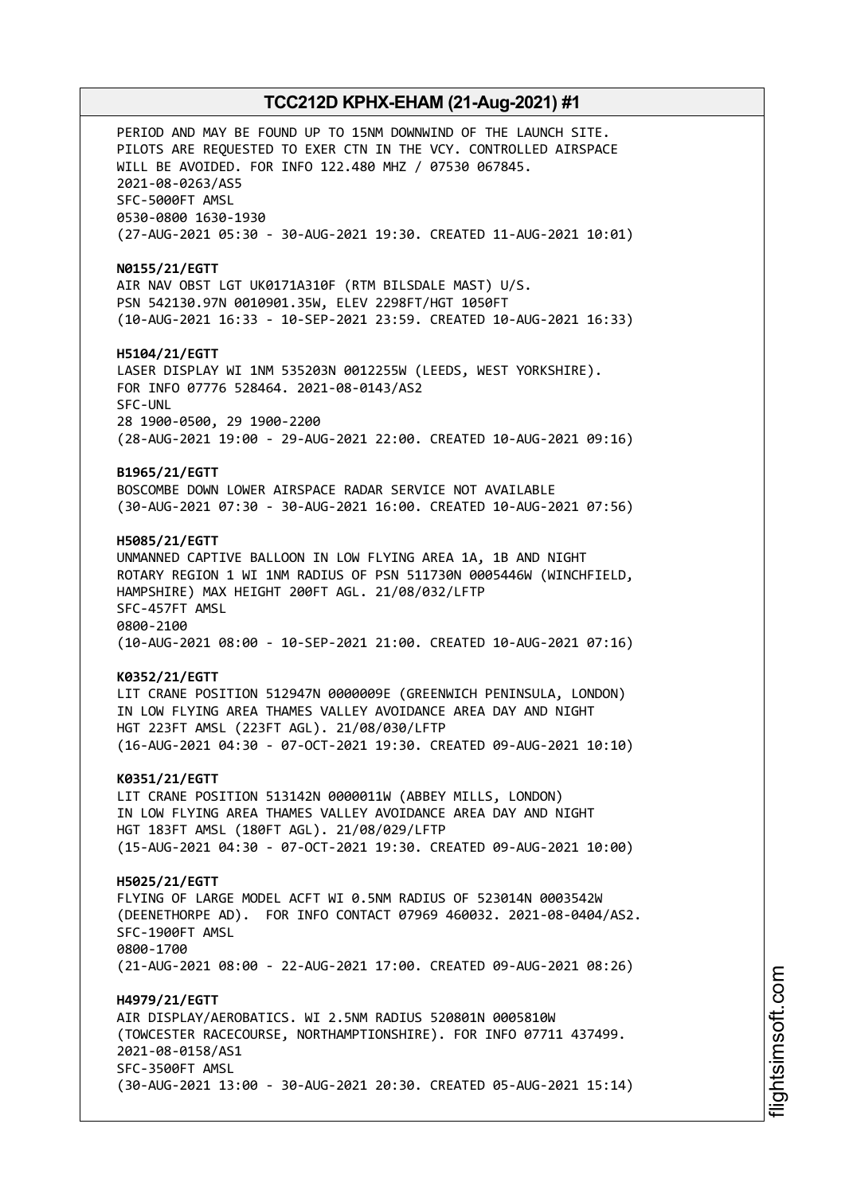PERIOD AND MAY BE FOUND UP TO 15NM DOWNWIND OF THE LAUNCH SITE.
PILOTS ARE REQUESTED TO EXER CTN IN THE VCY. CONTROLLED AIRSPACE
WILL BE AVOIDED. FOR INFO 122.480 MHZ / 07530 067845.
2021-08-0263/AS5
SFC-5000FT AMSL
0530-0800 1630-1930
(27-AUG-2021 05:30 - 30-AUG-2021 19:30. CREATED 11-AUG-2021 10:01)

**N0155/21/EGTT**
AIR NAV OBST LGT UK0171A310F (RTM BILSDALE MAST) U/S.
PSN 542130.97N 0010901.35W, ELEV 2298FT/HGT 1050FT
(10-AUG-2021 16:33 - 10-SEP-2021 23:59. CREATED 10-AUG-2021 16:33)

**H5104/21/EGTT**
LASER DISPLAY WI 1NM 535203N 0012255W (LEEDS, WEST YORKSHIRE).
FOR INFO 07776 528464. 2021-08-0143/AS2
SFC-UNL
28 1900-0500, 29 1900-2200
(28-AUG-2021 19:00 - 29-AUG-2021 22:00. CREATED 10-AUG-2021 09:16)

**B1965/21/EGTT**
BOSCOMBE DOWN LOWER AIRSPACE RADAR SERVICE NOT AVAILABLE
(30-AUG-2021 07:30 - 30-AUG-2021 16:00. CREATED 10-AUG-2021 07:56)

**H5085/21/EGTT**
UNMANNED CAPTIVE BALLOON IN LOW FLYING AREA 1A, 1B AND NIGHT
ROTARY REGION 1 WI 1NM RADIUS OF PSN 511730N 0005446W (WINCHFIELD,
HAMPSHIRE) MAX HEIGHT 200FT AGL. 21/08/032/LFTP
SFC-457FT AMSL
0800-2100
(10-AUG-2021 08:00 - 10-SEP-2021 21:00. CREATED 10-AUG-2021 07:16)

**K0352/21/EGTT**
LIT CRANE POSITION 512947N 0000009E (GREENWICH PENINSULA, LONDON)
IN LOW FLYING AREA THAMES VALLEY AVOIDANCE AREA DAY AND NIGHT
HGT 223FT AMSL (223FT AGL). 21/08/030/LFTP
(16-AUG-2021 04:30 - 07-OCT-2021 19:30. CREATED 09-AUG-2021 10:10)

**K0351/21/EGTT**
LIT CRANE POSITION 513142N 0000011W (ABBEY MILLS, LONDON)
IN LOW FLYING AREA THAMES VALLEY AVOIDANCE AREA DAY AND NIGHT
HGT 183FT AMSL (180FT AGL). 21/08/029/LFTP
(15-AUG-2021 04:30 - 07-OCT-2021 19:30. CREATED 09-AUG-2021 10:00)

**H5025/21/EGTT**
FLYING OF LARGE MODEL ACFT WI 0.5NM RADIUS OF 523014N 0003542W
(DEENETHORPE AD). FOR INFO CONTACT 07969 460032. 2021-08-0404/AS2.
SFC-1900FT AMSL
0800-1700
(21-AUG-2021 08:00 - 22-AUG-2021 17:00. CREATED 09-AUG-2021 08:26)

**H4979/21/EGTT**
AIR DISPLAY/AEROBATICS. WI 2.5NM RADIUS 520801N 0005810W
(TOWCESTER RACECOURSE, NORTHAMPTIONSHIRE). FOR INFO 07711 437499.
2021-08-0158/AS1
SFC-3500FT AMSL
(30-AUG-2021 13:00 - 30-AUG-2021 20:30. CREATED 05-AUG-2021 15:14)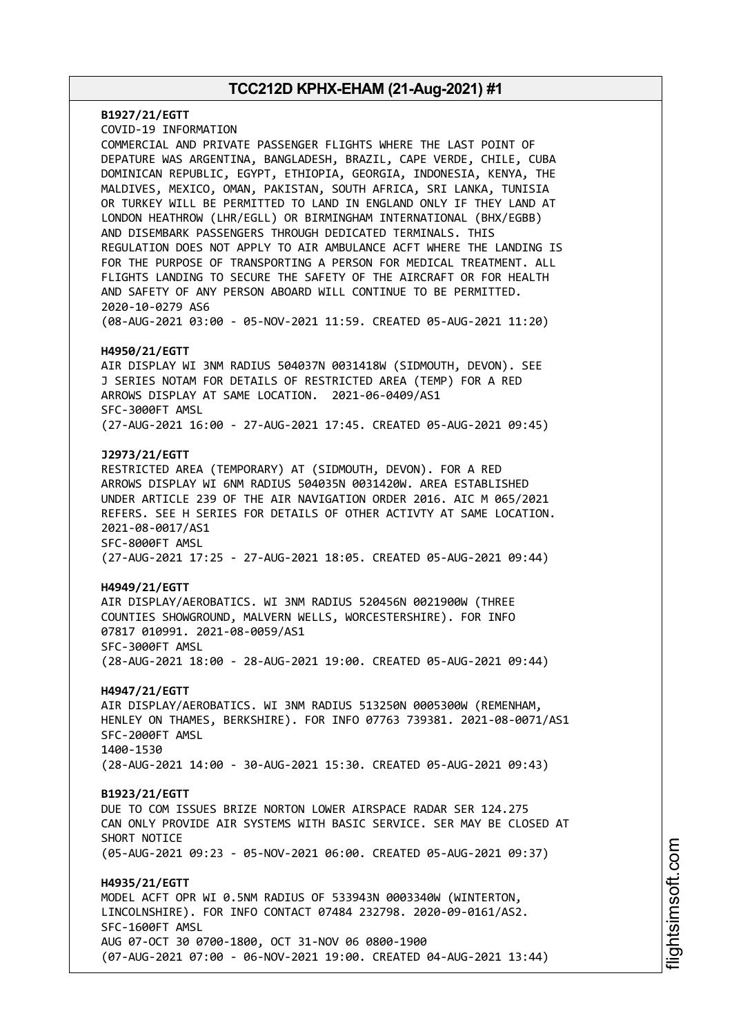**B1927/21/EGTT**
COVID-19 INFORMATION
COMMERCIAL AND PRIVATE PASSENGER FLIGHTS WHERE THE LAST POINT OF DEPATURE WAS ARGENTINA, BANGLADESH, BRAZIL, CAPE VERDE, CHILE, CUBA DOMINICAN REPUBLIC, EGYPT, ETHIOPIA, GEORGIA, INDONESIA, KENYA, THE MALDIVES, MEXICO, OMAN, PAKISTAN, SOUTH AFRICA, SRI LANKA, TUNISIA OR TURKEY WILL BE PERMITTED TO LAND IN ENGLAND ONLY IF THEY LAND AT LONDON HEATHROW (LHR/EGLL) OR BIRMINGHAM INTERNATIONAL (BHX/EGBB) AND DISEMBARK PASSENGERS THROUGH DEDICATED TERMINALS. THIS REGULATION DOES NOT APPLY TO AIR AMBULANCE ACFT WHERE THE LANDING IS FOR THE PURPOSE OF TRANSPORTING A PERSON FOR MEDICAL TREATMENT. ALL FLIGHTS LANDING TO SECURE THE SAFETY OF THE AIRCRAFT OR FOR HEALTH AND SAFETY OF ANY PERSON ABOARD WILL CONTINUE TO BE PERMITTED.
2020-10-0279 AS6
(08-AUG-2021 03:00 - 05-NOV-2021 11:59. CREATED 05-AUG-2021 11:20)

**H4950/21/EGTT**
AIR DISPLAY WI 3NM RADIUS 504037N 0031418W (SIDMOUTH, DEVON). SEE J SERIES NOTAM FOR DETAILS OF RESTRICTED AREA (TEMP) FOR A RED ARROWS DISPLAY AT SAME LOCATION. 2021-06-0409/AS1
SFC-3000FT AMSL
(27-AUG-2021 16:00 - 27-AUG-2021 17:45. CREATED 05-AUG-2021 09:45)

**J2973/21/EGTT**
RESTRICTED AREA (TEMPORARY) AT (SIDMOUTH, DEVON). FOR A RED ARROWS DISPLAY WI 6NM RADIUS 504035N 0031420W. AREA ESTABLISHED UNDER ARTICLE 239 OF THE AIR NAVIGATION ORDER 2016. AIC M 065/2021 REFERS. SEE H SERIES FOR DETAILS OF OTHER ACTIVTY AT SAME LOCATION. 2021-08-0017/AS1
SFC-8000FT AMSL
(27-AUG-2021 17:25 - 27-AUG-2021 18:05. CREATED 05-AUG-2021 09:44)

**H4949/21/EGTT**
AIR DISPLAY/AEROBATICS. WI 3NM RADIUS 520456N 0021900W (THREE COUNTIES SHOWGROUND, MALVERN WELLS, WORCESTERSHIRE). FOR INFO 07817 010991. 2021-08-0059/AS1
SFC-3000FT AMSL
(28-AUG-2021 18:00 - 28-AUG-2021 19:00. CREATED 05-AUG-2021 09:44)

**H4947/21/EGTT**
AIR DISPLAY/AEROBATICS. WI 3NM RADIUS 513250N 0005300W (REMENHAM, HENLEY ON THAMES, BERKSHIRE). FOR INFO 07763 739381. 2021-08-0071/AS1
SFC-2000FT AMSL
1400-1530
(28-AUG-2021 14:00 - 30-AUG-2021 15:30. CREATED 05-AUG-2021 09:43)

**B1923/21/EGTT**
DUE TO COM ISSUES BRIZE NORTON LOWER AIRSPACE RADAR SER 124.275 CAN ONLY PROVIDE AIR SYSTEMS WITH BASIC SERVICE. SER MAY BE CLOSED AT SHORT NOTICE
(05-AUG-2021 09:23 - 05-NOV-2021 06:00. CREATED 05-AUG-2021 09:37)

**H4935/21/EGTT**
MODEL ACFT OPR WI 0.5NM RADIUS OF 533943N 0003340W (WINTERTON, LINCOLNSHIRE). FOR INFO CONTACT 07484 232798. 2020-09-0161/AS2.
SFC-1600FT AMSL
AUG 07-OCT 30 0700-1800, OCT 31-NOV 06 0800-1900
(07-AUG-2021 07:00 - 06-NOV-2021 19:00. CREATED 04-AUG-2021 13:44)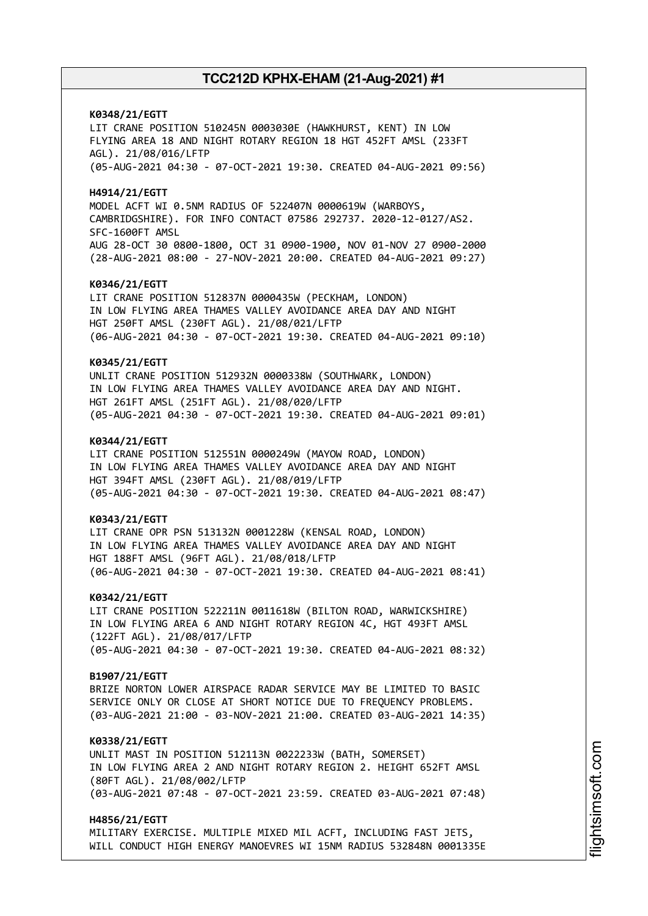**K0348/21/EGTT**
LIT CRANE POSITION 510245N 0003030E (HAWKHURST, KENT) IN LOW FLYING AREA 18 AND NIGHT ROTARY REGION 18 HGT 452FT AMSL (233FT AGL). 21/08/016/LFTP
(05-AUG-2021 04:30 - 07-OCT-2021 19:30. CREATED 04-AUG-2021 09:56)

**H4914/21/EGTT**
MODEL ACFT WI 0.5NM RADIUS OF 522407N 0000619W (WARBOYS, CAMBRIDGSHIRE). FOR INFO CONTACT 07586 292737. 2020-12-0127/AS2. SFC-1600FT AMSL
AUG 28-OCT 30 0800-1800, OCT 31 0900-1900, NOV 01-NOV 27 0900-2000
(28-AUG-2021 08:00 - 27-NOV-2021 20:00. CREATED 04-AUG-2021 09:27)

**K0346/21/EGTT**
LIT CRANE POSITION 512837N 0000435W (PECKHAM, LONDON) IN LOW FLYING AREA THAMES VALLEY AVOIDANCE AREA DAY AND NIGHT HGT 250FT AMSL (230FT AGL). 21/08/021/LFTP
(06-AUG-2021 04:30 - 07-OCT-2021 19:30. CREATED 04-AUG-2021 09:10)

**K0345/21/EGTT**
UNLIT CRANE POSITION 512932N 0000338W (SOUTHWARK, LONDON) IN LOW FLYING AREA THAMES VALLEY AVOIDANCE AREA DAY AND NIGHT. HGT 261FT AMSL (251FT AGL). 21/08/020/LFTP
(05-AUG-2021 04:30 - 07-OCT-2021 19:30. CREATED 04-AUG-2021 09:01)

**K0344/21/EGTT**
LIT CRANE POSITION 512551N 0000249W (MAYOW ROAD, LONDON) IN LOW FLYING AREA THAMES VALLEY AVOIDANCE AREA DAY AND NIGHT HGT 394FT AMSL (230FT AGL). 21/08/019/LFTP
(05-AUG-2021 04:30 - 07-OCT-2021 19:30. CREATED 04-AUG-2021 08:47)

**K0343/21/EGTT**
LIT CRANE OPR PSN 513132N 0001228W (KENSAL ROAD, LONDON) IN LOW FLYING AREA THAMES VALLEY AVOIDANCE AREA DAY AND NIGHT HGT 188FT AMSL (96FT AGL). 21/08/018/LFTP
(06-AUG-2021 04:30 - 07-OCT-2021 19:30. CREATED 04-AUG-2021 08:41)

**K0342/21/EGTT**
LIT CRANE POSITION 522211N 0011618W (BILTON ROAD, WARWICKSHIRE) IN LOW FLYING AREA 6 AND NIGHT ROTARY REGION 4C, HGT 493FT AMSL (122FT AGL). 21/08/017/LFTP
(05-AUG-2021 04:30 - 07-OCT-2021 19:30. CREATED 04-AUG-2021 08:32)

**B1907/21/EGTT**
BRIZE NORTON LOWER AIRSPACE RADAR SERVICE MAY BE LIMITED TO BASIC SERVICE ONLY OR CLOSE AT SHORT NOTICE DUE TO FREQUENCY PROBLEMS.
(03-AUG-2021 21:00 - 03-NOV-2021 21:00. CREATED 03-AUG-2021 14:35)

**K0338/21/EGTT**
UNLIT MAST IN POSITION 512113N 0022233W (BATH, SOMERSET) IN LOW FLYING AREA 2 AND NIGHT ROTARY REGION 2. HEIGHT 652FT AMSL (80FT AGL). 21/08/002/LFTP
(03-AUG-2021 07:48 - 07-OCT-2021 23:59. CREATED 03-AUG-2021 07:48)

**H4856/21/EGTT**
MILITARY EXERCISE. MULTIPLE MIXED MIL ACFT, INCLUDING FAST JETS, WILL CONDUCT HIGH ENERGY MANOEVRES WI 15NM RADIUS 532848N 0001335E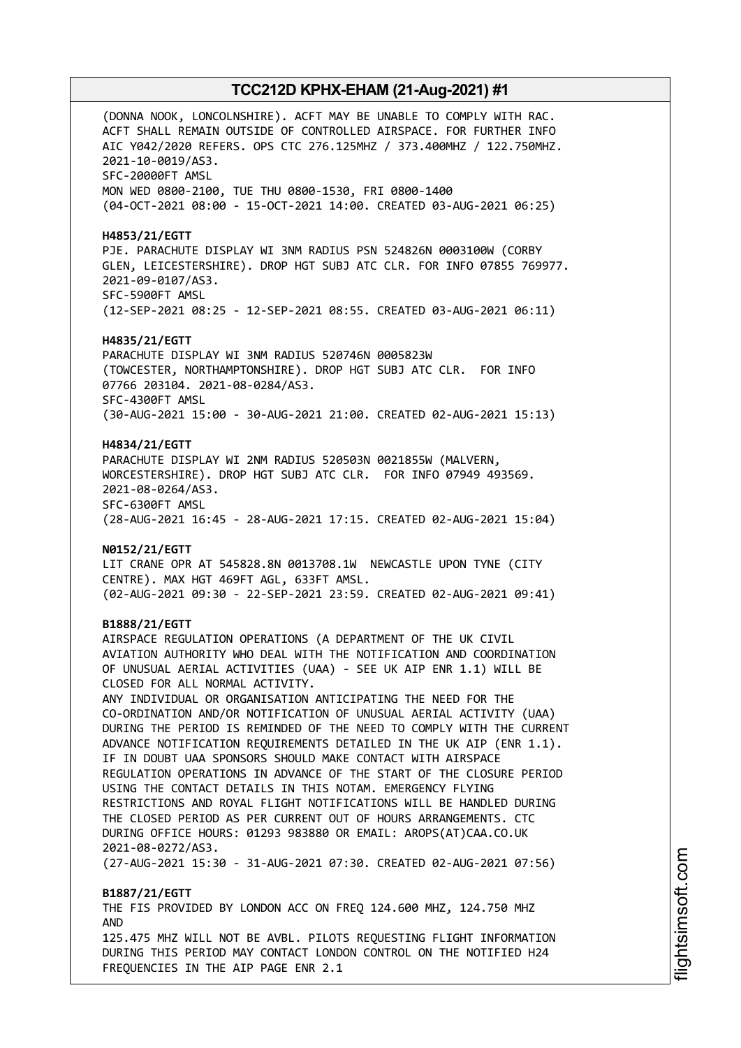(DONNA NOOK, LONCOLNSHIRE). ACFT MAY BE UNABLE TO COMPLY WITH RAC. ACFT SHALL REMAIN OUTSIDE OF CONTROLLED AIRSPACE. FOR FURTHER INFO AIC Y042/2020 REFERS. OPS CTC 276.125MHZ / 373.400MHZ / 122.750MHZ. 2021-10-0019/AS3.
SFC-20000FT AMSL
MON WED 0800-2100, TUE THU 0800-1530, FRI 0800-1400
(04-OCT-2021 08:00 - 15-OCT-2021 14:00. CREATED 03-AUG-2021 06:25)

**H4853/21/EGTT**
PJE. PARACHUTE DISPLAY WI 3NM RADIUS PSN 524826N 0003100W (CORBY GLEN, LEICESTERSHIRE). DROP HGT SUBJ ATC CLR. FOR INFO 07855 769977. 2021-09-0107/AS3.
SFC-5900FT AMSL
(12-SEP-2021 08:25 - 12-SEP-2021 08:55. CREATED 03-AUG-2021 06:11)

**H4835/21/EGTT**
PARACHUTE DISPLAY WI 3NM RADIUS 520746N 0005823W (TOWCESTER, NORTHAMPTONSHIRE). DROP HGT SUBJ ATC CLR. FOR INFO 07766 203104. 2021-08-0284/AS3.
SFC-4300FT AMSL
(30-AUG-2021 15:00 - 30-AUG-2021 21:00. CREATED 02-AUG-2021 15:13)

**H4834/21/EGTT**
PARACHUTE DISPLAY WI 2NM RADIUS 520503N 0021855W (MALVERN, WORCESTERSHIRE). DROP HGT SUBJ ATC CLR. FOR INFO 07949 493569. 2021-08-0264/AS3.
SFC-6300FT AMSL
(28-AUG-2021 16:45 - 28-AUG-2021 17:15. CREATED 02-AUG-2021 15:04)

**N0152/21/EGTT**
LIT CRANE OPR AT 545828.8N 0013708.1W NEWCASTLE UPON TYNE (CITY CENTRE). MAX HGT 469FT AGL, 633FT AMSL.
(02-AUG-2021 09:30 - 22-SEP-2021 23:59. CREATED 02-AUG-2021 09:41)

**B1888/21/EGTT**
AIRSPACE REGULATION OPERATIONS (A DEPARTMENT OF THE UK CIVIL AVIATION AUTHORITY WHO DEAL WITH THE NOTIFICATION AND COORDINATION OF UNUSUAL AERIAL ACTIVITIES (UAA) - SEE UK AIP ENR 1.1) WILL BE CLOSED FOR ALL NORMAL ACTIVITY.
ANY INDIVIDUAL OR ORGANISATION ANTICIPATING THE NEED FOR THE CO-ORDINATION AND/OR NOTIFICATION OF UNUSUAL AERIAL ACTIVITY (UAA) DURING THE PERIOD IS REMINDED OF THE NEED TO COMPLY WITH THE CURRENT ADVANCE NOTIFICATION REQUIREMENTS DETAILED IN THE UK AIP (ENR 1.1). IF IN DOUBT UAA SPONSORS SHOULD MAKE CONTACT WITH AIRSPACE REGULATION OPERATIONS IN ADVANCE OF THE START OF THE CLOSURE PERIOD USING THE CONTACT DETAILS IN THIS NOTAM. EMERGENCY FLYING RESTRICTIONS AND ROYAL FLIGHT NOTIFICATIONS WILL BE HANDLED DURING THE CLOSED PERIOD AS PER CURRENT OUT OF HOURS ARRANGEMENTS. CTC DURING OFFICE HOURS: 01293 983880 OR EMAIL: AROPS(AT)CAA.CO.UK 2021-08-0272/AS3.
(27-AUG-2021 15:30 - 31-AUG-2021 07:30. CREATED 02-AUG-2021 07:56)

**B1887/21/EGTT**
THE FIS PROVIDED BY LONDON ACC ON FREQ 124.600 MHZ, 124.750 MHZ AND
125.475 MHZ WILL NOT BE AVBL. PILOTS REQUESTING FLIGHT INFORMATION DURING THIS PERIOD MAY CONTACT LONDON CONTROL ON THE NOTIFIED H24 FREQUENCIES IN THE AIP PAGE ENR 2.1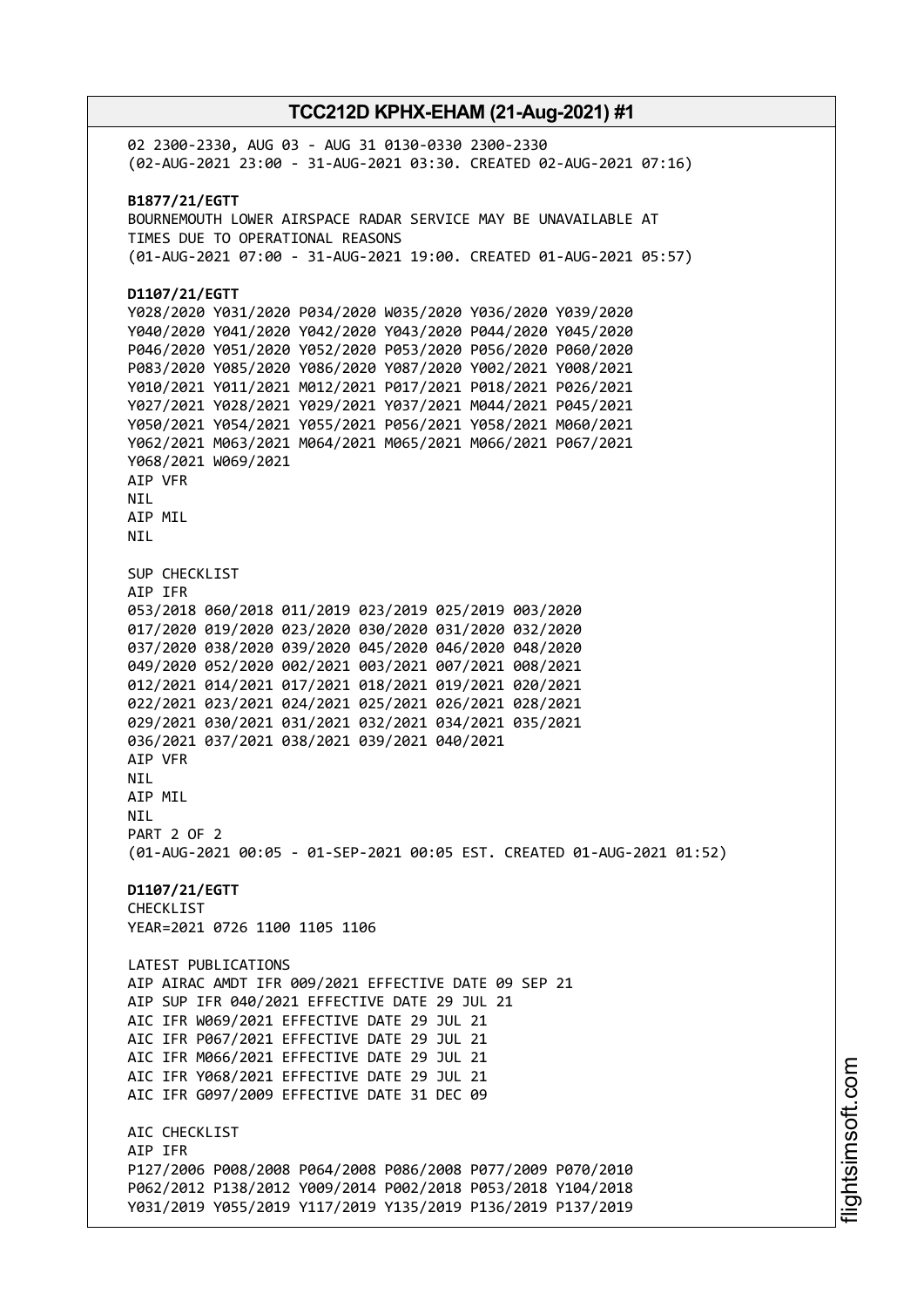02 2300-2330, AUG 03 - AUG 31 0130-0330 2300-2330
(02-AUG-2021 23:00 - 31-AUG-2021 03:30. CREATED 02-AUG-2021 07:16)

**B1877/21/EGTT**
BOURNEMOUTH LOWER AIRSPACE RADAR SERVICE MAY BE UNAVAILABLE AT
TIMES DUE TO OPERATIONAL REASONS
(01-AUG-2021 07:00 - 31-AUG-2021 19:00. CREATED 01-AUG-2021 05:57)

**D1107/21/EGTT**
Y028/2020 Y031/2020 P034/2020 W035/2020 Y036/2020 Y039/2020
Y040/2020 Y041/2020 Y042/2020 Y043/2020 P044/2020 Y045/2020
P046/2020 Y051/2020 Y052/2020 P053/2020 P056/2020 P060/2020
P083/2020 Y085/2020 Y086/2020 Y087/2020 Y002/2021 Y008/2021
Y010/2021 Y011/2021 M012/2021 P017/2021 P018/2021 P026/2021
Y027/2021 Y028/2021 Y029/2021 Y037/2021 M044/2021 P045/2021
Y050/2021 Y054/2021 Y055/2021 P056/2021 Y058/2021 M060/2021
Y062/2021 M063/2021 M064/2021 M065/2021 M066/2021 P067/2021
Y068/2021 W069/2021
AIP VFR
NIL
AIP MIL
NIL

SUP CHECKLIST
AIP IFR
053/2018 060/2018 011/2019 023/2019 025/2019 003/2020
017/2020 019/2020 023/2020 030/2020 031/2020 032/2020
037/2020 038/2020 039/2020 045/2020 046/2020 048/2020
049/2020 052/2020 002/2021 003/2021 007/2021 008/2021
012/2021 014/2021 017/2021 018/2021 019/2021 020/2021
022/2021 023/2021 024/2021 025/2021 026/2021 028/2021
029/2021 030/2021 031/2021 032/2021 034/2021 035/2021
036/2021 037/2021 038/2021 039/2021 040/2021
AIP VFR
NIL
AIP MIL
NIL
PART 2 OF 2
(01-AUG-2021 00:05 - 01-SEP-2021 00:05 EST. CREATED 01-AUG-2021 01:52)

**D1107/21/EGTT**
CHECKLIST
YEAR=2021 0726 1100 1105 1106

LATEST PUBLICATIONS
AIP AIRAC AMDT IFR 009/2021 EFFECTIVE DATE 09 SEP 21
AIP SUP IFR 040/2021 EFFECTIVE DATE 29 JUL 21
AIC IFR W069/2021 EFFECTIVE DATE 29 JUL 21
AIC IFR P067/2021 EFFECTIVE DATE 29 JUL 21
AIC IFR M066/2021 EFFECTIVE DATE 29 JUL 21
AIC IFR Y068/2021 EFFECTIVE DATE 29 JUL 21
AIC IFR G097/2009 EFFECTIVE DATE 31 DEC 09

AIC CHECKLIST
AIP IFR
P127/2006 P008/2008 P064/2008 P086/2008 P077/2009 P070/2010
P062/2012 P138/2012 Y009/2014 P002/2018 P053/2018 Y104/2018
Y031/2019 Y055/2019 Y117/2019 Y135/2019 P136/2019 P137/2019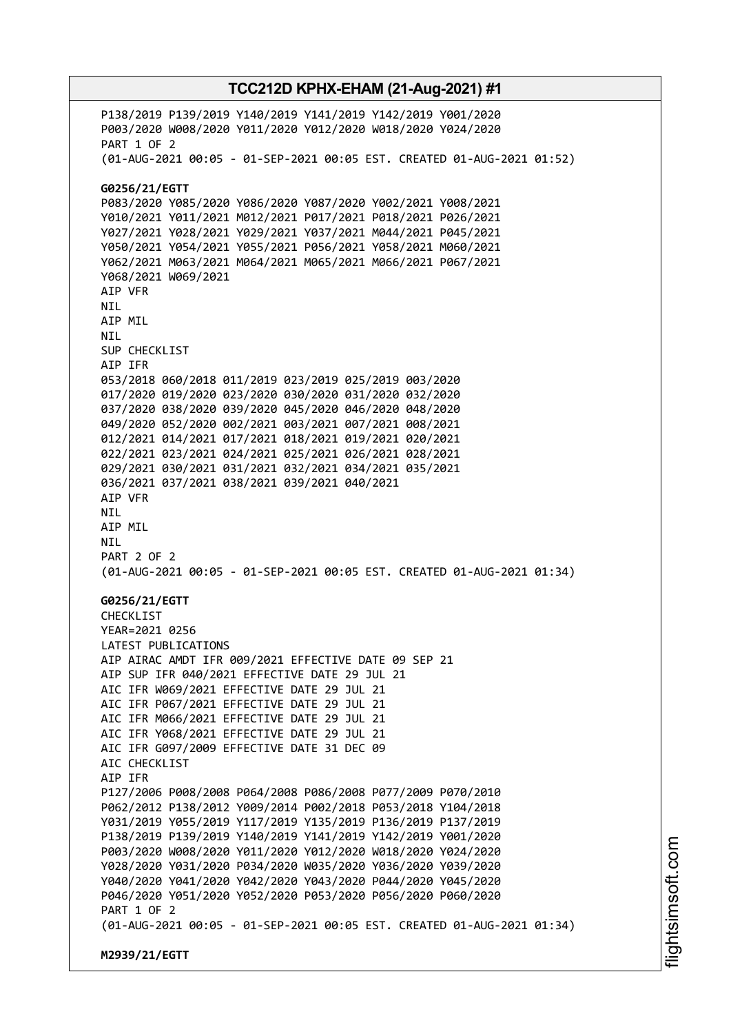P138/2019 P139/2019 Y140/2019 Y141/2019 Y142/2019 Y001/2020
P003/2020 W008/2020 Y011/2020 Y012/2020 W018/2020 Y024/2020
PART 1 OF 2
(01-AUG-2021 00:05 - 01-SEP-2021 00:05 EST. CREATED 01-AUG-2021 01:52)

**G0256/21/EGTT**
P083/2020 Y085/2020 Y086/2020 Y087/2020 Y002/2021 Y008/2021
Y010/2021 Y011/2021 M012/2021 P017/2021 P018/2021 P026/2021
Y027/2021 Y028/2021 Y029/2021 Y037/2021 M044/2021 P045/2021
Y050/2021 Y054/2021 Y055/2021 P056/2021 Y058/2021 M060/2021
Y062/2021 M063/2021 M064/2021 M065/2021 M066/2021 P067/2021
Y068/2021 W069/2021
AIP VFR
NIL
AIP MIL
NIL
SUP CHECKLIST
AIP IFR
053/2018 060/2018 011/2019 023/2019 025/2019 003/2020
017/2020 019/2020 023/2020 030/2020 031/2020 032/2020
037/2020 038/2020 039/2020 045/2020 046/2020 048/2020
049/2020 052/2020 002/2021 003/2021 007/2021 008/2021
012/2021 014/2021 017/2021 018/2021 019/2021 020/2021
022/2021 023/2021 024/2021 025/2021 026/2021 028/2021
029/2021 030/2021 031/2021 032/2021 034/2021 035/2021
036/2021 037/2021 038/2021 039/2021 040/2021
AIP VFR
NIL
AIP MIL
NIL
PART 2 OF 2
(01-AUG-2021 00:05 - 01-SEP-2021 00:05 EST. CREATED 01-AUG-2021 01:34)

**G0256/21/EGTT**
CHECKLIST
YEAR=2021 0256
LATEST PUBLICATIONS
AIP AIRAC AMDT IFR 009/2021 EFFECTIVE DATE 09 SEP 21
AIP SUP IFR 040/2021 EFFECTIVE DATE 29 JUL 21
AIC IFR W069/2021 EFFECTIVE DATE 29 JUL 21
AIC IFR P067/2021 EFFECTIVE DATE 29 JUL 21
AIC IFR M066/2021 EFFECTIVE DATE 29 JUL 21
AIC IFR Y068/2021 EFFECTIVE DATE 29 JUL 21
AIC IFR G097/2009 EFFECTIVE DATE 31 DEC 09
AIC CHECKLIST
AIP IFR
P127/2006 P008/2008 P064/2008 P086/2008 P077/2009 P070/2010
P062/2012 P138/2012 Y009/2014 P002/2018 P053/2018 Y104/2018
Y031/2019 Y055/2019 Y117/2019 Y135/2019 P136/2019 P137/2019
P138/2019 P139/2019 Y140/2019 Y141/2019 Y142/2019 Y001/2020
P003/2020 W008/2020 Y011/2020 Y012/2020 W018/2020 Y024/2020
Y028/2020 Y031/2020 P034/2020 W035/2020 Y036/2020 Y039/2020
Y040/2020 Y041/2020 Y042/2020 Y043/2020 P044/2020 Y045/2020
P046/2020 Y051/2020 Y052/2020 P053/2020 P056/2020 P060/2020
PART 1 OF 2
(01-AUG-2021 00:05 - 01-SEP-2021 00:05 EST. CREATED 01-AUG-2021 01:34)

**M2939/21/EGTT**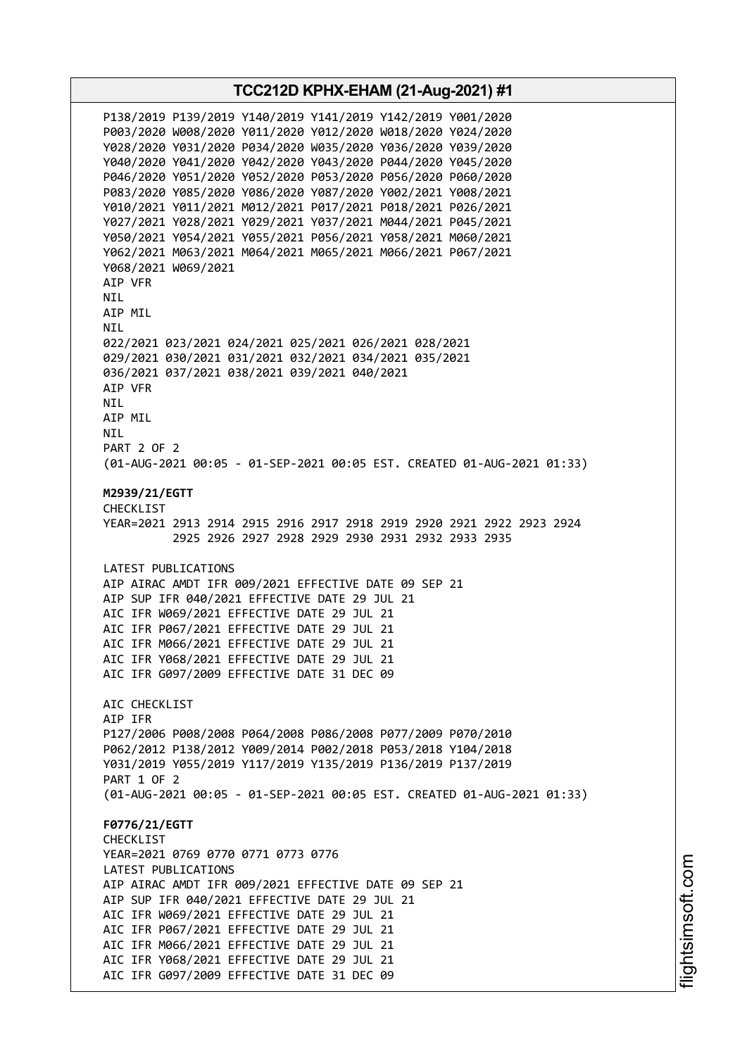P138/2019 P139/2019 Y140/2019 Y141/2019 Y142/2019 Y001/2020
P003/2020 W008/2020 Y011/2020 Y012/2020 W018/2020 Y024/2020
Y028/2020 Y031/2020 P034/2020 W035/2020 Y036/2020 Y039/2020
Y040/2020 Y041/2020 Y042/2020 Y043/2020 P044/2020 Y045/2020
P046/2020 Y051/2020 Y052/2020 P053/2020 P056/2020 P060/2020
P083/2020 Y085/2020 Y086/2020 Y087/2020 Y002/2021 Y008/2021
Y010/2021 Y011/2021 M012/2021 P017/2021 P018/2021 P026/2021
Y027/2021 Y028/2021 Y029/2021 Y037/2021 M044/2021 P045/2021
Y050/2021 Y054/2021 Y055/2021 P056/2021 Y058/2021 M060/2021
Y062/2021 M063/2021 M064/2021 M065/2021 M066/2021 P067/2021
Y068/2021 W069/2021
AIP VFR
NIL
AIP MIL
NIL
022/2021 023/2021 024/2021 025/2021 026/2021 028/2021
029/2021 030/2021 031/2021 032/2021 034/2021 035/2021
036/2021 037/2021 038/2021 039/2021 040/2021
AIP VFR
NIL
AIP MIL
NIL
PART 2 OF 2
(01-AUG-2021 00:05 - 01-SEP-2021 00:05 EST. CREATED 01-AUG-2021 01:33)

**M2939/21/EGTT**
CHECKLIST
YEAR=2021 2913 2914 2915 2916 2917 2918 2919 2920 2921 2922 2923 2924
2925 2926 2927 2928 2929 2930 2931 2932 2933 2935

LATEST PUBLICATIONS
AIP AIRAC AMDT IFR 009/2021 EFFECTIVE DATE 09 SEP 21
AIP SUP IFR 040/2021 EFFECTIVE DATE 29 JUL 21
AIC IFR W069/2021 EFFECTIVE DATE 29 JUL 21
AIC IFR P067/2021 EFFECTIVE DATE 29 JUL 21
AIC IFR M066/2021 EFFECTIVE DATE 29 JUL 21
AIC IFR Y068/2021 EFFECTIVE DATE 29 JUL 21
AIC IFR G097/2009 EFFECTIVE DATE 31 DEC 09

AIC CHECKLIST
AIP IFR
P127/2006 P008/2008 P064/2008 P086/2008 P077/2009 P070/2010
P062/2012 P138/2012 Y009/2014 P002/2018 P053/2018 Y104/2018
Y031/2019 Y055/2019 Y117/2019 Y135/2019 P136/2019 P137/2019
PART 1 OF 2
(01-AUG-2021 00:05 - 01-SEP-2021 00:05 EST. CREATED 01-AUG-2021 01:33)

**F0776/21/EGTT**
CHECKLIST
YEAR=2021 0769 0770 0771 0773 0776
LATEST PUBLICATIONS
AIP AIRAC AMDT IFR 009/2021 EFFECTIVE DATE 09 SEP 21
AIP SUP IFR 040/2021 EFFECTIVE DATE 29 JUL 21
AIC IFR W069/2021 EFFECTIVE DATE 29 JUL 21
AIC IFR P067/2021 EFFECTIVE DATE 29 JUL 21
AIC IFR M066/2021 EFFECTIVE DATE 29 JUL 21
AIC IFR Y068/2021 EFFECTIVE DATE 29 JUL 21
AIC IFR G097/2009 EFFECTIVE DATE 31 DEC 09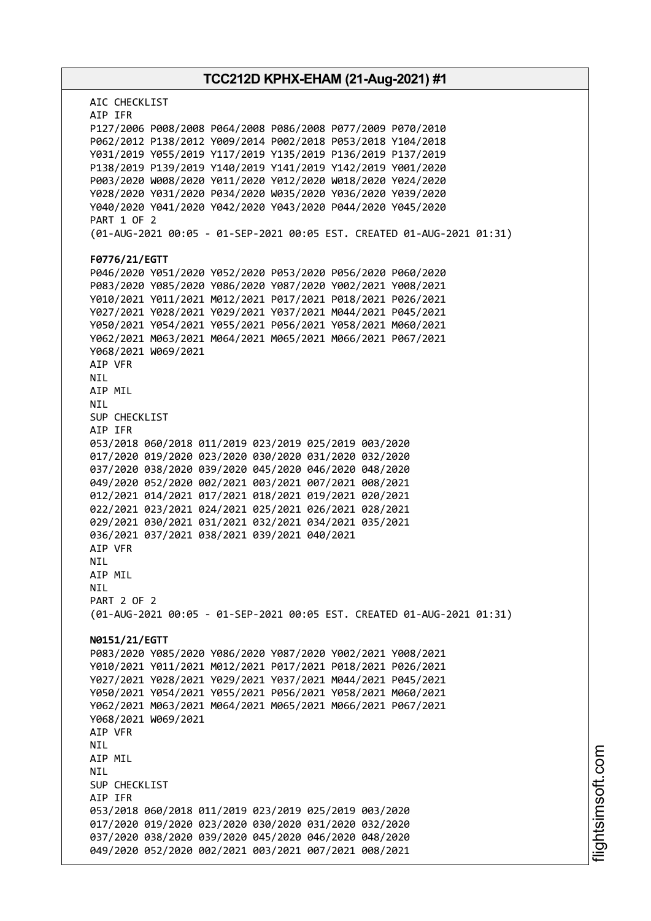AIC CHECKLIST
AIP IFR
P127/2006 P008/2008 P064/2008 P086/2008 P077/2009 P070/2010
P062/2012 P138/2012 Y009/2014 P002/2018 P053/2018 Y104/2018
Y031/2019 Y055/2019 Y117/2019 Y135/2019 P136/2019 P137/2019
P138/2019 P139/2019 Y140/2019 Y141/2019 Y142/2019 Y001/2020
P003/2020 W008/2020 Y011/2020 Y012/2020 W018/2020 Y024/2020
Y028/2020 Y031/2020 P034/2020 W035/2020 Y036/2020 Y039/2020
Y040/2020 Y041/2020 Y042/2020 Y043/2020 P044/2020 Y045/2020
PART 1 OF 2
(01-AUG-2021 00:05 - 01-SEP-2021 00:05 EST. CREATED 01-AUG-2021 01:31)

**F0776/21/EGTT**
P046/2020 Y051/2020 Y052/2020 P053/2020 P056/2020 P060/2020
P083/2020 Y085/2020 Y086/2020 Y087/2020 Y002/2021 Y008/2021
Y010/2021 Y011/2021 M012/2021 P017/2021 P018/2021 P026/2021
Y027/2021 Y028/2021 Y029/2021 Y037/2021 M044/2021 P045/2021
Y050/2021 Y054/2021 Y055/2021 P056/2021 Y058/2021 M060/2021
Y062/2021 M063/2021 M064/2021 M065/2021 M066/2021 P067/2021
Y068/2021 W069/2021
AIP VFR
NIL
AIP MIL
NIL
SUP CHECKLIST
AIP IFR
053/2018 060/2018 011/2019 023/2019 025/2019 003/2020
017/2020 019/2020 023/2020 030/2020 031/2020 032/2020
037/2020 038/2020 039/2020 045/2020 046/2020 048/2020
049/2020 052/2020 002/2021 003/2021 007/2021 008/2021
012/2021 014/2021 017/2021 018/2021 019/2021 020/2021
022/2021 023/2021 024/2021 025/2021 026/2021 028/2021
029/2021 030/2021 031/2021 032/2021 034/2021 035/2021
036/2021 037/2021 038/2021 039/2021 040/2021
AIP VFR
NIL
AIP MIL
NIL
PART 2 OF 2
(01-AUG-2021 00:05 - 01-SEP-2021 00:05 EST. CREATED 01-AUG-2021 01:31)

**N0151/21/EGTT**
P083/2020 Y085/2020 Y086/2020 Y087/2020 Y002/2021 Y008/2021
Y010/2021 Y011/2021 M012/2021 P017/2021 P018/2021 P026/2021
Y027/2021 Y028/2021 Y029/2021 Y037/2021 M044/2021 P045/2021
Y050/2021 Y054/2021 Y055/2021 P056/2021 Y058/2021 M060/2021
Y062/2021 M063/2021 M064/2021 M065/2021 M066/2021 P067/2021
Y068/2021 W069/2021
AIP VFR
NIL
AIP MIL
NIL
SUP CHECKLIST
AIP IFR
053/2018 060/2018 011/2019 023/2019 025/2019 003/2020
017/2020 019/2020 023/2020 030/2020 031/2020 032/2020
037/2020 038/2020 039/2020 045/2020 046/2020 048/2020
049/2020 052/2020 002/2021 003/2021 007/2021 008/2021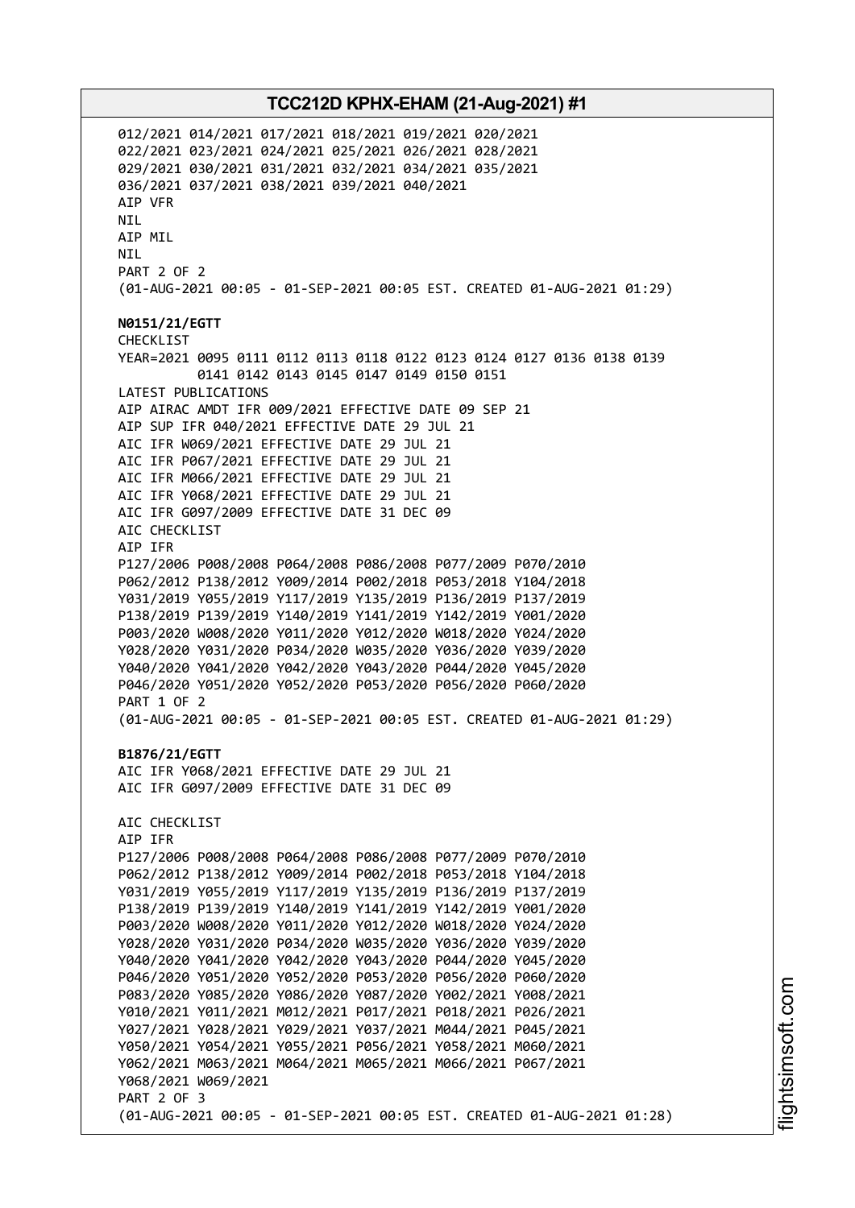012/2021 014/2021 017/2021 018/2021 019/2021 020/2021
022/2021 023/2021 024/2021 025/2021 026/2021 028/2021
029/2021 030/2021 031/2021 032/2021 034/2021 035/2021
036/2021 037/2021 038/2021 039/2021 040/2021
AIP VFR
NIL
AIP MIL
NIL
PART 2 OF 2
(01-AUG-2021 00:05 - 01-SEP-2021 00:05 EST. CREATED 01-AUG-2021 01:29)

**N0151/21/EGTT**
CHECKLIST
YEAR=2021 0095 0111 0112 0113 0118 0122 0123 0124 0127 0136 0138 0139
0141 0142 0143 0145 0147 0149 0150 0151
LATEST PUBLICATIONS
AIP AIRAC AMDT IFR 009/2021 EFFECTIVE DATE 09 SEP 21
AIP SUP IFR 040/2021 EFFECTIVE DATE 29 JUL 21
AIC IFR W069/2021 EFFECTIVE DATE 29 JUL 21
AIC IFR P067/2021 EFFECTIVE DATE 29 JUL 21
AIC IFR M066/2021 EFFECTIVE DATE 29 JUL 21
AIC IFR Y068/2021 EFFECTIVE DATE 29 JUL 21
AIC IFR G097/2009 EFFECTIVE DATE 31 DEC 09
AIC CHECKLIST
AIP IFR
P127/2006 P008/2008 P064/2008 P086/2008 P077/2009 P070/2010
P062/2012 P138/2012 Y009/2014 P002/2018 P053/2018 Y104/2018
Y031/2019 Y055/2019 Y117/2019 Y135/2019 P136/2019 P137/2019
P138/2019 P139/2019 Y140/2019 Y141/2019 Y142/2019 Y001/2020
P003/2020 W008/2020 Y011/2020 Y012/2020 W018/2020 Y024/2020
Y028/2020 Y031/2020 P034/2020 W035/2020 Y036/2020 Y039/2020
Y040/2020 Y041/2020 Y042/2020 Y043/2020 P044/2020 Y045/2020
P046/2020 Y051/2020 Y052/2020 P053/2020 P056/2020 P060/2020
PART 1 OF 2
(01-AUG-2021 00:05 - 01-SEP-2021 00:05 EST. CREATED 01-AUG-2021 01:29)

**B1876/21/EGTT**
AIC IFR Y068/2021 EFFECTIVE DATE 29 JUL 21
AIC IFR G097/2009 EFFECTIVE DATE 31 DEC 09

AIC CHECKLIST
AIP IFR
P127/2006 P008/2008 P064/2008 P086/2008 P077/2009 P070/2010
P062/2012 P138/2012 Y009/2014 P002/2018 P053/2018 Y104/2018
Y031/2019 Y055/2019 Y117/2019 Y135/2019 P136/2019 P137/2019
P138/2019 P139/2019 Y140/2019 Y141/2019 Y142/2019 Y001/2020
P003/2020 W008/2020 Y011/2020 Y012/2020 W018/2020 Y024/2020
Y028/2020 Y031/2020 P034/2020 W035/2020 Y036/2020 Y039/2020
Y040/2020 Y041/2020 Y042/2020 Y043/2020 P044/2020 Y045/2020
P046/2020 Y051/2020 Y052/2020 P053/2020 P056/2020 P060/2020
P083/2020 Y085/2020 Y086/2020 Y087/2020 Y002/2021 Y008/2021
Y010/2021 Y011/2021 M012/2021 P017/2021 P018/2021 P026/2021
Y027/2021 Y028/2021 Y029/2021 Y037/2021 M044/2021 P045/2021
Y050/2021 Y054/2021 Y055/2021 P056/2021 Y058/2021 M060/2021
Y062/2021 M063/2021 M064/2021 M065/2021 M066/2021 P067/2021
Y068/2021 W069/2021
PART 2 OF 3
(01-AUG-2021 00:05 - 01-SEP-2021 00:05 EST. CREATED 01-AUG-2021 01:28)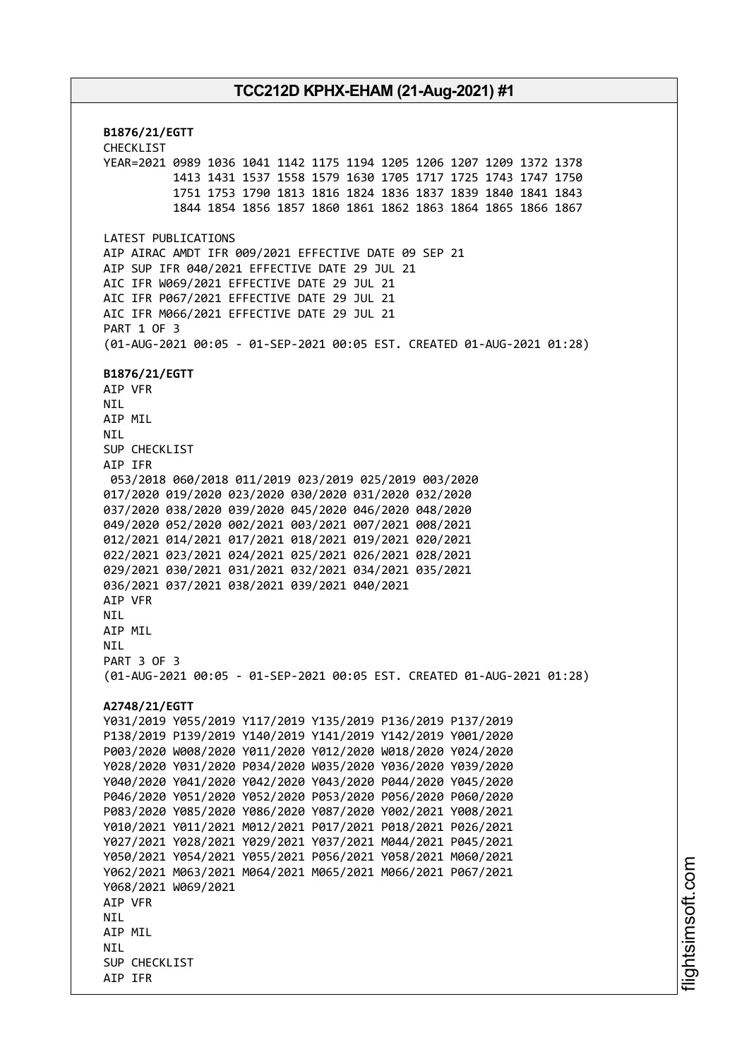**B1876/21/EGTT**
CHECKLIST
YEAR=2021 0989 1036 1041 1142 1175 1194 1205 1206 1207 1209 1372 1378
1413 1431 1537 1558 1579 1630 1705 1717 1725 1743 1747 1750
1751 1753 1790 1813 1816 1824 1836 1837 1839 1840 1841 1843
1844 1854 1856 1857 1860 1861 1862 1863 1864 1865 1866 1867

LATEST PUBLICATIONS
AIP AIRAC AMDT IFR 009/2021 EFFECTIVE DATE 09 SEP 21
AIP SUP IFR 040/2021 EFFECTIVE DATE 29 JUL 21
AIC IFR W069/2021 EFFECTIVE DATE 29 JUL 21
AIC IFR P067/2021 EFFECTIVE DATE 29 JUL 21
AIC IFR M066/2021 EFFECTIVE DATE 29 JUL 21
PART 1 OF 3
(01-AUG-2021 00:05 - 01-SEP-2021 00:05 EST. CREATED 01-AUG-2021 01:28)

**B1876/21/EGTT**
AIP VFR
NIL
AIP MIL
NIL
SUP CHECKLIST
AIP IFR
053/2018 060/2018 011/2019 023/2019 025/2019 003/2020
017/2020 019/2020 023/2020 030/2020 031/2020 032/2020
037/2020 038/2020 039/2020 045/2020 046/2020 048/2020
049/2020 052/2020 002/2021 003/2021 007/2021 008/2021
012/2021 014/2021 017/2021 018/2021 019/2021 020/2021
022/2021 023/2021 024/2021 025/2021 026/2021 028/2021
029/2021 030/2021 031/2021 032/2021 034/2021 035/2021
036/2021 037/2021 038/2021 039/2021 040/2021
AIP VFR
NIL
AIP MIL
NIL
PART 3 OF 3
(01-AUG-2021 00:05 - 01-SEP-2021 00:05 EST. CREATED 01-AUG-2021 01:28)

**A2748/21/EGTT**
Y031/2019 Y055/2019 Y117/2019 Y135/2019 P136/2019 P137/2019
P138/2019 P139/2019 Y140/2019 Y141/2019 Y142/2019 Y001/2020
P003/2020 W008/2020 Y011/2020 Y012/2020 W018/2020 Y024/2020
Y028/2020 Y031/2020 P034/2020 W035/2020 Y036/2020 Y039/2020
Y040/2020 Y041/2020 Y042/2020 Y043/2020 P044/2020 Y045/2020
P046/2020 Y051/2020 Y052/2020 P053/2020 P056/2020 P060/2020
P083/2020 Y085/2020 Y086/2020 Y087/2020 Y002/2021 Y008/2021
Y010/2021 Y011/2021 M012/2021 P017/2021 P018/2021 P026/2021
Y027/2021 Y028/2021 Y029/2021 Y037/2021 M044/2021 P045/2021
Y050/2021 Y054/2021 Y055/2021 P056/2021 Y058/2021 M060/2021
Y062/2021 M063/2021 M064/2021 M065/2021 M066/2021 P067/2021
Y068/2021 W069/2021
AIP VFR
NIL
AIP MIL
NIL
SUP CHECKLIST
AIP IFR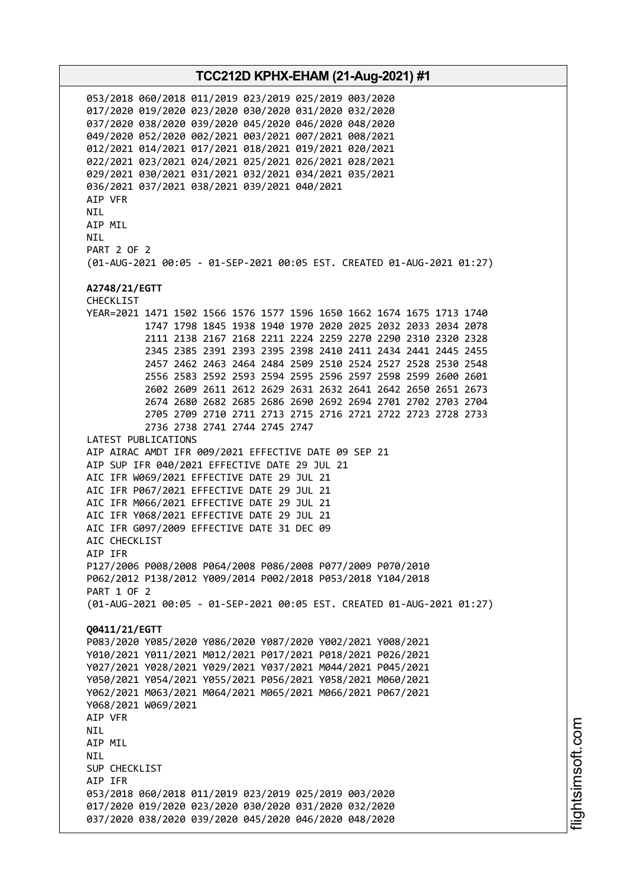053/2018 060/2018 011/2019 023/2019 025/2019 003/2020
017/2020 019/2020 023/2020 030/2020 031/2020 032/2020
037/2020 038/2020 039/2020 045/2020 046/2020 048/2020
049/2020 052/2020 002/2021 003/2021 007/2021 008/2021
012/2021 014/2021 017/2021 018/2021 019/2021 020/2021
022/2021 023/2021 024/2021 025/2021 026/2021 028/2021
029/2021 030/2021 031/2021 032/2021 034/2021 035/2021
036/2021 037/2021 038/2021 039/2021 040/2021
AIP VFR
NIL
AIP MIL
NIL
PART 2 OF 2
(01-AUG-2021 00:05 - 01-SEP-2021 00:05 EST. CREATED 01-AUG-2021 01:27)

**A2748/21/EGTT**
CHECKLIST
YEAR=2021 1471 1502 1566 1576 1577 1596 1650 1662 1674 1675 1713 1740
1747 1798 1845 1938 1940 1970 2020 2025 2032 2033 2034 2078
2111 2138 2167 2168 2211 2224 2259 2270 2290 2310 2320 2328
2345 2385 2391 2393 2395 2398 2410 2411 2434 2441 2445 2455
2457 2462 2463 2464 2484 2509 2510 2524 2527 2528 2530 2548
2556 2583 2592 2593 2594 2595 2596 2597 2598 2599 2600 2601
2602 2609 2611 2612 2629 2631 2632 2641 2642 2650 2651 2673
2674 2680 2682 2685 2686 2690 2692 2694 2701 2702 2703 2704
2705 2709 2710 2711 2713 2715 2716 2721 2722 2723 2728 2733
2736 2738 2741 2744 2745 2747
LATEST PUBLICATIONS
AIP AIRAC AMDT IFR 009/2021 EFFECTIVE DATE 09 SEP 21
AIP SUP IFR 040/2021 EFFECTIVE DATE 29 JUL 21
AIC IFR W069/2021 EFFECTIVE DATE 29 JUL 21
AIC IFR P067/2021 EFFECTIVE DATE 29 JUL 21
AIC IFR M066/2021 EFFECTIVE DATE 29 JUL 21
AIC IFR Y068/2021 EFFECTIVE DATE 29 JUL 21
AIC IFR G097/2009 EFFECTIVE DATE 31 DEC 09
AIC CHECKLIST
AIP IFR
P127/2006 P008/2008 P064/2008 P086/2008 P077/2009 P070/2010
P062/2012 P138/2012 Y009/2014 P002/2018 P053/2018 Y104/2018
PART 1 OF 2
(01-AUG-2021 00:05 - 01-SEP-2021 00:05 EST. CREATED 01-AUG-2021 01:27)

**Q0411/21/EGTT**
P083/2020 Y085/2020 Y086/2020 Y087/2020 Y002/2021 Y008/2021
Y010/2021 Y011/2021 M012/2021 P017/2021 P018/2021 P026/2021
Y027/2021 Y028/2021 Y029/2021 Y037/2021 M044/2021 P045/2021
Y050/2021 Y054/2021 Y055/2021 P056/2021 Y058/2021 M060/2021
Y062/2021 M063/2021 M064/2021 M065/2021 M066/2021 P067/2021
Y068/2021 W069/2021
AIP VFR
NIL
AIP MIL
NIL
SUP CHECKLIST
AIP IFR
053/2018 060/2018 011/2019 023/2019 025/2019 003/2020
017/2020 019/2020 023/2020 030/2020 031/2020 032/2020
037/2020 038/2020 039/2020 045/2020 046/2020 048/2020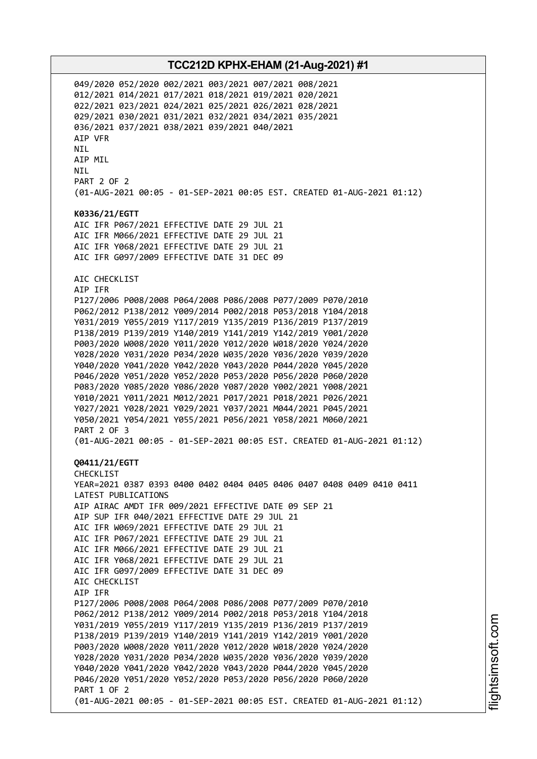049/2020 052/2020 002/2021 003/2021 007/2021 008/2021
012/2021 014/2021 017/2021 018/2021 019/2021 020/2021
022/2021 023/2021 024/2021 025/2021 026/2021 028/2021
029/2021 030/2021 031/2021 032/2021 034/2021 035/2021
036/2021 037/2021 038/2021 039/2021 040/2021
AIP VFR
NIL
AIP MIL
NIL
PART 2 OF 2
(01-AUG-2021 00:05 - 01-SEP-2021 00:05 EST. CREATED 01-AUG-2021 01:12)

**K0336/21/EGTT**
AIC IFR P067/2021 EFFECTIVE DATE 29 JUL 21
AIC IFR M066/2021 EFFECTIVE DATE 29 JUL 21
AIC IFR Y068/2021 EFFECTIVE DATE 29 JUL 21
AIC IFR G097/2009 EFFECTIVE DATE 31 DEC 09

AIC CHECKLIST
AIP IFR
P127/2006 P008/2008 P064/2008 P086/2008 P077/2009 P070/2010
P062/2012 P138/2012 Y009/2014 P002/2018 P053/2018 Y104/2018
Y031/2019 Y055/2019 Y117/2019 Y135/2019 P136/2019 P137/2019
P138/2019 P139/2019 Y140/2019 Y141/2019 Y142/2019 Y001/2020
P003/2020 W008/2020 Y011/2020 Y012/2020 W018/2020 Y024/2020
Y028/2020 Y031/2020 P034/2020 W035/2020 Y036/2020 Y039/2020
Y040/2020 Y041/2020 Y042/2020 Y043/2020 P044/2020 Y045/2020
P046/2020 Y051/2020 Y052/2020 P053/2020 P056/2020 P060/2020
P083/2020 Y085/2020 Y086/2020 Y087/2020 Y002/2021 Y008/2021
Y010/2021 Y011/2021 M012/2021 P017/2021 P018/2021 P026/2021
Y027/2021 Y028/2021 Y029/2021 Y037/2021 M044/2021 P045/2021
Y050/2021 Y054/2021 Y055/2021 P056/2021 Y058/2021 M060/2021
PART 2 OF 3
(01-AUG-2021 00:05 - 01-SEP-2021 00:05 EST. CREATED 01-AUG-2021 01:12)

**Q0411/21/EGTT**
CHECKLIST
YEAR=2021 0387 0393 0400 0402 0404 0405 0406 0407 0408 0409 0410 0411
LATEST PUBLICATIONS
AIP AIRAC AMDT IFR 009/2021 EFFECTIVE DATE 09 SEP 21
AIP SUP IFR 040/2021 EFFECTIVE DATE 29 JUL 21
AIC IFR W069/2021 EFFECTIVE DATE 29 JUL 21
AIC IFR P067/2021 EFFECTIVE DATE 29 JUL 21
AIC IFR M066/2021 EFFECTIVE DATE 29 JUL 21
AIC IFR Y068/2021 EFFECTIVE DATE 29 JUL 21
AIC IFR G097/2009 EFFECTIVE DATE 31 DEC 09
AIC CHECKLIST
AIP IFR
P127/2006 P008/2008 P064/2008 P086/2008 P077/2009 P070/2010
P062/2012 P138/2012 Y009/2014 P002/2018 P053/2018 Y104/2018
Y031/2019 Y055/2019 Y117/2019 Y135/2019 P136/2019 P137/2019
P138/2019 P139/2019 Y140/2019 Y141/2019 Y142/2019 Y001/2020
P003/2020 W008/2020 Y011/2020 Y012/2020 W018/2020 Y024/2020
Y028/2020 Y031/2020 P034/2020 W035/2020 Y036/2020 Y039/2020
Y040/2020 Y041/2020 Y042/2020 Y043/2020 P044/2020 Y045/2020
P046/2020 Y051/2020 Y052/2020 P053/2020 P056/2020 P060/2020
PART 1 OF 2
(01-AUG-2021 00:05 - 01-SEP-2021 00:05 EST. CREATED 01-AUG-2021 01:12)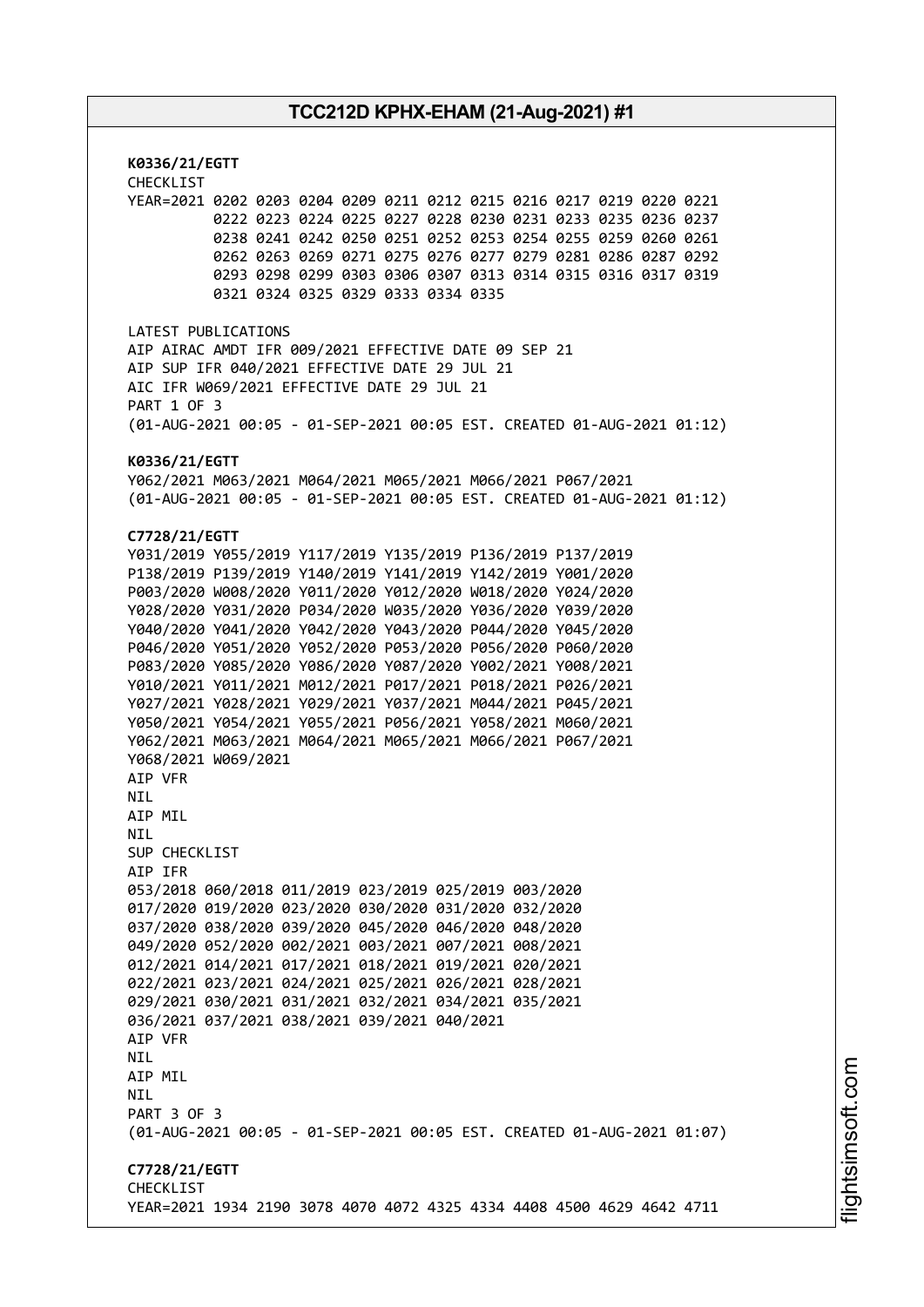**K0336/21/EGTT**
CHECKLIST
YEAR=2021 0202 0203 0204 0209 0211 0212 0215 0216 0217 0219 0220 0221
0222 0223 0224 0225 0227 0228 0230 0231 0233 0235 0236 0237
0238 0241 0242 0250 0251 0252 0253 0254 0255 0259 0260 0261
0262 0263 0269 0271 0275 0276 0277 0279 0281 0286 0287 0292
0293 0298 0299 0303 0306 0307 0313 0314 0315 0316 0317 0319
0321 0324 0325 0329 0333 0334 0335

LATEST PUBLICATIONS
AIP AIRAC AMDT IFR 009/2021 EFFECTIVE DATE 09 SEP 21
AIP SUP IFR 040/2021 EFFECTIVE DATE 29 JUL 21
AIC IFR W069/2021 EFFECTIVE DATE 29 JUL 21
PART 1 OF 3
(01-AUG-2021 00:05 - 01-SEP-2021 00:05 EST. CREATED 01-AUG-2021 01:12)

**K0336/21/EGTT**
Y062/2021 M063/2021 M064/2021 M065/2021 M066/2021 P067/2021
(01-AUG-2021 00:05 - 01-SEP-2021 00:05 EST. CREATED 01-AUG-2021 01:12)

**C7728/21/EGTT**
Y031/2019 Y055/2019 Y117/2019 Y135/2019 P136/2019 P137/2019
P138/2019 P139/2019 Y140/2019 Y141/2019 Y142/2019 Y001/2020
P003/2020 W008/2020 Y011/2020 Y012/2020 W018/2020 Y024/2020
Y028/2020 Y031/2020 P034/2020 W035/2020 Y036/2020 Y039/2020
Y040/2020 Y041/2020 Y042/2020 Y043/2020 P044/2020 Y045/2020
P046/2020 Y051/2020 Y052/2020 P053/2020 P056/2020 P060/2020
P083/2020 Y085/2020 Y086/2020 Y087/2020 Y002/2021 Y008/2021
Y010/2021 Y011/2021 M012/2021 P017/2021 P018/2021 P026/2021
Y027/2021 Y028/2021 Y029/2021 Y037/2021 M044/2021 P045/2021
Y050/2021 Y054/2021 Y055/2021 P056/2021 Y058/2021 M060/2021
Y062/2021 M063/2021 M064/2021 M065/2021 M066/2021 P067/2021
Y068/2021 W069/2021
AIP VFR
NIL
AIP MIL
NIL
SUP CHECKLIST
AIP IFR
053/2018 060/2018 011/2019 023/2019 025/2019 003/2020
017/2020 019/2020 023/2020 030/2020 031/2020 032/2020
037/2020 038/2020 039/2020 045/2020 046/2020 048/2020
049/2020 052/2020 002/2021 003/2021 007/2021 008/2021
012/2021 014/2021 017/2021 018/2021 019/2021 020/2021
022/2021 023/2021 024/2021 025/2021 026/2021 028/2021
029/2021 030/2021 031/2021 032/2021 034/2021 035/2021
036/2021 037/2021 038/2021 039/2021 040/2021
AIP VFR
NIL
AIP MIL
NIL
PART 3 OF 3
(01-AUG-2021 00:05 - 01-SEP-2021 00:05 EST. CREATED 01-AUG-2021 01:07)

**C7728/21/EGTT**
CHECKLIST
YEAR=2021 1934 2190 3078 4070 4072 4325 4334 4408 4500 4629 4642 4711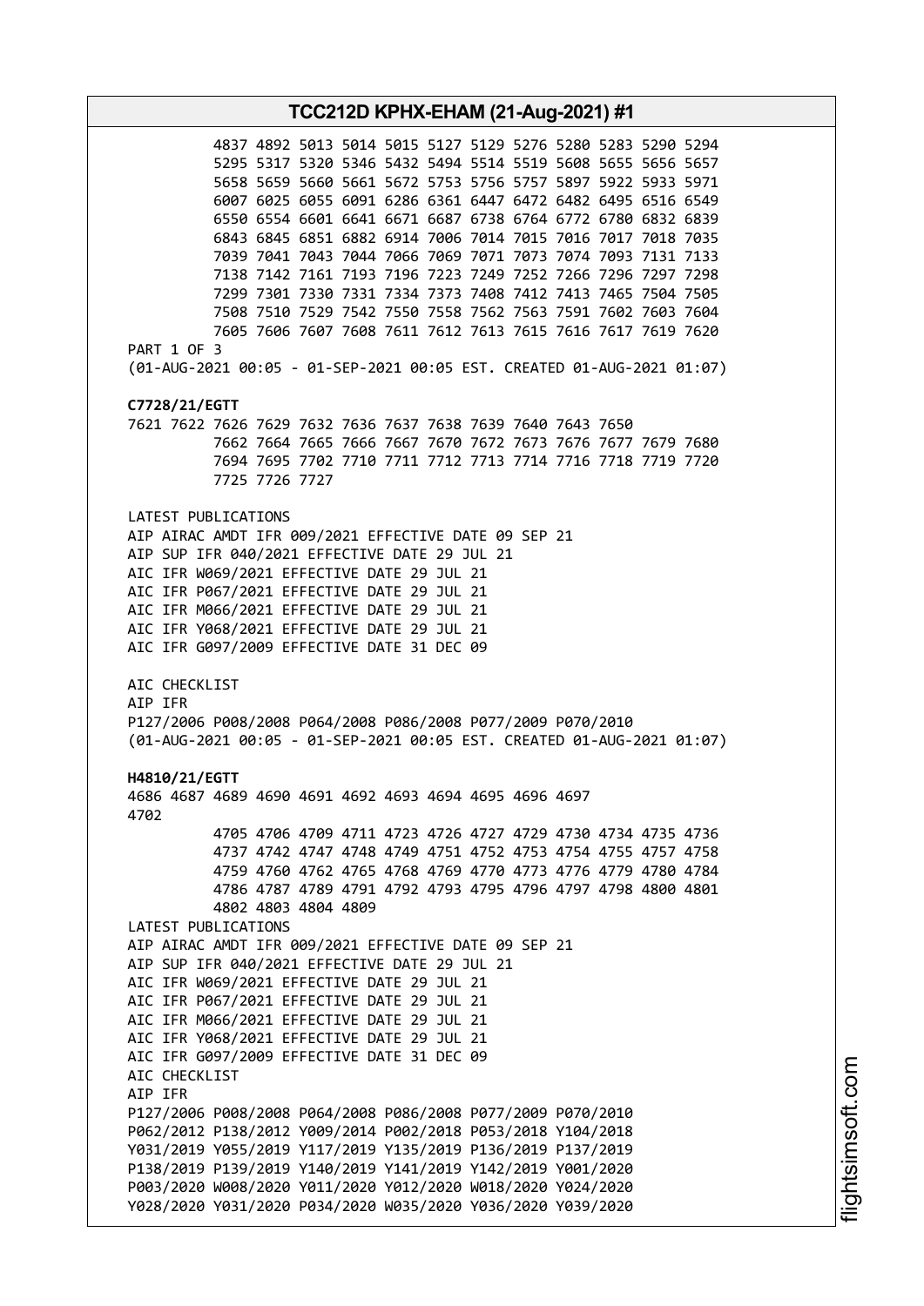4837 4892 5013 5014 5015 5127 5129 5276 5280 5283 5290 5294
5295 5317 5320 5346 5432 5494 5514 5519 5608 5655 5656 5657
5658 5659 5660 5661 5672 5753 5756 5757 5897 5922 5933 5971
6007 6025 6055 6091 6286 6361 6447 6472 6482 6495 6516 6549
6550 6554 6601 6641 6671 6687 6738 6764 6772 6780 6832 6839
6843 6845 6851 6882 6914 7006 7014 7015 7016 7017 7018 7035
7039 7041 7043 7044 7066 7069 7071 7073 7074 7093 7131 7133
7138 7142 7161 7193 7196 7223 7249 7252 7266 7296 7297 7298
7299 7301 7330 7331 7334 7373 7408 7412 7413 7465 7504 7505
7508 7510 7529 7542 7550 7558 7562 7563 7591 7602 7603 7604
7605 7606 7607 7608 7611 7612 7613 7615 7616 7617 7619 7620
PART 1 OF 3
(01-AUG-2021 00:05 - 01-SEP-2021 00:05 EST. CREATED 01-AUG-2021 01:07)

**C7728/21/EGTT**
7621 7622 7626 7629 7632 7636 7637 7638 7639 7640 7643 7650
7662 7664 7665 7666 7667 7670 7672 7673 7676 7677 7679 7680
7694 7695 7702 7710 7711 7712 7713 7714 7716 7718 7719 7720
7725 7726 7727

LATEST PUBLICATIONS
AIP AIRAC AMDT IFR 009/2021 EFFECTIVE DATE 09 SEP 21
AIP SUP IFR 040/2021 EFFECTIVE DATE 29 JUL 21
AIC IFR W069/2021 EFFECTIVE DATE 29 JUL 21
AIC IFR P067/2021 EFFECTIVE DATE 29 JUL 21
AIC IFR M066/2021 EFFECTIVE DATE 29 JUL 21
AIC IFR Y068/2021 EFFECTIVE DATE 29 JUL 21
AIC IFR G097/2009 EFFECTIVE DATE 31 DEC 09

AIC CHECKLIST
AIP IFR
P127/2006 P008/2008 P064/2008 P086/2008 P077/2009 P070/2010
(01-AUG-2021 00:05 - 01-SEP-2021 00:05 EST. CREATED 01-AUG-2021 01:07)

**H4810/21/EGTT**
4686 4687 4689 4690 4691 4692 4693 4694 4695 4696 4697
4702
4705 4706 4709 4711 4723 4726 4727 4729 4730 4734 4735 4736
4737 4742 4747 4748 4749 4751 4752 4753 4754 4755 4757 4758
4759 4760 4762 4765 4768 4769 4770 4773 4776 4779 4780 4784
4786 4787 4789 4791 4792 4793 4795 4796 4797 4798 4800 4801
4802 4803 4804 4809
LATEST PUBLICATIONS
AIP AIRAC AMDT IFR 009/2021 EFFECTIVE DATE 09 SEP 21
AIP SUP IFR 040/2021 EFFECTIVE DATE 29 JUL 21
AIC IFR W069/2021 EFFECTIVE DATE 29 JUL 21
AIC IFR P067/2021 EFFECTIVE DATE 29 JUL 21
AIC IFR M066/2021 EFFECTIVE DATE 29 JUL 21
AIC IFR Y068/2021 EFFECTIVE DATE 29 JUL 21
AIC IFR G097/2009 EFFECTIVE DATE 31 DEC 09
AIC CHECKLIST
AIP IFR
P127/2006 P008/2008 P064/2008 P086/2008 P077/2009 P070/2010
P062/2012 P138/2012 Y009/2014 P002/2018 P053/2018 Y104/2018
Y031/2019 Y055/2019 Y117/2019 Y135/2019 P136/2019 P137/2019
P138/2019 P139/2019 Y140/2019 Y141/2019 Y142/2019 Y001/2020
P003/2020 W008/2020 Y011/2020 Y012/2020 W018/2020 Y024/2020
Y028/2020 Y031/2020 P034/2020 W035/2020 Y036/2020 Y039/2020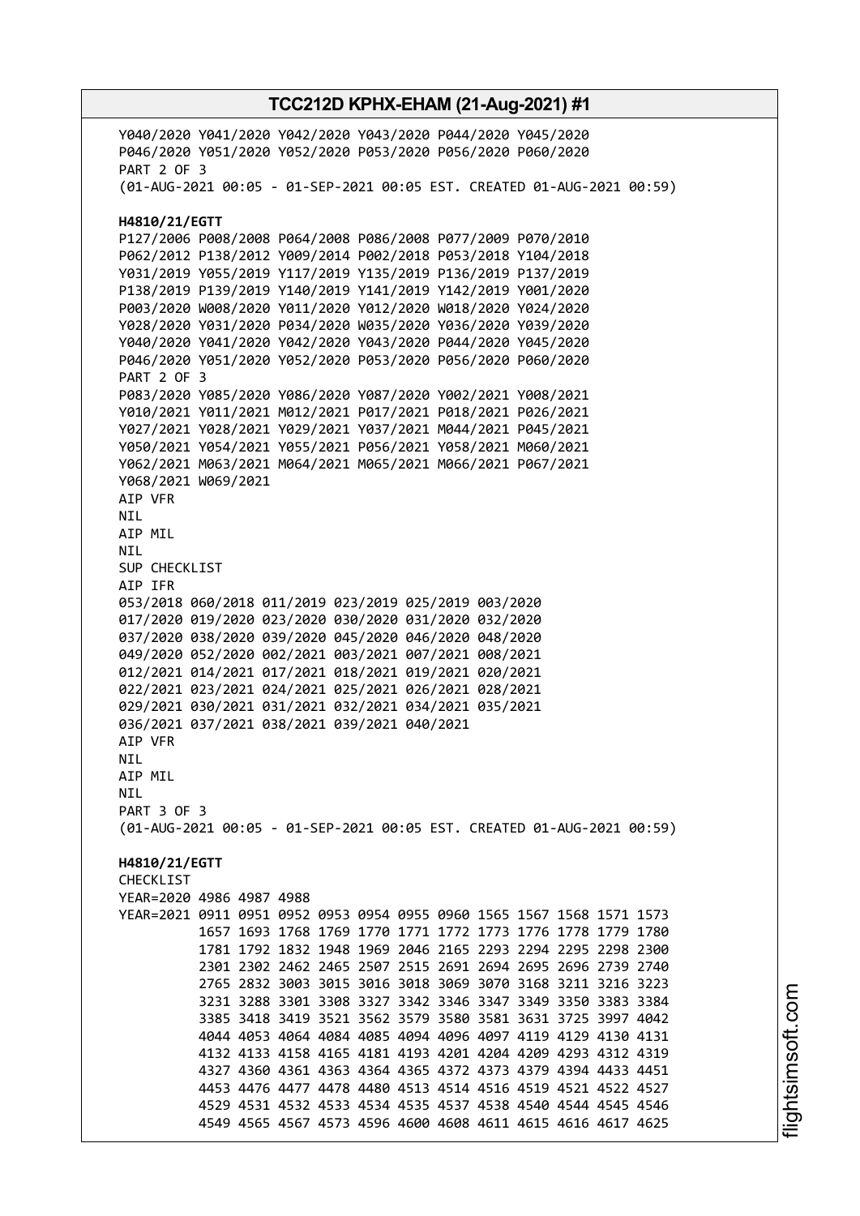```
Y040/2020 Y041/2020 Y042/2020 Y043/2020 P044/2020 Y045/2020
P046/2020 Y051/2020 Y052/2020 P053/2020 P056/2020 P060/2020
PART 2 OF 3
(01-AUG-2021 00:05 - 01-SEP-2021 00:05 EST. CREATED 01-AUG-2021 00:59)
```

**H4810/21/EGTT**

```
P127/2006 P008/2008 P064/2008 P086/2008 P077/2009 P070/2010
P062/2012 P138/2012 Y009/2014 P002/2018 P053/2018 Y104/2018
Y031/2019 Y055/2019 Y117/2019 Y135/2019 P136/2019 P137/2019
P138/2019 P139/2019 Y140/2019 Y141/2019 Y142/2019 Y001/2020
P003/2020 W008/2020 Y011/2020 Y012/2020 W018/2020 Y024/2020
Y028/2020 Y031/2020 P034/2020 W035/2020 Y036/2020 Y039/2020
Y040/2020 Y041/2020 Y042/2020 Y043/2020 P044/2020 Y045/2020
P046/2020 Y051/2020 Y052/2020 P053/2020 P056/2020 P060/2020
PART 2 OF 3
P083/2020 Y085/2020 Y086/2020 Y087/2020 Y002/2021 Y008/2021
Y010/2021 Y011/2021 M012/2021 P017/2021 P018/2021 P026/2021
Y027/2021 Y028/2021 Y029/2021 Y037/2021 M044/2021 P045/2021
Y050/2021 Y054/2021 Y055/2021 P056/2021 Y058/2021 M060/2021
Y062/2021 M063/2021 M064/2021 M065/2021 M066/2021 P067/2021
Y068/2021 W069/2021
AIP VFR
NIL
AIP MIL
NIL
SUP CHECKLIST
AIP IFR
053/2018 060/2018 011/2019 023/2019 025/2019 003/2020
017/2020 019/2020 023/2020 030/2020 031/2020 032/2020
037/2020 038/2020 039/2020 045/2020 046/2020 048/2020
049/2020 052/2020 002/2021 003/2021 007/2021 008/2021
012/2021 014/2021 017/2021 018/2021 019/2021 020/2021
022/2021 023/2021 024/2021 025/2021 026/2021 028/2021
029/2021 030/2021 031/2021 032/2021 034/2021 035/2021
036/2021 037/2021 038/2021 039/2021 040/2021
AIP VFR
NIL
AIP MIL
NIL
PART 3 OF 3
(01-AUG-2021 00:05 - 01-SEP-2021 00:05 EST. CREATED 01-AUG-2021 00:59)
```

**H4810/21/EGTT**

```
CHECKLIST
YEAR=2020 4986 4987 4988
YEAR=2021 0911 0951 0952 0953 0954 0955 0960 1565 1567 1568 1571 1573
          1657 1693 1768 1769 1770 1771 1772 1773 1776 1778 1779 1780
          1781 1792 1832 1948 1969 2046 2165 2293 2294 2295 2298 2300
          2301 2302 2462 2465 2507 2515 2691 2694 2695 2696 2739 2740
          2765 2832 3003 3015 3016 3018 3069 3070 3168 3211 3216 3223
          3231 3288 3301 3308 3327 3342 3346 3347 3349 3350 3383 3384
          3385 3418 3419 3521 3562 3579 3580 3581 3631 3725 3997 4042
          4044 4053 4064 4084 4085 4094 4096 4097 4119 4129 4130 4131
          4132 4133 4158 4165 4181 4193 4201 4204 4209 4293 4312 4319
          4327 4360 4361 4363 4364 4365 4372 4373 4379 4394 4433 4451
          4453 4476 4477 4478 4480 4513 4514 4516 4519 4521 4522 4527
          4529 4531 4532 4533 4534 4535 4537 4538 4540 4544 4545 4546
          4549 4565 4567 4573 4596 4600 4608 4611 4615 4616 4617 4625
```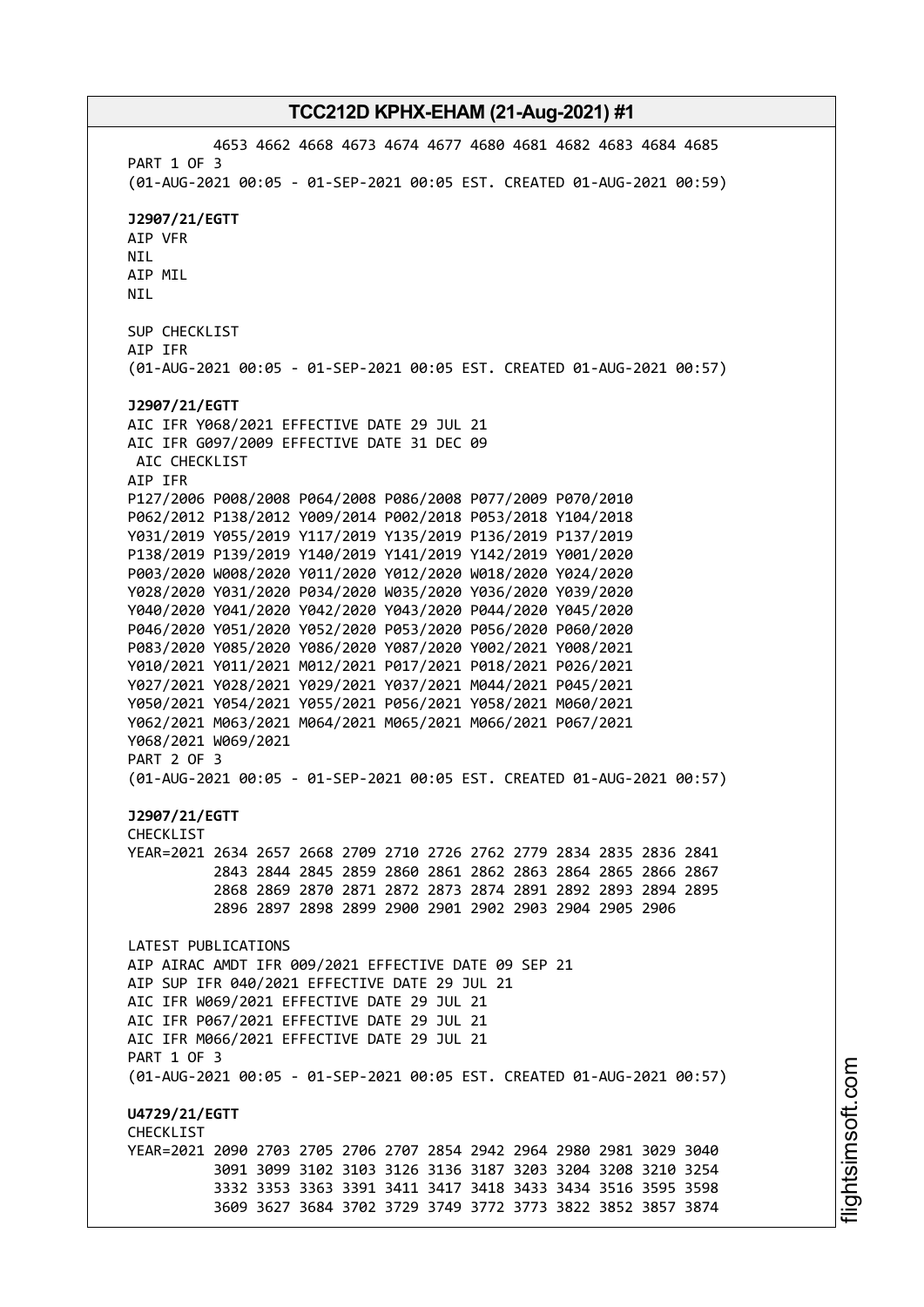4653 4662 4668 4673 4674 4677 4680 4681 4682 4683 4684 4685
PART 1 OF 3
(01-AUG-2021 00:05 - 01-SEP-2021 00:05 EST. CREATED 01-AUG-2021 00:59)

**J2907/21/EGTT**
AIP VFR
NIL
AIP MIL
NIL

SUP CHECKLIST
AIP IFR
(01-AUG-2021 00:05 - 01-SEP-2021 00:05 EST. CREATED 01-AUG-2021 00:57)

**J2907/21/EGTT**
AIC IFR Y068/2021 EFFECTIVE DATE 29 JUL 21
AIC IFR G097/2009 EFFECTIVE DATE 31 DEC 09
AIC CHECKLIST
AIP IFR
P127/2006 P008/2008 P064/2008 P086/2008 P077/2009 P070/2010
P062/2012 P138/2012 Y009/2014 P002/2018 P053/2018 Y104/2018
Y031/2019 Y055/2019 Y117/2019 Y135/2019 P136/2019 P137/2019
P138/2019 P139/2019 Y140/2019 Y141/2019 Y142/2019 Y001/2020
P003/2020 W008/2020 Y011/2020 Y012/2020 W018/2020 Y024/2020
Y028/2020 Y031/2020 P034/2020 W035/2020 Y036/2020 Y039/2020
Y040/2020 Y041/2020 Y042/2020 Y043/2020 P044/2020 Y045/2020
P046/2020 Y051/2020 Y052/2020 P053/2020 P056/2020 P060/2020
P083/2020 Y085/2020 Y086/2020 Y087/2020 Y002/2021 Y008/2021
Y010/2021 Y011/2021 M012/2021 P017/2021 P018/2021 P026/2021
Y027/2021 Y028/2021 Y029/2021 Y037/2021 M044/2021 P045/2021
Y050/2021 Y054/2021 Y055/2021 P056/2021 Y058/2021 M060/2021
Y062/2021 M063/2021 M064/2021 M065/2021 M066/2021 P067/2021
Y068/2021 W069/2021
PART 2 OF 3
(01-AUG-2021 00:05 - 01-SEP-2021 00:05 EST. CREATED 01-AUG-2021 00:57)

**J2907/21/EGTT**
CHECKLIST
YEAR=2021 2634 2657 2668 2709 2710 2726 2762 2779 2834 2835 2836 2841
2843 2844 2845 2859 2860 2861 2862 2863 2864 2865 2866 2867
2868 2869 2870 2871 2872 2873 2874 2891 2892 2893 2894 2895
2896 2897 2898 2899 2900 2901 2902 2903 2904 2905 2906

LATEST PUBLICATIONS
AIP AIRAC AMDT IFR 009/2021 EFFECTIVE DATE 09 SEP 21
AIP SUP IFR 040/2021 EFFECTIVE DATE 29 JUL 21
AIC IFR W069/2021 EFFECTIVE DATE 29 JUL 21
AIC IFR P067/2021 EFFECTIVE DATE 29 JUL 21
AIC IFR M066/2021 EFFECTIVE DATE 29 JUL 21
PART 1 OF 3
(01-AUG-2021 00:05 - 01-SEP-2021 00:05 EST. CREATED 01-AUG-2021 00:57)

**U4729/21/EGTT**
CHECKLIST
YEAR=2021 2090 2703 2705 2706 2707 2854 2942 2964 2980 2981 3029 3040
3091 3099 3102 3103 3126 3136 3187 3203 3204 3208 3210 3254
3332 3353 3363 3391 3411 3417 3418 3433 3434 3516 3595 3598
3609 3627 3684 3702 3729 3749 3772 3773 3822 3852 3857 3874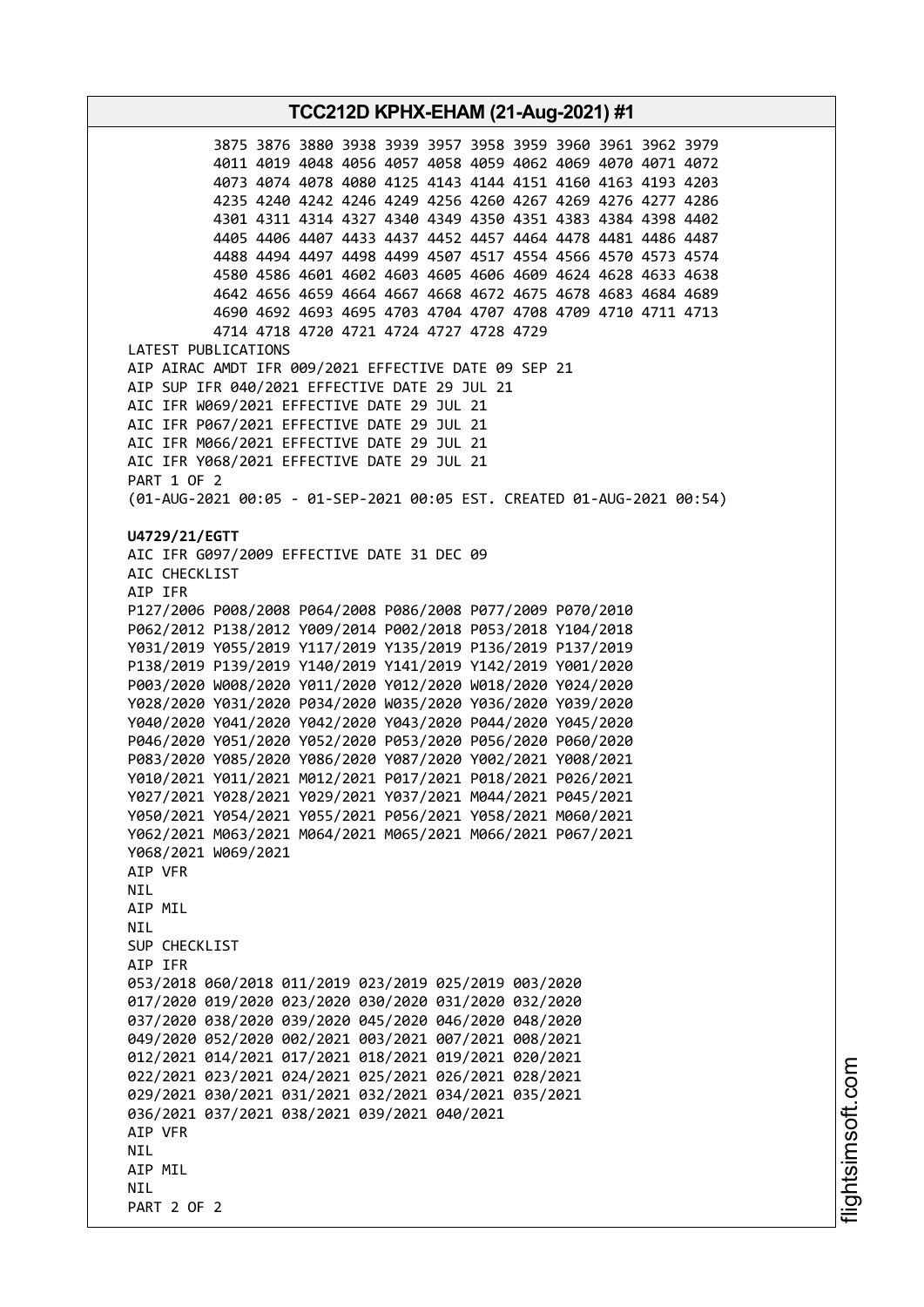3875 3876 3880 3938 3939 3957 3958 3959 3960 3961 3962 3979
4011 4019 4048 4056 4057 4058 4059 4062 4069 4070 4071 4072
4073 4074 4078 4080 4125 4143 4144 4151 4160 4163 4193 4203
4235 4240 4242 4246 4249 4256 4260 4267 4269 4276 4277 4286
4301 4311 4314 4327 4340 4349 4350 4351 4383 4384 4398 4402
4405 4406 4407 4433 4437 4452 4457 4464 4478 4481 4486 4487
4488 4494 4497 4498 4499 4507 4517 4554 4566 4570 4573 4574
4580 4586 4601 4602 4603 4605 4606 4609 4624 4628 4633 4638
4642 4656 4659 4664 4667 4668 4672 4675 4678 4683 4684 4689
4690 4692 4693 4695 4703 4704 4707 4708 4709 4710 4711 4713
4714 4718 4720 4721 4724 4727 4728 4729

LATEST PUBLICATIONS
AIP AIRAC AMDT IFR 009/2021 EFFECTIVE DATE 09 SEP 21
AIP SUP IFR 040/2021 EFFECTIVE DATE 29 JUL 21
AIC IFR W069/2021 EFFECTIVE DATE 29 JUL 21
AIC IFR P067/2021 EFFECTIVE DATE 29 JUL 21
AIC IFR M066/2021 EFFECTIVE DATE 29 JUL 21
AIC IFR Y068/2021 EFFECTIVE DATE 29 JUL 21
PART 1 OF 2
(01-AUG-2021 00:05 - 01-SEP-2021 00:05 EST. CREATED 01-AUG-2021 00:54)

**U4729/21/EGTT**
AIC IFR G097/2009 EFFECTIVE DATE 31 DEC 09
AIC CHECKLIST
AIP IFR
P127/2006 P008/2008 P064/2008 P086/2008 P077/2009 P070/2010
P062/2012 P138/2012 Y009/2014 P002/2018 P053/2018 Y104/2018
Y031/2019 Y055/2019 Y117/2019 Y135/2019 P136/2019 P137/2019
P138/2019 P139/2019 Y140/2019 Y141/2019 Y142/2019 Y001/2020
P003/2020 W008/2020 Y011/2020 Y012/2020 W018/2020 Y024/2020
Y028/2020 Y031/2020 P034/2020 W035/2020 Y036/2020 Y039/2020
Y040/2020 Y041/2020 Y042/2020 Y043/2020 P044/2020 Y045/2020
P046/2020 Y051/2020 Y052/2020 P053/2020 P056/2020 P060/2020
P083/2020 Y085/2020 Y086/2020 Y087/2020 Y002/2021 Y008/2021
Y010/2021 Y011/2021 M012/2021 P017/2021 P018/2021 P026/2021
Y027/2021 Y028/2021 Y029/2021 Y037/2021 M044/2021 P045/2021
Y050/2021 Y054/2021 Y055/2021 P056/2021 Y058/2021 M060/2021
Y062/2021 M063/2021 M064/2021 M065/2021 M066/2021 P067/2021
Y068/2021 W069/2021
AIP VFR
NIL
AIP MIL
NIL
SUP CHECKLIST
AIP IFR
053/2018 060/2018 011/2019 023/2019 025/2019 003/2020
017/2020 019/2020 023/2020 030/2020 031/2020 032/2020
037/2020 038/2020 039/2020 045/2020 046/2020 048/2020
049/2020 052/2020 002/2021 003/2021 007/2021 008/2021
012/2021 014/2021 017/2021 018/2021 019/2021 020/2021
022/2021 023/2021 024/2021 025/2021 026/2021 028/2021
029/2021 030/2021 031/2021 032/2021 034/2021 035/2021
036/2021 037/2021 038/2021 039/2021 040/2021
AIP VFR
NIL
AIP MIL
NIL
PART 2 OF 2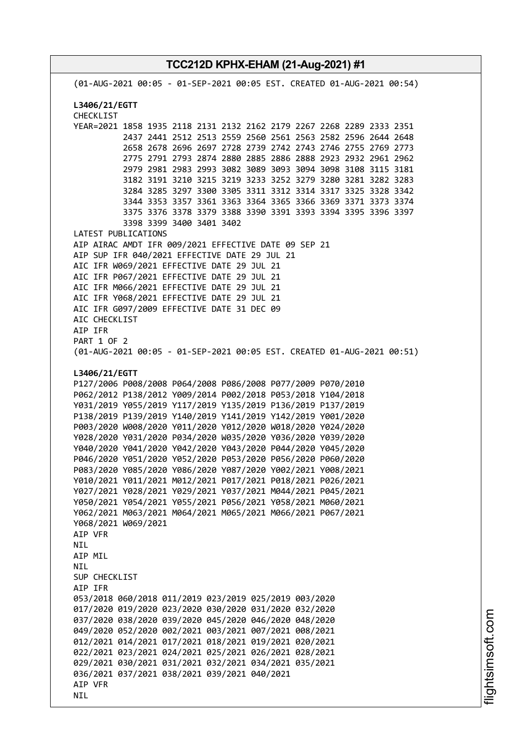(01-AUG-2021 00:05 - 01-SEP-2021 00:05 EST. CREATED 01-AUG-2021 00:54)

**L3406/21/EGTT**
CHECKLIST
YEAR=2021 1858 1935 2118 2131 2132 2162 2179 2267 2268 2289 2333 2351
2437 2441 2512 2513 2559 2560 2561 2563 2582 2596 2644 2648
2658 2678 2696 2697 2728 2739 2742 2743 2746 2755 2769 2773
2775 2791 2793 2874 2880 2885 2886 2888 2923 2932 2961 2962
2979 2981 2983 2993 3082 3089 3093 3094 3098 3108 3115 3181
3182 3191 3210 3215 3219 3233 3252 3279 3280 3281 3282 3283
3284 3285 3297 3300 3305 3311 3312 3314 3317 3325 3328 3342
3344 3353 3357 3361 3363 3364 3365 3366 3369 3371 3373 3374
3375 3376 3378 3379 3388 3390 3391 3393 3394 3395 3396 3397
3398 3399 3400 3401 3402
LATEST PUBLICATIONS
AIP AIRAC AMDT IFR 009/2021 EFFECTIVE DATE 09 SEP 21
AIP SUP IFR 040/2021 EFFECTIVE DATE 29 JUL 21
AIC IFR W069/2021 EFFECTIVE DATE 29 JUL 21
AIC IFR P067/2021 EFFECTIVE DATE 29 JUL 21
AIC IFR M066/2021 EFFECTIVE DATE 29 JUL 21
AIC IFR Y068/2021 EFFECTIVE DATE 29 JUL 21
AIC IFR G097/2009 EFFECTIVE DATE 31 DEC 09
AIC CHECKLIST
AIP IFR
PART 1 OF 2
(01-AUG-2021 00:05 - 01-SEP-2021 00:05 EST. CREATED 01-AUG-2021 00:51)

**L3406/21/EGTT**
P127/2006 P008/2008 P064/2008 P086/2008 P077/2009 P070/2010
P062/2012 P138/2012 Y009/2014 P002/2018 P053/2018 Y104/2018
Y031/2019 Y055/2019 Y117/2019 Y135/2019 P136/2019 P137/2019
P138/2019 P139/2019 Y140/2019 Y141/2019 Y142/2019 Y001/2020
P003/2020 W008/2020 Y011/2020 Y012/2020 W018/2020 Y024/2020
Y028/2020 Y031/2020 P034/2020 W035/2020 Y036/2020 Y039/2020
Y040/2020 Y041/2020 Y042/2020 Y043/2020 P044/2020 Y045/2020
P046/2020 Y051/2020 Y052/2020 P053/2020 P056/2020 P060/2020
P083/2020 Y085/2020 Y086/2020 Y087/2020 Y002/2021 Y008/2021
Y010/2021 Y011/2021 M012/2021 P017/2021 P018/2021 P026/2021
Y027/2021 Y028/2021 Y029/2021 Y037/2021 M044/2021 P045/2021
Y050/2021 Y054/2021 Y055/2021 P056/2021 Y058/2021 M060/2021
Y062/2021 M063/2021 M064/2021 M065/2021 M066/2021 P067/2021
Y068/2021 W069/2021
AIP VFR
NIL
AIP MIL
NIL
SUP CHECKLIST
AIP IFR
053/2018 060/2018 011/2019 023/2019 025/2019 003/2020
017/2020 019/2020 023/2020 030/2020 031/2020 032/2020
037/2020 038/2020 039/2020 045/2020 046/2020 048/2020
049/2020 052/2020 002/2021 003/2021 007/2021 008/2021
012/2021 014/2021 017/2021 018/2021 019/2021 020/2021
022/2021 023/2021 024/2021 025/2021 026/2021 028/2021
029/2021 030/2021 031/2021 032/2021 034/2021 035/2021
036/2021 037/2021 038/2021 039/2021 040/2021
AIP VFR
NIL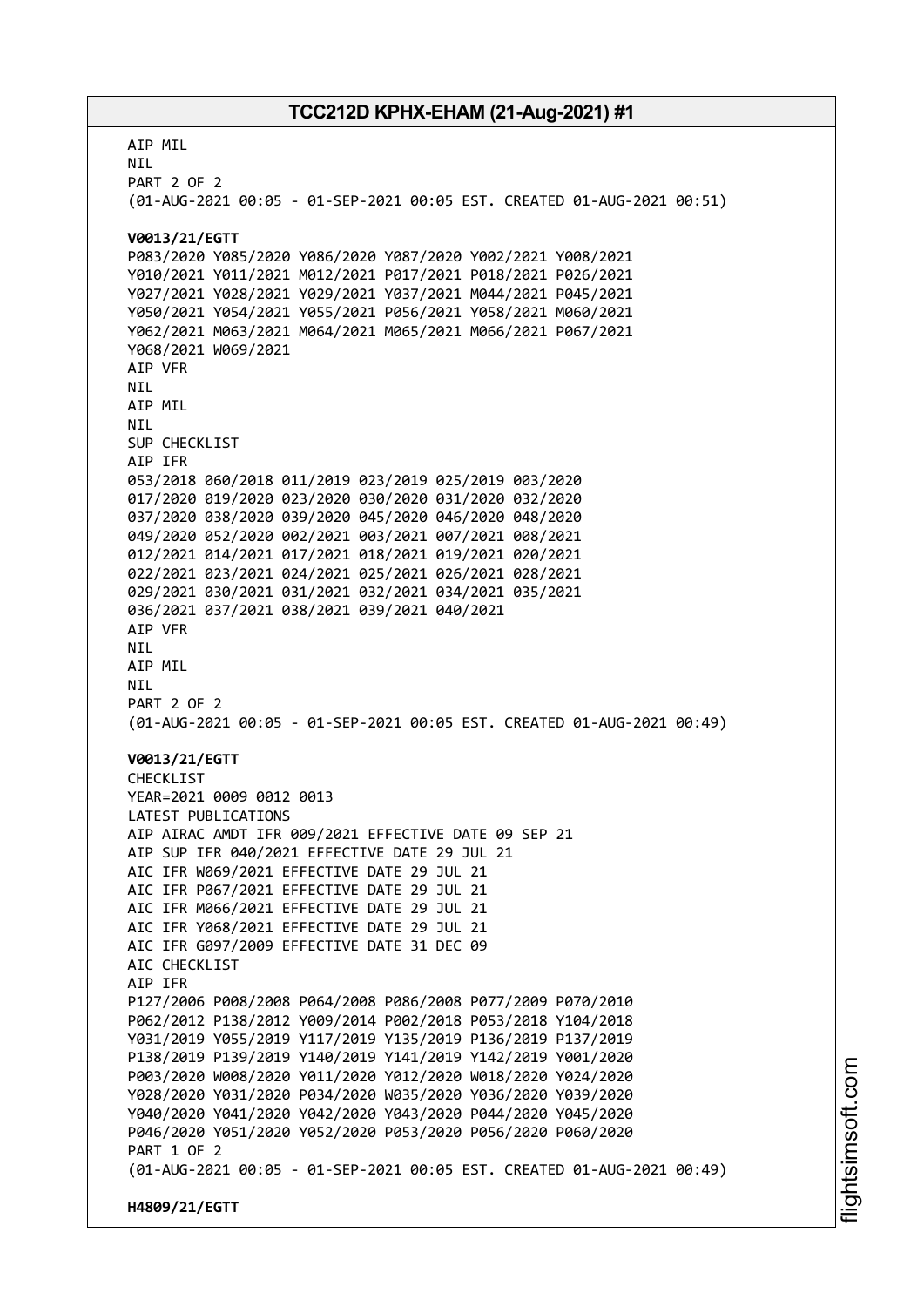AIP MIL
NIL
PART 2 OF 2
(01-AUG-2021 00:05 - 01-SEP-2021 00:05 EST. CREATED 01-AUG-2021 00:51)

**V0013/21/EGTT**
P083/2020 Y085/2020 Y086/2020 Y087/2020 Y002/2021 Y008/2021
Y010/2021 Y011/2021 M012/2021 P017/2021 P018/2021 P026/2021
Y027/2021 Y028/2021 Y029/2021 Y037/2021 M044/2021 P045/2021
Y050/2021 Y054/2021 Y055/2021 P056/2021 Y058/2021 M060/2021
Y062/2021 M063/2021 M064/2021 M065/2021 M066/2021 P067/2021
Y068/2021 W069/2021
AIP VFR
NIL
AIP MIL
NIL
SUP CHECKLIST
AIP IFR
053/2018 060/2018 011/2019 023/2019 025/2019 003/2020
017/2020 019/2020 023/2020 030/2020 031/2020 032/2020
037/2020 038/2020 039/2020 045/2020 046/2020 048/2020
049/2020 052/2020 002/2021 003/2021 007/2021 008/2021
012/2021 014/2021 017/2021 018/2021 019/2021 020/2021
022/2021 023/2021 024/2021 025/2021 026/2021 028/2021
029/2021 030/2021 031/2021 032/2021 034/2021 035/2021
036/2021 037/2021 038/2021 039/2021 040/2021
AIP VFR
NIL
AIP MIL
NIL
PART 2 OF 2
(01-AUG-2021 00:05 - 01-SEP-2021 00:05 EST. CREATED 01-AUG-2021 00:49)

**V0013/21/EGTT**
CHECKLIST
YEAR=2021 0009 0012 0013
LATEST PUBLICATIONS
AIP AIRAC AMDT IFR 009/2021 EFFECTIVE DATE 09 SEP 21
AIP SUP IFR 040/2021 EFFECTIVE DATE 29 JUL 21
AIC IFR W069/2021 EFFECTIVE DATE 29 JUL 21
AIC IFR P067/2021 EFFECTIVE DATE 29 JUL 21
AIC IFR M066/2021 EFFECTIVE DATE 29 JUL 21
AIC IFR Y068/2021 EFFECTIVE DATE 29 JUL 21
AIC IFR G097/2009 EFFECTIVE DATE 31 DEC 09
AIC CHECKLIST
AIP IFR
P127/2006 P008/2008 P064/2008 P086/2008 P077/2009 P070/2010
P062/2012 P138/2012 Y009/2014 P002/2018 P053/2018 Y104/2018
Y031/2019 Y055/2019 Y117/2019 Y135/2019 P136/2019 P137/2019
P138/2019 P139/2019 Y140/2019 Y141/2019 Y142/2019 Y001/2020
P003/2020 W008/2020 Y011/2020 Y012/2020 W018/2020 Y024/2020
Y028/2020 Y031/2020 P034/2020 W035/2020 Y036/2020 Y039/2020
Y040/2020 Y041/2020 Y042/2020 Y043/2020 P044/2020 Y045/2020
P046/2020 Y051/2020 Y052/2020 P053/2020 P056/2020 P060/2020
PART 1 OF 2
(01-AUG-2021 00:05 - 01-SEP-2021 00:05 EST. CREATED 01-AUG-2021 00:49)

**H4809/21/EGTT**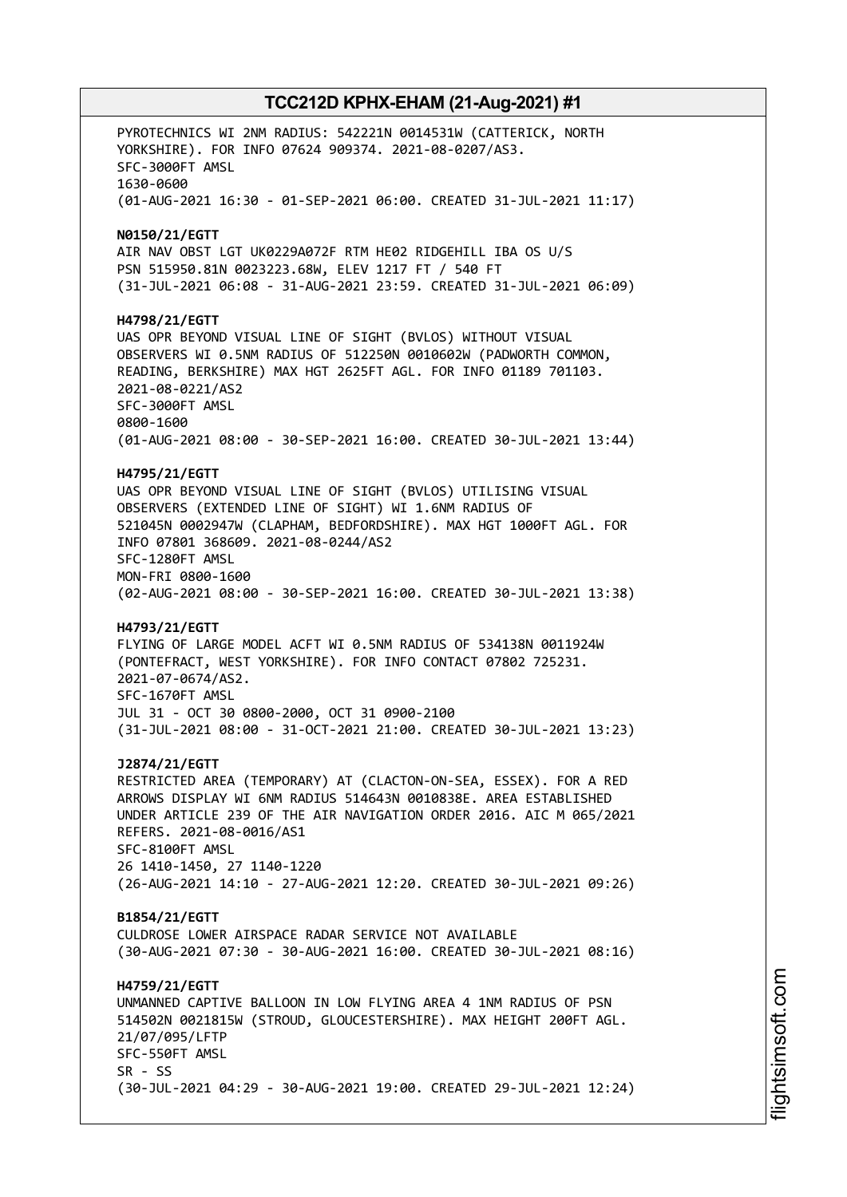PYROTECHNICS WI 2NM RADIUS: 542221N 0014531W (CATTERICK, NORTH YORKSHIRE). FOR INFO 07624 909374. 2021-08-0207/AS3.
SFC-3000FT AMSL
1630-0600
(01-AUG-2021 16:30 - 01-SEP-2021 06:00. CREATED 31-JUL-2021 11:17)

**N0150/21/EGTT**
AIR NAV OBST LGT UK0229A072F RTM HE02 RIDGEHILL IBA OS U/S
PSN 515950.81N 0023223.68W, ELEV 1217 FT / 540 FT
(31-JUL-2021 06:08 - 31-AUG-2021 23:59. CREATED 31-JUL-2021 06:09)

**H4798/21/EGTT**
UAS OPR BEYOND VISUAL LINE OF SIGHT (BVLOS) WITHOUT VISUAL OBSERVERS WI 0.5NM RADIUS OF 512250N 0010602W (PADWORTH COMMON, READING, BERKSHIRE) MAX HGT 2625FT AGL. FOR INFO 01189 701103. 2021-08-0221/AS2
SFC-3000FT AMSL
0800-1600
(01-AUG-2021 08:00 - 30-SEP-2021 16:00. CREATED 30-JUL-2021 13:44)

**H4795/21/EGTT**
UAS OPR BEYOND VISUAL LINE OF SIGHT (BVLOS) UTILISING VISUAL OBSERVERS (EXTENDED LINE OF SIGHT) WI 1.6NM RADIUS OF 521045N 0002947W (CLAPHAM, BEDFORDSHIRE). MAX HGT 1000FT AGL. FOR INFO 07801 368609. 2021-08-0244/AS2
SFC-1280FT AMSL
MON-FRI 0800-1600
(02-AUG-2021 08:00 - 30-SEP-2021 16:00. CREATED 30-JUL-2021 13:38)

**H4793/21/EGTT**
FLYING OF LARGE MODEL ACFT WI 0.5NM RADIUS OF 534138N 0011924W (PONTEFRACT, WEST YORKSHIRE). FOR INFO CONTACT 07802 725231. 2021-07-0674/AS2.
SFC-1670FT AMSL
JUL 31 - OCT 30 0800-2000, OCT 31 0900-2100
(31-JUL-2021 08:00 - 31-OCT-2021 21:00. CREATED 30-JUL-2021 13:23)

**J2874/21/EGTT**
RESTRICTED AREA (TEMPORARY) AT (CLACTON-ON-SEA, ESSEX). FOR A RED ARROWS DISPLAY WI 6NM RADIUS 514643N 0010838E. AREA ESTABLISHED UNDER ARTICLE 239 OF THE AIR NAVIGATION ORDER 2016. AIC M 065/2021 REFERS. 2021-08-0016/AS1
SFC-8100FT AMSL
26 1410-1450, 27 1140-1220
(26-AUG-2021 14:10 - 27-AUG-2021 12:20. CREATED 30-JUL-2021 09:26)

**B1854/21/EGTT**
CULDROSE LOWER AIRSPACE RADAR SERVICE NOT AVAILABLE
(30-AUG-2021 07:30 - 30-AUG-2021 16:00. CREATED 30-JUL-2021 08:16)

**H4759/21/EGTT**
UNMANNED CAPTIVE BALLOON IN LOW FLYING AREA 4 1NM RADIUS OF PSN 514502N 0021815W (STROUD, GLOUCESTERSHIRE). MAX HEIGHT 200FT AGL. 21/07/095/LFTP
SFC-550FT AMSL
SR - SS
(30-JUL-2021 04:29 - 30-AUG-2021 19:00. CREATED 29-JUL-2021 12:24)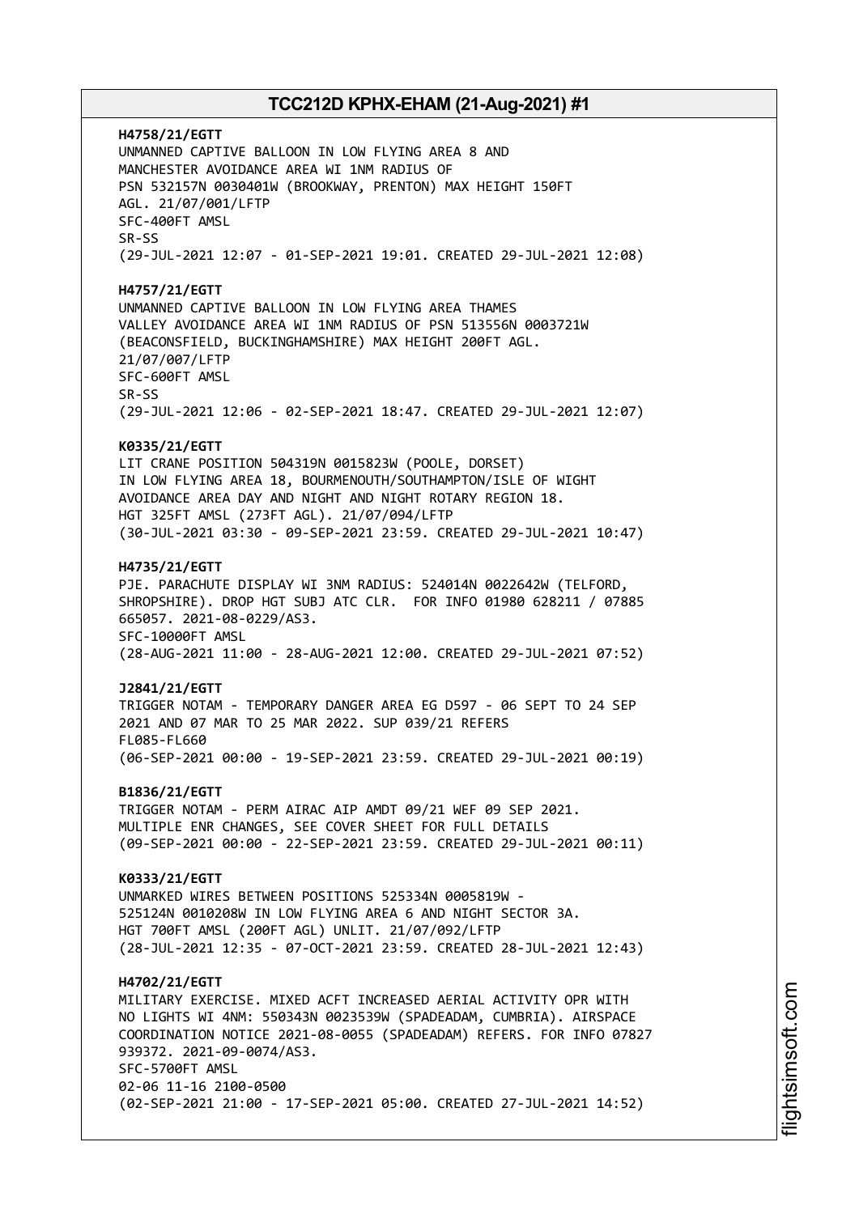**H4758/21/EGTT**
UNMANNED CAPTIVE BALLOON IN LOW FLYING AREA 8 AND
MANCHESTER AVOIDANCE AREA WI 1NM RADIUS OF
PSN 532157N 0030401W (BROOKWAY, PRENTON) MAX HEIGHT 150FT
AGL. 21/07/001/LFTP
SFC-400FT AMSL
SR-SS
(29-JUL-2021 12:07 - 01-SEP-2021 19:01. CREATED 29-JUL-2021 12:08)

**H4757/21/EGTT**
UNMANNED CAPTIVE BALLOON IN LOW FLYING AREA THAMES
VALLEY AVOIDANCE AREA WI 1NM RADIUS OF PSN 513556N 0003721W
(BEACONSFIELD, BUCKINGHAMSHIRE) MAX HEIGHT 200FT AGL.
21/07/007/LFTP
SFC-600FT AMSL
SR-SS
(29-JUL-2021 12:06 - 02-SEP-2021 18:47. CREATED 29-JUL-2021 12:07)

**K0335/21/EGTT**
LIT CRANE POSITION 504319N 0015823W (POOLE, DORSET)
IN LOW FLYING AREA 18, BOURMENOUTH/SOUTHAMPTON/ISLE OF WIGHT
AVOIDANCE AREA DAY AND NIGHT AND NIGHT ROTARY REGION 18.
HGT 325FT AMSL (273FT AGL). 21/07/094/LFTP
(30-JUL-2021 03:30 - 09-SEP-2021 23:59. CREATED 29-JUL-2021 10:47)

**H4735/21/EGTT**
PJE. PARACHUTE DISPLAY WI 3NM RADIUS: 524014N 0022642W (TELFORD,
SHROPSHIRE). DROP HGT SUBJ ATC CLR. FOR INFO 01980 628211 / 07885
665057. 2021-08-0229/AS3.
SFC-10000FT AMSL
(28-AUG-2021 11:00 - 28-AUG-2021 12:00. CREATED 29-JUL-2021 07:52)

**J2841/21/EGTT**
TRIGGER NOTAM - TEMPORARY DANGER AREA EG D597 - 06 SEPT TO 24 SEP
2021 AND 07 MAR TO 25 MAR 2022. SUP 039/21 REFERS
FL085-FL660
(06-SEP-2021 00:00 - 19-SEP-2021 23:59. CREATED 29-JUL-2021 00:19)

**B1836/21/EGTT**
TRIGGER NOTAM - PERM AIRAC AIP AMDT 09/21 WEF 09 SEP 2021.
MULTIPLE ENR CHANGES, SEE COVER SHEET FOR FULL DETAILS
(09-SEP-2021 00:00 - 22-SEP-2021 23:59. CREATED 29-JUL-2021 00:11)

**K0333/21/EGTT**
UNMARKED WIRES BETWEEN POSITIONS 525334N 0005819W -
525124N 0010208W IN LOW FLYING AREA 6 AND NIGHT SECTOR 3A.
HGT 700FT AMSL (200FT AGL) UNLIT. 21/07/092/LFTP
(28-JUL-2021 12:35 - 07-OCT-2021 23:59. CREATED 28-JUL-2021 12:43)

**H4702/21/EGTT**
MILITARY EXERCISE. MIXED ACFT INCREASED AERIAL ACTIVITY OPR WITH
NO LIGHTS WI 4NM: 550343N 0023539W (SPADEADAM, CUMBRIA). AIRSPACE
COORDINATION NOTICE 2021-08-0055 (SPADEADAM) REFERS. FOR INFO 07827
939372. 2021-09-0074/AS3.
SFC-5700FT AMSL
02-06 11-16 2100-0500
(02-SEP-2021 21:00 - 17-SEP-2021 05:00. CREATED 27-JUL-2021 14:52)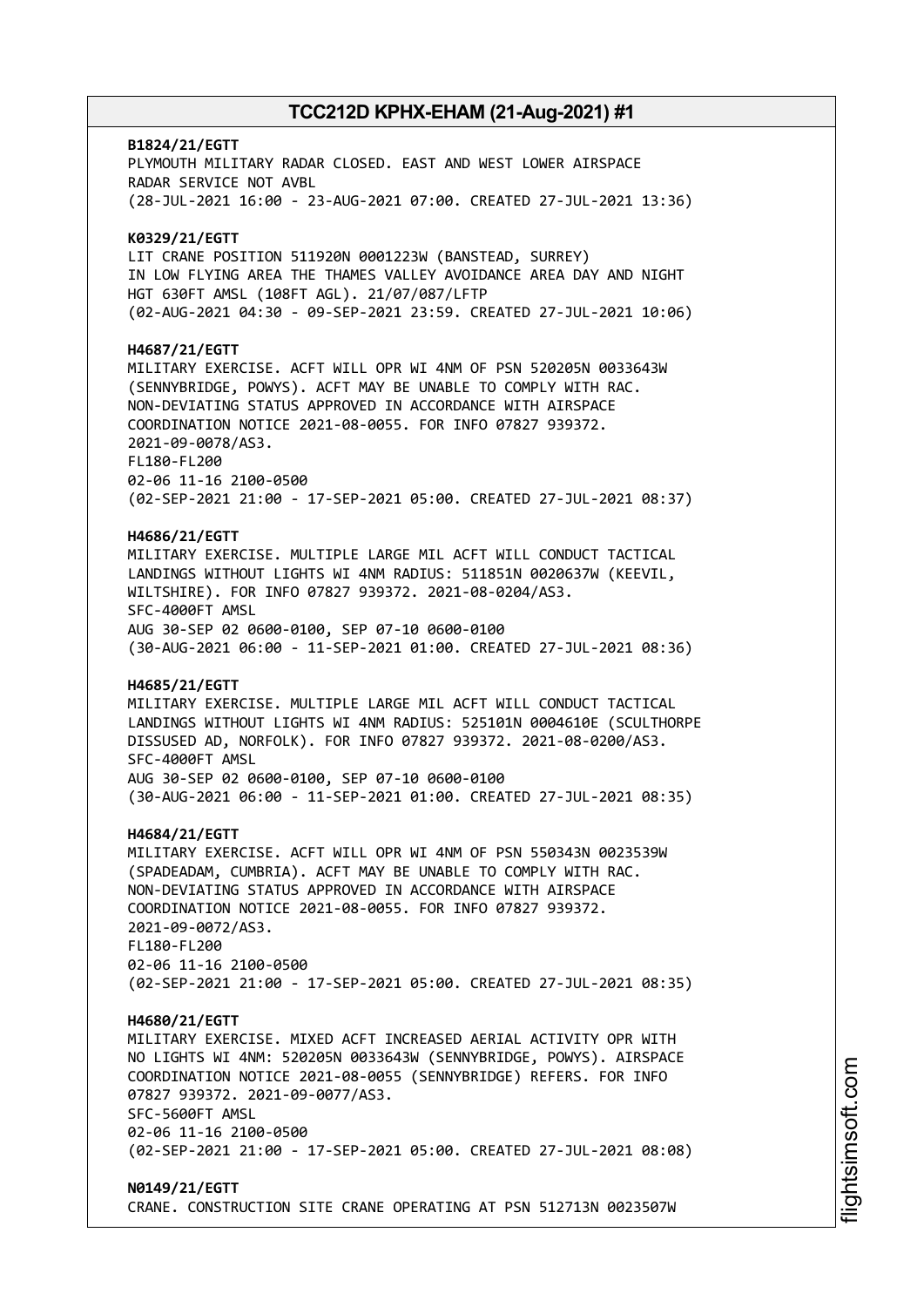**B1824/21/EGTT**
PLYMOUTH MILITARY RADAR CLOSED. EAST AND WEST LOWER AIRSPACE
RADAR SERVICE NOT AVBL
(28-JUL-2021 16:00 - 23-AUG-2021 07:00. CREATED 27-JUL-2021 13:36)

**K0329/21/EGTT**
LIT CRANE POSITION 511920N 0001223W (BANSTEAD, SURREY)
IN LOW FLYING AREA THE THAMES VALLEY AVOIDANCE AREA DAY AND NIGHT
HGT 630FT AMSL (108FT AGL). 21/07/087/LFTP
(02-AUG-2021 04:30 - 09-SEP-2021 23:59. CREATED 27-JUL-2021 10:06)

**H4687/21/EGTT**
MILITARY EXERCISE. ACFT WILL OPR WI 4NM OF PSN 520205N 0033643W
(SENNYBRIDGE, POWYS). ACFT MAY BE UNABLE TO COMPLY WITH RAC.
NON-DEVIATING STATUS APPROVED IN ACCORDANCE WITH AIRSPACE
COORDINATION NOTICE 2021-08-0055. FOR INFO 07827 939372.
2021-09-0078/AS3.
FL180-FL200
02-06 11-16 2100-0500
(02-SEP-2021 21:00 - 17-SEP-2021 05:00. CREATED 27-JUL-2021 08:37)

**H4686/21/EGTT**
MILITARY EXERCISE. MULTIPLE LARGE MIL ACFT WILL CONDUCT TACTICAL
LANDINGS WITHOUT LIGHTS WI 4NM RADIUS: 511851N 0020637W (KEEVIL,
WILTSHIRE). FOR INFO 07827 939372. 2021-08-0204/AS3.
SFC-4000FT AMSL
AUG 30-SEP 02 0600-0100, SEP 07-10 0600-0100
(30-AUG-2021 06:00 - 11-SEP-2021 01:00. CREATED 27-JUL-2021 08:36)

**H4685/21/EGTT**
MILITARY EXERCISE. MULTIPLE LARGE MIL ACFT WILL CONDUCT TACTICAL
LANDINGS WITHOUT LIGHTS WI 4NM RADIUS: 525101N 0004610E (SCULTHORPE
DISSUSED AD, NORFOLK). FOR INFO 07827 939372. 2021-08-0200/AS3.
SFC-4000FT AMSL
AUG 30-SEP 02 0600-0100, SEP 07-10 0600-0100
(30-AUG-2021 06:00 - 11-SEP-2021 01:00. CREATED 27-JUL-2021 08:35)

**H4684/21/EGTT**
MILITARY EXERCISE. ACFT WILL OPR WI 4NM OF PSN 550343N 0023539W
(SPADEADAM, CUMBRIA). ACFT MAY BE UNABLE TO COMPLY WITH RAC.
NON-DEVIATING STATUS APPROVED IN ACCORDANCE WITH AIRSPACE
COORDINATION NOTICE 2021-08-0055. FOR INFO 07827 939372.
2021-09-0072/AS3.
FL180-FL200
02-06 11-16 2100-0500
(02-SEP-2021 21:00 - 17-SEP-2021 05:00. CREATED 27-JUL-2021 08:35)

**H4680/21/EGTT**
MILITARY EXERCISE. MIXED ACFT INCREASED AERIAL ACTIVITY OPR WITH
NO LIGHTS WI 4NM: 520205N 0033643W (SENNYBRIDGE, POWYS). AIRSPACE
COORDINATION NOTICE 2021-08-0055 (SENNYBRIDGE) REFERS. FOR INFO
07827 939372. 2021-09-0077/AS3.
SFC-5600FT AMSL
02-06 11-16 2100-0500
(02-SEP-2021 21:00 - 17-SEP-2021 05:00. CREATED 27-JUL-2021 08:08)

**N0149/21/EGTT**
CRANE. CONSTRUCTION SITE CRANE OPERATING AT PSN 512713N 0023507W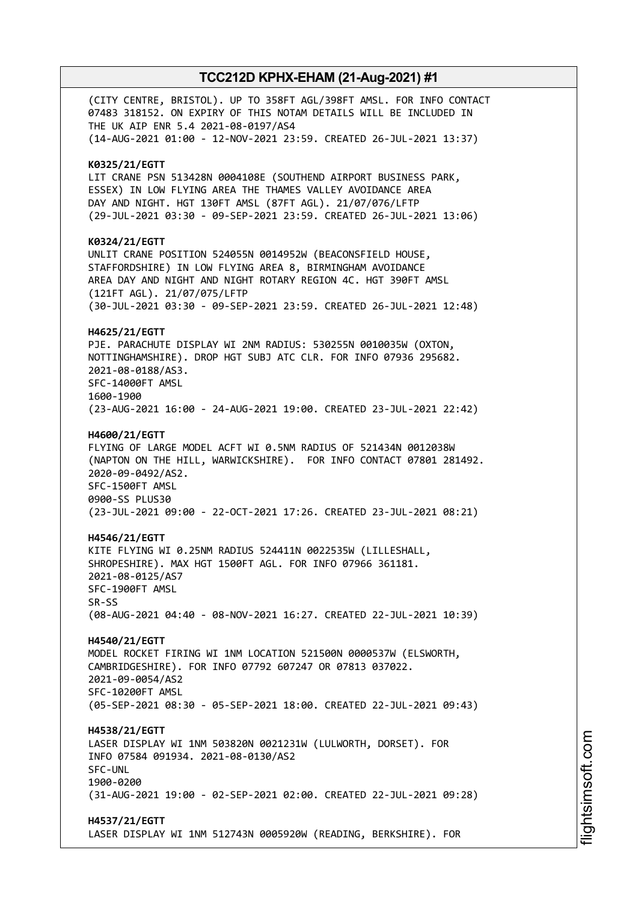(CITY CENTRE, BRISTOL). UP TO 358FT AGL/398FT AMSL. FOR INFO CONTACT 07483 318152. ON EXPIRY OF THIS NOTAM DETAILS WILL BE INCLUDED IN THE UK AIP ENR 5.4 2021-08-0197/AS4
(14-AUG-2021 01:00 - 12-NOV-2021 23:59. CREATED 26-JUL-2021 13:37)

**K0325/21/EGTT**
LIT CRANE PSN 513428N 0004108E (SOUTHEND AIRPORT BUSINESS PARK, ESSEX) IN LOW FLYING AREA THE THAMES VALLEY AVOIDANCE AREA DAY AND NIGHT. HGT 130FT AMSL (87FT AGL). 21/07/076/LFTP
(29-JUL-2021 03:30 - 09-SEP-2021 23:59. CREATED 26-JUL-2021 13:06)

**K0324/21/EGTT**
UNLIT CRANE POSITION 524055N 0014952W (BEACONSFIELD HOUSE, STAFFORDSHIRE) IN LOW FLYING AREA 8, BIRMINGHAM AVOIDANCE AREA DAY AND NIGHT AND NIGHT ROTARY REGION 4C. HGT 390FT AMSL (121FT AGL). 21/07/075/LFTP
(30-JUL-2021 03:30 - 09-SEP-2021 23:59. CREATED 26-JUL-2021 12:48)

**H4625/21/EGTT**
PJE. PARACHUTE DISPLAY WI 2NM RADIUS: 530255N 0010035W (OXTON, NOTTINGHAMSHIRE). DROP HGT SUBJ ATC CLR. FOR INFO 07936 295682. 2021-08-0188/AS3.
SFC-14000FT AMSL
1600-1900
(23-AUG-2021 16:00 - 24-AUG-2021 19:00. CREATED 23-JUL-2021 22:42)

**H4600/21/EGTT**
FLYING OF LARGE MODEL ACFT WI 0.5NM RADIUS OF 521434N 0012038W (NAPTON ON THE HILL, WARWICKSHIRE). FOR INFO CONTACT 07801 281492. 2020-09-0492/AS2.
SFC-1500FT AMSL
0900-SS PLUS30
(23-JUL-2021 09:00 - 22-OCT-2021 17:26. CREATED 23-JUL-2021 08:21)

**H4546/21/EGTT**
KITE FLYING WI 0.25NM RADIUS 524411N 0022535W (LILLESHALL, SHROPESHIRE). MAX HGT 1500FT AGL. FOR INFO 07966 361181. 2021-08-0125/AS7
SFC-1900FT AMSL
SR-SS
(08-AUG-2021 04:40 - 08-NOV-2021 16:27. CREATED 22-JUL-2021 10:39)

**H4540/21/EGTT**
MODEL ROCKET FIRING WI 1NM LOCATION 521500N 0000537W (ELSWORTH, CAMBRIDGESHIRE). FOR INFO 07792 607247 OR 07813 037022. 2021-09-0054/AS2
SFC-10200FT AMSL
(05-SEP-2021 08:30 - 05-SEP-2021 18:00. CREATED 22-JUL-2021 09:43)

**H4538/21/EGTT**
LASER DISPLAY WI 1NM 503820N 0021231W (LULWORTH, DORSET). FOR INFO 07584 091934. 2021-08-0130/AS2
SFC-UNL
1900-0200
(31-AUG-2021 19:00 - 02-SEP-2021 02:00. CREATED 22-JUL-2021 09:28)

**H4537/21/EGTT**
LASER DISPLAY WI 1NM 512743N 0005920W (READING, BERKSHIRE). FOR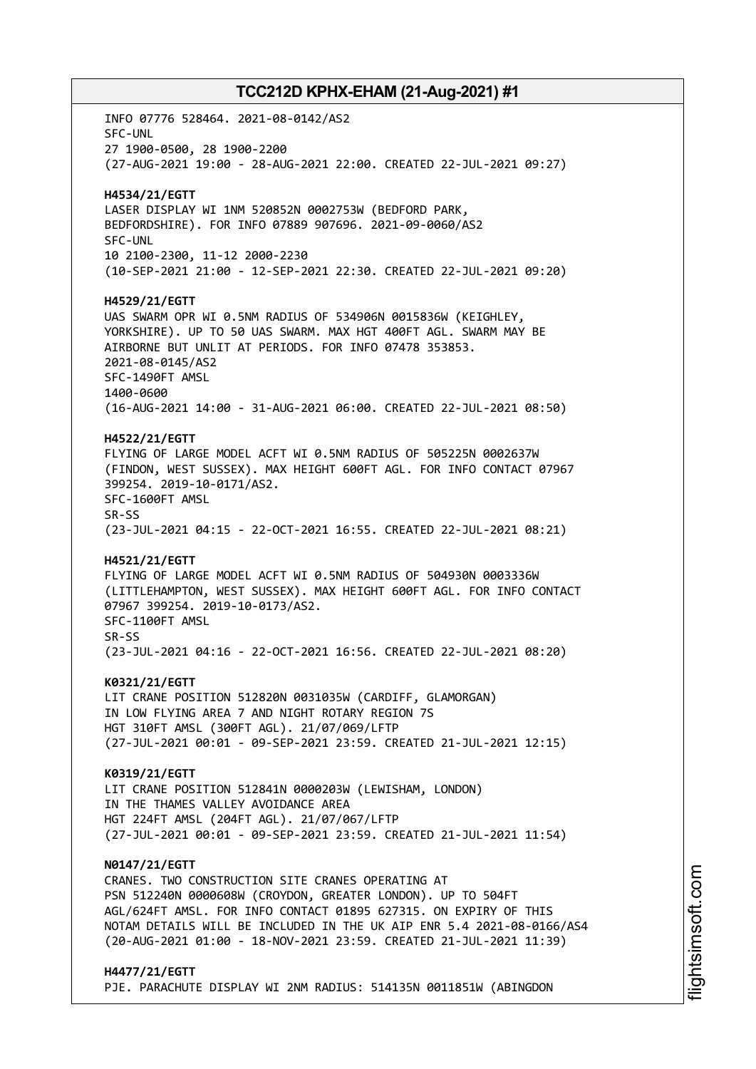INFO 07776 528464. 2021-08-0142/AS2
SFC-UNL
27 1900-0500, 28 1900-2200
(27-AUG-2021 19:00 - 28-AUG-2021 22:00. CREATED 22-JUL-2021 09:27)

**H4534/21/EGTT**
LASER DISPLAY WI 1NM 520852N 0002753W (BEDFORD PARK, BEDFORDSHIRE). FOR INFO 07889 907696. 2021-09-0060/AS2
SFC-UNL
10 2100-2300, 11-12 2000-2230
(10-SEP-2021 21:00 - 12-SEP-2021 22:30. CREATED 22-JUL-2021 09:20)

**H4529/21/EGTT**
UAS SWARM OPR WI 0.5NM RADIUS OF 534906N 0015836W (KEIGHLEY, YORKSHIRE). UP TO 50 UAS SWARM. MAX HGT 400FT AGL. SWARM MAY BE AIRBORNE BUT UNLIT AT PERIODS. FOR INFO 07478 353853.
2021-08-0145/AS2
SFC-1490FT AMSL
1400-0600
(16-AUG-2021 14:00 - 31-AUG-2021 06:00. CREATED 22-JUL-2021 08:50)

**H4522/21/EGTT**
FLYING OF LARGE MODEL ACFT WI 0.5NM RADIUS OF 505225N 0002637W (FINDON, WEST SUSSEX). MAX HEIGHT 600FT AGL. FOR INFO CONTACT 07967 399254. 2019-10-0171/AS2.
SFC-1600FT AMSL
SR-SS
(23-JUL-2021 04:15 - 22-OCT-2021 16:55. CREATED 22-JUL-2021 08:21)

**H4521/21/EGTT**
FLYING OF LARGE MODEL ACFT WI 0.5NM RADIUS OF 504930N 0003336W (LITTLEHAMPTON, WEST SUSSEX). MAX HEIGHT 600FT AGL. FOR INFO CONTACT 07967 399254. 2019-10-0173/AS2.
SFC-1100FT AMSL
SR-SS
(23-JUL-2021 04:16 - 22-OCT-2021 16:56. CREATED 22-JUL-2021 08:20)

**K0321/21/EGTT**
LIT CRANE POSITION 512820N 0031035W (CARDIFF, GLAMORGAN)
IN LOW FLYING AREA 7 AND NIGHT ROTARY REGION 7S
HGT 310FT AMSL (300FT AGL). 21/07/069/LFTP
(27-JUL-2021 00:01 - 09-SEP-2021 23:59. CREATED 21-JUL-2021 12:15)

**K0319/21/EGTT**
LIT CRANE POSITION 512841N 0000203W (LEWISHAM, LONDON)
IN THE THAMES VALLEY AVOIDANCE AREA
HGT 224FT AMSL (204FT AGL). 21/07/067/LFTP
(27-JUL-2021 00:01 - 09-SEP-2021 23:59. CREATED 21-JUL-2021 11:54)

**N0147/21/EGTT**
CRANES. TWO CONSTRUCTION SITE CRANES OPERATING AT PSN 512240N 0000608W (CROYDON, GREATER LONDON). UP TO 504FT AGL/624FT AMSL. FOR INFO CONTACT 01895 627315. ON EXPIRY OF THIS NOTAM DETAILS WILL BE INCLUDED IN THE UK AIP ENR 5.4 2021-08-0166/AS4
(20-AUG-2021 01:00 - 18-NOV-2021 23:59. CREATED 21-JUL-2021 11:39)

**H4477/21/EGTT**
PJE. PARACHUTE DISPLAY WI 2NM RADIUS: 514135N 0011851W (ABINGDON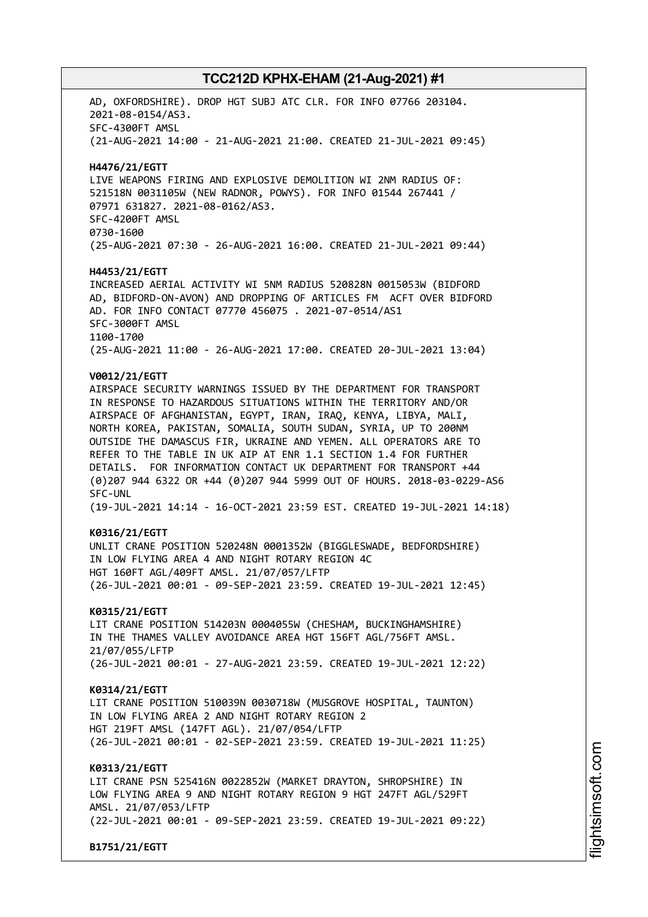AD, OXFORDSHIRE). DROP HGT SUBJ ATC CLR. FOR INFO 07766 203104.
2021-08-0154/AS3.
SFC-4300FT AMSL
(21-AUG-2021 14:00 - 21-AUG-2021 21:00. CREATED 21-JUL-2021 09:45)

**H4476/21/EGTT**
LIVE WEAPONS FIRING AND EXPLOSIVE DEMOLITION WI 2NM RADIUS OF:
521518N 0031105W (NEW RADNOR, POWYS). FOR INFO 01544 267441 /
07971 631827. 2021-08-0162/AS3.
SFC-4200FT AMSL
0730-1600
(25-AUG-2021 07:30 - 26-AUG-2021 16:00. CREATED 21-JUL-2021 09:44)

**H4453/21/EGTT**
INCREASED AERIAL ACTIVITY WI 5NM RADIUS 520828N 0015053W (BIDFORD
AD, BIDFORD-ON-AVON) AND DROPPING OF ARTICLES FM ACFT OVER BIDFORD
AD. FOR INFO CONTACT 07770 456075 . 2021-07-0514/AS1
SFC-3000FT AMSL
1100-1700
(25-AUG-2021 11:00 - 26-AUG-2021 17:00. CREATED 20-JUL-2021 13:04)

**V0012/21/EGTT**
AIRSPACE SECURITY WARNINGS ISSUED BY THE DEPARTMENT FOR TRANSPORT
IN RESPONSE TO HAZARDOUS SITUATIONS WITHIN THE TERRITORY AND/OR
AIRSPACE OF AFGHANISTAN, EGYPT, IRAN, IRAQ, KENYA, LIBYA, MALI,
NORTH KOREA, PAKISTAN, SOMALIA, SOUTH SUDAN, SYRIA, UP TO 200NM
OUTSIDE THE DAMASCUS FIR, UKRAINE AND YEMEN. ALL OPERATORS ARE TO
REFER TO THE TABLE IN UK AIP AT ENR 1.1 SECTION 1.4 FOR FURTHER
DETAILS. FOR INFORMATION CONTACT UK DEPARTMENT FOR TRANSPORT +44
(0)207 944 6322 OR +44 (0)207 944 5999 OUT OF HOURS. 2018-03-0229-AS6
SFC-UNL
(19-JUL-2021 14:14 - 16-OCT-2021 23:59 EST. CREATED 19-JUL-2021 14:18)

**K0316/21/EGTT**
UNLIT CRANE POSITION 520248N 0001352W (BIGGLESWADE, BEDFORDSHIRE)
IN LOW FLYING AREA 4 AND NIGHT ROTARY REGION 4C
HGT 160FT AGL/409FT AMSL. 21/07/057/LFTP
(26-JUL-2021 00:01 - 09-SEP-2021 23:59. CREATED 19-JUL-2021 12:45)

**K0315/21/EGTT**
LIT CRANE POSITION 514203N 0004055W (CHESHAM, BUCKINGHAMSHIRE)
IN THE THAMES VALLEY AVOIDANCE AREA HGT 156FT AGL/756FT AMSL.
21/07/055/LFTP
(26-JUL-2021 00:01 - 27-AUG-2021 23:59. CREATED 19-JUL-2021 12:22)

**K0314/21/EGTT**
LIT CRANE POSITION 510039N 0030718W (MUSGROVE HOSPITAL, TAUNTON)
IN LOW FLYING AREA 2 AND NIGHT ROTARY REGION 2
HGT 219FT AMSL (147FT AGL). 21/07/054/LFTP
(26-JUL-2021 00:01 - 02-SEP-2021 23:59. CREATED 19-JUL-2021 11:25)

**K0313/21/EGTT**
LIT CRANE PSN 525416N 0022852W (MARKET DRAYTON, SHROPSHIRE) IN
LOW FLYING AREA 9 AND NIGHT ROTARY REGION 9 HGT 247FT AGL/529FT
AMSL. 21/07/053/LFTP
(22-JUL-2021 00:01 - 09-SEP-2021 23:59. CREATED 19-JUL-2021 09:22)

**B1751/21/EGTT**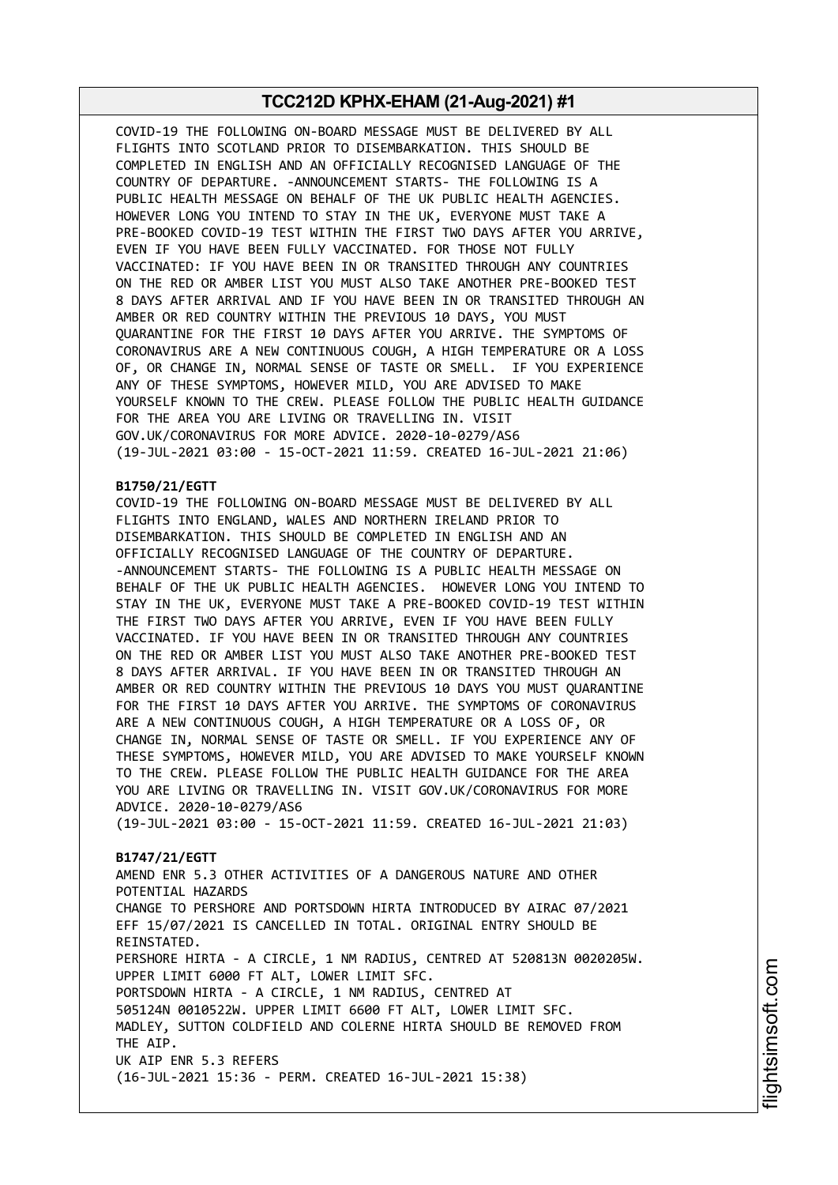COVID-19 THE FOLLOWING ON-BOARD MESSAGE MUST BE DELIVERED BY ALL FLIGHTS INTO SCOTLAND PRIOR TO DISEMBARKATION. THIS SHOULD BE COMPLETED IN ENGLISH AND AN OFFICIALLY RECOGNISED LANGUAGE OF THE COUNTRY OF DEPARTURE. -ANNOUNCEMENT STARTS- THE FOLLOWING IS A PUBLIC HEALTH MESSAGE ON BEHALF OF THE UK PUBLIC HEALTH AGENCIES. HOWEVER LONG YOU INTEND TO STAY IN THE UK, EVERYONE MUST TAKE A PRE-BOOKED COVID-19 TEST WITHIN THE FIRST TWO DAYS AFTER YOU ARRIVE, EVEN IF YOU HAVE BEEN FULLY VACCINATED. FOR THOSE NOT FULLY VACCINATED: IF YOU HAVE BEEN IN OR TRANSITED THROUGH ANY COUNTRIES ON THE RED OR AMBER LIST YOU MUST ALSO TAKE ANOTHER PRE-BOOKED TEST 8 DAYS AFTER ARRIVAL AND IF YOU HAVE BEEN IN OR TRANSITED THROUGH AN AMBER OR RED COUNTRY WITHIN THE PREVIOUS 10 DAYS, YOU MUST QUARANTINE FOR THE FIRST 10 DAYS AFTER YOU ARRIVE. THE SYMPTOMS OF CORONAVIRUS ARE A NEW CONTINUOUS COUGH, A HIGH TEMPERATURE OR A LOSS OF, OR CHANGE IN, NORMAL SENSE OF TASTE OR SMELL. IF YOU EXPERIENCE ANY OF THESE SYMPTOMS, HOWEVER MILD, YOU ARE ADVISED TO MAKE YOURSELF KNOWN TO THE CREW. PLEASE FOLLOW THE PUBLIC HEALTH GUIDANCE FOR THE AREA YOU ARE LIVING OR TRAVELLING IN. VISIT GOV.UK/CORONAVIRUS FOR MORE ADVICE. 2020-10-0279/AS6
(19-JUL-2021 03:00 - 15-OCT-2021 11:59. CREATED 16-JUL-2021 21:06)

**B1750/21/EGTT**
COVID-19 THE FOLLOWING ON-BOARD MESSAGE MUST BE DELIVERED BY ALL FLIGHTS INTO ENGLAND, WALES AND NORTHERN IRELAND PRIOR TO DISEMBARKATION. THIS SHOULD BE COMPLETED IN ENGLISH AND AN OFFICIALLY RECOGNISED LANGUAGE OF THE COUNTRY OF DEPARTURE. -ANNOUNCEMENT STARTS- THE FOLLOWING IS A PUBLIC HEALTH MESSAGE ON BEHALF OF THE UK PUBLIC HEALTH AGENCIES. HOWEVER LONG YOU INTEND TO STAY IN THE UK, EVERYONE MUST TAKE A PRE-BOOKED COVID-19 TEST WITHIN THE FIRST TWO DAYS AFTER YOU ARRIVE, EVEN IF YOU HAVE BEEN FULLY VACCINATED. IF YOU HAVE BEEN IN OR TRANSITED THROUGH ANY COUNTRIES ON THE RED OR AMBER LIST YOU MUST ALSO TAKE ANOTHER PRE-BOOKED TEST 8 DAYS AFTER ARRIVAL. IF YOU HAVE BEEN IN OR TRANSITED THROUGH AN AMBER OR RED COUNTRY WITHIN THE PREVIOUS 10 DAYS YOU MUST QUARANTINE FOR THE FIRST 10 DAYS AFTER YOU ARRIVE. THE SYMPTOMS OF CORONAVIRUS ARE A NEW CONTINUOUS COUGH, A HIGH TEMPERATURE OR A LOSS OF, OR CHANGE IN, NORMAL SENSE OF TASTE OR SMELL. IF YOU EXPERIENCE ANY OF THESE SYMPTOMS, HOWEVER MILD, YOU ARE ADVISED TO MAKE YOURSELF KNOWN TO THE CREW. PLEASE FOLLOW THE PUBLIC HEALTH GUIDANCE FOR THE AREA YOU ARE LIVING OR TRAVELLING IN. VISIT GOV.UK/CORONAVIRUS FOR MORE ADVICE. 2020-10-0279/AS6
(19-JUL-2021 03:00 - 15-OCT-2021 11:59. CREATED 16-JUL-2021 21:03)

**B1747/21/EGTT**
AMEND ENR 5.3 OTHER ACTIVITIES OF A DANGEROUS NATURE AND OTHER POTENTIAL HAZARDS
CHANGE TO PERSHORE AND PORTSDOWN HIRTA INTRODUCED BY AIRAC 07/2021 EFF 15/07/2021 IS CANCELLED IN TOTAL. ORIGINAL ENTRY SHOULD BE REINSTATED.
PERSHORE HIRTA - A CIRCLE, 1 NM RADIUS, CENTRED AT 520813N 0020205W. UPPER LIMIT 6000 FT ALT, LOWER LIMIT SFC.
PORTSDOWN HIRTA - A CIRCLE, 1 NM RADIUS, CENTRED AT 505124N 0010522W. UPPER LIMIT 6600 FT ALT, LOWER LIMIT SFC.
MADLEY, SUTTON COLDFIELD AND COLERNE HIRTA SHOULD BE REMOVED FROM THE AIP.
UK AIP ENR 5.3 REFERS
(16-JUL-2021 15:36 - PERM. CREATED 16-JUL-2021 15:38)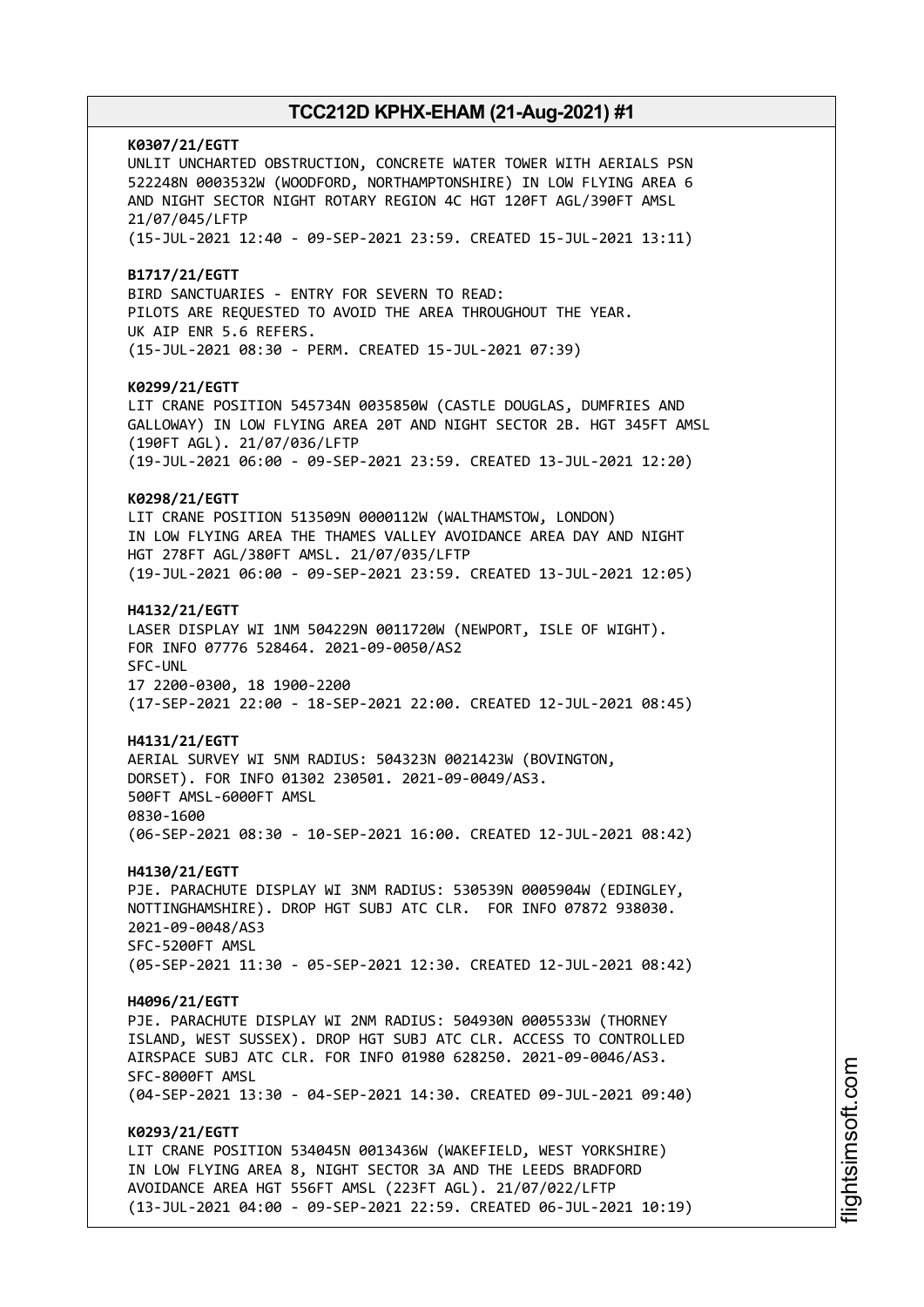**K0307/21/EGTT**
UNLIT UNCHARTED OBSTRUCTION, CONCRETE WATER TOWER WITH AERIALS PSN 522248N 0003532W (WOODFORD, NORTHAMPTONSHIRE) IN LOW FLYING AREA 6 AND NIGHT SECTOR NIGHT ROTARY REGION 4C HGT 120FT AGL/390FT AMSL 21/07/045/LFTP
(15-JUL-2021 12:40 - 09-SEP-2021 23:59. CREATED 15-JUL-2021 13:11)

**B1717/21/EGTT**
BIRD SANCTUARIES - ENTRY FOR SEVERN TO READ:
PILOTS ARE REQUESTED TO AVOID THE AREA THROUGHOUT THE YEAR.
UK AIP ENR 5.6 REFERS.
(15-JUL-2021 08:30 - PERM. CREATED 15-JUL-2021 07:39)

**K0299/21/EGTT**
LIT CRANE POSITION 545734N 0035850W (CASTLE DOUGLAS, DUMFRIES AND GALLOWAY) IN LOW FLYING AREA 20T AND NIGHT SECTOR 2B. HGT 345FT AMSL (190FT AGL). 21/07/036/LFTP
(19-JUL-2021 06:00 - 09-SEP-2021 23:59. CREATED 13-JUL-2021 12:20)

**K0298/21/EGTT**
LIT CRANE POSITION 513509N 0000112W (WALTHAMSTOW, LONDON) IN LOW FLYING AREA THE THAMES VALLEY AVOIDANCE AREA DAY AND NIGHT HGT 278FT AGL/380FT AMSL. 21/07/035/LFTP
(19-JUL-2021 06:00 - 09-SEP-2021 23:59. CREATED 13-JUL-2021 12:05)

**H4132/21/EGTT**
LASER DISPLAY WI 1NM 504229N 0011720W (NEWPORT, ISLE OF WIGHT). FOR INFO 07776 528464. 2021-09-0050/AS2
SFC-UNL
17 2200-0300, 18 1900-2200
(17-SEP-2021 22:00 - 18-SEP-2021 22:00. CREATED 12-JUL-2021 08:45)

**H4131/21/EGTT**
AERIAL SURVEY WI 5NM RADIUS: 504323N 0021423W (BOVINGTON, DORSET). FOR INFO 01302 230501. 2021-09-0049/AS3.
500FT AMSL-6000FT AMSL
0830-1600
(06-SEP-2021 08:30 - 10-SEP-2021 16:00. CREATED 12-JUL-2021 08:42)

**H4130/21/EGTT**
PJE. PARACHUTE DISPLAY WI 3NM RADIUS: 530539N 0005904W (EDINGLEY, NOTTINGHAMSHIRE). DROP HGT SUBJ ATC CLR. FOR INFO 07872 938030. 2021-09-0048/AS3
SFC-5200FT AMSL
(05-SEP-2021 11:30 - 05-SEP-2021 12:30. CREATED 12-JUL-2021 08:42)

**H4096/21/EGTT**
PJE. PARACHUTE DISPLAY WI 2NM RADIUS: 504930N 0005533W (THORNEY ISLAND, WEST SUSSEX). DROP HGT SUBJ ATC CLR. ACCESS TO CONTROLLED AIRSPACE SUBJ ATC CLR. FOR INFO 01980 628250. 2021-09-0046/AS3.
SFC-8000FT AMSL
(04-SEP-2021 13:30 - 04-SEP-2021 14:30. CREATED 09-JUL-2021 09:40)

**K0293/21/EGTT**
LIT CRANE POSITION 534045N 0013436W (WAKEFIELD, WEST YORKSHIRE) IN LOW FLYING AREA 8, NIGHT SECTOR 3A AND THE LEEDS BRADFORD AVOIDANCE AREA HGT 556FT AMSL (223FT AGL). 21/07/022/LFTP
(13-JUL-2021 04:00 - 09-SEP-2021 22:59. CREATED 06-JUL-2021 10:19)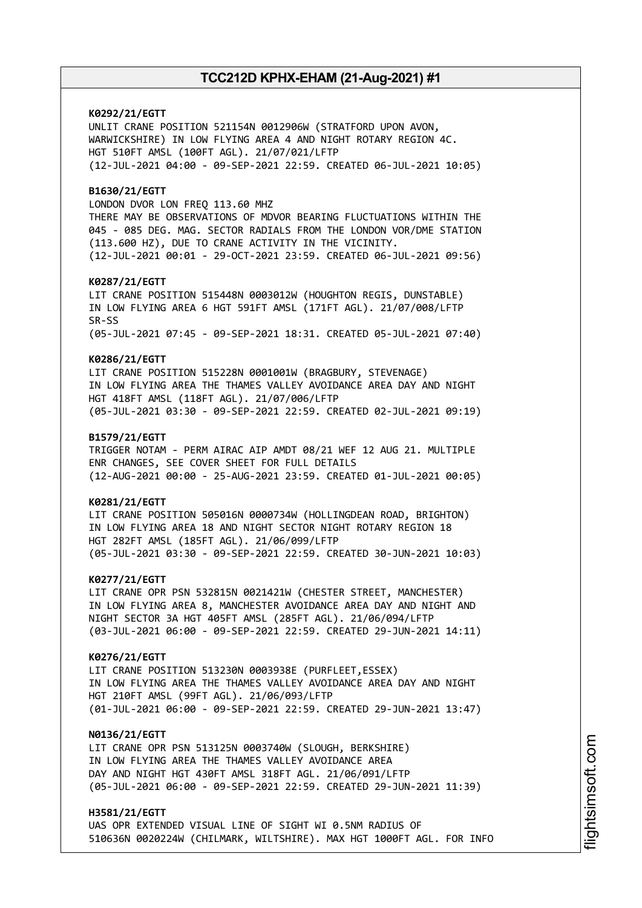**K0292/21/EGTT**
UNLIT CRANE POSITION 521154N 0012906W (STRATFORD UPON AVON, WARWICKSHIRE) IN LOW FLYING AREA 4 AND NIGHT ROTARY REGION 4C. HGT 510FT AMSL (100FT AGL). 21/07/021/LFTP
(12-JUL-2021 04:00 - 09-SEP-2021 22:59. CREATED 06-JUL-2021 10:05)

**B1630/21/EGTT**
LONDON DVOR LON FREQ 113.60 MHZ
THERE MAY BE OBSERVATIONS OF MDVOR BEARING FLUCTUATIONS WITHIN THE 045 - 085 DEG. MAG. SECTOR RADIALS FROM THE LONDON VOR/DME STATION (113.600 HZ), DUE TO CRANE ACTIVITY IN THE VICINITY.
(12-JUL-2021 00:01 - 29-OCT-2021 23:59. CREATED 06-JUL-2021 09:56)

**K0287/21/EGTT**
LIT CRANE POSITION 515448N 0003012W (HOUGHTON REGIS, DUNSTABLE) IN LOW FLYING AREA 6 HGT 591FT AMSL (171FT AGL). 21/07/008/LFTP SR-SS
(05-JUL-2021 07:45 - 09-SEP-2021 18:31. CREATED 05-JUL-2021 07:40)

**K0286/21/EGTT**
LIT CRANE POSITION 515228N 0001001W (BRAGBURY, STEVENAGE) IN LOW FLYING AREA THE THAMES VALLEY AVOIDANCE AREA DAY AND NIGHT HGT 418FT AMSL (118FT AGL). 21/07/006/LFTP
(05-JUL-2021 03:30 - 09-SEP-2021 22:59. CREATED 02-JUL-2021 09:19)

**B1579/21/EGTT**
TRIGGER NOTAM - PERM AIRAC AIP AMDT 08/21 WEF 12 AUG 21. MULTIPLE ENR CHANGES, SEE COVER SHEET FOR FULL DETAILS
(12-AUG-2021 00:00 - 25-AUG-2021 23:59. CREATED 01-JUL-2021 00:05)

**K0281/21/EGTT**
LIT CRANE POSITION 505016N 0000734W (HOLLINGDEAN ROAD, BRIGHTON) IN LOW FLYING AREA 18 AND NIGHT SECTOR NIGHT ROTARY REGION 18 HGT 282FT AMSL (185FT AGL). 21/06/099/LFTP
(05-JUL-2021 03:30 - 09-SEP-2021 22:59. CREATED 30-JUN-2021 10:03)

**K0277/21/EGTT**
LIT CRANE OPR PSN 532815N 0021421W (CHESTER STREET, MANCHESTER) IN LOW FLYING AREA 8, MANCHESTER AVOIDANCE AREA DAY AND NIGHT AND NIGHT SECTOR 3A HGT 405FT AMSL (285FT AGL). 21/06/094/LFTP
(03-JUL-2021 06:00 - 09-SEP-2021 22:59. CREATED 29-JUN-2021 14:11)

**K0276/21/EGTT**
LIT CRANE POSITION 513230N 0003938E (PURFLEET,ESSEX) IN LOW FLYING AREA THE THAMES VALLEY AVOIDANCE AREA DAY AND NIGHT HGT 210FT AMSL (99FT AGL). 21/06/093/LFTP
(01-JUL-2021 06:00 - 09-SEP-2021 22:59. CREATED 29-JUN-2021 13:47)

**N0136/21/EGTT**
LIT CRANE OPR PSN 513125N 0003740W (SLOUGH, BERKSHIRE) IN LOW FLYING AREA THE THAMES VALLEY AVOIDANCE AREA DAY AND NIGHT HGT 430FT AMSL 318FT AGL. 21/06/091/LFTP
(05-JUL-2021 06:00 - 09-SEP-2021 22:59. CREATED 29-JUN-2021 11:39)

**H3581/21/EGTT**
UAS OPR EXTENDED VISUAL LINE OF SIGHT WI 0.5NM RADIUS OF 510636N 0020224W (CHILMARK, WILTSHIRE). MAX HGT 1000FT AGL. FOR INFO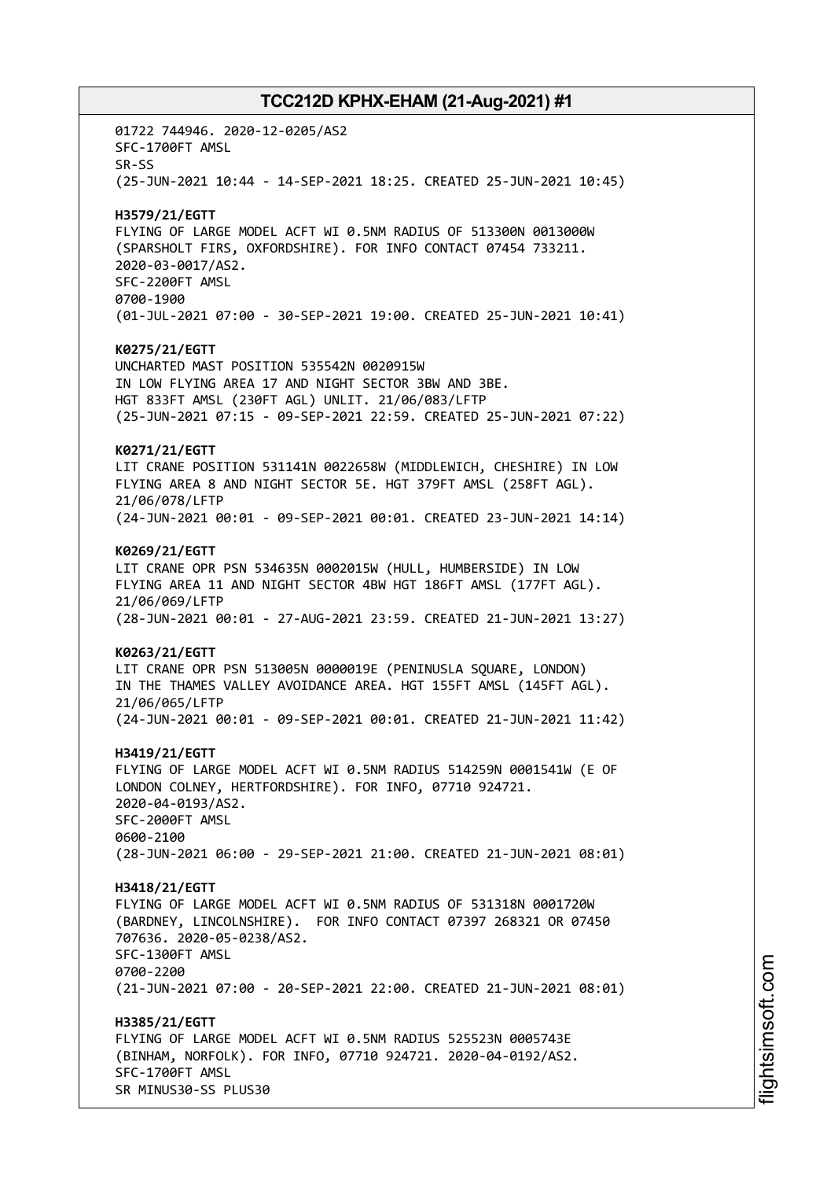01722 744946. 2020-12-0205/AS2
SFC-1700FT AMSL
SR-SS
(25-JUN-2021 10:44 - 14-SEP-2021 18:25. CREATED 25-JUN-2021 10:45)

**H3579/21/EGTT**
FLYING OF LARGE MODEL ACFT WI 0.5NM RADIUS OF 513300N 0013000W (SPARSHOLT FIRS, OXFORDSHIRE). FOR INFO CONTACT 07454 733211. 2020-03-0017/AS2.
SFC-2200FT AMSL
0700-1900
(01-JUL-2021 07:00 - 30-SEP-2021 19:00. CREATED 25-JUN-2021 10:41)

**K0275/21/EGTT**
UNCHARTED MAST POSITION 535542N 0020915W
IN LOW FLYING AREA 17 AND NIGHT SECTOR 3BW AND 3BE.
HGT 833FT AMSL (230FT AGL) UNLIT. 21/06/083/LFTP
(25-JUN-2021 07:15 - 09-SEP-2021 22:59. CREATED 25-JUN-2021 07:22)

**K0271/21/EGTT**
LIT CRANE POSITION 531141N 0022658W (MIDDLEWICH, CHESHIRE) IN LOW FLYING AREA 8 AND NIGHT SECTOR 5E. HGT 379FT AMSL (258FT AGL). 21/06/078/LFTP
(24-JUN-2021 00:01 - 09-SEP-2021 00:01. CREATED 23-JUN-2021 14:14)

**K0269/21/EGTT**
LIT CRANE OPR PSN 534635N 0002015W (HULL, HUMBERSIDE) IN LOW FLYING AREA 11 AND NIGHT SECTOR 4BW HGT 186FT AMSL (177FT AGL). 21/06/069/LFTP
(28-JUN-2021 00:01 - 27-AUG-2021 23:59. CREATED 21-JUN-2021 13:27)

**K0263/21/EGTT**
LIT CRANE OPR PSN 513005N 0000019E (PENINUSLA SQUARE, LONDON) IN THE THAMES VALLEY AVOIDANCE AREA. HGT 155FT AMSL (145FT AGL). 21/06/065/LFTP
(24-JUN-2021 00:01 - 09-SEP-2021 00:01. CREATED 21-JUN-2021 11:42)

**H3419/21/EGTT**
FLYING OF LARGE MODEL ACFT WI 0.5NM RADIUS 514259N 0001541W (E OF LONDON COLNEY, HERTFORDSHIRE). FOR INFO, 07710 924721. 2020-04-0193/AS2.
SFC-2000FT AMSL
0600-2100
(28-JUN-2021 06:00 - 29-SEP-2021 21:00. CREATED 21-JUN-2021 08:01)

**H3418/21/EGTT**
FLYING OF LARGE MODEL ACFT WI 0.5NM RADIUS OF 531318N 0001720W (BARDNEY, LINCOLNSHIRE). FOR INFO CONTACT 07397 268321 OR 07450 707636. 2020-05-0238/AS2.
SFC-1300FT AMSL
0700-2200
(21-JUN-2021 07:00 - 20-SEP-2021 22:00. CREATED 21-JUN-2021 08:01)

**H3385/21/EGTT**
FLYING OF LARGE MODEL ACFT WI 0.5NM RADIUS 525523N 0005743E (BINHAM, NORFOLK). FOR INFO, 07710 924721. 2020-04-0192/AS2.
SFC-1700FT AMSL
SR MINUS30-SS PLUS30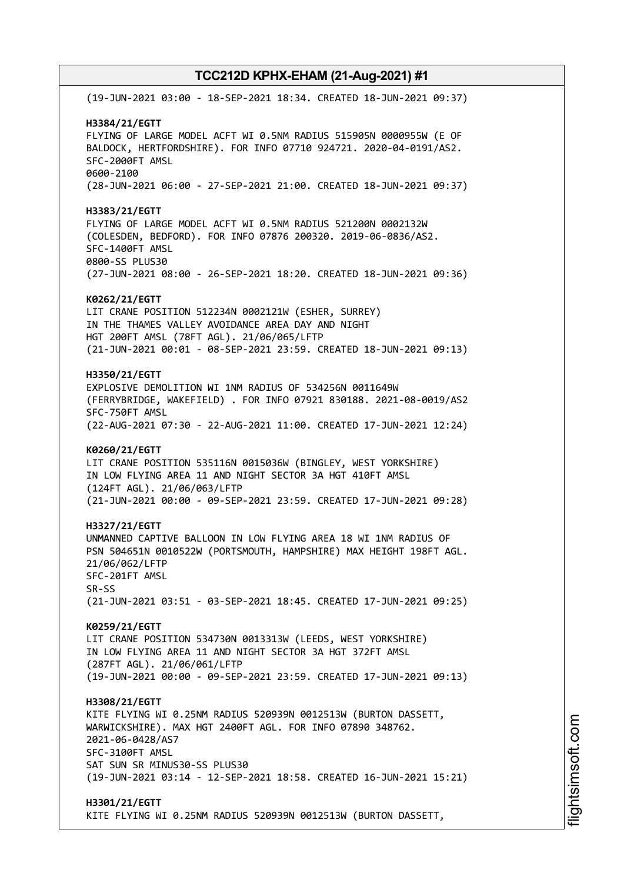(19-JUN-2021 03:00 - 18-SEP-2021 18:34. CREATED 18-JUN-2021 09:37)

**H3384/21/EGTT**
FLYING OF LARGE MODEL ACFT WI 0.5NM RADIUS 515905N 0000955W (E OF BALDOCK, HERTFORDSHIRE). FOR INFO 07710 924721. 2020-04-0191/AS2.
SFC-2000FT AMSL
0600-2100
(28-JUN-2021 06:00 - 27-SEP-2021 21:00. CREATED 18-JUN-2021 09:37)

**H3383/21/EGTT**
FLYING OF LARGE MODEL ACFT WI 0.5NM RADIUS 521200N 0002132W (COLESDEN, BEDFORD). FOR INFO 07876 200320. 2019-06-0836/AS2.
SFC-1400FT AMSL
0800-SS PLUS30
(27-JUN-2021 08:00 - 26-SEP-2021 18:20. CREATED 18-JUN-2021 09:36)

**K0262/21/EGTT**
LIT CRANE POSITION 512234N 0002121W (ESHER, SURREY)
IN THE THAMES VALLEY AVOIDANCE AREA DAY AND NIGHT
HGT 200FT AMSL (78FT AGL). 21/06/065/LFTP
(21-JUN-2021 00:01 - 08-SEP-2021 23:59. CREATED 18-JUN-2021 09:13)

**H3350/21/EGTT**
EXPLOSIVE DEMOLITION WI 1NM RADIUS OF 534256N 0011649W (FERRYBRIDGE, WAKEFIELD) . FOR INFO 07921 830188. 2021-08-0019/AS2
SFC-750FT AMSL
(22-AUG-2021 07:30 - 22-AUG-2021 11:00. CREATED 17-JUN-2021 12:24)

**K0260/21/EGTT**
LIT CRANE POSITION 535116N 0015036W (BINGLEY, WEST YORKSHIRE)
IN LOW FLYING AREA 11 AND NIGHT SECTOR 3A HGT 410FT AMSL
(124FT AGL). 21/06/063/LFTP
(21-JUN-2021 00:00 - 09-SEP-2021 23:59. CREATED 17-JUN-2021 09:28)

**H3327/21/EGTT**
UNMANNED CAPTIVE BALLOON IN LOW FLYING AREA 18 WI 1NM RADIUS OF PSN 504651N 0010522W (PORTSMOUTH, HAMPSHIRE) MAX HEIGHT 198FT AGL.
21/06/062/LFTP
SFC-201FT AMSL
SR-SS
(21-JUN-2021 03:51 - 03-SEP-2021 18:45. CREATED 17-JUN-2021 09:25)

**K0259/21/EGTT**
LIT CRANE POSITION 534730N 0013313W (LEEDS, WEST YORKSHIRE)
IN LOW FLYING AREA 11 AND NIGHT SECTOR 3A HGT 372FT AMSL
(287FT AGL). 21/06/061/LFTP
(19-JUN-2021 00:00 - 09-SEP-2021 23:59. CREATED 17-JUN-2021 09:13)

**H3308/21/EGTT**
KITE FLYING WI 0.25NM RADIUS 520939N 0012513W (BURTON DASSETT, WARWICKSHIRE). MAX HGT 2400FT AGL. FOR INFO 07890 348762.
2021-06-0428/AS7
SFC-3100FT AMSL
SAT SUN SR MINUS30-SS PLUS30
(19-JUN-2021 03:14 - 12-SEP-2021 18:58. CREATED 16-JUN-2021 15:21)

**H3301/21/EGTT**
KITE FLYING WI 0.25NM RADIUS 520939N 0012513W (BURTON DASSETT,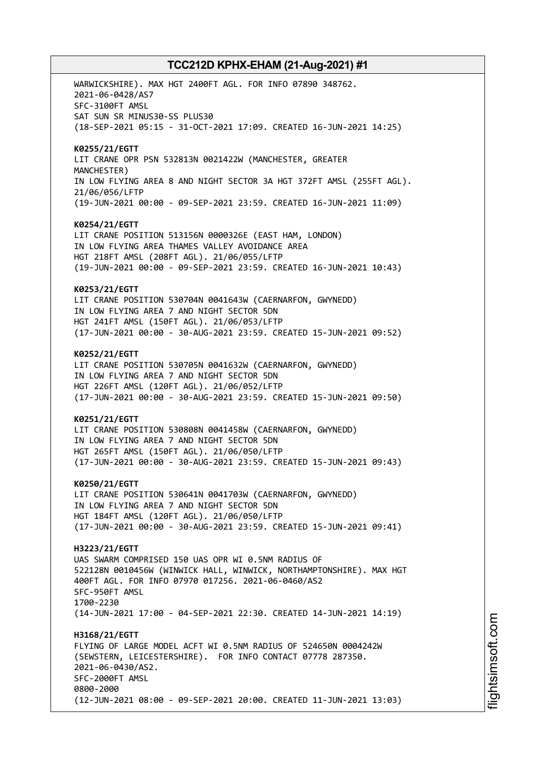WARWICKSHIRE). MAX HGT 2400FT AGL. FOR INFO 07890 348762.
2021-06-0428/AS7
SFC-3100FT AMSL
SAT SUN SR MINUS30-SS PLUS30
(18-SEP-2021 05:15 - 31-OCT-2021 17:09. CREATED 16-JUN-2021 14:25)

**K0255/21/EGTT**
LIT CRANE OPR PSN 532813N 0021422W (MANCHESTER, GREATER MANCHESTER)
IN LOW FLYING AREA 8 AND NIGHT SECTOR 3A HGT 372FT AMSL (255FT AGL).
21/06/056/LFTP
(19-JUN-2021 00:00 - 09-SEP-2021 23:59. CREATED 16-JUN-2021 11:09)

**K0254/21/EGTT**
LIT CRANE POSITION 513156N 0000326E (EAST HAM, LONDON)
IN LOW FLYING AREA THAMES VALLEY AVOIDANCE AREA
HGT 218FT AMSL (208FT AGL). 21/06/055/LFTP
(19-JUN-2021 00:00 - 09-SEP-2021 23:59. CREATED 16-JUN-2021 10:43)

**K0253/21/EGTT**
LIT CRANE POSITION 530704N 0041643W (CAERNARFON, GWYNEDD)
IN LOW FLYING AREA 7 AND NIGHT SECTOR 5DN
HGT 241FT AMSL (150FT AGL). 21/06/053/LFTP
(17-JUN-2021 00:00 - 30-AUG-2021 23:59. CREATED 15-JUN-2021 09:52)

**K0252/21/EGTT**
LIT CRANE POSITION 530705N 0041632W (CAERNARFON, GWYNEDD)
IN LOW FLYING AREA 7 AND NIGHT SECTOR 5DN
HGT 226FT AMSL (120FT AGL). 21/06/052/LFTP
(17-JUN-2021 00:00 - 30-AUG-2021 23:59. CREATED 15-JUN-2021 09:50)

**K0251/21/EGTT**
LIT CRANE POSITION 530808N 0041458W (CAERNARFON, GWYNEDD)
IN LOW FLYING AREA 7 AND NIGHT SECTOR 5DN
HGT 265FT AMSL (150FT AGL). 21/06/050/LFTP
(17-JUN-2021 00:00 - 30-AUG-2021 23:59. CREATED 15-JUN-2021 09:43)

**K0250/21/EGTT**
LIT CRANE POSITION 530641N 0041703W (CAERNARFON, GWYNEDD)
IN LOW FLYING AREA 7 AND NIGHT SECTOR 5DN
HGT 184FT AMSL (120FT AGL). 21/06/050/LFTP
(17-JUN-2021 00:00 - 30-AUG-2021 23:59. CREATED 15-JUN-2021 09:41)

**H3223/21/EGTT**
UAS SWARM COMPRISED 150 UAS OPR WI 0.5NM RADIUS OF
522128N 0010456W (WINWICK HALL, WINWICK, NORTHAMPTONSHIRE). MAX HGT
400FT AGL. FOR INFO 07970 017256. 2021-06-0460/AS2
SFC-950FT AMSL
1700-2230
(14-JUN-2021 17:00 - 04-SEP-2021 22:30. CREATED 14-JUN-2021 14:19)

**H3168/21/EGTT**
FLYING OF LARGE MODEL ACFT WI 0.5NM RADIUS OF 524650N 0004242W
(SEWSTERN, LEICESTERSHIRE). FOR INFO CONTACT 07778 287350.
2021-06-0430/AS2.
SFC-2000FT AMSL
0800-2000
(12-JUN-2021 08:00 - 09-SEP-2021 20:00. CREATED 11-JUN-2021 13:03)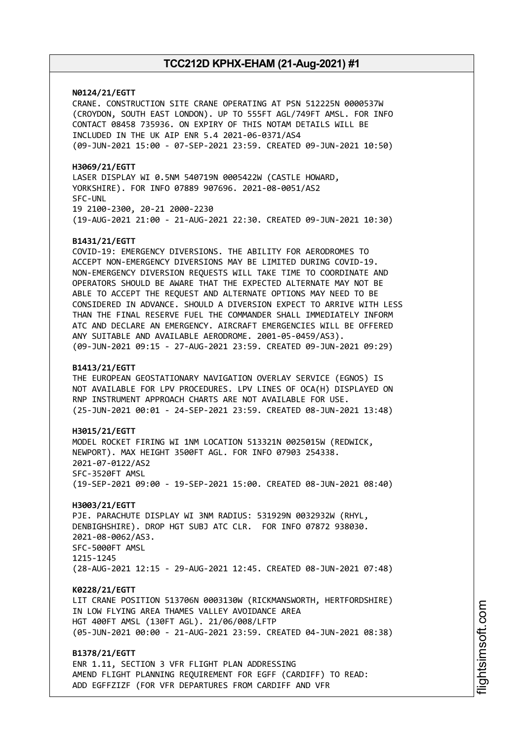**N0124/21/EGTT**
CRANE. CONSTRUCTION SITE CRANE OPERATING AT PSN 512225N 0000537W (CROYDON, SOUTH EAST LONDON). UP TO 555FT AGL/749FT AMSL. FOR INFO CONTACT 08458 735936. ON EXPIRY OF THIS NOTAM DETAILS WILL BE INCLUDED IN THE UK AIP ENR 5.4 2021-06-0371/AS4
(09-JUN-2021 15:00 - 07-SEP-2021 23:59. CREATED 09-JUN-2021 10:50)

**H3069/21/EGTT**
LASER DISPLAY WI 0.5NM 540719N 0005422W (CASTLE HOWARD, YORKSHIRE). FOR INFO 07889 907696. 2021-08-0051/AS2
SFC-UNL
19 2100-2300, 20-21 2000-2230
(19-AUG-2021 21:00 - 21-AUG-2021 22:30. CREATED 09-JUN-2021 10:30)

**B1431/21/EGTT**
COVID-19: EMERGENCY DIVERSIONS. THE ABILITY FOR AERODROMES TO ACCEPT NON-EMERGENCY DIVERSIONS MAY BE LIMITED DURING COVID-19. NON-EMERGENCY DIVERSION REQUESTS WILL TAKE TIME TO COORDINATE AND OPERATORS SHOULD BE AWARE THAT THE EXPECTED ALTERNATE MAY NOT BE ABLE TO ACCEPT THE REQUEST AND ALTERNATE OPTIONS MAY NEED TO BE CONSIDERED IN ADVANCE. SHOULD A DIVERSION EXPECT TO ARRIVE WITH LESS THAN THE FINAL RESERVE FUEL THE COMMANDER SHALL IMMEDIATELY INFORM ATC AND DECLARE AN EMERGENCY. AIRCRAFT EMERGENCIES WILL BE OFFERED ANY SUITABLE AND AVAILABLE AERODROME. 2001-05-0459/AS3).
(09-JUN-2021 09:15 - 27-AUG-2021 23:59. CREATED 09-JUN-2021 09:29)

**B1413/21/EGTT**
THE EUROPEAN GEOSTATIONARY NAVIGATION OVERLAY SERVICE (EGNOS) IS NOT AVAILABLE FOR LPV PROCEDURES. LPV LINES OF OCA(H) DISPLAYED ON RNP INSTRUMENT APPROACH CHARTS ARE NOT AVAILABLE FOR USE.
(25-JUN-2021 00:01 - 24-SEP-2021 23:59. CREATED 08-JUN-2021 13:48)

**H3015/21/EGTT**
MODEL ROCKET FIRING WI 1NM LOCATION 513321N 0025015W (REDWICK, NEWPORT). MAX HEIGHT 3500FT AGL. FOR INFO 07903 254338.
2021-07-0122/AS2
SFC-3520FT AMSL
(19-SEP-2021 09:00 - 19-SEP-2021 15:00. CREATED 08-JUN-2021 08:40)

**H3003/21/EGTT**
PJE. PARACHUTE DISPLAY WI 3NM RADIUS: 531929N 0032932W (RHYL, DENBIGHSHIRE). DROP HGT SUBJ ATC CLR. FOR INFO 07872 938030.
2021-08-0062/AS3.
SFC-5000FT AMSL
1215-1245
(28-AUG-2021 12:15 - 29-AUG-2021 12:45. CREATED 08-JUN-2021 07:48)

**K0228/21/EGTT**
LIT CRANE POSITION 513706N 0003130W (RICKMANSWORTH, HERTFORDSHIRE) IN LOW FLYING AREA THAMES VALLEY AVOIDANCE AREA
HGT 400FT AMSL (130FT AGL). 21/06/008/LFTP
(05-JUN-2021 00:00 - 21-AUG-2021 23:59. CREATED 04-JUN-2021 08:38)

**B1378/21/EGTT**
ENR 1.11, SECTION 3 VFR FLIGHT PLAN ADDRESSING
AMEND FLIGHT PLANNING REQUIREMENT FOR EGFF (CARDIFF) TO READ:
ADD EGFFZIZF (FOR VFR DEPARTURES FROM CARDIFF AND VFR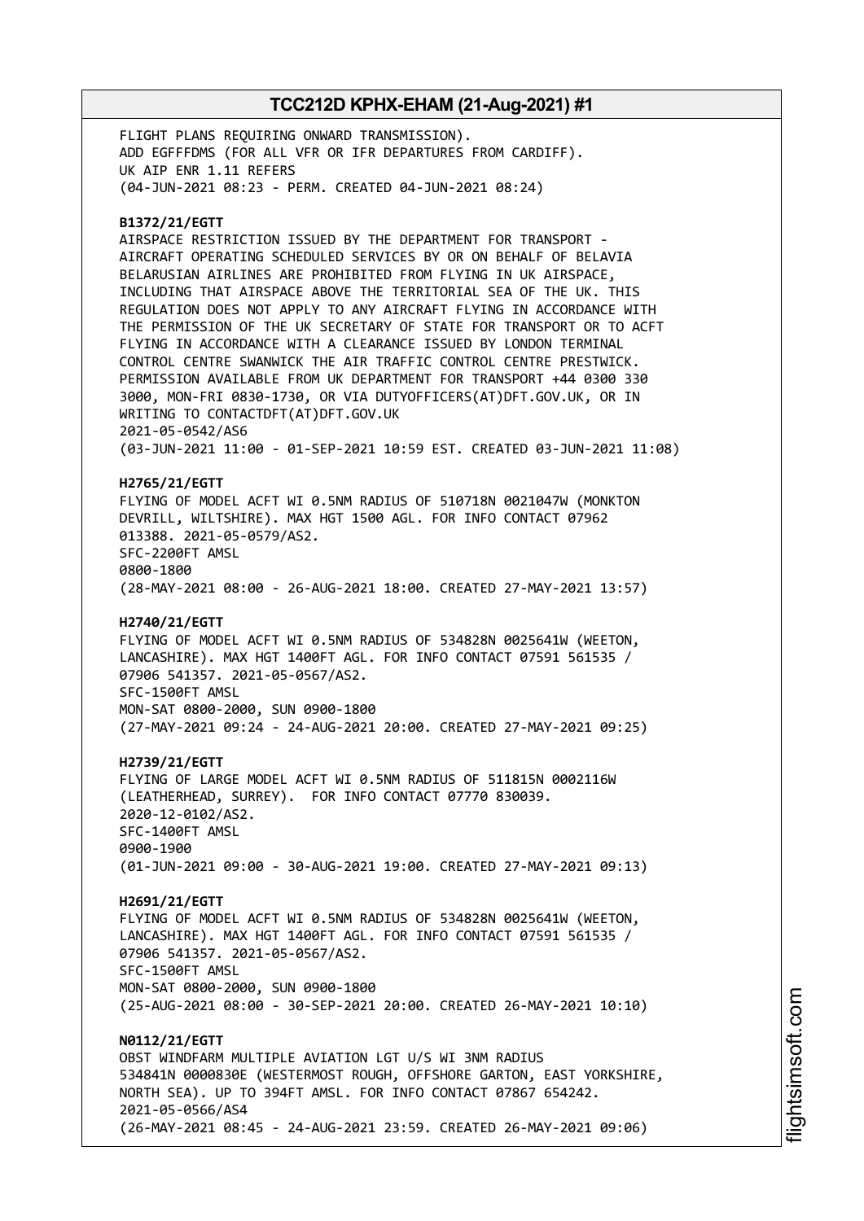FLIGHT PLANS REQUIRING ONWARD TRANSMISSION).
ADD EGFFFDMS (FOR ALL VFR OR IFR DEPARTURES FROM CARDIFF).
UK AIP ENR 1.11 REFERS
(04-JUN-2021 08:23 - PERM. CREATED 04-JUN-2021 08:24)

**B1372/21/EGTT**
AIRSPACE RESTRICTION ISSUED BY THE DEPARTMENT FOR TRANSPORT -
AIRCRAFT OPERATING SCHEDULED SERVICES BY OR ON BEHALF OF BELAVIA
BELARUSIAN AIRLINES ARE PROHIBITED FROM FLYING IN UK AIRSPACE,
INCLUDING THAT AIRSPACE ABOVE THE TERRITORIAL SEA OF THE UK. THIS
REGULATION DOES NOT APPLY TO ANY AIRCRAFT FLYING IN ACCORDANCE WITH
THE PERMISSION OF THE UK SECRETARY OF STATE FOR TRANSPORT OR TO ACFT
FLYING IN ACCORDANCE WITH A CLEARANCE ISSUED BY LONDON TERMINAL
CONTROL CENTRE SWANWICK THE AIR TRAFFIC CONTROL CENTRE PRESTWICK.
PERMISSION AVAILABLE FROM UK DEPARTMENT FOR TRANSPORT +44 0300 330
3000, MON-FRI 0830-1730, OR VIA DUTYOFFICERS(AT)DFT.GOV.UK, OR IN
WRITING TO CONTACTDFT(AT)DFT.GOV.UK
2021-05-0542/AS6
(03-JUN-2021 11:00 - 01-SEP-2021 10:59 EST. CREATED 03-JUN-2021 11:08)

**H2765/21/EGTT**
FLYING OF MODEL ACFT WI 0.5NM RADIUS OF 510718N 0021047W (MONKTON
DEVRILL, WILTSHIRE). MAX HGT 1500 AGL. FOR INFO CONTACT 07962
013388. 2021-05-0579/AS2.
SFC-2200FT AMSL
0800-1800
(28-MAY-2021 08:00 - 26-AUG-2021 18:00. CREATED 27-MAY-2021 13:57)

**H2740/21/EGTT**
FLYING OF MODEL ACFT WI 0.5NM RADIUS OF 534828N 0025641W (WEETON,
LANCASHIRE). MAX HGT 1400FT AGL. FOR INFO CONTACT 07591 561535 /
07906 541357. 2021-05-0567/AS2.
SFC-1500FT AMSL
MON-SAT 0800-2000, SUN 0900-1800
(27-MAY-2021 09:24 - 24-AUG-2021 20:00. CREATED 27-MAY-2021 09:25)

**H2739/21/EGTT**
FLYING OF LARGE MODEL ACFT WI 0.5NM RADIUS OF 511815N 0002116W
(LEATHERHEAD, SURREY). FOR INFO CONTACT 07770 830039.
2020-12-0102/AS2.
SFC-1400FT AMSL
0900-1900
(01-JUN-2021 09:00 - 30-AUG-2021 19:00. CREATED 27-MAY-2021 09:13)

**H2691/21/EGTT**
FLYING OF MODEL ACFT WI 0.5NM RADIUS OF 534828N 0025641W (WEETON,
LANCASHIRE). MAX HGT 1400FT AGL. FOR INFO CONTACT 07591 561535 /
07906 541357. 2021-05-0567/AS2.
SFC-1500FT AMSL
MON-SAT 0800-2000, SUN 0900-1800
(25-AUG-2021 08:00 - 30-SEP-2021 20:00. CREATED 26-MAY-2021 10:10)

**N0112/21/EGTT**
OBST WINDFARM MULTIPLE AVIATION LGT U/S WI 3NM RADIUS
534841N 0000830E (WESTERMOST ROUGH, OFFSHORE GARTON, EAST YORKSHIRE,
NORTH SEA). UP TO 394FT AMSL. FOR INFO CONTACT 07867 654242.
2021-05-0566/AS4
(26-MAY-2021 08:45 - 24-AUG-2021 23:59. CREATED 26-MAY-2021 09:06)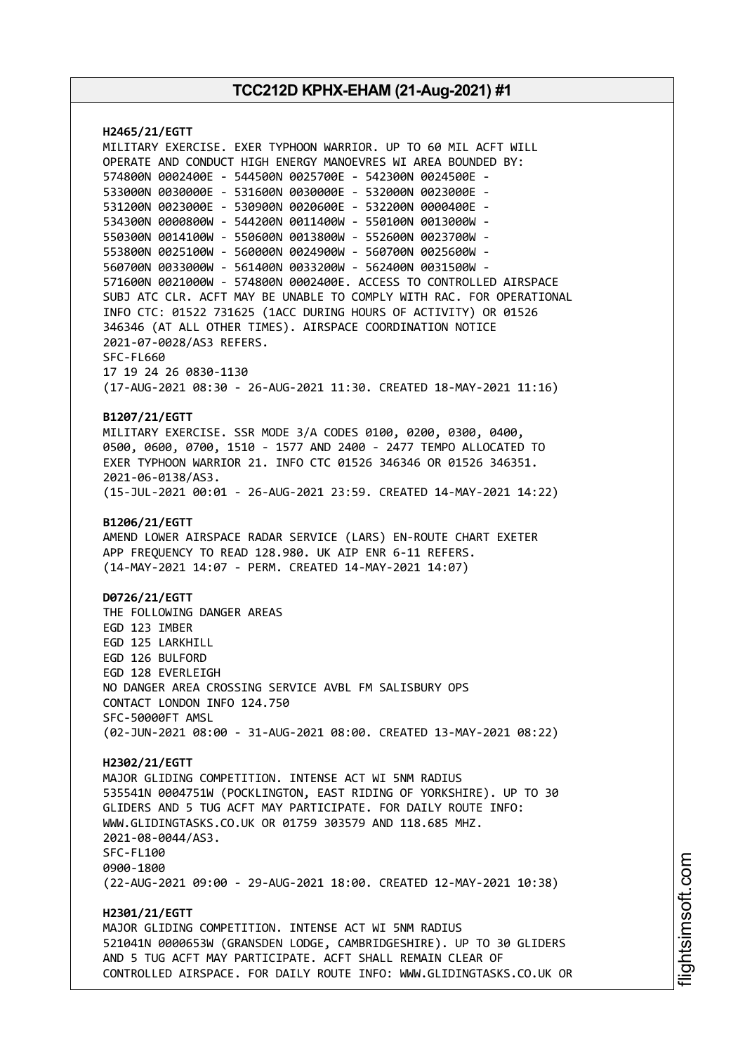**H2465/21/EGTT**
MILITARY EXERCISE. EXER TYPHOON WARRIOR. UP TO 60 MIL ACFT WILL OPERATE AND CONDUCT HIGH ENERGY MANOEVRES WI AREA BOUNDED BY:
574800N 0002400E - 544500N 0025700E - 542300N 0024500E -
533000N 0030000E - 531600N 0030000E - 532000N 0023000E -
531200N 0023000E - 530900N 0020600E - 532200N 0000400E -
534300N 0000800W - 544200N 0011400W - 550100N 0013000W -
550300N 0014100W - 550600N 0013800W - 552600N 0023700W -
553800N 0025100W - 560000N 0024900W - 560700N 0025600W -
560700N 0033000W - 561400N 0033200W - 562400N 0031500W -
571600N 0021000W - 574800N 0002400E. ACCESS TO CONTROLLED AIRSPACE SUBJ ATC CLR. ACFT MAY BE UNABLE TO COMPLY WITH RAC. FOR OPERATIONAL INFO CTC: 01522 731625 (1ACC DURING HOURS OF ACTIVITY) OR 01526 346346 (AT ALL OTHER TIMES). AIRSPACE COORDINATION NOTICE 2021-07-0028/AS3 REFERS.
SFC-FL660
17 19 24 26 0830-1130
(17-AUG-2021 08:30 - 26-AUG-2021 11:30. CREATED 18-MAY-2021 11:16)

**B1207/21/EGTT**
MILITARY EXERCISE. SSR MODE 3/A CODES 0100, 0200, 0300, 0400, 0500, 0600, 0700, 1510 - 1577 AND 2400 - 2477 TEMPO ALLOCATED TO EXER TYPHOON WARRIOR 21. INFO CTC 01526 346346 OR 01526 346351. 2021-06-0138/AS3.
(15-JUL-2021 00:01 - 26-AUG-2021 23:59. CREATED 14-MAY-2021 14:22)

**B1206/21/EGTT**
AMEND LOWER AIRSPACE RADAR SERVICE (LARS) EN-ROUTE CHART EXETER APP FREQUENCY TO READ 128.980. UK AIP ENR 6-11 REFERS.
(14-MAY-2021 14:07 - PERM. CREATED 14-MAY-2021 14:07)

**D0726/21/EGTT**
THE FOLLOWING DANGER AREAS
EGD 123 IMBER
EGD 125 LARKHILL
EGD 126 BULFORD
EGD 128 EVERLEIGH
NO DANGER AREA CROSSING SERVICE AVBL FM SALISBURY OPS
CONTACT LONDON INFO 124.750
SFC-50000FT AMSL
(02-JUN-2021 08:00 - 31-AUG-2021 08:00. CREATED 13-MAY-2021 08:22)

**H2302/21/EGTT**
MAJOR GLIDING COMPETITION. INTENSE ACT WI 5NM RADIUS 535541N 0004751W (POCKLINGTON, EAST RIDING OF YORKSHIRE). UP TO 30 GLIDERS AND 5 TUG ACFT MAY PARTICIPATE. FOR DAILY ROUTE INFO: WWW.GLIDINGTASKS.CO.UK OR 01759 303579 AND 118.685 MHZ. 2021-08-0044/AS3.
SFC-FL100
0900-1800
(22-AUG-2021 09:00 - 29-AUG-2021 18:00. CREATED 12-MAY-2021 10:38)

**H2301/21/EGTT**
MAJOR GLIDING COMPETITION. INTENSE ACT WI 5NM RADIUS 521041N 0000653W (GRANSDEN LODGE, CAMBRIDGESHIRE). UP TO 30 GLIDERS AND 5 TUG ACFT MAY PARTICIPATE. ACFT SHALL REMAIN CLEAR OF CONTROLLED AIRSPACE. FOR DAILY ROUTE INFO: WWW.GLIDINGTASKS.CO.UK OR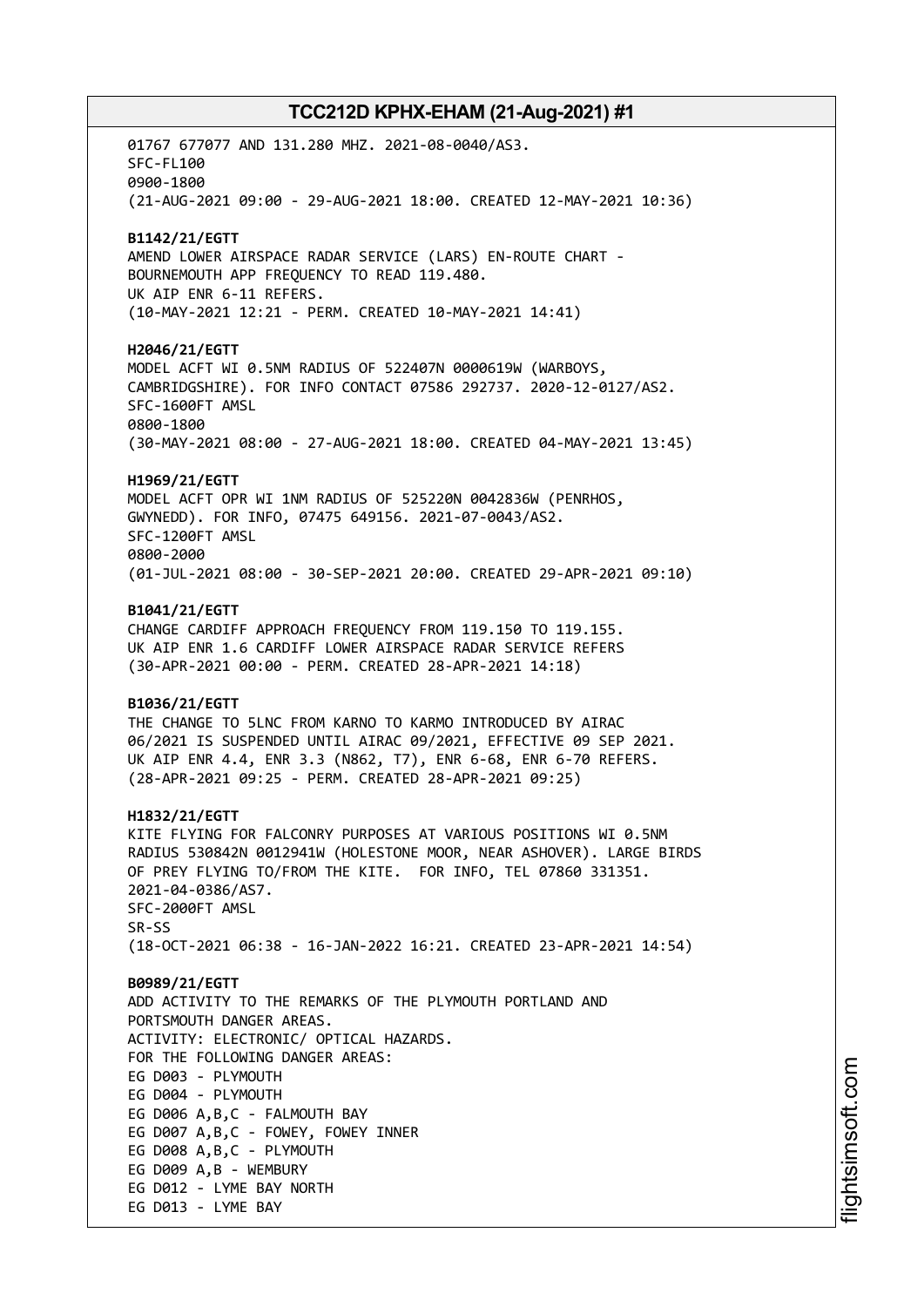01767 677077 AND 131.280 MHZ. 2021-08-0040/AS3.
SFC-FL100
0900-1800
(21-AUG-2021 09:00 - 29-AUG-2021 18:00. CREATED 12-MAY-2021 10:36)

**B1142/21/EGTT**
AMEND LOWER AIRSPACE RADAR SERVICE (LARS) EN-ROUTE CHART -
BOURNEMOUTH APP FREQUENCY TO READ 119.480.
UK AIP ENR 6-11 REFERS.
(10-MAY-2021 12:21 - PERM. CREATED 10-MAY-2021 14:41)

**H2046/21/EGTT**
MODEL ACFT WI 0.5NM RADIUS OF 522407N 0000619W (WARBOYS,
CAMBRIDGESHIRE). FOR INFO CONTACT 07586 292737. 2020-12-0127/AS2.
SFC-1600FT AMSL
0800-1800
(30-MAY-2021 08:00 - 27-AUG-2021 18:00. CREATED 04-MAY-2021 13:45)

**H1969/21/EGTT**
MODEL ACFT OPR WI 1NM RADIUS OF 525220N 0042836W (PENRHOS,
GWYNEDD). FOR INFO, 07475 649156. 2021-07-0043/AS2.
SFC-1200FT AMSL
0800-2000
(01-JUL-2021 08:00 - 30-SEP-2021 20:00. CREATED 29-APR-2021 09:10)

**B1041/21/EGTT**
CHANGE CARDIFF APPROACH FREQUENCY FROM 119.150 TO 119.155.
UK AIP ENR 1.6 CARDIFF LOWER AIRSPACE RADAR SERVICE REFERS
(30-APR-2021 00:00 - PERM. CREATED 28-APR-2021 14:18)

**B1036/21/EGTT**
THE CHANGE TO 5LNC FROM KARNO TO KARMO INTRODUCED BY AIRAC
06/2021 IS SUSPENDED UNTIL AIRAC 09/2021, EFFECTIVE 09 SEP 2021.
UK AIP ENR 4.4, ENR 3.3 (N862, T7), ENR 6-68, ENR 6-70 REFERS.
(28-APR-2021 09:25 - PERM. CREATED 28-APR-2021 09:25)

**H1832/21/EGTT**
KITE FLYING FOR FALCONRY PURPOSES AT VARIOUS POSITIONS WI 0.5NM
RADIUS 530842N 0012941W (HOLESTONE MOOR, NEAR ASHOVER). LARGE BIRDS
OF PREY FLYING TO/FROM THE KITE. FOR INFO, TEL 07860 331351.
2021-04-0386/AS7.
SFC-2000FT AMSL
SR-SS
(18-OCT-2021 06:38 - 16-JAN-2022 16:21. CREATED 23-APR-2021 14:54)

**B0989/21/EGTT**
ADD ACTIVITY TO THE REMARKS OF THE PLYMOUTH PORTLAND AND
PORTSMOUTH DANGER AREAS.
ACTIVITY: ELECTRONIC/ OPTICAL HAZARDS.
FOR THE FOLLOWING DANGER AREAS:
EG D003 - PLYMOUTH
EG D004 - PLYMOUTH
EG D006 A,B,C - FALMOUTH BAY
EG D007 A,B,C - FOWEY, FOWEY INNER
EG D008 A,B,C - PLYMOUTH
EG D009 A,B - WEMBURY
EG D012 - LYME BAY NORTH
EG D013 - LYME BAY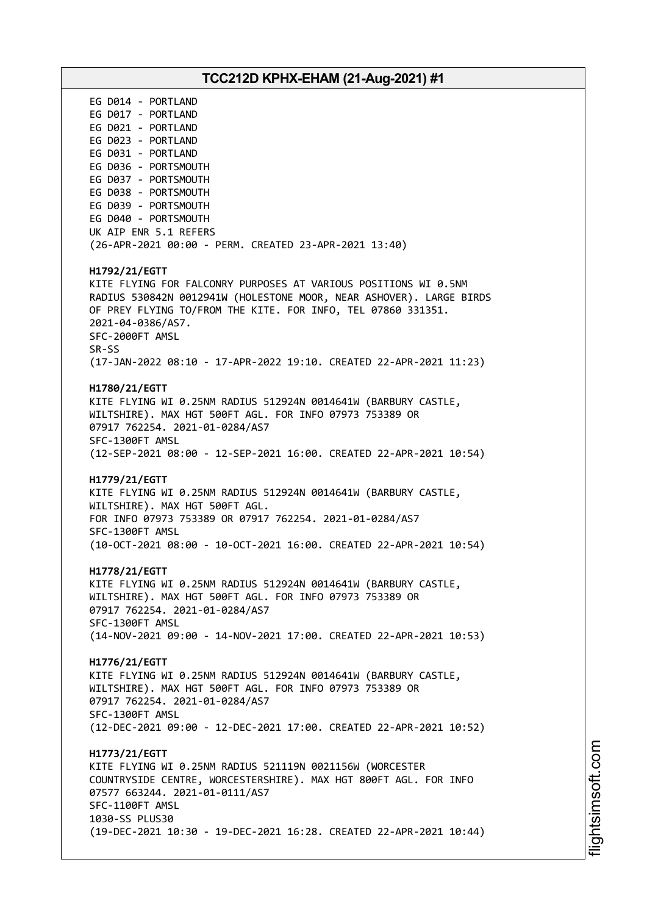EG D014 - PORTLAND
EG D017 - PORTLAND
EG D021 - PORTLAND
EG D023 - PORTLAND
EG D031 - PORTLAND
EG D036 - PORTSMOUTH
EG D037 - PORTSMOUTH
EG D038 - PORTSMOUTH
EG D039 - PORTSMOUTH
EG D040 - PORTSMOUTH
UK AIP ENR 5.1 REFERS
(26-APR-2021 00:00 - PERM. CREATED 23-APR-2021 13:40)

**H1792/21/EGTT**
KITE FLYING FOR FALCONRY PURPOSES AT VARIOUS POSITIONS WI 0.5NM RADIUS 530842N 0012941W (HOLESTONE MOOR, NEAR ASHOVER). LARGE BIRDS OF PREY FLYING TO/FROM THE KITE. FOR INFO, TEL 07860 331351. 2021-04-0386/AS7.
SFC-2000FT AMSL
SR-SS
(17-JAN-2022 08:10 - 17-APR-2022 19:10. CREATED 22-APR-2021 11:23)

**H1780/21/EGTT**
KITE FLYING WI 0.25NM RADIUS 512924N 0014641W (BARBURY CASTLE, WILTSHIRE). MAX HGT 500FT AGL. FOR INFO 07973 753389 OR 07917 762254. 2021-01-0284/AS7
SFC-1300FT AMSL
(12-SEP-2021 08:00 - 12-SEP-2021 16:00. CREATED 22-APR-2021 10:54)

**H1779/21/EGTT**
KITE FLYING WI 0.25NM RADIUS 512924N 0014641W (BARBURY CASTLE, WILTSHIRE). MAX HGT 500FT AGL.
FOR INFO 07973 753389 OR 07917 762254. 2021-01-0284/AS7
SFC-1300FT AMSL
(10-OCT-2021 08:00 - 10-OCT-2021 16:00. CREATED 22-APR-2021 10:54)

**H1778/21/EGTT**
KITE FLYING WI 0.25NM RADIUS 512924N 0014641W (BARBURY CASTLE, WILTSHIRE). MAX HGT 500FT AGL. FOR INFO 07973 753389 OR 07917 762254. 2021-01-0284/AS7
SFC-1300FT AMSL
(14-NOV-2021 09:00 - 14-NOV-2021 17:00. CREATED 22-APR-2021 10:53)

**H1776/21/EGTT**
KITE FLYING WI 0.25NM RADIUS 512924N 0014641W (BARBURY CASTLE, WILTSHIRE). MAX HGT 500FT AGL. FOR INFO 07973 753389 OR 07917 762254. 2021-01-0284/AS7
SFC-1300FT AMSL
(12-DEC-2021 09:00 - 12-DEC-2021 17:00. CREATED 22-APR-2021 10:52)

**H1773/21/EGTT**
KITE FLYING WI 0.25NM RADIUS 521119N 0021156W (WORCESTER COUNTRYSIDE CENTRE, WORCESTERSHIRE). MAX HGT 800FT AGL. FOR INFO 07577 663244. 2021-01-0111/AS7
SFC-1100FT AMSL
1030-SS PLUS30
(19-DEC-2021 10:30 - 19-DEC-2021 16:28. CREATED 22-APR-2021 10:44)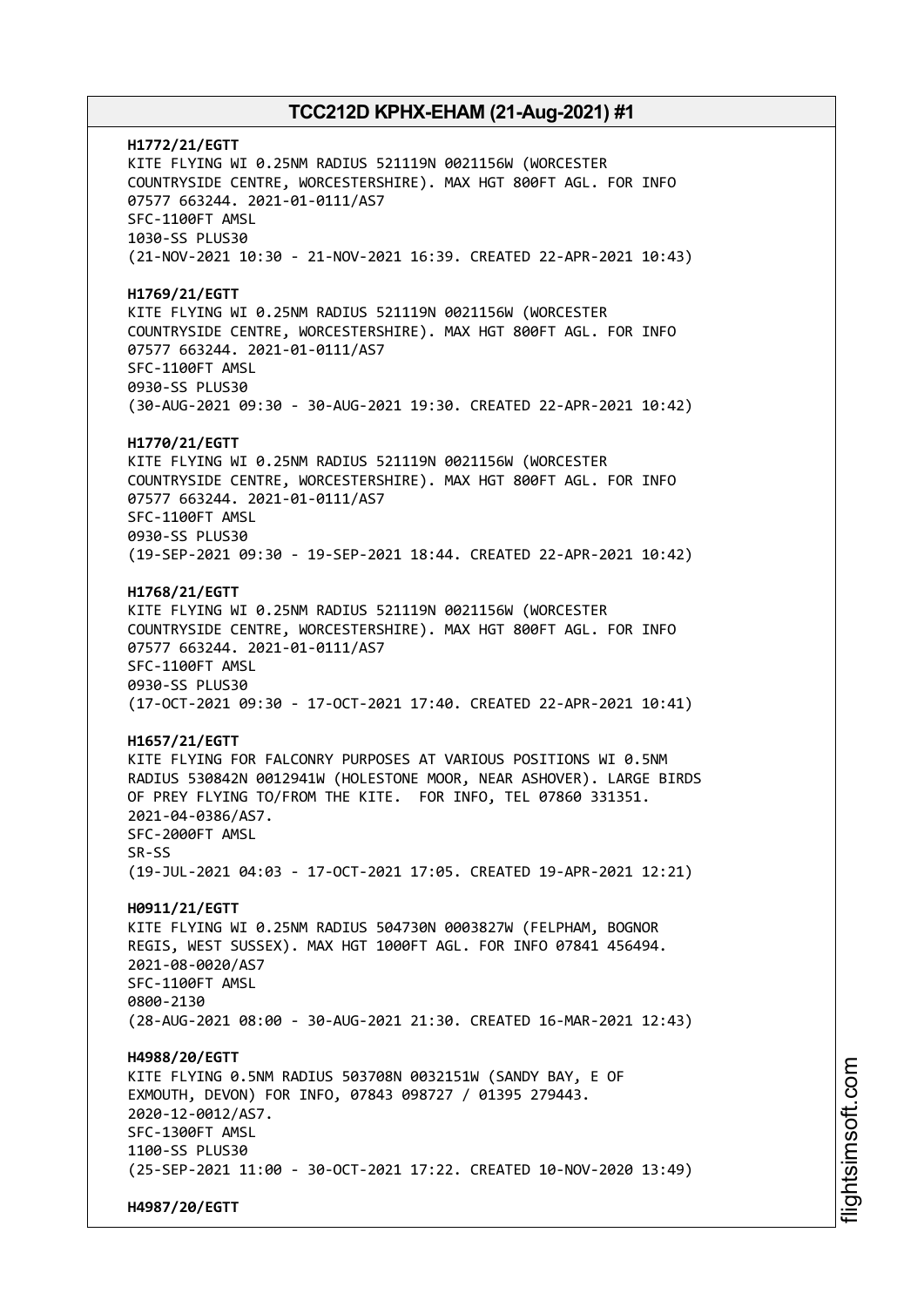**H1772/21/EGTT**
KITE FLYING WI 0.25NM RADIUS 521119N 0021156W (WORCESTER COUNTRYSIDE CENTRE, WORCESTERSHIRE). MAX HGT 800FT AGL. FOR INFO 07577 663244. 2021-01-0111/AS7
SFC-1100FT AMSL
1030-SS PLUS30
(21-NOV-2021 10:30 - 21-NOV-2021 16:39. CREATED 22-APR-2021 10:43)

**H1769/21/EGTT**
KITE FLYING WI 0.25NM RADIUS 521119N 0021156W (WORCESTER COUNTRYSIDE CENTRE, WORCESTERSHIRE). MAX HGT 800FT AGL. FOR INFO 07577 663244. 2021-01-0111/AS7
SFC-1100FT AMSL
0930-SS PLUS30
(30-AUG-2021 09:30 - 30-AUG-2021 19:30. CREATED 22-APR-2021 10:42)

**H1770/21/EGTT**
KITE FLYING WI 0.25NM RADIUS 521119N 0021156W (WORCESTER COUNTRYSIDE CENTRE, WORCESTERSHIRE). MAX HGT 800FT AGL. FOR INFO 07577 663244. 2021-01-0111/AS7
SFC-1100FT AMSL
0930-SS PLUS30
(19-SEP-2021 09:30 - 19-SEP-2021 18:44. CREATED 22-APR-2021 10:42)

**H1768/21/EGTT**
KITE FLYING WI 0.25NM RADIUS 521119N 0021156W (WORCESTER COUNTRYSIDE CENTRE, WORCESTERSHIRE). MAX HGT 800FT AGL. FOR INFO 07577 663244. 2021-01-0111/AS7
SFC-1100FT AMSL
0930-SS PLUS30
(17-OCT-2021 09:30 - 17-OCT-2021 17:40. CREATED 22-APR-2021 10:41)

**H1657/21/EGTT**
KITE FLYING FOR FALCONRY PURPOSES AT VARIOUS POSITIONS WI 0.5NM RADIUS 530842N 0012941W (HOLESTONE MOOR, NEAR ASHOVER). LARGE BIRDS OF PREY FLYING TO/FROM THE KITE. FOR INFO, TEL 07860 331351. 2021-04-0386/AS7.
SFC-2000FT AMSL
SR-SS
(19-JUL-2021 04:03 - 17-OCT-2021 17:05. CREATED 19-APR-2021 12:21)

**H0911/21/EGTT**
KITE FLYING WI 0.25NM RADIUS 504730N 0003827W (FELPHAM, BOGNOR REGIS, WEST SUSSEX). MAX HGT 1000FT AGL. FOR INFO 07841 456494. 2021-08-0020/AS7
SFC-1100FT AMSL
0800-2130
(28-AUG-2021 08:00 - 30-AUG-2021 21:30. CREATED 16-MAR-2021 12:43)

**H4988/20/EGTT**
KITE FLYING 0.5NM RADIUS 503708N 0032151W (SANDY BAY, E OF EXMOUTH, DEVON) FOR INFO, 07843 098727 / 01395 279443. 2020-12-0012/AS7.
SFC-1300FT AMSL
1100-SS PLUS30
(25-SEP-2021 11:00 - 30-OCT-2021 17:22. CREATED 10-NOV-2020 13:49)

**H4987/20/EGTT**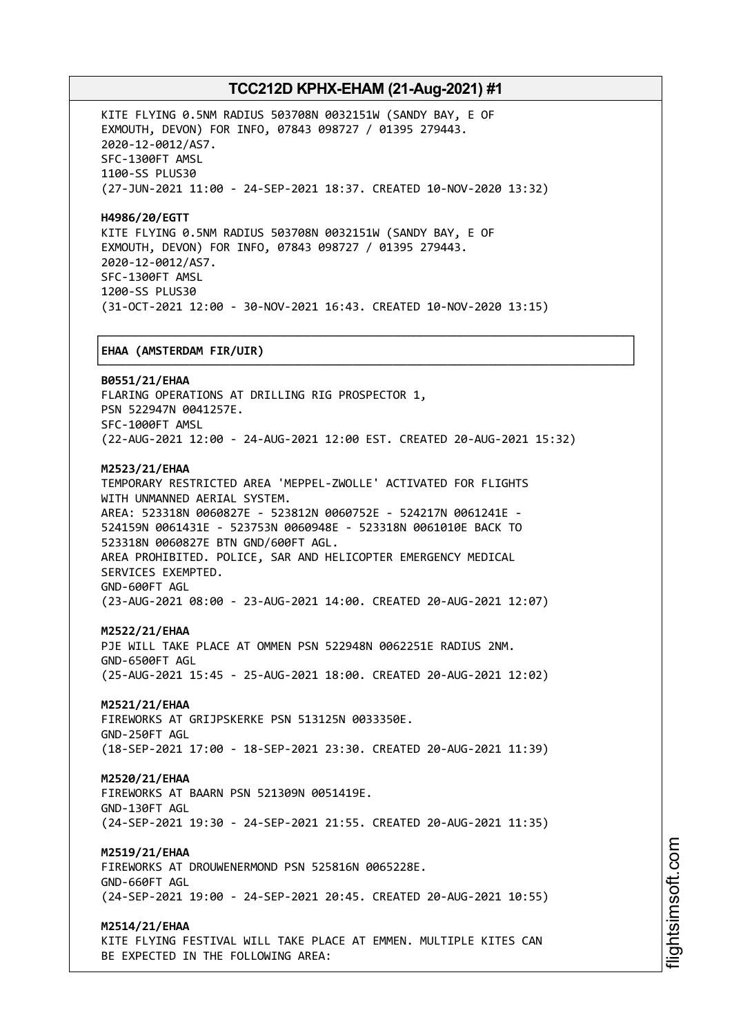KITE FLYING 0.5NM RADIUS 503708N 0032151W (SANDY BAY, E OF EXMOUTH, DEVON) FOR INFO, 07843 098727 / 01395 279443.
2020-12-0012/AS7.
SFC-1300FT AMSL
1100-SS PLUS30
(27-JUN-2021 11:00 - 24-SEP-2021 18:37. CREATED 10-NOV-2020 13:32)

**H4986/20/EGTT**
KITE FLYING 0.5NM RADIUS 503708N 0032151W (SANDY BAY, E OF EXMOUTH, DEVON) FOR INFO, 07843 098727 / 01395 279443.
2020-12-0012/AS7.
SFC-1300FT AMSL
1200-SS PLUS30
(31-OCT-2021 12:00 - 30-NOV-2021 16:43. CREATED 10-NOV-2020 13:15)

## EHAA (AMSTERDAM FIR/UIR)

**B0551/21/EHAA**
FLARING OPERATIONS AT DRILLING RIG PROSPECTOR 1,
PSN 522947N 0041257E.
SFC-1000FT AMSL
(22-AUG-2021 12:00 - 24-AUG-2021 12:00 EST. CREATED 20-AUG-2021 15:32)

**M2523/21/EHAA**
TEMPORARY RESTRICTED AREA 'MEPPEL-ZWOLLE' ACTIVATED FOR FLIGHTS WITH UNMANNED AERIAL SYSTEM.
AREA: 523318N 0060827E - 523812N 0060752E - 524217N 0061241E - 524159N 0061431E - 523753N 0060948E - 523318N 0061010E BACK TO 523318N 0060827E BTN GND/600FT AGL.
AREA PROHIBITED. POLICE, SAR AND HELICOPTER EMERGENCY MEDICAL SERVICES EXEMPTED.
GND-600FT AGL
(23-AUG-2021 08:00 - 23-AUG-2021 14:00. CREATED 20-AUG-2021 12:07)

**M2522/21/EHAA**
PJE WILL TAKE PLACE AT OMMEN PSN 522948N 0062251E RADIUS 2NM.
GND-6500FT AGL
(25-AUG-2021 15:45 - 25-AUG-2021 18:00. CREATED 20-AUG-2021 12:02)

**M2521/21/EHAA**
FIREWORKS AT GRIJPSKERKE PSN 513125N 0033350E.
GND-250FT AGL
(18-SEP-2021 17:00 - 18-SEP-2021 23:30. CREATED 20-AUG-2021 11:39)

**M2520/21/EHAA**
FIREWORKS AT BAARN PSN 521309N 0051419E.
GND-130FT AGL
(24-SEP-2021 19:30 - 24-SEP-2021 21:55. CREATED 20-AUG-2021 11:35)

**M2519/21/EHAA**
FIREWORKS AT DROUWENERMOND PSN 525816N 0065228E.
GND-660FT AGL
(24-SEP-2021 19:00 - 24-SEP-2021 20:45. CREATED 20-AUG-2021 10:55)

**M2514/21/EHAA**
KITE FLYING FESTIVAL WILL TAKE PLACE AT EMMEN. MULTIPLE KITES CAN BE EXPECTED IN THE FOLLOWING AREA: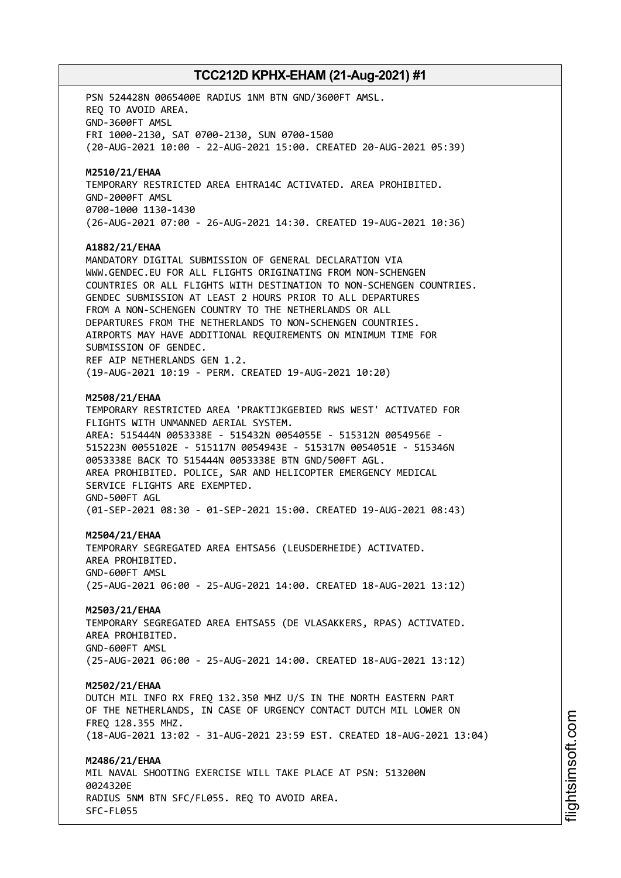PSN 524428N 0065400E RADIUS 1NM BTN GND/3600FT AMSL.
REQ TO AVOID AREA.
GND-3600FT AMSL
FRI 1000-2130, SAT 0700-2130, SUN 0700-1500
(20-AUG-2021 10:00 - 22-AUG-2021 15:00. CREATED 20-AUG-2021 05:39)

**M2510/21/EHAA**
TEMPORARY RESTRICTED AREA EHTRA14C ACTIVATED. AREA PROHIBITED.
GND-2000FT AMSL
0700-1000 1130-1430
(26-AUG-2021 07:00 - 26-AUG-2021 14:30. CREATED 19-AUG-2021 10:36)

**A1882/21/EHAA**
MANDATORY DIGITAL SUBMISSION OF GENERAL DECLARATION VIA
WWW.GENDEC.EU FOR ALL FLIGHTS ORIGINATING FROM NON-SCHENGEN
COUNTRIES OR ALL FLIGHTS WITH DESTINATION TO NON-SCHENGEN COUNTRIES.
GENDEC SUBMISSION AT LEAST 2 HOURS PRIOR TO ALL DEPARTURES
FROM A NON-SCHENGEN COUNTRY TO THE NETHERLANDS OR ALL
DEPARTURES FROM THE NETHERLANDS TO NON-SCHENGEN COUNTRIES.
AIRPORTS MAY HAVE ADDITIONAL REQUIREMENTS ON MINIMUM TIME FOR
SUBMISSION OF GENDEC.
REF AIP NETHERLANDS GEN 1.2.
(19-AUG-2021 10:19 - PERM. CREATED 19-AUG-2021 10:20)

**M2508/21/EHAA**
TEMPORARY RESTRICTED AREA 'PRAKTIJKGEBIED RWS WEST' ACTIVATED FOR
FLIGHTS WITH UNMANNED AERIAL SYSTEM.
AREA: 515444N 0053338E - 515432N 0054055E - 515312N 0054956E -
515223N 0055102E - 515117N 0054943E - 515317N 0054051E - 515346N
0053338E BACK TO 515444N 0053338E BTN GND/500FT AGL.
AREA PROHIBITED. POLICE, SAR AND HELICOPTER EMERGENCY MEDICAL
SERVICE FLIGHTS ARE EXEMPTED.
GND-500FT AGL
(01-SEP-2021 08:30 - 01-SEP-2021 15:00. CREATED 19-AUG-2021 08:43)

**M2504/21/EHAA**
TEMPORARY SEGREGATED AREA EHTSA56 (LEUSDERHEIDE) ACTIVATED.
AREA PROHIBITED.
GND-600FT AMSL
(25-AUG-2021 06:00 - 25-AUG-2021 14:00. CREATED 18-AUG-2021 13:12)

**M2503/21/EHAA**
TEMPORARY SEGREGATED AREA EHTSA55 (DE VLASAKKERS, RPAS) ACTIVATED.
AREA PROHIBITED.
GND-600FT AMSL
(25-AUG-2021 06:00 - 25-AUG-2021 14:00. CREATED 18-AUG-2021 13:12)

**M2502/21/EHAA**
DUTCH MIL INFO RX FREQ 132.350 MHZ U/S IN THE NORTH EASTERN PART
OF THE NETHERLANDS, IN CASE OF URGENCY CONTACT DUTCH MIL LOWER ON
FREQ 128.355 MHZ.
(18-AUG-2021 13:02 - 31-AUG-2021 23:59 EST. CREATED 18-AUG-2021 13:04)

**M2486/21/EHAA**
MIL NAVAL SHOOTING EXERCISE WILL TAKE PLACE AT PSN: 513200N
0024320E
RADIUS 5NM BTN SFC/FL055. REQ TO AVOID AREA.
SFC-FL055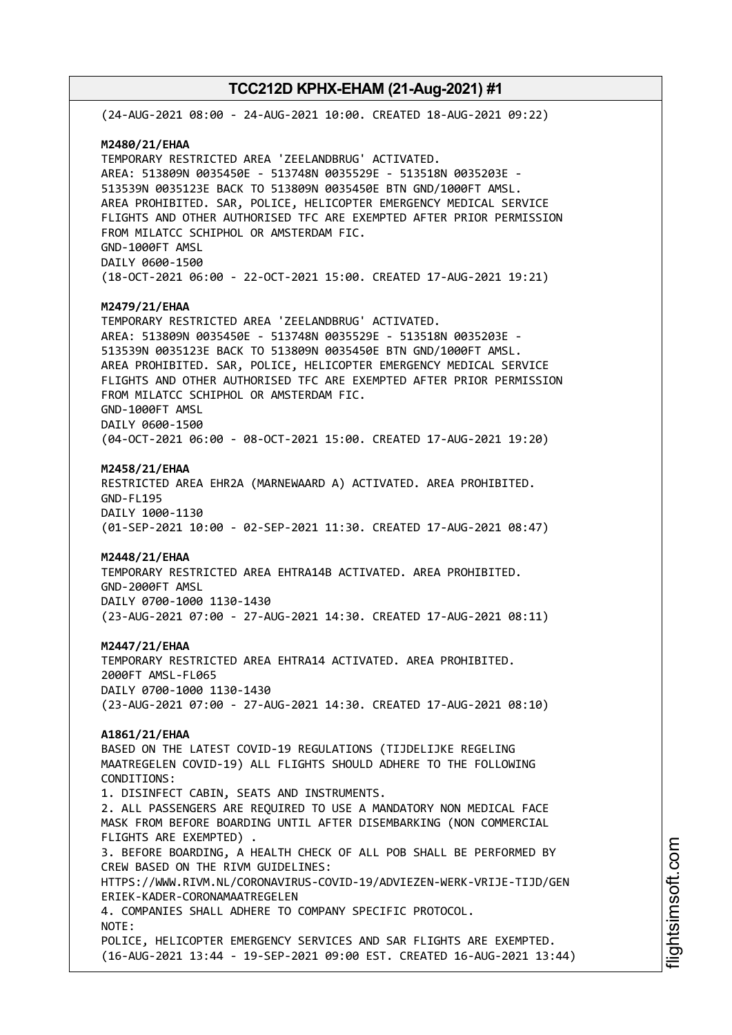(24-AUG-2021 08:00 - 24-AUG-2021 10:00. CREATED 18-AUG-2021 09:22)

**M2480/21/EHAA**
TEMPORARY RESTRICTED AREA 'ZEELANDBRUG' ACTIVATED.
AREA: 513809N 0035450E - 513748N 0035529E - 513518N 0035203E -
513539N 0035123E BACK TO 513809N 0035450E BTN GND/1000FT AMSL.
AREA PROHIBITED. SAR, POLICE, HELICOPTER EMERGENCY MEDICAL SERVICE
FLIGHTS AND OTHER AUTHORISED TFC ARE EXEMPTED AFTER PRIOR PERMISSION
FROM MILATCC SCHIPHOL OR AMSTERDAM FIC.
GND-1000FT AMSL
DAILY 0600-1500
(18-OCT-2021 06:00 - 22-OCT-2021 15:00. CREATED 17-AUG-2021 19:21)

**M2479/21/EHAA**
TEMPORARY RESTRICTED AREA 'ZEELANDBRUG' ACTIVATED.
AREA: 513809N 0035450E - 513748N 0035529E - 513518N 0035203E -
513539N 0035123E BACK TO 513809N 0035450E BTN GND/1000FT AMSL.
AREA PROHIBITED. SAR, POLICE, HELICOPTER EMERGENCY MEDICAL SERVICE
FLIGHTS AND OTHER AUTHORISED TFC ARE EXEMPTED AFTER PRIOR PERMISSION
FROM MILATCC SCHIPHOL OR AMSTERDAM FIC.
GND-1000FT AMSL
DAILY 0600-1500
(04-OCT-2021 06:00 - 08-OCT-2021 15:00. CREATED 17-AUG-2021 19:20)

**M2458/21/EHAA**
RESTRICTED AREA EHR2A (MARNEWAARD A) ACTIVATED. AREA PROHIBITED.
GND-FL195
DAILY 1000-1130
(01-SEP-2021 10:00 - 02-SEP-2021 11:30. CREATED 17-AUG-2021 08:47)

**M2448/21/EHAA**
TEMPORARY RESTRICTED AREA EHTRA14B ACTIVATED. AREA PROHIBITED.
GND-2000FT AMSL
DAILY 0700-1000 1130-1430
(23-AUG-2021 07:00 - 27-AUG-2021 14:30. CREATED 17-AUG-2021 08:11)

**M2447/21/EHAA**
TEMPORARY RESTRICTED AREA EHTRA14 ACTIVATED. AREA PROHIBITED.
2000FT AMSL-FL065
DAILY 0700-1000 1130-1430
(23-AUG-2021 07:00 - 27-AUG-2021 14:30. CREATED 17-AUG-2021 08:10)

**A1861/21/EHAA**
BASED ON THE LATEST COVID-19 REGULATIONS (TIJDELIJKE REGELING
MAATREGELEN COVID-19) ALL FLIGHTS SHOULD ADHERE TO THE FOLLOWING
CONDITIONS:
1. DISINFECT CABIN, SEATS AND INSTRUMENTS.
2. ALL PASSENGERS ARE REQUIRED TO USE A MANDATORY NON MEDICAL FACE
MASK FROM BEFORE BOARDING UNTIL AFTER DISEMBARKING (NON COMMERCIAL
FLIGHTS ARE EXEMPTED) .
3. BEFORE BOARDING, A HEALTH CHECK OF ALL POB SHALL BE PERFORMED BY
CREW BASED ON THE RIVM GUIDELINES:
HTTPS://WWW.RIVM.NL/CORONAVIRUS-COVID-19/ADVIEZEN-WERK-VRIJE-TIJD/GEN
ERIEK-KADER-CORONAMAATREGELEN
4. COMPANIES SHALL ADHERE TO COMPANY SPECIFIC PROTOCOL.
NOTE:
POLICE, HELICOPTER EMERGENCY SERVICES AND SAR FLIGHTS ARE EXEMPTED.
(16-AUG-2021 13:44 - 19-SEP-2021 09:00 EST. CREATED 16-AUG-2021 13:44)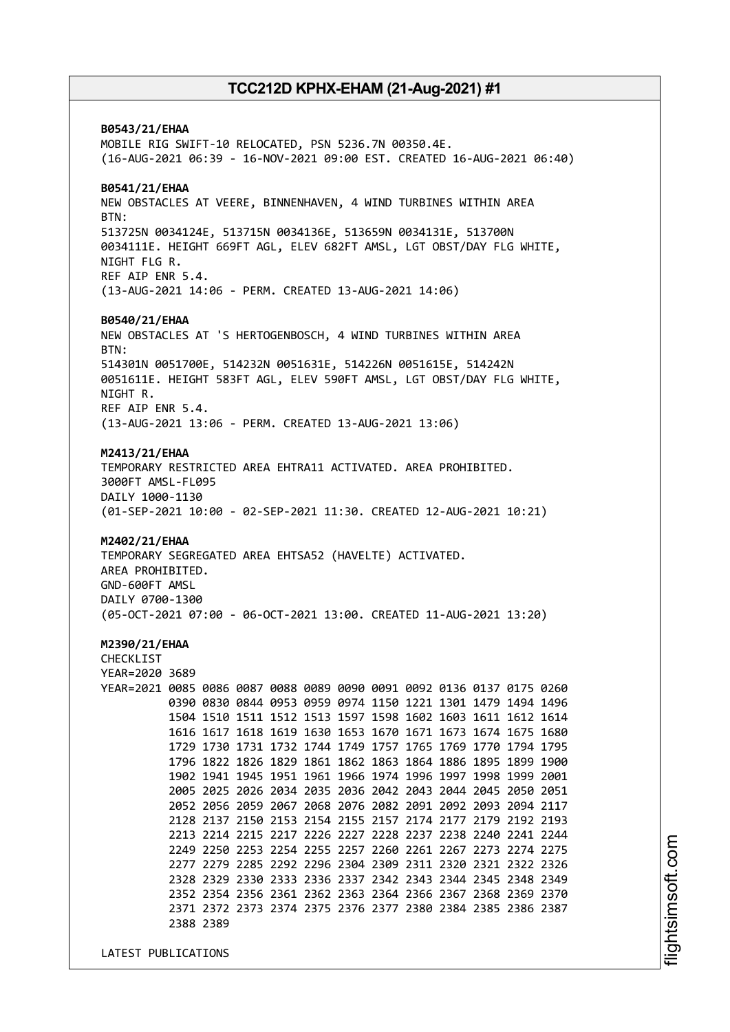**B0543/21/EHAA**
MOBILE RIG SWIFT-10 RELOCATED, PSN 5236.7N 00350.4E.
(16-AUG-2021 06:39 - 16-NOV-2021 09:00 EST. CREATED 16-AUG-2021 06:40)

**B0541/21/EHAA**
NEW OBSTACLES AT VEERE, BINNENHAVEN, 4 WIND TURBINES WITHIN AREA
BTN:
513725N 0034124E, 513715N 0034136E, 513659N 0034131E, 513700N
0034111E. HEIGHT 669FT AGL, ELEV 682FT AMSL, LGT OBST/DAY FLG WHITE,
NIGHT FLG R.
REF AIP ENR 5.4.
(13-AUG-2021 14:06 - PERM. CREATED 13-AUG-2021 14:06)

**B0540/21/EHAA**
NEW OBSTACLES AT 'S HERTOGENBOSCH, 4 WIND TURBINES WITHIN AREA
BTN:
514301N 0051700E, 514232N 0051631E, 514226N 0051615E, 514242N
0051611E. HEIGHT 583FT AGL, ELEV 590FT AMSL, LGT OBST/DAY FLG WHITE,
NIGHT R.
REF AIP ENR 5.4.
(13-AUG-2021 13:06 - PERM. CREATED 13-AUG-2021 13:06)

**M2413/21/EHAA**
TEMPORARY RESTRICTED AREA EHTRA11 ACTIVATED. AREA PROHIBITED.
3000FT AMSL-FL095
DAILY 1000-1130
(01-SEP-2021 10:00 - 02-SEP-2021 11:30. CREATED 12-AUG-2021 10:21)

**M2402/21/EHAA**
TEMPORARY SEGREGATED AREA EHTSA52 (HAVELTE) ACTIVATED.
AREA PROHIBITED.
GND-600FT AMSL
DAILY 0700-1300
(05-OCT-2021 07:00 - 06-OCT-2021 13:00. CREATED 11-AUG-2021 13:20)

**M2390/21/EHAA**
CHECKLIST
YEAR=2020 3689
YEAR=2021 0085 0086 0087 0088 0089 0090 0091 0092 0136 0137 0175 0260
0390 0830 0844 0953 0959 0974 1150 1221 1301 1479 1494 1496
1504 1510 1511 1512 1513 1597 1598 1602 1603 1611 1612 1614
1616 1617 1618 1619 1630 1653 1670 1671 1673 1674 1675 1680
1729 1730 1731 1732 1744 1749 1757 1765 1769 1770 1794 1795
1796 1822 1826 1829 1861 1862 1863 1864 1886 1895 1899 1900
1902 1941 1945 1951 1961 1966 1974 1996 1997 1998 1999 2001
2005 2025 2026 2034 2035 2036 2042 2043 2044 2045 2050 2051
2052 2056 2059 2067 2068 2076 2082 2091 2092 2093 2094 2117
2128 2137 2150 2153 2154 2155 2157 2174 2177 2179 2192 2193
2213 2214 2215 2217 2226 2227 2228 2237 2238 2240 2241 2244
2249 2250 2253 2254 2255 2257 2260 2261 2267 2273 2274 2275
2277 2279 2285 2292 2296 2304 2309 2311 2320 2321 2322 2326
2328 2329 2330 2333 2336 2337 2342 2343 2344 2345 2348 2349
2352 2354 2356 2361 2362 2363 2364 2366 2367 2368 2369 2370
2371 2372 2373 2374 2375 2376 2377 2380 2384 2385 2386 2387
2388 2389

LATEST PUBLICATIONS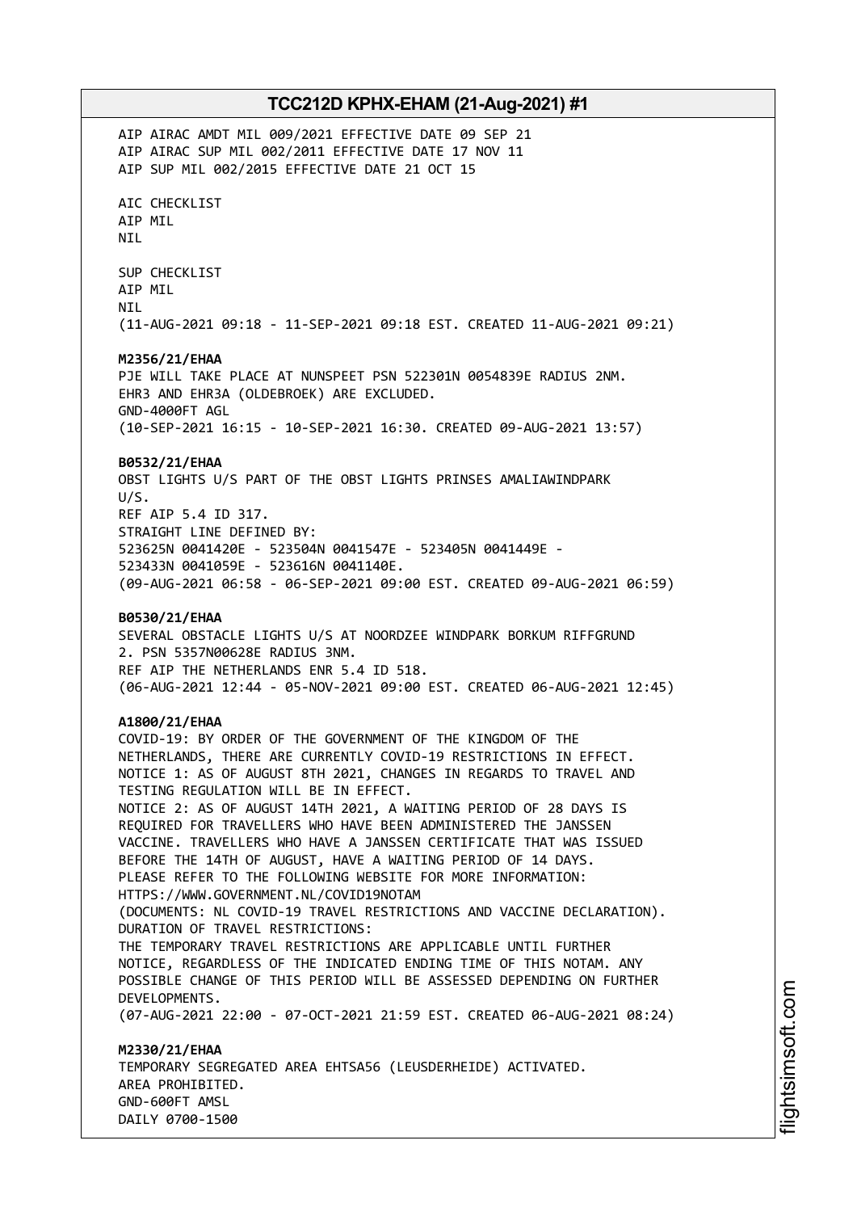AIP AIRAC AMDT MIL 009/2021 EFFECTIVE DATE 09 SEP 21
AIP AIRAC SUP MIL 002/2011 EFFECTIVE DATE 17 NOV 11
AIP SUP MIL 002/2015 EFFECTIVE DATE 21 OCT 15

AIC CHECKLIST
AIP MIL
NIL

SUP CHECKLIST
AIP MIL
NIL
(11-AUG-2021 09:18 - 11-SEP-2021 09:18 EST. CREATED 11-AUG-2021 09:21)

**M2356/21/EHAA**
PJE WILL TAKE PLACE AT NUNSPEET PSN 522301N 0054839E RADIUS 2NM.
EHR3 AND EHR3A (OLDEBROEK) ARE EXCLUDED.
GND-4000FT AGL
(10-SEP-2021 16:15 - 10-SEP-2021 16:30. CREATED 09-AUG-2021 13:57)

**B0532/21/EHAA**
OBST LIGHTS U/S PART OF THE OBST LIGHTS PRINSES AMALIAWINDPARK
U/S.
REF AIP 5.4 ID 317.
STRAIGHT LINE DEFINED BY:
523625N 0041420E - 523504N 0041547E - 523405N 0041449E -
523433N 0041059E - 523616N 0041140E.
(09-AUG-2021 06:58 - 06-SEP-2021 09:00 EST. CREATED 09-AUG-2021 06:59)

**B0530/21/EHAA**
SEVERAL OBSTACLE LIGHTS U/S AT NOORDZEE WINDPARK BORKUM RIFFGRUND
2. PSN 5357N00628E RADIUS 3NM.
REF AIP THE NETHERLANDS ENR 5.4 ID 518.
(06-AUG-2021 12:44 - 05-NOV-2021 09:00 EST. CREATED 06-AUG-2021 12:45)

**A1800/21/EHAA**
COVID-19: BY ORDER OF THE GOVERNMENT OF THE KINGDOM OF THE
NETHERLANDS, THERE ARE CURRENTLY COVID-19 RESTRICTIONS IN EFFECT.
NOTICE 1: AS OF AUGUST 8TH 2021, CHANGES IN REGARDS TO TRAVEL AND
TESTING REGULATION WILL BE IN EFFECT.
NOTICE 2: AS OF AUGUST 14TH 2021, A WAITING PERIOD OF 28 DAYS IS
REQUIRED FOR TRAVELLERS WHO HAVE BEEN ADMINISTERED THE JANSSEN
VACCINE. TRAVELLERS WHO HAVE A JANSSEN CERTIFICATE THAT WAS ISSUED
BEFORE THE 14TH OF AUGUST, HAVE A WAITING PERIOD OF 14 DAYS.
PLEASE REFER TO THE FOLLOWING WEBSITE FOR MORE INFORMATION:
HTTPS://WWW.GOVERNMENT.NL/COVID19NOTAM
(DOCUMENTS: NL COVID-19 TRAVEL RESTRICTIONS AND VACCINE DECLARATION).
DURATION OF TRAVEL RESTRICTIONS:
THE TEMPORARY TRAVEL RESTRICTIONS ARE APPLICABLE UNTIL FURTHER
NOTICE, REGARDLESS OF THE INDICATED ENDING TIME OF THIS NOTAM. ANY
POSSIBLE CHANGE OF THIS PERIOD WILL BE ASSESSED DEPENDING ON FURTHER
DEVELOPMENTS.
(07-AUG-2021 22:00 - 07-OCT-2021 21:59 EST. CREATED 06-AUG-2021 08:24)

**M2330/21/EHAA**
TEMPORARY SEGREGATED AREA EHTSA56 (LEUSDERHEIDE) ACTIVATED.
AREA PROHIBITED.
GND-600FT AMSL
DAILY 0700-1500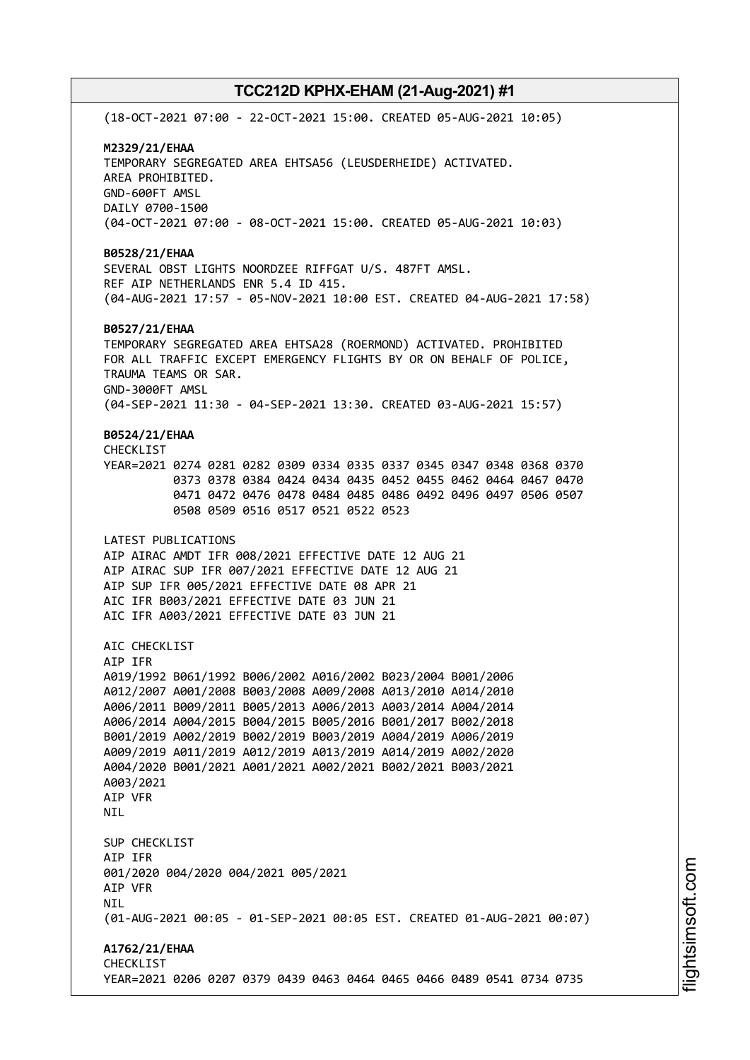(18-OCT-2021 07:00 - 22-OCT-2021 15:00. CREATED 05-AUG-2021 10:05)

**M2329/21/EHAA**
TEMPORARY SEGREGATED AREA EHTSA56 (LEUSDERHEIDE) ACTIVATED.
AREA PROHIBITED.
GND-600FT AMSL
DAILY 0700-1500
(04-OCT-2021 07:00 - 08-OCT-2021 15:00. CREATED 05-AUG-2021 10:03)

**B0528/21/EHAA**
SEVERAL OBST LIGHTS NOORDZEE RIFFGAT U/S. 487FT AMSL.
REF AIP NETHERLANDS ENR 5.4 ID 415.
(04-AUG-2021 17:57 - 05-NOV-2021 10:00 EST. CREATED 04-AUG-2021 17:58)

**B0527/21/EHAA**
TEMPORARY SEGREGATED AREA EHTSA28 (ROERMOND) ACTIVATED. PROHIBITED
FOR ALL TRAFFIC EXCEPT EMERGENCY FLIGHTS BY OR ON BEHALF OF POLICE,
TRAUMA TEAMS OR SAR.
GND-3000FT AMSL
(04-SEP-2021 11:30 - 04-SEP-2021 13:30. CREATED 03-AUG-2021 15:57)

**B0524/21/EHAA**
CHECKLIST
YEAR=2021 0274 0281 0282 0309 0334 0335 0337 0345 0347 0348 0368 0370
0373 0378 0384 0424 0434 0435 0452 0455 0462 0464 0467 0470
0471 0472 0476 0478 0484 0485 0486 0492 0496 0497 0506 0507
0508 0509 0516 0517 0521 0522 0523

LATEST PUBLICATIONS
AIP AIRAC AMDT IFR 008/2021 EFFECTIVE DATE 12 AUG 21
AIP AIRAC SUP IFR 007/2021 EFFECTIVE DATE 12 AUG 21
AIP SUP IFR 005/2021 EFFECTIVE DATE 08 APR 21
AIC IFR B003/2021 EFFECTIVE DATE 03 JUN 21
AIC IFR A003/2021 EFFECTIVE DATE 03 JUN 21

AIC CHECKLIST
AIP IFR
A019/1992 B061/1992 B006/2002 A016/2002 B023/2004 B001/2006
A012/2007 A001/2008 B003/2008 A009/2008 A013/2010 A014/2010
A006/2011 B009/2011 B005/2013 A006/2013 A003/2014 A004/2014
A006/2014 A004/2015 B004/2015 B005/2016 B001/2017 B002/2018
B001/2019 A002/2019 B002/2019 B003/2019 A004/2019 A006/2019
A009/2019 A011/2019 A012/2019 A013/2019 A014/2019 A002/2020
A004/2020 B001/2021 A001/2021 A002/2021 B002/2021 B003/2021
A003/2021
AIP VFR
NIL

SUP CHECKLIST
AIP IFR
001/2020 004/2020 004/2021 005/2021
AIP VFR
NIL
(01-AUG-2021 00:05 - 01-SEP-2021 00:05 EST. CREATED 01-AUG-2021 00:07)

**A1762/21/EHAA**
CHECKLIST
YEAR=2021 0206 0207 0379 0439 0463 0464 0465 0466 0489 0541 0734 0735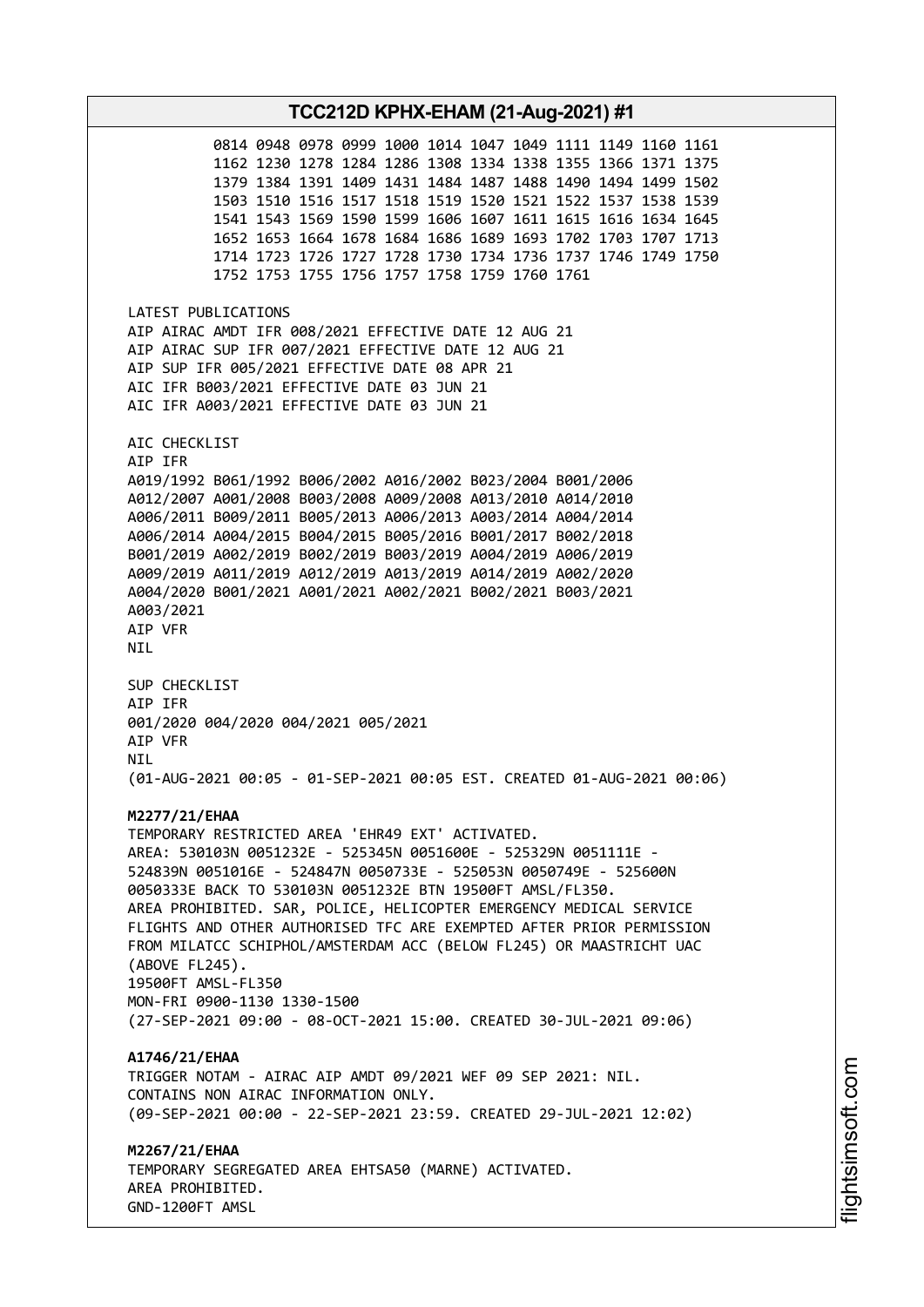0814 0948 0978 0999 1000 1014 1047 1049 1111 1149 1160 1161
1162 1230 1278 1284 1286 1308 1334 1338 1355 1366 1371 1375
1379 1384 1391 1409 1431 1484 1487 1488 1490 1494 1499 1502
1503 1510 1516 1517 1518 1519 1520 1521 1522 1537 1538 1539
1541 1543 1569 1590 1599 1606 1607 1611 1615 1616 1634 1645
1652 1653 1664 1678 1684 1686 1689 1693 1702 1703 1707 1713
1714 1723 1726 1727 1728 1730 1734 1736 1737 1746 1749 1750
1752 1753 1755 1756 1757 1758 1759 1760 1761

LATEST PUBLICATIONS
AIP AIRAC AMDT IFR 008/2021 EFFECTIVE DATE 12 AUG 21
AIP AIRAC SUP IFR 007/2021 EFFECTIVE DATE 12 AUG 21
AIP SUP IFR 005/2021 EFFECTIVE DATE 08 APR 21
AIC IFR B003/2021 EFFECTIVE DATE 03 JUN 21
AIC IFR A003/2021 EFFECTIVE DATE 03 JUN 21

AIC CHECKLIST
AIP IFR
A019/1992 B061/1992 B006/2002 A016/2002 B023/2004 B001/2006
A012/2007 A001/2008 B003/2008 A009/2008 A013/2010 A014/2010
A006/2011 B009/2011 B005/2013 A006/2013 A003/2014 A004/2014
A006/2014 A004/2015 B004/2015 B005/2016 B001/2017 B002/2018
B001/2019 A002/2019 B002/2019 B003/2019 A004/2019 A006/2019
A009/2019 A011/2019 A012/2019 A013/2019 A014/2019 A002/2020
A004/2020 B001/2021 A001/2021 A002/2021 B002/2021 B003/2021
A003/2021
AIP VFR
NIL

SUP CHECKLIST
AIP IFR
001/2020 004/2020 004/2021 005/2021
AIP VFR
NIL
(01-AUG-2021 00:05 - 01-SEP-2021 00:05 EST. CREATED 01-AUG-2021 00:06)

**M2277/21/EHAA**
TEMPORARY RESTRICTED AREA 'EHR49 EXT' ACTIVATED.
AREA: 530103N 0051232E - 525345N 0051600E - 525329N 0051111E -
524839N 0051016E - 524847N 0050733E - 525053N 0050749E - 525600N
0050333E BACK TO 530103N 0051232E BTN 19500FT AMSL/FL350.
AREA PROHIBITED. SAR, POLICE, HELICOPTER EMERGENCY MEDICAL SERVICE
FLIGHTS AND OTHER AUTHORISED TFC ARE EXEMPTED AFTER PRIOR PERMISSION
FROM MILATCC SCHIPHOL/AMSTERDAM ACC (BELOW FL245) OR MAASTRICHT UAC
(ABOVE FL245).
19500FT AMSL-FL350
MON-FRI 0900-1130 1330-1500
(27-SEP-2021 09:00 - 08-OCT-2021 15:00. CREATED 30-JUL-2021 09:06)

**A1746/21/EHAA**
TRIGGER NOTAM - AIRAC AIP AMDT 09/2021 WEF 09 SEP 2021: NIL.
CONTAINS NON AIRAC INFORMATION ONLY.
(09-SEP-2021 00:00 - 22-SEP-2021 23:59. CREATED 29-JUL-2021 12:02)

**M2267/21/EHAA**
TEMPORARY SEGREGATED AREA EHTSA50 (MARNE) ACTIVATED.
AREA PROHIBITED.
GND-1200FT AMSL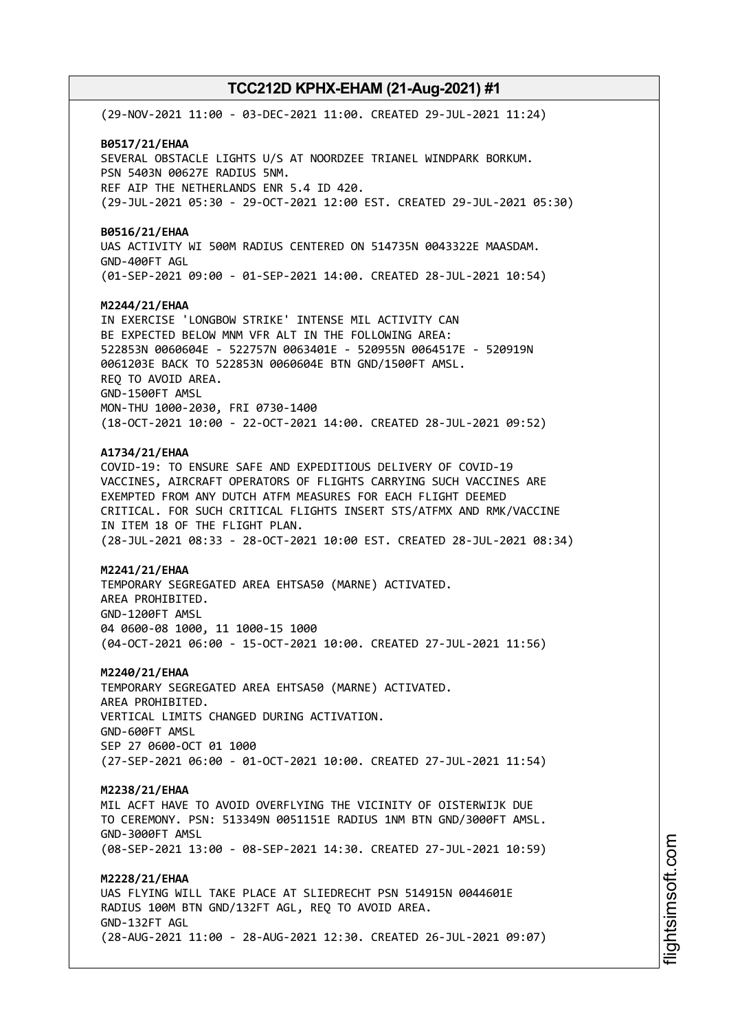(29-NOV-2021 11:00 - 03-DEC-2021 11:00. CREATED 29-JUL-2021 11:24)

**B0517/21/EHAA**
SEVERAL OBSTACLE LIGHTS U/S AT NOORDZEE TRIANEL WINDPARK BORKUM.
PSN 5403N 00627E RADIUS 5NM.
REF AIP THE NETHERLANDS ENR 5.4 ID 420.
(29-JUL-2021 05:30 - 29-OCT-2021 12:00 EST. CREATED 29-JUL-2021 05:30)

**B0516/21/EHAA**
UAS ACTIVITY WI 500M RADIUS CENTERED ON 514735N 0043322E MAASDAM.
GND-400FT AGL
(01-SEP-2021 09:00 - 01-SEP-2021 14:00. CREATED 28-JUL-2021 10:54)

**M2244/21/EHAA**
IN EXERCISE 'LONGBOW STRIKE' INTENSE MIL ACTIVITY CAN
BE EXPECTED BELOW MNM VFR ALT IN THE FOLLOWING AREA:
522853N 0060604E - 522757N 0063401E - 520955N 0064517E - 520919N
0061203E BACK TO 522853N 0060604E BTN GND/1500FT AMSL.
REQ TO AVOID AREA.
GND-1500FT AMSL
MON-THU 1000-2030, FRI 0730-1400
(18-OCT-2021 10:00 - 22-OCT-2021 14:00. CREATED 28-JUL-2021 09:52)

**A1734/21/EHAA**
COVID-19: TO ENSURE SAFE AND EXPEDITIOUS DELIVERY OF COVID-19
VACCINES, AIRCRAFT OPERATORS OF FLIGHTS CARRYING SUCH VACCINES ARE
EXEMPTED FROM ANY DUTCH ATFM MEASURES FOR EACH FLIGHT DEEMED
CRITICAL. FOR SUCH CRITICAL FLIGHTS INSERT STS/ATFMX AND RMK/VACCINE
IN ITEM 18 OF THE FLIGHT PLAN.
(28-JUL-2021 08:33 - 28-OCT-2021 10:00 EST. CREATED 28-JUL-2021 08:34)

**M2241/21/EHAA**
TEMPORARY SEGREGATED AREA EHTSA50 (MARNE) ACTIVATED.
AREA PROHIBITED.
GND-1200FT AMSL
04 0600-08 1000, 11 1000-15 1000
(04-OCT-2021 06:00 - 15-OCT-2021 10:00. CREATED 27-JUL-2021 11:56)

**M2240/21/EHAA**
TEMPORARY SEGREGATED AREA EHTSA50 (MARNE) ACTIVATED.
AREA PROHIBITED.
VERTICAL LIMITS CHANGED DURING ACTIVATION.
GND-600FT AMSL
SEP 27 0600-OCT 01 1000
(27-SEP-2021 06:00 - 01-OCT-2021 10:00. CREATED 27-JUL-2021 11:54)

**M2238/21/EHAA**
MIL ACFT HAVE TO AVOID OVERFLYING THE VICINITY OF OISTERWIJK DUE
TO CEREMONY. PSN: 513349N 0051151E RADIUS 1NM BTN GND/3000FT AMSL.
GND-3000FT AMSL
(08-SEP-2021 13:00 - 08-SEP-2021 14:30. CREATED 27-JUL-2021 10:59)

**M2228/21/EHAA**
UAS FLYING WILL TAKE PLACE AT SLIEDRECHT PSN 514915N 0044601E
RADIUS 100M BTN GND/132FT AGL, REQ TO AVOID AREA.
GND-132FT AGL
(28-AUG-2021 11:00 - 28-AUG-2021 12:30. CREATED 26-JUL-2021 09:07)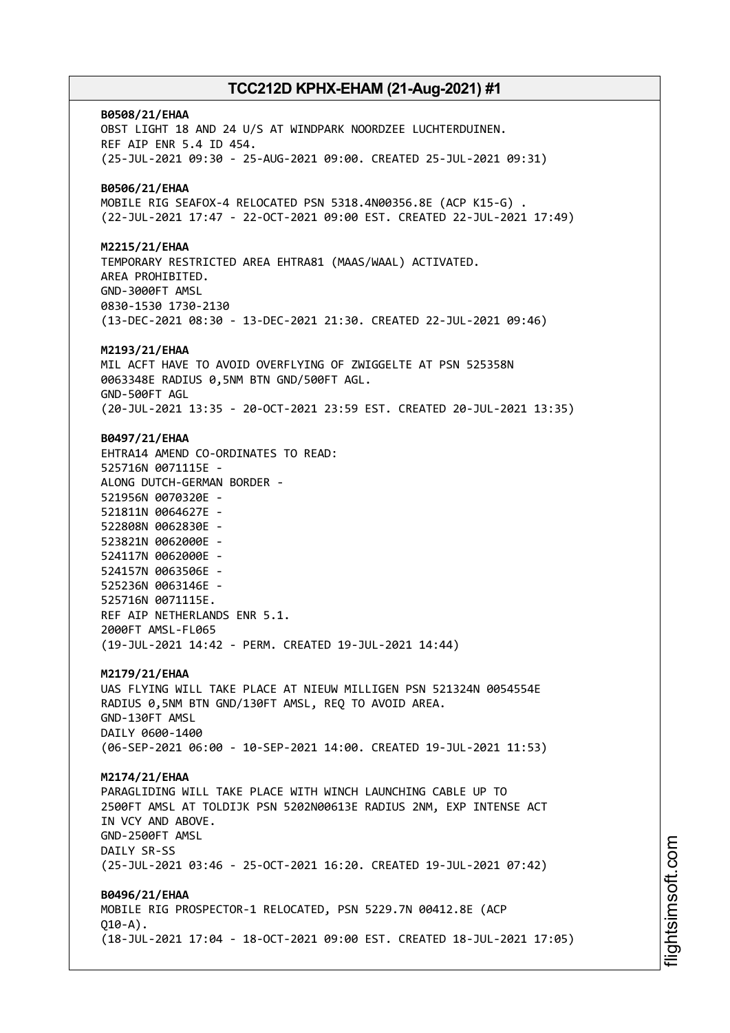**B0508/21/EHAA**
OBST LIGHT 18 AND 24 U/S AT WINDPARK NOORDZEE LUCHTERDUINEN.
REF AIP ENR 5.4 ID 454.
(25-JUL-2021 09:30 - 25-AUG-2021 09:00. CREATED 25-JUL-2021 09:31)

**B0506/21/EHAA**
MOBILE RIG SEAFOX-4 RELOCATED PSN 5318.4N00356.8E (ACP K15-G) .
(22-JUL-2021 17:47 - 22-OCT-2021 09:00 EST. CREATED 22-JUL-2021 17:49)

**M2215/21/EHAA**
TEMPORARY RESTRICTED AREA EHTRA81 (MAAS/WAAL) ACTIVATED.
AREA PROHIBITED.
GND-3000FT AMSL
0830-1530 1730-2130
(13-DEC-2021 08:30 - 13-DEC-2021 21:30. CREATED 22-JUL-2021 09:46)

**M2193/21/EHAA**
MIL ACFT HAVE TO AVOID OVERFLYING OF ZWIGGELTE AT PSN 525358N 0063348E RADIUS 0,5NM BTN GND/500FT AGL.
GND-500FT AGL
(20-JUL-2021 13:35 - 20-OCT-2021 23:59 EST. CREATED 20-JUL-2021 13:35)

**B0497/21/EHAA**
EHTRA14 AMEND CO-ORDINATES TO READ:
525716N 0071115E -
ALONG DUTCH-GERMAN BORDER -
521956N 0070320E -
521811N 0064627E -
522808N 0062830E -
523821N 0062000E -
524117N 0062000E -
524157N 0063506E -
525236N 0063146E -
525716N 0071115E.
REF AIP NETHERLANDS ENR 5.1.
2000FT AMSL-FL065
(19-JUL-2021 14:42 - PERM. CREATED 19-JUL-2021 14:44)

**M2179/21/EHAA**
UAS FLYING WILL TAKE PLACE AT NIEUW MILLIGEN PSN 521324N 0054554E RADIUS 0,5NM BTN GND/130FT AMSL, REQ TO AVOID AREA.
GND-130FT AMSL
DAILY 0600-1400
(06-SEP-2021 06:00 - 10-SEP-2021 14:00. CREATED 19-JUL-2021 11:53)

**M2174/21/EHAA**
PARAGLIDING WILL TAKE PLACE WITH WINCH LAUNCHING CABLE UP TO 2500FT AMSL AT TOLDIJK PSN 5202N00613E RADIUS 2NM, EXP INTENSE ACT IN VCY AND ABOVE.
GND-2500FT AMSL
DAILY SR-SS
(25-JUL-2021 03:46 - 25-OCT-2021 16:20. CREATED 19-JUL-2021 07:42)

**B0496/21/EHAA**
MOBILE RIG PROSPECTOR-1 RELOCATED, PSN 5229.7N 00412.8E (ACP Q10-A).
(18-JUL-2021 17:04 - 18-OCT-2021 09:00 EST. CREATED 18-JUL-2021 17:05)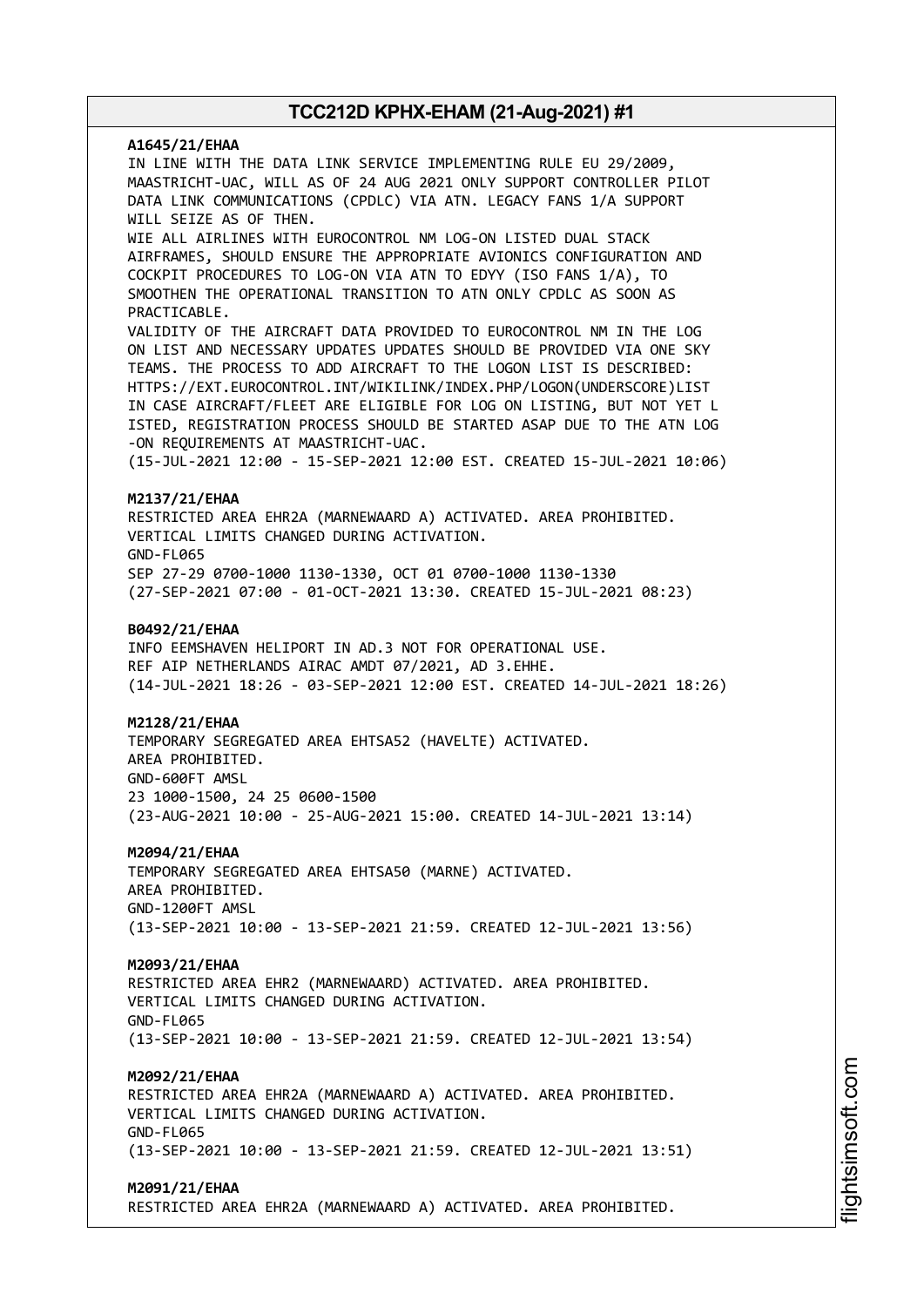**A1645/21/EHAA**
IN LINE WITH THE DATA LINK SERVICE IMPLEMENTING RULE EU 29/2009, MAASTRICHT-UAC, WILL AS OF 24 AUG 2021 ONLY SUPPORT CONTROLLER PILOT DATA LINK COMMUNICATIONS (CPDLC) VIA ATN. LEGACY FANS 1/A SUPPORT WILL SEIZE AS OF THEN.
WIE ALL AIRLINES WITH EUROCONTROL NM LOG-ON LISTED DUAL STACK AIRFRAMES, SHOULD ENSURE THE APPROPRIATE AVIONICS CONFIGURATION AND COCKPIT PROCEDURES TO LOG-ON VIA ATN TO EDYY (ISO FANS 1/A), TO SMOOTHEN THE OPERATIONAL TRANSITION TO ATN ONLY CPDLC AS SOON AS PRACTICABLE.
VALIDITY OF THE AIRCRAFT DATA PROVIDED TO EUROCONTROL NM IN THE LOG ON LIST AND NECESSARY UPDATES UPDATES SHOULD BE PROVIDED VIA ONE SKY TEAMS. THE PROCESS TO ADD AIRCRAFT TO THE LOGON LIST IS DESCRIBED: HTTPS://EXT.EUROCONTROL.INT/WIKILINK/INDEX.PHP/LOGON(UNDERSCORE)LIST
IN CASE AIRCRAFT/FLEET ARE ELIGIBLE FOR LOG ON LISTING, BUT NOT YET L ISTED, REGISTRATION PROCESS SHOULD BE STARTED ASAP DUE TO THE ATN LOG -ON REQUIREMENTS AT MAASTRICHT-UAC.
(15-JUL-2021 12:00 - 15-SEP-2021 12:00 EST. CREATED 15-JUL-2021 10:06)

**M2137/21/EHAA**
RESTRICTED AREA EHR2A (MARNEWAARD A) ACTIVATED. AREA PROHIBITED.
VERTICAL LIMITS CHANGED DURING ACTIVATION.
GND-FL065
SEP 27-29 0700-1000 1130-1330, OCT 01 0700-1000 1130-1330
(27-SEP-2021 07:00 - 01-OCT-2021 13:30. CREATED 15-JUL-2021 08:23)

**B0492/21/EHAA**
INFO EEMSHAVEN HELIPORT IN AD.3 NOT FOR OPERATIONAL USE.
REF AIP NETHERLANDS AIRAC AMDT 07/2021, AD 3.EHHE.
(14-JUL-2021 18:26 - 03-SEP-2021 12:00 EST. CREATED 14-JUL-2021 18:26)

**M2128/21/EHAA**
TEMPORARY SEGREGATED AREA EHTSA52 (HAVELTE) ACTIVATED.
AREA PROHIBITED.
GND-600FT AMSL
23 1000-1500, 24 25 0600-1500
(23-AUG-2021 10:00 - 25-AUG-2021 15:00. CREATED 14-JUL-2021 13:14)

**M2094/21/EHAA**
TEMPORARY SEGREGATED AREA EHTSA50 (MARNE) ACTIVATED.
AREA PROHIBITED.
GND-1200FT AMSL
(13-SEP-2021 10:00 - 13-SEP-2021 21:59. CREATED 12-JUL-2021 13:56)

**M2093/21/EHAA**
RESTRICTED AREA EHR2 (MARNEWAARD) ACTIVATED. AREA PROHIBITED.
VERTICAL LIMITS CHANGED DURING ACTIVATION.
GND-FL065
(13-SEP-2021 10:00 - 13-SEP-2021 21:59. CREATED 12-JUL-2021 13:54)

**M2092/21/EHAA**
RESTRICTED AREA EHR2A (MARNEWAARD A) ACTIVATED. AREA PROHIBITED.
VERTICAL LIMITS CHANGED DURING ACTIVATION.
GND-FL065
(13-SEP-2021 10:00 - 13-SEP-2021 21:59. CREATED 12-JUL-2021 13:51)

**M2091/21/EHAA**
RESTRICTED AREA EHR2A (MARNEWAARD A) ACTIVATED. AREA PROHIBITED.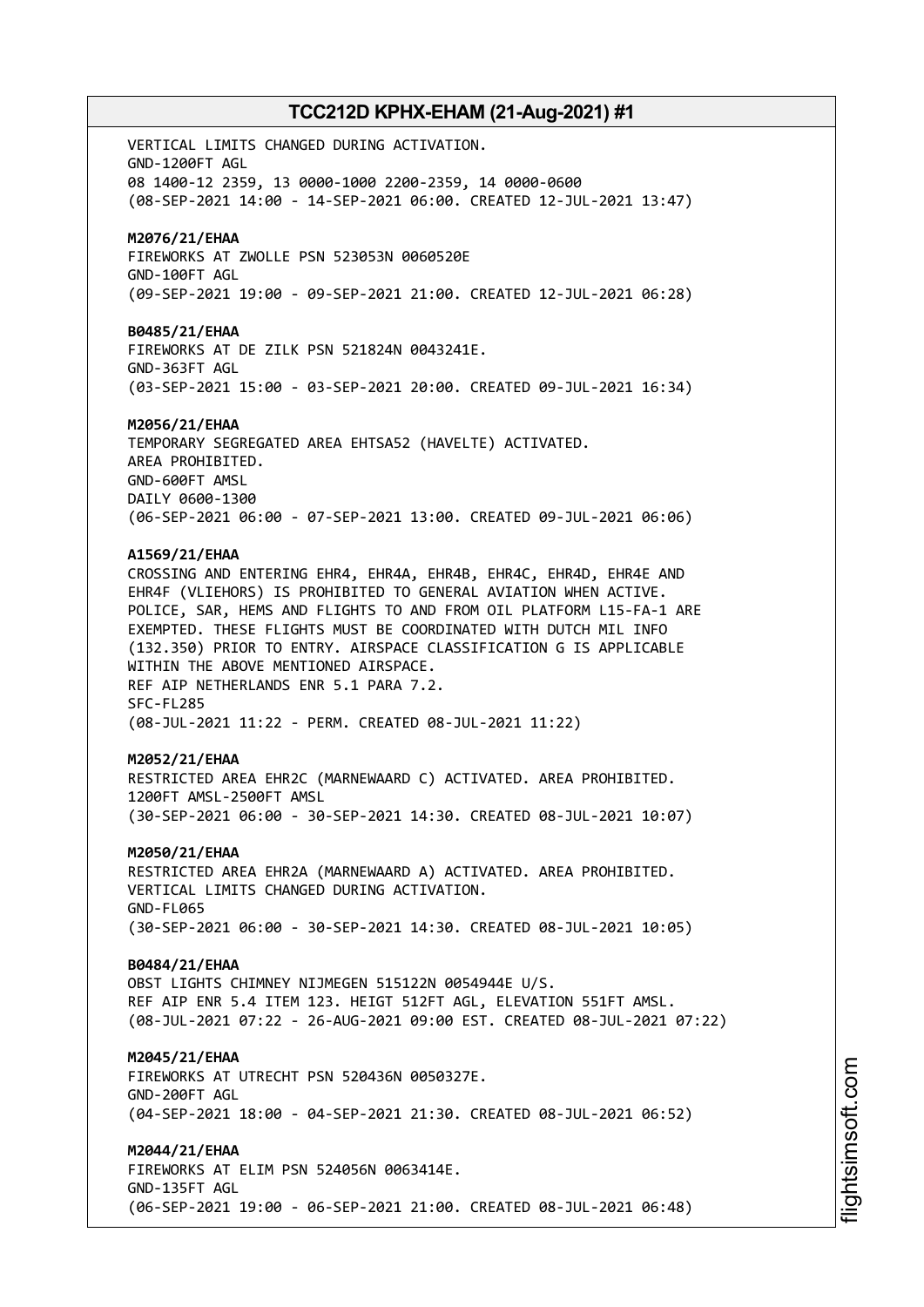VERTICAL LIMITS CHANGED DURING ACTIVATION.
GND-1200FT AGL
08 1400-12 2359, 13 0000-1000 2200-2359, 14 0000-0600
(08-SEP-2021 14:00 - 14-SEP-2021 06:00. CREATED 12-JUL-2021 13:47)

**M2076/21/EHAA**
FIREWORKS AT ZWOLLE PSN 523053N 0060520E
GND-100FT AGL
(09-SEP-2021 19:00 - 09-SEP-2021 21:00. CREATED 12-JUL-2021 06:28)

**B0485/21/EHAA**
FIREWORKS AT DE ZILK PSN 521824N 0043241E.
GND-363FT AGL
(03-SEP-2021 15:00 - 03-SEP-2021 20:00. CREATED 09-JUL-2021 16:34)

**M2056/21/EHAA**
TEMPORARY SEGREGATED AREA EHTSA52 (HAVELTE) ACTIVATED.
AREA PROHIBITED.
GND-600FT AMSL
DAILY 0600-1300
(06-SEP-2021 06:00 - 07-SEP-2021 13:00. CREATED 09-JUL-2021 06:06)

**A1569/21/EHAA**
CROSSING AND ENTERING EHR4, EHR4A, EHR4B, EHR4C, EHR4D, EHR4E AND
EHR4F (VLIEHORS) IS PROHIBITED TO GENERAL AVIATION WHEN ACTIVE.
POLICE, SAR, HEMS AND FLIGHTS TO AND FROM OIL PLATFORM L15-FA-1 ARE
EXEMPTED. THESE FLIGHTS MUST BE COORDINATED WITH DUTCH MIL INFO
(132.350) PRIOR TO ENTRY. AIRSPACE CLASSIFICATION G IS APPLICABLE
WITHIN THE ABOVE MENTIONED AIRSPACE.
REF AIP NETHERLANDS ENR 5.1 PARA 7.2.
SFC-FL285
(08-JUL-2021 11:22 - PERM. CREATED 08-JUL-2021 11:22)

**M2052/21/EHAA**
RESTRICTED AREA EHR2C (MARNEWAARD C) ACTIVATED. AREA PROHIBITED.
1200FT AMSL-2500FT AMSL
(30-SEP-2021 06:00 - 30-SEP-2021 14:30. CREATED 08-JUL-2021 10:07)

**M2050/21/EHAA**
RESTRICTED AREA EHR2A (MARNEWAARD A) ACTIVATED. AREA PROHIBITED.
VERTICAL LIMITS CHANGED DURING ACTIVATION.
GND-FL065
(30-SEP-2021 06:00 - 30-SEP-2021 14:30. CREATED 08-JUL-2021 10:05)

**B0484/21/EHAA**
OBST LIGHTS CHIMNEY NIJMEGEN 515122N 0054944E U/S.
REF AIP ENR 5.4 ITEM 123. HEIGT 512FT AGL, ELEVATION 551FT AMSL.
(08-JUL-2021 07:22 - 26-AUG-2021 09:00 EST. CREATED 08-JUL-2021 07:22)

**M2045/21/EHAA**
FIREWORKS AT UTRECHT PSN 520436N 0050327E.
GND-200FT AGL
(04-SEP-2021 18:00 - 04-SEP-2021 21:30. CREATED 08-JUL-2021 06:52)

**M2044/21/EHAA**
FIREWORKS AT ELIM PSN 524056N 0063414E.
GND-135FT AGL
(06-SEP-2021 19:00 - 06-SEP-2021 21:00. CREATED 08-JUL-2021 06:48)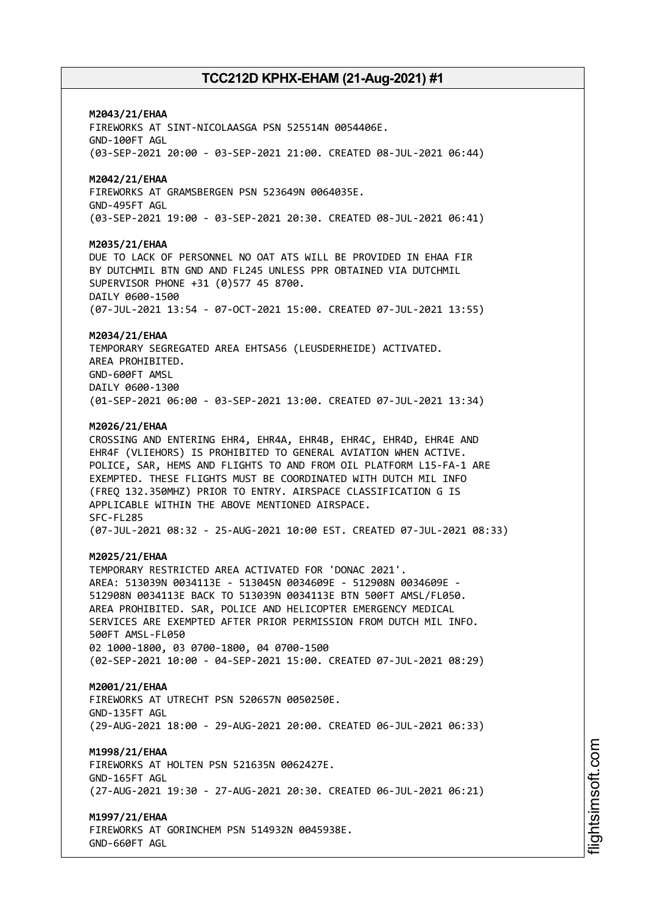**M2043/21/EHAA**
FIREWORKS AT SINT-NICOLAASGA PSN 525514N 0054406E.
GND-100FT AGL
(03-SEP-2021 20:00 - 03-SEP-2021 21:00. CREATED 08-JUL-2021 06:44)

**M2042/21/EHAA**
FIREWORKS AT GRAMSBERGEN PSN 523649N 0064035E.
GND-495FT AGL
(03-SEP-2021 19:00 - 03-SEP-2021 20:30. CREATED 08-JUL-2021 06:41)

**M2035/21/EHAA**
DUE TO LACK OF PERSONNEL NO OAT ATS WILL BE PROVIDED IN EHAA FIR
BY DUTCHMIL BTN GND AND FL245 UNLESS PPR OBTAINED VIA DUTCHMIL
SUPERVISOR PHONE +31 (0)577 45 8700.
DAILY 0600-1500
(07-JUL-2021 13:54 - 07-OCT-2021 15:00. CREATED 07-JUL-2021 13:55)

**M2034/21/EHAA**
TEMPORARY SEGREGATED AREA EHTSA56 (LEUSDERHEIDE) ACTIVATED.
AREA PROHIBITED.
GND-600FT AMSL
DAILY 0600-1300
(01-SEP-2021 06:00 - 03-SEP-2021 13:00. CREATED 07-JUL-2021 13:34)

**M2026/21/EHAA**
CROSSING AND ENTERING EHR4, EHR4A, EHR4B, EHR4C, EHR4D, EHR4E AND
EHR4F (VLIEHORS) IS PROHIBITED TO GENERAL AVIATION WHEN ACTIVE.
POLICE, SAR, HEMS AND FLIGHTS TO AND FROM OIL PLATFORM L15-FA-1 ARE
EXEMPTED. THESE FLIGHTS MUST BE COORDINATED WITH DUTCH MIL INFO
(FREQ 132.350MHZ) PRIOR TO ENTRY. AIRSPACE CLASSIFICATION G IS
APPLICABLE WITHIN THE ABOVE MENTIONED AIRSPACE.
SFC-FL285
(07-JUL-2021 08:32 - 25-AUG-2021 10:00 EST. CREATED 07-JUL-2021 08:33)

**M2025/21/EHAA**
TEMPORARY RESTRICTED AREA ACTIVATED FOR 'DONAC 2021'.
AREA: 513039N 0034113E - 513045N 0034609E - 512908N 0034609E -
512908N 0034113E BACK TO 513039N 0034113E BTN 500FT AMSL/FL050.
AREA PROHIBITED. SAR, POLICE AND HELICOPTER EMERGENCY MEDICAL
SERVICES ARE EXEMPTED AFTER PRIOR PERMISSION FROM DUTCH MIL INFO.
500FT AMSL-FL050
02 1000-1800, 03 0700-1800, 04 0700-1500
(02-SEP-2021 10:00 - 04-SEP-2021 15:00. CREATED 07-JUL-2021 08:29)

**M2001/21/EHAA**
FIREWORKS AT UTRECHT PSN 520657N 0050250E.
GND-135FT AGL
(29-AUG-2021 18:00 - 29-AUG-2021 20:00. CREATED 06-JUL-2021 06:33)

**M1998/21/EHAA**
FIREWORKS AT HOLTEN PSN 521635N 0062427E.
GND-165FT AGL
(27-AUG-2021 19:30 - 27-AUG-2021 20:30. CREATED 06-JUL-2021 06:21)

**M1997/21/EHAA**
FIREWORKS AT GORINCHEM PSN 514932N 0045938E.
GND-660FT AGL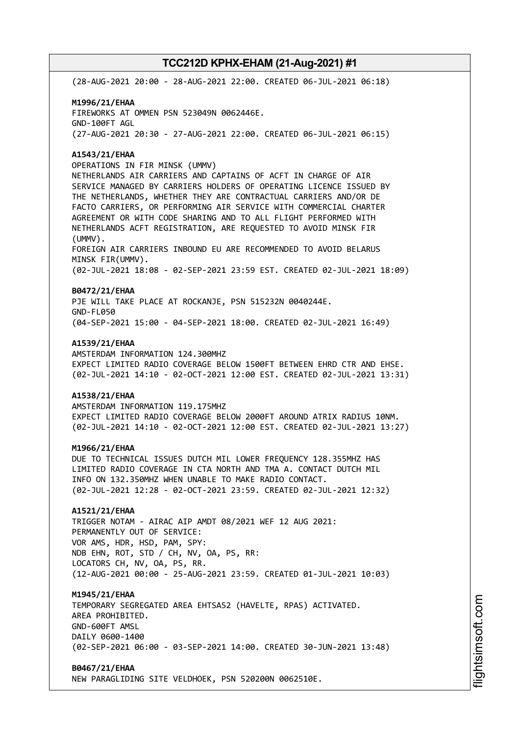(28-AUG-2021 20:00 - 28-AUG-2021 22:00. CREATED 06-JUL-2021 06:18)

**M1996/21/EHAA**
FIREWORKS AT OMMEN PSN 523049N 0062446E.
GND-100FT AGL
(27-AUG-2021 20:30 - 27-AUG-2021 22:00. CREATED 06-JUL-2021 06:15)

**A1543/21/EHAA**
OPERATIONS IN FIR MINSK (UMMV)
NETHERLANDS AIR CARRIERS AND CAPTAINS OF ACFT IN CHARGE OF AIR SERVICE MANAGED BY CARRIERS HOLDERS OF OPERATING LICENCE ISSUED BY THE NETHERLANDS, WHETHER THEY ARE CONTRACTUAL CARRIERS AND/OR DE FACTO CARRIERS, OR PERFORMING AIR SERVICE WITH COMMERCIAL CHARTER AGREEMENT OR WITH CODE SHARING AND TO ALL FLIGHT PERFORMED WITH NETHERLANDS ACFT REGISTRATION, ARE REQUESTED TO AVOID MINSK FIR (UMMV).
FOREIGN AIR CARRIERS INBOUND EU ARE RECOMMENDED TO AVOID BELARUS MINSK FIR(UMMV).
(02-JUL-2021 18:08 - 02-SEP-2021 23:59 EST. CREATED 02-JUL-2021 18:09)

**B0472/21/EHAA**
PJE WILL TAKE PLACE AT ROCKANJE, PSN 515232N 0040244E.
GND-FL050
(04-SEP-2021 15:00 - 04-SEP-2021 18:00. CREATED 02-JUL-2021 16:49)

**A1539/21/EHAA**
AMSTERDAM INFORMATION 124.300MHZ
EXPECT LIMITED RADIO COVERAGE BELOW 1500FT BETWEEN EHRD CTR AND EHSE.
(02-JUL-2021 14:10 - 02-OCT-2021 12:00 EST. CREATED 02-JUL-2021 13:31)

**A1538/21/EHAA**
AMSTERDAM INFORMATION 119.175MHZ
EXPECT LIMITED RADIO COVERAGE BELOW 2000FT AROUND ATRIX RADIUS 10NM.
(02-JUL-2021 14:10 - 02-OCT-2021 12:00 EST. CREATED 02-JUL-2021 13:27)

**M1966/21/EHAA**
DUE TO TECHNICAL ISSUES DUTCH MIL LOWER FREQUENCY 128.355MHZ HAS LIMITED RADIO COVERAGE IN CTA NORTH AND TMA A. CONTACT DUTCH MIL INFO ON 132.350MHZ WHEN UNABLE TO MAKE RADIO CONTACT.
(02-JUL-2021 12:28 - 02-OCT-2021 23:59. CREATED 02-JUL-2021 12:32)

**A1521/21/EHAA**
TRIGGER NOTAM - AIRAC AIP AMDT 08/2021 WEF 12 AUG 2021:
PERMANENTLY OUT OF SERVICE:
VOR AMS, HDR, HSD, PAM, SPY:
NDB EHN, ROT, STD / CH, NV, OA, PS, RR:
LOCATORS CH, NV, OA, PS, RR.
(12-AUG-2021 00:00 - 25-AUG-2021 23:59. CREATED 01-JUL-2021 10:03)

**M1945/21/EHAA**
TEMPORARY SEGREGATED AREA EHTSA52 (HAVELTE, RPAS) ACTIVATED.
AREA PROHIBITED.
GND-600FT AMSL
DAILY 0600-1400
(02-SEP-2021 06:00 - 03-SEP-2021 14:00. CREATED 30-JUN-2021 13:48)

**B0467/21/EHAA**
NEW PARAGLIDING SITE VELDHOEK, PSN 520200N 0062510E.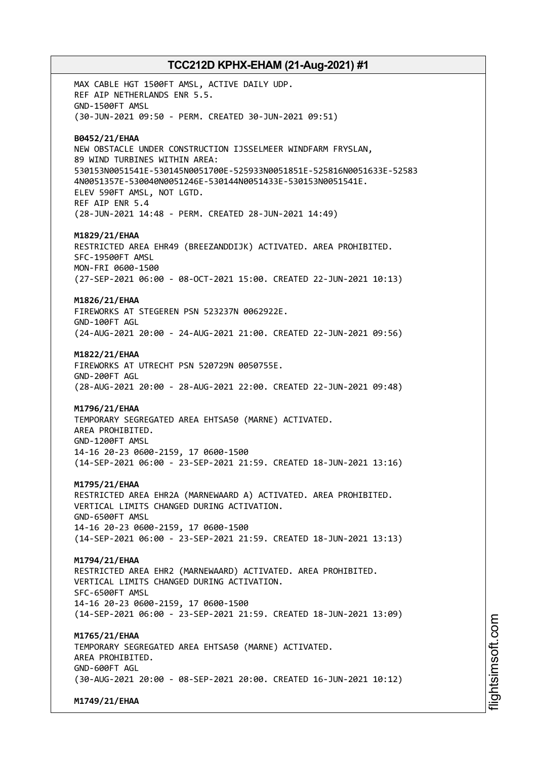MAX CABLE HGT 1500FT AMSL, ACTIVE DAILY UDP.
REF AIP NETHERLANDS ENR 5.5.
GND-1500FT AMSL
(30-JUN-2021 09:50 - PERM. CREATED 30-JUN-2021 09:51)

**B0452/21/EHAA**
NEW OBSTACLE UNDER CONSTRUCTION IJSSELMEER WINDFARM FRYSLAN,
89 WIND TURBINES WITHIN AREA:
530153N0051541E-530145N0051700E-525933N0051851E-525816N0051633E-52583
4N0051357E-530040N0051246E-530144N0051433E-530153N0051541E.
ELEV 590FT AMSL, NOT LGTD.
REF AIP ENR 5.4
(28-JUN-2021 14:48 - PERM. CREATED 28-JUN-2021 14:49)

**M1829/21/EHAA**
RESTRICTED AREA EHR49 (BREEZANDDIJK) ACTIVATED. AREA PROHIBITED.
SFC-19500FT AMSL
MON-FRI 0600-1500
(27-SEP-2021 06:00 - 08-OCT-2021 15:00. CREATED 22-JUN-2021 10:13)

**M1826/21/EHAA**
FIREWORKS AT STEGEREN PSN 523237N 0062922E.
GND-100FT AGL
(24-AUG-2021 20:00 - 24-AUG-2021 21:00. CREATED 22-JUN-2021 09:56)

**M1822/21/EHAA**
FIREWORKS AT UTRECHT PSN 520729N 0050755E.
GND-200FT AGL
(28-AUG-2021 20:00 - 28-AUG-2021 22:00. CREATED 22-JUN-2021 09:48)

**M1796/21/EHAA**
TEMPORARY SEGREGATED AREA EHTSA50 (MARNE) ACTIVATED.
AREA PROHIBITED.
GND-1200FT AMSL
14-16 20-23 0600-2159, 17 0600-1500
(14-SEP-2021 06:00 - 23-SEP-2021 21:59. CREATED 18-JUN-2021 13:16)

**M1795/21/EHAA**
RESTRICTED AREA EHR2A (MARNEWAARD A) ACTIVATED. AREA PROHIBITED.
VERTICAL LIMITS CHANGED DURING ACTIVATION.
GND-6500FT AMSL
14-16 20-23 0600-2159, 17 0600-1500
(14-SEP-2021 06:00 - 23-SEP-2021 21:59. CREATED 18-JUN-2021 13:13)

**M1794/21/EHAA**
RESTRICTED AREA EHR2 (MARNEWAARD) ACTIVATED. AREA PROHIBITED.
VERTICAL LIMITS CHANGED DURING ACTIVATION.
SFC-6500FT AMSL
14-16 20-23 0600-2159, 17 0600-1500
(14-SEP-2021 06:00 - 23-SEP-2021 21:59. CREATED 18-JUN-2021 13:09)

**M1765/21/EHAA**
TEMPORARY SEGREGATED AREA EHTSA50 (MARNE) ACTIVATED.
AREA PROHIBITED.
GND-600FT AGL
(30-AUG-2021 20:00 - 08-SEP-2021 20:00. CREATED 16-JUN-2021 10:12)

**M1749/21/EHAA**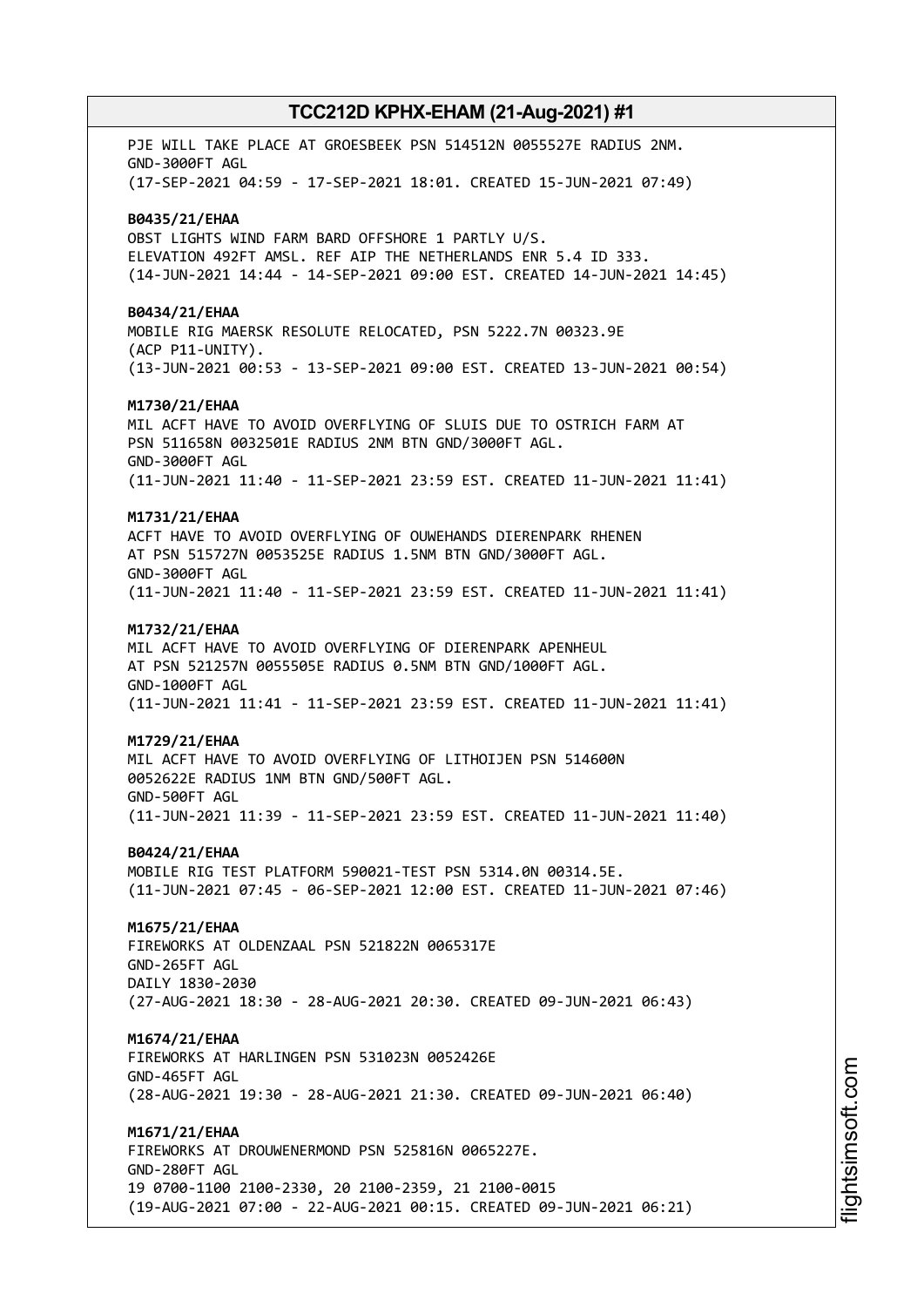PJE WILL TAKE PLACE AT GROESBEEK PSN 514512N 0055527E RADIUS 2NM.
GND-3000FT AGL
(17-SEP-2021 04:59 - 17-SEP-2021 18:01. CREATED 15-JUN-2021 07:49)

**B0435/21/EHAA**
OBST LIGHTS WIND FARM BARD OFFSHORE 1 PARTLY U/S.
ELEVATION 492FT AMSL. REF AIP THE NETHERLANDS ENR 5.4 ID 333.
(14-JUN-2021 14:44 - 14-SEP-2021 09:00 EST. CREATED 14-JUN-2021 14:45)

**B0434/21/EHAA**
MOBILE RIG MAERSK RESOLUTE RELOCATED, PSN 5222.7N 00323.9E
(ACP P11-UNITY).
(13-JUN-2021 00:53 - 13-SEP-2021 09:00 EST. CREATED 13-JUN-2021 00:54)

**M1730/21/EHAA**
MIL ACFT HAVE TO AVOID OVERFLYING OF SLUIS DUE TO OSTRICH FARM AT
PSN 511658N 0032501E RADIUS 2NM BTN GND/3000FT AGL.
GND-3000FT AGL
(11-JUN-2021 11:40 - 11-SEP-2021 23:59 EST. CREATED 11-JUN-2021 11:41)

**M1731/21/EHAA**
ACFT HAVE TO AVOID OVERFLYING OF OUWEHANDS DIERENPARK RHENEN
AT PSN 515727N 0053525E RADIUS 1.5NM BTN GND/3000FT AGL.
GND-3000FT AGL
(11-JUN-2021 11:40 - 11-SEP-2021 23:59 EST. CREATED 11-JUN-2021 11:41)

**M1732/21/EHAA**
MIL ACFT HAVE TO AVOID OVERFLYING OF DIERENPARK APENHEUL
AT PSN 521257N 0055505E RADIUS 0.5NM BTN GND/1000FT AGL.
GND-1000FT AGL
(11-JUN-2021 11:41 - 11-SEP-2021 23:59 EST. CREATED 11-JUN-2021 11:41)

**M1729/21/EHAA**
MIL ACFT HAVE TO AVOID OVERFLYING OF LITHOIJEN PSN 514600N
0052622E RADIUS 1NM BTN GND/500FT AGL.
GND-500FT AGL
(11-JUN-2021 11:39 - 11-SEP-2021 23:59 EST. CREATED 11-JUN-2021 11:40)

**B0424/21/EHAA**
MOBILE RIG TEST PLATFORM 590021-TEST PSN 5314.0N 00314.5E.
(11-JUN-2021 07:45 - 06-SEP-2021 12:00 EST. CREATED 11-JUN-2021 07:46)

**M1675/21/EHAA**
FIREWORKS AT OLDENZAAL PSN 521822N 0065317E
GND-265FT AGL
DAILY 1830-2030
(27-AUG-2021 18:30 - 28-AUG-2021 20:30. CREATED 09-JUN-2021 06:43)

**M1674/21/EHAA**
FIREWORKS AT HARLINGEN PSN 531023N 0052426E
GND-465FT AGL
(28-AUG-2021 19:30 - 28-AUG-2021 21:30. CREATED 09-JUN-2021 06:40)

**M1671/21/EHAA**
FIREWORKS AT DROUWENERMOND PSN 525816N 0065227E.
GND-280FT AGL
19 0700-1100 2100-2330, 20 2100-2359, 21 2100-0015
(19-AUG-2021 07:00 - 22-AUG-2021 00:15. CREATED 09-JUN-2021 06:21)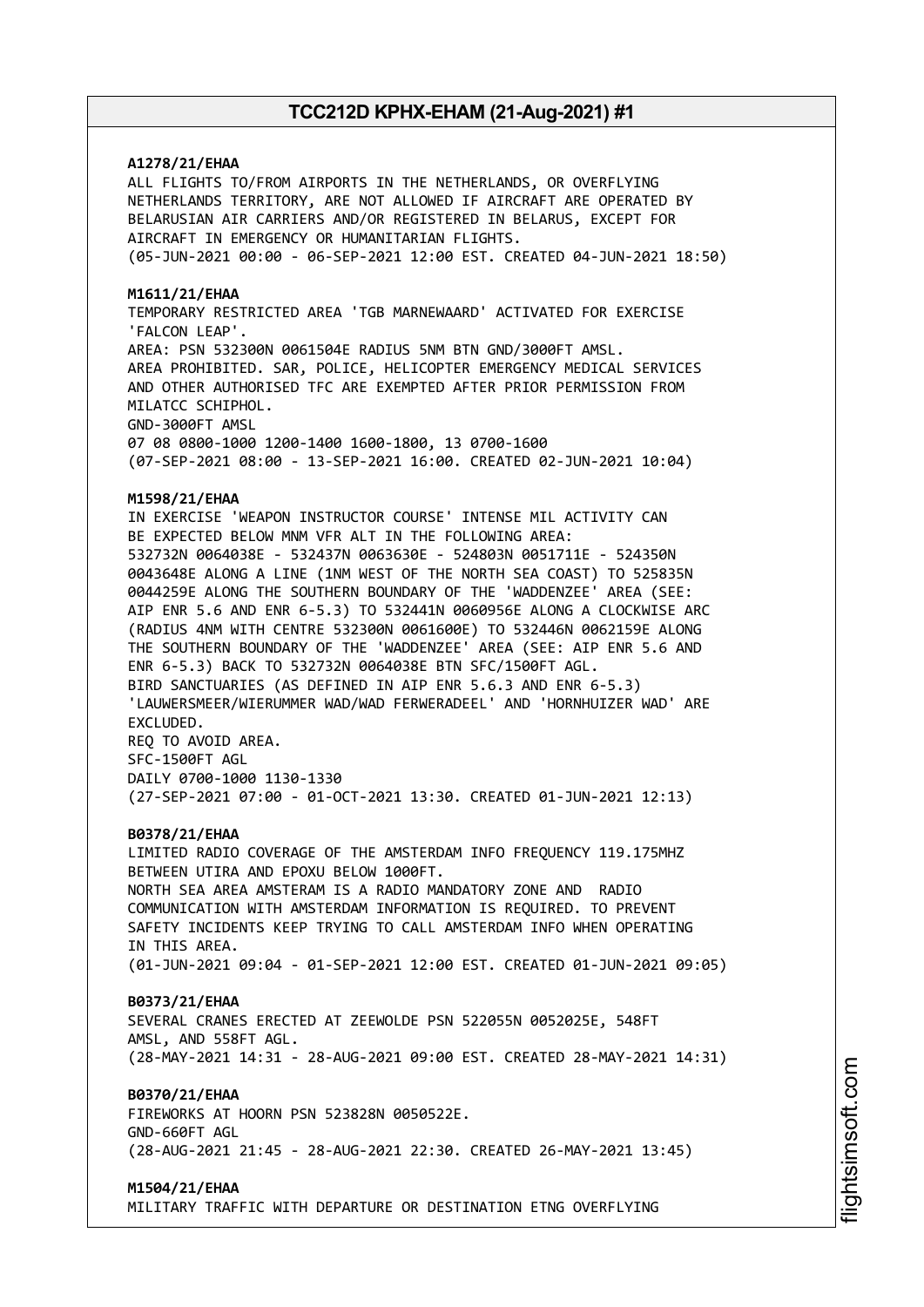**A1278/21/EHAA**
ALL FLIGHTS TO/FROM AIRPORTS IN THE NETHERLANDS, OR OVERFLYING NETHERLANDS TERRITORY, ARE NOT ALLOWED IF AIRCRAFT ARE OPERATED BY BELARUSIAN AIR CARRIERS AND/OR REGISTERED IN BELARUS, EXCEPT FOR AIRCRAFT IN EMERGENCY OR HUMANITARIAN FLIGHTS.
(05-JUN-2021 00:00 - 06-SEP-2021 12:00 EST. CREATED 04-JUN-2021 18:50)

**M1611/21/EHAA**
TEMPORARY RESTRICTED AREA 'TGB MARNEWAARD' ACTIVATED FOR EXERCISE 'FALCON LEAP'.
AREA: PSN 532300N 0061504E RADIUS 5NM BTN GND/3000FT AMSL.
AREA PROHIBITED. SAR, POLICE, HELICOPTER EMERGENCY MEDICAL SERVICES AND OTHER AUTHORISED TFC ARE EXEMPTED AFTER PRIOR PERMISSION FROM MILATCC SCHIPHOL.
GND-3000FT AMSL
07 08 0800-1000 1200-1400 1600-1800, 13 0700-1600
(07-SEP-2021 08:00 - 13-SEP-2021 16:00. CREATED 02-JUN-2021 10:04)

**M1598/21/EHAA**
IN EXERCISE 'WEAPON INSTRUCTOR COURSE' INTENSE MIL ACTIVITY CAN BE EXPECTED BELOW MNM VFR ALT IN THE FOLLOWING AREA:
532732N 0064038E - 532437N 0063630E - 524803N 0051711E - 524350N 0043648E ALONG A LINE (1NM WEST OF THE NORTH SEA COAST) TO 525835N 0044259E ALONG THE SOUTHERN BOUNDARY OF THE 'WADDENZEE' AREA (SEE: AIP ENR 5.6 AND ENR 6-5.3) TO 532441N 0060956E ALONG A CLOCKWISE ARC (RADIUS 4NM WITH CENTRE 532300N 0061600E) TO 532446N 0062159E ALONG THE SOUTHERN BOUNDARY OF THE 'WADDENZEE' AREA (SEE: AIP ENR 5.6 AND ENR 6-5.3) BACK TO 532732N 0064038E BTN SFC/1500FT AGL.
BIRD SANCTUARIES (AS DEFINED IN AIP ENR 5.6.3 AND ENR 6-5.3) 'LAUWERSMEER/WIERUMMER WAD/WAD FERWERADEEL' AND 'HORNHUIZER WAD' ARE EXCLUDED.
REQ TO AVOID AREA.
SFC-1500FT AGL
DAILY 0700-1000 1130-1330
(27-SEP-2021 07:00 - 01-OCT-2021 13:30. CREATED 01-JUN-2021 12:13)

**B0378/21/EHAA**
LIMITED RADIO COVERAGE OF THE AMSTERDAM INFO FREQUENCY 119.175MHZ BETWEEN UTIRA AND EPOXU BELOW 1000FT.
NORTH SEA AREA AMSTERAM IS A RADIO MANDATORY ZONE AND RADIO COMMUNICATION WITH AMSTERDAM INFORMATION IS REQUIRED. TO PREVENT SAFETY INCIDENTS KEEP TRYING TO CALL AMSTERDAM INFO WHEN OPERATING IN THIS AREA.
(01-JUN-2021 09:04 - 01-SEP-2021 12:00 EST. CREATED 01-JUN-2021 09:05)

**B0373/21/EHAA**
SEVERAL CRANES ERECTED AT ZEEWOLDE PSN 522055N 0052025E, 548FT AMSL, AND 558FT AGL.
(28-MAY-2021 14:31 - 28-AUG-2021 09:00 EST. CREATED 28-MAY-2021 14:31)

**B0370/21/EHAA**
FIREWORKS AT HOORN PSN 523828N 0050522E.
GND-660FT AGL
(28-AUG-2021 21:45 - 28-AUG-2021 22:30. CREATED 26-MAY-2021 13:45)

**M1504/21/EHAA**
MILITARY TRAFFIC WITH DEPARTURE OR DESTINATION ETNG OVERFLYING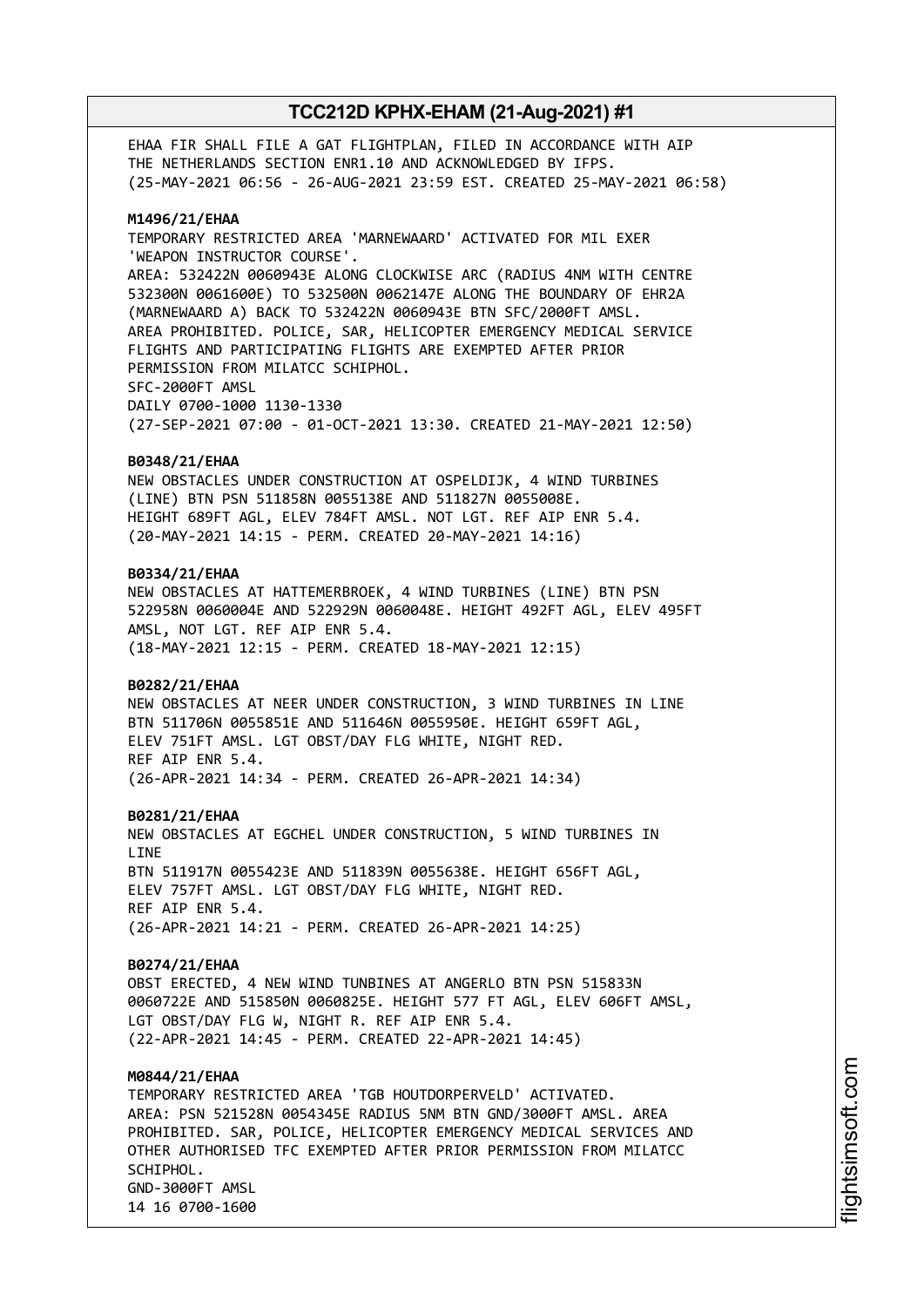EHAA FIR SHALL FILE A GAT FLIGHTPLAN, FILED IN ACCORDANCE WITH AIP THE NETHERLANDS SECTION ENR1.10 AND ACKNOWLEDGED BY IFPS.
(25-MAY-2021 06:56 - 26-AUG-2021 23:59 EST. CREATED 25-MAY-2021 06:58)

**M1496/21/EHAA**
TEMPORARY RESTRICTED AREA 'MARNEWAARD' ACTIVATED FOR MIL EXER 'WEAPON INSTRUCTOR COURSE'.
AREA: 532422N 0060943E ALONG CLOCKWISE ARC (RADIUS 4NM WITH CENTRE 532300N 0061600E) TO 532500N 0062147E ALONG THE BOUNDARY OF EHR2A (MARNEWAARD A) BACK TO 532422N 0060943E BTN SFC/2000FT AMSL.
AREA PROHIBITED. POLICE, SAR, HELICOPTER EMERGENCY MEDICAL SERVICE FLIGHTS AND PARTICIPATING FLIGHTS ARE EXEMPTED AFTER PRIOR PERMISSION FROM MILATCC SCHIPHOL.
SFC-2000FT AMSL
DAILY 0700-1000 1130-1330
(27-SEP-2021 07:00 - 01-OCT-2021 13:30. CREATED 21-MAY-2021 12:50)

**B0348/21/EHAA**
NEW OBSTACLES UNDER CONSTRUCTION AT OSPELDIJK, 4 WIND TURBINES (LINE) BTN PSN 511858N 0055138E AND 511827N 0055008E.
HEIGHT 689FT AGL, ELEV 784FT AMSL. NOT LGT. REF AIP ENR 5.4.
(20-MAY-2021 14:15 - PERM. CREATED 20-MAY-2021 14:16)

**B0334/21/EHAA**
NEW OBSTACLES AT HATTEMERBROEK, 4 WIND TURBINES (LINE) BTN PSN 522958N 0060004E AND 522929N 0060048E. HEIGHT 492FT AGL, ELEV 495FT AMSL, NOT LGT. REF AIP ENR 5.4.
(18-MAY-2021 12:15 - PERM. CREATED 18-MAY-2021 12:15)

**B0282/21/EHAA**
NEW OBSTACLES AT NEER UNDER CONSTRUCTION, 3 WIND TURBINES IN LINE BTN 511706N 0055851E AND 511646N 0055950E. HEIGHT 659FT AGL, ELEV 751FT AMSL. LGT OBST/DAY FLG WHITE, NIGHT RED.
REF AIP ENR 5.4.
(26-APR-2021 14:34 - PERM. CREATED 26-APR-2021 14:34)

**B0281/21/EHAA**
NEW OBSTACLES AT EGCHEL UNDER CONSTRUCTION, 5 WIND TURBINES IN LINE
BTN 511917N 0055423E AND 511839N 0055638E. HEIGHT 656FT AGL, ELEV 757FT AMSL. LGT OBST/DAY FLG WHITE, NIGHT RED.
REF AIP ENR 5.4.
(26-APR-2021 14:21 - PERM. CREATED 26-APR-2021 14:25)

**B0274/21/EHAA**
OBST ERECTED, 4 NEW WIND TUNBINES AT ANGERLO BTN PSN 515833N 0060722E AND 515850N 0060825E. HEIGHT 577 FT AGL, ELEV 606FT AMSL, LGT OBST/DAY FLG W, NIGHT R. REF AIP ENR 5.4.
(22-APR-2021 14:45 - PERM. CREATED 22-APR-2021 14:45)

**M0844/21/EHAA**
TEMPORARY RESTRICTED AREA 'TGB HOUTDORPERVELD' ACTIVATED.
AREA: PSN 521528N 0054345E RADIUS 5NM BTN GND/3000FT AMSL. AREA PROHIBITED. SAR, POLICE, HELICOPTER EMERGENCY MEDICAL SERVICES AND OTHER AUTHORISED TFC EXEMPTED AFTER PRIOR PERMISSION FROM MILATCC SCHIPHOL.
GND-3000FT AMSL
14 16 0700-1600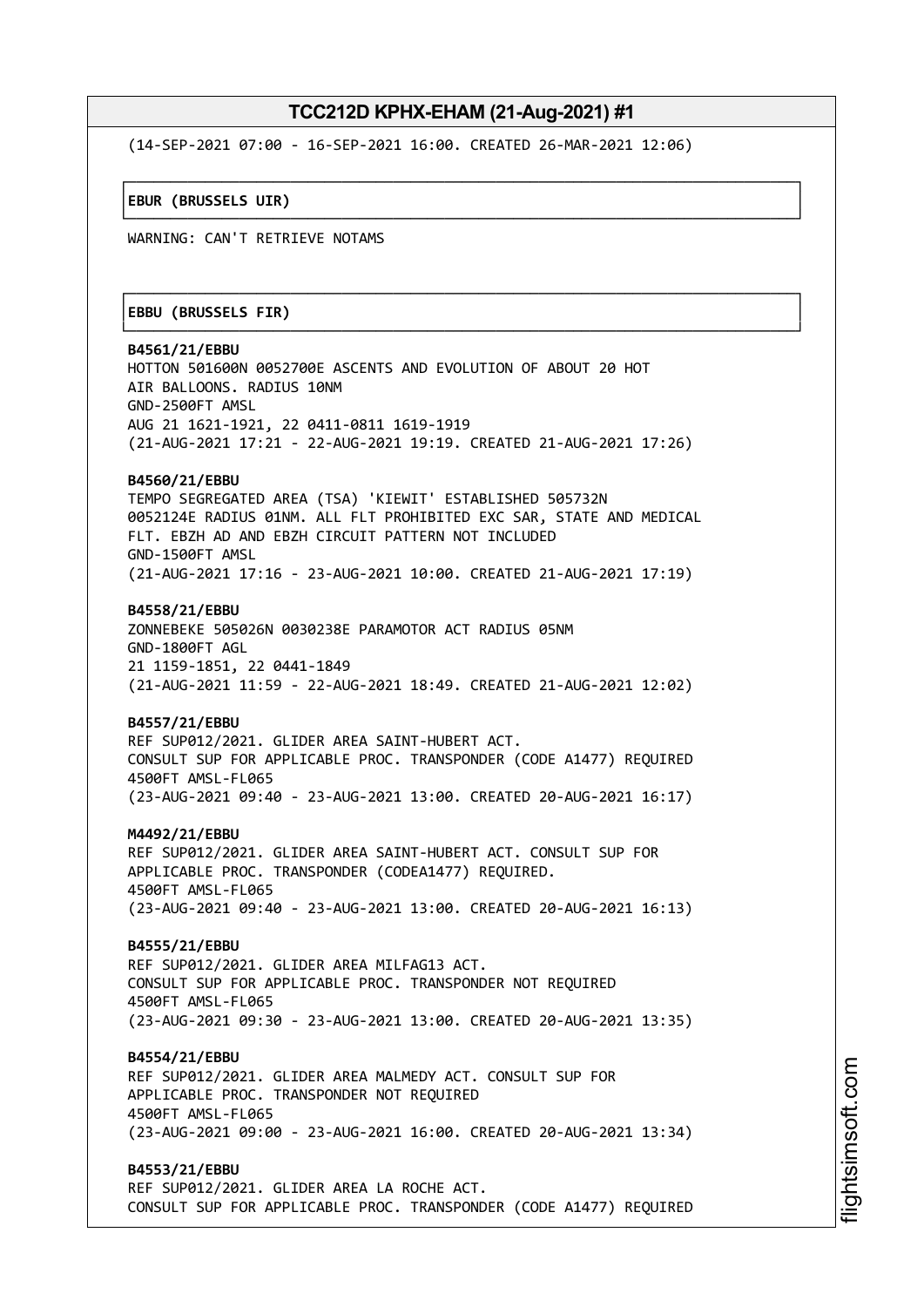(14-SEP-2021 07:00 - 16-SEP-2021 16:00. CREATED 26-MAR-2021 12:06)

**EBUR (BRUSSELS UIR)**

WARNING: CAN'T RETRIEVE NOTAMS

**EBBU (BRUSSELS FIR)**

**B4561/21/EBBU**
HOTTON 501600N 0052700E ASCENTS AND EVOLUTION OF ABOUT 20 HOT AIR BALLOONS. RADIUS 10NM
GND-2500FT AMSL
AUG 21 1621-1921, 22 0411-0811 1619-1919
(21-AUG-2021 17:21 - 22-AUG-2021 19:19. CREATED 21-AUG-2021 17:26)

**B4560/21/EBBU**
TEMPO SEGREGATED AREA (TSA) 'KIEWIT' ESTABLISHED 505732N 0052124E RADIUS 01NM. ALL FLT PROHIBITED EXC SAR, STATE AND MEDICAL FLT. EBZH AD AND EBZH CIRCUIT PATTERN NOT INCLUDED
GND-1500FT AMSL
(21-AUG-2021 17:16 - 23-AUG-2021 10:00. CREATED 21-AUG-2021 17:19)

**B4558/21/EBBU**
ZONNEBEKE 505026N 0030238E PARAMOTOR ACT RADIUS 05NM
GND-1800FT AGL
21 1159-1851, 22 0441-1849
(21-AUG-2021 11:59 - 22-AUG-2021 18:49. CREATED 21-AUG-2021 12:02)

**B4557/21/EBBU**
REF SUP012/2021. GLIDER AREA SAINT-HUBERT ACT.
CONSULT SUP FOR APPLICABLE PROC. TRANSPONDER (CODE A1477) REQUIRED
4500FT AMSL-FL065
(23-AUG-2021 09:40 - 23-AUG-2021 13:00. CREATED 20-AUG-2021 16:17)

**M4492/21/EBBU**
REF SUP012/2021. GLIDER AREA SAINT-HUBERT ACT. CONSULT SUP FOR APPLICABLE PROC. TRANSPONDER (CODEA1477) REQUIRED.
4500FT AMSL-FL065
(23-AUG-2021 09:40 - 23-AUG-2021 13:00. CREATED 20-AUG-2021 16:13)

**B4555/21/EBBU**
REF SUP012/2021. GLIDER AREA MILFAG13 ACT.
CONSULT SUP FOR APPLICABLE PROC. TRANSPONDER NOT REQUIRED
4500FT AMSL-FL065
(23-AUG-2021 09:30 - 23-AUG-2021 13:00. CREATED 20-AUG-2021 13:35)

**B4554/21/EBBU**
REF SUP012/2021. GLIDER AREA MALMEDY ACT. CONSULT SUP FOR APPLICABLE PROC. TRANSPONDER NOT REQUIRED
4500FT AMSL-FL065
(23-AUG-2021 09:00 - 23-AUG-2021 16:00. CREATED 20-AUG-2021 13:34)

**B4553/21/EBBU**
REF SUP012/2021. GLIDER AREA LA ROCHE ACT.
CONSULT SUP FOR APPLICABLE PROC. TRANSPONDER (CODE A1477) REQUIRED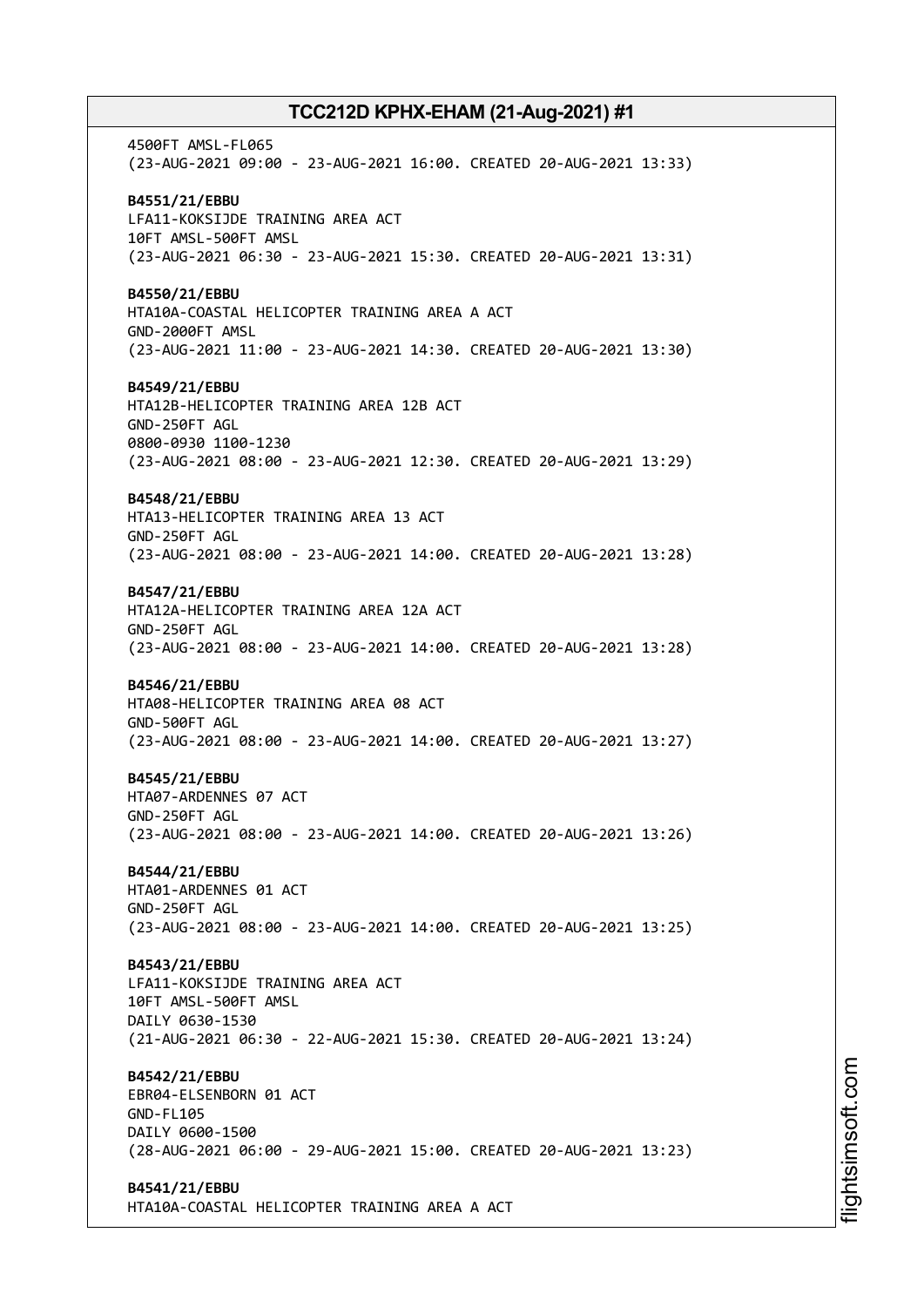4500FT AMSL-FL065
(23-AUG-2021 09:00 - 23-AUG-2021 16:00. CREATED 20-AUG-2021 13:33)

**B4551/21/EBBU**
LFA11-KOKSIJDE TRAINING AREA ACT
10FT AMSL-500FT AMSL
(23-AUG-2021 06:30 - 23-AUG-2021 15:30. CREATED 20-AUG-2021 13:31)

**B4550/21/EBBU**
HTA10A-COASTAL HELICOPTER TRAINING AREA A ACT
GND-2000FT AMSL
(23-AUG-2021 11:00 - 23-AUG-2021 14:30. CREATED 20-AUG-2021 13:30)

**B4549/21/EBBU**
HTA12B-HELICOPTER TRAINING AREA 12B ACT
GND-250FT AGL
0800-0930 1100-1230
(23-AUG-2021 08:00 - 23-AUG-2021 12:30. CREATED 20-AUG-2021 13:29)

**B4548/21/EBBU**
HTA13-HELICOPTER TRAINING AREA 13 ACT
GND-250FT AGL
(23-AUG-2021 08:00 - 23-AUG-2021 14:00. CREATED 20-AUG-2021 13:28)

**B4547/21/EBBU**
HTA12A-HELICOPTER TRAINING AREA 12A ACT
GND-250FT AGL
(23-AUG-2021 08:00 - 23-AUG-2021 14:00. CREATED 20-AUG-2021 13:28)

**B4546/21/EBBU**
HTA08-HELICOPTER TRAINING AREA 08 ACT
GND-500FT AGL
(23-AUG-2021 08:00 - 23-AUG-2021 14:00. CREATED 20-AUG-2021 13:27)

**B4545/21/EBBU**
HTA07-ARDENNES 07 ACT
GND-250FT AGL
(23-AUG-2021 08:00 - 23-AUG-2021 14:00. CREATED 20-AUG-2021 13:26)

**B4544/21/EBBU**
HTA01-ARDENNES 01 ACT
GND-250FT AGL
(23-AUG-2021 08:00 - 23-AUG-2021 14:00. CREATED 20-AUG-2021 13:25)

**B4543/21/EBBU**
LFA11-KOKSIJDE TRAINING AREA ACT
10FT AMSL-500FT AMSL
DAILY 0630-1530
(21-AUG-2021 06:30 - 22-AUG-2021 15:30. CREATED 20-AUG-2021 13:24)

**B4542/21/EBBU**
EBR04-ELSENBORN 01 ACT
GND-FL105
DAILY 0600-1500
(28-AUG-2021 06:00 - 29-AUG-2021 15:00. CREATED 20-AUG-2021 13:23)

**B4541/21/EBBU**
HTA10A-COASTAL HELICOPTER TRAINING AREA A ACT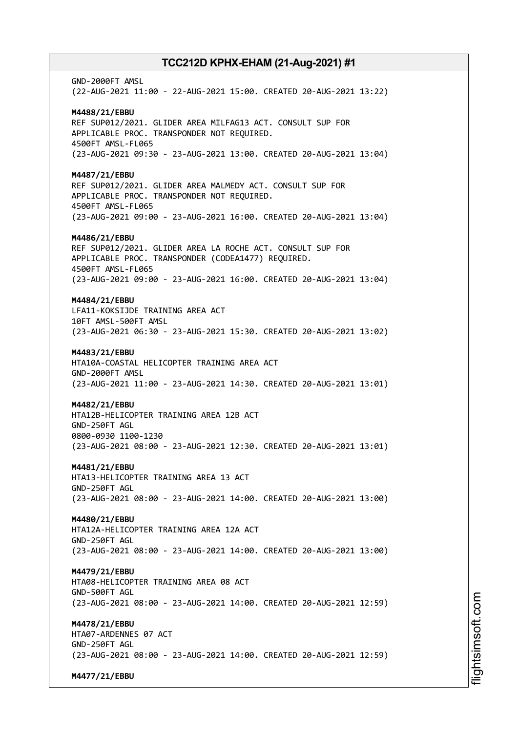GND-2000FT AMSL
(22-AUG-2021 11:00 - 22-AUG-2021 15:00. CREATED 20-AUG-2021 13:22)

**M4488/21/EBBU**
REF SUP012/2021. GLIDER AREA MILFAG13 ACT. CONSULT SUP FOR APPLICABLE PROC. TRANSPONDER NOT REQUIRED.
4500FT AMSL-FL065
(23-AUG-2021 09:30 - 23-AUG-2021 13:00. CREATED 20-AUG-2021 13:04)

**M4487/21/EBBU**
REF SUP012/2021. GLIDER AREA MALMEDY ACT. CONSULT SUP FOR APPLICABLE PROC. TRANSPONDER NOT REQUIRED.
4500FT AMSL-FL065
(23-AUG-2021 09:00 - 23-AUG-2021 16:00. CREATED 20-AUG-2021 13:04)

**M4486/21/EBBU**
REF SUP012/2021. GLIDER AREA LA ROCHE ACT. CONSULT SUP FOR APPLICABLE PROC. TRANSPONDER (CODEA1477) REQUIRED.
4500FT AMSL-FL065
(23-AUG-2021 09:00 - 23-AUG-2021 16:00. CREATED 20-AUG-2021 13:04)

**M4484/21/EBBU**
LFA11-KOKSIJDE TRAINING AREA ACT
10FT AMSL-500FT AMSL
(23-AUG-2021 06:30 - 23-AUG-2021 15:30. CREATED 20-AUG-2021 13:02)

**M4483/21/EBBU**
HTA10A-COASTAL HELICOPTER TRAINING AREA ACT
GND-2000FT AMSL
(23-AUG-2021 11:00 - 23-AUG-2021 14:30. CREATED 20-AUG-2021 13:01)

**M4482/21/EBBU**
HTA12B-HELICOPTER TRAINING AREA 12B ACT
GND-250FT AGL
0800-0930 1100-1230
(23-AUG-2021 08:00 - 23-AUG-2021 12:30. CREATED 20-AUG-2021 13:01)

**M4481/21/EBBU**
HTA13-HELICOPTER TRAINING AREA 13 ACT
GND-250FT AGL
(23-AUG-2021 08:00 - 23-AUG-2021 14:00. CREATED 20-AUG-2021 13:00)

**M4480/21/EBBU**
HTA12A-HELICOPTER TRAINING AREA 12A ACT
GND-250FT AGL
(23-AUG-2021 08:00 - 23-AUG-2021 14:00. CREATED 20-AUG-2021 13:00)

**M4479/21/EBBU**
HTA08-HELICOPTER TRAINING AREA 08 ACT
GND-500FT AGL
(23-AUG-2021 08:00 - 23-AUG-2021 14:00. CREATED 20-AUG-2021 12:59)

**M4478/21/EBBU**
HTA07-ARDENNES 07 ACT
GND-250FT AGL
(23-AUG-2021 08:00 - 23-AUG-2021 14:00. CREATED 20-AUG-2021 12:59)

**M4477/21/EBBU**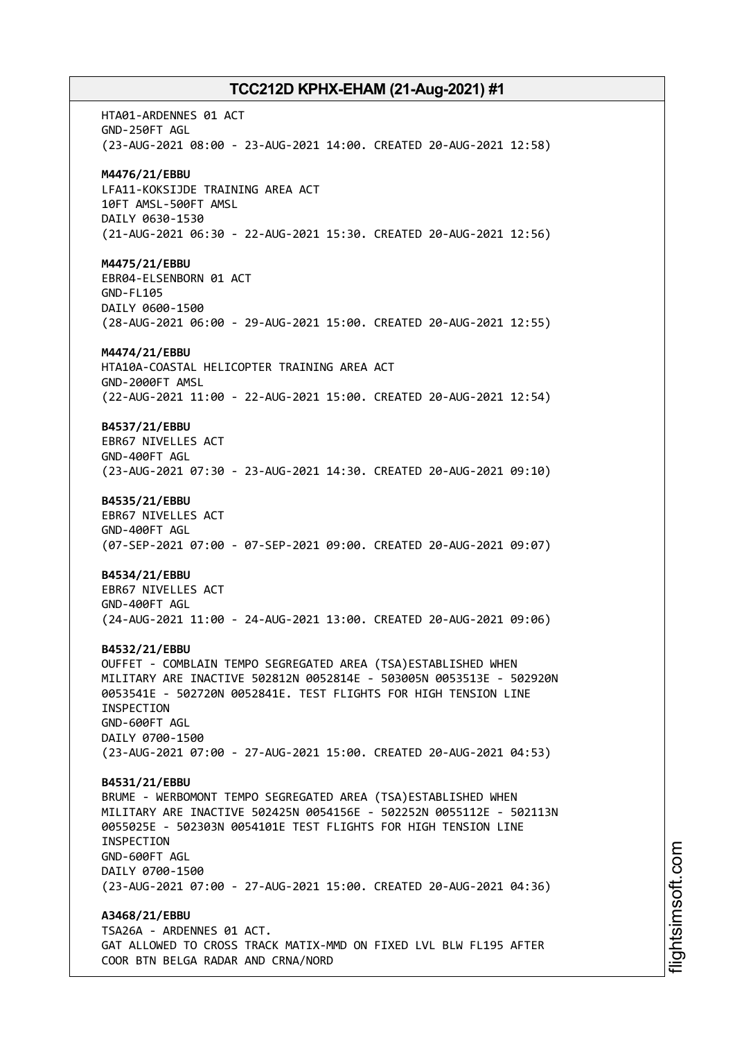HTA01-ARDENNES 01 ACT
GND-250FT AGL
(23-AUG-2021 08:00 - 23-AUG-2021 14:00. CREATED 20-AUG-2021 12:58)

**M4476/21/EBBU**
LFA11-KOKSIJDE TRAINING AREA ACT
10FT AMSL-500FT AMSL
DAILY 0630-1530
(21-AUG-2021 06:30 - 22-AUG-2021 15:30. CREATED 20-AUG-2021 12:56)

**M4475/21/EBBU**
EBR04-ELSENBORN 01 ACT
GND-FL105
DAILY 0600-1500
(28-AUG-2021 06:00 - 29-AUG-2021 15:00. CREATED 20-AUG-2021 12:55)

**M4474/21/EBBU**
HTA10A-COASTAL HELICOPTER TRAINING AREA ACT
GND-2000FT AMSL
(22-AUG-2021 11:00 - 22-AUG-2021 15:00. CREATED 20-AUG-2021 12:54)

**B4537/21/EBBU**
EBR67 NIVELLES ACT
GND-400FT AGL
(23-AUG-2021 07:30 - 23-AUG-2021 14:30. CREATED 20-AUG-2021 09:10)

**B4535/21/EBBU**
EBR67 NIVELLES ACT
GND-400FT AGL
(07-SEP-2021 07:00 - 07-SEP-2021 09:00. CREATED 20-AUG-2021 09:07)

**B4534/21/EBBU**
EBR67 NIVELLES ACT
GND-400FT AGL
(24-AUG-2021 11:00 - 24-AUG-2021 13:00. CREATED 20-AUG-2021 09:06)

**B4532/21/EBBU**
OUFFET - COMBLAIN TEMPO SEGREGATED AREA (TSA)ESTABLISHED WHEN MILITARY ARE INACTIVE 502812N 0052814E - 503005N 0053513E - 502920N 0053541E - 502720N 0052841E. TEST FLIGHTS FOR HIGH TENSION LINE INSPECTION
GND-600FT AGL
DAILY 0700-1500
(23-AUG-2021 07:00 - 27-AUG-2021 15:00. CREATED 20-AUG-2021 04:53)

**B4531/21/EBBU**
BRUME - WERBOMONT TEMPO SEGREGATED AREA (TSA)ESTABLISHED WHEN MILITARY ARE INACTIVE 502425N 0054156E - 502252N 0055112E - 502113N 0055025E - 502303N 0054101E TEST FLIGHTS FOR HIGH TENSION LINE INSPECTION
GND-600FT AGL
DAILY 0700-1500
(23-AUG-2021 07:00 - 27-AUG-2021 15:00. CREATED 20-AUG-2021 04:36)

**A3468/21/EBBU**
TSA26A - ARDENNES 01 ACT.
GAT ALLOWED TO CROSS TRACK MATIX-MMD ON FIXED LVL BLW FL195 AFTER COOR BTN BELGA RADAR AND CRNA/NORD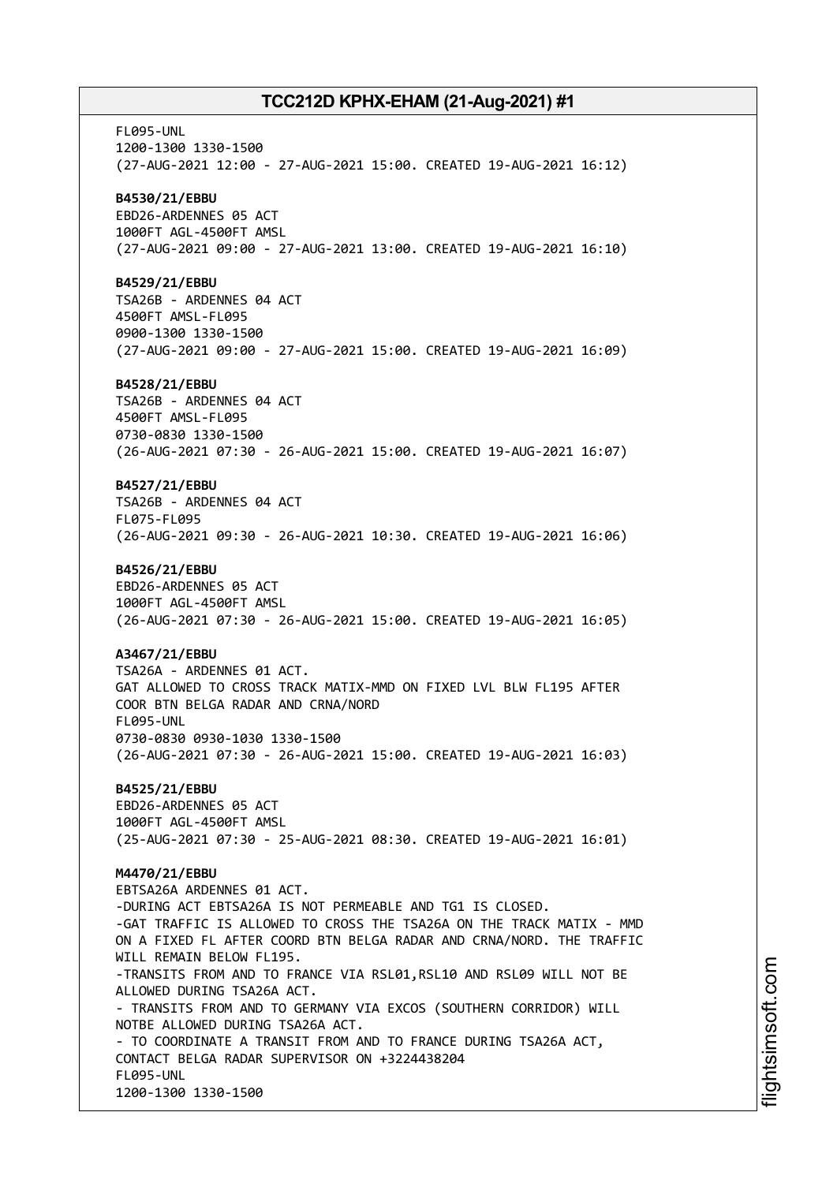FL095-UNL
1200-1300 1330-1500
(27-AUG-2021 12:00 - 27-AUG-2021 15:00. CREATED 19-AUG-2021 16:12)

**B4530/21/EBBU**
EBD26-ARDENNES 05 ACT
1000FT AGL-4500FT AMSL
(27-AUG-2021 09:00 - 27-AUG-2021 13:00. CREATED 19-AUG-2021 16:10)

**B4529/21/EBBU**
TSA26B - ARDENNES 04 ACT
4500FT AMSL-FL095
0900-1300 1330-1500
(27-AUG-2021 09:00 - 27-AUG-2021 15:00. CREATED 19-AUG-2021 16:09)

**B4528/21/EBBU**
TSA26B - ARDENNES 04 ACT
4500FT AMSL-FL095
0730-0830 1330-1500
(26-AUG-2021 07:30 - 26-AUG-2021 15:00. CREATED 19-AUG-2021 16:07)

**B4527/21/EBBU**
TSA26B - ARDENNES 04 ACT
FL075-FL095
(26-AUG-2021 09:30 - 26-AUG-2021 10:30. CREATED 19-AUG-2021 16:06)

**B4526/21/EBBU**
EBD26-ARDENNES 05 ACT
1000FT AGL-4500FT AMSL
(26-AUG-2021 07:30 - 26-AUG-2021 15:00. CREATED 19-AUG-2021 16:05)

**A3467/21/EBBU**
TSA26A - ARDENNES 01 ACT.
GAT ALLOWED TO CROSS TRACK MATIX-MMD ON FIXED LVL BLW FL195 AFTER
COOR BTN BELGA RADAR AND CRNA/NORD
FL095-UNL
0730-0830 0930-1030 1330-1500
(26-AUG-2021 07:30 - 26-AUG-2021 15:00. CREATED 19-AUG-2021 16:03)

**B4525/21/EBBU**
EBD26-ARDENNES 05 ACT
1000FT AGL-4500FT AMSL
(25-AUG-2021 07:30 - 25-AUG-2021 08:30. CREATED 19-AUG-2021 16:01)

**M4470/21/EBBU**
EBTSA26A ARDENNES 01 ACT.
-DURING ACT EBTSA26A IS NOT PERMEABLE AND TG1 IS CLOSED.
-GAT TRAFFIC IS ALLOWED TO CROSS THE TSA26A ON THE TRACK MATIX - MMD
ON A FIXED FL AFTER COORD BTN BELGA RADAR AND CRNA/NORD. THE TRAFFIC
WILL REMAIN BELOW FL195.
-TRANSITS FROM AND TO FRANCE VIA RSL01,RSL10 AND RSL09 WILL NOT BE
ALLOWED DURING TSA26A ACT.
- TRANSITS FROM AND TO GERMANY VIA EXCOS (SOUTHERN CORRIDOR) WILL
NOTBE ALLOWED DURING TSA26A ACT.
- TO COORDINATE A TRANSIT FROM AND TO FRANCE DURING TSA26A ACT,
CONTACT BELGA RADAR SUPERVISOR ON +3224438204
FL095-UNL
1200-1300 1330-1500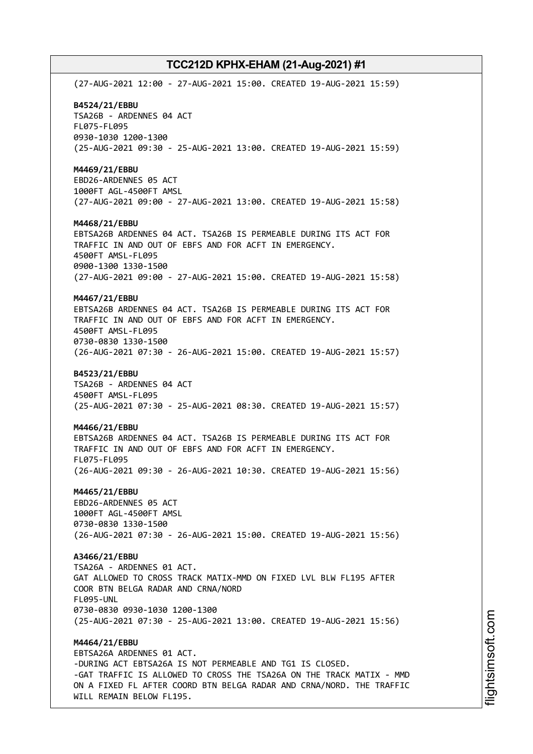(27-AUG-2021 12:00 - 27-AUG-2021 15:00. CREATED 19-AUG-2021 15:59)

**B4524/21/EBBU**
TSA26B - ARDENNES 04 ACT
FL075-FL095
0930-1030 1200-1300
(25-AUG-2021 09:30 - 25-AUG-2021 13:00. CREATED 19-AUG-2021 15:59)

**M4469/21/EBBU**
EBD26-ARDENNES 05 ACT
1000FT AGL-4500FT AMSL
(27-AUG-2021 09:00 - 27-AUG-2021 13:00. CREATED 19-AUG-2021 15:58)

**M4468/21/EBBU**
EBTSA26B ARDENNES 04 ACT. TSA26B IS PERMEABLE DURING ITS ACT FOR
TRAFFIC IN AND OUT OF EBFS AND FOR ACFT IN EMERGENCY.
4500FT AMSL-FL095
0900-1300 1330-1500
(27-AUG-2021 09:00 - 27-AUG-2021 15:00. CREATED 19-AUG-2021 15:58)

**M4467/21/EBBU**
EBTSA26B ARDENNES 04 ACT. TSA26B IS PERMEABLE DURING ITS ACT FOR
TRAFFIC IN AND OUT OF EBFS AND FOR ACFT IN EMERGENCY.
4500FT AMSL-FL095
0730-0830 1330-1500
(26-AUG-2021 07:30 - 26-AUG-2021 15:00. CREATED 19-AUG-2021 15:57)

**B4523/21/EBBU**
TSA26B - ARDENNES 04 ACT
4500FT AMSL-FL095
(25-AUG-2021 07:30 - 25-AUG-2021 08:30. CREATED 19-AUG-2021 15:57)

**M4466/21/EBBU**
EBTSA26B ARDENNES 04 ACT. TSA26B IS PERMEABLE DURING ITS ACT FOR
TRAFFIC IN AND OUT OF EBFS AND FOR ACFT IN EMERGENCY.
FL075-FL095
(26-AUG-2021 09:30 - 26-AUG-2021 10:30. CREATED 19-AUG-2021 15:56)

**M4465/21/EBBU**
EBD26-ARDENNES 05 ACT
1000FT AGL-4500FT AMSL
0730-0830 1330-1500
(26-AUG-2021 07:30 - 26-AUG-2021 15:00. CREATED 19-AUG-2021 15:56)

**A3466/21/EBBU**
TSA26A - ARDENNES 01 ACT.
GAT ALLOWED TO CROSS TRACK MATIX-MMD ON FIXED LVL BLW FL195 AFTER
COOR BTN BELGA RADAR AND CRNA/NORD
FL095-UNL
0730-0830 0930-1030 1200-1300
(25-AUG-2021 07:30 - 25-AUG-2021 13:00. CREATED 19-AUG-2021 15:56)

**M4464/21/EBBU**
EBTSA26A ARDENNES 01 ACT.
-DURING ACT EBTSA26A IS NOT PERMEABLE AND TG1 IS CLOSED.
-GAT TRAFFIC IS ALLOWED TO CROSS THE TSA26A ON THE TRACK MATIX - MMD
ON A FIXED FL AFTER COORD BTN BELGA RADAR AND CRNA/NORD. THE TRAFFIC
WILL REMAIN BELOW FL195.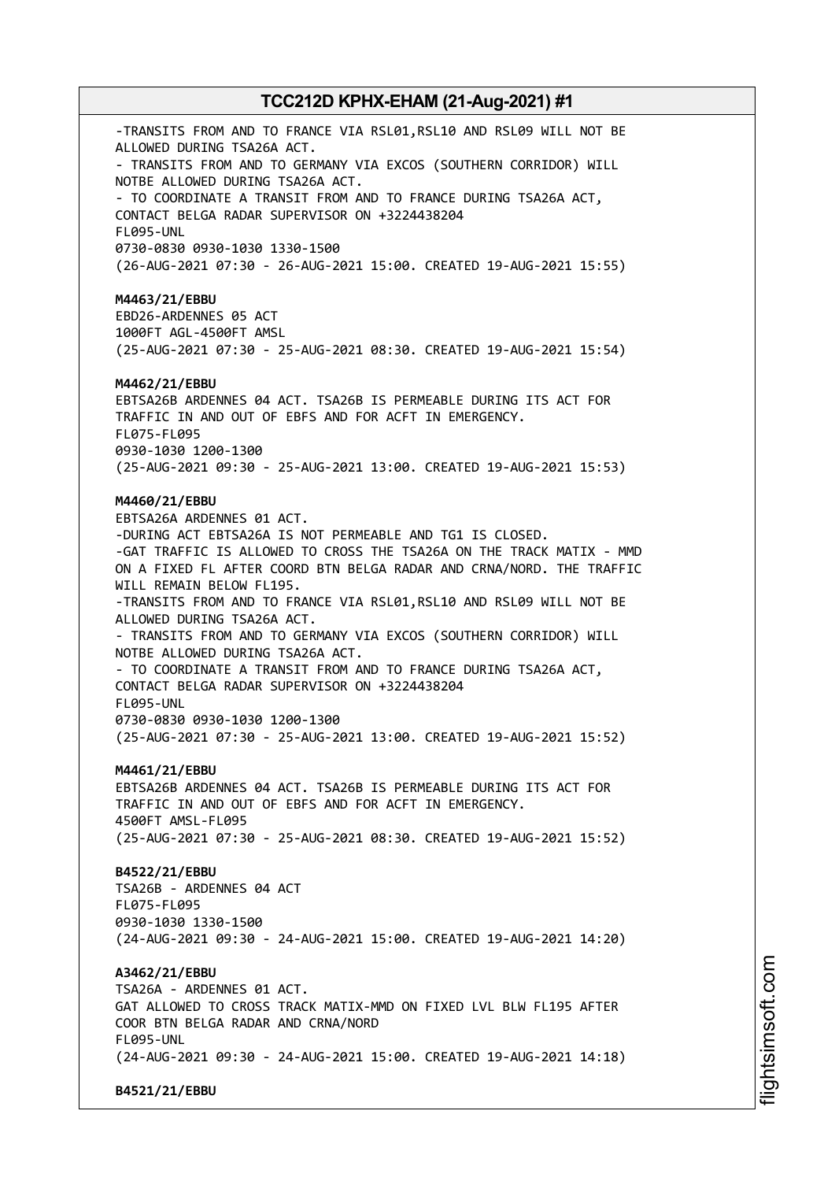-TRANSITS FROM AND TO FRANCE VIA RSL01,RSL10 AND RSL09 WILL NOT BE ALLOWED DURING TSA26A ACT.
- TRANSITS FROM AND TO GERMANY VIA EXCOS (SOUTHERN CORRIDOR) WILL NOTBE ALLOWED DURING TSA26A ACT.
- TO COORDINATE A TRANSIT FROM AND TO FRANCE DURING TSA26A ACT, CONTACT BELGA RADAR SUPERVISOR ON +3224438204
FL095-UNL
0730-0830 0930-1030 1330-1500
(26-AUG-2021 07:30 - 26-AUG-2021 15:00. CREATED 19-AUG-2021 15:55)

**M4463/21/EBBU**
EBD26-ARDENNES 05 ACT
1000FT AGL-4500FT AMSL
(25-AUG-2021 07:30 - 25-AUG-2021 08:30. CREATED 19-AUG-2021 15:54)

**M4462/21/EBBU**
EBTSA26B ARDENNES 04 ACT. TSA26B IS PERMEABLE DURING ITS ACT FOR TRAFFIC IN AND OUT OF EBFS AND FOR ACFT IN EMERGENCY.
FL075-FL095
0930-1030 1200-1300
(25-AUG-2021 09:30 - 25-AUG-2021 13:00. CREATED 19-AUG-2021 15:53)

**M4460/21/EBBU**
EBTSA26A ARDENNES 01 ACT.
-DURING ACT EBTSA26A IS NOT PERMEABLE AND TG1 IS CLOSED.
-GAT TRAFFIC IS ALLOWED TO CROSS THE TSA26A ON THE TRACK MATIX - MMD ON A FIXED FL AFTER COORD BTN BELGA RADAR AND CRNA/NORD. THE TRAFFIC WILL REMAIN BELOW FL195.
-TRANSITS FROM AND TO FRANCE VIA RSL01,RSL10 AND RSL09 WILL NOT BE ALLOWED DURING TSA26A ACT.
- TRANSITS FROM AND TO GERMANY VIA EXCOS (SOUTHERN CORRIDOR) WILL NOTBE ALLOWED DURING TSA26A ACT.
- TO COORDINATE A TRANSIT FROM AND TO FRANCE DURING TSA26A ACT, CONTACT BELGA RADAR SUPERVISOR ON +3224438204
FL095-UNL
0730-0830 0930-1030 1200-1300
(25-AUG-2021 07:30 - 25-AUG-2021 13:00. CREATED 19-AUG-2021 15:52)

**M4461/21/EBBU**
EBTSA26B ARDENNES 04 ACT. TSA26B IS PERMEABLE DURING ITS ACT FOR TRAFFIC IN AND OUT OF EBFS AND FOR ACFT IN EMERGENCY.
4500FT AMSL-FL095
(25-AUG-2021 07:30 - 25-AUG-2021 08:30. CREATED 19-AUG-2021 15:52)

**B4522/21/EBBU**
TSA26B - ARDENNES 04 ACT
FL075-FL095
0930-1030 1330-1500
(24-AUG-2021 09:30 - 24-AUG-2021 15:00. CREATED 19-AUG-2021 14:20)

**A3462/21/EBBU**
TSA26A - ARDENNES 01 ACT.
GAT ALLOWED TO CROSS TRACK MATIX-MMD ON FIXED LVL BLW FL195 AFTER COOR BTN BELGA RADAR AND CRNA/NORD
FL095-UNL
(24-AUG-2021 09:30 - 24-AUG-2021 15:00. CREATED 19-AUG-2021 14:18)

**B4521/21/EBBU**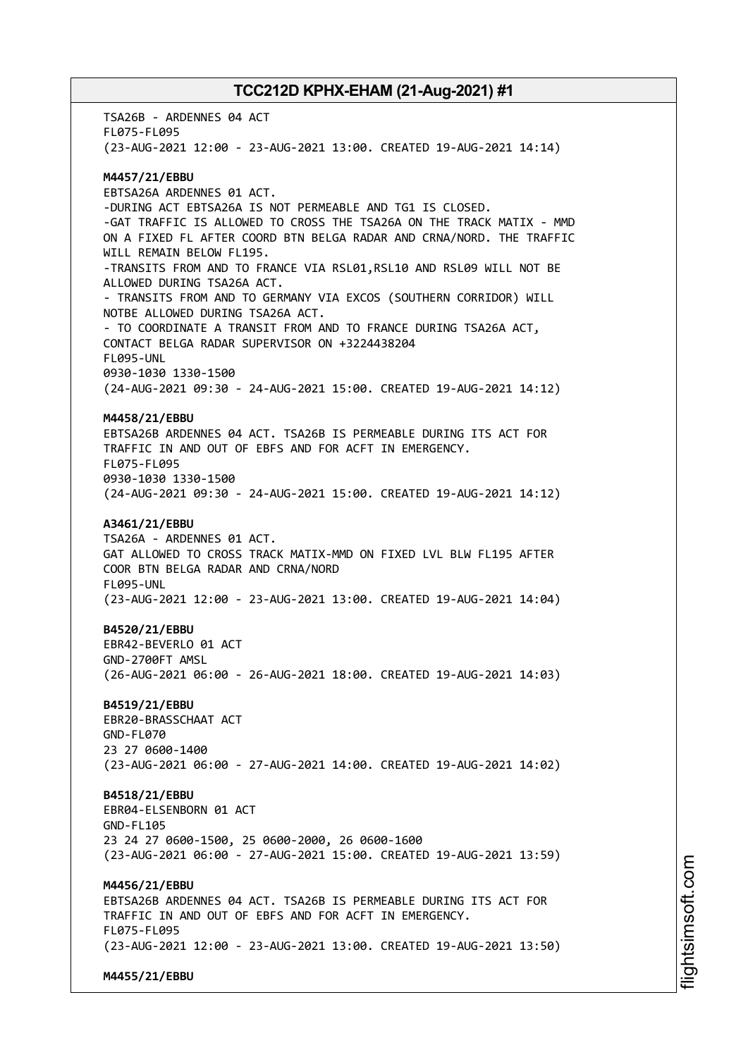TSA26B - ARDENNES 04 ACT
FL075-FL095
(23-AUG-2021 12:00 - 23-AUG-2021 13:00. CREATED 19-AUG-2021 14:14)

**M4457/21/EBBU**
EBTSA26A ARDENNES 01 ACT.
-DURING ACT EBTSA26A IS NOT PERMEABLE AND TG1 IS CLOSED.
-GAT TRAFFIC IS ALLOWED TO CROSS THE TSA26A ON THE TRACK MATIX - MMD ON A FIXED FL AFTER COORD BTN BELGA RADAR AND CRNA/NORD. THE TRAFFIC WILL REMAIN BELOW FL195.
-TRANSITS FROM AND TO FRANCE VIA RSL01,RSL10 AND RSL09 WILL NOT BE ALLOWED DURING TSA26A ACT.
- TRANSITS FROM AND TO GERMANY VIA EXCOS (SOUTHERN CORRIDOR) WILL NOTBE ALLOWED DURING TSA26A ACT.
- TO COORDINATE A TRANSIT FROM AND TO FRANCE DURING TSA26A ACT, CONTACT BELGA RADAR SUPERVISOR ON +3224438204
FL095-UNL
0930-1030 1330-1500
(24-AUG-2021 09:30 - 24-AUG-2021 15:00. CREATED 19-AUG-2021 14:12)

**M4458/21/EBBU**
EBTSA26B ARDENNES 04 ACT. TSA26B IS PERMEABLE DURING ITS ACT FOR TRAFFIC IN AND OUT OF EBFS AND FOR ACFT IN EMERGENCY.
FL075-FL095
0930-1030 1330-1500
(24-AUG-2021 09:30 - 24-AUG-2021 15:00. CREATED 19-AUG-2021 14:12)

**A3461/21/EBBU**
TSA26A - ARDENNES 01 ACT.
GAT ALLOWED TO CROSS TRACK MATIX-MMD ON FIXED LVL BLW FL195 AFTER COOR BTN BELGA RADAR AND CRNA/NORD
FL095-UNL
(23-AUG-2021 12:00 - 23-AUG-2021 13:00. CREATED 19-AUG-2021 14:04)

**B4520/21/EBBU**
EBR42-BEVERLO 01 ACT
GND-2700FT AMSL
(26-AUG-2021 06:00 - 26-AUG-2021 18:00. CREATED 19-AUG-2021 14:03)

**B4519/21/EBBU**
EBR20-BRASSCHAAT ACT
GND-FL070
23 27 0600-1400
(23-AUG-2021 06:00 - 27-AUG-2021 14:00. CREATED 19-AUG-2021 14:02)

**B4518/21/EBBU**
EBR04-ELSENBORN 01 ACT
GND-FL105
23 24 27 0600-1500, 25 0600-2000, 26 0600-1600
(23-AUG-2021 06:00 - 27-AUG-2021 15:00. CREATED 19-AUG-2021 13:59)

**M4456/21/EBBU**
EBTSA26B ARDENNES 04 ACT. TSA26B IS PERMEABLE DURING ITS ACT FOR TRAFFIC IN AND OUT OF EBFS AND FOR ACFT IN EMERGENCY.
FL075-FL095
(23-AUG-2021 12:00 - 23-AUG-2021 13:00. CREATED 19-AUG-2021 13:50)

**M4455/21/EBBU**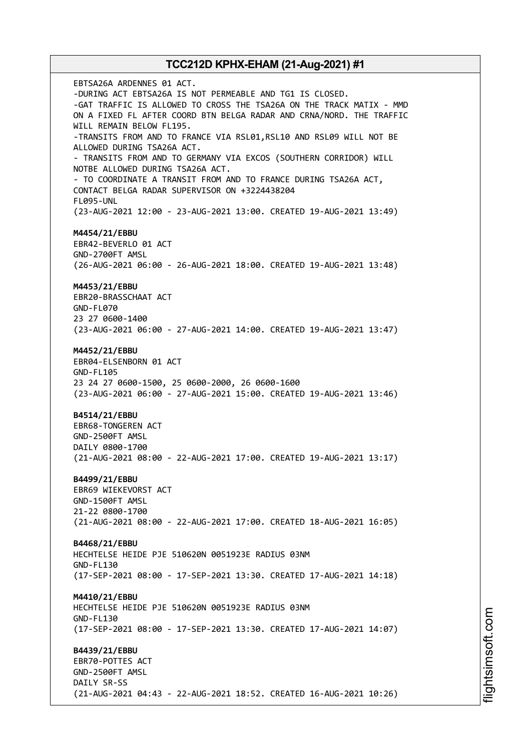EBTSA26A ARDENNES 01 ACT.
-DURING ACT EBTSA26A IS NOT PERMEABLE AND TG1 IS CLOSED.
-GAT TRAFFIC IS ALLOWED TO CROSS THE TSA26A ON THE TRACK MATIX - MMD ON A FIXED FL AFTER COORD BTN BELGA RADAR AND CRNA/NORD. THE TRAFFIC WILL REMAIN BELOW FL195.
-TRANSITS FROM AND TO FRANCE VIA RSL01,RSL10 AND RSL09 WILL NOT BE ALLOWED DURING TSA26A ACT.
- TRANSITS FROM AND TO GERMANY VIA EXCOS (SOUTHERN CORRIDOR) WILL NOTBE ALLOWED DURING TSA26A ACT.
- TO COORDINATE A TRANSIT FROM AND TO FRANCE DURING TSA26A ACT, CONTACT BELGA RADAR SUPERVISOR ON +3224438204
FL095-UNL
(23-AUG-2021 12:00 - 23-AUG-2021 13:00. CREATED 19-AUG-2021 13:49)

**M4454/21/EBBU**
EBR42-BEVERLO 01 ACT
GND-2700FT AMSL
(26-AUG-2021 06:00 - 26-AUG-2021 18:00. CREATED 19-AUG-2021 13:48)

**M4453/21/EBBU**
EBR20-BRASSCHAAT ACT
GND-FL070
23 27 0600-1400
(23-AUG-2021 06:00 - 27-AUG-2021 14:00. CREATED 19-AUG-2021 13:47)

**M4452/21/EBBU**
EBR04-ELSENBORN 01 ACT
GND-FL105
23 24 27 0600-1500, 25 0600-2000, 26 0600-1600
(23-AUG-2021 06:00 - 27-AUG-2021 15:00. CREATED 19-AUG-2021 13:46)

**B4514/21/EBBU**
EBR68-TONGEREN ACT
GND-2500FT AMSL
DAILY 0800-1700
(21-AUG-2021 08:00 - 22-AUG-2021 17:00. CREATED 19-AUG-2021 13:17)

**B4499/21/EBBU**
EBR69 WIEKEVORST ACT
GND-1500FT AMSL
21-22 0800-1700
(21-AUG-2021 08:00 - 22-AUG-2021 17:00. CREATED 18-AUG-2021 16:05)

**B4468/21/EBBU**
HECHTELSE HEIDE PJE 510620N 0051923E RADIUS 03NM
GND-FL130
(17-SEP-2021 08:00 - 17-SEP-2021 13:30. CREATED 17-AUG-2021 14:18)

**M4410/21/EBBU**
HECHTELSE HEIDE PJE 510620N 0051923E RADIUS 03NM
GND-FL130
(17-SEP-2021 08:00 - 17-SEP-2021 13:30. CREATED 17-AUG-2021 14:07)

**B4439/21/EBBU**
EBR70-POTTES ACT
GND-2500FT AMSL
DAILY SR-SS
(21-AUG-2021 04:43 - 22-AUG-2021 18:52. CREATED 16-AUG-2021 10:26)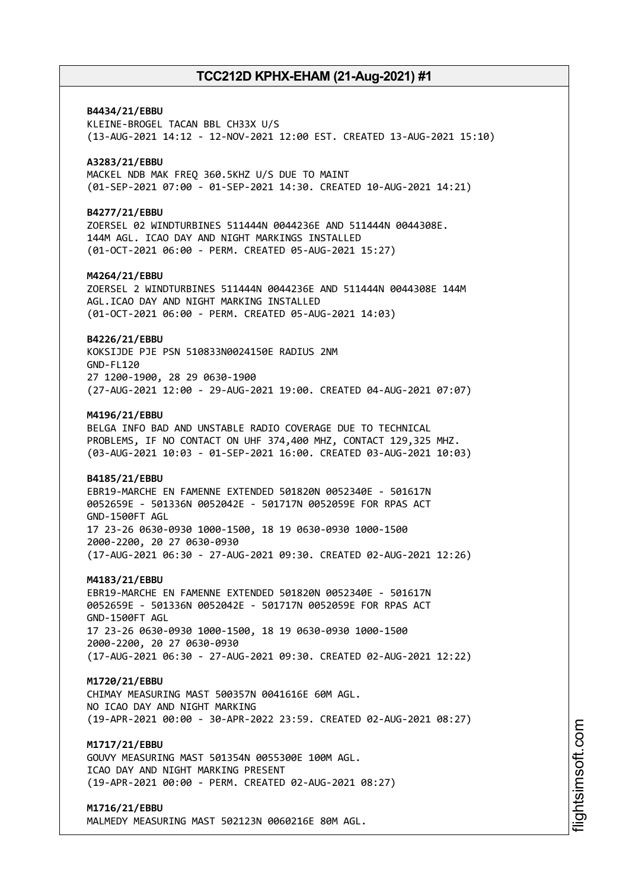**B4434/21/EBBU**
KLEINE-BROGEL TACAN BBL CH33X U/S
(13-AUG-2021 14:12 - 12-NOV-2021 12:00 EST. CREATED 13-AUG-2021 15:10)

**A3283/21/EBBU**
MACKEL NDB MAK FREQ 360.5KHZ U/S DUE TO MAINT
(01-SEP-2021 07:00 - 01-SEP-2021 14:30. CREATED 10-AUG-2021 14:21)

**B4277/21/EBBU**
ZOERSEL 02 WINDTURBINES 511444N 0044236E AND 511444N 0044308E.
144M AGL. ICAO DAY AND NIGHT MARKINGS INSTALLED
(01-OCT-2021 06:00 - PERM. CREATED 05-AUG-2021 15:27)

**M4264/21/EBBU**
ZOERSEL 2 WINDTURBINES 511444N 0044236E AND 511444N 0044308E 144M
AGL.ICAO DAY AND NIGHT MARKING INSTALLED
(01-OCT-2021 06:00 - PERM. CREATED 05-AUG-2021 14:03)

**B4226/21/EBBU**
KOKSIJDE PJE PSN 510833N0024150E RADIUS 2NM
GND-FL120
27 1200-1900, 28 29 0630-1900
(27-AUG-2021 12:00 - 29-AUG-2021 19:00. CREATED 04-AUG-2021 07:07)

**M4196/21/EBBU**
BELGA INFO BAD AND UNSTABLE RADIO COVERAGE DUE TO TECHNICAL
PROBLEMS, IF NO CONTACT ON UHF 374,400 MHZ, CONTACT 129,325 MHZ.
(03-AUG-2021 10:03 - 01-SEP-2021 16:00. CREATED 03-AUG-2021 10:03)

**B4185/21/EBBU**
EBR19-MARCHE EN FAMENNE EXTENDED 501820N 0052340E - 501617N
0052659E - 501336N 0052042E - 501717N 0052059E FOR RPAS ACT
GND-1500FT AGL
17 23-26 0630-0930 1000-1500, 18 19 0630-0930 1000-1500
2000-2200, 20 27 0630-0930
(17-AUG-2021 06:30 - 27-AUG-2021 09:30. CREATED 02-AUG-2021 12:26)

**M4183/21/EBBU**
EBR19-MARCHE EN FAMENNE EXTENDED 501820N 0052340E - 501617N
0052659E - 501336N 0052042E - 501717N 0052059E FOR RPAS ACT
GND-1500FT AGL
17 23-26 0630-0930 1000-1500, 18 19 0630-0930 1000-1500
2000-2200, 20 27 0630-0930
(17-AUG-2021 06:30 - 27-AUG-2021 09:30. CREATED 02-AUG-2021 12:22)

**M1720/21/EBBU**
CHIMAY MEASURING MAST 500357N 0041616E 60M AGL.
NO ICAO DAY AND NIGHT MARKING
(19-APR-2021 00:00 - 30-APR-2022 23:59. CREATED 02-AUG-2021 08:27)

**M1717/21/EBBU**
GOUVY MEASURING MAST 501354N 0055300E 100M AGL.
ICAO DAY AND NIGHT MARKING PRESENT
(19-APR-2021 00:00 - PERM. CREATED 02-AUG-2021 08:27)

**M1716/21/EBBU**
MALMEDY MEASURING MAST 502123N 0060216E 80M AGL.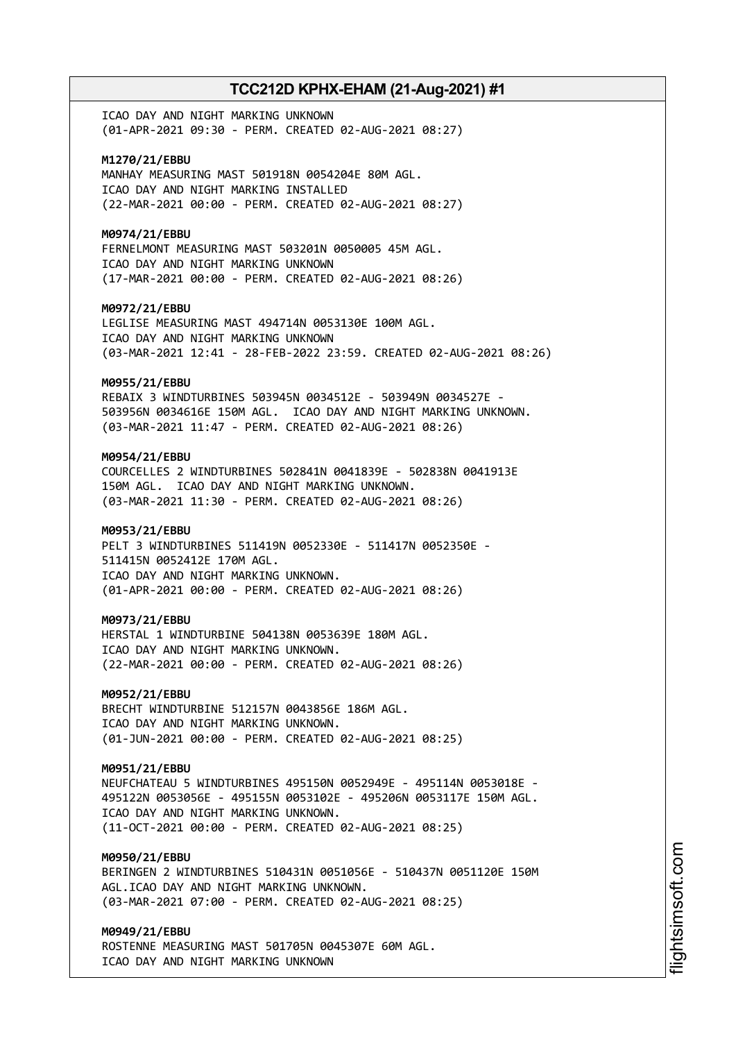ICAO DAY AND NIGHT MARKING UNKNOWN
(01-APR-2021 09:30 - PERM. CREATED 02-AUG-2021 08:27)

**M1270/21/EBBU**
MANHAY MEASURING MAST 501918N 0054204E 80M AGL.
ICAO DAY AND NIGHT MARKING INSTALLED
(22-MAR-2021 00:00 - PERM. CREATED 02-AUG-2021 08:27)

**M0974/21/EBBU**
FERNELMONT MEASURING MAST 503201N 0050005 45M AGL.
ICAO DAY AND NIGHT MARKING UNKNOWN
(17-MAR-2021 00:00 - PERM. CREATED 02-AUG-2021 08:26)

**M0972/21/EBBU**
LEGLISE MEASURING MAST 494714N 0053130E 100M AGL.
ICAO DAY AND NIGHT MARKING UNKNOWN
(03-MAR-2021 12:41 - 28-FEB-2022 23:59. CREATED 02-AUG-2021 08:26)

**M0955/21/EBBU**
REBAIX 3 WINDTURBINES 503945N 0034512E - 503949N 0034527E -
503956N 0034616E 150M AGL. ICAO DAY AND NIGHT MARKING UNKNOWN.
(03-MAR-2021 11:47 - PERM. CREATED 02-AUG-2021 08:26)

**M0954/21/EBBU**
COURCELLES 2 WINDTURBINES 502841N 0041839E - 502838N 0041913E
150M AGL. ICAO DAY AND NIGHT MARKING UNKNOWN.
(03-MAR-2021 11:30 - PERM. CREATED 02-AUG-2021 08:26)

**M0953/21/EBBU**
PELT 3 WINDTURBINES 511419N 0052330E - 511417N 0052350E -
511415N 0052412E 170M AGL.
ICAO DAY AND NIGHT MARKING UNKNOWN.
(01-APR-2021 00:00 - PERM. CREATED 02-AUG-2021 08:26)

**M0973/21/EBBU**
HERSTAL 1 WINDTURBINE 504138N 0053639E 180M AGL.
ICAO DAY AND NIGHT MARKING UNKNOWN.
(22-MAR-2021 00:00 - PERM. CREATED 02-AUG-2021 08:26)

**M0952/21/EBBU**
BRECHT WINDTURBINE 512157N 0043856E 186M AGL.
ICAO DAY AND NIGHT MARKING UNKNOWN.
(01-JUN-2021 00:00 - PERM. CREATED 02-AUG-2021 08:25)

**M0951/21/EBBU**
NEUFCHATEAU 5 WINDTURBINES 495150N 0052949E - 495114N 0053018E -
495122N 0053056E - 495155N 0053102E - 495206N 0053117E 150M AGL.
ICAO DAY AND NIGHT MARKING UNKNOWN.
(11-OCT-2021 00:00 - PERM. CREATED 02-AUG-2021 08:25)

**M0950/21/EBBU**
BERINGEN 2 WINDTURBINES 510431N 0051056E - 510437N 0051120E 150M
AGL.ICAO DAY AND NIGHT MARKING UNKNOWN.
(03-MAR-2021 07:00 - PERM. CREATED 02-AUG-2021 08:25)

**M0949/21/EBBU**
ROSTENNE MEASURING MAST 501705N 0045307E 60M AGL.
ICAO DAY AND NIGHT MARKING UNKNOWN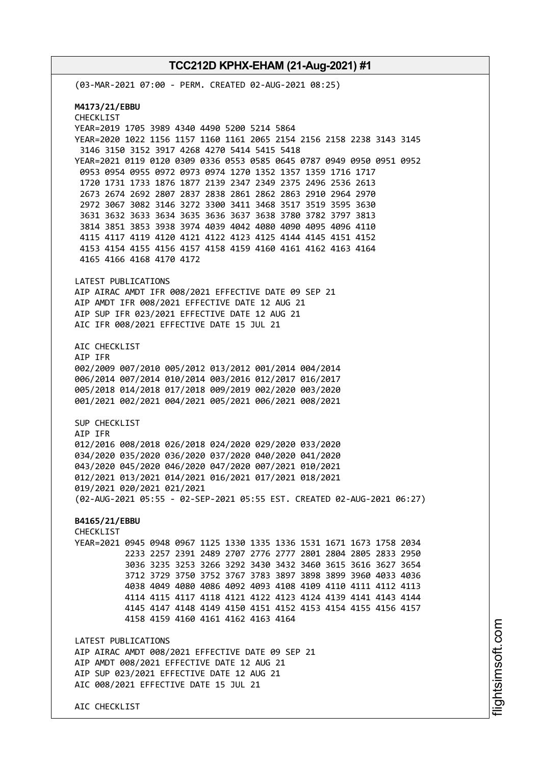(03-MAR-2021 07:00 - PERM. CREATED 02-AUG-2021 08:25)

**M4173/21/EBBU**

CHECKLIST
YEAR=2019 1705 3989 4340 4490 5200 5214 5864
YEAR=2020 1022 1156 1157 1160 1161 2065 2154 2156 2158 2238 3143 3145
 3146 3150 3152 3917 4268 4270 5414 5415 5418
YEAR=2021 0119 0120 0309 0336 0553 0585 0645 0787 0949 0950 0951 0952
 0953 0954 0955 0972 0973 0974 1270 1352 1357 1359 1716 1717
 1720 1731 1733 1876 1877 2139 2347 2349 2375 2496 2536 2613
 2673 2674 2692 2807 2837 2838 2861 2862 2863 2910 2964 2970
 2972 3067 3082 3146 3272 3300 3411 3468 3517 3519 3595 3630
 3631 3632 3633 3634 3635 3636 3637 3638 3780 3782 3797 3813
 3814 3851 3853 3938 3974 4039 4042 4080 4090 4095 4096 4110
 4115 4117 4119 4120 4121 4122 4123 4125 4144 4145 4151 4152
 4153 4154 4155 4156 4157 4158 4159 4160 4161 4162 4163 4164
 4165 4166 4168 4170 4172

LATEST PUBLICATIONS
AIP AIRAC AMDT IFR 008/2021 EFFECTIVE DATE 09 SEP 21
AIP AMDT IFR 008/2021 EFFECTIVE DATE 12 AUG 21
AIP SUP IFR 023/2021 EFFECTIVE DATE 12 AUG 21
AIC IFR 008/2021 EFFECTIVE DATE 15 JUL 21

AIC CHECKLIST
AIP IFR
002/2009 007/2010 005/2012 013/2012 001/2014 004/2014
006/2014 007/2014 010/2014 003/2016 012/2017 016/2017
005/2018 014/2018 017/2018 009/2019 002/2020 003/2020
001/2021 002/2021 004/2021 005/2021 006/2021 008/2021

SUP CHECKLIST
AIP IFR
012/2016 008/2018 026/2018 024/2020 029/2020 033/2020
034/2020 035/2020 036/2020 037/2020 040/2020 041/2020
043/2020 045/2020 046/2020 047/2020 007/2021 010/2021
012/2021 013/2021 014/2021 016/2021 017/2021 018/2021
019/2021 020/2021 021/2021
(02-AUG-2021 05:55 - 02-SEP-2021 05:55 EST. CREATED 02-AUG-2021 06:27)

**B4165/21/EBBU**

CHECKLIST
YEAR=2021 0945 0948 0967 1125 1330 1335 1336 1531 1671 1673 1758 2034
 2233 2257 2391 2489 2707 2776 2777 2801 2804 2805 2833 2950
 3036 3235 3253 3266 3292 3430 3432 3460 3615 3616 3627 3654
 3712 3729 3750 3752 3767 3783 3897 3898 3899 3960 4033 4036
 4038 4049 4080 4086 4092 4093 4108 4109 4110 4111 4112 4113
 4114 4115 4117 4118 4121 4122 4123 4124 4139 4141 4143 4144
 4145 4147 4148 4149 4150 4151 4152 4153 4154 4155 4156 4157
 4158 4159 4160 4161 4162 4163 4164

LATEST PUBLICATIONS
AIP AIRAC AMDT 008/2021 EFFECTIVE DATE 09 SEP 21
AIP AMDT 008/2021 EFFECTIVE DATE 12 AUG 21
AIP SUP 023/2021 EFFECTIVE DATE 12 AUG 21
AIC 008/2021 EFFECTIVE DATE 15 JUL 21

AIC CHECKLIST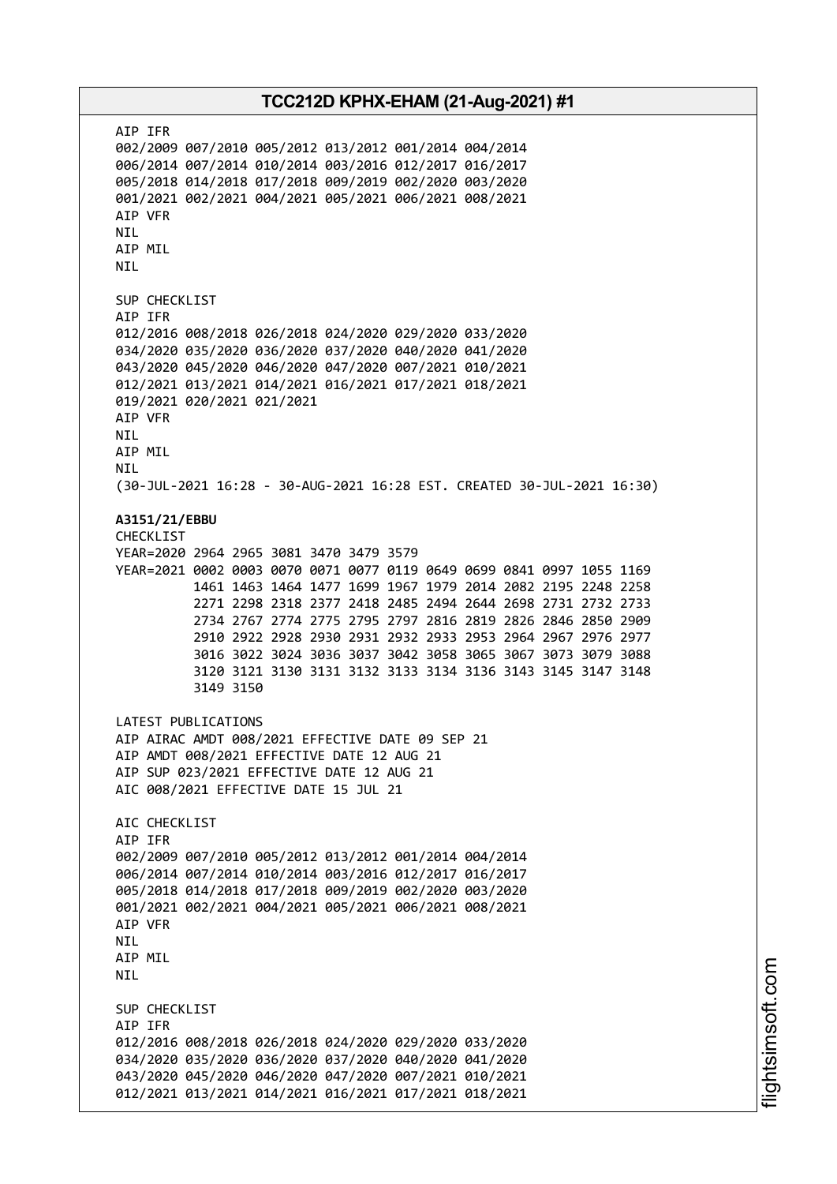AIP IFR
002/2009 007/2010 005/2012 013/2012 001/2014 004/2014
006/2014 007/2014 010/2014 003/2016 012/2017 016/2017
005/2018 014/2018 017/2018 009/2019 002/2020 003/2020
001/2021 002/2021 004/2021 005/2021 006/2021 008/2021
AIP VFR
NIL
AIP MIL
NIL

SUP CHECKLIST
AIP IFR
012/2016 008/2018 026/2018 024/2020 029/2020 033/2020
034/2020 035/2020 036/2020 037/2020 040/2020 041/2020
043/2020 045/2020 046/2020 047/2020 007/2021 010/2021
012/2021 013/2021 014/2021 016/2021 017/2021 018/2021
019/2021 020/2021 021/2021
AIP VFR
NIL
AIP MIL
NIL
(30-JUL-2021 16:28 - 30-AUG-2021 16:28 EST. CREATED 30-JUL-2021 16:30)

**A3151/21/EBBU**
CHECKLIST
YEAR=2020 2964 2965 3081 3470 3479 3579
YEAR=2021 0002 0003 0070 0071 0077 0119 0649 0699 0841 0997 1055 1169
1461 1463 1464 1477 1699 1967 1979 2014 2082 2195 2248 2258
2271 2298 2318 2377 2418 2485 2494 2644 2698 2731 2732 2733
2734 2767 2774 2775 2795 2797 2816 2819 2826 2846 2850 2909
2910 2922 2928 2930 2931 2932 2933 2953 2964 2967 2976 2977
3016 3022 3024 3036 3037 3042 3058 3065 3067 3073 3079 3088
3120 3121 3130 3131 3132 3133 3134 3136 3143 3145 3147 3148
3149 3150

LATEST PUBLICATIONS
AIP AIRAC AMDT 008/2021 EFFECTIVE DATE 09 SEP 21
AIP AMDT 008/2021 EFFECTIVE DATE 12 AUG 21
AIP SUP 023/2021 EFFECTIVE DATE 12 AUG 21
AIC 008/2021 EFFECTIVE DATE 15 JUL 21

AIC CHECKLIST
AIP IFR
002/2009 007/2010 005/2012 013/2012 001/2014 004/2014
006/2014 007/2014 010/2014 003/2016 012/2017 016/2017
005/2018 014/2018 017/2018 009/2019 002/2020 003/2020
001/2021 002/2021 004/2021 005/2021 006/2021 008/2021
AIP VFR
NIL
AIP MIL
NIL

SUP CHECKLIST
AIP IFR
012/2016 008/2018 026/2018 024/2020 029/2020 033/2020
034/2020 035/2020 036/2020 037/2020 040/2020 041/2020
043/2020 045/2020 046/2020 047/2020 007/2021 010/2021
012/2021 013/2021 014/2021 016/2021 017/2021 018/2021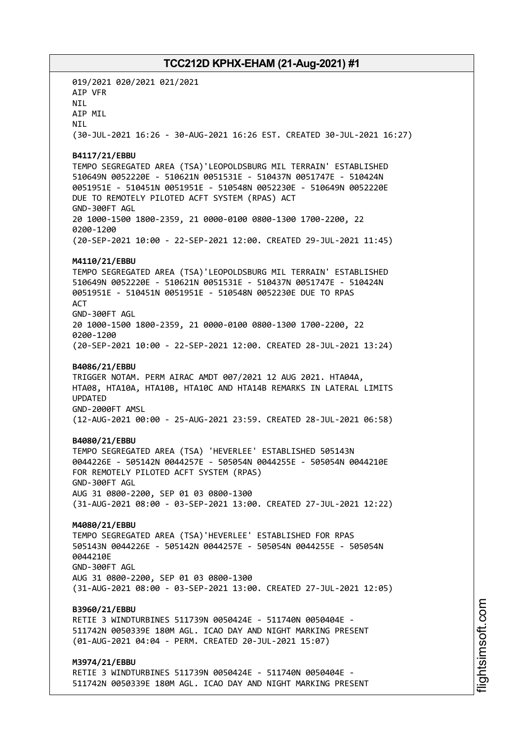019/2021 020/2021 021/2021
AIP VFR
NIL
AIP MIL
NIL
(30-JUL-2021 16:26 - 30-AUG-2021 16:26 EST. CREATED 30-JUL-2021 16:27)

**B4117/21/EBBU**
TEMPO SEGREGATED AREA (TSA)'LEOPOLDSBURG MIL TERRAIN' ESTABLISHED
510649N 0052220E - 510621N 0051531E - 510437N 0051747E - 510424N
0051951E - 510451N 0051951E - 510548N 0052230E - 510649N 0052220E
DUE TO REMOTELY PILOTED ACFT SYSTEM (RPAS) ACT
GND-300FT AGL
20 1000-1500 1800-2359, 21 0000-0100 0800-1300 1700-2200, 22
0200-1200
(20-SEP-2021 10:00 - 22-SEP-2021 12:00. CREATED 29-JUL-2021 11:45)

**M4110/21/EBBU**
TEMPO SEGREGATED AREA (TSA)'LEOPOLDSBURG MIL TERRAIN' ESTABLISHED
510649N 0052220E - 510621N 0051531E - 510437N 0051747E - 510424N
0051951E - 510451N 0051951E - 510548N 0052230E DUE TO RPAS
ACT
GND-300FT AGL
20 1000-1500 1800-2359, 21 0000-0100 0800-1300 1700-2200, 22
0200-1200
(20-SEP-2021 10:00 - 22-SEP-2021 12:00. CREATED 28-JUL-2021 13:24)

**B4086/21/EBBU**
TRIGGER NOTAM. PERM AIRAC AMDT 007/2021 12 AUG 2021. HTA04A,
HTA08, HTA10A, HTA10B, HTA10C AND HTA14B REMARKS IN LATERAL LIMITS
UPDATED
GND-2000FT AMSL
(12-AUG-2021 00:00 - 25-AUG-2021 23:59. CREATED 28-JUL-2021 06:58)

**B4080/21/EBBU**
TEMPO SEGREGATED AREA (TSA) 'HEVERLEE' ESTABLISHED 505143N
0044226E - 505142N 0044257E - 505054N 0044255E - 505054N 0044210E
FOR REMOTELY PILOTED ACFT SYSTEM (RPAS)
GND-300FT AGL
AUG 31 0800-2200, SEP 01 03 0800-1300
(31-AUG-2021 08:00 - 03-SEP-2021 13:00. CREATED 27-JUL-2021 12:22)

**M4080/21/EBBU**
TEMPO SEGREGATED AREA (TSA)'HEVERLEE' ESTABLISHED FOR RPAS
505143N 0044226E - 505142N 0044257E - 505054N 0044255E - 505054N
0044210E
GND-300FT AGL
AUG 31 0800-2200, SEP 01 03 0800-1300
(31-AUG-2021 08:00 - 03-SEP-2021 13:00. CREATED 27-JUL-2021 12:05)

**B3960/21/EBBU**
RETIE 3 WINDTURBINES 511739N 0050424E - 511740N 0050404E -
511742N 0050339E 180M AGL. ICAO DAY AND NIGHT MARKING PRESENT
(01-AUG-2021 04:04 - PERM. CREATED 20-JUL-2021 15:07)

**M3974/21/EBBU**
RETIE 3 WINDTURBINES 511739N 0050424E - 511740N 0050404E -
511742N 0050339E 180M AGL. ICAO DAY AND NIGHT MARKING PRESENT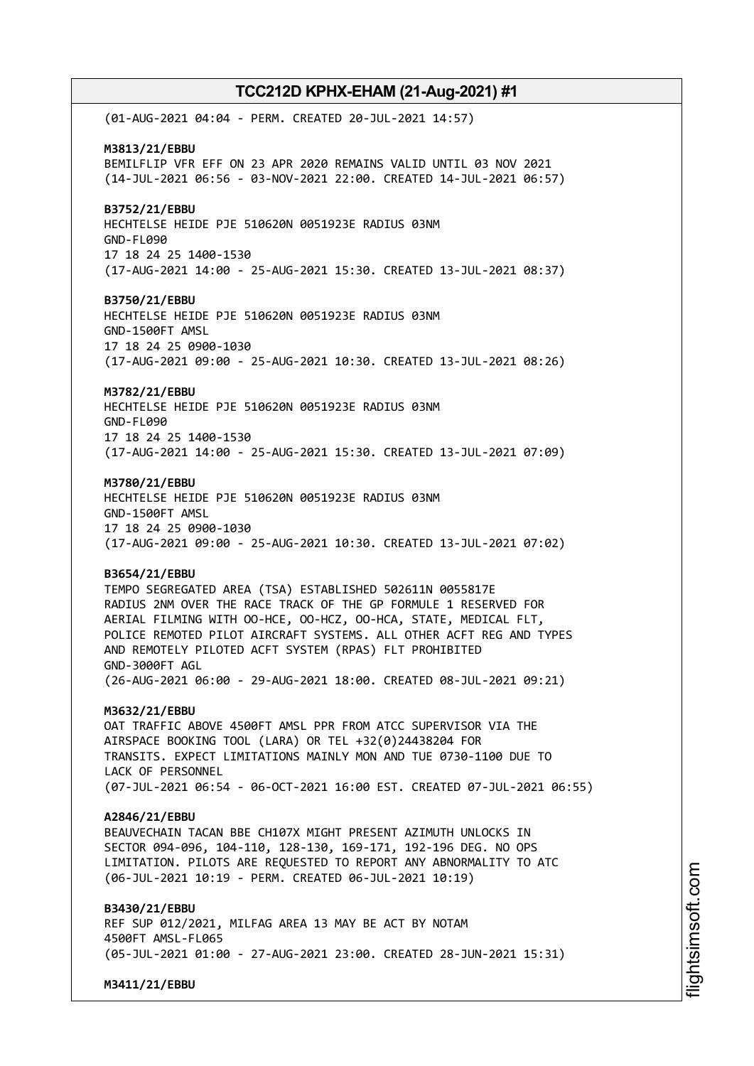(01-AUG-2021 04:04 - PERM. CREATED 20-JUL-2021 14:57)

**M3813/21/EBBU**
BEMILFLIP VFR EFF ON 23 APR 2020 REMAINS VALID UNTIL 03 NOV 2021
(14-JUL-2021 06:56 - 03-NOV-2021 22:00. CREATED 14-JUL-2021 06:57)

**B3752/21/EBBU**
HECHTELSE HEIDE PJE 510620N 0051923E RADIUS 03NM
GND-FL090
17 18 24 25 1400-1530
(17-AUG-2021 14:00 - 25-AUG-2021 15:30. CREATED 13-JUL-2021 08:37)

**B3750/21/EBBU**
HECHTELSE HEIDE PJE 510620N 0051923E RADIUS 03NM
GND-1500FT AMSL
17 18 24 25 0900-1030
(17-AUG-2021 09:00 - 25-AUG-2021 10:30. CREATED 13-JUL-2021 08:26)

**M3782/21/EBBU**
HECHTELSE HEIDE PJE 510620N 0051923E RADIUS 03NM
GND-FL090
17 18 24 25 1400-1530
(17-AUG-2021 14:00 - 25-AUG-2021 15:30. CREATED 13-JUL-2021 07:09)

**M3780/21/EBBU**
HECHTELSE HEIDE PJE 510620N 0051923E RADIUS 03NM
GND-1500FT AMSL
17 18 24 25 0900-1030
(17-AUG-2021 09:00 - 25-AUG-2021 10:30. CREATED 13-JUL-2021 07:02)

**B3654/21/EBBU**
TEMPO SEGREGATED AREA (TSA) ESTABLISHED 502611N 0055817E
RADIUS 2NM OVER THE RACE TRACK OF THE GP FORMULE 1 RESERVED FOR
AERIAL FILMING WITH OO-HCE, OO-HCZ, OO-HCA, STATE, MEDICAL FLT,
POLICE REMOTED PILOT AIRCRAFT SYSTEMS. ALL OTHER ACFT REG AND TYPES
AND REMOTELY PILOTED ACFT SYSTEM (RPAS) FLT PROHIBITED
GND-3000FT AGL
(26-AUG-2021 06:00 - 29-AUG-2021 18:00. CREATED 08-JUL-2021 09:21)

**M3632/21/EBBU**
OAT TRAFFIC ABOVE 4500FT AMSL PPR FROM ATCC SUPERVISOR VIA THE
AIRSPACE BOOKING TOOL (LARA) OR TEL +32(0)24438204 FOR
TRANSITS. EXPECT LIMITATIONS MAINLY MON AND TUE 0730-1100 DUE TO
LACK OF PERSONNEL
(07-JUL-2021 06:54 - 06-OCT-2021 16:00 EST. CREATED 07-JUL-2021 06:55)

**A2846/21/EBBU**
BEAUVECHAIN TACAN BBE CH107X MIGHT PRESENT AZIMUTH UNLOCKS IN
SECTOR 094-096, 104-110, 128-130, 169-171, 192-196 DEG. NO OPS
LIMITATION. PILOTS ARE REQUESTED TO REPORT ANY ABNORMALITY TO ATC
(06-JUL-2021 10:19 - PERM. CREATED 06-JUL-2021 10:19)

**B3430/21/EBBU**
REF SUP 012/2021, MILFAG AREA 13 MAY BE ACT BY NOTAM
4500FT AMSL-FL065
(05-JUL-2021 01:00 - 27-AUG-2021 23:00. CREATED 28-JUN-2021 15:31)

**M3411/21/EBBU**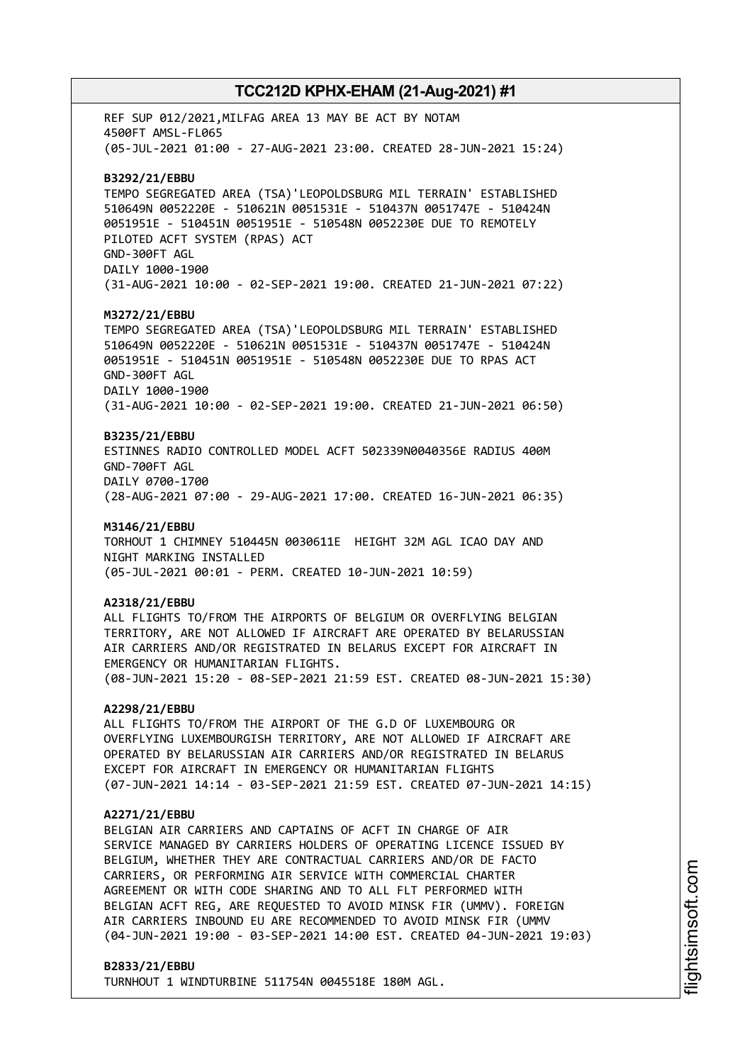REF SUP 012/2021,MILFAG AREA 13 MAY BE ACT BY NOTAM
4500FT AMSL-FL065
(05-JUL-2021 01:00 - 27-AUG-2021 23:00. CREATED 28-JUN-2021 15:24)

**B3292/21/EBBU**
TEMPO SEGREGATED AREA (TSA)'LEOPOLDSBURG MIL TERRAIN' ESTABLISHED
510649N 0052220E - 510621N 0051531E - 510437N 0051747E - 510424N
0051951E - 510451N 0051951E - 510548N 0052230E DUE TO REMOTELY
PILOTED ACFT SYSTEM (RPAS) ACT
GND-300FT AGL
DAILY 1000-1900
(31-AUG-2021 10:00 - 02-SEP-2021 19:00. CREATED 21-JUN-2021 07:22)

**M3272/21/EBBU**
TEMPO SEGREGATED AREA (TSA)'LEOPOLDSBURG MIL TERRAIN' ESTABLISHED
510649N 0052220E - 510621N 0051531E - 510437N 0051747E - 510424N
0051951E - 510451N 0051951E - 510548N 0052230E DUE TO RPAS ACT
GND-300FT AGL
DAILY 1000-1900
(31-AUG-2021 10:00 - 02-SEP-2021 19:00. CREATED 21-JUN-2021 06:50)

**B3235/21/EBBU**
ESTINNES RADIO CONTROLLED MODEL ACFT 502339N0040356E RADIUS 400M
GND-700FT AGL
DAILY 0700-1700
(28-AUG-2021 07:00 - 29-AUG-2021 17:00. CREATED 16-JUN-2021 06:35)

**M3146/21/EBBU**
TORHOUT 1 CHIMNEY 510445N 0030611E HEIGHT 32M AGL ICAO DAY AND
NIGHT MARKING INSTALLED
(05-JUL-2021 00:01 - PERM. CREATED 10-JUN-2021 10:59)

**A2318/21/EBBU**
ALL FLIGHTS TO/FROM THE AIRPORTS OF BELGIUM OR OVERFLYING BELGIAN
TERRITORY, ARE NOT ALLOWED IF AIRCRAFT ARE OPERATED BY BELARUSSIAN
AIR CARRIERS AND/OR REGISTRATED IN BELARUS EXCEPT FOR AIRCRAFT IN
EMERGENCY OR HUMANITARIAN FLIGHTS.
(08-JUN-2021 15:20 - 08-SEP-2021 21:59 EST. CREATED 08-JUN-2021 15:30)

**A2298/21/EBBU**
ALL FLIGHTS TO/FROM THE AIRPORT OF THE G.D OF LUXEMBOURG OR
OVERFLYING LUXEMBOURGISH TERRITORY, ARE NOT ALLOWED IF AIRCRAFT ARE
OPERATED BY BELARUSSIAN AIR CARRIERS AND/OR REGISTRATED IN BELARUS
EXCEPT FOR AIRCRAFT IN EMERGENCY OR HUMANITARIAN FLIGHTS
(07-JUN-2021 14:14 - 03-SEP-2021 21:59 EST. CREATED 07-JUN-2021 14:15)

**A2271/21/EBBU**
BELGIAN AIR CARRIERS AND CAPTAINS OF ACFT IN CHARGE OF AIR
SERVICE MANAGED BY CARRIERS HOLDERS OF OPERATING LICENCE ISSUED BY
BELGIUM, WHETHER THEY ARE CONTRACTUAL CARRIERS AND/OR DE FACTO
CARRIERS, OR PERFORMING AIR SERVICE WITH COMMERCIAL CHARTER
AGREEMENT OR WITH CODE SHARING AND TO ALL FLT PERFORMED WITH
BELGIAN ACFT REG, ARE REQUESTED TO AVOID MINSK FIR (UMMV). FOREIGN
AIR CARRIERS INBOUND EU ARE RECOMMENDED TO AVOID MINSK FIR (UMMV
(04-JUN-2021 19:00 - 03-SEP-2021 14:00 EST. CREATED 04-JUN-2021 19:03)

**B2833/21/EBBU**
TURNHOUT 1 WINDTURBINE 511754N 0045518E 180M AGL.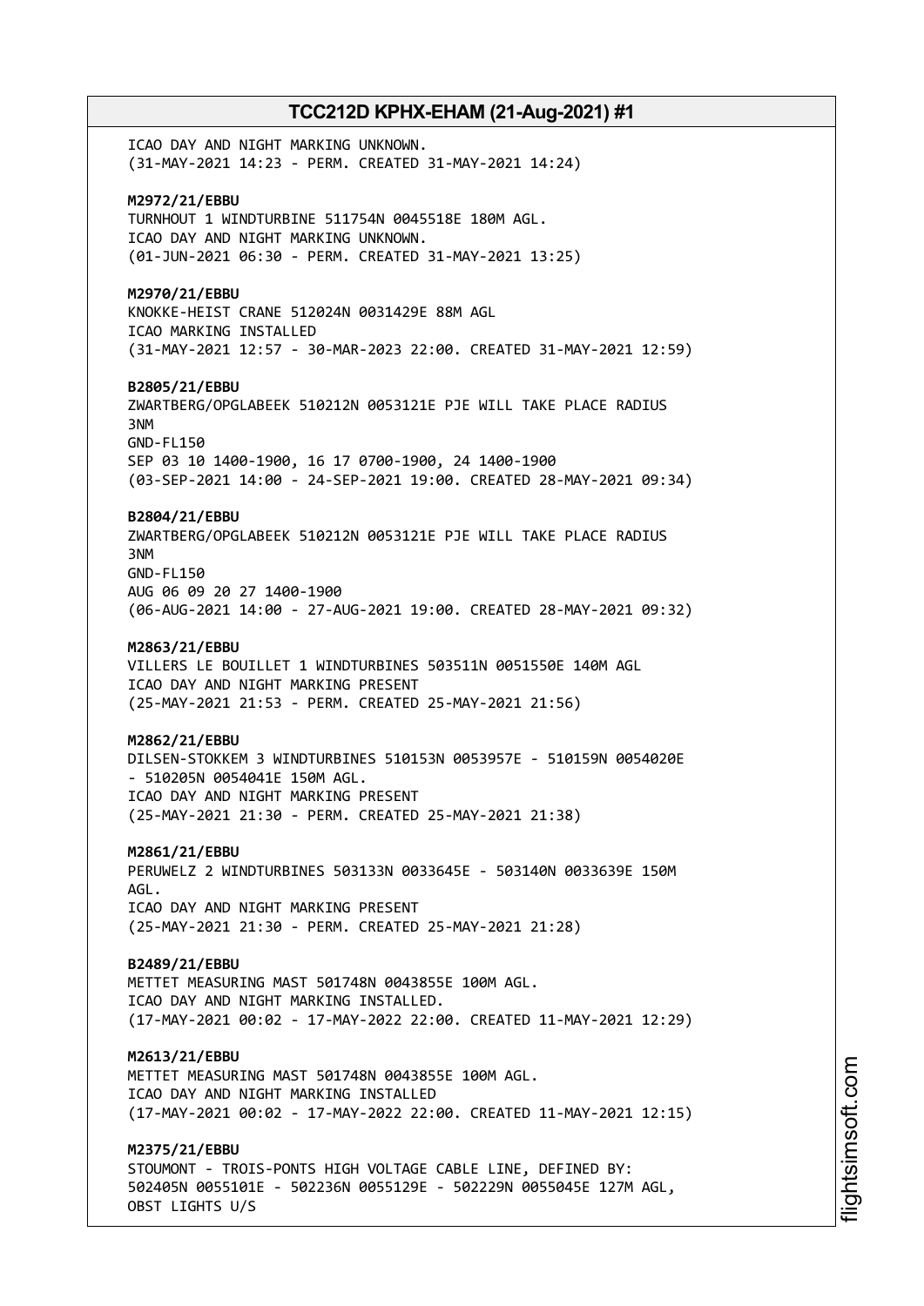ICAO DAY AND NIGHT MARKING UNKNOWN.
(31-MAY-2021 14:23 - PERM. CREATED 31-MAY-2021 14:24)

**M2972/21/EBBU**
TURNHOUT 1 WINDTURBINE 511754N 0045518E 180M AGL.
ICAO DAY AND NIGHT MARKING UNKNOWN.
(01-JUN-2021 06:30 - PERM. CREATED 31-MAY-2021 13:25)

**M2970/21/EBBU**
KNOKKE-HEIST CRANE 512024N 0031429E 88M AGL
ICAO MARKING INSTALLED
(31-MAY-2021 12:57 - 30-MAR-2023 22:00. CREATED 31-MAY-2021 12:59)

**B2805/21/EBBU**
ZWARTBERG/OPGLABEEK 510212N 0053121E PJE WILL TAKE PLACE RADIUS
3NM
GND-FL150
SEP 03 10 1400-1900, 16 17 0700-1900, 24 1400-1900
(03-SEP-2021 14:00 - 24-SEP-2021 19:00. CREATED 28-MAY-2021 09:34)

**B2804/21/EBBU**
ZWARTBERG/OPGLABEEK 510212N 0053121E PJE WILL TAKE PLACE RADIUS
3NM
GND-FL150
AUG 06 09 20 27 1400-1900
(06-AUG-2021 14:00 - 27-AUG-2021 19:00. CREATED 28-MAY-2021 09:32)

**M2863/21/EBBU**
VILLERS LE BOUILLET 1 WINDTURBINES 503511N 0051550E 140M AGL
ICAO DAY AND NIGHT MARKING PRESENT
(25-MAY-2021 21:53 - PERM. CREATED 25-MAY-2021 21:56)

**M2862/21/EBBU**
DILSEN-STOKKEM 3 WINDTURBINES 510153N 0053957E - 510159N 0054020E
- 510205N 0054041E 150M AGL.
ICAO DAY AND NIGHT MARKING PRESENT
(25-MAY-2021 21:30 - PERM. CREATED 25-MAY-2021 21:38)

**M2861/21/EBBU**
PERUWELZ 2 WINDTURBINES 503133N 0033645E - 503140N 0033639E 150M
AGL.
ICAO DAY AND NIGHT MARKING PRESENT
(25-MAY-2021 21:30 - PERM. CREATED 25-MAY-2021 21:28)

**B2489/21/EBBU**
METTET MEASURING MAST 501748N 0043855E 100M AGL.
ICAO DAY AND NIGHT MARKING INSTALLED.
(17-MAY-2021 00:02 - 17-MAY-2022 22:00. CREATED 11-MAY-2021 12:29)

**M2613/21/EBBU**
METTET MEASURING MAST 501748N 0043855E 100M AGL.
ICAO DAY AND NIGHT MARKING INSTALLED
(17-MAY-2021 00:02 - 17-MAY-2022 22:00. CREATED 11-MAY-2021 12:15)

**M2375/21/EBBU**
STOUMONT - TROIS-PONTS HIGH VOLTAGE CABLE LINE, DEFINED BY:
502405N 0055101E - 502236N 0055129E - 502229N 0055045E 127M AGL,
OBST LIGHTS U/S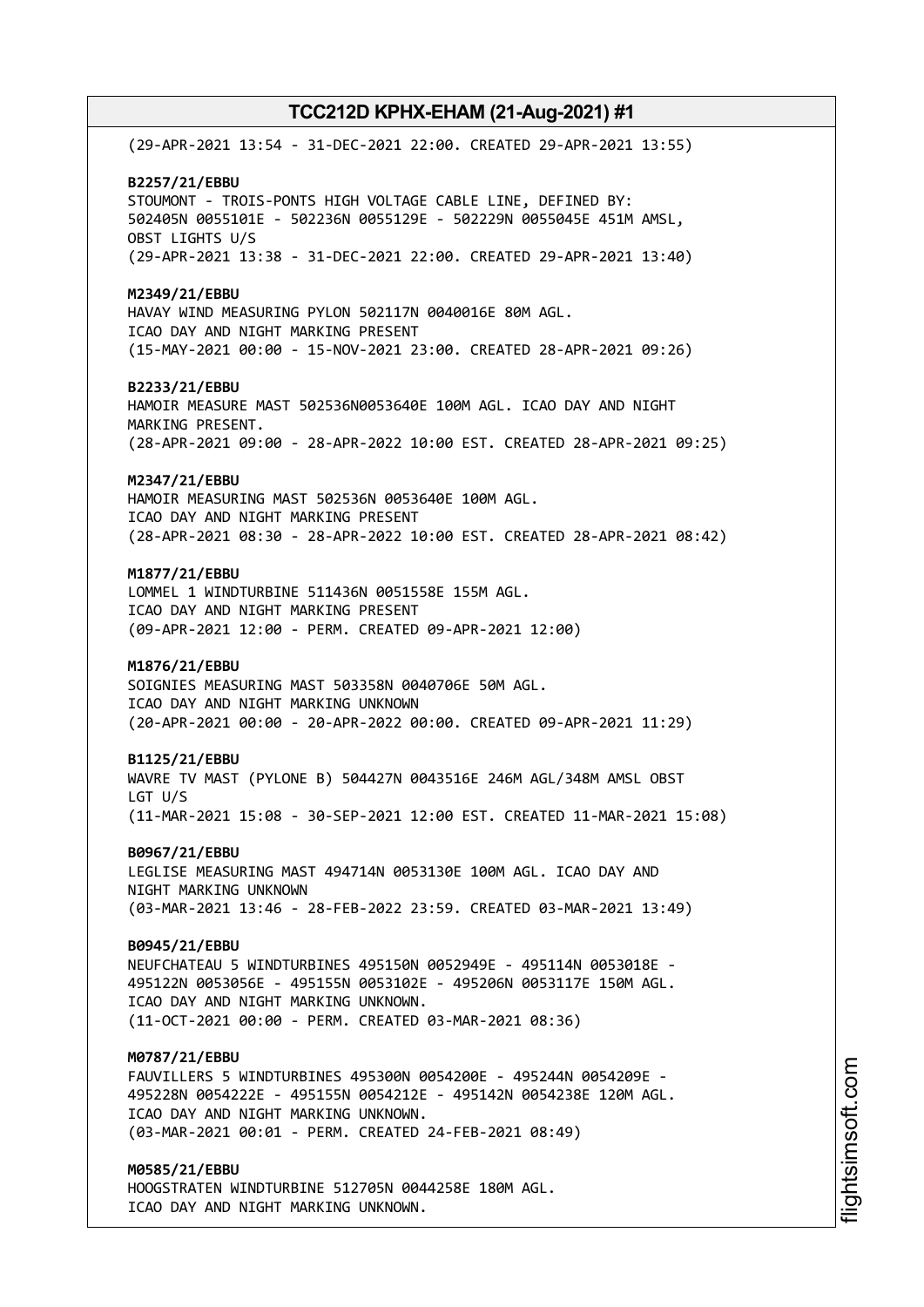(29-APR-2021 13:54 - 31-DEC-2021 22:00. CREATED 29-APR-2021 13:55)

**B2257/21/EBBU**
STOUMONT - TROIS-PONTS HIGH VOLTAGE CABLE LINE, DEFINED BY:
502405N 0055101E - 502236N 0055129E - 502229N 0055045E 451M AMSL,
OBST LIGHTS U/S
(29-APR-2021 13:38 - 31-DEC-2021 22:00. CREATED 29-APR-2021 13:40)

**M2349/21/EBBU**
HAVAY WIND MEASURING PYLON 502117N 0040016E 80M AGL.
ICAO DAY AND NIGHT MARKING PRESENT
(15-MAY-2021 00:00 - 15-NOV-2021 23:00. CREATED 28-APR-2021 09:26)

**B2233/21/EBBU**
HAMOIR MEASURE MAST 502536N0053640E 100M AGL. ICAO DAY AND NIGHT
MARKING PRESENT.
(28-APR-2021 09:00 - 28-APR-2022 10:00 EST. CREATED 28-APR-2021 09:25)

**M2347/21/EBBU**
HAMOIR MEASURING MAST 502536N 0053640E 100M AGL.
ICAO DAY AND NIGHT MARKING PRESENT
(28-APR-2021 08:30 - 28-APR-2022 10:00 EST. CREATED 28-APR-2021 08:42)

**M1877/21/EBBU**
LOMMEL 1 WINDTURBINE 511436N 0051558E 155M AGL.
ICAO DAY AND NIGHT MARKING PRESENT
(09-APR-2021 12:00 - PERM. CREATED 09-APR-2021 12:00)

**M1876/21/EBBU**
SOIGNIES MEASURING MAST 503358N 0040706E 50M AGL.
ICAO DAY AND NIGHT MARKING UNKNOWN
(20-APR-2021 00:00 - 20-APR-2022 00:00. CREATED 09-APR-2021 11:29)

**B1125/21/EBBU**
WAVRE TV MAST (PYLONE B) 504427N 0043516E 246M AGL/348M AMSL OBST
LGT U/S
(11-MAR-2021 15:08 - 30-SEP-2021 12:00 EST. CREATED 11-MAR-2021 15:08)

**B0967/21/EBBU**
LEGLISE MEASURING MAST 494714N 0053130E 100M AGL. ICAO DAY AND
NIGHT MARKING UNKNOWN
(03-MAR-2021 13:46 - 28-FEB-2022 23:59. CREATED 03-MAR-2021 13:49)

**B0945/21/EBBU**
NEUFCHATEAU 5 WINDTURBINES 495150N 0052949E - 495114N 0053018E -
495122N 0053056E - 495155N 0053102E - 495206N 0053117E 150M AGL.
ICAO DAY AND NIGHT MARKING UNKNOWN.
(11-OCT-2021 00:00 - PERM. CREATED 03-MAR-2021 08:36)

**M0787/21/EBBU**
FAUVILLERS 5 WINDTURBINES 495300N 0054200E - 495244N 0054209E -
495228N 0054222E - 495155N 0054212E - 495142N 0054238E 120M AGL.
ICAO DAY AND NIGHT MARKING UNKNOWN.
(03-MAR-2021 00:01 - PERM. CREATED 24-FEB-2021 08:49)

**M0585/21/EBBU**
HOOGSTRATEN WINDTURBINE 512705N 0044258E 180M AGL.
ICAO DAY AND NIGHT MARKING UNKNOWN.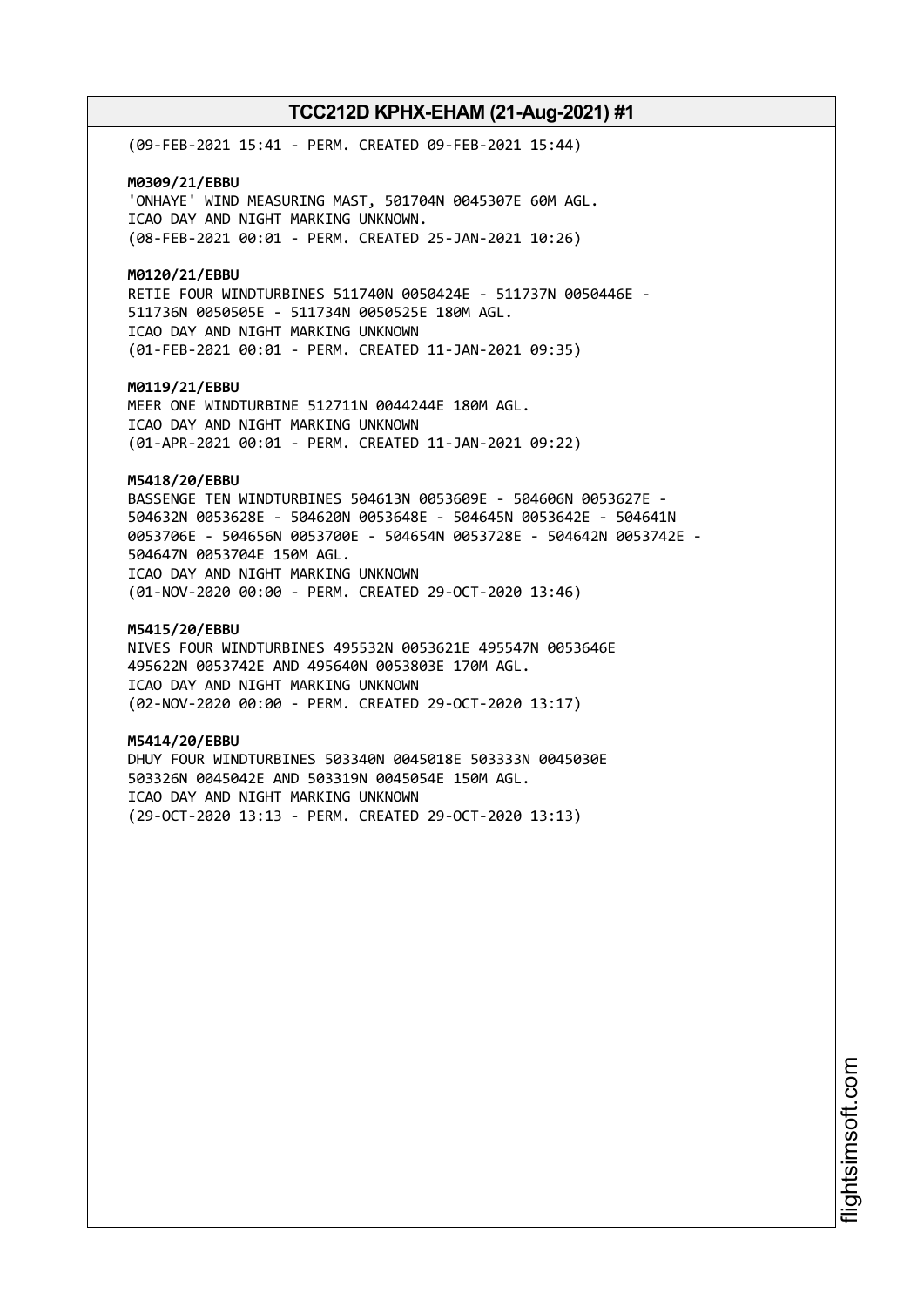(09-FEB-2021 15:41 - PERM. CREATED 09-FEB-2021 15:44)

**M0309/21/EBBU**
'ONHAYE' WIND MEASURING MAST, 501704N 0045307E 60M AGL.
ICAO DAY AND NIGHT MARKING UNKNOWN.
(08-FEB-2021 00:01 - PERM. CREATED 25-JAN-2021 10:26)

**M0120/21/EBBU**
RETIE FOUR WINDTURBINES 511740N 0050424E - 511737N 0050446E -
511736N 0050505E - 511734N 0050525E 180M AGL.
ICAO DAY AND NIGHT MARKING UNKNOWN
(01-FEB-2021 00:01 - PERM. CREATED 11-JAN-2021 09:35)

**M0119/21/EBBU**
MEER ONE WINDTURBINE 512711N 0044244E 180M AGL.
ICAO DAY AND NIGHT MARKING UNKNOWN
(01-APR-2021 00:01 - PERM. CREATED 11-JAN-2021 09:22)

**M5418/20/EBBU**
BASSENGE TEN WINDTURBINES 504613N 0053609E - 504606N 0053627E -
504632N 0053628E - 504620N 0053648E - 504645N 0053642E - 504641N
0053706E - 504656N 0053700E - 504654N 0053728E - 504642N 0053742E -
504647N 0053704E 150M AGL.
ICAO DAY AND NIGHT MARKING UNKNOWN
(01-NOV-2020 00:00 - PERM. CREATED 29-OCT-2020 13:46)

**M5415/20/EBBU**
NIVES FOUR WINDTURBINES 495532N 0053621E 495547N 0053646E
495622N 0053742E AND 495640N 0053803E 170M AGL.
ICAO DAY AND NIGHT MARKING UNKNOWN
(02-NOV-2020 00:00 - PERM. CREATED 29-OCT-2020 13:17)

**M5414/20/EBBU**
DHUY FOUR WINDTURBINES 503340N 0045018E 503333N 0045030E
503326N 0045042E AND 503319N 0045054E 150M AGL.
ICAO DAY AND NIGHT MARKING UNKNOWN
(29-OCT-2020 13:13 - PERM. CREATED 29-OCT-2020 13:13)